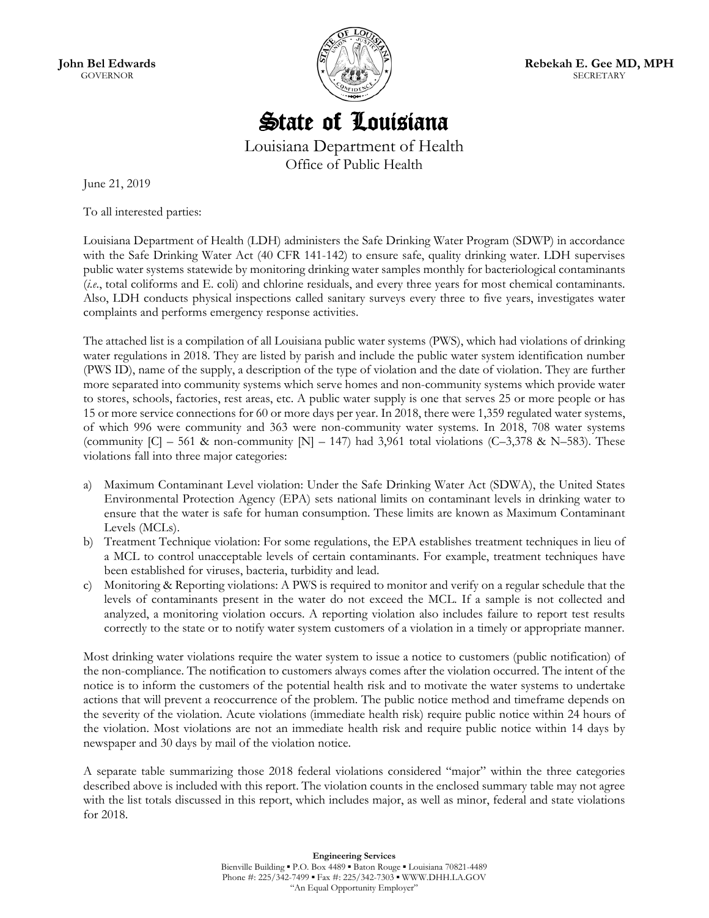**John Bel Edwards**
GOVERNOR

**Rebekah E. Gee MD, MPH**
SECRETARY

# State of Louisiana

Louisiana Department of Health
Office of Public Health

June 21, 2019

To all interested parties:

Louisiana Department of Health (LDH) administers the Safe Drinking Water Program (SDWP) in accordance with the Safe Drinking Water Act (40 CFR 141-142) to ensure safe, quality drinking water. LDH supervises public water systems statewide by monitoring drinking water samples monthly for bacteriological contaminants (*i.e.*, total coliforms and E. coli) and chlorine residuals, and every three years for most chemical contaminants. Also, LDH conducts physical inspections called sanitary surveys every three to five years, investigates water complaints and performs emergency response activities.

The attached list is a compilation of all Louisiana public water systems (PWS), which had violations of drinking water regulations in 2018. They are listed by parish and include the public water system identification number (PWS ID), name of the supply, a description of the type of violation and the date of violation. They are further more separated into community systems which serve homes and non-community systems which provide water to stores, schools, factories, rest areas, etc. A public water supply is one that serves 25 or more people or has 15 or more service connections for 60 or more days per year. In 2018, there were 1,359 regulated water systems, of which 996 were community and 363 were non-community water systems. In 2018, 708 water systems (community [C] – 561 & non-community [N] – 147) had 3,961 total violations (C–3,378 & N–583). These violations fall into three major categories:

a) Maximum Contaminant Level violation: Under the Safe Drinking Water Act (SDWA), the United States Environmental Protection Agency (EPA) sets national limits on contaminant levels in drinking water to ensure that the water is safe for human consumption. These limits are known as Maximum Contaminant Levels (MCLs).
b) Treatment Technique violation: For some regulations, the EPA establishes treatment techniques in lieu of a MCL to control unacceptable levels of certain contaminants. For example, treatment techniques have been established for viruses, bacteria, turbidity and lead.
c) Monitoring & Reporting violations: A PWS is required to monitor and verify on a regular schedule that the levels of contaminants present in the water do not exceed the MCL. If a sample is not collected and analyzed, a monitoring violation occurs. A reporting violation also includes failure to report test results correctly to the state or to notify water system customers of a violation in a timely or appropriate manner.

Most drinking water violations require the water system to issue a notice to customers (public notification) of the non-compliance. The notification to customers always comes after the violation occurred. The intent of the notice is to inform the customers of the potential health risk and to motivate the water systems to undertake actions that will prevent a reoccurrence of the problem. The public notice method and timeframe depends on the severity of the violation. Acute violations (immediate health risk) require public notice within 24 hours of the violation. Most violations are not an immediate health risk and require public notice within 14 days by newspaper and 30 days by mail of the violation notice.

A separate table summarizing those 2018 federal violations considered "major" within the three categories described above is included with this report. The violation counts in the enclosed summary table may not agree with the list totals discussed in this report, which includes major, as well as minor, federal and state violations for 2018.

**Engineering Services**
Bienville Building ▪ P.O. Box 4489 ▪ Baton Rouge ▪ Louisiana 70821-4489
Phone #: 225/342-7499 ▪ Fax #: 225/342-7303 ▪ WWW.DHH.LA.GOV
"An Equal Opportunity Employer"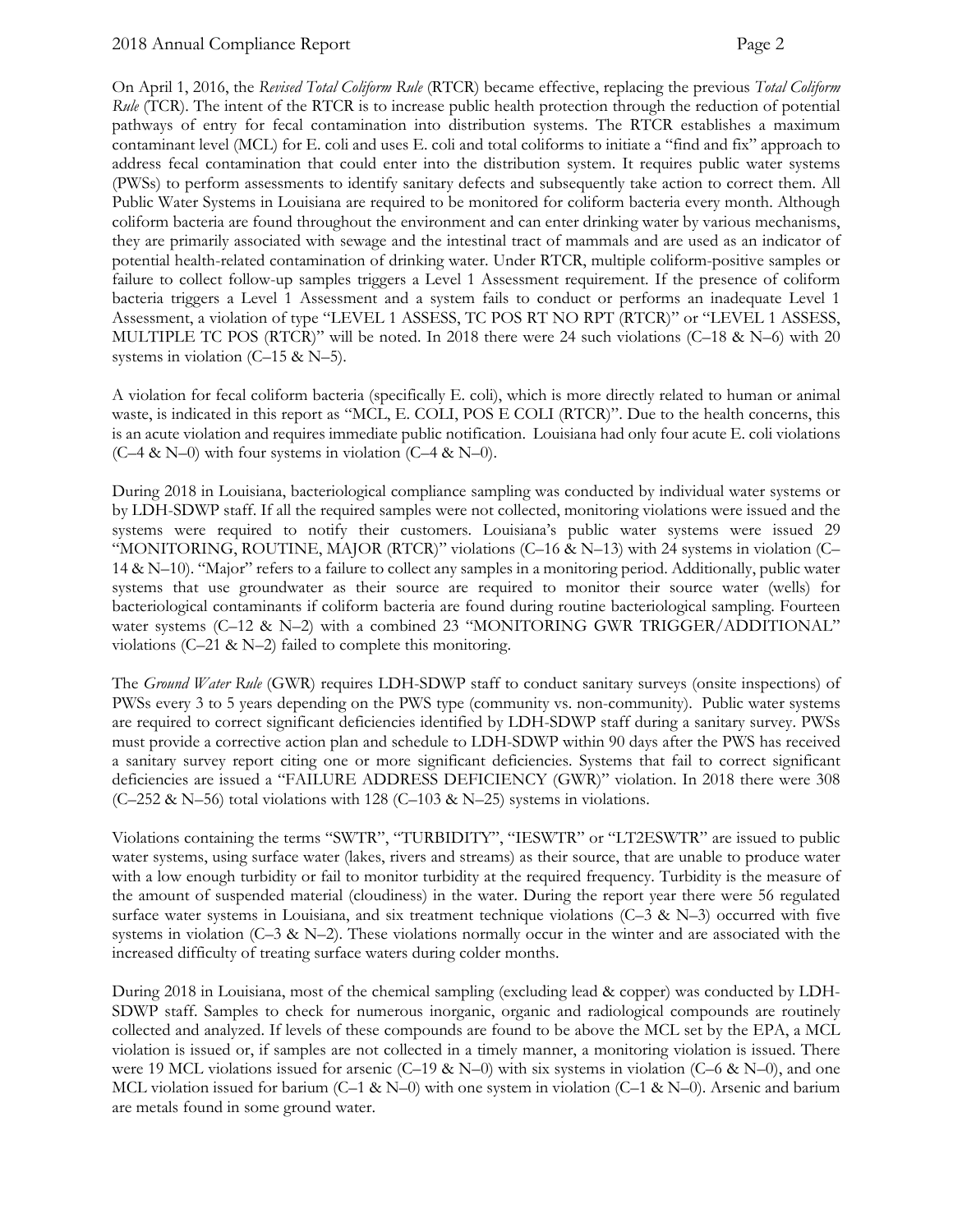On April 1, 2016, the *Revised Total Coliform Rule* (RTCR) became effective, replacing the previous *Total Coliform Rule* (TCR). The intent of the RTCR is to increase public health protection through the reduction of potential pathways of entry for fecal contamination into distribution systems. The RTCR establishes a maximum contaminant level (MCL) for E. coli and uses E. coli and total coliforms to initiate a "find and fix" approach to address fecal contamination that could enter into the distribution system. It requires public water systems (PWSs) to perform assessments to identify sanitary defects and subsequently take action to correct them. All Public Water Systems in Louisiana are required to be monitored for coliform bacteria every month. Although coliform bacteria are found throughout the environment and can enter drinking water by various mechanisms, they are primarily associated with sewage and the intestinal tract of mammals and are used as an indicator of potential health-related contamination of drinking water. Under RTCR, multiple coliform-positive samples or failure to collect follow-up samples triggers a Level 1 Assessment requirement. If the presence of coliform bacteria triggers a Level 1 Assessment and a system fails to conduct or performs an inadequate Level 1 Assessment, a violation of type "LEVEL 1 ASSESS, TC POS RT NO RPT (RTCR)" or "LEVEL 1 ASSESS, MULTIPLE TC POS (RTCR)" will be noted. In 2018 there were 24 such violations (C–18 & N–6) with 20 systems in violation (C–15 & N–5).

A violation for fecal coliform bacteria (specifically E. coli), which is more directly related to human or animal waste, is indicated in this report as "MCL, E. COLI, POS E COLI (RTCR)". Due to the health concerns, this is an acute violation and requires immediate public notification. Louisiana had only four acute E. coli violations (C–4 & N–0) with four systems in violation (C–4 & N–0).

During 2018 in Louisiana, bacteriological compliance sampling was conducted by individual water systems or by LDH-SDWP staff. If all the required samples were not collected, monitoring violations were issued and the systems were required to notify their customers. Louisiana's public water systems were issued 29 "MONITORING, ROUTINE, MAJOR (RTCR)" violations (C–16 & N–13) with 24 systems in violation (C–14 & N–10). "Major" refers to a failure to collect any samples in a monitoring period. Additionally, public water systems that use groundwater as their source are required to monitor their source water (wells) for bacteriological contaminants if coliform bacteria are found during routine bacteriological sampling. Fourteen water systems (C–12 & N–2) with a combined 23 "MONITORING GWR TRIGGER/ADDITIONAL" violations (C–21 & N–2) failed to complete this monitoring.

The *Ground Water Rule* (GWR) requires LDH-SDWP staff to conduct sanitary surveys (onsite inspections) of PWSs every 3 to 5 years depending on the PWS type (community vs. non-community). Public water systems are required to correct significant deficiencies identified by LDH-SDWP staff during a sanitary survey. PWSs must provide a corrective action plan and schedule to LDH-SDWP within 90 days after the PWS has received a sanitary survey report citing one or more significant deficiencies. Systems that fail to correct significant deficiencies are issued a "FAILURE ADDRESS DEFICIENCY (GWR)" violation. In 2018 there were 308 (C–252 & N–56) total violations with 128 (C–103 & N–25) systems in violations.

Violations containing the terms "SWTR", "TURBIDITY", "IESWTR" or "LT2ESWTR" are issued to public water systems, using surface water (lakes, rivers and streams) as their source, that are unable to produce water with a low enough turbidity or fail to monitor turbidity at the required frequency. Turbidity is the measure of the amount of suspended material (cloudiness) in the water. During the report year there were 56 regulated surface water systems in Louisiana, and six treatment technique violations (C–3 & N–3) occurred with five systems in violation (C–3 & N–2). These violations normally occur in the winter and are associated with the increased difficulty of treating surface waters during colder months.

During 2018 in Louisiana, most of the chemical sampling (excluding lead & copper) was conducted by LDH-SDWP staff. Samples to check for numerous inorganic, organic and radiological compounds are routinely collected and analyzed. If levels of these compounds are found to be above the MCL set by the EPA, a MCL violation is issued or, if samples are not collected in a timely manner, a monitoring violation is issued. There were 19 MCL violations issued for arsenic (C–19 & N–0) with six systems in violation (C–6 & N–0), and one MCL violation issued for barium (C–1 & N–0) with one system in violation (C–1 & N–0). Arsenic and barium are metals found in some ground water.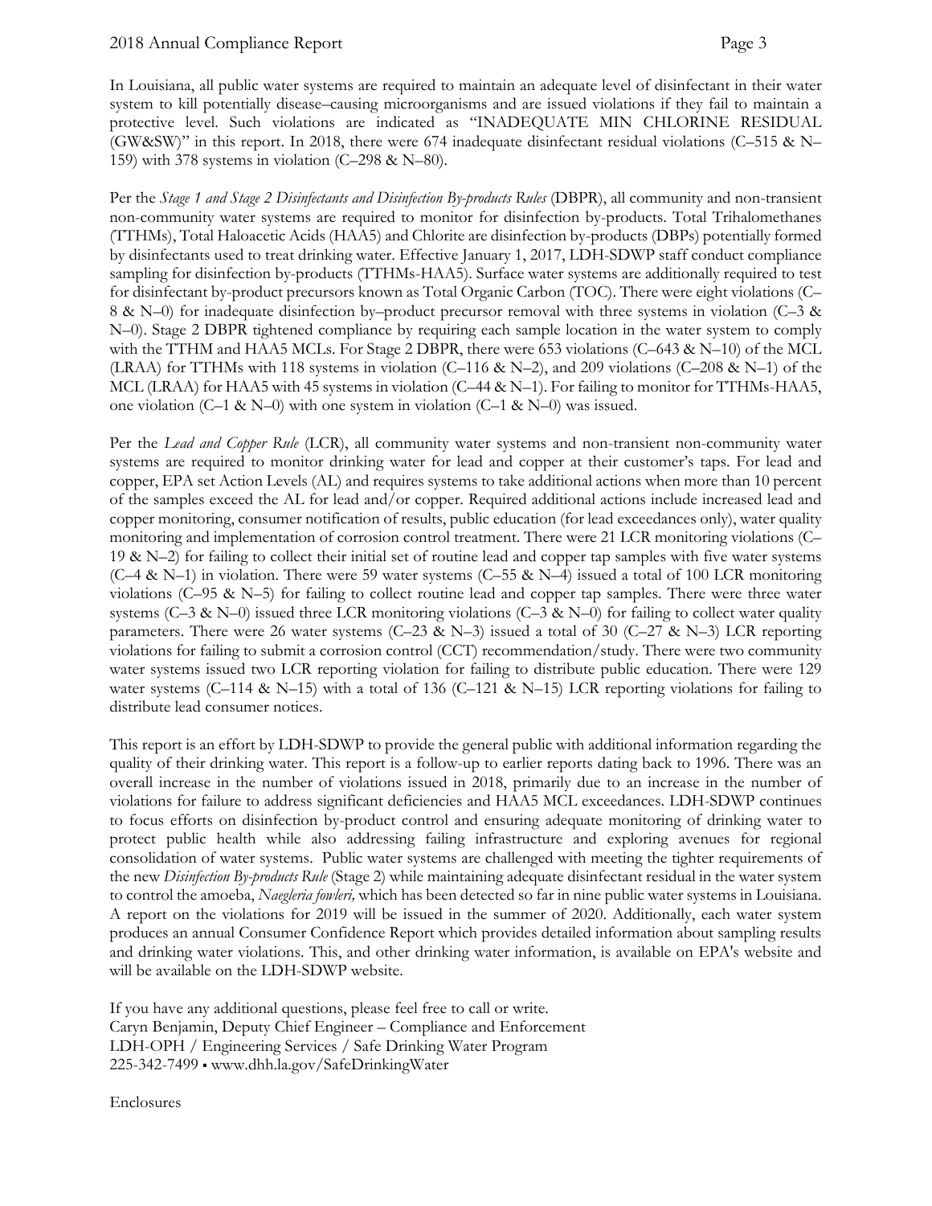In Louisiana, all public water systems are required to maintain an adequate level of disinfectant in their water system to kill potentially disease–causing microorganisms and are issued violations if they fail to maintain a protective level. Such violations are indicated as "INADEQUATE MIN CHLORINE RESIDUAL (GW&SW)" in this report. In 2018, there were 674 inadequate disinfectant residual violations (C–515 & N–159) with 378 systems in violation (C–298 & N–80).

Per the *Stage 1 and Stage 2 Disinfectants and Disinfection By-products Rules* (DBPR), all community and non-transient non-community water systems are required to monitor for disinfection by-products. Total Trihalomethanes (TTHMs), Total Haloacetic Acids (HAA5) and Chlorite are disinfection by-products (DBPs) potentially formed by disinfectants used to treat drinking water. Effective January 1, 2017, LDH-SDWP staff conduct compliance sampling for disinfection by-products (TTHMs-HAA5). Surface water systems are additionally required to test for disinfectant by-product precursors known as Total Organic Carbon (TOC). There were eight violations (C–8 & N–0) for inadequate disinfection by–product precursor removal with three systems in violation (C–3 & N–0). Stage 2 DBPR tightened compliance by requiring each sample location in the water system to comply with the TTHM and HAA5 MCLs. For Stage 2 DBPR, there were 653 violations (C–643 & N–10) of the MCL (LRAA) for TTHMs with 118 systems in violation (C–116 & N–2), and 209 violations (C–208 & N–1) of the MCL (LRAA) for HAA5 with 45 systems in violation (C–44 & N–1). For failing to monitor for TTHMs-HAA5, one violation (C–1 & N–0) with one system in violation (C–1 & N–0) was issued.

Per the *Lead and Copper Rule* (LCR), all community water systems and non-transient non-community water systems are required to monitor drinking water for lead and copper at their customer's taps. For lead and copper, EPA set Action Levels (AL) and requires systems to take additional actions when more than 10 percent of the samples exceed the AL for lead and/or copper. Required additional actions include increased lead and copper monitoring, consumer notification of results, public education (for lead exceedances only), water quality monitoring and implementation of corrosion control treatment. There were 21 LCR monitoring violations (C–19 & N–2) for failing to collect their initial set of routine lead and copper tap samples with five water systems (C–4 & N–1) in violation. There were 59 water systems (C–55 & N–4) issued a total of 100 LCR monitoring violations (C–95 & N–5) for failing to collect routine lead and copper tap samples. There were three water systems (C–3 & N–0) issued three LCR monitoring violations (C–3 & N–0) for failing to collect water quality parameters. There were 26 water systems (C–23 & N–3) issued a total of 30 (C–27 & N–3) LCR reporting violations for failing to submit a corrosion control (CCT) recommendation/study. There were two community water systems issued two LCR reporting violation for failing to distribute public education. There were 129 water systems (C–114 & N–15) with a total of 136 (C–121 & N–15) LCR reporting violations for failing to distribute lead consumer notices.

This report is an effort by LDH-SDWP to provide the general public with additional information regarding the quality of their drinking water. This report is a follow-up to earlier reports dating back to 1996. There was an overall increase in the number of violations issued in 2018, primarily due to an increase in the number of violations for failure to address significant deficiencies and HAA5 MCL exceedances. LDH-SDWP continues to focus efforts on disinfection by-product control and ensuring adequate monitoring of drinking water to protect public health while also addressing failing infrastructure and exploring avenues for regional consolidation of water systems. Public water systems are challenged with meeting the tighter requirements of the new *Disinfection By-products Rule* (Stage 2) while maintaining adequate disinfectant residual in the water system to control the amoeba, *Naegleria fowleri,* which has been detected so far in nine public water systems in Louisiana. A report on the violations for 2019 will be issued in the summer of 2020. Additionally, each water system produces an annual Consumer Confidence Report which provides detailed information about sampling results and drinking water violations. This, and other drinking water information, is available on EPA's website and will be available on the LDH-SDWP website.

If you have any additional questions, please feel free to call or write.
Caryn Benjamin, Deputy Chief Engineer – Compliance and Enforcement
LDH-OPH / Engineering Services / Safe Drinking Water Program
225-342-7499 ▪ www.dhh.la.gov/SafeDrinkingWater

Enclosures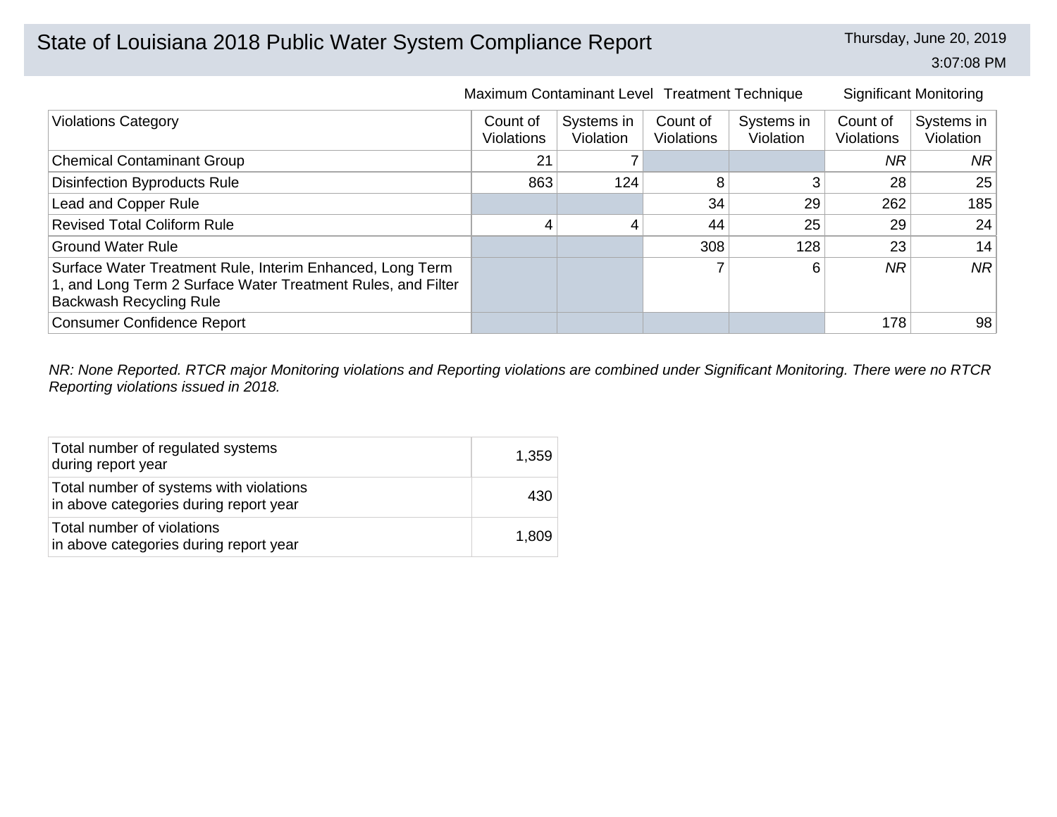# State of Louisiana 2018 Public Water System Compliance Report

Thursday, June 20, 2019
3:07:08 PM

| Violations Category | Maximum Contaminant Level | | Treatment Technique | | Significant Monitoring | |
|---|---|---|---|---|---|---|
| | Count of Violations | Systems in Violation | Count of Violations | Systems in Violation | Count of Violations | Systems in Violation |
| Chemical Contaminant Group | 21 | 7 | | | *NR* | *NR* |
| Disinfection Byproducts Rule | 863 | 124 | 8 | 3 | 28 | 25 |
| Lead and Copper Rule | | | 34 | 29 | 262 | 185 |
| Revised Total Coliform Rule | 4 | 4 | 44 | 25 | 29 | 24 |
| Ground Water Rule | | | 308 | 128 | 23 | 14 |
| Surface Water Treatment Rule, Interim Enhanced, Long Term 1, and Long Term 2 Surface Water Treatment Rules, and Filter Backwash Recycling Rule | | | 7 | 6 | *NR* | *NR* |
| Consumer Confidence Report | | | | | 178 | 98 |

*NR: None Reported. RTCR major Monitoring violations and Reporting violations are combined under Significant Monitoring. There were no RTCR Reporting violations issued in 2018.*

| | |
|---|---|
| Total number of regulated systems during report year | 1,359 |
| Total number of systems with violations in above categories during report year | 430 |
| Total number of violations in above categories during report year | 1,809 |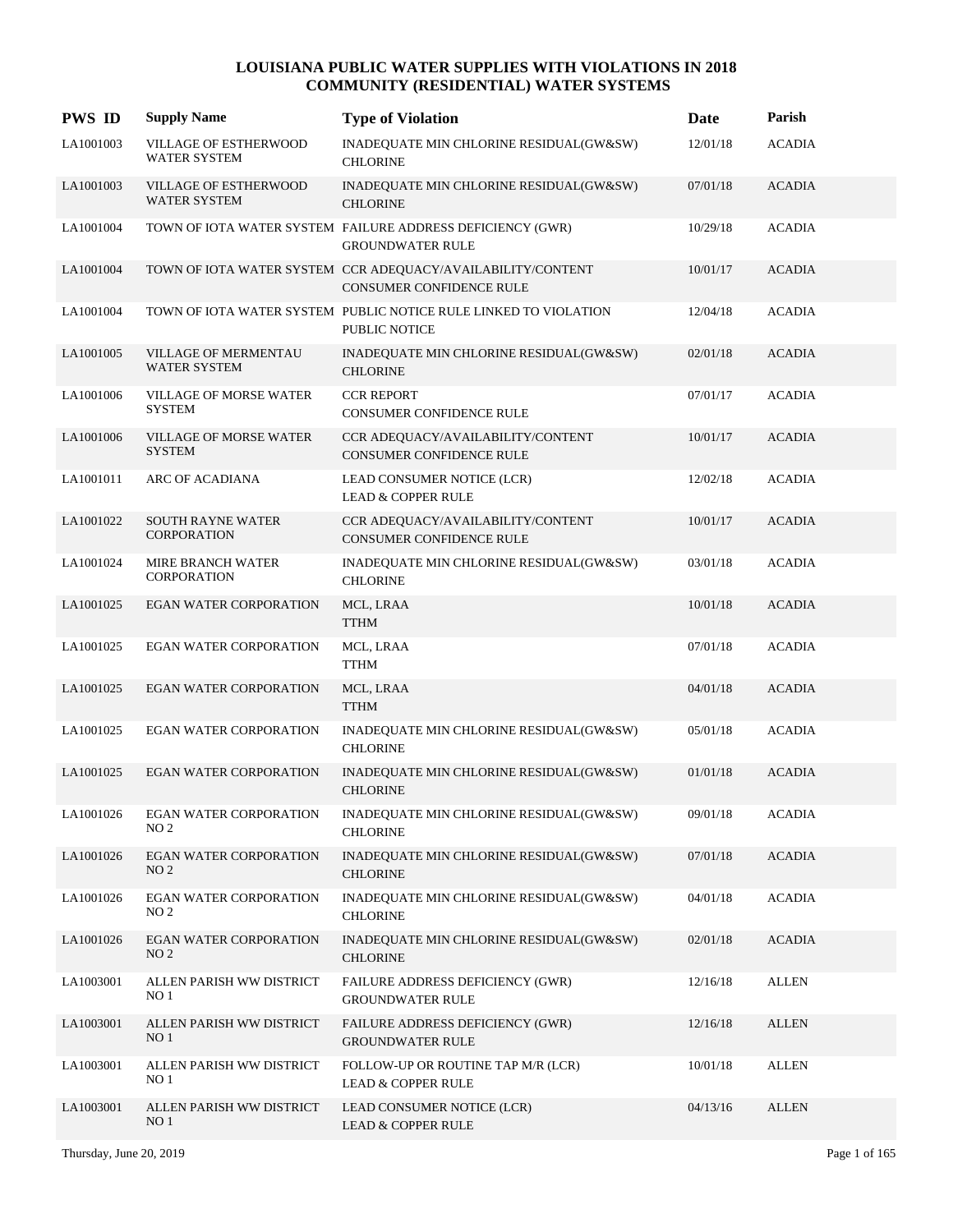# LOUISIANA PUBLIC WATER SUPPLIES WITH VIOLATIONS IN 2018
## COMMUNITY (RESIDENTIAL) WATER SYSTEMS

| PWS ID | Supply Name | Type of Violation | Date | Parish |
|---|---|---|---|---|
| LA1001003 | VILLAGE OF ESTHERWOOD WATER SYSTEM | INADEQUATE MIN CHLORINE RESIDUAL(GW&SW) CHLORINE | 12/01/18 | ACADIA |
| LA1001003 | VILLAGE OF ESTHERWOOD WATER SYSTEM | INADEQUATE MIN CHLORINE RESIDUAL(GW&SW) CHLORINE | 07/01/18 | ACADIA |
| LA1001004 | TOWN OF IOTA WATER SYSTEM | FAILURE ADDRESS DEFICIENCY (GWR) GROUNDWATER RULE | 10/29/18 | ACADIA |
| LA1001004 | TOWN OF IOTA WATER SYSTEM | CCR ADEQUACY/AVAILABILITY/CONTENT CONSUMER CONFIDENCE RULE | 10/01/17 | ACADIA |
| LA1001004 | TOWN OF IOTA WATER SYSTEM | PUBLIC NOTICE RULE LINKED TO VIOLATION PUBLIC NOTICE | 12/04/18 | ACADIA |
| LA1001005 | VILLAGE OF MERMENTAU WATER SYSTEM | INADEQUATE MIN CHLORINE RESIDUAL(GW&SW) CHLORINE | 02/01/18 | ACADIA |
| LA1001006 | VILLAGE OF MORSE WATER SYSTEM | CCR REPORT CONSUMER CONFIDENCE RULE | 07/01/17 | ACADIA |
| LA1001006 | VILLAGE OF MORSE WATER SYSTEM | CCR ADEQUACY/AVAILABILITY/CONTENT CONSUMER CONFIDENCE RULE | 10/01/17 | ACADIA |
| LA1001011 | ARC OF ACADIANA | LEAD CONSUMER NOTICE (LCR) LEAD & COPPER RULE | 12/02/18 | ACADIA |
| LA1001022 | SOUTH RAYNE WATER CORPORATION | CCR ADEQUACY/AVAILABILITY/CONTENT CONSUMER CONFIDENCE RULE | 10/01/17 | ACADIA |
| LA1001024 | MIRE BRANCH WATER CORPORATION | INADEQUATE MIN CHLORINE RESIDUAL(GW&SW) CHLORINE | 03/01/18 | ACADIA |
| LA1001025 | EGAN WATER CORPORATION | MCL, LRAA TTHM | 10/01/18 | ACADIA |
| LA1001025 | EGAN WATER CORPORATION | MCL, LRAA TTHM | 07/01/18 | ACADIA |
| LA1001025 | EGAN WATER CORPORATION | MCL, LRAA TTHM | 04/01/18 | ACADIA |
| LA1001025 | EGAN WATER CORPORATION | INADEQUATE MIN CHLORINE RESIDUAL(GW&SW) CHLORINE | 05/01/18 | ACADIA |
| LA1001025 | EGAN WATER CORPORATION | INADEQUATE MIN CHLORINE RESIDUAL(GW&SW) CHLORINE | 01/01/18 | ACADIA |
| LA1001026 | EGAN WATER CORPORATION NO 2 | INADEQUATE MIN CHLORINE RESIDUAL(GW&SW) CHLORINE | 09/01/18 | ACADIA |
| LA1001026 | EGAN WATER CORPORATION NO 2 | INADEQUATE MIN CHLORINE RESIDUAL(GW&SW) CHLORINE | 07/01/18 | ACADIA |
| LA1001026 | EGAN WATER CORPORATION NO 2 | INADEQUATE MIN CHLORINE RESIDUAL(GW&SW) CHLORINE | 04/01/18 | ACADIA |
| LA1001026 | EGAN WATER CORPORATION NO 2 | INADEQUATE MIN CHLORINE RESIDUAL(GW&SW) CHLORINE | 02/01/18 | ACADIA |
| LA1003001 | ALLEN PARISH WW DISTRICT NO 1 | FAILURE ADDRESS DEFICIENCY (GWR) GROUNDWATER RULE | 12/16/18 | ALLEN |
| LA1003001 | ALLEN PARISH WW DISTRICT NO 1 | FAILURE ADDRESS DEFICIENCY (GWR) GROUNDWATER RULE | 12/16/18 | ALLEN |
| LA1003001 | ALLEN PARISH WW DISTRICT NO 1 | FOLLOW-UP OR ROUTINE TAP M/R (LCR) LEAD & COPPER RULE | 10/01/18 | ALLEN |
| LA1003001 | ALLEN PARISH WW DISTRICT NO 1 | LEAD CONSUMER NOTICE (LCR) LEAD & COPPER RULE | 04/13/16 | ALLEN |

Thursday, June 20, 2019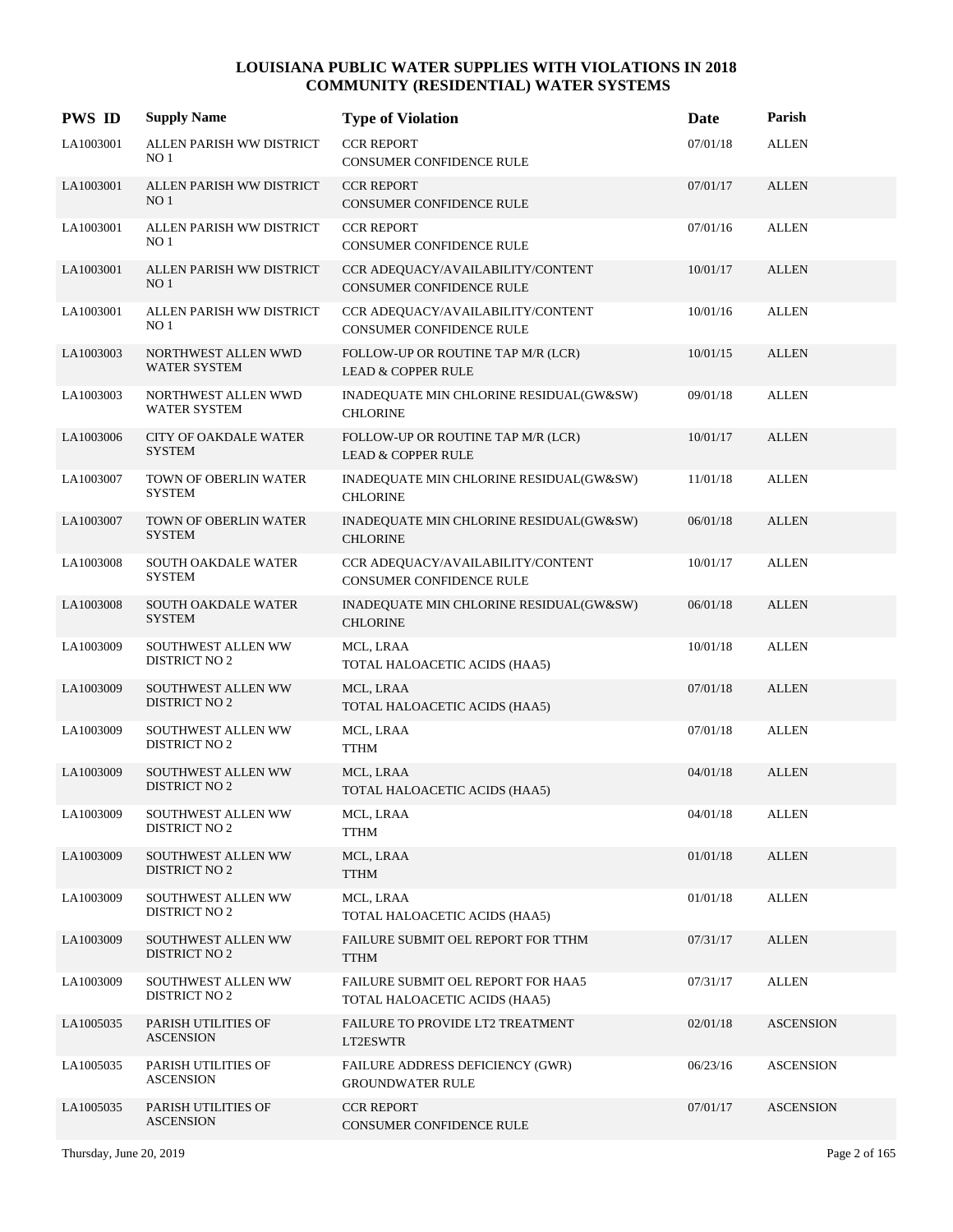# LOUISIANA PUBLIC WATER SUPPLIES WITH VIOLATIONS IN 2018
# COMMUNITY (RESIDENTIAL) WATER SYSTEMS

| PWS ID | Supply Name | Type of Violation | Date | Parish |
|---|---|---|---|---|
| LA1003001 | ALLEN PARISH WW DISTRICT NO 1 | CCR REPORT<br>CONSUMER CONFIDENCE RULE | 07/01/18 | ALLEN |
| LA1003001 | ALLEN PARISH WW DISTRICT NO 1 | CCR REPORT<br>CONSUMER CONFIDENCE RULE | 07/01/17 | ALLEN |
| LA1003001 | ALLEN PARISH WW DISTRICT NO 1 | CCR REPORT<br>CONSUMER CONFIDENCE RULE | 07/01/16 | ALLEN |
| LA1003001 | ALLEN PARISH WW DISTRICT NO 1 | CCR ADEQUACY/AVAILABILITY/CONTENT<br>CONSUMER CONFIDENCE RULE | 10/01/17 | ALLEN |
| LA1003001 | ALLEN PARISH WW DISTRICT NO 1 | CCR ADEQUACY/AVAILABILITY/CONTENT<br>CONSUMER CONFIDENCE RULE | 10/01/16 | ALLEN |
| LA1003003 | NORTHWEST ALLEN WWD WATER SYSTEM | FOLLOW-UP OR ROUTINE TAP M/R (LCR)<br>LEAD & COPPER RULE | 10/01/15 | ALLEN |
| LA1003003 | NORTHWEST ALLEN WWD WATER SYSTEM | INADEQUATE MIN CHLORINE RESIDUAL(GW&SW)<br>CHLORINE | 09/01/18 | ALLEN |
| LA1003006 | CITY OF OAKDALE WATER SYSTEM | FOLLOW-UP OR ROUTINE TAP M/R (LCR)<br>LEAD & COPPER RULE | 10/01/17 | ALLEN |
| LA1003007 | TOWN OF OBERLIN WATER SYSTEM | INADEQUATE MIN CHLORINE RESIDUAL(GW&SW)<br>CHLORINE | 11/01/18 | ALLEN |
| LA1003007 | TOWN OF OBERLIN WATER SYSTEM | INADEQUATE MIN CHLORINE RESIDUAL(GW&SW)<br>CHLORINE | 06/01/18 | ALLEN |
| LA1003008 | SOUTH OAKDALE WATER SYSTEM | CCR ADEQUACY/AVAILABILITY/CONTENT<br>CONSUMER CONFIDENCE RULE | 10/01/17 | ALLEN |
| LA1003008 | SOUTH OAKDALE WATER SYSTEM | INADEQUATE MIN CHLORINE RESIDUAL(GW&SW)<br>CHLORINE | 06/01/18 | ALLEN |
| LA1003009 | SOUTHWEST ALLEN WW DISTRICT NO 2 | MCL, LRAA<br>TOTAL HALOACETIC ACIDS (HAA5) | 10/01/18 | ALLEN |
| LA1003009 | SOUTHWEST ALLEN WW DISTRICT NO 2 | MCL, LRAA<br>TOTAL HALOACETIC ACIDS (HAA5) | 07/01/18 | ALLEN |
| LA1003009 | SOUTHWEST ALLEN WW DISTRICT NO 2 | MCL, LRAA<br>TTHM | 07/01/18 | ALLEN |
| LA1003009 | SOUTHWEST ALLEN WW DISTRICT NO 2 | MCL, LRAA<br>TOTAL HALOACETIC ACIDS (HAA5) | 04/01/18 | ALLEN |
| LA1003009 | SOUTHWEST ALLEN WW DISTRICT NO 2 | MCL, LRAA<br>TTHM | 04/01/18 | ALLEN |
| LA1003009 | SOUTHWEST ALLEN WW DISTRICT NO 2 | MCL, LRAA<br>TTHM | 01/01/18 | ALLEN |
| LA1003009 | SOUTHWEST ALLEN WW DISTRICT NO 2 | MCL, LRAA<br>TOTAL HALOACETIC ACIDS (HAA5) | 01/01/18 | ALLEN |
| LA1003009 | SOUTHWEST ALLEN WW DISTRICT NO 2 | FAILURE SUBMIT OEL REPORT FOR TTHM<br>TTHM | 07/31/17 | ALLEN |
| LA1003009 | SOUTHWEST ALLEN WW DISTRICT NO 2 | FAILURE SUBMIT OEL REPORT FOR HAA5<br>TOTAL HALOACETIC ACIDS (HAA5) | 07/31/17 | ALLEN |
| LA1005035 | PARISH UTILITIES OF ASCENSION | FAILURE TO PROVIDE LT2 TREATMENT<br>LT2ESWTR | 02/01/18 | ASCENSION |
| LA1005035 | PARISH UTILITIES OF ASCENSION | FAILURE ADDRESS DEFICIENCY (GWR)<br>GROUNDWATER RULE | 06/23/16 | ASCENSION |
| LA1005035 | PARISH UTILITIES OF ASCENSION | CCR REPORT<br>CONSUMER CONFIDENCE RULE | 07/01/17 | ASCENSION |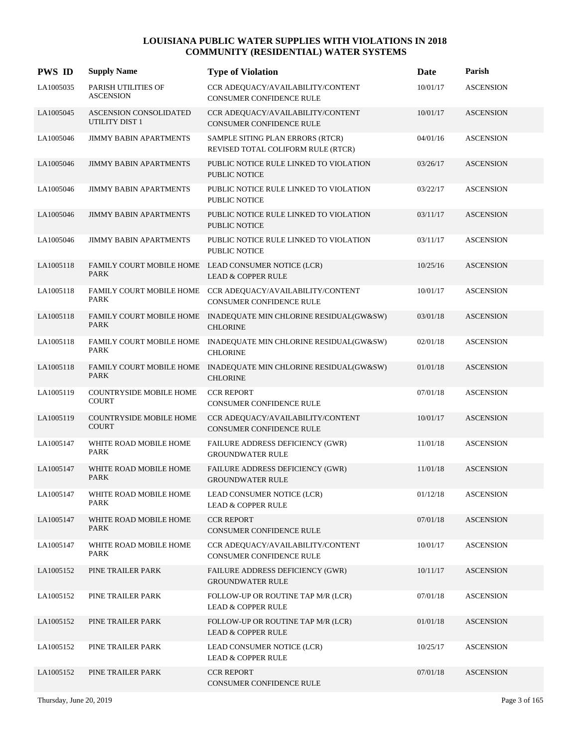# LOUISIANA PUBLIC WATER SUPPLIES WITH VIOLATIONS IN 2018
## COMMUNITY (RESIDENTIAL) WATER SYSTEMS

| PWS ID | Supply Name | Type of Violation | Date | Parish |
|---|---|---|---|---|
| LA1005035 | PARISH UTILITIES OF ASCENSION | CCR ADEQUACY/AVAILABILITY/CONTENT CONSUMER CONFIDENCE RULE | 10/01/17 | ASCENSION |
| LA1005045 | ASCENSION CONSOLIDATED UTILITY DIST 1 | CCR ADEQUACY/AVAILABILITY/CONTENT CONSUMER CONFIDENCE RULE | 10/01/17 | ASCENSION |
| LA1005046 | JIMMY BABIN APARTMENTS | SAMPLE SITING PLAN ERRORS (RTCR) REVISED TOTAL COLIFORM RULE (RTCR) | 04/01/16 | ASCENSION |
| LA1005046 | JIMMY BABIN APARTMENTS | PUBLIC NOTICE RULE LINKED TO VIOLATION PUBLIC NOTICE | 03/26/17 | ASCENSION |
| LA1005046 | JIMMY BABIN APARTMENTS | PUBLIC NOTICE RULE LINKED TO VIOLATION PUBLIC NOTICE | 03/22/17 | ASCENSION |
| LA1005046 | JIMMY BABIN APARTMENTS | PUBLIC NOTICE RULE LINKED TO VIOLATION PUBLIC NOTICE | 03/11/17 | ASCENSION |
| LA1005046 | JIMMY BABIN APARTMENTS | PUBLIC NOTICE RULE LINKED TO VIOLATION PUBLIC NOTICE | 03/11/17 | ASCENSION |
| LA1005118 | FAMILY COURT MOBILE HOME PARK | LEAD CONSUMER NOTICE (LCR) LEAD & COPPER RULE | 10/25/16 | ASCENSION |
| LA1005118 | FAMILY COURT MOBILE HOME PARK | CCR ADEQUACY/AVAILABILITY/CONTENT CONSUMER CONFIDENCE RULE | 10/01/17 | ASCENSION |
| LA1005118 | FAMILY COURT MOBILE HOME PARK | INADEQUATE MIN CHLORINE RESIDUAL(GW&SW) CHLORINE | 03/01/18 | ASCENSION |
| LA1005118 | FAMILY COURT MOBILE HOME PARK | INADEQUATE MIN CHLORINE RESIDUAL(GW&SW) CHLORINE | 02/01/18 | ASCENSION |
| LA1005118 | FAMILY COURT MOBILE HOME PARK | INADEQUATE MIN CHLORINE RESIDUAL(GW&SW) CHLORINE | 01/01/18 | ASCENSION |
| LA1005119 | COUNTRYSIDE MOBILE HOME COURT | CCR REPORT CONSUMER CONFIDENCE RULE | 07/01/18 | ASCENSION |
| LA1005119 | COUNTRYSIDE MOBILE HOME COURT | CCR ADEQUACY/AVAILABILITY/CONTENT CONSUMER CONFIDENCE RULE | 10/01/17 | ASCENSION |
| LA1005147 | WHITE ROAD MOBILE HOME PARK | FAILURE ADDRESS DEFICIENCY (GWR) GROUNDWATER RULE | 11/01/18 | ASCENSION |
| LA1005147 | WHITE ROAD MOBILE HOME PARK | FAILURE ADDRESS DEFICIENCY (GWR) GROUNDWATER RULE | 11/01/18 | ASCENSION |
| LA1005147 | WHITE ROAD MOBILE HOME PARK | LEAD CONSUMER NOTICE (LCR) LEAD & COPPER RULE | 01/12/18 | ASCENSION |
| LA1005147 | WHITE ROAD MOBILE HOME PARK | CCR REPORT CONSUMER CONFIDENCE RULE | 07/01/18 | ASCENSION |
| LA1005147 | WHITE ROAD MOBILE HOME PARK | CCR ADEQUACY/AVAILABILITY/CONTENT CONSUMER CONFIDENCE RULE | 10/01/17 | ASCENSION |
| LA1005152 | PINE TRAILER PARK | FAILURE ADDRESS DEFICIENCY (GWR) GROUNDWATER RULE | 10/11/17 | ASCENSION |
| LA1005152 | PINE TRAILER PARK | FOLLOW-UP OR ROUTINE TAP M/R (LCR) LEAD & COPPER RULE | 07/01/18 | ASCENSION |
| LA1005152 | PINE TRAILER PARK | FOLLOW-UP OR ROUTINE TAP M/R (LCR) LEAD & COPPER RULE | 01/01/18 | ASCENSION |
| LA1005152 | PINE TRAILER PARK | LEAD CONSUMER NOTICE (LCR) LEAD & COPPER RULE | 10/25/17 | ASCENSION |
| LA1005152 | PINE TRAILER PARK | CCR REPORT CONSUMER CONFIDENCE RULE | 07/01/18 | ASCENSION |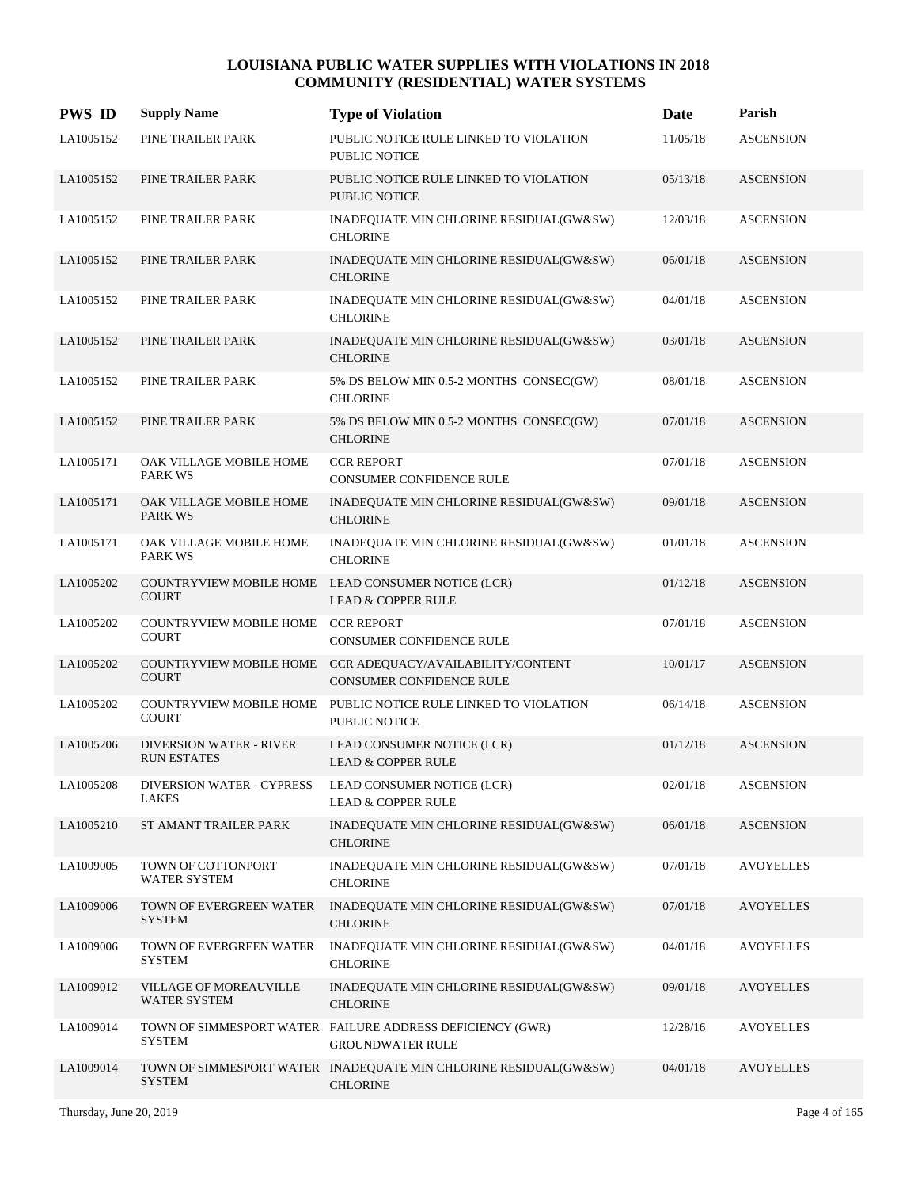# LOUISIANA PUBLIC WATER SUPPLIES WITH VIOLATIONS IN 2018
## COMMUNITY (RESIDENTIAL) WATER SYSTEMS

| PWS ID | Supply Name | Type of Violation | Date | Parish |
|---|---|---|---|---|
| LA1005152 | PINE TRAILER PARK | PUBLIC NOTICE RULE LINKED TO VIOLATION PUBLIC NOTICE | 11/05/18 | ASCENSION |
| LA1005152 | PINE TRAILER PARK | PUBLIC NOTICE RULE LINKED TO VIOLATION PUBLIC NOTICE | 05/13/18 | ASCENSION |
| LA1005152 | PINE TRAILER PARK | INADEQUATE MIN CHLORINE RESIDUAL(GW&SW) CHLORINE | 12/03/18 | ASCENSION |
| LA1005152 | PINE TRAILER PARK | INADEQUATE MIN CHLORINE RESIDUAL(GW&SW) CHLORINE | 06/01/18 | ASCENSION |
| LA1005152 | PINE TRAILER PARK | INADEQUATE MIN CHLORINE RESIDUAL(GW&SW) CHLORINE | 04/01/18 | ASCENSION |
| LA1005152 | PINE TRAILER PARK | INADEQUATE MIN CHLORINE RESIDUAL(GW&SW) CHLORINE | 03/01/18 | ASCENSION |
| LA1005152 | PINE TRAILER PARK | 5% DS BELOW MIN 0.5-2 MONTHS CONSEC(GW) CHLORINE | 08/01/18 | ASCENSION |
| LA1005152 | PINE TRAILER PARK | 5% DS BELOW MIN 0.5-2 MONTHS CONSEC(GW) CHLORINE | 07/01/18 | ASCENSION |
| LA1005171 | OAK VILLAGE MOBILE HOME PARK WS | CCR REPORT CONSUMER CONFIDENCE RULE | 07/01/18 | ASCENSION |
| LA1005171 | OAK VILLAGE MOBILE HOME PARK WS | INADEQUATE MIN CHLORINE RESIDUAL(GW&SW) CHLORINE | 09/01/18 | ASCENSION |
| LA1005171 | OAK VILLAGE MOBILE HOME PARK WS | INADEQUATE MIN CHLORINE RESIDUAL(GW&SW) CHLORINE | 01/01/18 | ASCENSION |
| LA1005202 | COUNTRYVIEW MOBILE HOME COURT | LEAD CONSUMER NOTICE (LCR) LEAD & COPPER RULE | 01/12/18 | ASCENSION |
| LA1005202 | COUNTRYVIEW MOBILE HOME COURT | CCR REPORT CONSUMER CONFIDENCE RULE | 07/01/18 | ASCENSION |
| LA1005202 | COUNTRYVIEW MOBILE HOME COURT | CCR ADEQUACY/AVAILABILITY/CONTENT CONSUMER CONFIDENCE RULE | 10/01/17 | ASCENSION |
| LA1005202 | COUNTRYVIEW MOBILE HOME COURT | PUBLIC NOTICE RULE LINKED TO VIOLATION PUBLIC NOTICE | 06/14/18 | ASCENSION |
| LA1005206 | DIVERSION WATER - RIVER RUN ESTATES | LEAD CONSUMER NOTICE (LCR) LEAD & COPPER RULE | 01/12/18 | ASCENSION |
| LA1005208 | DIVERSION WATER - CYPRESS LAKES | LEAD CONSUMER NOTICE (LCR) LEAD & COPPER RULE | 02/01/18 | ASCENSION |
| LA1005210 | ST AMANT TRAILER PARK | INADEQUATE MIN CHLORINE RESIDUAL(GW&SW) CHLORINE | 06/01/18 | ASCENSION |
| LA1009005 | TOWN OF COTTONPORT WATER SYSTEM | INADEQUATE MIN CHLORINE RESIDUAL(GW&SW) CHLORINE | 07/01/18 | AVOYELLES |
| LA1009006 | TOWN OF EVERGREEN WATER SYSTEM | INADEQUATE MIN CHLORINE RESIDUAL(GW&SW) CHLORINE | 07/01/18 | AVOYELLES |
| LA1009006 | TOWN OF EVERGREEN WATER SYSTEM | INADEQUATE MIN CHLORINE RESIDUAL(GW&SW) CHLORINE | 04/01/18 | AVOYELLES |
| LA1009012 | VILLAGE OF MOREAUVILLE WATER SYSTEM | INADEQUATE MIN CHLORINE RESIDUAL(GW&SW) CHLORINE | 09/01/18 | AVOYELLES |
| LA1009014 | TOWN OF SIMMESPORT WATER SYSTEM | FAILURE ADDRESS DEFICIENCY (GWR) GROUNDWATER RULE | 12/28/16 | AVOYELLES |
| LA1009014 | TOWN OF SIMMESPORT WATER SYSTEM | INADEQUATE MIN CHLORINE RESIDUAL(GW&SW) CHLORINE | 04/01/18 | AVOYELLES |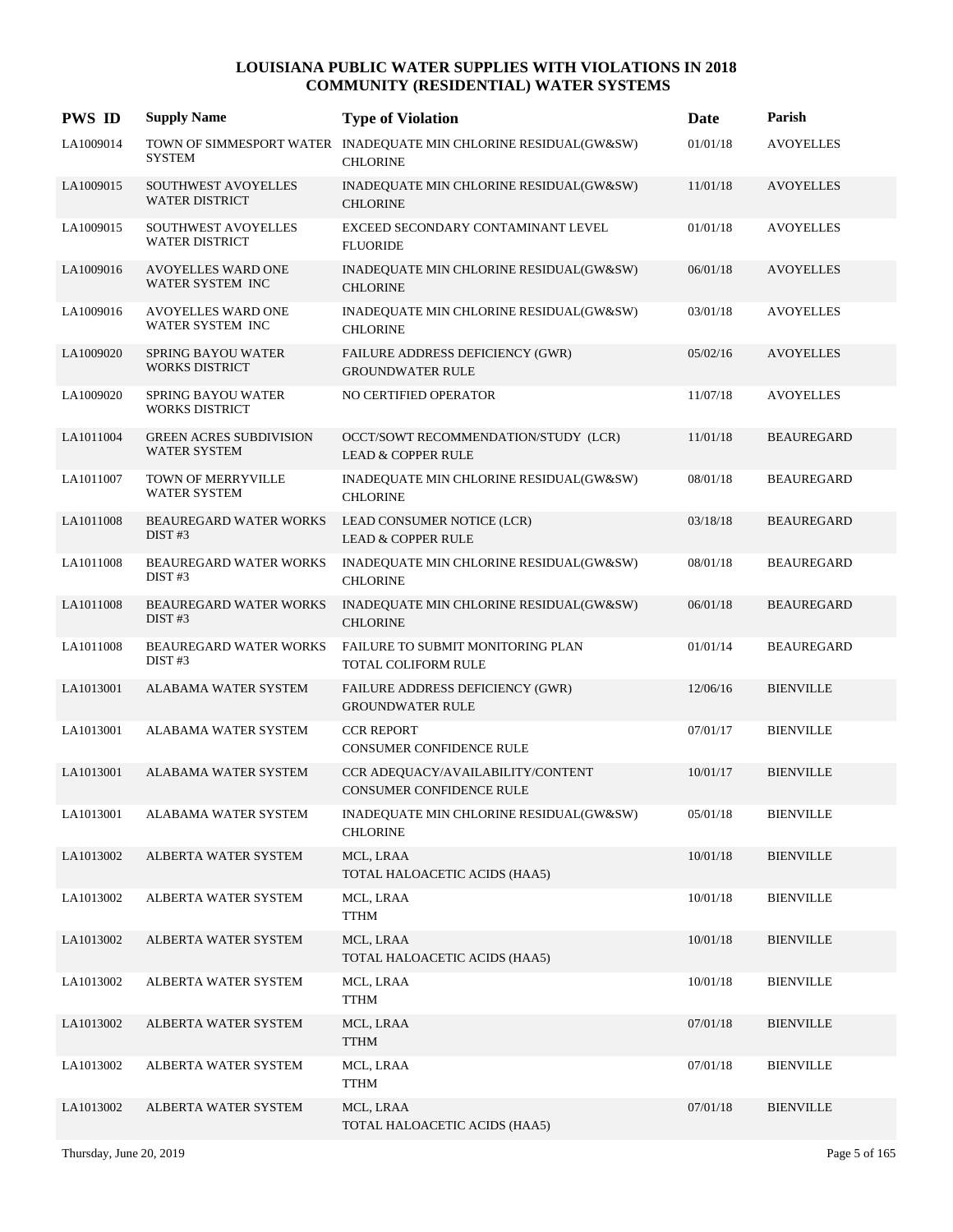# LOUISIANA PUBLIC WATER SUPPLIES WITH VIOLATIONS IN 2018
## COMMUNITY (RESIDENTIAL) WATER SYSTEMS

| PWS ID | Supply Name | Type of Violation | Date | Parish |
|---|---|---|---|---|
| LA1009014 | TOWN OF SIMMESPORT WATER SYSTEM | INADEQUATE MIN CHLORINE RESIDUAL(GW&SW) CHLORINE | 01/01/18 | AVOYELLES |
| LA1009015 | SOUTHWEST AVOYELLES WATER DISTRICT | INADEQUATE MIN CHLORINE RESIDUAL(GW&SW) CHLORINE | 11/01/18 | AVOYELLES |
| LA1009015 | SOUTHWEST AVOYELLES WATER DISTRICT | EXCEED SECONDARY CONTAMINANT LEVEL FLUORIDE | 01/01/18 | AVOYELLES |
| LA1009016 | AVOYELLES WARD ONE WATER SYSTEM INC | INADEQUATE MIN CHLORINE RESIDUAL(GW&SW) CHLORINE | 06/01/18 | AVOYELLES |
| LA1009016 | AVOYELLES WARD ONE WATER SYSTEM INC | INADEQUATE MIN CHLORINE RESIDUAL(GW&SW) CHLORINE | 03/01/18 | AVOYELLES |
| LA1009020 | SPRING BAYOU WATER WORKS DISTRICT | FAILURE ADDRESS DEFICIENCY (GWR) GROUNDWATER RULE | 05/02/16 | AVOYELLES |
| LA1009020 | SPRING BAYOU WATER WORKS DISTRICT | NO CERTIFIED OPERATOR | 11/07/18 | AVOYELLES |
| LA1011004 | GREEN ACRES SUBDIVISION WATER SYSTEM | OCCT/SOWT RECOMMENDATION/STUDY (LCR) LEAD & COPPER RULE | 11/01/18 | BEAUREGARD |
| LA1011007 | TOWN OF MERRYVILLE WATER SYSTEM | INADEQUATE MIN CHLORINE RESIDUAL(GW&SW) CHLORINE | 08/01/18 | BEAUREGARD |
| LA1011008 | BEAUREGARD WATER WORKS DIST #3 | LEAD CONSUMER NOTICE (LCR) LEAD & COPPER RULE | 03/18/18 | BEAUREGARD |
| LA1011008 | BEAUREGARD WATER WORKS DIST #3 | INADEQUATE MIN CHLORINE RESIDUAL(GW&SW) CHLORINE | 08/01/18 | BEAUREGARD |
| LA1011008 | BEAUREGARD WATER WORKS DIST #3 | INADEQUATE MIN CHLORINE RESIDUAL(GW&SW) CHLORINE | 06/01/18 | BEAUREGARD |
| LA1011008 | BEAUREGARD WATER WORKS DIST #3 | FAILURE TO SUBMIT MONITORING PLAN TOTAL COLIFORM RULE | 01/01/14 | BEAUREGARD |
| LA1013001 | ALABAMA WATER SYSTEM | FAILURE ADDRESS DEFICIENCY (GWR) GROUNDWATER RULE | 12/06/16 | BIENVILLE |
| LA1013001 | ALABAMA WATER SYSTEM | CCR REPORT CONSUMER CONFIDENCE RULE | 07/01/17 | BIENVILLE |
| LA1013001 | ALABAMA WATER SYSTEM | CCR ADEQUACY/AVAILABILITY/CONTENT CONSUMER CONFIDENCE RULE | 10/01/17 | BIENVILLE |
| LA1013001 | ALABAMA WATER SYSTEM | INADEQUATE MIN CHLORINE RESIDUAL(GW&SW) CHLORINE | 05/01/18 | BIENVILLE |
| LA1013002 | ALBERTA WATER SYSTEM | MCL, LRAA TOTAL HALOACETIC ACIDS (HAA5) | 10/01/18 | BIENVILLE |
| LA1013002 | ALBERTA WATER SYSTEM | MCL, LRAA TTHM | 10/01/18 | BIENVILLE |
| LA1013002 | ALBERTA WATER SYSTEM | MCL, LRAA TOTAL HALOACETIC ACIDS (HAA5) | 10/01/18 | BIENVILLE |
| LA1013002 | ALBERTA WATER SYSTEM | MCL, LRAA TTHM | 10/01/18 | BIENVILLE |
| LA1013002 | ALBERTA WATER SYSTEM | MCL, LRAA TTHM | 07/01/18 | BIENVILLE |
| LA1013002 | ALBERTA WATER SYSTEM | MCL, LRAA TTHM | 07/01/18 | BIENVILLE |
| LA1013002 | ALBERTA WATER SYSTEM | MCL, LRAA TOTAL HALOACETIC ACIDS (HAA5) | 07/01/18 | BIENVILLE |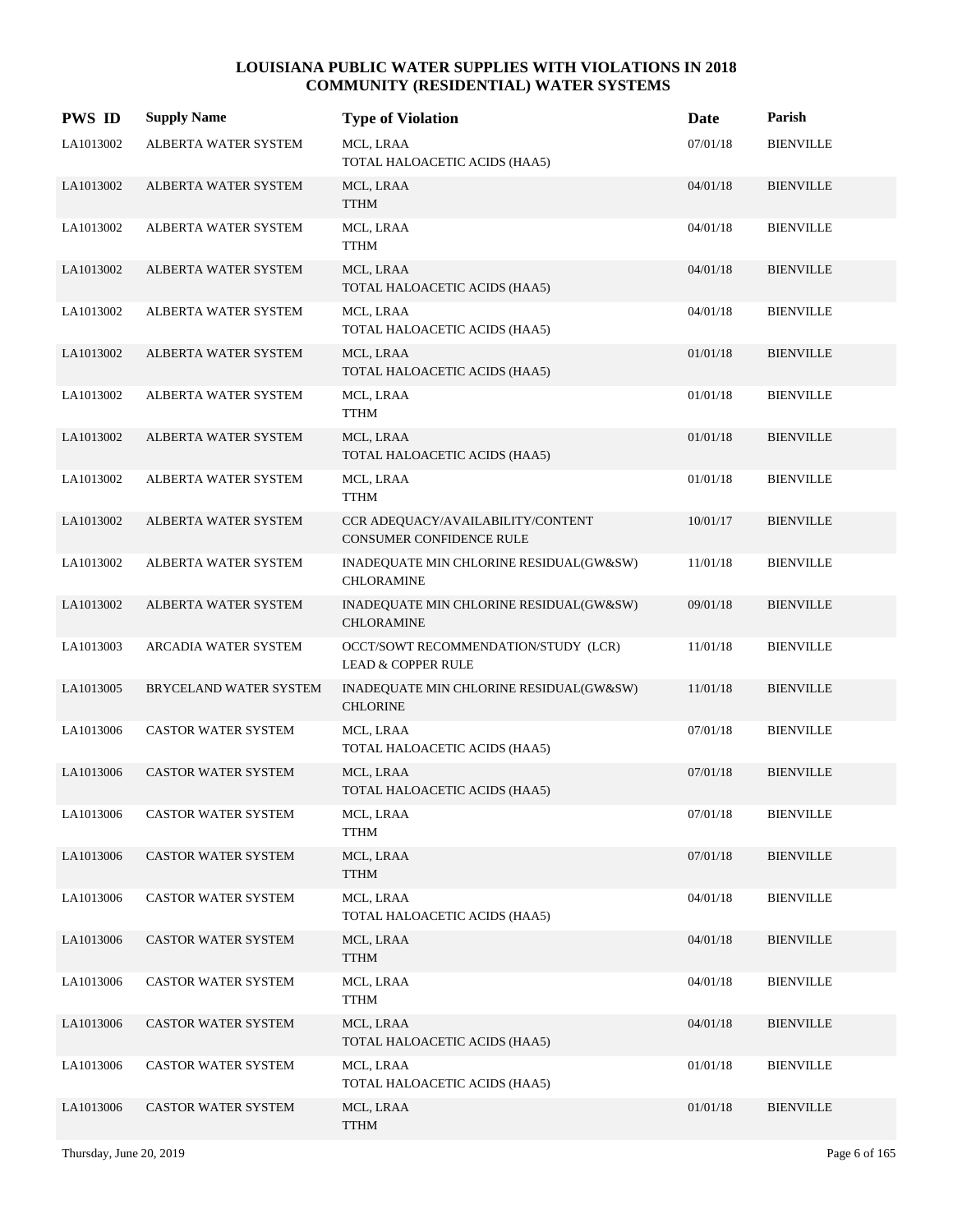# LOUISIANA PUBLIC WATER SUPPLIES WITH VIOLATIONS IN 2018
## COMMUNITY (RESIDENTIAL) WATER SYSTEMS

| PWS ID | Supply Name | Type of Violation | Date | Parish |
|---|---|---|---|---|
| LA1013002 | ALBERTA WATER SYSTEM | MCL, LRAA<br>TOTAL HALOACETIC ACIDS (HAA5) | 07/01/18 | BIENVILLE |
| LA1013002 | ALBERTA WATER SYSTEM | MCL, LRAA<br>TTHM | 04/01/18 | BIENVILLE |
| LA1013002 | ALBERTA WATER SYSTEM | MCL, LRAA<br>TTHM | 04/01/18 | BIENVILLE |
| LA1013002 | ALBERTA WATER SYSTEM | MCL, LRAA<br>TOTAL HALOACETIC ACIDS (HAA5) | 04/01/18 | BIENVILLE |
| LA1013002 | ALBERTA WATER SYSTEM | MCL, LRAA<br>TOTAL HALOACETIC ACIDS (HAA5) | 04/01/18 | BIENVILLE |
| LA1013002 | ALBERTA WATER SYSTEM | MCL, LRAA<br>TOTAL HALOACETIC ACIDS (HAA5) | 01/01/18 | BIENVILLE |
| LA1013002 | ALBERTA WATER SYSTEM | MCL, LRAA<br>TTHM | 01/01/18 | BIENVILLE |
| LA1013002 | ALBERTA WATER SYSTEM | MCL, LRAA<br>TOTAL HALOACETIC ACIDS (HAA5) | 01/01/18 | BIENVILLE |
| LA1013002 | ALBERTA WATER SYSTEM | MCL, LRAA<br>TTHM | 01/01/18 | BIENVILLE |
| LA1013002 | ALBERTA WATER SYSTEM | CCR ADEQUACY/AVAILABILITY/CONTENT<br>CONSUMER CONFIDENCE RULE | 10/01/17 | BIENVILLE |
| LA1013002 | ALBERTA WATER SYSTEM | INADEQUATE MIN CHLORINE RESIDUAL(GW&SW)<br>CHLORAMINE | 11/01/18 | BIENVILLE |
| LA1013002 | ALBERTA WATER SYSTEM | INADEQUATE MIN CHLORINE RESIDUAL(GW&SW)<br>CHLORAMINE | 09/01/18 | BIENVILLE |
| LA1013003 | ARCADIA WATER SYSTEM | OCCT/SOWT RECOMMENDATION/STUDY (LCR)<br>LEAD & COPPER RULE | 11/01/18 | BIENVILLE |
| LA1013005 | BRYCELAND WATER SYSTEM | INADEQUATE MIN CHLORINE RESIDUAL(GW&SW)<br>CHLORINE | 11/01/18 | BIENVILLE |
| LA1013006 | CASTOR WATER SYSTEM | MCL, LRAA<br>TOTAL HALOACETIC ACIDS (HAA5) | 07/01/18 | BIENVILLE |
| LA1013006 | CASTOR WATER SYSTEM | MCL, LRAA<br>TOTAL HALOACETIC ACIDS (HAA5) | 07/01/18 | BIENVILLE |
| LA1013006 | CASTOR WATER SYSTEM | MCL, LRAA<br>TTHM | 07/01/18 | BIENVILLE |
| LA1013006 | CASTOR WATER SYSTEM | MCL, LRAA<br>TTHM | 07/01/18 | BIENVILLE |
| LA1013006 | CASTOR WATER SYSTEM | MCL, LRAA<br>TOTAL HALOACETIC ACIDS (HAA5) | 04/01/18 | BIENVILLE |
| LA1013006 | CASTOR WATER SYSTEM | MCL, LRAA<br>TTHM | 04/01/18 | BIENVILLE |
| LA1013006 | CASTOR WATER SYSTEM | MCL, LRAA<br>TTHM | 04/01/18 | BIENVILLE |
| LA1013006 | CASTOR WATER SYSTEM | MCL, LRAA<br>TOTAL HALOACETIC ACIDS (HAA5) | 04/01/18 | BIENVILLE |
| LA1013006 | CASTOR WATER SYSTEM | MCL, LRAA<br>TOTAL HALOACETIC ACIDS (HAA5) | 01/01/18 | BIENVILLE |
| LA1013006 | CASTOR WATER SYSTEM | MCL, LRAA<br>TTHM | 01/01/18 | BIENVILLE |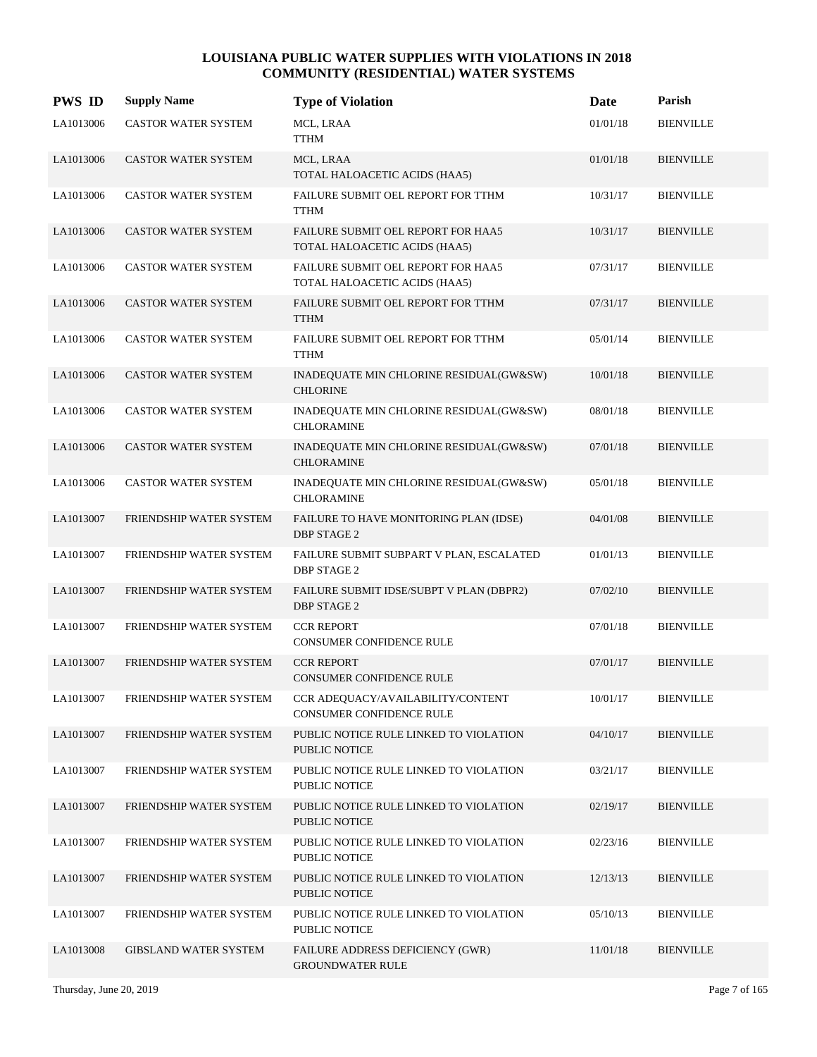# LOUISIANA PUBLIC WATER SUPPLIES WITH VIOLATIONS IN 2018
## COMMUNITY (RESIDENTIAL) WATER SYSTEMS

| PWS ID | Supply Name | Type of Violation | Date | Parish |
|---|---|---|---|---|
| LA1013006 | CASTOR WATER SYSTEM | MCL, LRAA<br>TTHM | 01/01/18 | BIENVILLE |
| LA1013006 | CASTOR WATER SYSTEM | MCL, LRAA<br>TOTAL HALOACETIC ACIDS (HAA5) | 01/01/18 | BIENVILLE |
| LA1013006 | CASTOR WATER SYSTEM | FAILURE SUBMIT OEL REPORT FOR TTHM<br>TTHM | 10/31/17 | BIENVILLE |
| LA1013006 | CASTOR WATER SYSTEM | FAILURE SUBMIT OEL REPORT FOR HAA5<br>TOTAL HALOACETIC ACIDS (HAA5) | 10/31/17 | BIENVILLE |
| LA1013006 | CASTOR WATER SYSTEM | FAILURE SUBMIT OEL REPORT FOR HAA5<br>TOTAL HALOACETIC ACIDS (HAA5) | 07/31/17 | BIENVILLE |
| LA1013006 | CASTOR WATER SYSTEM | FAILURE SUBMIT OEL REPORT FOR TTHM<br>TTHM | 07/31/17 | BIENVILLE |
| LA1013006 | CASTOR WATER SYSTEM | FAILURE SUBMIT OEL REPORT FOR TTHM<br>TTHM | 05/01/14 | BIENVILLE |
| LA1013006 | CASTOR WATER SYSTEM | INADEQUATE MIN CHLORINE RESIDUAL(GW&SW)<br>CHLORINE | 10/01/18 | BIENVILLE |
| LA1013006 | CASTOR WATER SYSTEM | INADEQUATE MIN CHLORINE RESIDUAL(GW&SW)<br>CHLORAMINE | 08/01/18 | BIENVILLE |
| LA1013006 | CASTOR WATER SYSTEM | INADEQUATE MIN CHLORINE RESIDUAL(GW&SW)<br>CHLORAMINE | 07/01/18 | BIENVILLE |
| LA1013006 | CASTOR WATER SYSTEM | INADEQUATE MIN CHLORINE RESIDUAL(GW&SW)<br>CHLORAMINE | 05/01/18 | BIENVILLE |
| LA1013007 | FRIENDSHIP WATER SYSTEM | FAILURE TO HAVE MONITORING PLAN (IDSE)<br>DBP STAGE 2 | 04/01/08 | BIENVILLE |
| LA1013007 | FRIENDSHIP WATER SYSTEM | FAILURE SUBMIT SUBPART V PLAN, ESCALATED<br>DBP STAGE 2 | 01/01/13 | BIENVILLE |
| LA1013007 | FRIENDSHIP WATER SYSTEM | FAILURE SUBMIT IDSE/SUBPT V PLAN (DBPR2)<br>DBP STAGE 2 | 07/02/10 | BIENVILLE |
| LA1013007 | FRIENDSHIP WATER SYSTEM | CCR REPORT<br>CONSUMER CONFIDENCE RULE | 07/01/18 | BIENVILLE |
| LA1013007 | FRIENDSHIP WATER SYSTEM | CCR REPORT<br>CONSUMER CONFIDENCE RULE | 07/01/17 | BIENVILLE |
| LA1013007 | FRIENDSHIP WATER SYSTEM | CCR ADEQUACY/AVAILABILITY/CONTENT<br>CONSUMER CONFIDENCE RULE | 10/01/17 | BIENVILLE |
| LA1013007 | FRIENDSHIP WATER SYSTEM | PUBLIC NOTICE RULE LINKED TO VIOLATION<br>PUBLIC NOTICE | 04/10/17 | BIENVILLE |
| LA1013007 | FRIENDSHIP WATER SYSTEM | PUBLIC NOTICE RULE LINKED TO VIOLATION<br>PUBLIC NOTICE | 03/21/17 | BIENVILLE |
| LA1013007 | FRIENDSHIP WATER SYSTEM | PUBLIC NOTICE RULE LINKED TO VIOLATION<br>PUBLIC NOTICE | 02/19/17 | BIENVILLE |
| LA1013007 | FRIENDSHIP WATER SYSTEM | PUBLIC NOTICE RULE LINKED TO VIOLATION<br>PUBLIC NOTICE | 02/23/16 | BIENVILLE |
| LA1013007 | FRIENDSHIP WATER SYSTEM | PUBLIC NOTICE RULE LINKED TO VIOLATION<br>PUBLIC NOTICE | 12/13/13 | BIENVILLE |
| LA1013007 | FRIENDSHIP WATER SYSTEM | PUBLIC NOTICE RULE LINKED TO VIOLATION<br>PUBLIC NOTICE | 05/10/13 | BIENVILLE |
| LA1013008 | GIBSLAND WATER SYSTEM | FAILURE ADDRESS DEFICIENCY (GWR)<br>GROUNDWATER RULE | 11/01/18 | BIENVILLE |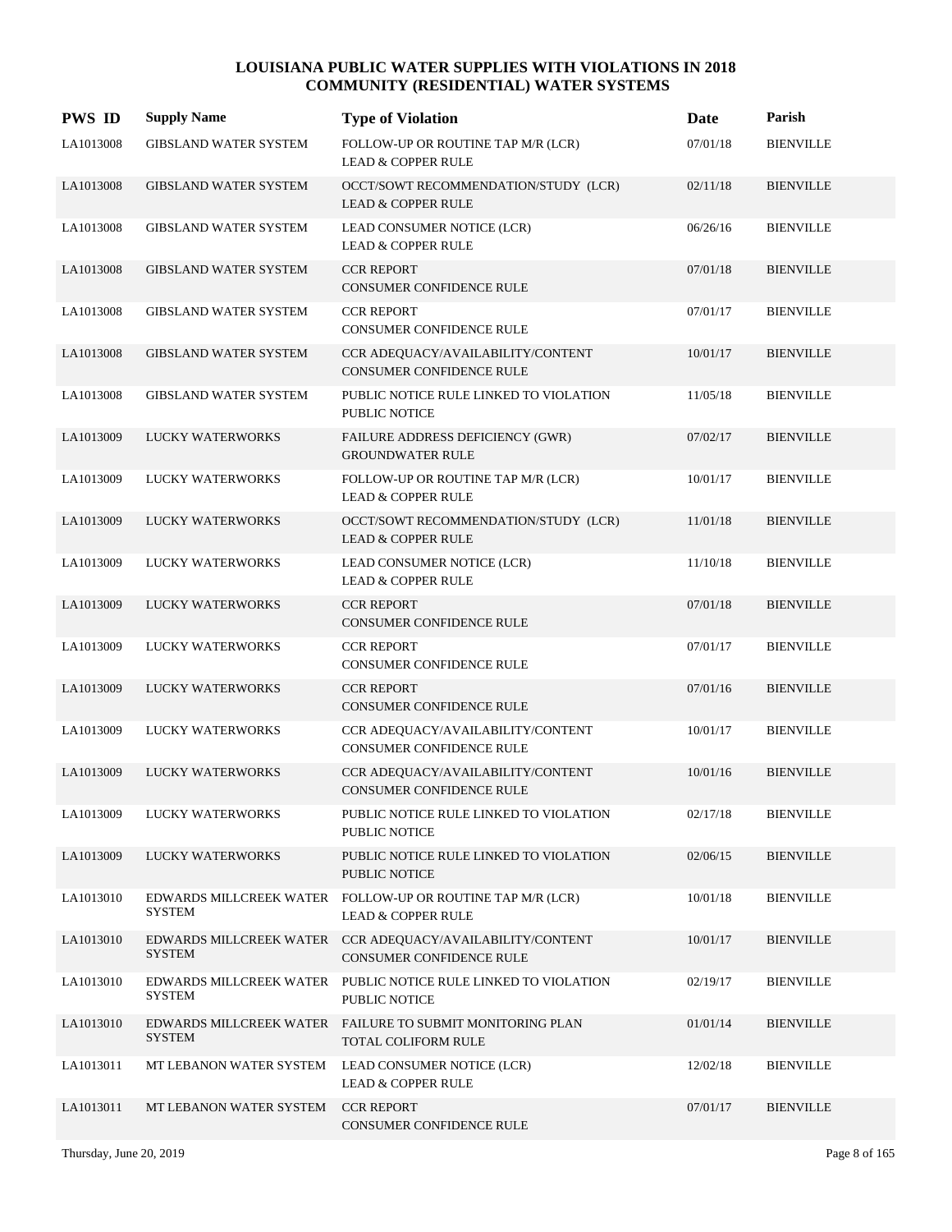# LOUISIANA PUBLIC WATER SUPPLIES WITH VIOLATIONS IN 2018
## COMMUNITY (RESIDENTIAL) WATER SYSTEMS

| PWS ID | Supply Name | Type of Violation | Date | Parish |
|---|---|---|---|---|
| LA1013008 | GIBSLAND WATER SYSTEM | FOLLOW-UP OR ROUTINE TAP M/R (LCR)<br>LEAD & COPPER RULE | 07/01/18 | BIENVILLE |
| LA1013008 | GIBSLAND WATER SYSTEM | OCCT/SOWT RECOMMENDATION/STUDY (LCR)<br>LEAD & COPPER RULE | 02/11/18 | BIENVILLE |
| LA1013008 | GIBSLAND WATER SYSTEM | LEAD CONSUMER NOTICE (LCR)<br>LEAD & COPPER RULE | 06/26/16 | BIENVILLE |
| LA1013008 | GIBSLAND WATER SYSTEM | CCR REPORT<br>CONSUMER CONFIDENCE RULE | 07/01/18 | BIENVILLE |
| LA1013008 | GIBSLAND WATER SYSTEM | CCR REPORT<br>CONSUMER CONFIDENCE RULE | 07/01/17 | BIENVILLE |
| LA1013008 | GIBSLAND WATER SYSTEM | CCR ADEQUACY/AVAILABILITY/CONTENT<br>CONSUMER CONFIDENCE RULE | 10/01/17 | BIENVILLE |
| LA1013008 | GIBSLAND WATER SYSTEM | PUBLIC NOTICE RULE LINKED TO VIOLATION<br>PUBLIC NOTICE | 11/05/18 | BIENVILLE |
| LA1013009 | LUCKY WATERWORKS | FAILURE ADDRESS DEFICIENCY (GWR)<br>GROUNDWATER RULE | 07/02/17 | BIENVILLE |
| LA1013009 | LUCKY WATERWORKS | FOLLOW-UP OR ROUTINE TAP M/R (LCR)<br>LEAD & COPPER RULE | 10/01/17 | BIENVILLE |
| LA1013009 | LUCKY WATERWORKS | OCCT/SOWT RECOMMENDATION/STUDY (LCR)<br>LEAD & COPPER RULE | 11/01/18 | BIENVILLE |
| LA1013009 | LUCKY WATERWORKS | LEAD CONSUMER NOTICE (LCR)<br>LEAD & COPPER RULE | 11/10/18 | BIENVILLE |
| LA1013009 | LUCKY WATERWORKS | CCR REPORT<br>CONSUMER CONFIDENCE RULE | 07/01/18 | BIENVILLE |
| LA1013009 | LUCKY WATERWORKS | CCR REPORT<br>CONSUMER CONFIDENCE RULE | 07/01/17 | BIENVILLE |
| LA1013009 | LUCKY WATERWORKS | CCR REPORT<br>CONSUMER CONFIDENCE RULE | 07/01/16 | BIENVILLE |
| LA1013009 | LUCKY WATERWORKS | CCR ADEQUACY/AVAILABILITY/CONTENT<br>CONSUMER CONFIDENCE RULE | 10/01/17 | BIENVILLE |
| LA1013009 | LUCKY WATERWORKS | CCR ADEQUACY/AVAILABILITY/CONTENT<br>CONSUMER CONFIDENCE RULE | 10/01/16 | BIENVILLE |
| LA1013009 | LUCKY WATERWORKS | PUBLIC NOTICE RULE LINKED TO VIOLATION<br>PUBLIC NOTICE | 02/17/18 | BIENVILLE |
| LA1013009 | LUCKY WATERWORKS | PUBLIC NOTICE RULE LINKED TO VIOLATION<br>PUBLIC NOTICE | 02/06/15 | BIENVILLE |
| LA1013010 | EDWARDS MILLCREEK WATER SYSTEM | FOLLOW-UP OR ROUTINE TAP M/R (LCR)<br>LEAD & COPPER RULE | 10/01/18 | BIENVILLE |
| LA1013010 | EDWARDS MILLCREEK WATER SYSTEM | CCR ADEQUACY/AVAILABILITY/CONTENT<br>CONSUMER CONFIDENCE RULE | 10/01/17 | BIENVILLE |
| LA1013010 | EDWARDS MILLCREEK WATER SYSTEM | PUBLIC NOTICE RULE LINKED TO VIOLATION<br>PUBLIC NOTICE | 02/19/17 | BIENVILLE |
| LA1013010 | EDWARDS MILLCREEK WATER SYSTEM | FAILURE TO SUBMIT MONITORING PLAN<br>TOTAL COLIFORM RULE | 01/01/14 | BIENVILLE |
| LA1013011 | MT LEBANON WATER SYSTEM | LEAD CONSUMER NOTICE (LCR)<br>LEAD & COPPER RULE | 12/02/18 | BIENVILLE |
| LA1013011 | MT LEBANON WATER SYSTEM | CCR REPORT<br>CONSUMER CONFIDENCE RULE | 07/01/17 | BIENVILLE |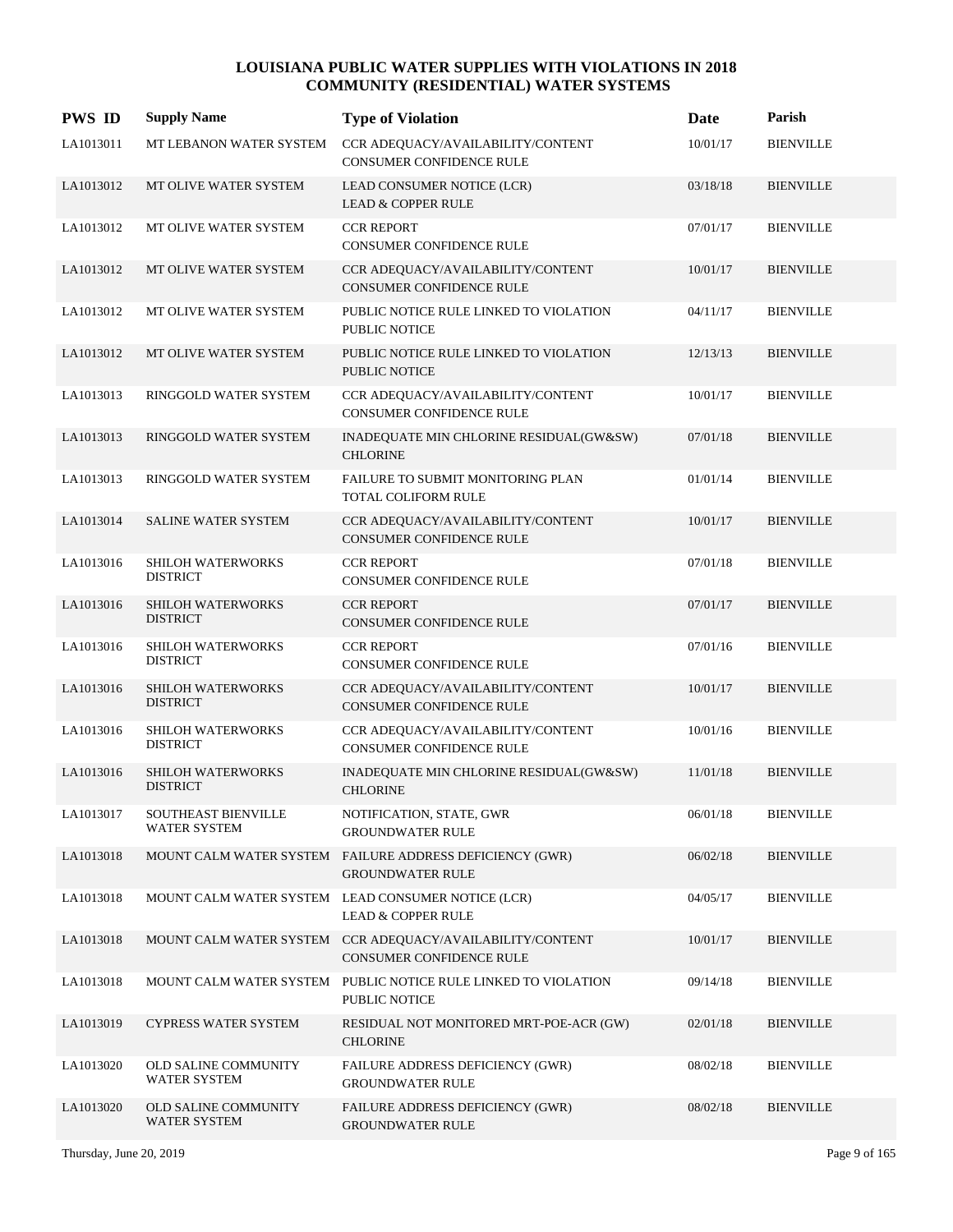# LOUISIANA PUBLIC WATER SUPPLIES WITH VIOLATIONS IN 2018
## COMMUNITY (RESIDENTIAL) WATER SYSTEMS

| PWS ID | Supply Name | Type of Violation | Date | Parish |
|---|---|---|---|---|
| LA1013011 | MT LEBANON WATER SYSTEM | CCR ADEQUACY/AVAILABILITY/CONTENT<br>CONSUMER CONFIDENCE RULE | 10/01/17 | BIENVILLE |
| LA1013012 | MT OLIVE WATER SYSTEM | LEAD CONSUMER NOTICE (LCR)<br>LEAD & COPPER RULE | 03/18/18 | BIENVILLE |
| LA1013012 | MT OLIVE WATER SYSTEM | CCR REPORT<br>CONSUMER CONFIDENCE RULE | 07/01/17 | BIENVILLE |
| LA1013012 | MT OLIVE WATER SYSTEM | CCR ADEQUACY/AVAILABILITY/CONTENT<br>CONSUMER CONFIDENCE RULE | 10/01/17 | BIENVILLE |
| LA1013012 | MT OLIVE WATER SYSTEM | PUBLIC NOTICE RULE LINKED TO VIOLATION<br>PUBLIC NOTICE | 04/11/17 | BIENVILLE |
| LA1013012 | MT OLIVE WATER SYSTEM | PUBLIC NOTICE RULE LINKED TO VIOLATION<br>PUBLIC NOTICE | 12/13/13 | BIENVILLE |
| LA1013013 | RINGGOLD WATER SYSTEM | CCR ADEQUACY/AVAILABILITY/CONTENT<br>CONSUMER CONFIDENCE RULE | 10/01/17 | BIENVILLE |
| LA1013013 | RINGGOLD WATER SYSTEM | INADEQUATE MIN CHLORINE RESIDUAL(GW&SW)<br>CHLORINE | 07/01/18 | BIENVILLE |
| LA1013013 | RINGGOLD WATER SYSTEM | FAILURE TO SUBMIT MONITORING PLAN<br>TOTAL COLIFORM RULE | 01/01/14 | BIENVILLE |
| LA1013014 | SALINE WATER SYSTEM | CCR ADEQUACY/AVAILABILITY/CONTENT<br>CONSUMER CONFIDENCE RULE | 10/01/17 | BIENVILLE |
| LA1013016 | SHILOH WATERWORKS DISTRICT | CCR REPORT<br>CONSUMER CONFIDENCE RULE | 07/01/18 | BIENVILLE |
| LA1013016 | SHILOH WATERWORKS DISTRICT | CCR REPORT<br>CONSUMER CONFIDENCE RULE | 07/01/17 | BIENVILLE |
| LA1013016 | SHILOH WATERWORKS DISTRICT | CCR REPORT<br>CONSUMER CONFIDENCE RULE | 07/01/16 | BIENVILLE |
| LA1013016 | SHILOH WATERWORKS DISTRICT | CCR ADEQUACY/AVAILABILITY/CONTENT<br>CONSUMER CONFIDENCE RULE | 10/01/17 | BIENVILLE |
| LA1013016 | SHILOH WATERWORKS DISTRICT | CCR ADEQUACY/AVAILABILITY/CONTENT<br>CONSUMER CONFIDENCE RULE | 10/01/16 | BIENVILLE |
| LA1013016 | SHILOH WATERWORKS DISTRICT | INADEQUATE MIN CHLORINE RESIDUAL(GW&SW)<br>CHLORINE | 11/01/18 | BIENVILLE |
| LA1013017 | SOUTHEAST BIENVILLE WATER SYSTEM | NOTIFICATION, STATE, GWR<br>GROUNDWATER RULE | 06/01/18 | BIENVILLE |
| LA1013018 | MOUNT CALM WATER SYSTEM | FAILURE ADDRESS DEFICIENCY (GWR)<br>GROUNDWATER RULE | 06/02/18 | BIENVILLE |
| LA1013018 | MOUNT CALM WATER SYSTEM | LEAD CONSUMER NOTICE (LCR)<br>LEAD & COPPER RULE | 04/05/17 | BIENVILLE |
| LA1013018 | MOUNT CALM WATER SYSTEM | CCR ADEQUACY/AVAILABILITY/CONTENT<br>CONSUMER CONFIDENCE RULE | 10/01/17 | BIENVILLE |
| LA1013018 | MOUNT CALM WATER SYSTEM | PUBLIC NOTICE RULE LINKED TO VIOLATION<br>PUBLIC NOTICE | 09/14/18 | BIENVILLE |
| LA1013019 | CYPRESS WATER SYSTEM | RESIDUAL NOT MONITORED MRT-POE-ACR (GW)<br>CHLORINE | 02/01/18 | BIENVILLE |
| LA1013020 | OLD SALINE COMMUNITY WATER SYSTEM | FAILURE ADDRESS DEFICIENCY (GWR)<br>GROUNDWATER RULE | 08/02/18 | BIENVILLE |
| LA1013020 | OLD SALINE COMMUNITY WATER SYSTEM | FAILURE ADDRESS DEFICIENCY (GWR)<br>GROUNDWATER RULE | 08/02/18 | BIENVILLE |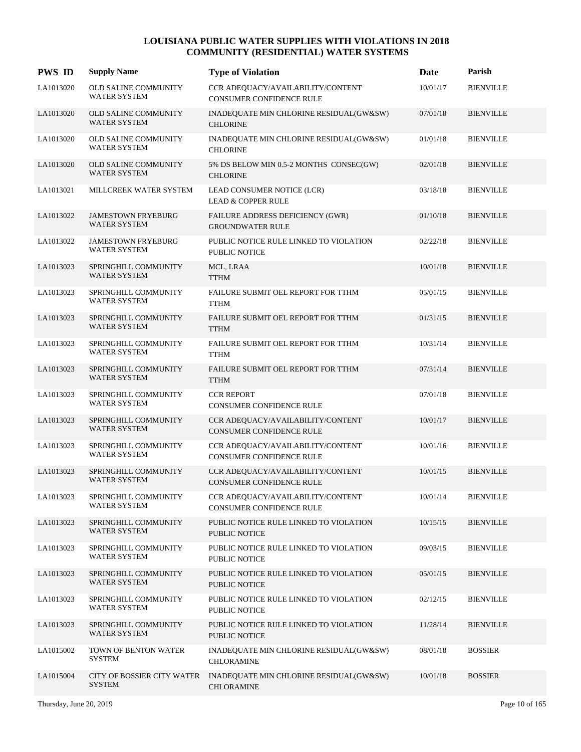# LOUISIANA PUBLIC WATER SUPPLIES WITH VIOLATIONS IN 2018
## COMMUNITY (RESIDENTIAL) WATER SYSTEMS

| PWS ID | Supply Name | Type of Violation | Date | Parish |
|---|---|---|---|---|
| LA1013020 | OLD SALINE COMMUNITY WATER SYSTEM | CCR ADEQUACY/AVAILABILITY/CONTENT CONSUMER CONFIDENCE RULE | 10/01/17 | BIENVILLE |
| LA1013020 | OLD SALINE COMMUNITY WATER SYSTEM | INADEQUATE MIN CHLORINE RESIDUAL(GW&SW) CHLORINE | 07/01/18 | BIENVILLE |
| LA1013020 | OLD SALINE COMMUNITY WATER SYSTEM | INADEQUATE MIN CHLORINE RESIDUAL(GW&SW) CHLORINE | 01/01/18 | BIENVILLE |
| LA1013020 | OLD SALINE COMMUNITY WATER SYSTEM | 5% DS BELOW MIN 0.5-2 MONTHS CONSEC(GW) CHLORINE | 02/01/18 | BIENVILLE |
| LA1013021 | MILLCREEK WATER SYSTEM | LEAD CONSUMER NOTICE (LCR) LEAD & COPPER RULE | 03/18/18 | BIENVILLE |
| LA1013022 | JAMESTOWN FRYEBURG WATER SYSTEM | FAILURE ADDRESS DEFICIENCY (GWR) GROUNDWATER RULE | 01/10/18 | BIENVILLE |
| LA1013022 | JAMESTOWN FRYEBURG WATER SYSTEM | PUBLIC NOTICE RULE LINKED TO VIOLATION PUBLIC NOTICE | 02/22/18 | BIENVILLE |
| LA1013023 | SPRINGHILL COMMUNITY WATER SYSTEM | MCL, LRAA TTHM | 10/01/18 | BIENVILLE |
| LA1013023 | SPRINGHILL COMMUNITY WATER SYSTEM | FAILURE SUBMIT OEL REPORT FOR TTHM TTHM | 05/01/15 | BIENVILLE |
| LA1013023 | SPRINGHILL COMMUNITY WATER SYSTEM | FAILURE SUBMIT OEL REPORT FOR TTHM TTHM | 01/31/15 | BIENVILLE |
| LA1013023 | SPRINGHILL COMMUNITY WATER SYSTEM | FAILURE SUBMIT OEL REPORT FOR TTHM TTHM | 10/31/14 | BIENVILLE |
| LA1013023 | SPRINGHILL COMMUNITY WATER SYSTEM | FAILURE SUBMIT OEL REPORT FOR TTHM TTHM | 07/31/14 | BIENVILLE |
| LA1013023 | SPRINGHILL COMMUNITY WATER SYSTEM | CCR REPORT CONSUMER CONFIDENCE RULE | 07/01/18 | BIENVILLE |
| LA1013023 | SPRINGHILL COMMUNITY WATER SYSTEM | CCR ADEQUACY/AVAILABILITY/CONTENT CONSUMER CONFIDENCE RULE | 10/01/17 | BIENVILLE |
| LA1013023 | SPRINGHILL COMMUNITY WATER SYSTEM | CCR ADEQUACY/AVAILABILITY/CONTENT CONSUMER CONFIDENCE RULE | 10/01/16 | BIENVILLE |
| LA1013023 | SPRINGHILL COMMUNITY WATER SYSTEM | CCR ADEQUACY/AVAILABILITY/CONTENT CONSUMER CONFIDENCE RULE | 10/01/15 | BIENVILLE |
| LA1013023 | SPRINGHILL COMMUNITY WATER SYSTEM | CCR ADEQUACY/AVAILABILITY/CONTENT CONSUMER CONFIDENCE RULE | 10/01/14 | BIENVILLE |
| LA1013023 | SPRINGHILL COMMUNITY WATER SYSTEM | PUBLIC NOTICE RULE LINKED TO VIOLATION PUBLIC NOTICE | 10/15/15 | BIENVILLE |
| LA1013023 | SPRINGHILL COMMUNITY WATER SYSTEM | PUBLIC NOTICE RULE LINKED TO VIOLATION PUBLIC NOTICE | 09/03/15 | BIENVILLE |
| LA1013023 | SPRINGHILL COMMUNITY WATER SYSTEM | PUBLIC NOTICE RULE LINKED TO VIOLATION PUBLIC NOTICE | 05/01/15 | BIENVILLE |
| LA1013023 | SPRINGHILL COMMUNITY WATER SYSTEM | PUBLIC NOTICE RULE LINKED TO VIOLATION PUBLIC NOTICE | 02/12/15 | BIENVILLE |
| LA1013023 | SPRINGHILL COMMUNITY WATER SYSTEM | PUBLIC NOTICE RULE LINKED TO VIOLATION PUBLIC NOTICE | 11/28/14 | BIENVILLE |
| LA1015002 | TOWN OF BENTON WATER SYSTEM | INADEQUATE MIN CHLORINE RESIDUAL(GW&SW) CHLORAMINE | 08/01/18 | BOSSIER |
| LA1015004 | CITY OF BOSSIER CITY WATER SYSTEM | INADEQUATE MIN CHLORINE RESIDUAL(GW&SW) CHLORAMINE | 10/01/18 | BOSSIER |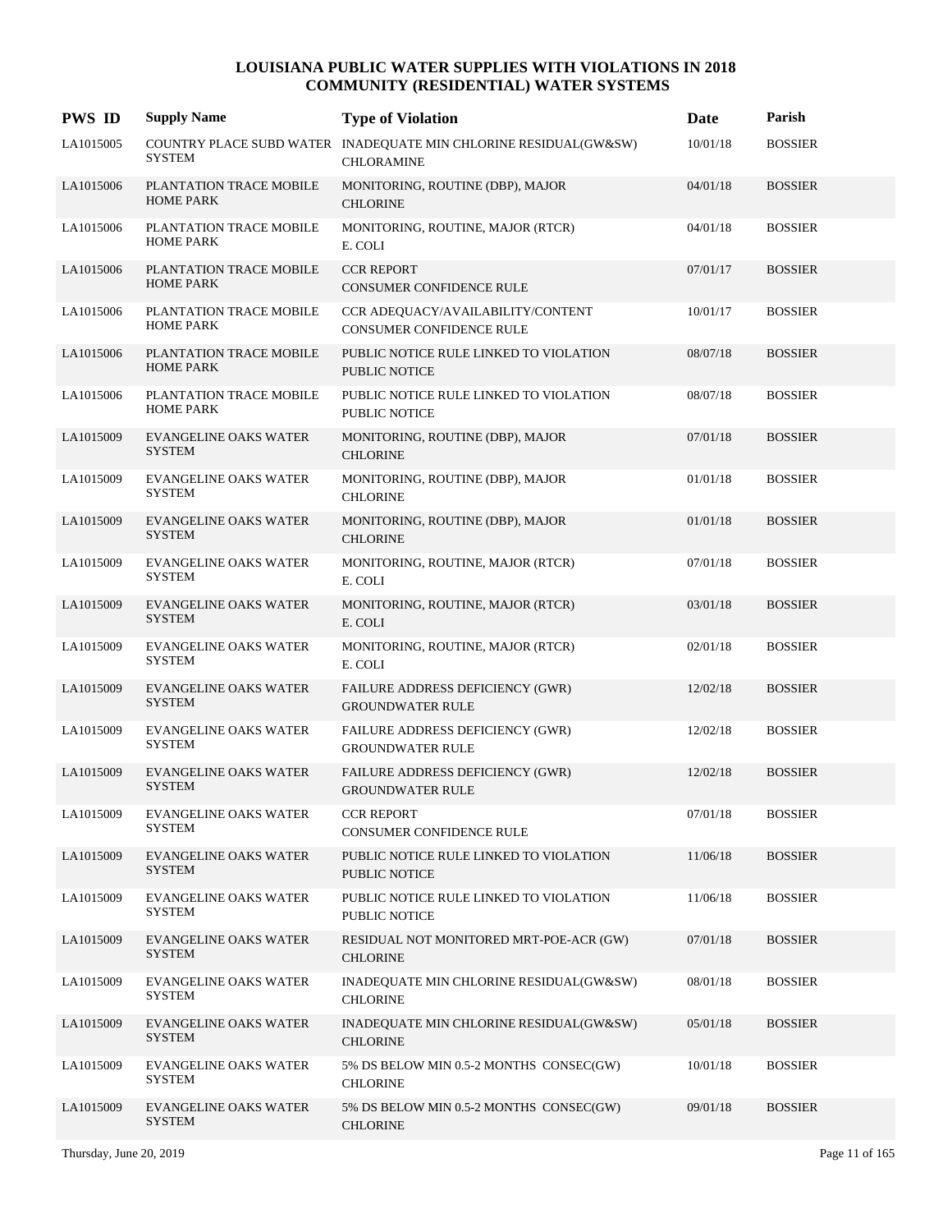# LOUISIANA PUBLIC WATER SUPPLIES WITH VIOLATIONS IN 2018
## COMMUNITY (RESIDENTIAL) WATER SYSTEMS

| PWS ID | Supply Name | Type of Violation | Date | Parish |
|---|---|---|---|---|
| LA1015005 | COUNTRY PLACE SUBD WATER SYSTEM | INADEQUATE MIN CHLORINE RESIDUAL(GW&SW) CHLORAMINE | 10/01/18 | BOSSIER |
| LA1015006 | PLANTATION TRACE MOBILE HOME PARK | MONITORING, ROUTINE (DBP), MAJOR CHLORINE | 04/01/18 | BOSSIER |
| LA1015006 | PLANTATION TRACE MOBILE HOME PARK | MONITORING, ROUTINE, MAJOR (RTCR) E. COLI | 04/01/18 | BOSSIER |
| LA1015006 | PLANTATION TRACE MOBILE HOME PARK | CCR REPORT CONSUMER CONFIDENCE RULE | 07/01/17 | BOSSIER |
| LA1015006 | PLANTATION TRACE MOBILE HOME PARK | CCR ADEQUACY/AVAILABILITY/CONTENT CONSUMER CONFIDENCE RULE | 10/01/17 | BOSSIER |
| LA1015006 | PLANTATION TRACE MOBILE HOME PARK | PUBLIC NOTICE RULE LINKED TO VIOLATION PUBLIC NOTICE | 08/07/18 | BOSSIER |
| LA1015006 | PLANTATION TRACE MOBILE HOME PARK | PUBLIC NOTICE RULE LINKED TO VIOLATION PUBLIC NOTICE | 08/07/18 | BOSSIER |
| LA1015009 | EVANGELINE OAKS WATER SYSTEM | MONITORING, ROUTINE (DBP), MAJOR CHLORINE | 07/01/18 | BOSSIER |
| LA1015009 | EVANGELINE OAKS WATER SYSTEM | MONITORING, ROUTINE (DBP), MAJOR CHLORINE | 01/01/18 | BOSSIER |
| LA1015009 | EVANGELINE OAKS WATER SYSTEM | MONITORING, ROUTINE (DBP), MAJOR CHLORINE | 01/01/18 | BOSSIER |
| LA1015009 | EVANGELINE OAKS WATER SYSTEM | MONITORING, ROUTINE, MAJOR (RTCR) E. COLI | 07/01/18 | BOSSIER |
| LA1015009 | EVANGELINE OAKS WATER SYSTEM | MONITORING, ROUTINE, MAJOR (RTCR) E. COLI | 03/01/18 | BOSSIER |
| LA1015009 | EVANGELINE OAKS WATER SYSTEM | MONITORING, ROUTINE, MAJOR (RTCR) E. COLI | 02/01/18 | BOSSIER |
| LA1015009 | EVANGELINE OAKS WATER SYSTEM | FAILURE ADDRESS DEFICIENCY (GWR) GROUNDWATER RULE | 12/02/18 | BOSSIER |
| LA1015009 | EVANGELINE OAKS WATER SYSTEM | FAILURE ADDRESS DEFICIENCY (GWR) GROUNDWATER RULE | 12/02/18 | BOSSIER |
| LA1015009 | EVANGELINE OAKS WATER SYSTEM | FAILURE ADDRESS DEFICIENCY (GWR) GROUNDWATER RULE | 12/02/18 | BOSSIER |
| LA1015009 | EVANGELINE OAKS WATER SYSTEM | CCR REPORT CONSUMER CONFIDENCE RULE | 07/01/18 | BOSSIER |
| LA1015009 | EVANGELINE OAKS WATER SYSTEM | PUBLIC NOTICE RULE LINKED TO VIOLATION PUBLIC NOTICE | 11/06/18 | BOSSIER |
| LA1015009 | EVANGELINE OAKS WATER SYSTEM | PUBLIC NOTICE RULE LINKED TO VIOLATION PUBLIC NOTICE | 11/06/18 | BOSSIER |
| LA1015009 | EVANGELINE OAKS WATER SYSTEM | RESIDUAL NOT MONITORED MRT-POE-ACR (GW) CHLORINE | 07/01/18 | BOSSIER |
| LA1015009 | EVANGELINE OAKS WATER SYSTEM | INADEQUATE MIN CHLORINE RESIDUAL(GW&SW) CHLORINE | 08/01/18 | BOSSIER |
| LA1015009 | EVANGELINE OAKS WATER SYSTEM | INADEQUATE MIN CHLORINE RESIDUAL(GW&SW) CHLORINE | 05/01/18 | BOSSIER |
| LA1015009 | EVANGELINE OAKS WATER SYSTEM | 5% DS BELOW MIN 0.5-2 MONTHS CONSEC(GW) CHLORINE | 10/01/18 | BOSSIER |
| LA1015009 | EVANGELINE OAKS WATER SYSTEM | 5% DS BELOW MIN 0.5-2 MONTHS CONSEC(GW) CHLORINE | 09/01/18 | BOSSIER |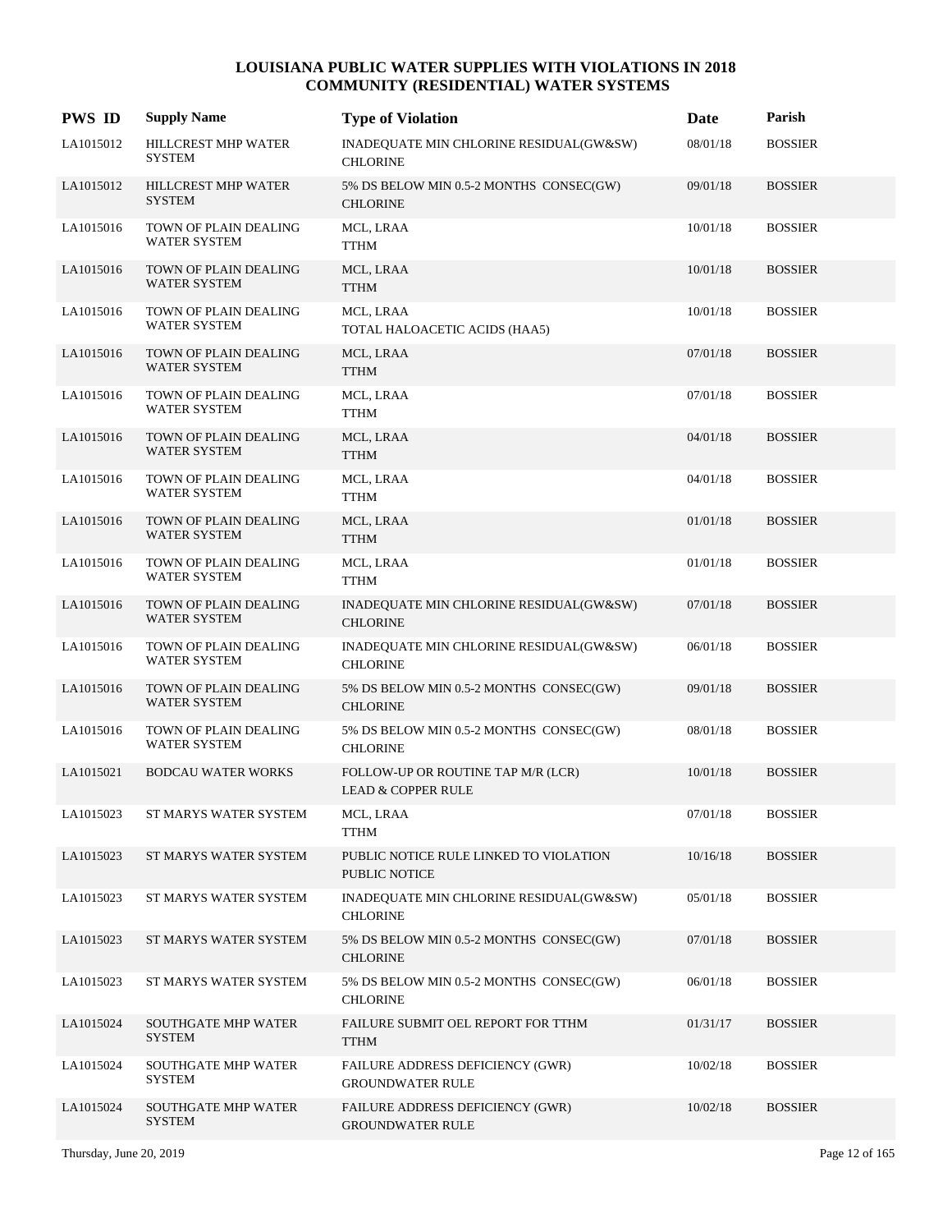# LOUISIANA PUBLIC WATER SUPPLIES WITH VIOLATIONS IN 2018
## COMMUNITY (RESIDENTIAL) WATER SYSTEMS

| PWS ID | Supply Name | Type of Violation | Date | Parish |
|---|---|---|---|---|
| LA1015012 | HILLCREST MHP WATER SYSTEM | INADEQUATE MIN CHLORINE RESIDUAL(GW&SW) CHLORINE | 08/01/18 | BOSSIER |
| LA1015012 | HILLCREST MHP WATER SYSTEM | 5% DS BELOW MIN 0.5-2 MONTHS CONSEC(GW) CHLORINE | 09/01/18 | BOSSIER |
| LA1015016 | TOWN OF PLAIN DEALING WATER SYSTEM | MCL, LRAA TTHM | 10/01/18 | BOSSIER |
| LA1015016 | TOWN OF PLAIN DEALING WATER SYSTEM | MCL, LRAA TTHM | 10/01/18 | BOSSIER |
| LA1015016 | TOWN OF PLAIN DEALING WATER SYSTEM | MCL, LRAA TOTAL HALOACETIC ACIDS (HAA5) | 10/01/18 | BOSSIER |
| LA1015016 | TOWN OF PLAIN DEALING WATER SYSTEM | MCL, LRAA TTHM | 07/01/18 | BOSSIER |
| LA1015016 | TOWN OF PLAIN DEALING WATER SYSTEM | MCL, LRAA TTHM | 07/01/18 | BOSSIER |
| LA1015016 | TOWN OF PLAIN DEALING WATER SYSTEM | MCL, LRAA TTHM | 04/01/18 | BOSSIER |
| LA1015016 | TOWN OF PLAIN DEALING WATER SYSTEM | MCL, LRAA TTHM | 04/01/18 | BOSSIER |
| LA1015016 | TOWN OF PLAIN DEALING WATER SYSTEM | MCL, LRAA TTHM | 01/01/18 | BOSSIER |
| LA1015016 | TOWN OF PLAIN DEALING WATER SYSTEM | MCL, LRAA TTHM | 01/01/18 | BOSSIER |
| LA1015016 | TOWN OF PLAIN DEALING WATER SYSTEM | INADEQUATE MIN CHLORINE RESIDUAL(GW&SW) CHLORINE | 07/01/18 | BOSSIER |
| LA1015016 | TOWN OF PLAIN DEALING WATER SYSTEM | INADEQUATE MIN CHLORINE RESIDUAL(GW&SW) CHLORINE | 06/01/18 | BOSSIER |
| LA1015016 | TOWN OF PLAIN DEALING WATER SYSTEM | 5% DS BELOW MIN 0.5-2 MONTHS CONSEC(GW) CHLORINE | 09/01/18 | BOSSIER |
| LA1015016 | TOWN OF PLAIN DEALING WATER SYSTEM | 5% DS BELOW MIN 0.5-2 MONTHS CONSEC(GW) CHLORINE | 08/01/18 | BOSSIER |
| LA1015021 | BODCAU WATER WORKS | FOLLOW-UP OR ROUTINE TAP M/R (LCR) LEAD & COPPER RULE | 10/01/18 | BOSSIER |
| LA1015023 | ST MARYS WATER SYSTEM | MCL, LRAA TTHM | 07/01/18 | BOSSIER |
| LA1015023 | ST MARYS WATER SYSTEM | PUBLIC NOTICE RULE LINKED TO VIOLATION PUBLIC NOTICE | 10/16/18 | BOSSIER |
| LA1015023 | ST MARYS WATER SYSTEM | INADEQUATE MIN CHLORINE RESIDUAL(GW&SW) CHLORINE | 05/01/18 | BOSSIER |
| LA1015023 | ST MARYS WATER SYSTEM | 5% DS BELOW MIN 0.5-2 MONTHS CONSEC(GW) CHLORINE | 07/01/18 | BOSSIER |
| LA1015023 | ST MARYS WATER SYSTEM | 5% DS BELOW MIN 0.5-2 MONTHS CONSEC(GW) CHLORINE | 06/01/18 | BOSSIER |
| LA1015024 | SOUTHGATE MHP WATER SYSTEM | FAILURE SUBMIT OEL REPORT FOR TTHM TTHM | 01/31/17 | BOSSIER |
| LA1015024 | SOUTHGATE MHP WATER SYSTEM | FAILURE ADDRESS DEFICIENCY (GWR) GROUNDWATER RULE | 10/02/18 | BOSSIER |
| LA1015024 | SOUTHGATE MHP WATER SYSTEM | FAILURE ADDRESS DEFICIENCY (GWR) GROUNDWATER RULE | 10/02/18 | BOSSIER |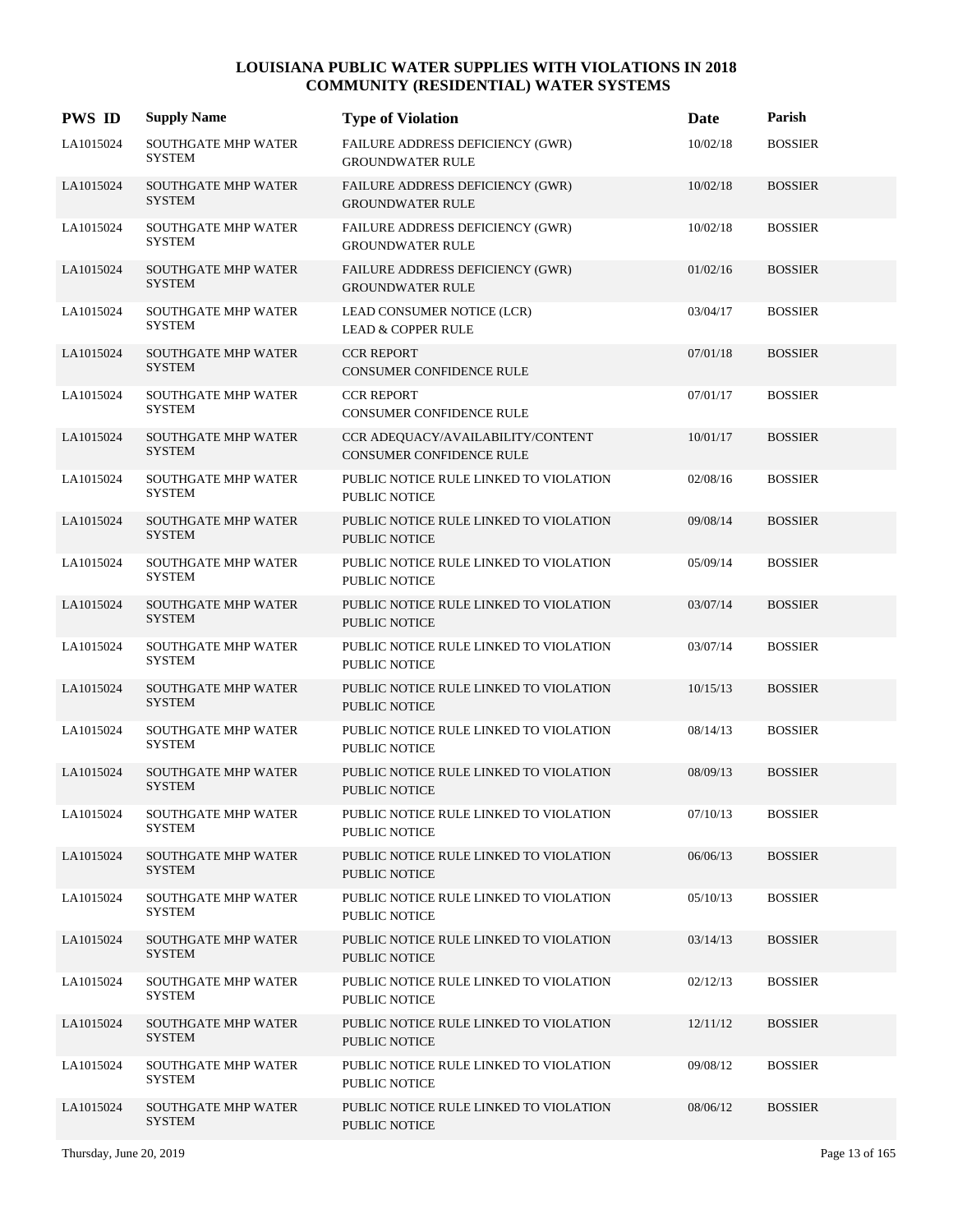# LOUISIANA PUBLIC WATER SUPPLIES WITH VIOLATIONS IN 2018
## COMMUNITY (RESIDENTIAL) WATER SYSTEMS

| PWS ID | Supply Name | Type of Violation | Date | Parish |
|---|---|---|---|---|
| LA1015024 | SOUTHGATE MHP WATER SYSTEM | FAILURE ADDRESS DEFICIENCY (GWR) GROUNDWATER RULE | 10/02/18 | BOSSIER |
| LA1015024 | SOUTHGATE MHP WATER SYSTEM | FAILURE ADDRESS DEFICIENCY (GWR) GROUNDWATER RULE | 10/02/18 | BOSSIER |
| LA1015024 | SOUTHGATE MHP WATER SYSTEM | FAILURE ADDRESS DEFICIENCY (GWR) GROUNDWATER RULE | 10/02/18 | BOSSIER |
| LA1015024 | SOUTHGATE MHP WATER SYSTEM | FAILURE ADDRESS DEFICIENCY (GWR) GROUNDWATER RULE | 01/02/16 | BOSSIER |
| LA1015024 | SOUTHGATE MHP WATER SYSTEM | LEAD CONSUMER NOTICE (LCR) LEAD & COPPER RULE | 03/04/17 | BOSSIER |
| LA1015024 | SOUTHGATE MHP WATER SYSTEM | CCR REPORT CONSUMER CONFIDENCE RULE | 07/01/18 | BOSSIER |
| LA1015024 | SOUTHGATE MHP WATER SYSTEM | CCR REPORT CONSUMER CONFIDENCE RULE | 07/01/17 | BOSSIER |
| LA1015024 | SOUTHGATE MHP WATER SYSTEM | CCR ADEQUACY/AVAILABILITY/CONTENT CONSUMER CONFIDENCE RULE | 10/01/17 | BOSSIER |
| LA1015024 | SOUTHGATE MHP WATER SYSTEM | PUBLIC NOTICE RULE LINKED TO VIOLATION PUBLIC NOTICE | 02/08/16 | BOSSIER |
| LA1015024 | SOUTHGATE MHP WATER SYSTEM | PUBLIC NOTICE RULE LINKED TO VIOLATION PUBLIC NOTICE | 09/08/14 | BOSSIER |
| LA1015024 | SOUTHGATE MHP WATER SYSTEM | PUBLIC NOTICE RULE LINKED TO VIOLATION PUBLIC NOTICE | 05/09/14 | BOSSIER |
| LA1015024 | SOUTHGATE MHP WATER SYSTEM | PUBLIC NOTICE RULE LINKED TO VIOLATION PUBLIC NOTICE | 03/07/14 | BOSSIER |
| LA1015024 | SOUTHGATE MHP WATER SYSTEM | PUBLIC NOTICE RULE LINKED TO VIOLATION PUBLIC NOTICE | 03/07/14 | BOSSIER |
| LA1015024 | SOUTHGATE MHP WATER SYSTEM | PUBLIC NOTICE RULE LINKED TO VIOLATION PUBLIC NOTICE | 10/15/13 | BOSSIER |
| LA1015024 | SOUTHGATE MHP WATER SYSTEM | PUBLIC NOTICE RULE LINKED TO VIOLATION PUBLIC NOTICE | 08/14/13 | BOSSIER |
| LA1015024 | SOUTHGATE MHP WATER SYSTEM | PUBLIC NOTICE RULE LINKED TO VIOLATION PUBLIC NOTICE | 08/09/13 | BOSSIER |
| LA1015024 | SOUTHGATE MHP WATER SYSTEM | PUBLIC NOTICE RULE LINKED TO VIOLATION PUBLIC NOTICE | 07/10/13 | BOSSIER |
| LA1015024 | SOUTHGATE MHP WATER SYSTEM | PUBLIC NOTICE RULE LINKED TO VIOLATION PUBLIC NOTICE | 06/06/13 | BOSSIER |
| LA1015024 | SOUTHGATE MHP WATER SYSTEM | PUBLIC NOTICE RULE LINKED TO VIOLATION PUBLIC NOTICE | 05/10/13 | BOSSIER |
| LA1015024 | SOUTHGATE MHP WATER SYSTEM | PUBLIC NOTICE RULE LINKED TO VIOLATION PUBLIC NOTICE | 03/14/13 | BOSSIER |
| LA1015024 | SOUTHGATE MHP WATER SYSTEM | PUBLIC NOTICE RULE LINKED TO VIOLATION PUBLIC NOTICE | 02/12/13 | BOSSIER |
| LA1015024 | SOUTHGATE MHP WATER SYSTEM | PUBLIC NOTICE RULE LINKED TO VIOLATION PUBLIC NOTICE | 12/11/12 | BOSSIER |
| LA1015024 | SOUTHGATE MHP WATER SYSTEM | PUBLIC NOTICE RULE LINKED TO VIOLATION PUBLIC NOTICE | 09/08/12 | BOSSIER |
| LA1015024 | SOUTHGATE MHP WATER SYSTEM | PUBLIC NOTICE RULE LINKED TO VIOLATION PUBLIC NOTICE | 08/06/12 | BOSSIER |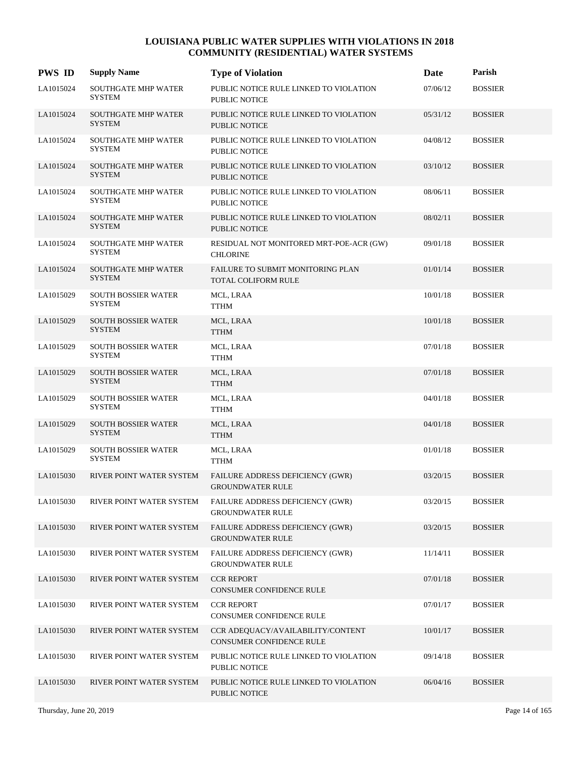# LOUISIANA PUBLIC WATER SUPPLIES WITH VIOLATIONS IN 2018
## COMMUNITY (RESIDENTIAL) WATER SYSTEMS

| PWS ID | Supply Name | Type of Violation | Date | Parish |
|---|---|---|---|---|
| LA1015024 | SOUTHGATE MHP WATER SYSTEM | PUBLIC NOTICE RULE LINKED TO VIOLATION PUBLIC NOTICE | 07/06/12 | BOSSIER |
| LA1015024 | SOUTHGATE MHP WATER SYSTEM | PUBLIC NOTICE RULE LINKED TO VIOLATION PUBLIC NOTICE | 05/31/12 | BOSSIER |
| LA1015024 | SOUTHGATE MHP WATER SYSTEM | PUBLIC NOTICE RULE LINKED TO VIOLATION PUBLIC NOTICE | 04/08/12 | BOSSIER |
| LA1015024 | SOUTHGATE MHP WATER SYSTEM | PUBLIC NOTICE RULE LINKED TO VIOLATION PUBLIC NOTICE | 03/10/12 | BOSSIER |
| LA1015024 | SOUTHGATE MHP WATER SYSTEM | PUBLIC NOTICE RULE LINKED TO VIOLATION PUBLIC NOTICE | 08/06/11 | BOSSIER |
| LA1015024 | SOUTHGATE MHP WATER SYSTEM | PUBLIC NOTICE RULE LINKED TO VIOLATION PUBLIC NOTICE | 08/02/11 | BOSSIER |
| LA1015024 | SOUTHGATE MHP WATER SYSTEM | RESIDUAL NOT MONITORED MRT-POE-ACR (GW) CHLORINE | 09/01/18 | BOSSIER |
| LA1015024 | SOUTHGATE MHP WATER SYSTEM | FAILURE TO SUBMIT MONITORING PLAN TOTAL COLIFORM RULE | 01/01/14 | BOSSIER |
| LA1015029 | SOUTH BOSSIER WATER SYSTEM | MCL, LRAA TTHM | 10/01/18 | BOSSIER |
| LA1015029 | SOUTH BOSSIER WATER SYSTEM | MCL, LRAA TTHM | 10/01/18 | BOSSIER |
| LA1015029 | SOUTH BOSSIER WATER SYSTEM | MCL, LRAA TTHM | 07/01/18 | BOSSIER |
| LA1015029 | SOUTH BOSSIER WATER SYSTEM | MCL, LRAA TTHM | 07/01/18 | BOSSIER |
| LA1015029 | SOUTH BOSSIER WATER SYSTEM | MCL, LRAA TTHM | 04/01/18 | BOSSIER |
| LA1015029 | SOUTH BOSSIER WATER SYSTEM | MCL, LRAA TTHM | 04/01/18 | BOSSIER |
| LA1015029 | SOUTH BOSSIER WATER SYSTEM | MCL, LRAA TTHM | 01/01/18 | BOSSIER |
| LA1015030 | RIVER POINT WATER SYSTEM | FAILURE ADDRESS DEFICIENCY (GWR) GROUNDWATER RULE | 03/20/15 | BOSSIER |
| LA1015030 | RIVER POINT WATER SYSTEM | FAILURE ADDRESS DEFICIENCY (GWR) GROUNDWATER RULE | 03/20/15 | BOSSIER |
| LA1015030 | RIVER POINT WATER SYSTEM | FAILURE ADDRESS DEFICIENCY (GWR) GROUNDWATER RULE | 03/20/15 | BOSSIER |
| LA1015030 | RIVER POINT WATER SYSTEM | FAILURE ADDRESS DEFICIENCY (GWR) GROUNDWATER RULE | 11/14/11 | BOSSIER |
| LA1015030 | RIVER POINT WATER SYSTEM | CCR REPORT CONSUMER CONFIDENCE RULE | 07/01/18 | BOSSIER |
| LA1015030 | RIVER POINT WATER SYSTEM | CCR REPORT CONSUMER CONFIDENCE RULE | 07/01/17 | BOSSIER |
| LA1015030 | RIVER POINT WATER SYSTEM | CCR ADEQUACY/AVAILABILITY/CONTENT CONSUMER CONFIDENCE RULE | 10/01/17 | BOSSIER |
| LA1015030 | RIVER POINT WATER SYSTEM | PUBLIC NOTICE RULE LINKED TO VIOLATION PUBLIC NOTICE | 09/14/18 | BOSSIER |
| LA1015030 | RIVER POINT WATER SYSTEM | PUBLIC NOTICE RULE LINKED TO VIOLATION PUBLIC NOTICE | 06/04/16 | BOSSIER |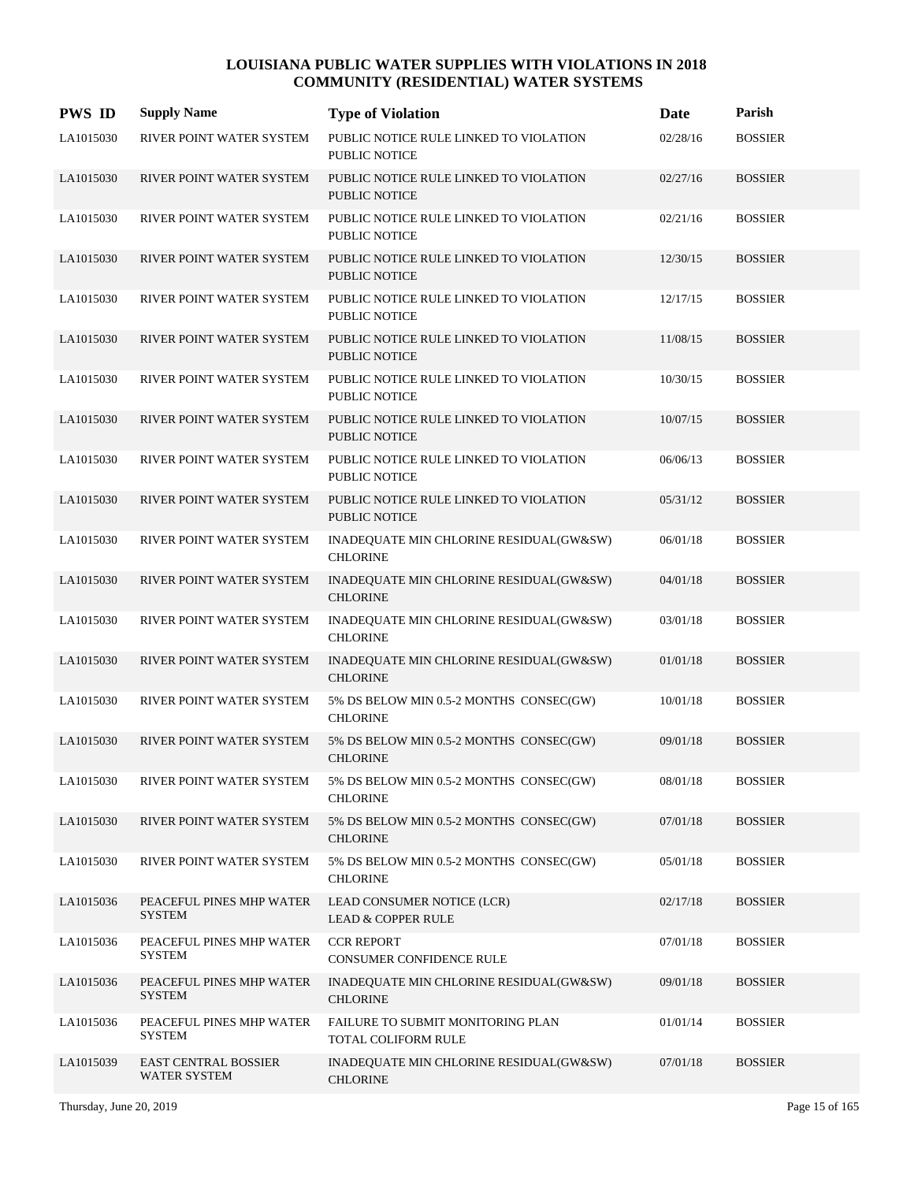# LOUISIANA PUBLIC WATER SUPPLIES WITH VIOLATIONS IN 2018
## COMMUNITY (RESIDENTIAL) WATER SYSTEMS

| PWS ID | Supply Name | Type of Violation | Date | Parish |
|---|---|---|---|---|
| LA1015030 | RIVER POINT WATER SYSTEM | PUBLIC NOTICE RULE LINKED TO VIOLATION PUBLIC NOTICE | 02/28/16 | BOSSIER |
| LA1015030 | RIVER POINT WATER SYSTEM | PUBLIC NOTICE RULE LINKED TO VIOLATION PUBLIC NOTICE | 02/27/16 | BOSSIER |
| LA1015030 | RIVER POINT WATER SYSTEM | PUBLIC NOTICE RULE LINKED TO VIOLATION PUBLIC NOTICE | 02/21/16 | BOSSIER |
| LA1015030 | RIVER POINT WATER SYSTEM | PUBLIC NOTICE RULE LINKED TO VIOLATION PUBLIC NOTICE | 12/30/15 | BOSSIER |
| LA1015030 | RIVER POINT WATER SYSTEM | PUBLIC NOTICE RULE LINKED TO VIOLATION PUBLIC NOTICE | 12/17/15 | BOSSIER |
| LA1015030 | RIVER POINT WATER SYSTEM | PUBLIC NOTICE RULE LINKED TO VIOLATION PUBLIC NOTICE | 11/08/15 | BOSSIER |
| LA1015030 | RIVER POINT WATER SYSTEM | PUBLIC NOTICE RULE LINKED TO VIOLATION PUBLIC NOTICE | 10/30/15 | BOSSIER |
| LA1015030 | RIVER POINT WATER SYSTEM | PUBLIC NOTICE RULE LINKED TO VIOLATION PUBLIC NOTICE | 10/07/15 | BOSSIER |
| LA1015030 | RIVER POINT WATER SYSTEM | PUBLIC NOTICE RULE LINKED TO VIOLATION PUBLIC NOTICE | 06/06/13 | BOSSIER |
| LA1015030 | RIVER POINT WATER SYSTEM | PUBLIC NOTICE RULE LINKED TO VIOLATION PUBLIC NOTICE | 05/31/12 | BOSSIER |
| LA1015030 | RIVER POINT WATER SYSTEM | INADEQUATE MIN CHLORINE RESIDUAL(GW&SW) CHLORINE | 06/01/18 | BOSSIER |
| LA1015030 | RIVER POINT WATER SYSTEM | INADEQUATE MIN CHLORINE RESIDUAL(GW&SW) CHLORINE | 04/01/18 | BOSSIER |
| LA1015030 | RIVER POINT WATER SYSTEM | INADEQUATE MIN CHLORINE RESIDUAL(GW&SW) CHLORINE | 03/01/18 | BOSSIER |
| LA1015030 | RIVER POINT WATER SYSTEM | INADEQUATE MIN CHLORINE RESIDUAL(GW&SW) CHLORINE | 01/01/18 | BOSSIER |
| LA1015030 | RIVER POINT WATER SYSTEM | 5% DS BELOW MIN 0.5-2 MONTHS CONSEC(GW) CHLORINE | 10/01/18 | BOSSIER |
| LA1015030 | RIVER POINT WATER SYSTEM | 5% DS BELOW MIN 0.5-2 MONTHS CONSEC(GW) CHLORINE | 09/01/18 | BOSSIER |
| LA1015030 | RIVER POINT WATER SYSTEM | 5% DS BELOW MIN 0.5-2 MONTHS CONSEC(GW) CHLORINE | 08/01/18 | BOSSIER |
| LA1015030 | RIVER POINT WATER SYSTEM | 5% DS BELOW MIN 0.5-2 MONTHS CONSEC(GW) CHLORINE | 07/01/18 | BOSSIER |
| LA1015030 | RIVER POINT WATER SYSTEM | 5% DS BELOW MIN 0.5-2 MONTHS CONSEC(GW) CHLORINE | 05/01/18 | BOSSIER |
| LA1015036 | PEACEFUL PINES MHP WATER SYSTEM | LEAD CONSUMER NOTICE (LCR) LEAD & COPPER RULE | 02/17/18 | BOSSIER |
| LA1015036 | PEACEFUL PINES MHP WATER SYSTEM | CCR REPORT CONSUMER CONFIDENCE RULE | 07/01/18 | BOSSIER |
| LA1015036 | PEACEFUL PINES MHP WATER SYSTEM | INADEQUATE MIN CHLORINE RESIDUAL(GW&SW) CHLORINE | 09/01/18 | BOSSIER |
| LA1015036 | PEACEFUL PINES MHP WATER SYSTEM | FAILURE TO SUBMIT MONITORING PLAN TOTAL COLIFORM RULE | 01/01/14 | BOSSIER |
| LA1015039 | EAST CENTRAL BOSSIER WATER SYSTEM | INADEQUATE MIN CHLORINE RESIDUAL(GW&SW) CHLORINE | 07/01/18 | BOSSIER |

Thursday, June 20, 2019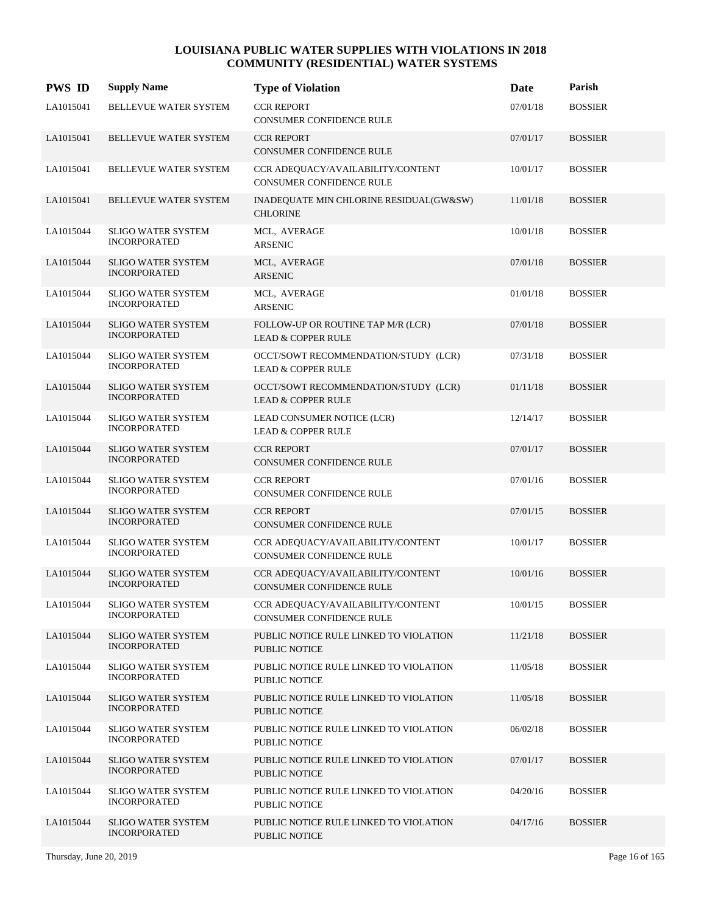# LOUISIANA PUBLIC WATER SUPPLIES WITH VIOLATIONS IN 2018
## COMMUNITY (RESIDENTIAL) WATER SYSTEMS

| PWS ID | Supply Name | Type of Violation | Date | Parish |
|---|---|---|---|---|
| LA1015041 | BELLEVUE WATER SYSTEM | CCR REPORT<br>CONSUMER CONFIDENCE RULE | 07/01/18 | BOSSIER |
| LA1015041 | BELLEVUE WATER SYSTEM | CCR REPORT<br>CONSUMER CONFIDENCE RULE | 07/01/17 | BOSSIER |
| LA1015041 | BELLEVUE WATER SYSTEM | CCR ADEQUACY/AVAILABILITY/CONTENT<br>CONSUMER CONFIDENCE RULE | 10/01/17 | BOSSIER |
| LA1015041 | BELLEVUE WATER SYSTEM | INADEQUATE MIN CHLORINE RESIDUAL(GW&SW)<br>CHLORINE | 11/01/18 | BOSSIER |
| LA1015044 | SLIGO WATER SYSTEM INCORPORATED | MCL, AVERAGE<br>ARSENIC | 10/01/18 | BOSSIER |
| LA1015044 | SLIGO WATER SYSTEM INCORPORATED | MCL, AVERAGE<br>ARSENIC | 07/01/18 | BOSSIER |
| LA1015044 | SLIGO WATER SYSTEM INCORPORATED | MCL, AVERAGE<br>ARSENIC | 01/01/18 | BOSSIER |
| LA1015044 | SLIGO WATER SYSTEM INCORPORATED | FOLLOW-UP OR ROUTINE TAP M/R (LCR)<br>LEAD & COPPER RULE | 07/01/18 | BOSSIER |
| LA1015044 | SLIGO WATER SYSTEM INCORPORATED | OCCT/SOWT RECOMMENDATION/STUDY (LCR)<br>LEAD & COPPER RULE | 07/31/18 | BOSSIER |
| LA1015044 | SLIGO WATER SYSTEM INCORPORATED | OCCT/SOWT RECOMMENDATION/STUDY (LCR)<br>LEAD & COPPER RULE | 01/11/18 | BOSSIER |
| LA1015044 | SLIGO WATER SYSTEM INCORPORATED | LEAD CONSUMER NOTICE (LCR)<br>LEAD & COPPER RULE | 12/14/17 | BOSSIER |
| LA1015044 | SLIGO WATER SYSTEM INCORPORATED | CCR REPORT<br>CONSUMER CONFIDENCE RULE | 07/01/17 | BOSSIER |
| LA1015044 | SLIGO WATER SYSTEM INCORPORATED | CCR REPORT<br>CONSUMER CONFIDENCE RULE | 07/01/16 | BOSSIER |
| LA1015044 | SLIGO WATER SYSTEM INCORPORATED | CCR REPORT<br>CONSUMER CONFIDENCE RULE | 07/01/15 | BOSSIER |
| LA1015044 | SLIGO WATER SYSTEM INCORPORATED | CCR ADEQUACY/AVAILABILITY/CONTENT<br>CONSUMER CONFIDENCE RULE | 10/01/17 | BOSSIER |
| LA1015044 | SLIGO WATER SYSTEM INCORPORATED | CCR ADEQUACY/AVAILABILITY/CONTENT<br>CONSUMER CONFIDENCE RULE | 10/01/16 | BOSSIER |
| LA1015044 | SLIGO WATER SYSTEM INCORPORATED | CCR ADEQUACY/AVAILABILITY/CONTENT<br>CONSUMER CONFIDENCE RULE | 10/01/15 | BOSSIER |
| LA1015044 | SLIGO WATER SYSTEM INCORPORATED | PUBLIC NOTICE RULE LINKED TO VIOLATION<br>PUBLIC NOTICE | 11/21/18 | BOSSIER |
| LA1015044 | SLIGO WATER SYSTEM INCORPORATED | PUBLIC NOTICE RULE LINKED TO VIOLATION<br>PUBLIC NOTICE | 11/05/18 | BOSSIER |
| LA1015044 | SLIGO WATER SYSTEM INCORPORATED | PUBLIC NOTICE RULE LINKED TO VIOLATION<br>PUBLIC NOTICE | 11/05/18 | BOSSIER |
| LA1015044 | SLIGO WATER SYSTEM INCORPORATED | PUBLIC NOTICE RULE LINKED TO VIOLATION<br>PUBLIC NOTICE | 06/02/18 | BOSSIER |
| LA1015044 | SLIGO WATER SYSTEM INCORPORATED | PUBLIC NOTICE RULE LINKED TO VIOLATION<br>PUBLIC NOTICE | 07/01/17 | BOSSIER |
| LA1015044 | SLIGO WATER SYSTEM INCORPORATED | PUBLIC NOTICE RULE LINKED TO VIOLATION<br>PUBLIC NOTICE | 04/20/16 | BOSSIER |
| LA1015044 | SLIGO WATER SYSTEM INCORPORATED | PUBLIC NOTICE RULE LINKED TO VIOLATION<br>PUBLIC NOTICE | 04/17/16 | BOSSIER |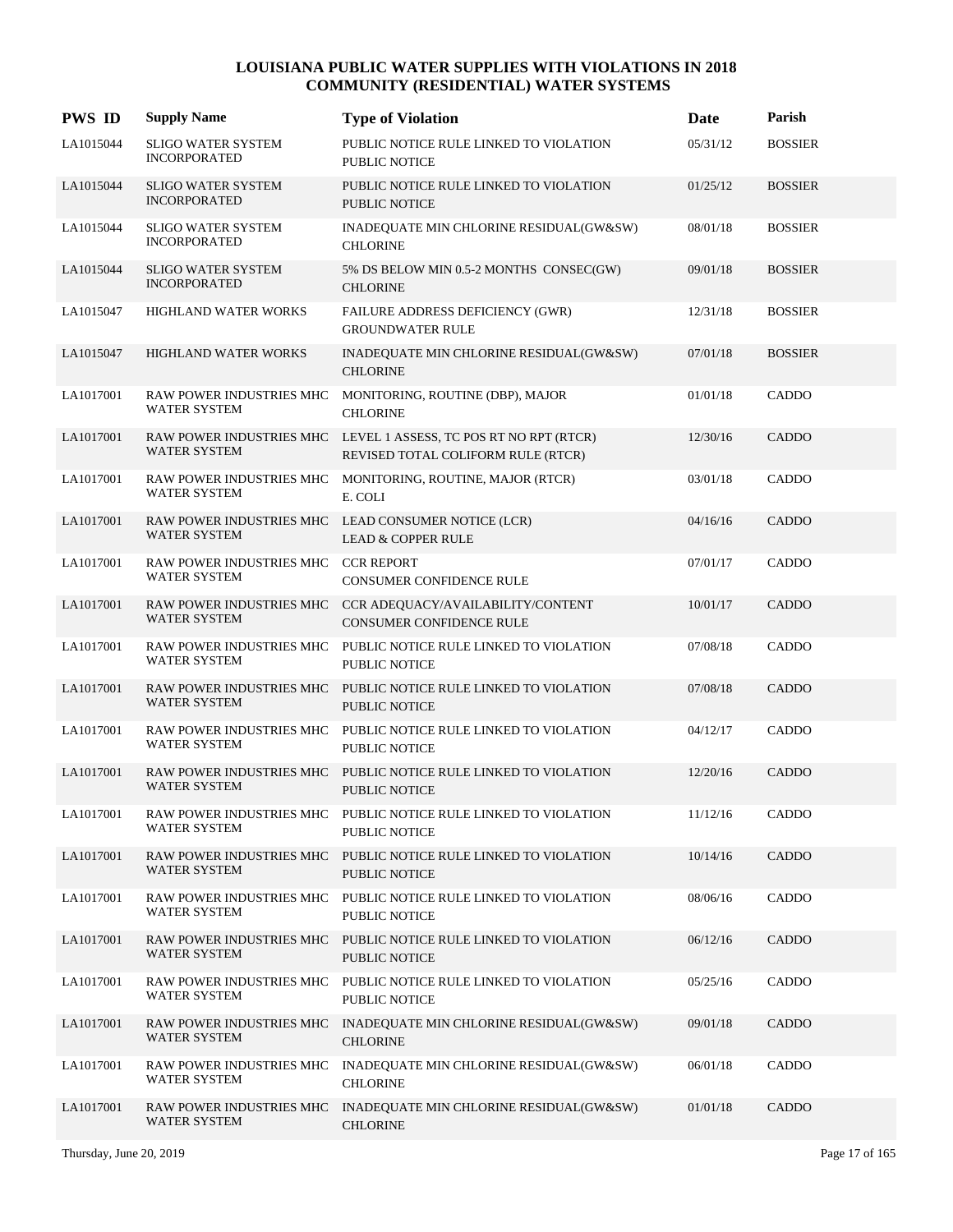# LOUISIANA PUBLIC WATER SUPPLIES WITH VIOLATIONS IN 2018
## COMMUNITY (RESIDENTIAL) WATER SYSTEMS

| PWS ID | Supply Name | Type of Violation | Date | Parish |
|---|---|---|---|---|
| LA1015044 | SLIGO WATER SYSTEM INCORPORATED | PUBLIC NOTICE RULE LINKED TO VIOLATION PUBLIC NOTICE | 05/31/12 | BOSSIER |
| LA1015044 | SLIGO WATER SYSTEM INCORPORATED | PUBLIC NOTICE RULE LINKED TO VIOLATION PUBLIC NOTICE | 01/25/12 | BOSSIER |
| LA1015044 | SLIGO WATER SYSTEM INCORPORATED | INADEQUATE MIN CHLORINE RESIDUAL(GW&SW) CHLORINE | 08/01/18 | BOSSIER |
| LA1015044 | SLIGO WATER SYSTEM INCORPORATED | 5% DS BELOW MIN 0.5-2 MONTHS CONSEC(GW) CHLORINE | 09/01/18 | BOSSIER |
| LA1015047 | HIGHLAND WATER WORKS | FAILURE ADDRESS DEFICIENCY (GWR) GROUNDWATER RULE | 12/31/18 | BOSSIER |
| LA1015047 | HIGHLAND WATER WORKS | INADEQUATE MIN CHLORINE RESIDUAL(GW&SW) CHLORINE | 07/01/18 | BOSSIER |
| LA1017001 | RAW POWER INDUSTRIES MHC WATER SYSTEM | MONITORING, ROUTINE (DBP), MAJOR CHLORINE | 01/01/18 | CADDO |
| LA1017001 | RAW POWER INDUSTRIES MHC WATER SYSTEM | LEVEL 1 ASSESS, TC POS RT NO RPT (RTCR) REVISED TOTAL COLIFORM RULE (RTCR) | 12/30/16 | CADDO |
| LA1017001 | RAW POWER INDUSTRIES MHC WATER SYSTEM | MONITORING, ROUTINE, MAJOR (RTCR) E. COLI | 03/01/18 | CADDO |
| LA1017001 | RAW POWER INDUSTRIES MHC WATER SYSTEM | LEAD CONSUMER NOTICE (LCR) LEAD & COPPER RULE | 04/16/16 | CADDO |
| LA1017001 | RAW POWER INDUSTRIES MHC WATER SYSTEM | CCR REPORT CONSUMER CONFIDENCE RULE | 07/01/17 | CADDO |
| LA1017001 | RAW POWER INDUSTRIES MHC WATER SYSTEM | CCR ADEQUACY/AVAILABILITY/CONTENT CONSUMER CONFIDENCE RULE | 10/01/17 | CADDO |
| LA1017001 | RAW POWER INDUSTRIES MHC WATER SYSTEM | PUBLIC NOTICE RULE LINKED TO VIOLATION PUBLIC NOTICE | 07/08/18 | CADDO |
| LA1017001 | RAW POWER INDUSTRIES MHC WATER SYSTEM | PUBLIC NOTICE RULE LINKED TO VIOLATION PUBLIC NOTICE | 07/08/18 | CADDO |
| LA1017001 | RAW POWER INDUSTRIES MHC WATER SYSTEM | PUBLIC NOTICE RULE LINKED TO VIOLATION PUBLIC NOTICE | 04/12/17 | CADDO |
| LA1017001 | RAW POWER INDUSTRIES MHC WATER SYSTEM | PUBLIC NOTICE RULE LINKED TO VIOLATION PUBLIC NOTICE | 12/20/16 | CADDO |
| LA1017001 | RAW POWER INDUSTRIES MHC WATER SYSTEM | PUBLIC NOTICE RULE LINKED TO VIOLATION PUBLIC NOTICE | 11/12/16 | CADDO |
| LA1017001 | RAW POWER INDUSTRIES MHC WATER SYSTEM | PUBLIC NOTICE RULE LINKED TO VIOLATION PUBLIC NOTICE | 10/14/16 | CADDO |
| LA1017001 | RAW POWER INDUSTRIES MHC WATER SYSTEM | PUBLIC NOTICE RULE LINKED TO VIOLATION PUBLIC NOTICE | 08/06/16 | CADDO |
| LA1017001 | RAW POWER INDUSTRIES MHC WATER SYSTEM | PUBLIC NOTICE RULE LINKED TO VIOLATION PUBLIC NOTICE | 06/12/16 | CADDO |
| LA1017001 | RAW POWER INDUSTRIES MHC WATER SYSTEM | PUBLIC NOTICE RULE LINKED TO VIOLATION PUBLIC NOTICE | 05/25/16 | CADDO |
| LA1017001 | RAW POWER INDUSTRIES MHC WATER SYSTEM | INADEQUATE MIN CHLORINE RESIDUAL(GW&SW) CHLORINE | 09/01/18 | CADDO |
| LA1017001 | RAW POWER INDUSTRIES MHC WATER SYSTEM | INADEQUATE MIN CHLORINE RESIDUAL(GW&SW) CHLORINE | 06/01/18 | CADDO |
| LA1017001 | RAW POWER INDUSTRIES MHC WATER SYSTEM | INADEQUATE MIN CHLORINE RESIDUAL(GW&SW) CHLORINE | 01/01/18 | CADDO |

Thursday, June 20, 2019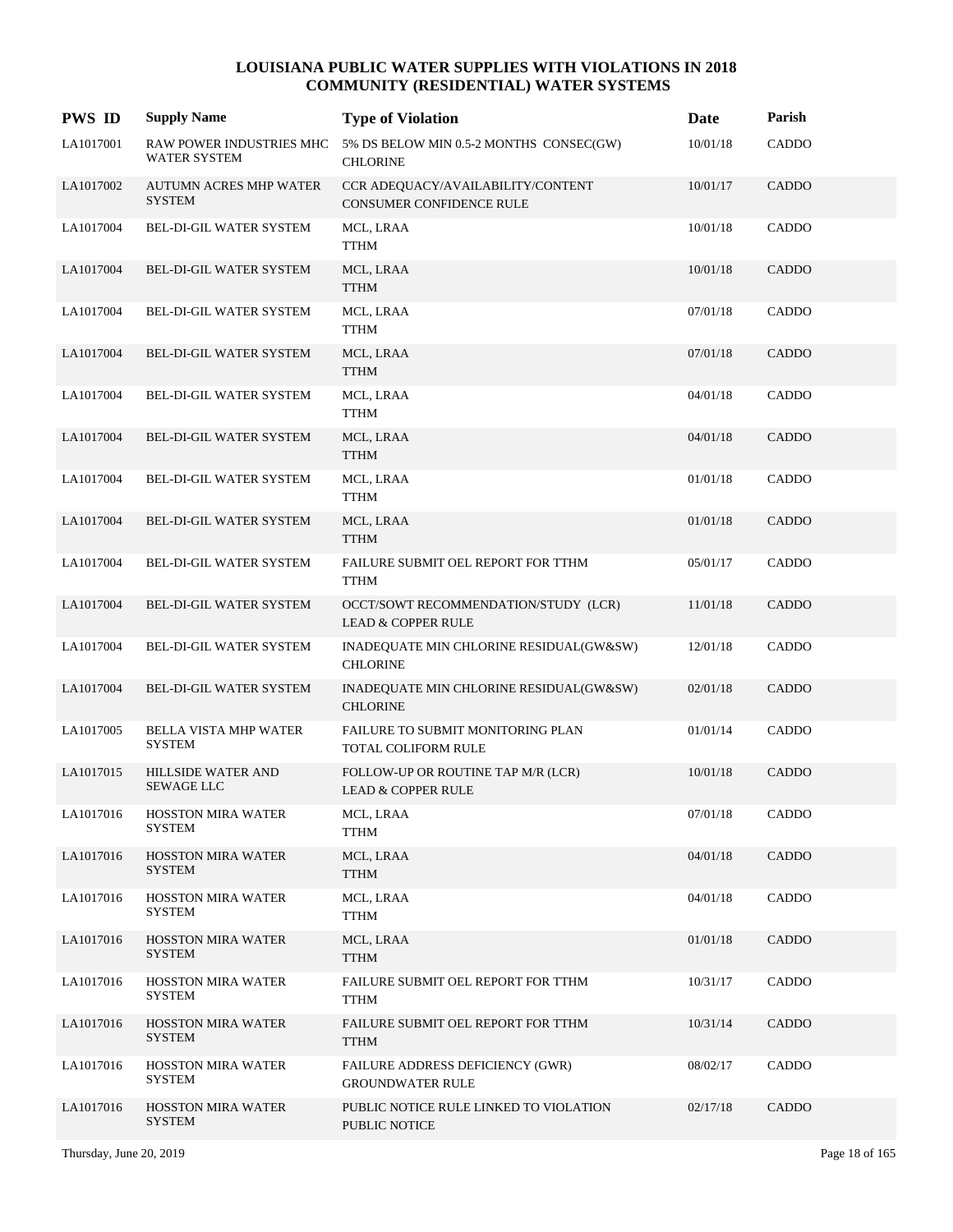# LOUISIANA PUBLIC WATER SUPPLIES WITH VIOLATIONS IN 2018
## COMMUNITY (RESIDENTIAL) WATER SYSTEMS

| PWS ID | Supply Name | Type of Violation | Date | Parish |
|---|---|---|---|---|
| LA1017001 | RAW POWER INDUSTRIES MHC WATER SYSTEM | 5% DS BELOW MIN 0.5-2 MONTHS CONSEC(GW) CHLORINE | 10/01/18 | CADDO |
| LA1017002 | AUTUMN ACRES MHP WATER SYSTEM | CCR ADEQUACY/AVAILABILITY/CONTENT CONSUMER CONFIDENCE RULE | 10/01/17 | CADDO |
| LA1017004 | BEL-DI-GIL WATER SYSTEM | MCL, LRAA TTHM | 10/01/18 | CADDO |
| LA1017004 | BEL-DI-GIL WATER SYSTEM | MCL, LRAA TTHM | 10/01/18 | CADDO |
| LA1017004 | BEL-DI-GIL WATER SYSTEM | MCL, LRAA TTHM | 07/01/18 | CADDO |
| LA1017004 | BEL-DI-GIL WATER SYSTEM | MCL, LRAA TTHM | 07/01/18 | CADDO |
| LA1017004 | BEL-DI-GIL WATER SYSTEM | MCL, LRAA TTHM | 04/01/18 | CADDO |
| LA1017004 | BEL-DI-GIL WATER SYSTEM | MCL, LRAA TTHM | 04/01/18 | CADDO |
| LA1017004 | BEL-DI-GIL WATER SYSTEM | MCL, LRAA TTHM | 01/01/18 | CADDO |
| LA1017004 | BEL-DI-GIL WATER SYSTEM | MCL, LRAA TTHM | 01/01/18 | CADDO |
| LA1017004 | BEL-DI-GIL WATER SYSTEM | FAILURE SUBMIT OEL REPORT FOR TTHM TTHM | 05/01/17 | CADDO |
| LA1017004 | BEL-DI-GIL WATER SYSTEM | OCCT/SOWT RECOMMENDATION/STUDY (LCR) LEAD & COPPER RULE | 11/01/18 | CADDO |
| LA1017004 | BEL-DI-GIL WATER SYSTEM | INADEQUATE MIN CHLORINE RESIDUAL(GW&SW) CHLORINE | 12/01/18 | CADDO |
| LA1017004 | BEL-DI-GIL WATER SYSTEM | INADEQUATE MIN CHLORINE RESIDUAL(GW&SW) CHLORINE | 02/01/18 | CADDO |
| LA1017005 | BELLA VISTA MHP WATER SYSTEM | FAILURE TO SUBMIT MONITORING PLAN TOTAL COLIFORM RULE | 01/01/14 | CADDO |
| LA1017015 | HILLSIDE WATER AND SEWAGE LLC | FOLLOW-UP OR ROUTINE TAP M/R (LCR) LEAD & COPPER RULE | 10/01/18 | CADDO |
| LA1017016 | HOSSTON MIRA WATER SYSTEM | MCL, LRAA TTHM | 07/01/18 | CADDO |
| LA1017016 | HOSSTON MIRA WATER SYSTEM | MCL, LRAA TTHM | 04/01/18 | CADDO |
| LA1017016 | HOSSTON MIRA WATER SYSTEM | MCL, LRAA TTHM | 04/01/18 | CADDO |
| LA1017016 | HOSSTON MIRA WATER SYSTEM | MCL, LRAA TTHM | 01/01/18 | CADDO |
| LA1017016 | HOSSTON MIRA WATER SYSTEM | FAILURE SUBMIT OEL REPORT FOR TTHM TTHM | 10/31/17 | CADDO |
| LA1017016 | HOSSTON MIRA WATER SYSTEM | FAILURE SUBMIT OEL REPORT FOR TTHM TTHM | 10/31/14 | CADDO |
| LA1017016 | HOSSTON MIRA WATER SYSTEM | FAILURE ADDRESS DEFICIENCY (GWR) GROUNDWATER RULE | 08/02/17 | CADDO |
| LA1017016 | HOSSTON MIRA WATER SYSTEM | PUBLIC NOTICE RULE LINKED TO VIOLATION PUBLIC NOTICE | 02/17/18 | CADDO |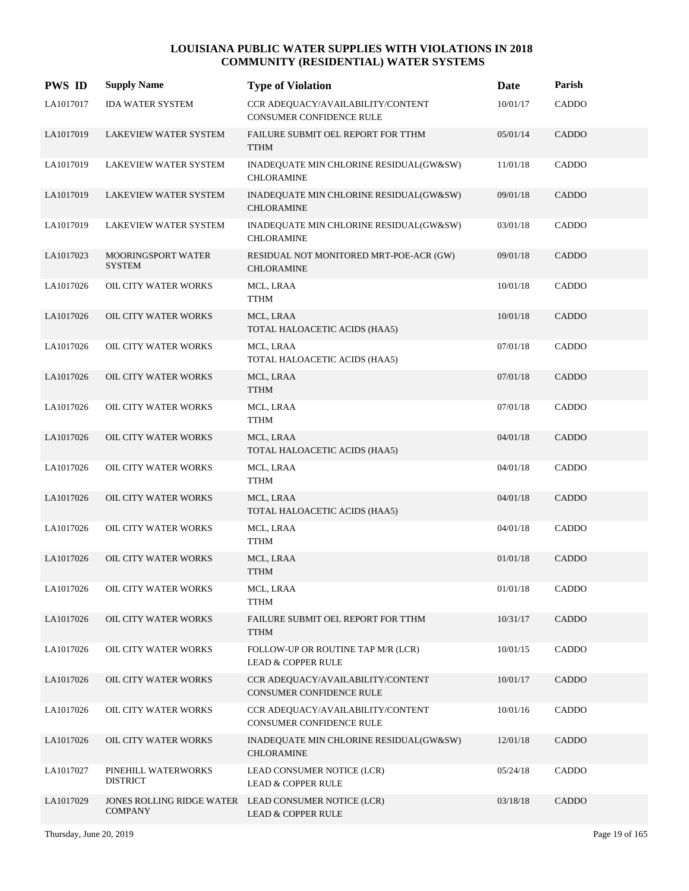# LOUISIANA PUBLIC WATER SUPPLIES WITH VIOLATIONS IN 2018
## COMMUNITY (RESIDENTIAL) WATER SYSTEMS

| PWS ID | Supply Name | Type of Violation | Date | Parish |
|---|---|---|---|---|
| LA1017017 | IDA WATER SYSTEM | CCR ADEQUACY/AVAILABILITY/CONTENT<br>CONSUMER CONFIDENCE RULE | 10/01/17 | CADDO |
| LA1017019 | LAKEVIEW WATER SYSTEM | FAILURE SUBMIT OEL REPORT FOR TTHM<br>TTHM | 05/01/14 | CADDO |
| LA1017019 | LAKEVIEW WATER SYSTEM | INADEQUATE MIN CHLORINE RESIDUAL(GW&SW)<br>CHLORAMINE | 11/01/18 | CADDO |
| LA1017019 | LAKEVIEW WATER SYSTEM | INADEQUATE MIN CHLORINE RESIDUAL(GW&SW)<br>CHLORAMINE | 09/01/18 | CADDO |
| LA1017019 | LAKEVIEW WATER SYSTEM | INADEQUATE MIN CHLORINE RESIDUAL(GW&SW)<br>CHLORAMINE | 03/01/18 | CADDO |
| LA1017023 | MOORINGSPORT WATER SYSTEM | RESIDUAL NOT MONITORED MRT-POE-ACR (GW)<br>CHLORAMINE | 09/01/18 | CADDO |
| LA1017026 | OIL CITY WATER WORKS | MCL, LRAA<br>TTHM | 10/01/18 | CADDO |
| LA1017026 | OIL CITY WATER WORKS | MCL, LRAA<br>TOTAL HALOACETIC ACIDS (HAA5) | 10/01/18 | CADDO |
| LA1017026 | OIL CITY WATER WORKS | MCL, LRAA<br>TOTAL HALOACETIC ACIDS (HAA5) | 07/01/18 | CADDO |
| LA1017026 | OIL CITY WATER WORKS | MCL, LRAA<br>TTHM | 07/01/18 | CADDO |
| LA1017026 | OIL CITY WATER WORKS | MCL, LRAA<br>TTHM | 07/01/18 | CADDO |
| LA1017026 | OIL CITY WATER WORKS | MCL, LRAA<br>TOTAL HALOACETIC ACIDS (HAA5) | 04/01/18 | CADDO |
| LA1017026 | OIL CITY WATER WORKS | MCL, LRAA<br>TTHM | 04/01/18 | CADDO |
| LA1017026 | OIL CITY WATER WORKS | MCL, LRAA<br>TOTAL HALOACETIC ACIDS (HAA5) | 04/01/18 | CADDO |
| LA1017026 | OIL CITY WATER WORKS | MCL, LRAA<br>TTHM | 04/01/18 | CADDO |
| LA1017026 | OIL CITY WATER WORKS | MCL, LRAA<br>TTHM | 01/01/18 | CADDO |
| LA1017026 | OIL CITY WATER WORKS | MCL, LRAA<br>TTHM | 01/01/18 | CADDO |
| LA1017026 | OIL CITY WATER WORKS | FAILURE SUBMIT OEL REPORT FOR TTHM<br>TTHM | 10/31/17 | CADDO |
| LA1017026 | OIL CITY WATER WORKS | FOLLOW-UP OR ROUTINE TAP M/R (LCR)<br>LEAD & COPPER RULE | 10/01/15 | CADDO |
| LA1017026 | OIL CITY WATER WORKS | CCR ADEQUACY/AVAILABILITY/CONTENT<br>CONSUMER CONFIDENCE RULE | 10/01/17 | CADDO |
| LA1017026 | OIL CITY WATER WORKS | CCR ADEQUACY/AVAILABILITY/CONTENT<br>CONSUMER CONFIDENCE RULE | 10/01/16 | CADDO |
| LA1017026 | OIL CITY WATER WORKS | INADEQUATE MIN CHLORINE RESIDUAL(GW&SW)<br>CHLORAMINE | 12/01/18 | CADDO |
| LA1017027 | PINEHILL WATERWORKS DISTRICT | LEAD CONSUMER NOTICE (LCR)<br>LEAD & COPPER RULE | 05/24/18 | CADDO |
| LA1017029 | JONES ROLLING RIDGE WATER COMPANY | LEAD CONSUMER NOTICE (LCR)<br>LEAD & COPPER RULE | 03/18/18 | CADDO |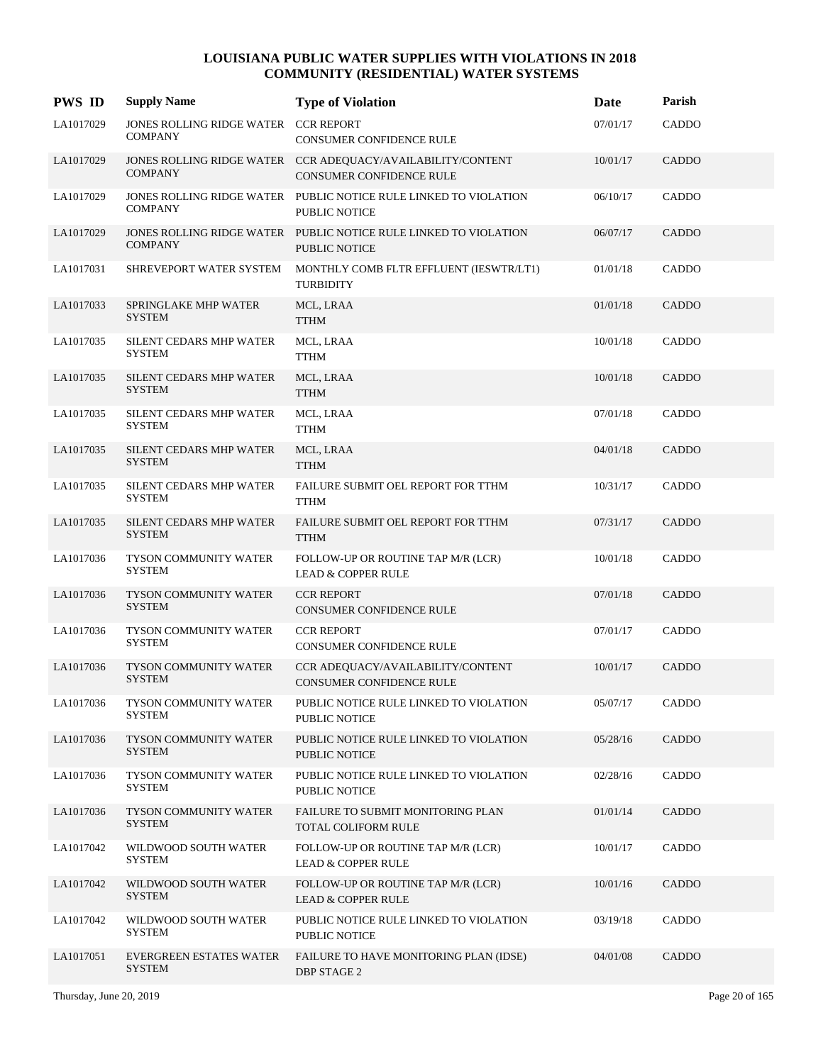# LOUISIANA PUBLIC WATER SUPPLIES WITH VIOLATIONS IN 2018
## COMMUNITY (RESIDENTIAL) WATER SYSTEMS

| PWS ID | Supply Name | Type of Violation | Date | Parish |
|---|---|---|---|---|
| LA1017029 | JONES ROLLING RIDGE WATER COMPANY | CCR REPORT<br>CONSUMER CONFIDENCE RULE | 07/01/17 | CADDO |
| LA1017029 | JONES ROLLING RIDGE WATER COMPANY | CCR ADEQUACY/AVAILABILITY/CONTENT<br>CONSUMER CONFIDENCE RULE | 10/01/17 | CADDO |
| LA1017029 | JONES ROLLING RIDGE WATER COMPANY | PUBLIC NOTICE RULE LINKED TO VIOLATION<br>PUBLIC NOTICE | 06/10/17 | CADDO |
| LA1017029 | JONES ROLLING RIDGE WATER COMPANY | PUBLIC NOTICE RULE LINKED TO VIOLATION<br>PUBLIC NOTICE | 06/07/17 | CADDO |
| LA1017031 | SHREVEPORT WATER SYSTEM | MONTHLY COMB FLTR EFFLUENT (IESWTR/LT1)<br>TURBIDITY | 01/01/18 | CADDO |
| LA1017033 | SPRINGLAKE MHP WATER SYSTEM | MCL, LRAA<br>TTHM | 01/01/18 | CADDO |
| LA1017035 | SILENT CEDARS MHP WATER SYSTEM | MCL, LRAA<br>TTHM | 10/01/18 | CADDO |
| LA1017035 | SILENT CEDARS MHP WATER SYSTEM | MCL, LRAA<br>TTHM | 10/01/18 | CADDO |
| LA1017035 | SILENT CEDARS MHP WATER SYSTEM | MCL, LRAA<br>TTHM | 07/01/18 | CADDO |
| LA1017035 | SILENT CEDARS MHP WATER SYSTEM | MCL, LRAA<br>TTHM | 04/01/18 | CADDO |
| LA1017035 | SILENT CEDARS MHP WATER SYSTEM | FAILURE SUBMIT OEL REPORT FOR TTHM<br>TTHM | 10/31/17 | CADDO |
| LA1017035 | SILENT CEDARS MHP WATER SYSTEM | FAILURE SUBMIT OEL REPORT FOR TTHM<br>TTHM | 07/31/17 | CADDO |
| LA1017036 | TYSON COMMUNITY WATER SYSTEM | FOLLOW-UP OR ROUTINE TAP M/R (LCR)<br>LEAD & COPPER RULE | 10/01/18 | CADDO |
| LA1017036 | TYSON COMMUNITY WATER SYSTEM | CCR REPORT<br>CONSUMER CONFIDENCE RULE | 07/01/18 | CADDO |
| LA1017036 | TYSON COMMUNITY WATER SYSTEM | CCR REPORT<br>CONSUMER CONFIDENCE RULE | 07/01/17 | CADDO |
| LA1017036 | TYSON COMMUNITY WATER SYSTEM | CCR ADEQUACY/AVAILABILITY/CONTENT<br>CONSUMER CONFIDENCE RULE | 10/01/17 | CADDO |
| LA1017036 | TYSON COMMUNITY WATER SYSTEM | PUBLIC NOTICE RULE LINKED TO VIOLATION<br>PUBLIC NOTICE | 05/07/17 | CADDO |
| LA1017036 | TYSON COMMUNITY WATER SYSTEM | PUBLIC NOTICE RULE LINKED TO VIOLATION<br>PUBLIC NOTICE | 05/28/16 | CADDO |
| LA1017036 | TYSON COMMUNITY WATER SYSTEM | PUBLIC NOTICE RULE LINKED TO VIOLATION<br>PUBLIC NOTICE | 02/28/16 | CADDO |
| LA1017036 | TYSON COMMUNITY WATER SYSTEM | FAILURE TO SUBMIT MONITORING PLAN<br>TOTAL COLIFORM RULE | 01/01/14 | CADDO |
| LA1017042 | WILDWOOD SOUTH WATER SYSTEM | FOLLOW-UP OR ROUTINE TAP M/R (LCR)<br>LEAD & COPPER RULE | 10/01/17 | CADDO |
| LA1017042 | WILDWOOD SOUTH WATER SYSTEM | FOLLOW-UP OR ROUTINE TAP M/R (LCR)<br>LEAD & COPPER RULE | 10/01/16 | CADDO |
| LA1017042 | WILDWOOD SOUTH WATER SYSTEM | PUBLIC NOTICE RULE LINKED TO VIOLATION<br>PUBLIC NOTICE | 03/19/18 | CADDO |
| LA1017051 | EVERGREEN ESTATES WATER SYSTEM | FAILURE TO HAVE MONITORING PLAN (IDSE)<br>DBP STAGE 2 | 04/01/08 | CADDO |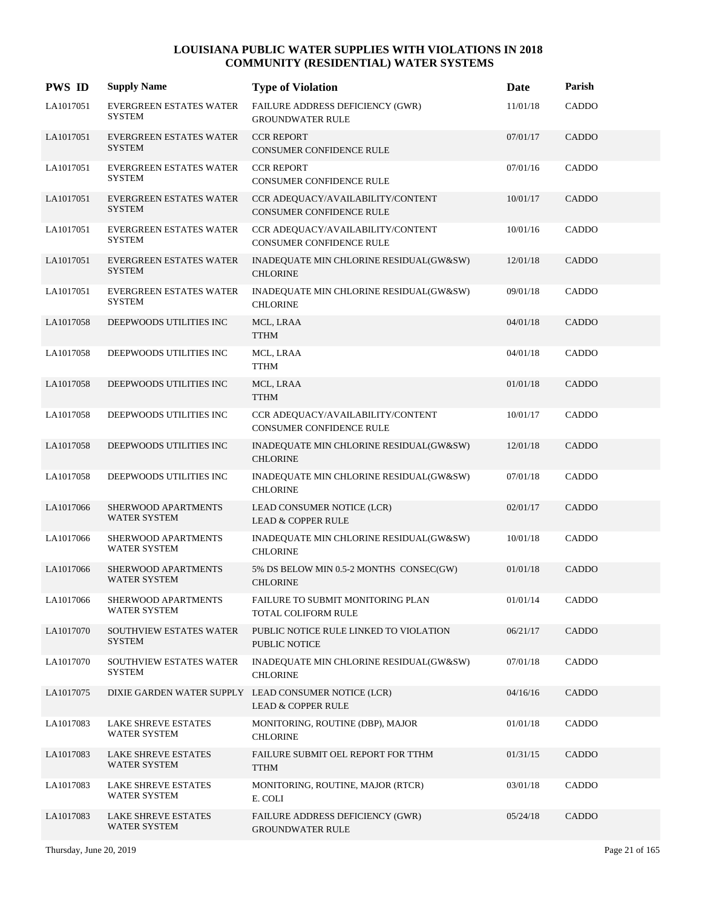# LOUISIANA PUBLIC WATER SUPPLIES WITH VIOLATIONS IN 2018
## COMMUNITY (RESIDENTIAL) WATER SYSTEMS

| PWS ID | Supply Name | Type of Violation | Date | Parish |
|---|---|---|---|---|
| LA1017051 | EVERGREEN ESTATES WATER SYSTEM | FAILURE ADDRESS DEFICIENCY (GWR) GROUNDWATER RULE | 11/01/18 | CADDO |
| LA1017051 | EVERGREEN ESTATES WATER SYSTEM | CCR REPORT CONSUMER CONFIDENCE RULE | 07/01/17 | CADDO |
| LA1017051 | EVERGREEN ESTATES WATER SYSTEM | CCR REPORT CONSUMER CONFIDENCE RULE | 07/01/16 | CADDO |
| LA1017051 | EVERGREEN ESTATES WATER SYSTEM | CCR ADEQUACY/AVAILABILITY/CONTENT CONSUMER CONFIDENCE RULE | 10/01/17 | CADDO |
| LA1017051 | EVERGREEN ESTATES WATER SYSTEM | CCR ADEQUACY/AVAILABILITY/CONTENT CONSUMER CONFIDENCE RULE | 10/01/16 | CADDO |
| LA1017051 | EVERGREEN ESTATES WATER SYSTEM | INADEQUATE MIN CHLORINE RESIDUAL(GW&SW) CHLORINE | 12/01/18 | CADDO |
| LA1017051 | EVERGREEN ESTATES WATER SYSTEM | INADEQUATE MIN CHLORINE RESIDUAL(GW&SW) CHLORINE | 09/01/18 | CADDO |
| LA1017058 | DEEPWOODS UTILITIES INC | MCL, LRAA TTHM | 04/01/18 | CADDO |
| LA1017058 | DEEPWOODS UTILITIES INC | MCL, LRAA TTHM | 04/01/18 | CADDO |
| LA1017058 | DEEPWOODS UTILITIES INC | MCL, LRAA TTHM | 01/01/18 | CADDO |
| LA1017058 | DEEPWOODS UTILITIES INC | CCR ADEQUACY/AVAILABILITY/CONTENT CONSUMER CONFIDENCE RULE | 10/01/17 | CADDO |
| LA1017058 | DEEPWOODS UTILITIES INC | INADEQUATE MIN CHLORINE RESIDUAL(GW&SW) CHLORINE | 12/01/18 | CADDO |
| LA1017058 | DEEPWOODS UTILITIES INC | INADEQUATE MIN CHLORINE RESIDUAL(GW&SW) CHLORINE | 07/01/18 | CADDO |
| LA1017066 | SHERWOOD APARTMENTS WATER SYSTEM | LEAD CONSUMER NOTICE (LCR) LEAD & COPPER RULE | 02/01/17 | CADDO |
| LA1017066 | SHERWOOD APARTMENTS WATER SYSTEM | INADEQUATE MIN CHLORINE RESIDUAL(GW&SW) CHLORINE | 10/01/18 | CADDO |
| LA1017066 | SHERWOOD APARTMENTS WATER SYSTEM | 5% DS BELOW MIN 0.5-2 MONTHS CONSEC(GW) CHLORINE | 01/01/18 | CADDO |
| LA1017066 | SHERWOOD APARTMENTS WATER SYSTEM | FAILURE TO SUBMIT MONITORING PLAN TOTAL COLIFORM RULE | 01/01/14 | CADDO |
| LA1017070 | SOUTHVIEW ESTATES WATER SYSTEM | PUBLIC NOTICE RULE LINKED TO VIOLATION PUBLIC NOTICE | 06/21/17 | CADDO |
| LA1017070 | SOUTHVIEW ESTATES WATER SYSTEM | INADEQUATE MIN CHLORINE RESIDUAL(GW&SW) CHLORINE | 07/01/18 | CADDO |
| LA1017075 | DIXIE GARDEN WATER SUPPLY | LEAD CONSUMER NOTICE (LCR) LEAD & COPPER RULE | 04/16/16 | CADDO |
| LA1017083 | LAKE SHREVE ESTATES WATER SYSTEM | MONITORING, ROUTINE (DBP), MAJOR CHLORINE | 01/01/18 | CADDO |
| LA1017083 | LAKE SHREVE ESTATES WATER SYSTEM | FAILURE SUBMIT OEL REPORT FOR TTHM TTHM | 01/31/15 | CADDO |
| LA1017083 | LAKE SHREVE ESTATES WATER SYSTEM | MONITORING, ROUTINE, MAJOR (RTCR) E. COLI | 03/01/18 | CADDO |
| LA1017083 | LAKE SHREVE ESTATES WATER SYSTEM | FAILURE ADDRESS DEFICIENCY (GWR) GROUNDWATER RULE | 05/24/18 | CADDO |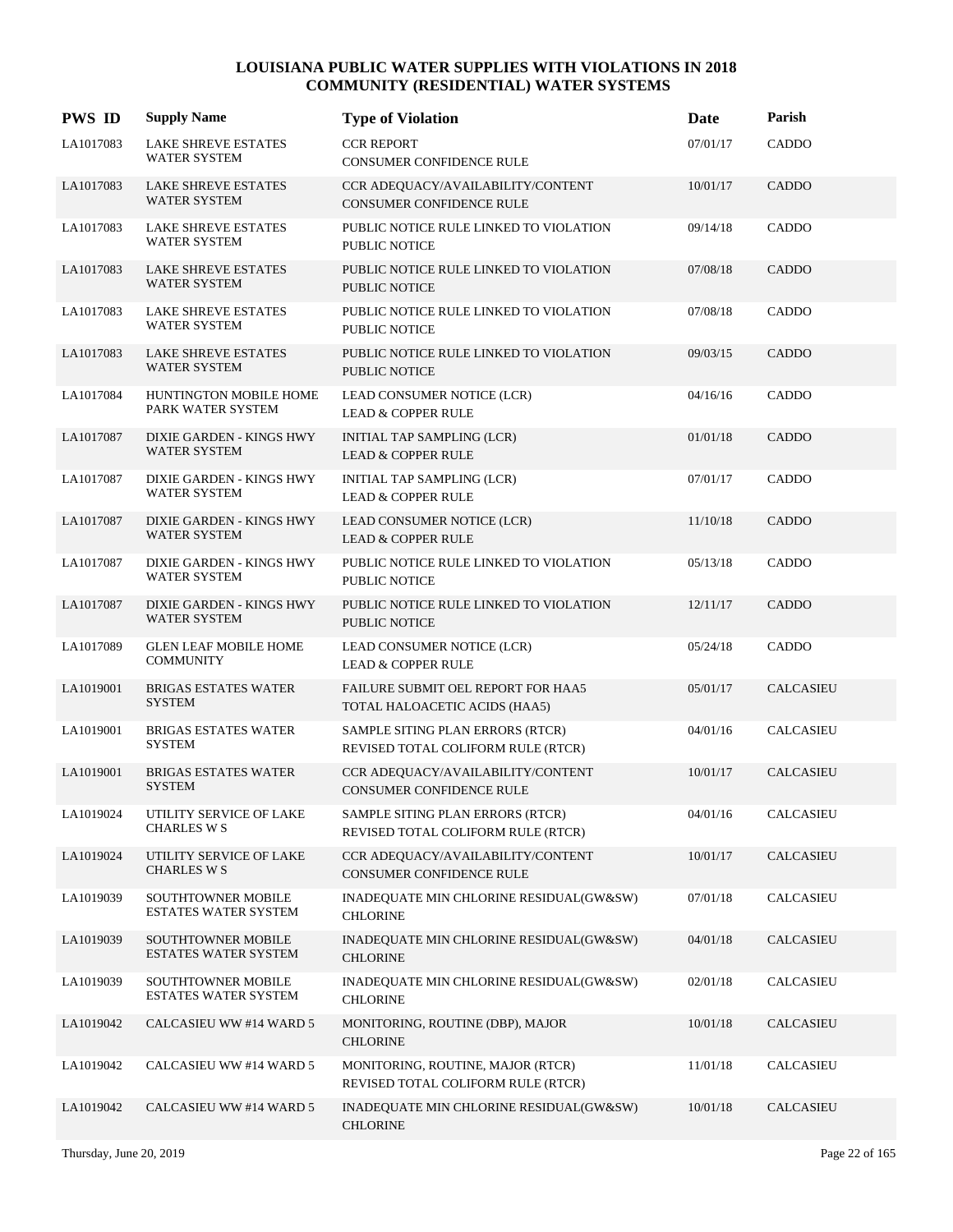# LOUISIANA PUBLIC WATER SUPPLIES WITH VIOLATIONS IN 2018
## COMMUNITY (RESIDENTIAL) WATER SYSTEMS

| PWS ID | Supply Name | Type of Violation | Date | Parish |
|---|---|---|---|---|
| LA1017083 | LAKE SHREVE ESTATES WATER SYSTEM | CCR REPORT<br>CONSUMER CONFIDENCE RULE | 07/01/17 | CADDO |
| LA1017083 | LAKE SHREVE ESTATES WATER SYSTEM | CCR ADEQUACY/AVAILABILITY/CONTENT<br>CONSUMER CONFIDENCE RULE | 10/01/17 | CADDO |
| LA1017083 | LAKE SHREVE ESTATES WATER SYSTEM | PUBLIC NOTICE RULE LINKED TO VIOLATION<br>PUBLIC NOTICE | 09/14/18 | CADDO |
| LA1017083 | LAKE SHREVE ESTATES WATER SYSTEM | PUBLIC NOTICE RULE LINKED TO VIOLATION<br>PUBLIC NOTICE | 07/08/18 | CADDO |
| LA1017083 | LAKE SHREVE ESTATES WATER SYSTEM | PUBLIC NOTICE RULE LINKED TO VIOLATION<br>PUBLIC NOTICE | 07/08/18 | CADDO |
| LA1017083 | LAKE SHREVE ESTATES WATER SYSTEM | PUBLIC NOTICE RULE LINKED TO VIOLATION<br>PUBLIC NOTICE | 09/03/15 | CADDO |
| LA1017084 | HUNTINGTON MOBILE HOME PARK WATER SYSTEM | LEAD CONSUMER NOTICE (LCR)<br>LEAD & COPPER RULE | 04/16/16 | CADDO |
| LA1017087 | DIXIE GARDEN - KINGS HWY WATER SYSTEM | INITIAL TAP SAMPLING (LCR)<br>LEAD & COPPER RULE | 01/01/18 | CADDO |
| LA1017087 | DIXIE GARDEN - KINGS HWY WATER SYSTEM | INITIAL TAP SAMPLING (LCR)<br>LEAD & COPPER RULE | 07/01/17 | CADDO |
| LA1017087 | DIXIE GARDEN - KINGS HWY WATER SYSTEM | LEAD CONSUMER NOTICE (LCR)<br>LEAD & COPPER RULE | 11/10/18 | CADDO |
| LA1017087 | DIXIE GARDEN - KINGS HWY WATER SYSTEM | PUBLIC NOTICE RULE LINKED TO VIOLATION<br>PUBLIC NOTICE | 05/13/18 | CADDO |
| LA1017087 | DIXIE GARDEN - KINGS HWY WATER SYSTEM | PUBLIC NOTICE RULE LINKED TO VIOLATION<br>PUBLIC NOTICE | 12/11/17 | CADDO |
| LA1017089 | GLEN LEAF MOBILE HOME COMMUNITY | LEAD CONSUMER NOTICE (LCR)<br>LEAD & COPPER RULE | 05/24/18 | CADDO |
| LA1019001 | BRIGAS ESTATES WATER SYSTEM | FAILURE SUBMIT OEL REPORT FOR HAA5<br>TOTAL HALOACETIC ACIDS (HAA5) | 05/01/17 | CALCASIEU |
| LA1019001 | BRIGAS ESTATES WATER SYSTEM | SAMPLE SITING PLAN ERRORS (RTCR)<br>REVISED TOTAL COLIFORM RULE (RTCR) | 04/01/16 | CALCASIEU |
| LA1019001 | BRIGAS ESTATES WATER SYSTEM | CCR ADEQUACY/AVAILABILITY/CONTENT<br>CONSUMER CONFIDENCE RULE | 10/01/17 | CALCASIEU |
| LA1019024 | UTILITY SERVICE OF LAKE CHARLES W S | SAMPLE SITING PLAN ERRORS (RTCR)<br>REVISED TOTAL COLIFORM RULE (RTCR) | 04/01/16 | CALCASIEU |
| LA1019024 | UTILITY SERVICE OF LAKE CHARLES W S | CCR ADEQUACY/AVAILABILITY/CONTENT<br>CONSUMER CONFIDENCE RULE | 10/01/17 | CALCASIEU |
| LA1019039 | SOUTHTOWNER MOBILE ESTATES WATER SYSTEM | INADEQUATE MIN CHLORINE RESIDUAL(GW&SW)<br>CHLORINE | 07/01/18 | CALCASIEU |
| LA1019039 | SOUTHTOWNER MOBILE ESTATES WATER SYSTEM | INADEQUATE MIN CHLORINE RESIDUAL(GW&SW)<br>CHLORINE | 04/01/18 | CALCASIEU |
| LA1019039 | SOUTHTOWNER MOBILE ESTATES WATER SYSTEM | INADEQUATE MIN CHLORINE RESIDUAL(GW&SW)<br>CHLORINE | 02/01/18 | CALCASIEU |
| LA1019042 | CALCASIEU WW #14 WARD 5 | MONITORING, ROUTINE (DBP), MAJOR<br>CHLORINE | 10/01/18 | CALCASIEU |
| LA1019042 | CALCASIEU WW #14 WARD 5 | MONITORING, ROUTINE, MAJOR (RTCR)<br>REVISED TOTAL COLIFORM RULE (RTCR) | 11/01/18 | CALCASIEU |
| LA1019042 | CALCASIEU WW #14 WARD 5 | INADEQUATE MIN CHLORINE RESIDUAL(GW&SW)<br>CHLORINE | 10/01/18 | CALCASIEU |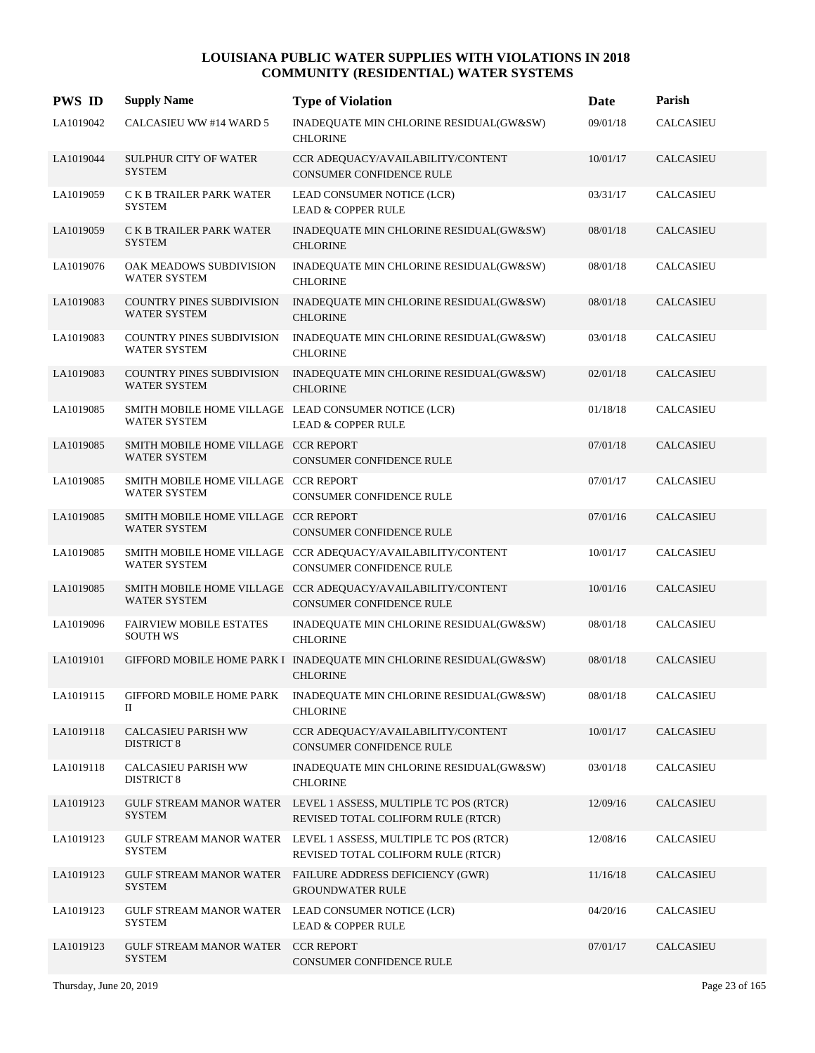# LOUISIANA PUBLIC WATER SUPPLIES WITH VIOLATIONS IN 2018
## COMMUNITY (RESIDENTIAL) WATER SYSTEMS

| PWS ID | Supply Name | Type of Violation | Date | Parish |
|---|---|---|---|---|
| LA1019042 | CALCASIEU WW #14 WARD 5 | INADEQUATE MIN CHLORINE RESIDUAL(GW&SW) CHLORINE | 09/01/18 | CALCASIEU |
| LA1019044 | SULPHUR CITY OF WATER SYSTEM | CCR ADEQUACY/AVAILABILITY/CONTENT CONSUMER CONFIDENCE RULE | 10/01/17 | CALCASIEU |
| LA1019059 | C K B TRAILER PARK WATER SYSTEM | LEAD CONSUMER NOTICE (LCR) LEAD & COPPER RULE | 03/31/17 | CALCASIEU |
| LA1019059 | C K B TRAILER PARK WATER SYSTEM | INADEQUATE MIN CHLORINE RESIDUAL(GW&SW) CHLORINE | 08/01/18 | CALCASIEU |
| LA1019076 | OAK MEADOWS SUBDIVISION WATER SYSTEM | INADEQUATE MIN CHLORINE RESIDUAL(GW&SW) CHLORINE | 08/01/18 | CALCASIEU |
| LA1019083 | COUNTRY PINES SUBDIVISION WATER SYSTEM | INADEQUATE MIN CHLORINE RESIDUAL(GW&SW) CHLORINE | 08/01/18 | CALCASIEU |
| LA1019083 | COUNTRY PINES SUBDIVISION WATER SYSTEM | INADEQUATE MIN CHLORINE RESIDUAL(GW&SW) CHLORINE | 03/01/18 | CALCASIEU |
| LA1019083 | COUNTRY PINES SUBDIVISION WATER SYSTEM | INADEQUATE MIN CHLORINE RESIDUAL(GW&SW) CHLORINE | 02/01/18 | CALCASIEU |
| LA1019085 | SMITH MOBILE HOME VILLAGE WATER SYSTEM | LEAD CONSUMER NOTICE (LCR) LEAD & COPPER RULE | 01/18/18 | CALCASIEU |
| LA1019085 | SMITH MOBILE HOME VILLAGE WATER SYSTEM | CCR REPORT CONSUMER CONFIDENCE RULE | 07/01/18 | CALCASIEU |
| LA1019085 | SMITH MOBILE HOME VILLAGE WATER SYSTEM | CCR REPORT CONSUMER CONFIDENCE RULE | 07/01/17 | CALCASIEU |
| LA1019085 | SMITH MOBILE HOME VILLAGE WATER SYSTEM | CCR REPORT CONSUMER CONFIDENCE RULE | 07/01/16 | CALCASIEU |
| LA1019085 | SMITH MOBILE HOME VILLAGE WATER SYSTEM | CCR ADEQUACY/AVAILABILITY/CONTENT CONSUMER CONFIDENCE RULE | 10/01/17 | CALCASIEU |
| LA1019085 | SMITH MOBILE HOME VILLAGE WATER SYSTEM | CCR ADEQUACY/AVAILABILITY/CONTENT CONSUMER CONFIDENCE RULE | 10/01/16 | CALCASIEU |
| LA1019096 | FAIRVIEW MOBILE ESTATES SOUTH WS | INADEQUATE MIN CHLORINE RESIDUAL(GW&SW) CHLORINE | 08/01/18 | CALCASIEU |
| LA1019101 | GIFFORD MOBILE HOME PARK I | INADEQUATE MIN CHLORINE RESIDUAL(GW&SW) CHLORINE | 08/01/18 | CALCASIEU |
| LA1019115 | GIFFORD MOBILE HOME PARK II | INADEQUATE MIN CHLORINE RESIDUAL(GW&SW) CHLORINE | 08/01/18 | CALCASIEU |
| LA1019118 | CALCASIEU PARISH WW DISTRICT 8 | CCR ADEQUACY/AVAILABILITY/CONTENT CONSUMER CONFIDENCE RULE | 10/01/17 | CALCASIEU |
| LA1019118 | CALCASIEU PARISH WW DISTRICT 8 | INADEQUATE MIN CHLORINE RESIDUAL(GW&SW) CHLORINE | 03/01/18 | CALCASIEU |
| LA1019123 | GULF STREAM MANOR WATER SYSTEM | LEVEL 1 ASSESS, MULTIPLE TC POS (RTCR) REVISED TOTAL COLIFORM RULE (RTCR) | 12/09/16 | CALCASIEU |
| LA1019123 | GULF STREAM MANOR WATER SYSTEM | LEVEL 1 ASSESS, MULTIPLE TC POS (RTCR) REVISED TOTAL COLIFORM RULE (RTCR) | 12/08/16 | CALCASIEU |
| LA1019123 | GULF STREAM MANOR WATER SYSTEM | FAILURE ADDRESS DEFICIENCY (GWR) GROUNDWATER RULE | 11/16/18 | CALCASIEU |
| LA1019123 | GULF STREAM MANOR WATER SYSTEM | LEAD CONSUMER NOTICE (LCR) LEAD & COPPER RULE | 04/20/16 | CALCASIEU |
| LA1019123 | GULF STREAM MANOR WATER SYSTEM | CCR REPORT CONSUMER CONFIDENCE RULE | 07/01/17 | CALCASIEU |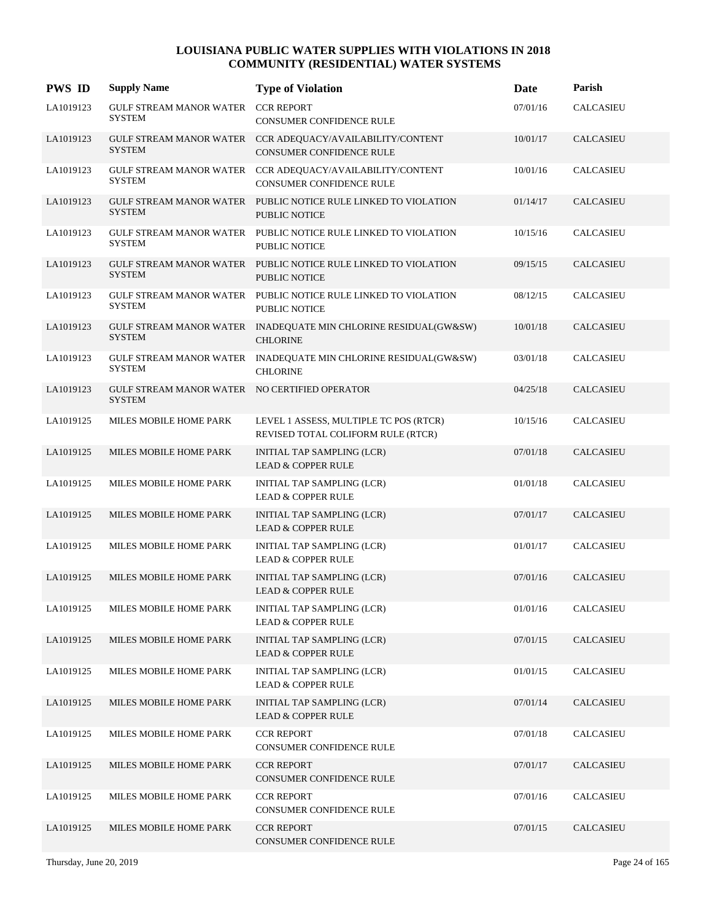# LOUISIANA PUBLIC WATER SUPPLIES WITH VIOLATIONS IN 2018
## COMMUNITY (RESIDENTIAL) WATER SYSTEMS

| PWS ID | Supply Name | Type of Violation | Date | Parish |
|---|---|---|---|---|
| LA1019123 | GULF STREAM MANOR WATER SYSTEM | CCR REPORT<br>CONSUMER CONFIDENCE RULE | 07/01/16 | CALCASIEU |
| LA1019123 | GULF STREAM MANOR WATER SYSTEM | CCR ADEQUACY/AVAILABILITY/CONTENT<br>CONSUMER CONFIDENCE RULE | 10/01/17 | CALCASIEU |
| LA1019123 | GULF STREAM MANOR WATER SYSTEM | CCR ADEQUACY/AVAILABILITY/CONTENT<br>CONSUMER CONFIDENCE RULE | 10/01/16 | CALCASIEU |
| LA1019123 | GULF STREAM MANOR WATER SYSTEM | PUBLIC NOTICE RULE LINKED TO VIOLATION<br>PUBLIC NOTICE | 01/14/17 | CALCASIEU |
| LA1019123 | GULF STREAM MANOR WATER SYSTEM | PUBLIC NOTICE RULE LINKED TO VIOLATION<br>PUBLIC NOTICE | 10/15/16 | CALCASIEU |
| LA1019123 | GULF STREAM MANOR WATER SYSTEM | PUBLIC NOTICE RULE LINKED TO VIOLATION<br>PUBLIC NOTICE | 09/15/15 | CALCASIEU |
| LA1019123 | GULF STREAM MANOR WATER SYSTEM | PUBLIC NOTICE RULE LINKED TO VIOLATION<br>PUBLIC NOTICE | 08/12/15 | CALCASIEU |
| LA1019123 | GULF STREAM MANOR WATER SYSTEM | INADEQUATE MIN CHLORINE RESIDUAL(GW&SW)<br>CHLORINE | 10/01/18 | CALCASIEU |
| LA1019123 | GULF STREAM MANOR WATER SYSTEM | INADEQUATE MIN CHLORINE RESIDUAL(GW&SW)<br>CHLORINE | 03/01/18 | CALCASIEU |
| LA1019123 | GULF STREAM MANOR WATER SYSTEM | NO CERTIFIED OPERATOR | 04/25/18 | CALCASIEU |
| LA1019125 | MILES MOBILE HOME PARK | LEVEL 1 ASSESS, MULTIPLE TC POS (RTCR)<br>REVISED TOTAL COLIFORM RULE (RTCR) | 10/15/16 | CALCASIEU |
| LA1019125 | MILES MOBILE HOME PARK | INITIAL TAP SAMPLING (LCR)<br>LEAD & COPPER RULE | 07/01/18 | CALCASIEU |
| LA1019125 | MILES MOBILE HOME PARK | INITIAL TAP SAMPLING (LCR)<br>LEAD & COPPER RULE | 01/01/18 | CALCASIEU |
| LA1019125 | MILES MOBILE HOME PARK | INITIAL TAP SAMPLING (LCR)<br>LEAD & COPPER RULE | 07/01/17 | CALCASIEU |
| LA1019125 | MILES MOBILE HOME PARK | INITIAL TAP SAMPLING (LCR)<br>LEAD & COPPER RULE | 01/01/17 | CALCASIEU |
| LA1019125 | MILES MOBILE HOME PARK | INITIAL TAP SAMPLING (LCR)<br>LEAD & COPPER RULE | 07/01/16 | CALCASIEU |
| LA1019125 | MILES MOBILE HOME PARK | INITIAL TAP SAMPLING (LCR)<br>LEAD & COPPER RULE | 01/01/16 | CALCASIEU |
| LA1019125 | MILES MOBILE HOME PARK | INITIAL TAP SAMPLING (LCR)<br>LEAD & COPPER RULE | 07/01/15 | CALCASIEU |
| LA1019125 | MILES MOBILE HOME PARK | INITIAL TAP SAMPLING (LCR)<br>LEAD & COPPER RULE | 01/01/15 | CALCASIEU |
| LA1019125 | MILES MOBILE HOME PARK | INITIAL TAP SAMPLING (LCR)<br>LEAD & COPPER RULE | 07/01/14 | CALCASIEU |
| LA1019125 | MILES MOBILE HOME PARK | CCR REPORT<br>CONSUMER CONFIDENCE RULE | 07/01/18 | CALCASIEU |
| LA1019125 | MILES MOBILE HOME PARK | CCR REPORT<br>CONSUMER CONFIDENCE RULE | 07/01/17 | CALCASIEU |
| LA1019125 | MILES MOBILE HOME PARK | CCR REPORT<br>CONSUMER CONFIDENCE RULE | 07/01/16 | CALCASIEU |
| LA1019125 | MILES MOBILE HOME PARK | CCR REPORT<br>CONSUMER CONFIDENCE RULE | 07/01/15 | CALCASIEU |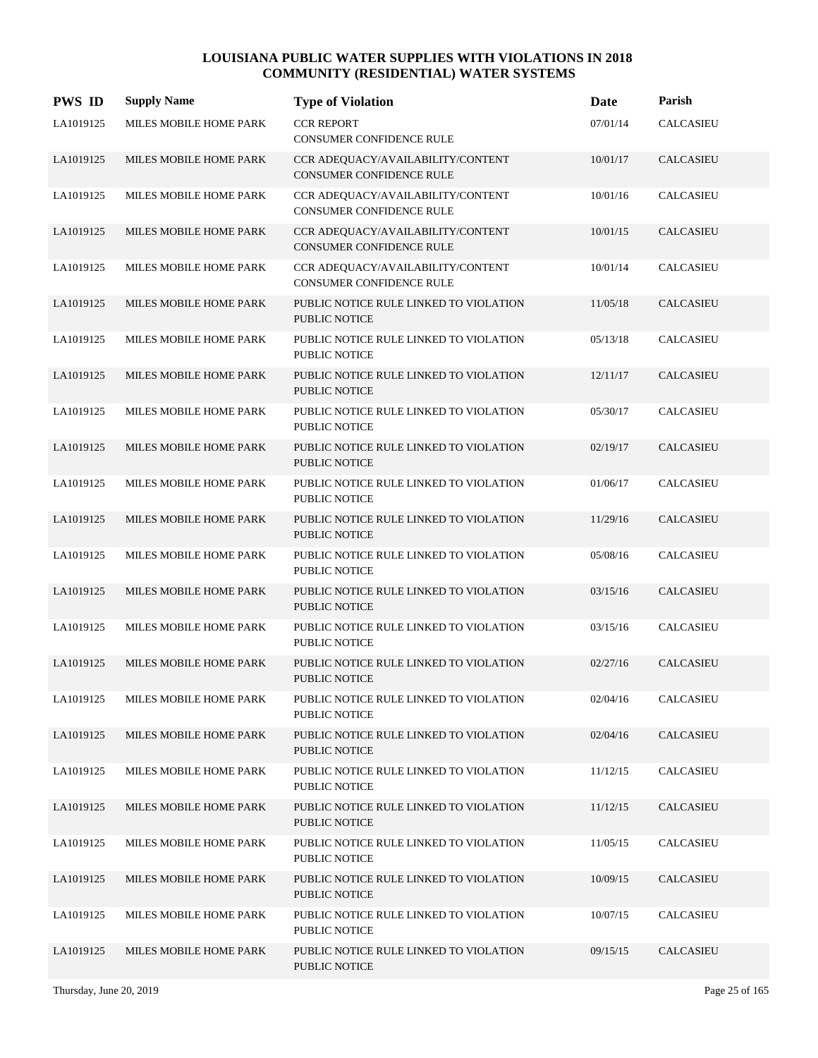# LOUISIANA PUBLIC WATER SUPPLIES WITH VIOLATIONS IN 2018
## COMMUNITY (RESIDENTIAL) WATER SYSTEMS

| PWS ID | Supply Name | Type of Violation | Date | Parish |
|---|---|---|---|---|
| LA1019125 | MILES MOBILE HOME PARK | CCR REPORT<br>CONSUMER CONFIDENCE RULE | 07/01/14 | CALCASIEU |
| LA1019125 | MILES MOBILE HOME PARK | CCR ADEQUACY/AVAILABILITY/CONTENT<br>CONSUMER CONFIDENCE RULE | 10/01/17 | CALCASIEU |
| LA1019125 | MILES MOBILE HOME PARK | CCR ADEQUACY/AVAILABILITY/CONTENT<br>CONSUMER CONFIDENCE RULE | 10/01/16 | CALCASIEU |
| LA1019125 | MILES MOBILE HOME PARK | CCR ADEQUACY/AVAILABILITY/CONTENT<br>CONSUMER CONFIDENCE RULE | 10/01/15 | CALCASIEU |
| LA1019125 | MILES MOBILE HOME PARK | CCR ADEQUACY/AVAILABILITY/CONTENT<br>CONSUMER CONFIDENCE RULE | 10/01/14 | CALCASIEU |
| LA1019125 | MILES MOBILE HOME PARK | PUBLIC NOTICE RULE LINKED TO VIOLATION<br>PUBLIC NOTICE | 11/05/18 | CALCASIEU |
| LA1019125 | MILES MOBILE HOME PARK | PUBLIC NOTICE RULE LINKED TO VIOLATION<br>PUBLIC NOTICE | 05/13/18 | CALCASIEU |
| LA1019125 | MILES MOBILE HOME PARK | PUBLIC NOTICE RULE LINKED TO VIOLATION<br>PUBLIC NOTICE | 12/11/17 | CALCASIEU |
| LA1019125 | MILES MOBILE HOME PARK | PUBLIC NOTICE RULE LINKED TO VIOLATION<br>PUBLIC NOTICE | 05/30/17 | CALCASIEU |
| LA1019125 | MILES MOBILE HOME PARK | PUBLIC NOTICE RULE LINKED TO VIOLATION<br>PUBLIC NOTICE | 02/19/17 | CALCASIEU |
| LA1019125 | MILES MOBILE HOME PARK | PUBLIC NOTICE RULE LINKED TO VIOLATION<br>PUBLIC NOTICE | 01/06/17 | CALCASIEU |
| LA1019125 | MILES MOBILE HOME PARK | PUBLIC NOTICE RULE LINKED TO VIOLATION<br>PUBLIC NOTICE | 11/29/16 | CALCASIEU |
| LA1019125 | MILES MOBILE HOME PARK | PUBLIC NOTICE RULE LINKED TO VIOLATION<br>PUBLIC NOTICE | 05/08/16 | CALCASIEU |
| LA1019125 | MILES MOBILE HOME PARK | PUBLIC NOTICE RULE LINKED TO VIOLATION<br>PUBLIC NOTICE | 03/15/16 | CALCASIEU |
| LA1019125 | MILES MOBILE HOME PARK | PUBLIC NOTICE RULE LINKED TO VIOLATION<br>PUBLIC NOTICE | 03/15/16 | CALCASIEU |
| LA1019125 | MILES MOBILE HOME PARK | PUBLIC NOTICE RULE LINKED TO VIOLATION<br>PUBLIC NOTICE | 02/27/16 | CALCASIEU |
| LA1019125 | MILES MOBILE HOME PARK | PUBLIC NOTICE RULE LINKED TO VIOLATION<br>PUBLIC NOTICE | 02/04/16 | CALCASIEU |
| LA1019125 | MILES MOBILE HOME PARK | PUBLIC NOTICE RULE LINKED TO VIOLATION<br>PUBLIC NOTICE | 02/04/16 | CALCASIEU |
| LA1019125 | MILES MOBILE HOME PARK | PUBLIC NOTICE RULE LINKED TO VIOLATION<br>PUBLIC NOTICE | 11/12/15 | CALCASIEU |
| LA1019125 | MILES MOBILE HOME PARK | PUBLIC NOTICE RULE LINKED TO VIOLATION<br>PUBLIC NOTICE | 11/12/15 | CALCASIEU |
| LA1019125 | MILES MOBILE HOME PARK | PUBLIC NOTICE RULE LINKED TO VIOLATION<br>PUBLIC NOTICE | 11/05/15 | CALCASIEU |
| LA1019125 | MILES MOBILE HOME PARK | PUBLIC NOTICE RULE LINKED TO VIOLATION<br>PUBLIC NOTICE | 10/09/15 | CALCASIEU |
| LA1019125 | MILES MOBILE HOME PARK | PUBLIC NOTICE RULE LINKED TO VIOLATION<br>PUBLIC NOTICE | 10/07/15 | CALCASIEU |
| LA1019125 | MILES MOBILE HOME PARK | PUBLIC NOTICE RULE LINKED TO VIOLATION<br>PUBLIC NOTICE | 09/15/15 | CALCASIEU |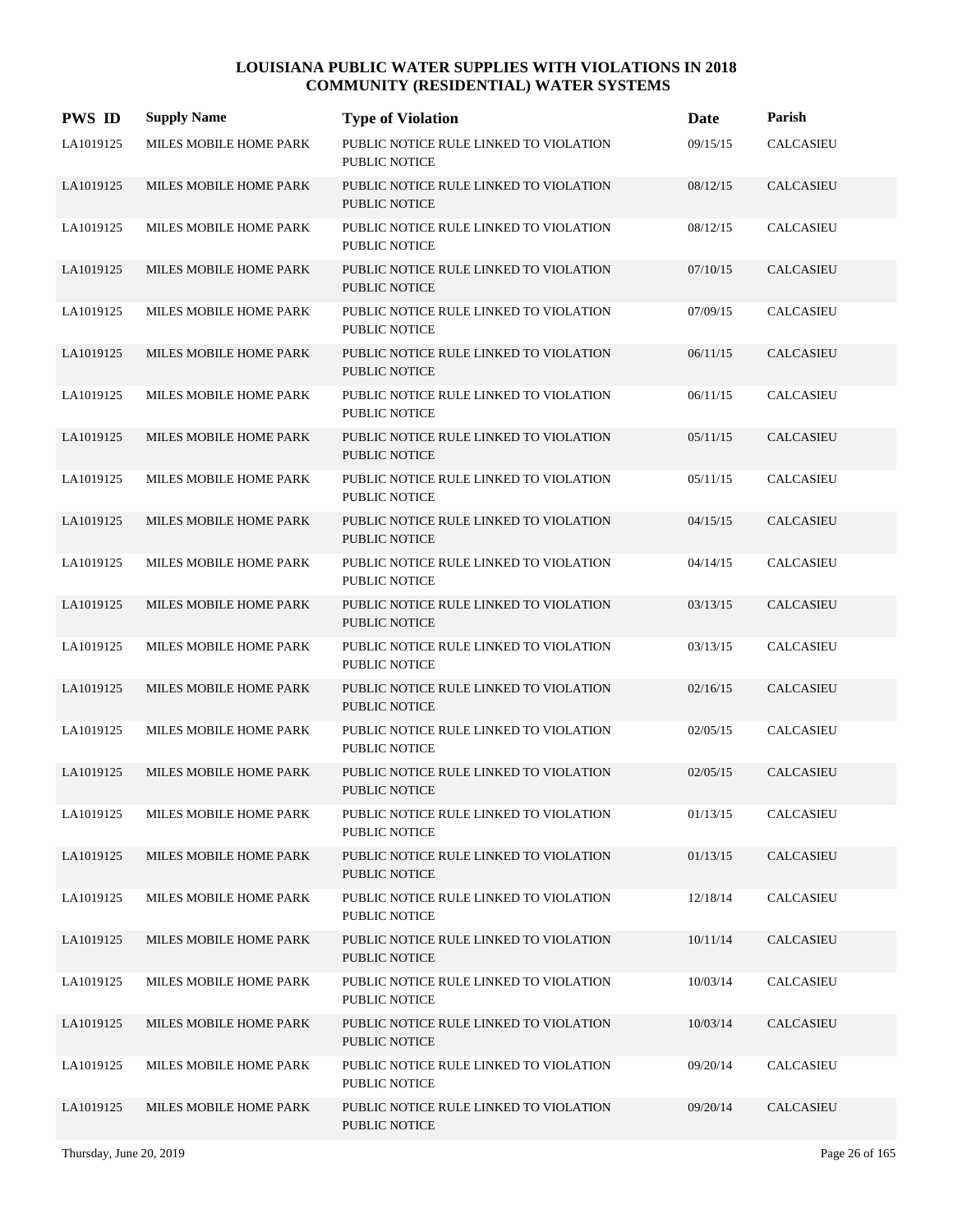# LOUISIANA PUBLIC WATER SUPPLIES WITH VIOLATIONS IN 2018
## COMMUNITY (RESIDENTIAL) WATER SYSTEMS

| PWS ID | Supply Name | Type of Violation | Date | Parish |
|---|---|---|---|---|
| LA1019125 | MILES MOBILE HOME PARK | PUBLIC NOTICE RULE LINKED TO VIOLATION PUBLIC NOTICE | 09/15/15 | CALCASIEU |
| LA1019125 | MILES MOBILE HOME PARK | PUBLIC NOTICE RULE LINKED TO VIOLATION PUBLIC NOTICE | 08/12/15 | CALCASIEU |
| LA1019125 | MILES MOBILE HOME PARK | PUBLIC NOTICE RULE LINKED TO VIOLATION PUBLIC NOTICE | 08/12/15 | CALCASIEU |
| LA1019125 | MILES MOBILE HOME PARK | PUBLIC NOTICE RULE LINKED TO VIOLATION PUBLIC NOTICE | 07/10/15 | CALCASIEU |
| LA1019125 | MILES MOBILE HOME PARK | PUBLIC NOTICE RULE LINKED TO VIOLATION PUBLIC NOTICE | 07/09/15 | CALCASIEU |
| LA1019125 | MILES MOBILE HOME PARK | PUBLIC NOTICE RULE LINKED TO VIOLATION PUBLIC NOTICE | 06/11/15 | CALCASIEU |
| LA1019125 | MILES MOBILE HOME PARK | PUBLIC NOTICE RULE LINKED TO VIOLATION PUBLIC NOTICE | 06/11/15 | CALCASIEU |
| LA1019125 | MILES MOBILE HOME PARK | PUBLIC NOTICE RULE LINKED TO VIOLATION PUBLIC NOTICE | 05/11/15 | CALCASIEU |
| LA1019125 | MILES MOBILE HOME PARK | PUBLIC NOTICE RULE LINKED TO VIOLATION PUBLIC NOTICE | 05/11/15 | CALCASIEU |
| LA1019125 | MILES MOBILE HOME PARK | PUBLIC NOTICE RULE LINKED TO VIOLATION PUBLIC NOTICE | 04/15/15 | CALCASIEU |
| LA1019125 | MILES MOBILE HOME PARK | PUBLIC NOTICE RULE LINKED TO VIOLATION PUBLIC NOTICE | 04/14/15 | CALCASIEU |
| LA1019125 | MILES MOBILE HOME PARK | PUBLIC NOTICE RULE LINKED TO VIOLATION PUBLIC NOTICE | 03/13/15 | CALCASIEU |
| LA1019125 | MILES MOBILE HOME PARK | PUBLIC NOTICE RULE LINKED TO VIOLATION PUBLIC NOTICE | 03/13/15 | CALCASIEU |
| LA1019125 | MILES MOBILE HOME PARK | PUBLIC NOTICE RULE LINKED TO VIOLATION PUBLIC NOTICE | 02/16/15 | CALCASIEU |
| LA1019125 | MILES MOBILE HOME PARK | PUBLIC NOTICE RULE LINKED TO VIOLATION PUBLIC NOTICE | 02/05/15 | CALCASIEU |
| LA1019125 | MILES MOBILE HOME PARK | PUBLIC NOTICE RULE LINKED TO VIOLATION PUBLIC NOTICE | 02/05/15 | CALCASIEU |
| LA1019125 | MILES MOBILE HOME PARK | PUBLIC NOTICE RULE LINKED TO VIOLATION PUBLIC NOTICE | 01/13/15 | CALCASIEU |
| LA1019125 | MILES MOBILE HOME PARK | PUBLIC NOTICE RULE LINKED TO VIOLATION PUBLIC NOTICE | 01/13/15 | CALCASIEU |
| LA1019125 | MILES MOBILE HOME PARK | PUBLIC NOTICE RULE LINKED TO VIOLATION PUBLIC NOTICE | 12/18/14 | CALCASIEU |
| LA1019125 | MILES MOBILE HOME PARK | PUBLIC NOTICE RULE LINKED TO VIOLATION PUBLIC NOTICE | 10/11/14 | CALCASIEU |
| LA1019125 | MILES MOBILE HOME PARK | PUBLIC NOTICE RULE LINKED TO VIOLATION PUBLIC NOTICE | 10/03/14 | CALCASIEU |
| LA1019125 | MILES MOBILE HOME PARK | PUBLIC NOTICE RULE LINKED TO VIOLATION PUBLIC NOTICE | 10/03/14 | CALCASIEU |
| LA1019125 | MILES MOBILE HOME PARK | PUBLIC NOTICE RULE LINKED TO VIOLATION PUBLIC NOTICE | 09/20/14 | CALCASIEU |
| LA1019125 | MILES MOBILE HOME PARK | PUBLIC NOTICE RULE LINKED TO VIOLATION PUBLIC NOTICE | 09/20/14 | CALCASIEU |

Thursday, June 20, 2019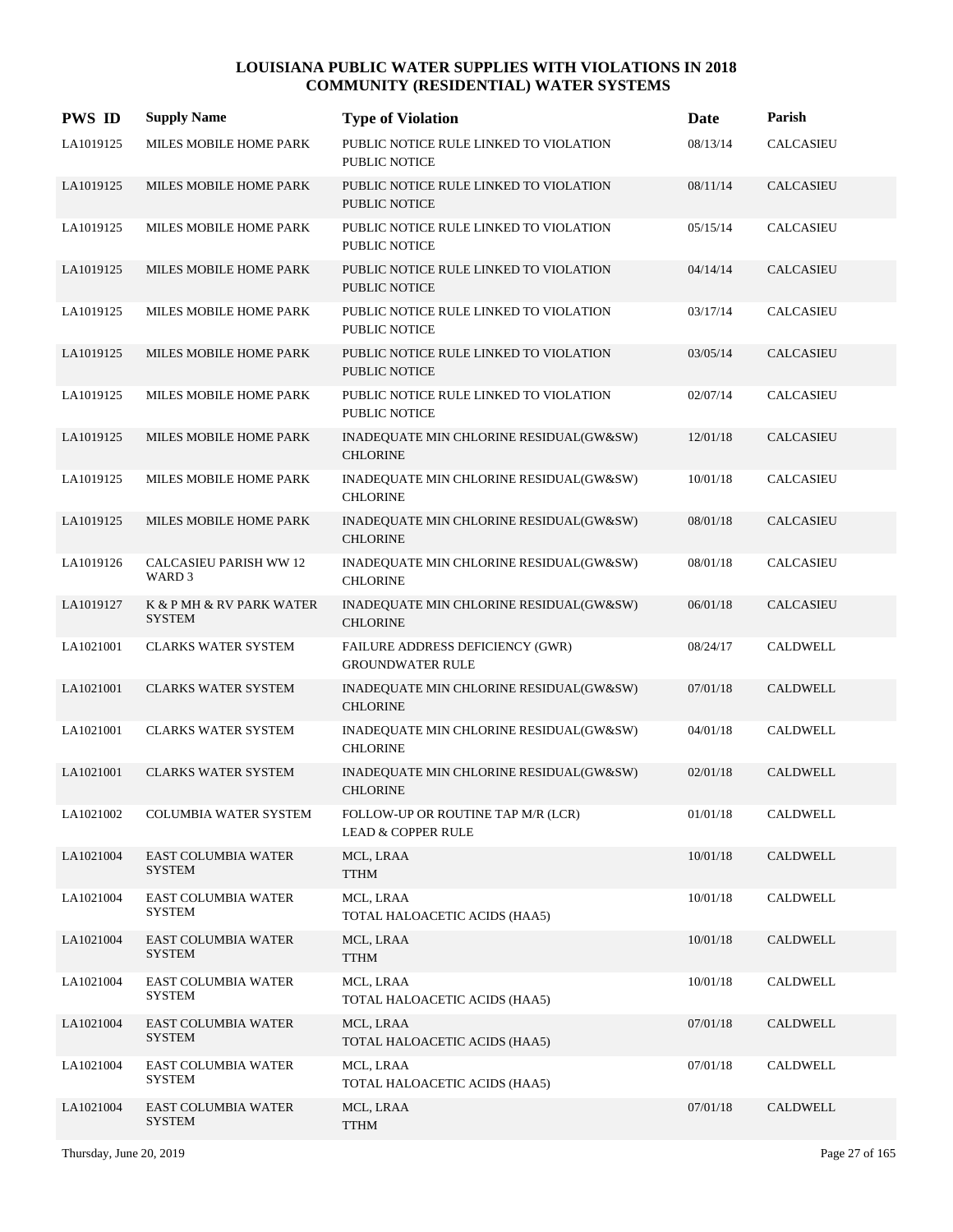# LOUISIANA PUBLIC WATER SUPPLIES WITH VIOLATIONS IN 2018
## COMMUNITY (RESIDENTIAL) WATER SYSTEMS

| PWS ID | Supply Name | Type of Violation | Date | Parish |
|---|---|---|---|---|
| LA1019125 | MILES MOBILE HOME PARK | PUBLIC NOTICE RULE LINKED TO VIOLATION<br>PUBLIC NOTICE | 08/13/14 | CALCASIEU |
| LA1019125 | MILES MOBILE HOME PARK | PUBLIC NOTICE RULE LINKED TO VIOLATION<br>PUBLIC NOTICE | 08/11/14 | CALCASIEU |
| LA1019125 | MILES MOBILE HOME PARK | PUBLIC NOTICE RULE LINKED TO VIOLATION<br>PUBLIC NOTICE | 05/15/14 | CALCASIEU |
| LA1019125 | MILES MOBILE HOME PARK | PUBLIC NOTICE RULE LINKED TO VIOLATION<br>PUBLIC NOTICE | 04/14/14 | CALCASIEU |
| LA1019125 | MILES MOBILE HOME PARK | PUBLIC NOTICE RULE LINKED TO VIOLATION<br>PUBLIC NOTICE | 03/17/14 | CALCASIEU |
| LA1019125 | MILES MOBILE HOME PARK | PUBLIC NOTICE RULE LINKED TO VIOLATION<br>PUBLIC NOTICE | 03/05/14 | CALCASIEU |
| LA1019125 | MILES MOBILE HOME PARK | PUBLIC NOTICE RULE LINKED TO VIOLATION<br>PUBLIC NOTICE | 02/07/14 | CALCASIEU |
| LA1019125 | MILES MOBILE HOME PARK | INADEQUATE MIN CHLORINE RESIDUAL(GW&SW)<br>CHLORINE | 12/01/18 | CALCASIEU |
| LA1019125 | MILES MOBILE HOME PARK | INADEQUATE MIN CHLORINE RESIDUAL(GW&SW)<br>CHLORINE | 10/01/18 | CALCASIEU |
| LA1019125 | MILES MOBILE HOME PARK | INADEQUATE MIN CHLORINE RESIDUAL(GW&SW)<br>CHLORINE | 08/01/18 | CALCASIEU |
| LA1019126 | CALCASIEU PARISH WW 12 WARD 3 | INADEQUATE MIN CHLORINE RESIDUAL(GW&SW)<br>CHLORINE | 08/01/18 | CALCASIEU |
| LA1019127 | K & P MH & RV PARK WATER SYSTEM | INADEQUATE MIN CHLORINE RESIDUAL(GW&SW)<br>CHLORINE | 06/01/18 | CALCASIEU |
| LA1021001 | CLARKS WATER SYSTEM | FAILURE ADDRESS DEFICIENCY (GWR)<br>GROUNDWATER RULE | 08/24/17 | CALDWELL |
| LA1021001 | CLARKS WATER SYSTEM | INADEQUATE MIN CHLORINE RESIDUAL(GW&SW)<br>CHLORINE | 07/01/18 | CALDWELL |
| LA1021001 | CLARKS WATER SYSTEM | INADEQUATE MIN CHLORINE RESIDUAL(GW&SW)<br>CHLORINE | 04/01/18 | CALDWELL |
| LA1021001 | CLARKS WATER SYSTEM | INADEQUATE MIN CHLORINE RESIDUAL(GW&SW)<br>CHLORINE | 02/01/18 | CALDWELL |
| LA1021002 | COLUMBIA WATER SYSTEM | FOLLOW-UP OR ROUTINE TAP M/R (LCR)<br>LEAD & COPPER RULE | 01/01/18 | CALDWELL |
| LA1021004 | EAST COLUMBIA WATER SYSTEM | MCL, LRAA<br>TTHM | 10/01/18 | CALDWELL |
| LA1021004 | EAST COLUMBIA WATER SYSTEM | MCL, LRAA<br>TOTAL HALOACETIC ACIDS (HAA5) | 10/01/18 | CALDWELL |
| LA1021004 | EAST COLUMBIA WATER SYSTEM | MCL, LRAA<br>TTHM | 10/01/18 | CALDWELL |
| LA1021004 | EAST COLUMBIA WATER SYSTEM | MCL, LRAA<br>TOTAL HALOACETIC ACIDS (HAA5) | 10/01/18 | CALDWELL |
| LA1021004 | EAST COLUMBIA WATER SYSTEM | MCL, LRAA<br>TOTAL HALOACETIC ACIDS (HAA5) | 07/01/18 | CALDWELL |
| LA1021004 | EAST COLUMBIA WATER SYSTEM | MCL, LRAA<br>TOTAL HALOACETIC ACIDS (HAA5) | 07/01/18 | CALDWELL |
| LA1021004 | EAST COLUMBIA WATER SYSTEM | MCL, LRAA<br>TTHM | 07/01/18 | CALDWELL |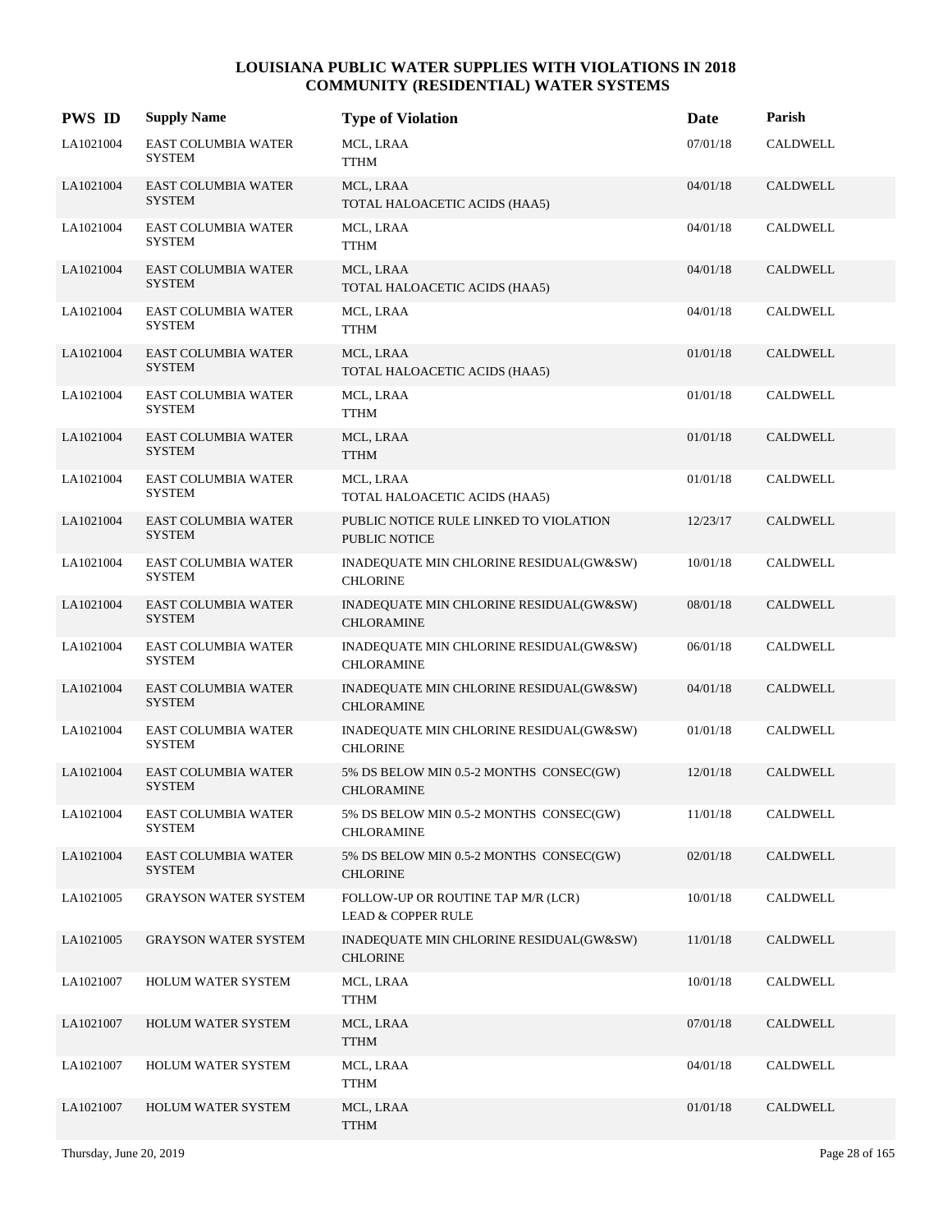# LOUISIANA PUBLIC WATER SUPPLIES WITH VIOLATIONS IN 2018
## COMMUNITY (RESIDENTIAL) WATER SYSTEMS

| PWS ID | Supply Name | Type of Violation | Date | Parish |
|---|---|---|---|---|
| LA1021004 | EAST COLUMBIA WATER SYSTEM | MCL, LRAA<br>TTHM | 07/01/18 | CALDWELL |
| LA1021004 | EAST COLUMBIA WATER SYSTEM | MCL, LRAA<br>TOTAL HALOACETIC ACIDS (HAA5) | 04/01/18 | CALDWELL |
| LA1021004 | EAST COLUMBIA WATER SYSTEM | MCL, LRAA<br>TTHM | 04/01/18 | CALDWELL |
| LA1021004 | EAST COLUMBIA WATER SYSTEM | MCL, LRAA<br>TOTAL HALOACETIC ACIDS (HAA5) | 04/01/18 | CALDWELL |
| LA1021004 | EAST COLUMBIA WATER SYSTEM | MCL, LRAA<br>TTHM | 04/01/18 | CALDWELL |
| LA1021004 | EAST COLUMBIA WATER SYSTEM | MCL, LRAA<br>TOTAL HALOACETIC ACIDS (HAA5) | 01/01/18 | CALDWELL |
| LA1021004 | EAST COLUMBIA WATER SYSTEM | MCL, LRAA<br>TTHM | 01/01/18 | CALDWELL |
| LA1021004 | EAST COLUMBIA WATER SYSTEM | MCL, LRAA<br>TTHM | 01/01/18 | CALDWELL |
| LA1021004 | EAST COLUMBIA WATER SYSTEM | MCL, LRAA<br>TOTAL HALOACETIC ACIDS (HAA5) | 01/01/18 | CALDWELL |
| LA1021004 | EAST COLUMBIA WATER SYSTEM | PUBLIC NOTICE RULE LINKED TO VIOLATION<br>PUBLIC NOTICE | 12/23/17 | CALDWELL |
| LA1021004 | EAST COLUMBIA WATER SYSTEM | INADEQUATE MIN CHLORINE RESIDUAL(GW&SW)<br>CHLORINE | 10/01/18 | CALDWELL |
| LA1021004 | EAST COLUMBIA WATER SYSTEM | INADEQUATE MIN CHLORINE RESIDUAL(GW&SW)<br>CHLORAMINE | 08/01/18 | CALDWELL |
| LA1021004 | EAST COLUMBIA WATER SYSTEM | INADEQUATE MIN CHLORINE RESIDUAL(GW&SW)<br>CHLORAMINE | 06/01/18 | CALDWELL |
| LA1021004 | EAST COLUMBIA WATER SYSTEM | INADEQUATE MIN CHLORINE RESIDUAL(GW&SW)<br>CHLORAMINE | 04/01/18 | CALDWELL |
| LA1021004 | EAST COLUMBIA WATER SYSTEM | INADEQUATE MIN CHLORINE RESIDUAL(GW&SW)<br>CHLORINE | 01/01/18 | CALDWELL |
| LA1021004 | EAST COLUMBIA WATER SYSTEM | 5% DS BELOW MIN 0.5-2 MONTHS CONSEC(GW)<br>CHLORAMINE | 12/01/18 | CALDWELL |
| LA1021004 | EAST COLUMBIA WATER SYSTEM | 5% DS BELOW MIN 0.5-2 MONTHS CONSEC(GW)<br>CHLORAMINE | 11/01/18 | CALDWELL |
| LA1021004 | EAST COLUMBIA WATER SYSTEM | 5% DS BELOW MIN 0.5-2 MONTHS CONSEC(GW)<br>CHLORINE | 02/01/18 | CALDWELL |
| LA1021005 | GRAYSON WATER SYSTEM | FOLLOW-UP OR ROUTINE TAP M/R (LCR)<br>LEAD & COPPER RULE | 10/01/18 | CALDWELL |
| LA1021005 | GRAYSON WATER SYSTEM | INADEQUATE MIN CHLORINE RESIDUAL(GW&SW)<br>CHLORINE | 11/01/18 | CALDWELL |
| LA1021007 | HOLUM WATER SYSTEM | MCL, LRAA<br>TTHM | 10/01/18 | CALDWELL |
| LA1021007 | HOLUM WATER SYSTEM | MCL, LRAA<br>TTHM | 07/01/18 | CALDWELL |
| LA1021007 | HOLUM WATER SYSTEM | MCL, LRAA<br>TTHM | 04/01/18 | CALDWELL |
| LA1021007 | HOLUM WATER SYSTEM | MCL, LRAA<br>TTHM | 01/01/18 | CALDWELL |

Thursday, June 20, 2019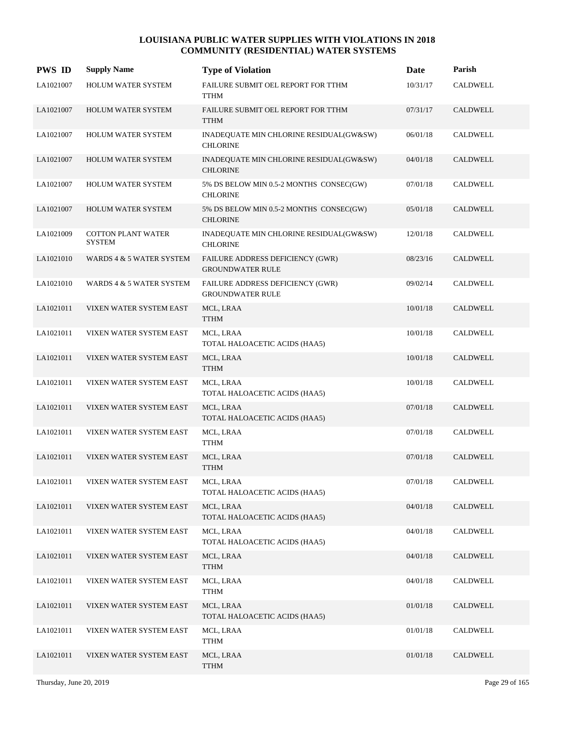# LOUISIANA PUBLIC WATER SUPPLIES WITH VIOLATIONS IN 2018
## COMMUNITY (RESIDENTIAL) WATER SYSTEMS

| PWS ID | Supply Name | Type of Violation | Date | Parish |
|---|---|---|---|---|
| LA1021007 | HOLUM WATER SYSTEM | FAILURE SUBMIT OEL REPORT FOR TTHM<br>TTHM | 10/31/17 | CALDWELL |
| LA1021007 | HOLUM WATER SYSTEM | FAILURE SUBMIT OEL REPORT FOR TTHM<br>TTHM | 07/31/17 | CALDWELL |
| LA1021007 | HOLUM WATER SYSTEM | INADEQUATE MIN CHLORINE RESIDUAL(GW&SW)<br>CHLORINE | 06/01/18 | CALDWELL |
| LA1021007 | HOLUM WATER SYSTEM | INADEQUATE MIN CHLORINE RESIDUAL(GW&SW)<br>CHLORINE | 04/01/18 | CALDWELL |
| LA1021007 | HOLUM WATER SYSTEM | 5% DS BELOW MIN 0.5-2 MONTHS CONSEC(GW)<br>CHLORINE | 07/01/18 | CALDWELL |
| LA1021007 | HOLUM WATER SYSTEM | 5% DS BELOW MIN 0.5-2 MONTHS CONSEC(GW)<br>CHLORINE | 05/01/18 | CALDWELL |
| LA1021009 | COTTON PLANT WATER SYSTEM | INADEQUATE MIN CHLORINE RESIDUAL(GW&SW)<br>CHLORINE | 12/01/18 | CALDWELL |
| LA1021010 | WARDS 4 & 5 WATER SYSTEM | FAILURE ADDRESS DEFICIENCY (GWR)<br>GROUNDWATER RULE | 08/23/16 | CALDWELL |
| LA1021010 | WARDS 4 & 5 WATER SYSTEM | FAILURE ADDRESS DEFICIENCY (GWR)<br>GROUNDWATER RULE | 09/02/14 | CALDWELL |
| LA1021011 | VIXEN WATER SYSTEM EAST | MCL, LRAA<br>TTHM | 10/01/18 | CALDWELL |
| LA1021011 | VIXEN WATER SYSTEM EAST | MCL, LRAA<br>TOTAL HALOACETIC ACIDS (HAA5) | 10/01/18 | CALDWELL |
| LA1021011 | VIXEN WATER SYSTEM EAST | MCL, LRAA<br>TTHM | 10/01/18 | CALDWELL |
| LA1021011 | VIXEN WATER SYSTEM EAST | MCL, LRAA<br>TOTAL HALOACETIC ACIDS (HAA5) | 10/01/18 | CALDWELL |
| LA1021011 | VIXEN WATER SYSTEM EAST | MCL, LRAA<br>TOTAL HALOACETIC ACIDS (HAA5) | 07/01/18 | CALDWELL |
| LA1021011 | VIXEN WATER SYSTEM EAST | MCL, LRAA<br>TTHM | 07/01/18 | CALDWELL |
| LA1021011 | VIXEN WATER SYSTEM EAST | MCL, LRAA<br>TTHM | 07/01/18 | CALDWELL |
| LA1021011 | VIXEN WATER SYSTEM EAST | MCL, LRAA<br>TOTAL HALOACETIC ACIDS (HAA5) | 07/01/18 | CALDWELL |
| LA1021011 | VIXEN WATER SYSTEM EAST | MCL, LRAA<br>TOTAL HALOACETIC ACIDS (HAA5) | 04/01/18 | CALDWELL |
| LA1021011 | VIXEN WATER SYSTEM EAST | MCL, LRAA<br>TOTAL HALOACETIC ACIDS (HAA5) | 04/01/18 | CALDWELL |
| LA1021011 | VIXEN WATER SYSTEM EAST | MCL, LRAA<br>TTHM | 04/01/18 | CALDWELL |
| LA1021011 | VIXEN WATER SYSTEM EAST | MCL, LRAA<br>TTHM | 04/01/18 | CALDWELL |
| LA1021011 | VIXEN WATER SYSTEM EAST | MCL, LRAA<br>TOTAL HALOACETIC ACIDS (HAA5) | 01/01/18 | CALDWELL |
| LA1021011 | VIXEN WATER SYSTEM EAST | MCL, LRAA<br>TTHM | 01/01/18 | CALDWELL |
| LA1021011 | VIXEN WATER SYSTEM EAST | MCL, LRAA<br>TTHM | 01/01/18 | CALDWELL |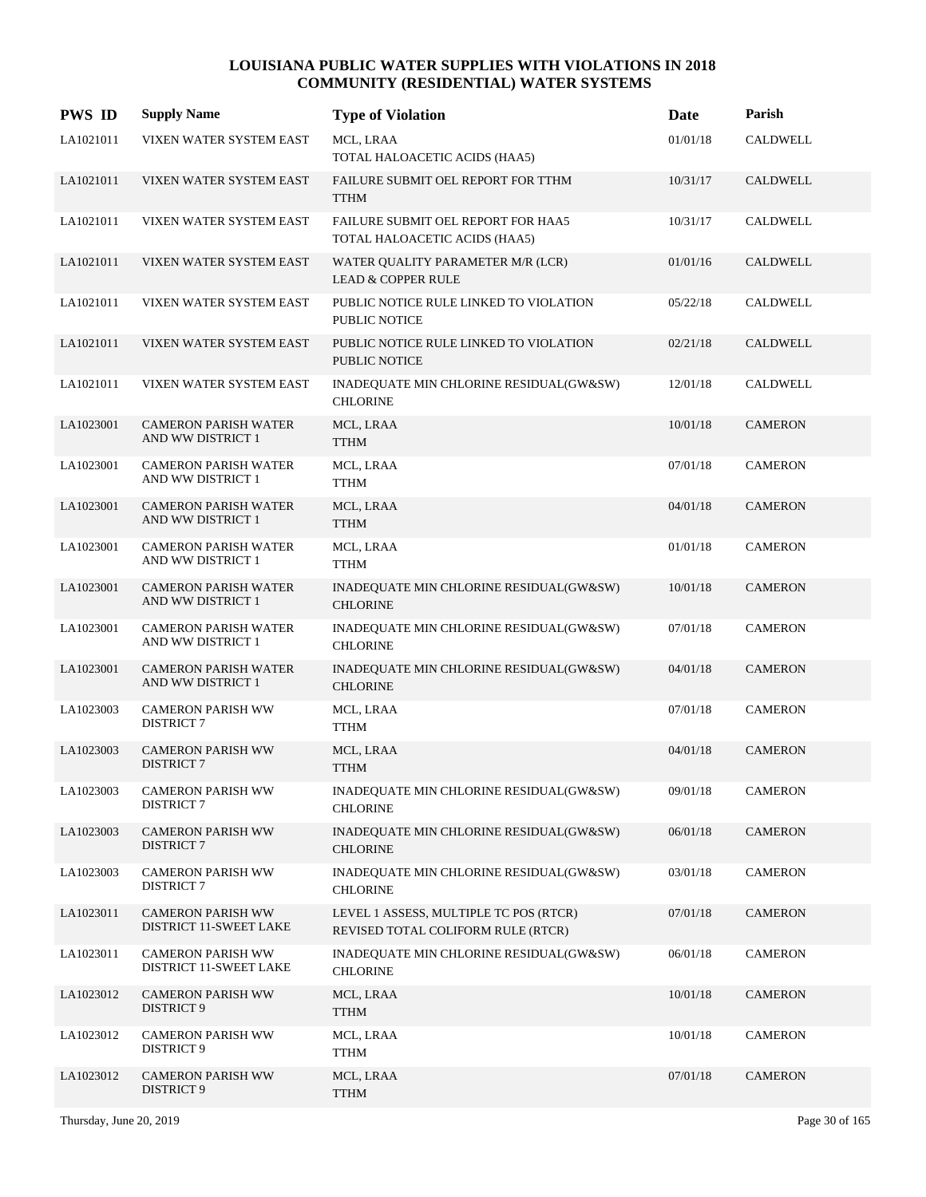# LOUISIANA PUBLIC WATER SUPPLIES WITH VIOLATIONS IN 2018
## COMMUNITY (RESIDENTIAL) WATER SYSTEMS

| PWS ID | Supply Name | Type of Violation | Date | Parish |
|---|---|---|---|---|
| LA1021011 | VIXEN WATER SYSTEM EAST | MCL, LRAA<br>TOTAL HALOACETIC ACIDS (HAA5) | 01/01/18 | CALDWELL |
| LA1021011 | VIXEN WATER SYSTEM EAST | FAILURE SUBMIT OEL REPORT FOR TTHM<br>TTHM | 10/31/17 | CALDWELL |
| LA1021011 | VIXEN WATER SYSTEM EAST | FAILURE SUBMIT OEL REPORT FOR HAA5<br>TOTAL HALOACETIC ACIDS (HAA5) | 10/31/17 | CALDWELL |
| LA1021011 | VIXEN WATER SYSTEM EAST | WATER QUALITY PARAMETER M/R (LCR)<br>LEAD & COPPER RULE | 01/01/16 | CALDWELL |
| LA1021011 | VIXEN WATER SYSTEM EAST | PUBLIC NOTICE RULE LINKED TO VIOLATION<br>PUBLIC NOTICE | 05/22/18 | CALDWELL |
| LA1021011 | VIXEN WATER SYSTEM EAST | PUBLIC NOTICE RULE LINKED TO VIOLATION<br>PUBLIC NOTICE | 02/21/18 | CALDWELL |
| LA1021011 | VIXEN WATER SYSTEM EAST | INADEQUATE MIN CHLORINE RESIDUAL(GW&SW)<br>CHLORINE | 12/01/18 | CALDWELL |
| LA1023001 | CAMERON PARISH WATER AND WW DISTRICT 1 | MCL, LRAA<br>TTHM | 10/01/18 | CAMERON |
| LA1023001 | CAMERON PARISH WATER AND WW DISTRICT 1 | MCL, LRAA<br>TTHM | 07/01/18 | CAMERON |
| LA1023001 | CAMERON PARISH WATER AND WW DISTRICT 1 | MCL, LRAA<br>TTHM | 04/01/18 | CAMERON |
| LA1023001 | CAMERON PARISH WATER AND WW DISTRICT 1 | MCL, LRAA<br>TTHM | 01/01/18 | CAMERON |
| LA1023001 | CAMERON PARISH WATER AND WW DISTRICT 1 | INADEQUATE MIN CHLORINE RESIDUAL(GW&SW)<br>CHLORINE | 10/01/18 | CAMERON |
| LA1023001 | CAMERON PARISH WATER AND WW DISTRICT 1 | INADEQUATE MIN CHLORINE RESIDUAL(GW&SW)<br>CHLORINE | 07/01/18 | CAMERON |
| LA1023001 | CAMERON PARISH WATER AND WW DISTRICT 1 | INADEQUATE MIN CHLORINE RESIDUAL(GW&SW)<br>CHLORINE | 04/01/18 | CAMERON |
| LA1023003 | CAMERON PARISH WW DISTRICT 7 | MCL, LRAA<br>TTHM | 07/01/18 | CAMERON |
| LA1023003 | CAMERON PARISH WW DISTRICT 7 | MCL, LRAA<br>TTHM | 04/01/18 | CAMERON |
| LA1023003 | CAMERON PARISH WW DISTRICT 7 | INADEQUATE MIN CHLORINE RESIDUAL(GW&SW)<br>CHLORINE | 09/01/18 | CAMERON |
| LA1023003 | CAMERON PARISH WW DISTRICT 7 | INADEQUATE MIN CHLORINE RESIDUAL(GW&SW)<br>CHLORINE | 06/01/18 | CAMERON |
| LA1023003 | CAMERON PARISH WW DISTRICT 7 | INADEQUATE MIN CHLORINE RESIDUAL(GW&SW)<br>CHLORINE | 03/01/18 | CAMERON |
| LA1023011 | CAMERON PARISH WW DISTRICT 11-SWEET LAKE | LEVEL 1 ASSESS, MULTIPLE TC POS (RTCR)<br>REVISED TOTAL COLIFORM RULE (RTCR) | 07/01/18 | CAMERON |
| LA1023011 | CAMERON PARISH WW DISTRICT 11-SWEET LAKE | INADEQUATE MIN CHLORINE RESIDUAL(GW&SW)<br>CHLORINE | 06/01/18 | CAMERON |
| LA1023012 | CAMERON PARISH WW DISTRICT 9 | MCL, LRAA<br>TTHM | 10/01/18 | CAMERON |
| LA1023012 | CAMERON PARISH WW DISTRICT 9 | MCL, LRAA<br>TTHM | 10/01/18 | CAMERON |
| LA1023012 | CAMERON PARISH WW DISTRICT 9 | MCL, LRAA<br>TTHM | 07/01/18 | CAMERON |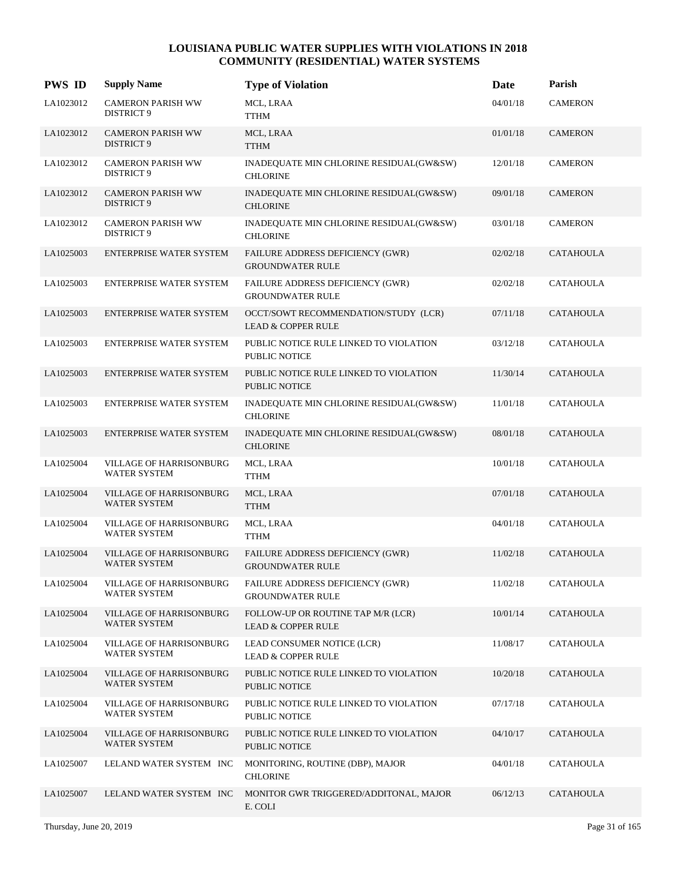# LOUISIANA PUBLIC WATER SUPPLIES WITH VIOLATIONS IN 2018
## COMMUNITY (RESIDENTIAL) WATER SYSTEMS

| PWS ID | Supply Name | Type of Violation | Date | Parish |
|---|---|---|---|---|
| LA1023012 | CAMERON PARISH WW DISTRICT 9 | MCL, LRAA<br>TTHM | 04/01/18 | CAMERON |
| LA1023012 | CAMERON PARISH WW DISTRICT 9 | MCL, LRAA<br>TTHM | 01/01/18 | CAMERON |
| LA1023012 | CAMERON PARISH WW DISTRICT 9 | INADEQUATE MIN CHLORINE RESIDUAL(GW&SW)<br>CHLORINE | 12/01/18 | CAMERON |
| LA1023012 | CAMERON PARISH WW DISTRICT 9 | INADEQUATE MIN CHLORINE RESIDUAL(GW&SW)<br>CHLORINE | 09/01/18 | CAMERON |
| LA1023012 | CAMERON PARISH WW DISTRICT 9 | INADEQUATE MIN CHLORINE RESIDUAL(GW&SW)<br>CHLORINE | 03/01/18 | CAMERON |
| LA1025003 | ENTERPRISE WATER SYSTEM | FAILURE ADDRESS DEFICIENCY (GWR)<br>GROUNDWATER RULE | 02/02/18 | CATAHOULA |
| LA1025003 | ENTERPRISE WATER SYSTEM | FAILURE ADDRESS DEFICIENCY (GWR)<br>GROUNDWATER RULE | 02/02/18 | CATAHOULA |
| LA1025003 | ENTERPRISE WATER SYSTEM | OCCT/SOWT RECOMMENDATION/STUDY (LCR)<br>LEAD & COPPER RULE | 07/11/18 | CATAHOULA |
| LA1025003 | ENTERPRISE WATER SYSTEM | PUBLIC NOTICE RULE LINKED TO VIOLATION<br>PUBLIC NOTICE | 03/12/18 | CATAHOULA |
| LA1025003 | ENTERPRISE WATER SYSTEM | PUBLIC NOTICE RULE LINKED TO VIOLATION<br>PUBLIC NOTICE | 11/30/14 | CATAHOULA |
| LA1025003 | ENTERPRISE WATER SYSTEM | INADEQUATE MIN CHLORINE RESIDUAL(GW&SW)<br>CHLORINE | 11/01/18 | CATAHOULA |
| LA1025003 | ENTERPRISE WATER SYSTEM | INADEQUATE MIN CHLORINE RESIDUAL(GW&SW)<br>CHLORINE | 08/01/18 | CATAHOULA |
| LA1025004 | VILLAGE OF HARRISONBURG WATER SYSTEM | MCL, LRAA<br>TTHM | 10/01/18 | CATAHOULA |
| LA1025004 | VILLAGE OF HARRISONBURG WATER SYSTEM | MCL, LRAA<br>TTHM | 07/01/18 | CATAHOULA |
| LA1025004 | VILLAGE OF HARRISONBURG WATER SYSTEM | MCL, LRAA<br>TTHM | 04/01/18 | CATAHOULA |
| LA1025004 | VILLAGE OF HARRISONBURG WATER SYSTEM | FAILURE ADDRESS DEFICIENCY (GWR)<br>GROUNDWATER RULE | 11/02/18 | CATAHOULA |
| LA1025004 | VILLAGE OF HARRISONBURG WATER SYSTEM | FAILURE ADDRESS DEFICIENCY (GWR)<br>GROUNDWATER RULE | 11/02/18 | CATAHOULA |
| LA1025004 | VILLAGE OF HARRISONBURG WATER SYSTEM | FOLLOW-UP OR ROUTINE TAP M/R (LCR)<br>LEAD & COPPER RULE | 10/01/14 | CATAHOULA |
| LA1025004 | VILLAGE OF HARRISONBURG WATER SYSTEM | LEAD CONSUMER NOTICE (LCR)<br>LEAD & COPPER RULE | 11/08/17 | CATAHOULA |
| LA1025004 | VILLAGE OF HARRISONBURG WATER SYSTEM | PUBLIC NOTICE RULE LINKED TO VIOLATION<br>PUBLIC NOTICE | 10/20/18 | CATAHOULA |
| LA1025004 | VILLAGE OF HARRISONBURG WATER SYSTEM | PUBLIC NOTICE RULE LINKED TO VIOLATION<br>PUBLIC NOTICE | 07/17/18 | CATAHOULA |
| LA1025004 | VILLAGE OF HARRISONBURG WATER SYSTEM | PUBLIC NOTICE RULE LINKED TO VIOLATION<br>PUBLIC NOTICE | 04/10/17 | CATAHOULA |
| LA1025007 | LELAND WATER SYSTEM INC | MONITORING, ROUTINE (DBP), MAJOR<br>CHLORINE | 04/01/18 | CATAHOULA |
| LA1025007 | LELAND WATER SYSTEM INC | MONITOR GWR TRIGGERED/ADDITONAL, MAJOR<br>E. COLI | 06/12/13 | CATAHOULA |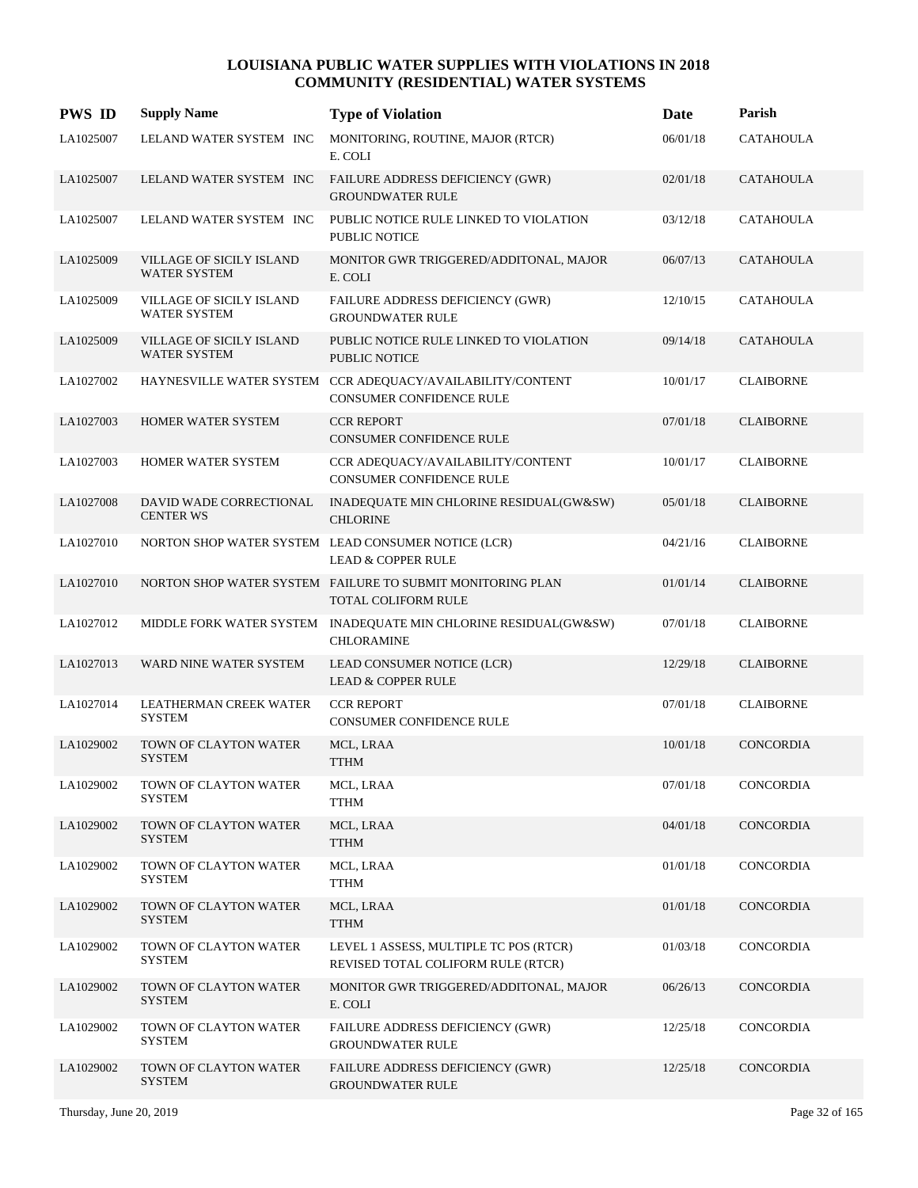# LOUISIANA PUBLIC WATER SUPPLIES WITH VIOLATIONS IN 2018
## COMMUNITY (RESIDENTIAL) WATER SYSTEMS

| PWS ID | Supply Name | Type of Violation | Date | Parish |
|---|---|---|---|---|
| LA1025007 | LELAND WATER SYSTEM INC | MONITORING, ROUTINE, MAJOR (RTCR) E. COLI | 06/01/18 | CATAHOULA |
| LA1025007 | LELAND WATER SYSTEM INC | FAILURE ADDRESS DEFICIENCY (GWR) GROUNDWATER RULE | 02/01/18 | CATAHOULA |
| LA1025007 | LELAND WATER SYSTEM INC | PUBLIC NOTICE RULE LINKED TO VIOLATION PUBLIC NOTICE | 03/12/18 | CATAHOULA |
| LA1025009 | VILLAGE OF SICILY ISLAND WATER SYSTEM | MONITOR GWR TRIGGERED/ADDITONAL, MAJOR E. COLI | 06/07/13 | CATAHOULA |
| LA1025009 | VILLAGE OF SICILY ISLAND WATER SYSTEM | FAILURE ADDRESS DEFICIENCY (GWR) GROUNDWATER RULE | 12/10/15 | CATAHOULA |
| LA1025009 | VILLAGE OF SICILY ISLAND WATER SYSTEM | PUBLIC NOTICE RULE LINKED TO VIOLATION PUBLIC NOTICE | 09/14/18 | CATAHOULA |
| LA1027002 | HAYNESVILLE WATER SYSTEM | CCR ADEQUACY/AVAILABILITY/CONTENT CONSUMER CONFIDENCE RULE | 10/01/17 | CLAIBORNE |
| LA1027003 | HOMER WATER SYSTEM | CCR REPORT CONSUMER CONFIDENCE RULE | 07/01/18 | CLAIBORNE |
| LA1027003 | HOMER WATER SYSTEM | CCR ADEQUACY/AVAILABILITY/CONTENT CONSUMER CONFIDENCE RULE | 10/01/17 | CLAIBORNE |
| LA1027008 | DAVID WADE CORRECTIONAL CENTER WS | INADEQUATE MIN CHLORINE RESIDUAL(GW&SW) CHLORINE | 05/01/18 | CLAIBORNE |
| LA1027010 | NORTON SHOP WATER SYSTEM | LEAD CONSUMER NOTICE (LCR) LEAD & COPPER RULE | 04/21/16 | CLAIBORNE |
| LA1027010 | NORTON SHOP WATER SYSTEM | FAILURE TO SUBMIT MONITORING PLAN TOTAL COLIFORM RULE | 01/01/14 | CLAIBORNE |
| LA1027012 | MIDDLE FORK WATER SYSTEM | INADEQUATE MIN CHLORINE RESIDUAL(GW&SW) CHLORAMINE | 07/01/18 | CLAIBORNE |
| LA1027013 | WARD NINE WATER SYSTEM | LEAD CONSUMER NOTICE (LCR) LEAD & COPPER RULE | 12/29/18 | CLAIBORNE |
| LA1027014 | LEATHERMAN CREEK WATER SYSTEM | CCR REPORT CONSUMER CONFIDENCE RULE | 07/01/18 | CLAIBORNE |
| LA1029002 | TOWN OF CLAYTON WATER SYSTEM | MCL, LRAA TTHM | 10/01/18 | CONCORDIA |
| LA1029002 | TOWN OF CLAYTON WATER SYSTEM | MCL, LRAA TTHM | 07/01/18 | CONCORDIA |
| LA1029002 | TOWN OF CLAYTON WATER SYSTEM | MCL, LRAA TTHM | 04/01/18 | CONCORDIA |
| LA1029002 | TOWN OF CLAYTON WATER SYSTEM | MCL, LRAA TTHM | 01/01/18 | CONCORDIA |
| LA1029002 | TOWN OF CLAYTON WATER SYSTEM | MCL, LRAA TTHM | 01/01/18 | CONCORDIA |
| LA1029002 | TOWN OF CLAYTON WATER SYSTEM | LEVEL 1 ASSESS, MULTIPLE TC POS (RTCR) REVISED TOTAL COLIFORM RULE (RTCR) | 01/03/18 | CONCORDIA |
| LA1029002 | TOWN OF CLAYTON WATER SYSTEM | MONITOR GWR TRIGGERED/ADDITONAL, MAJOR E. COLI | 06/26/13 | CONCORDIA |
| LA1029002 | TOWN OF CLAYTON WATER SYSTEM | FAILURE ADDRESS DEFICIENCY (GWR) GROUNDWATER RULE | 12/25/18 | CONCORDIA |
| LA1029002 | TOWN OF CLAYTON WATER SYSTEM | FAILURE ADDRESS DEFICIENCY (GWR) GROUNDWATER RULE | 12/25/18 | CONCORDIA |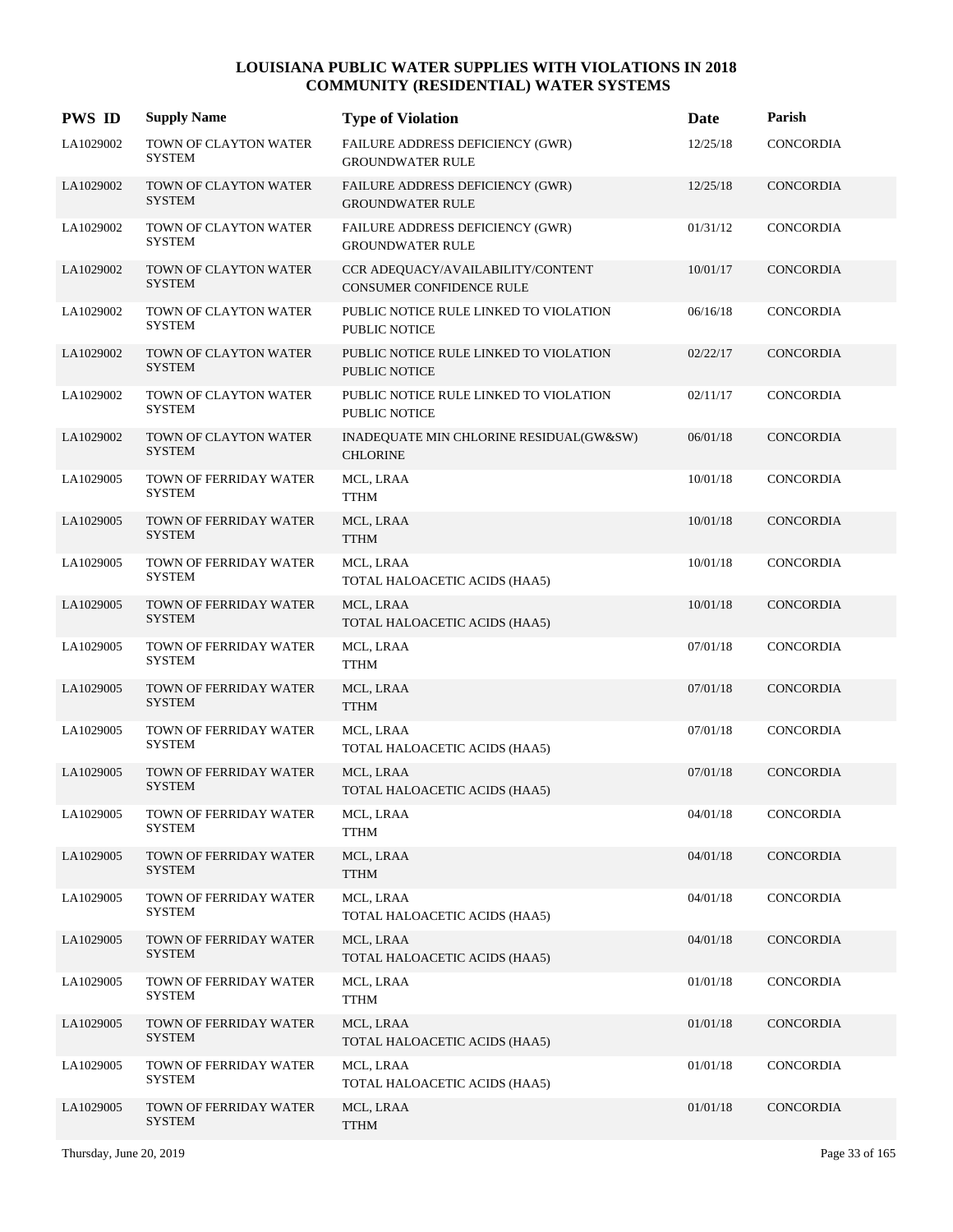# LOUISIANA PUBLIC WATER SUPPLIES WITH VIOLATIONS IN 2018
## COMMUNITY (RESIDENTIAL) WATER SYSTEMS

| PWS ID | Supply Name | Type of Violation | Date | Parish |
|---|---|---|---|---|
| LA1029002 | TOWN OF CLAYTON WATER SYSTEM | FAILURE ADDRESS DEFICIENCY (GWR) GROUNDWATER RULE | 12/25/18 | CONCORDIA |
| LA1029002 | TOWN OF CLAYTON WATER SYSTEM | FAILURE ADDRESS DEFICIENCY (GWR) GROUNDWATER RULE | 12/25/18 | CONCORDIA |
| LA1029002 | TOWN OF CLAYTON WATER SYSTEM | FAILURE ADDRESS DEFICIENCY (GWR) GROUNDWATER RULE | 01/31/12 | CONCORDIA |
| LA1029002 | TOWN OF CLAYTON WATER SYSTEM | CCR ADEQUACY/AVAILABILITY/CONTENT CONSUMER CONFIDENCE RULE | 10/01/17 | CONCORDIA |
| LA1029002 | TOWN OF CLAYTON WATER SYSTEM | PUBLIC NOTICE RULE LINKED TO VIOLATION PUBLIC NOTICE | 06/16/18 | CONCORDIA |
| LA1029002 | TOWN OF CLAYTON WATER SYSTEM | PUBLIC NOTICE RULE LINKED TO VIOLATION PUBLIC NOTICE | 02/22/17 | CONCORDIA |
| LA1029002 | TOWN OF CLAYTON WATER SYSTEM | PUBLIC NOTICE RULE LINKED TO VIOLATION PUBLIC NOTICE | 02/11/17 | CONCORDIA |
| LA1029002 | TOWN OF CLAYTON WATER SYSTEM | INADEQUATE MIN CHLORINE RESIDUAL(GW&SW) CHLORINE | 06/01/18 | CONCORDIA |
| LA1029005 | TOWN OF FERRIDAY WATER SYSTEM | MCL, LRAA TTHM | 10/01/18 | CONCORDIA |
| LA1029005 | TOWN OF FERRIDAY WATER SYSTEM | MCL, LRAA TTHM | 10/01/18 | CONCORDIA |
| LA1029005 | TOWN OF FERRIDAY WATER SYSTEM | MCL, LRAA TOTAL HALOACETIC ACIDS (HAA5) | 10/01/18 | CONCORDIA |
| LA1029005 | TOWN OF FERRIDAY WATER SYSTEM | MCL, LRAA TOTAL HALOACETIC ACIDS (HAA5) | 10/01/18 | CONCORDIA |
| LA1029005 | TOWN OF FERRIDAY WATER SYSTEM | MCL, LRAA TTHM | 07/01/18 | CONCORDIA |
| LA1029005 | TOWN OF FERRIDAY WATER SYSTEM | MCL, LRAA TTHM | 07/01/18 | CONCORDIA |
| LA1029005 | TOWN OF FERRIDAY WATER SYSTEM | MCL, LRAA TOTAL HALOACETIC ACIDS (HAA5) | 07/01/18 | CONCORDIA |
| LA1029005 | TOWN OF FERRIDAY WATER SYSTEM | MCL, LRAA TOTAL HALOACETIC ACIDS (HAA5) | 07/01/18 | CONCORDIA |
| LA1029005 | TOWN OF FERRIDAY WATER SYSTEM | MCL, LRAA TTHM | 04/01/18 | CONCORDIA |
| LA1029005 | TOWN OF FERRIDAY WATER SYSTEM | MCL, LRAA TTHM | 04/01/18 | CONCORDIA |
| LA1029005 | TOWN OF FERRIDAY WATER SYSTEM | MCL, LRAA TOTAL HALOACETIC ACIDS (HAA5) | 04/01/18 | CONCORDIA |
| LA1029005 | TOWN OF FERRIDAY WATER SYSTEM | MCL, LRAA TOTAL HALOACETIC ACIDS (HAA5) | 04/01/18 | CONCORDIA |
| LA1029005 | TOWN OF FERRIDAY WATER SYSTEM | MCL, LRAA TTHM | 01/01/18 | CONCORDIA |
| LA1029005 | TOWN OF FERRIDAY WATER SYSTEM | MCL, LRAA TOTAL HALOACETIC ACIDS (HAA5) | 01/01/18 | CONCORDIA |
| LA1029005 | TOWN OF FERRIDAY WATER SYSTEM | MCL, LRAA TOTAL HALOACETIC ACIDS (HAA5) | 01/01/18 | CONCORDIA |
| LA1029005 | TOWN OF FERRIDAY WATER SYSTEM | MCL, LRAA TTHM | 01/01/18 | CONCORDIA |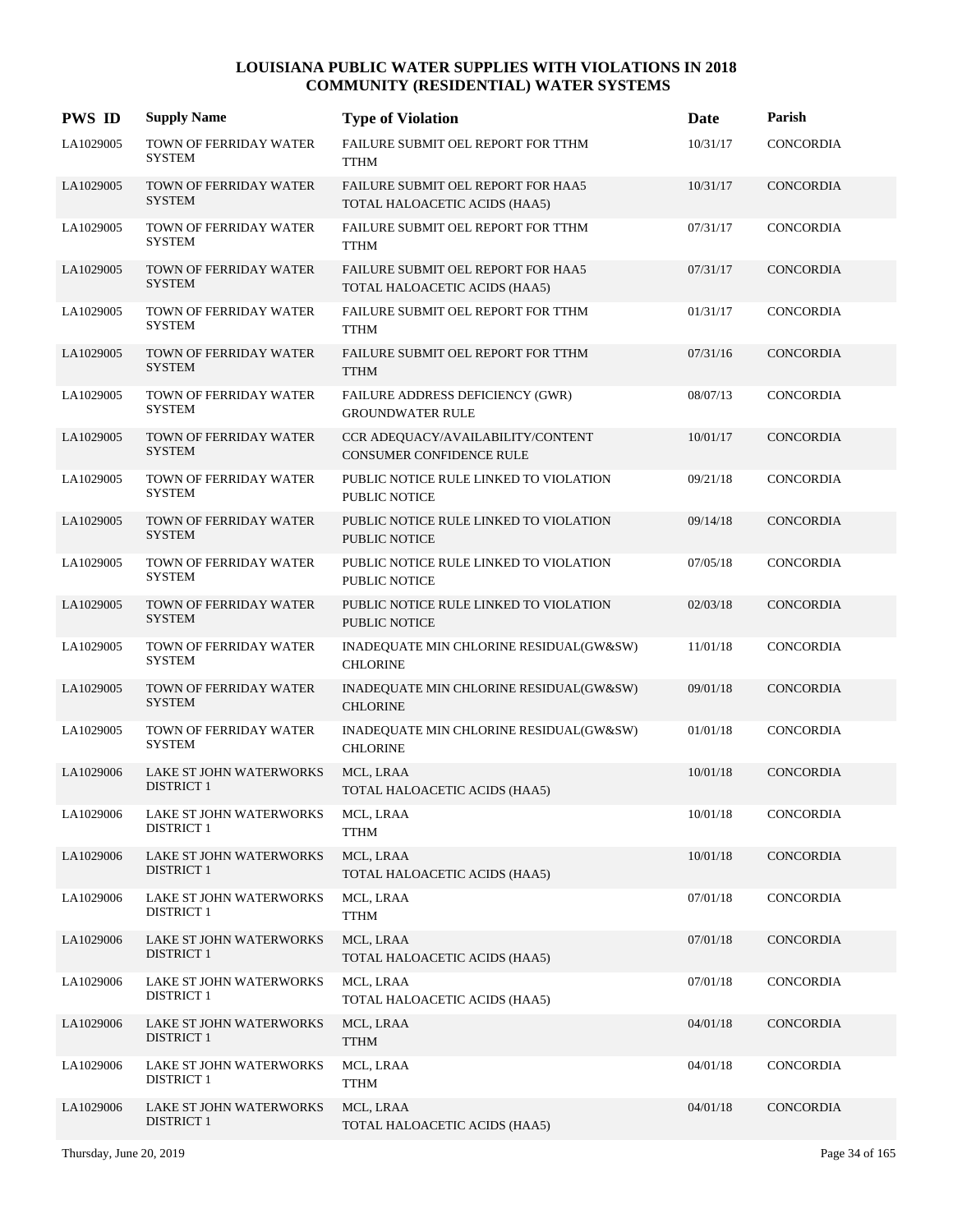# LOUISIANA PUBLIC WATER SUPPLIES WITH VIOLATIONS IN 2018
## COMMUNITY (RESIDENTIAL) WATER SYSTEMS

| PWS ID | Supply Name | Type of Violation | Date | Parish |
|---|---|---|---|---|
| LA1029005 | TOWN OF FERRIDAY WATER SYSTEM | FAILURE SUBMIT OEL REPORT FOR TTHM<br>TTHM | 10/31/17 | CONCORDIA |
| LA1029005 | TOWN OF FERRIDAY WATER SYSTEM | FAILURE SUBMIT OEL REPORT FOR HAA5<br>TOTAL HALOACETIC ACIDS (HAA5) | 10/31/17 | CONCORDIA |
| LA1029005 | TOWN OF FERRIDAY WATER SYSTEM | FAILURE SUBMIT OEL REPORT FOR TTHM<br>TTHM | 07/31/17 | CONCORDIA |
| LA1029005 | TOWN OF FERRIDAY WATER SYSTEM | FAILURE SUBMIT OEL REPORT FOR HAA5<br>TOTAL HALOACETIC ACIDS (HAA5) | 07/31/17 | CONCORDIA |
| LA1029005 | TOWN OF FERRIDAY WATER SYSTEM | FAILURE SUBMIT OEL REPORT FOR TTHM<br>TTHM | 01/31/17 | CONCORDIA |
| LA1029005 | TOWN OF FERRIDAY WATER SYSTEM | FAILURE SUBMIT OEL REPORT FOR TTHM<br>TTHM | 07/31/16 | CONCORDIA |
| LA1029005 | TOWN OF FERRIDAY WATER SYSTEM | FAILURE ADDRESS DEFICIENCY (GWR)<br>GROUNDWATER RULE | 08/07/13 | CONCORDIA |
| LA1029005 | TOWN OF FERRIDAY WATER SYSTEM | CCR ADEQUACY/AVAILABILITY/CONTENT<br>CONSUMER CONFIDENCE RULE | 10/01/17 | CONCORDIA |
| LA1029005 | TOWN OF FERRIDAY WATER SYSTEM | PUBLIC NOTICE RULE LINKED TO VIOLATION<br>PUBLIC NOTICE | 09/21/18 | CONCORDIA |
| LA1029005 | TOWN OF FERRIDAY WATER SYSTEM | PUBLIC NOTICE RULE LINKED TO VIOLATION<br>PUBLIC NOTICE | 09/14/18 | CONCORDIA |
| LA1029005 | TOWN OF FERRIDAY WATER SYSTEM | PUBLIC NOTICE RULE LINKED TO VIOLATION<br>PUBLIC NOTICE | 07/05/18 | CONCORDIA |
| LA1029005 | TOWN OF FERRIDAY WATER SYSTEM | PUBLIC NOTICE RULE LINKED TO VIOLATION<br>PUBLIC NOTICE | 02/03/18 | CONCORDIA |
| LA1029005 | TOWN OF FERRIDAY WATER SYSTEM | INADEQUATE MIN CHLORINE RESIDUAL(GW&SW)<br>CHLORINE | 11/01/18 | CONCORDIA |
| LA1029005 | TOWN OF FERRIDAY WATER SYSTEM | INADEQUATE MIN CHLORINE RESIDUAL(GW&SW)<br>CHLORINE | 09/01/18 | CONCORDIA |
| LA1029005 | TOWN OF FERRIDAY WATER SYSTEM | INADEQUATE MIN CHLORINE RESIDUAL(GW&SW)<br>CHLORINE | 01/01/18 | CONCORDIA |
| LA1029006 | LAKE ST JOHN WATERWORKS DISTRICT 1 | MCL, LRAA<br>TOTAL HALOACETIC ACIDS (HAA5) | 10/01/18 | CONCORDIA |
| LA1029006 | LAKE ST JOHN WATERWORKS DISTRICT 1 | MCL, LRAA<br>TTHM | 10/01/18 | CONCORDIA |
| LA1029006 | LAKE ST JOHN WATERWORKS DISTRICT 1 | MCL, LRAA<br>TOTAL HALOACETIC ACIDS (HAA5) | 10/01/18 | CONCORDIA |
| LA1029006 | LAKE ST JOHN WATERWORKS DISTRICT 1 | MCL, LRAA<br>TTHM | 07/01/18 | CONCORDIA |
| LA1029006 | LAKE ST JOHN WATERWORKS DISTRICT 1 | MCL, LRAA<br>TOTAL HALOACETIC ACIDS (HAA5) | 07/01/18 | CONCORDIA |
| LA1029006 | LAKE ST JOHN WATERWORKS DISTRICT 1 | MCL, LRAA<br>TOTAL HALOACETIC ACIDS (HAA5) | 07/01/18 | CONCORDIA |
| LA1029006 | LAKE ST JOHN WATERWORKS DISTRICT 1 | MCL, LRAA<br>TTHM | 04/01/18 | CONCORDIA |
| LA1029006 | LAKE ST JOHN WATERWORKS DISTRICT 1 | MCL, LRAA<br>TTHM | 04/01/18 | CONCORDIA |
| LA1029006 | LAKE ST JOHN WATERWORKS DISTRICT 1 | MCL, LRAA<br>TOTAL HALOACETIC ACIDS (HAA5) | 04/01/18 | CONCORDIA |

Thursday, June 20, 2019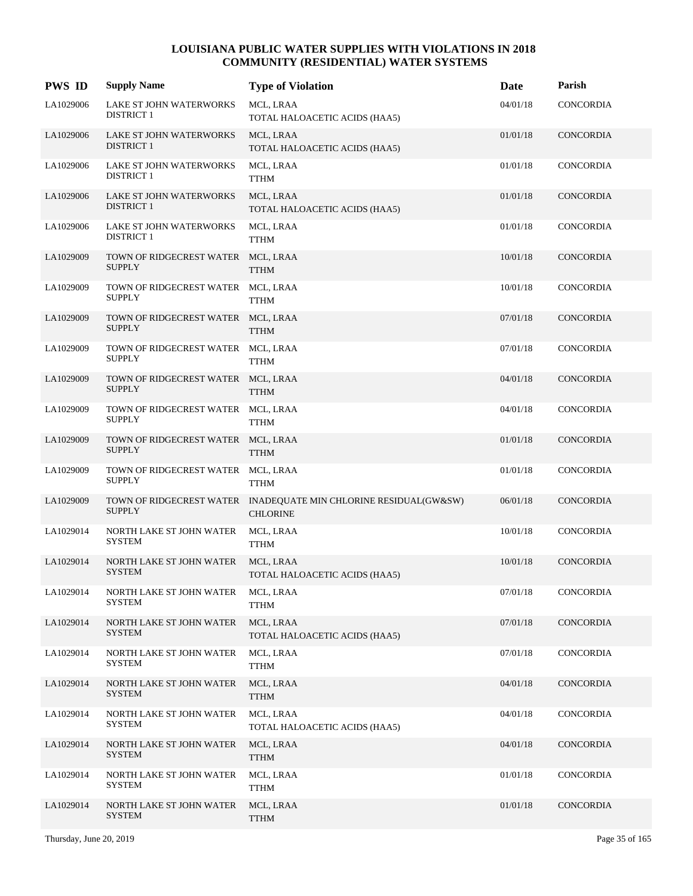# LOUISIANA PUBLIC WATER SUPPLIES WITH VIOLATIONS IN 2018
## COMMUNITY (RESIDENTIAL) WATER SYSTEMS

| PWS ID | Supply Name | Type of Violation | Date | Parish |
|---|---|---|---|---|
| LA1029006 | LAKE ST JOHN WATERWORKS DISTRICT 1 | MCL, LRAA<br>TOTAL HALOACETIC ACIDS (HAA5) | 04/01/18 | CONCORDIA |
| LA1029006 | LAKE ST JOHN WATERWORKS DISTRICT 1 | MCL, LRAA<br>TOTAL HALOACETIC ACIDS (HAA5) | 01/01/18 | CONCORDIA |
| LA1029006 | LAKE ST JOHN WATERWORKS DISTRICT 1 | MCL, LRAA<br>TTHM | 01/01/18 | CONCORDIA |
| LA1029006 | LAKE ST JOHN WATERWORKS DISTRICT 1 | MCL, LRAA<br>TOTAL HALOACETIC ACIDS (HAA5) | 01/01/18 | CONCORDIA |
| LA1029006 | LAKE ST JOHN WATERWORKS DISTRICT 1 | MCL, LRAA<br>TTHM | 01/01/18 | CONCORDIA |
| LA1029009 | TOWN OF RIDGECREST WATER SUPPLY | MCL, LRAA<br>TTHM | 10/01/18 | CONCORDIA |
| LA1029009 | TOWN OF RIDGECREST WATER SUPPLY | MCL, LRAA<br>TTHM | 10/01/18 | CONCORDIA |
| LA1029009 | TOWN OF RIDGECREST WATER SUPPLY | MCL, LRAA<br>TTHM | 07/01/18 | CONCORDIA |
| LA1029009 | TOWN OF RIDGECREST WATER SUPPLY | MCL, LRAA<br>TTHM | 07/01/18 | CONCORDIA |
| LA1029009 | TOWN OF RIDGECREST WATER SUPPLY | MCL, LRAA<br>TTHM | 04/01/18 | CONCORDIA |
| LA1029009 | TOWN OF RIDGECREST WATER SUPPLY | MCL, LRAA<br>TTHM | 04/01/18 | CONCORDIA |
| LA1029009 | TOWN OF RIDGECREST WATER SUPPLY | MCL, LRAA<br>TTHM | 01/01/18 | CONCORDIA |
| LA1029009 | TOWN OF RIDGECREST WATER SUPPLY | MCL, LRAA<br>TTHM | 01/01/18 | CONCORDIA |
| LA1029009 | TOWN OF RIDGECREST WATER SUPPLY | INADEQUATE MIN CHLORINE RESIDUAL(GW&SW)<br>CHLORINE | 06/01/18 | CONCORDIA |
| LA1029014 | NORTH LAKE ST JOHN WATER SYSTEM | MCL, LRAA<br>TTHM | 10/01/18 | CONCORDIA |
| LA1029014 | NORTH LAKE ST JOHN WATER SYSTEM | MCL, LRAA<br>TOTAL HALOACETIC ACIDS (HAA5) | 10/01/18 | CONCORDIA |
| LA1029014 | NORTH LAKE ST JOHN WATER SYSTEM | MCL, LRAA<br>TTHM | 07/01/18 | CONCORDIA |
| LA1029014 | NORTH LAKE ST JOHN WATER SYSTEM | MCL, LRAA<br>TOTAL HALOACETIC ACIDS (HAA5) | 07/01/18 | CONCORDIA |
| LA1029014 | NORTH LAKE ST JOHN WATER SYSTEM | MCL, LRAA<br>TTHM | 07/01/18 | CONCORDIA |
| LA1029014 | NORTH LAKE ST JOHN WATER SYSTEM | MCL, LRAA<br>TTHM | 04/01/18 | CONCORDIA |
| LA1029014 | NORTH LAKE ST JOHN WATER SYSTEM | MCL, LRAA<br>TOTAL HALOACETIC ACIDS (HAA5) | 04/01/18 | CONCORDIA |
| LA1029014 | NORTH LAKE ST JOHN WATER SYSTEM | MCL, LRAA<br>TTHM | 04/01/18 | CONCORDIA |
| LA1029014 | NORTH LAKE ST JOHN WATER SYSTEM | MCL, LRAA<br>TTHM | 01/01/18 | CONCORDIA |
| LA1029014 | NORTH LAKE ST JOHN WATER SYSTEM | MCL, LRAA<br>TTHM | 01/01/18 | CONCORDIA |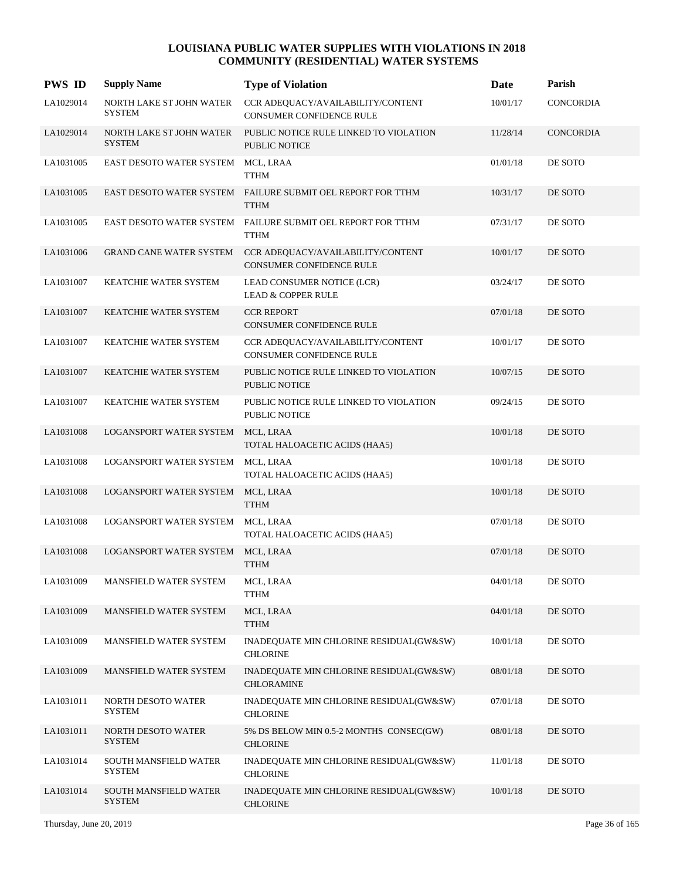# LOUISIANA PUBLIC WATER SUPPLIES WITH VIOLATIONS IN 2018
## COMMUNITY (RESIDENTIAL) WATER SYSTEMS

| PWS ID | Supply Name | Type of Violation | Date | Parish |
|---|---|---|---|---|
| LA1029014 | NORTH LAKE ST JOHN WATER SYSTEM | CCR ADEQUACY/AVAILABILITY/CONTENT<br>CONSUMER CONFIDENCE RULE | 10/01/17 | CONCORDIA |
| LA1029014 | NORTH LAKE ST JOHN WATER SYSTEM | PUBLIC NOTICE RULE LINKED TO VIOLATION<br>PUBLIC NOTICE | 11/28/14 | CONCORDIA |
| LA1031005 | EAST DESOTO WATER SYSTEM | MCL, LRAA<br>TTHM | 01/01/18 | DE SOTO |
| LA1031005 | EAST DESOTO WATER SYSTEM | FAILURE SUBMIT OEL REPORT FOR TTHM<br>TTHM | 10/31/17 | DE SOTO |
| LA1031005 | EAST DESOTO WATER SYSTEM | FAILURE SUBMIT OEL REPORT FOR TTHM<br>TTHM | 07/31/17 | DE SOTO |
| LA1031006 | GRAND CANE WATER SYSTEM | CCR ADEQUACY/AVAILABILITY/CONTENT<br>CONSUMER CONFIDENCE RULE | 10/01/17 | DE SOTO |
| LA1031007 | KEATCHIE WATER SYSTEM | LEAD CONSUMER NOTICE (LCR)<br>LEAD & COPPER RULE | 03/24/17 | DE SOTO |
| LA1031007 | KEATCHIE WATER SYSTEM | CCR REPORT<br>CONSUMER CONFIDENCE RULE | 07/01/18 | DE SOTO |
| LA1031007 | KEATCHIE WATER SYSTEM | CCR ADEQUACY/AVAILABILITY/CONTENT<br>CONSUMER CONFIDENCE RULE | 10/01/17 | DE SOTO |
| LA1031007 | KEATCHIE WATER SYSTEM | PUBLIC NOTICE RULE LINKED TO VIOLATION<br>PUBLIC NOTICE | 10/07/15 | DE SOTO |
| LA1031007 | KEATCHIE WATER SYSTEM | PUBLIC NOTICE RULE LINKED TO VIOLATION<br>PUBLIC NOTICE | 09/24/15 | DE SOTO |
| LA1031008 | LOGANSPORT WATER SYSTEM | MCL, LRAA<br>TOTAL HALOACETIC ACIDS (HAA5) | 10/01/18 | DE SOTO |
| LA1031008 | LOGANSPORT WATER SYSTEM | MCL, LRAA<br>TOTAL HALOACETIC ACIDS (HAA5) | 10/01/18 | DE SOTO |
| LA1031008 | LOGANSPORT WATER SYSTEM | MCL, LRAA<br>TTHM | 10/01/18 | DE SOTO |
| LA1031008 | LOGANSPORT WATER SYSTEM | MCL, LRAA<br>TOTAL HALOACETIC ACIDS (HAA5) | 07/01/18 | DE SOTO |
| LA1031008 | LOGANSPORT WATER SYSTEM | MCL, LRAA<br>TTHM | 07/01/18 | DE SOTO |
| LA1031009 | MANSFIELD WATER SYSTEM | MCL, LRAA<br>TTHM | 04/01/18 | DE SOTO |
| LA1031009 | MANSFIELD WATER SYSTEM | MCL, LRAA<br>TTHM | 04/01/18 | DE SOTO |
| LA1031009 | MANSFIELD WATER SYSTEM | INADEQUATE MIN CHLORINE RESIDUAL(GW&SW)<br>CHLORINE | 10/01/18 | DE SOTO |
| LA1031009 | MANSFIELD WATER SYSTEM | INADEQUATE MIN CHLORINE RESIDUAL(GW&SW)<br>CHLORAMINE | 08/01/18 | DE SOTO |
| LA1031011 | NORTH DESOTO WATER SYSTEM | INADEQUATE MIN CHLORINE RESIDUAL(GW&SW)<br>CHLORINE | 07/01/18 | DE SOTO |
| LA1031011 | NORTH DESOTO WATER SYSTEM | 5% DS BELOW MIN 0.5-2 MONTHS CONSEC(GW)<br>CHLORINE | 08/01/18 | DE SOTO |
| LA1031014 | SOUTH MANSFIELD WATER SYSTEM | INADEQUATE MIN CHLORINE RESIDUAL(GW&SW)<br>CHLORINE | 11/01/18 | DE SOTO |
| LA1031014 | SOUTH MANSFIELD WATER SYSTEM | INADEQUATE MIN CHLORINE RESIDUAL(GW&SW)<br>CHLORINE | 10/01/18 | DE SOTO |

Thursday, June 20, 2019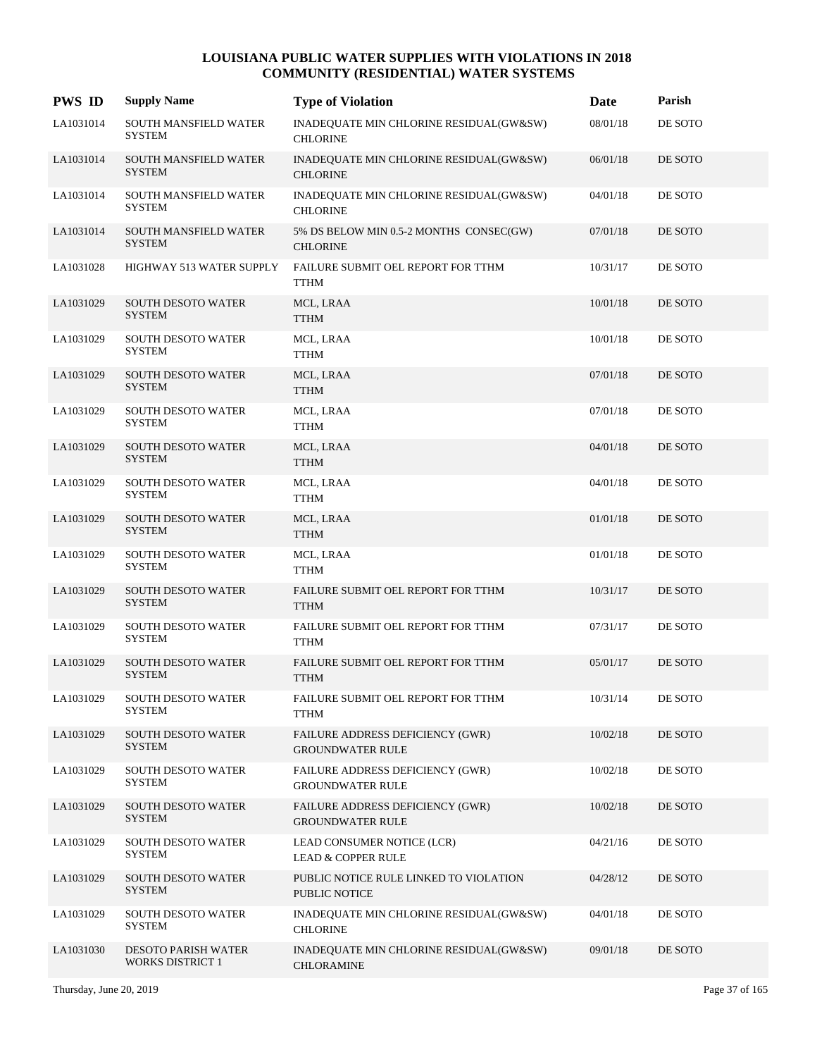# LOUISIANA PUBLIC WATER SUPPLIES WITH VIOLATIONS IN 2018
## COMMUNITY (RESIDENTIAL) WATER SYSTEMS

| PWS ID | Supply Name | Type of Violation | Date | Parish |
|---|---|---|---|---|
| LA1031014 | SOUTH MANSFIELD WATER SYSTEM | INADEQUATE MIN CHLORINE RESIDUAL(GW&SW) CHLORINE | 08/01/18 | DE SOTO |
| LA1031014 | SOUTH MANSFIELD WATER SYSTEM | INADEQUATE MIN CHLORINE RESIDUAL(GW&SW) CHLORINE | 06/01/18 | DE SOTO |
| LA1031014 | SOUTH MANSFIELD WATER SYSTEM | INADEQUATE MIN CHLORINE RESIDUAL(GW&SW) CHLORINE | 04/01/18 | DE SOTO |
| LA1031014 | SOUTH MANSFIELD WATER SYSTEM | 5% DS BELOW MIN 0.5-2 MONTHS CONSEC(GW) CHLORINE | 07/01/18 | DE SOTO |
| LA1031028 | HIGHWAY 513 WATER SUPPLY | FAILURE SUBMIT OEL REPORT FOR TTHM TTHM | 10/31/17 | DE SOTO |
| LA1031029 | SOUTH DESOTO WATER SYSTEM | MCL, LRAA TTHM | 10/01/18 | DE SOTO |
| LA1031029 | SOUTH DESOTO WATER SYSTEM | MCL, LRAA TTHM | 10/01/18 | DE SOTO |
| LA1031029 | SOUTH DESOTO WATER SYSTEM | MCL, LRAA TTHM | 07/01/18 | DE SOTO |
| LA1031029 | SOUTH DESOTO WATER SYSTEM | MCL, LRAA TTHM | 07/01/18 | DE SOTO |
| LA1031029 | SOUTH DESOTO WATER SYSTEM | MCL, LRAA TTHM | 04/01/18 | DE SOTO |
| LA1031029 | SOUTH DESOTO WATER SYSTEM | MCL, LRAA TTHM | 04/01/18 | DE SOTO |
| LA1031029 | SOUTH DESOTO WATER SYSTEM | MCL, LRAA TTHM | 01/01/18 | DE SOTO |
| LA1031029 | SOUTH DESOTO WATER SYSTEM | MCL, LRAA TTHM | 01/01/18 | DE SOTO |
| LA1031029 | SOUTH DESOTO WATER SYSTEM | FAILURE SUBMIT OEL REPORT FOR TTHM TTHM | 10/31/17 | DE SOTO |
| LA1031029 | SOUTH DESOTO WATER SYSTEM | FAILURE SUBMIT OEL REPORT FOR TTHM TTHM | 07/31/17 | DE SOTO |
| LA1031029 | SOUTH DESOTO WATER SYSTEM | FAILURE SUBMIT OEL REPORT FOR TTHM TTHM | 05/01/17 | DE SOTO |
| LA1031029 | SOUTH DESOTO WATER SYSTEM | FAILURE SUBMIT OEL REPORT FOR TTHM TTHM | 10/31/14 | DE SOTO |
| LA1031029 | SOUTH DESOTO WATER SYSTEM | FAILURE ADDRESS DEFICIENCY (GWR) GROUNDWATER RULE | 10/02/18 | DE SOTO |
| LA1031029 | SOUTH DESOTO WATER SYSTEM | FAILURE ADDRESS DEFICIENCY (GWR) GROUNDWATER RULE | 10/02/18 | DE SOTO |
| LA1031029 | SOUTH DESOTO WATER SYSTEM | FAILURE ADDRESS DEFICIENCY (GWR) GROUNDWATER RULE | 10/02/18 | DE SOTO |
| LA1031029 | SOUTH DESOTO WATER SYSTEM | LEAD CONSUMER NOTICE (LCR) LEAD & COPPER RULE | 04/21/16 | DE SOTO |
| LA1031029 | SOUTH DESOTO WATER SYSTEM | PUBLIC NOTICE RULE LINKED TO VIOLATION PUBLIC NOTICE | 04/28/12 | DE SOTO |
| LA1031029 | SOUTH DESOTO WATER SYSTEM | INADEQUATE MIN CHLORINE RESIDUAL(GW&SW) CHLORINE | 04/01/18 | DE SOTO |
| LA1031030 | DESOTO PARISH WATER WORKS DISTRICT 1 | INADEQUATE MIN CHLORINE RESIDUAL(GW&SW) CHLORAMINE | 09/01/18 | DE SOTO |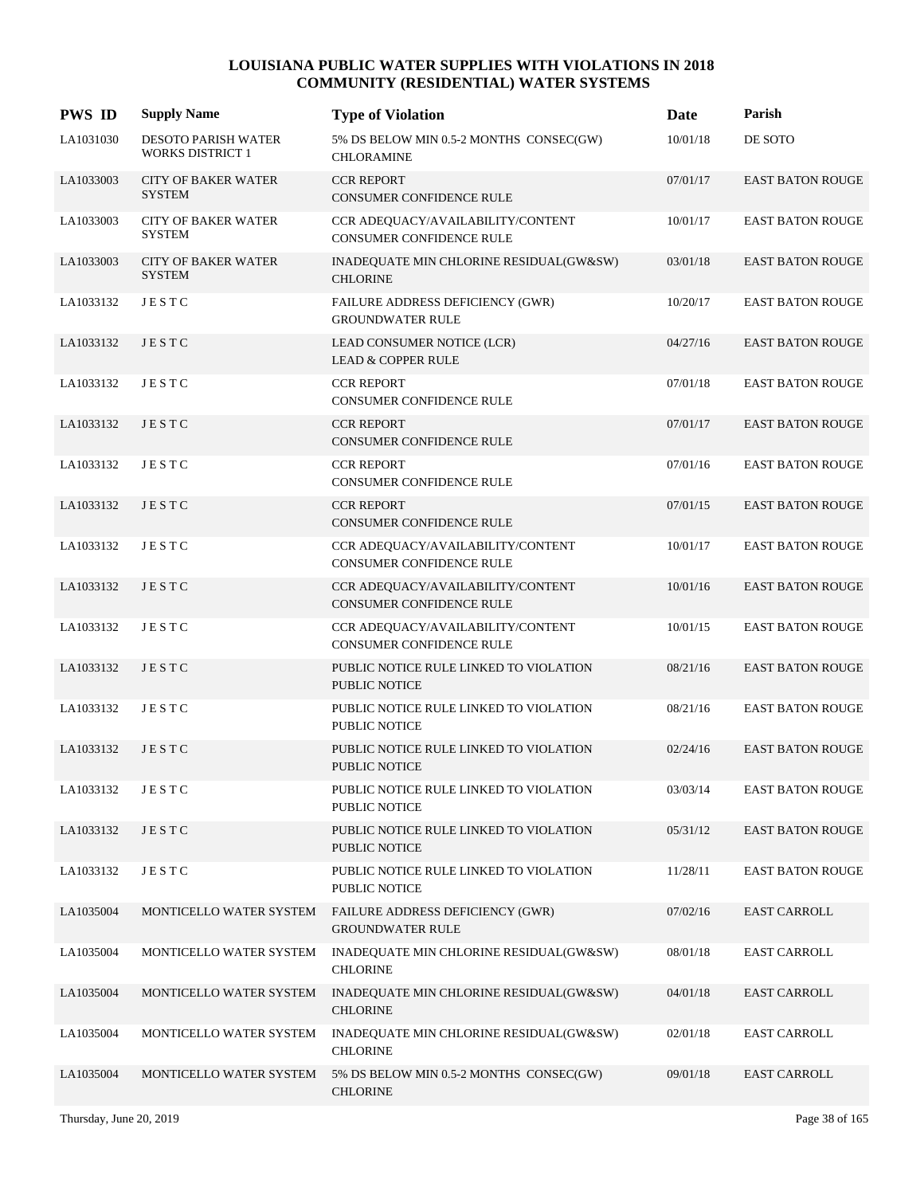# LOUISIANA PUBLIC WATER SUPPLIES WITH VIOLATIONS IN 2018
## COMMUNITY (RESIDENTIAL) WATER SYSTEMS

| PWS ID | Supply Name | Type of Violation | Date | Parish |
|---|---|---|---|---|
| LA1031030 | DESOTO PARISH WATER WORKS DISTRICT 1 | 5% DS BELOW MIN 0.5-2 MONTHS CONSEC(GW) CHLORAMINE | 10/01/18 | DE SOTO |
| LA1033003 | CITY OF BAKER WATER SYSTEM | CCR REPORT CONSUMER CONFIDENCE RULE | 07/01/17 | EAST BATON ROUGE |
| LA1033003 | CITY OF BAKER WATER SYSTEM | CCR ADEQUACY/AVAILABILITY/CONTENT CONSUMER CONFIDENCE RULE | 10/01/17 | EAST BATON ROUGE |
| LA1033003 | CITY OF BAKER WATER SYSTEM | INADEQUATE MIN CHLORINE RESIDUAL(GW&SW) CHLORINE | 03/01/18 | EAST BATON ROUGE |
| LA1033132 | J E S T C | FAILURE ADDRESS DEFICIENCY (GWR) GROUNDWATER RULE | 10/20/17 | EAST BATON ROUGE |
| LA1033132 | J E S T C | LEAD CONSUMER NOTICE (LCR) LEAD & COPPER RULE | 04/27/16 | EAST BATON ROUGE |
| LA1033132 | J E S T C | CCR REPORT CONSUMER CONFIDENCE RULE | 07/01/18 | EAST BATON ROUGE |
| LA1033132 | J E S T C | CCR REPORT CONSUMER CONFIDENCE RULE | 07/01/17 | EAST BATON ROUGE |
| LA1033132 | J E S T C | CCR REPORT CONSUMER CONFIDENCE RULE | 07/01/16 | EAST BATON ROUGE |
| LA1033132 | J E S T C | CCR REPORT CONSUMER CONFIDENCE RULE | 07/01/15 | EAST BATON ROUGE |
| LA1033132 | J E S T C | CCR ADEQUACY/AVAILABILITY/CONTENT CONSUMER CONFIDENCE RULE | 10/01/17 | EAST BATON ROUGE |
| LA1033132 | J E S T C | CCR ADEQUACY/AVAILABILITY/CONTENT CONSUMER CONFIDENCE RULE | 10/01/16 | EAST BATON ROUGE |
| LA1033132 | J E S T C | CCR ADEQUACY/AVAILABILITY/CONTENT CONSUMER CONFIDENCE RULE | 10/01/15 | EAST BATON ROUGE |
| LA1033132 | J E S T C | PUBLIC NOTICE RULE LINKED TO VIOLATION PUBLIC NOTICE | 08/21/16 | EAST BATON ROUGE |
| LA1033132 | J E S T C | PUBLIC NOTICE RULE LINKED TO VIOLATION PUBLIC NOTICE | 08/21/16 | EAST BATON ROUGE |
| LA1033132 | J E S T C | PUBLIC NOTICE RULE LINKED TO VIOLATION PUBLIC NOTICE | 02/24/16 | EAST BATON ROUGE |
| LA1033132 | J E S T C | PUBLIC NOTICE RULE LINKED TO VIOLATION PUBLIC NOTICE | 03/03/14 | EAST BATON ROUGE |
| LA1033132 | J E S T C | PUBLIC NOTICE RULE LINKED TO VIOLATION PUBLIC NOTICE | 05/31/12 | EAST BATON ROUGE |
| LA1033132 | J E S T C | PUBLIC NOTICE RULE LINKED TO VIOLATION PUBLIC NOTICE | 11/28/11 | EAST BATON ROUGE |
| LA1035004 | MONTICELLO WATER SYSTEM | FAILURE ADDRESS DEFICIENCY (GWR) GROUNDWATER RULE | 07/02/16 | EAST CARROLL |
| LA1035004 | MONTICELLO WATER SYSTEM | INADEQUATE MIN CHLORINE RESIDUAL(GW&SW) CHLORINE | 08/01/18 | EAST CARROLL |
| LA1035004 | MONTICELLO WATER SYSTEM | INADEQUATE MIN CHLORINE RESIDUAL(GW&SW) CHLORINE | 04/01/18 | EAST CARROLL |
| LA1035004 | MONTICELLO WATER SYSTEM | INADEQUATE MIN CHLORINE RESIDUAL(GW&SW) CHLORINE | 02/01/18 | EAST CARROLL |
| LA1035004 | MONTICELLO WATER SYSTEM | 5% DS BELOW MIN 0.5-2 MONTHS CONSEC(GW) CHLORINE | 09/01/18 | EAST CARROLL |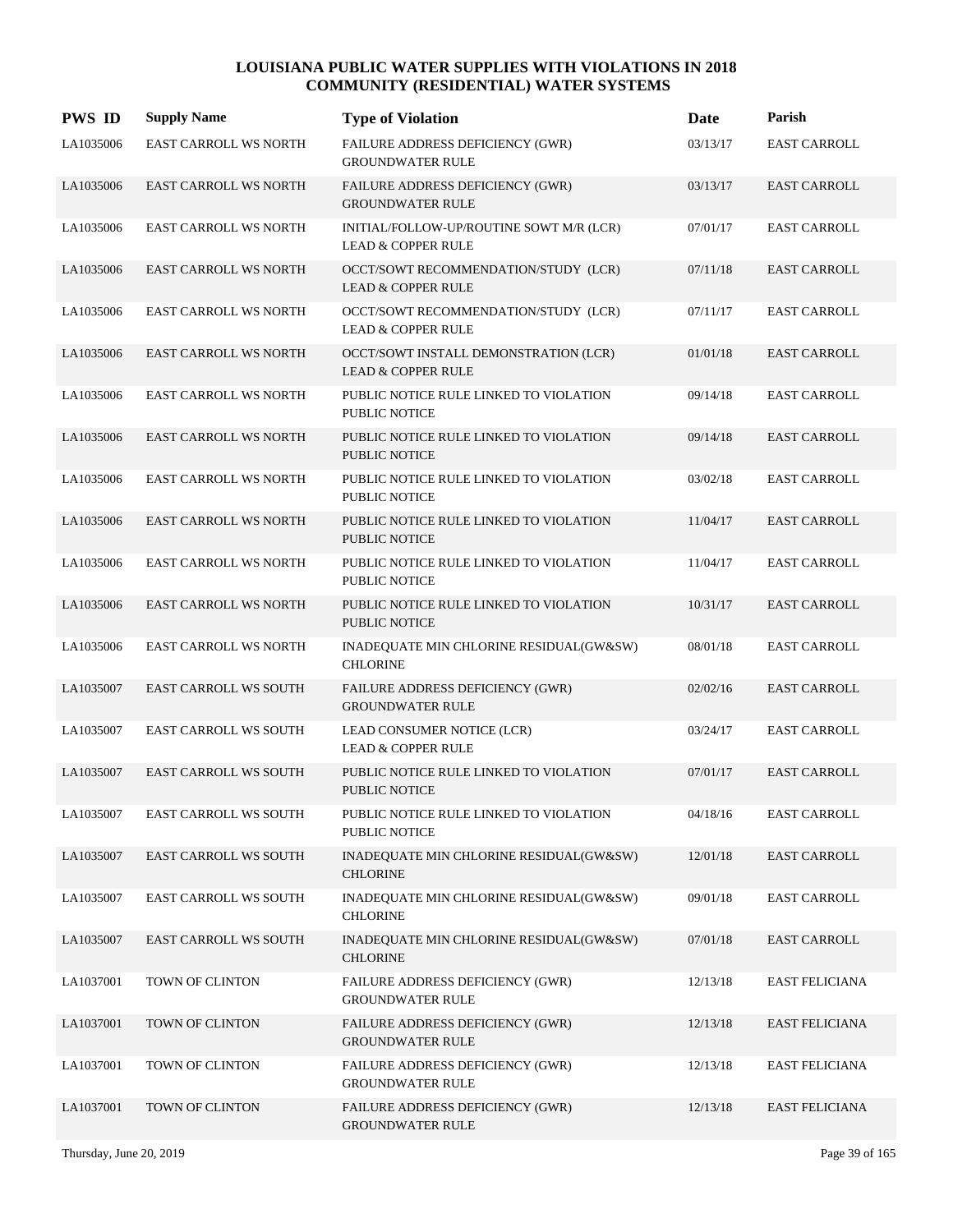# LOUISIANA PUBLIC WATER SUPPLIES WITH VIOLATIONS IN 2018
## COMMUNITY (RESIDENTIAL) WATER SYSTEMS

| PWS ID | Supply Name | Type of Violation | Date | Parish |
|---|---|---|---|---|
| LA1035006 | EAST CARROLL WS NORTH | FAILURE ADDRESS DEFICIENCY (GWR) GROUNDWATER RULE | 03/13/17 | EAST CARROLL |
| LA1035006 | EAST CARROLL WS NORTH | FAILURE ADDRESS DEFICIENCY (GWR) GROUNDWATER RULE | 03/13/17 | EAST CARROLL |
| LA1035006 | EAST CARROLL WS NORTH | INITIAL/FOLLOW-UP/ROUTINE SOWT M/R (LCR) LEAD & COPPER RULE | 07/01/17 | EAST CARROLL |
| LA1035006 | EAST CARROLL WS NORTH | OCCT/SOWT RECOMMENDATION/STUDY (LCR) LEAD & COPPER RULE | 07/11/18 | EAST CARROLL |
| LA1035006 | EAST CARROLL WS NORTH | OCCT/SOWT RECOMMENDATION/STUDY (LCR) LEAD & COPPER RULE | 07/11/17 | EAST CARROLL |
| LA1035006 | EAST CARROLL WS NORTH | OCCT/SOWT INSTALL DEMONSTRATION (LCR) LEAD & COPPER RULE | 01/01/18 | EAST CARROLL |
| LA1035006 | EAST CARROLL WS NORTH | PUBLIC NOTICE RULE LINKED TO VIOLATION PUBLIC NOTICE | 09/14/18 | EAST CARROLL |
| LA1035006 | EAST CARROLL WS NORTH | PUBLIC NOTICE RULE LINKED TO VIOLATION PUBLIC NOTICE | 09/14/18 | EAST CARROLL |
| LA1035006 | EAST CARROLL WS NORTH | PUBLIC NOTICE RULE LINKED TO VIOLATION PUBLIC NOTICE | 03/02/18 | EAST CARROLL |
| LA1035006 | EAST CARROLL WS NORTH | PUBLIC NOTICE RULE LINKED TO VIOLATION PUBLIC NOTICE | 11/04/17 | EAST CARROLL |
| LA1035006 | EAST CARROLL WS NORTH | PUBLIC NOTICE RULE LINKED TO VIOLATION PUBLIC NOTICE | 11/04/17 | EAST CARROLL |
| LA1035006 | EAST CARROLL WS NORTH | PUBLIC NOTICE RULE LINKED TO VIOLATION PUBLIC NOTICE | 10/31/17 | EAST CARROLL |
| LA1035006 | EAST CARROLL WS NORTH | INADEQUATE MIN CHLORINE RESIDUAL(GW&SW) CHLORINE | 08/01/18 | EAST CARROLL |
| LA1035007 | EAST CARROLL WS SOUTH | FAILURE ADDRESS DEFICIENCY (GWR) GROUNDWATER RULE | 02/02/16 | EAST CARROLL |
| LA1035007 | EAST CARROLL WS SOUTH | LEAD CONSUMER NOTICE (LCR) LEAD & COPPER RULE | 03/24/17 | EAST CARROLL |
| LA1035007 | EAST CARROLL WS SOUTH | PUBLIC NOTICE RULE LINKED TO VIOLATION PUBLIC NOTICE | 07/01/17 | EAST CARROLL |
| LA1035007 | EAST CARROLL WS SOUTH | PUBLIC NOTICE RULE LINKED TO VIOLATION PUBLIC NOTICE | 04/18/16 | EAST CARROLL |
| LA1035007 | EAST CARROLL WS SOUTH | INADEQUATE MIN CHLORINE RESIDUAL(GW&SW) CHLORINE | 12/01/18 | EAST CARROLL |
| LA1035007 | EAST CARROLL WS SOUTH | INADEQUATE MIN CHLORINE RESIDUAL(GW&SW) CHLORINE | 09/01/18 | EAST CARROLL |
| LA1035007 | EAST CARROLL WS SOUTH | INADEQUATE MIN CHLORINE RESIDUAL(GW&SW) CHLORINE | 07/01/18 | EAST CARROLL |
| LA1037001 | TOWN OF CLINTON | FAILURE ADDRESS DEFICIENCY (GWR) GROUNDWATER RULE | 12/13/18 | EAST FELICIANA |
| LA1037001 | TOWN OF CLINTON | FAILURE ADDRESS DEFICIENCY (GWR) GROUNDWATER RULE | 12/13/18 | EAST FELICIANA |
| LA1037001 | TOWN OF CLINTON | FAILURE ADDRESS DEFICIENCY (GWR) GROUNDWATER RULE | 12/13/18 | EAST FELICIANA |
| LA1037001 | TOWN OF CLINTON | FAILURE ADDRESS DEFICIENCY (GWR) GROUNDWATER RULE | 12/13/18 | EAST FELICIANA |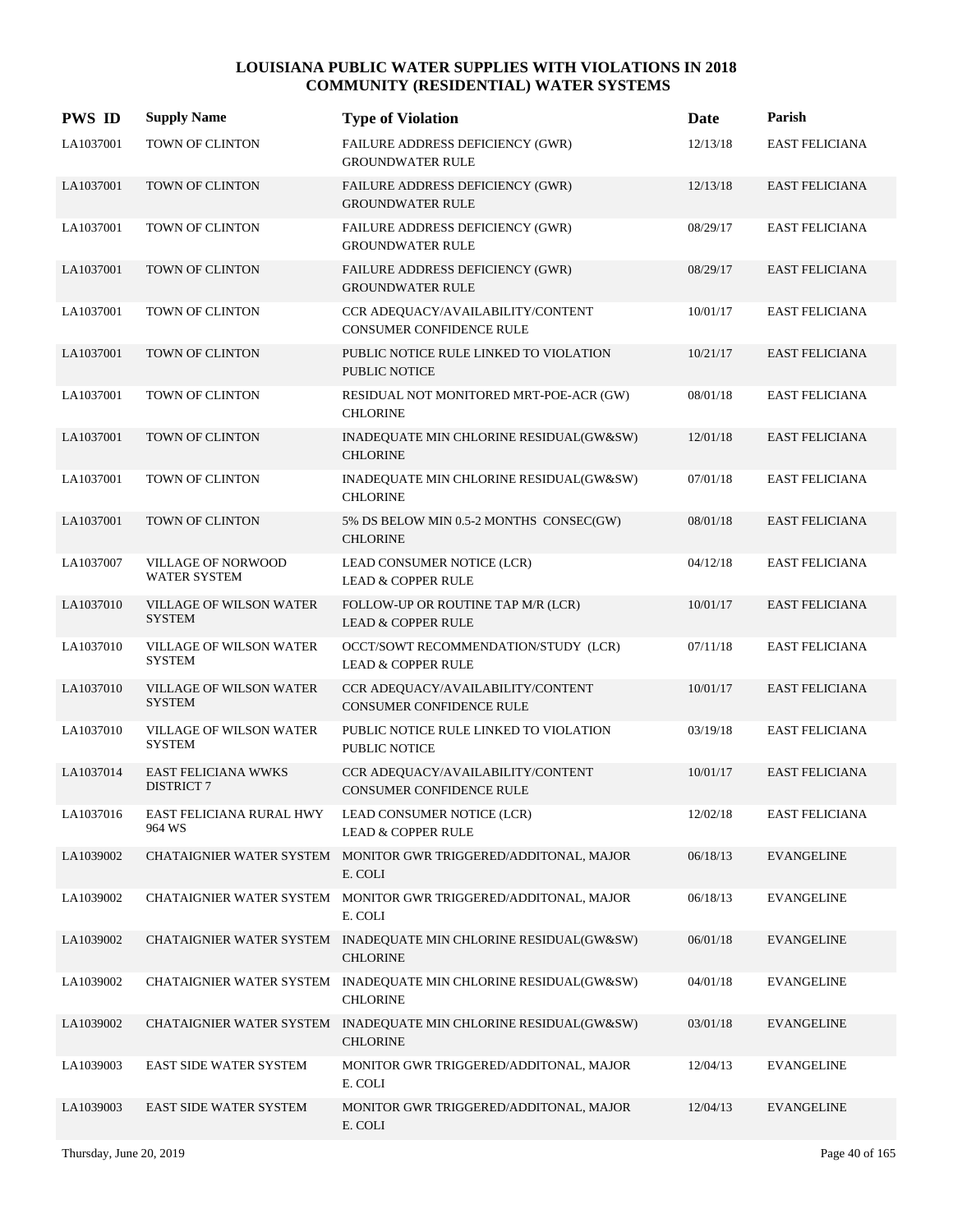# LOUISIANA PUBLIC WATER SUPPLIES WITH VIOLATIONS IN 2018
## COMMUNITY (RESIDENTIAL) WATER SYSTEMS

| PWS ID | Supply Name | Type of Violation | Date | Parish |
|---|---|---|---|---|
| LA1037001 | TOWN OF CLINTON | FAILURE ADDRESS DEFICIENCY (GWR) GROUNDWATER RULE | 12/13/18 | EAST FELICIANA |
| LA1037001 | TOWN OF CLINTON | FAILURE ADDRESS DEFICIENCY (GWR) GROUNDWATER RULE | 12/13/18 | EAST FELICIANA |
| LA1037001 | TOWN OF CLINTON | FAILURE ADDRESS DEFICIENCY (GWR) GROUNDWATER RULE | 08/29/17 | EAST FELICIANA |
| LA1037001 | TOWN OF CLINTON | FAILURE ADDRESS DEFICIENCY (GWR) GROUNDWATER RULE | 08/29/17 | EAST FELICIANA |
| LA1037001 | TOWN OF CLINTON | CCR ADEQUACY/AVAILABILITY/CONTENT CONSUMER CONFIDENCE RULE | 10/01/17 | EAST FELICIANA |
| LA1037001 | TOWN OF CLINTON | PUBLIC NOTICE RULE LINKED TO VIOLATION PUBLIC NOTICE | 10/21/17 | EAST FELICIANA |
| LA1037001 | TOWN OF CLINTON | RESIDUAL NOT MONITORED MRT-POE-ACR (GW) CHLORINE | 08/01/18 | EAST FELICIANA |
| LA1037001 | TOWN OF CLINTON | INADEQUATE MIN CHLORINE RESIDUAL(GW&SW) CHLORINE | 12/01/18 | EAST FELICIANA |
| LA1037001 | TOWN OF CLINTON | INADEQUATE MIN CHLORINE RESIDUAL(GW&SW) CHLORINE | 07/01/18 | EAST FELICIANA |
| LA1037001 | TOWN OF CLINTON | 5% DS BELOW MIN 0.5-2 MONTHS CONSEC(GW) CHLORINE | 08/01/18 | EAST FELICIANA |
| LA1037007 | VILLAGE OF NORWOOD WATER SYSTEM | LEAD CONSUMER NOTICE (LCR) LEAD & COPPER RULE | 04/12/18 | EAST FELICIANA |
| LA1037010 | VILLAGE OF WILSON WATER SYSTEM | FOLLOW-UP OR ROUTINE TAP M/R (LCR) LEAD & COPPER RULE | 10/01/17 | EAST FELICIANA |
| LA1037010 | VILLAGE OF WILSON WATER SYSTEM | OCCT/SOWT RECOMMENDATION/STUDY (LCR) LEAD & COPPER RULE | 07/11/18 | EAST FELICIANA |
| LA1037010 | VILLAGE OF WILSON WATER SYSTEM | CCR ADEQUACY/AVAILABILITY/CONTENT CONSUMER CONFIDENCE RULE | 10/01/17 | EAST FELICIANA |
| LA1037010 | VILLAGE OF WILSON WATER SYSTEM | PUBLIC NOTICE RULE LINKED TO VIOLATION PUBLIC NOTICE | 03/19/18 | EAST FELICIANA |
| LA1037014 | EAST FELICIANA WWKS DISTRICT 7 | CCR ADEQUACY/AVAILABILITY/CONTENT CONSUMER CONFIDENCE RULE | 10/01/17 | EAST FELICIANA |
| LA1037016 | EAST FELICIANA RURAL HWY 964 WS | LEAD CONSUMER NOTICE (LCR) LEAD & COPPER RULE | 12/02/18 | EAST FELICIANA |
| LA1039002 | CHATAIGNIER WATER SYSTEM | MONITOR GWR TRIGGERED/ADDITONAL, MAJOR E. COLI | 06/18/13 | EVANGELINE |
| LA1039002 | CHATAIGNIER WATER SYSTEM | MONITOR GWR TRIGGERED/ADDITONAL, MAJOR E. COLI | 06/18/13 | EVANGELINE |
| LA1039002 | CHATAIGNIER WATER SYSTEM | INADEQUATE MIN CHLORINE RESIDUAL(GW&SW) CHLORINE | 06/01/18 | EVANGELINE |
| LA1039002 | CHATAIGNIER WATER SYSTEM | INADEQUATE MIN CHLORINE RESIDUAL(GW&SW) CHLORINE | 04/01/18 | EVANGELINE |
| LA1039002 | CHATAIGNIER WATER SYSTEM | INADEQUATE MIN CHLORINE RESIDUAL(GW&SW) CHLORINE | 03/01/18 | EVANGELINE |
| LA1039003 | EAST SIDE WATER SYSTEM | MONITOR GWR TRIGGERED/ADDITONAL, MAJOR E. COLI | 12/04/13 | EVANGELINE |
| LA1039003 | EAST SIDE WATER SYSTEM | MONITOR GWR TRIGGERED/ADDITONAL, MAJOR E. COLI | 12/04/13 | EVANGELINE |

Thursday, June 20, 2019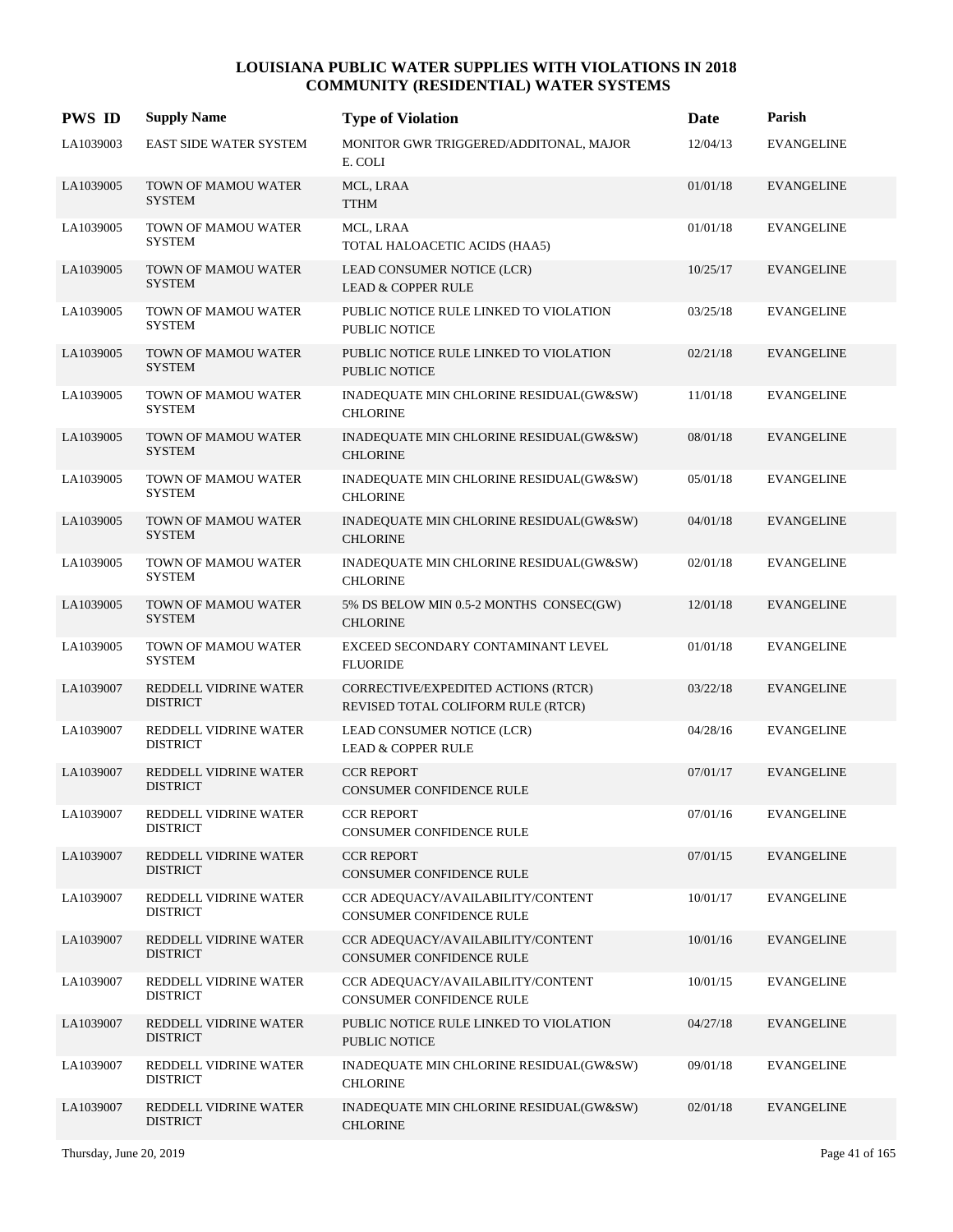# LOUISIANA PUBLIC WATER SUPPLIES WITH VIOLATIONS IN 2018
## COMMUNITY (RESIDENTIAL) WATER SYSTEMS

| PWS ID | Supply Name | Type of Violation | Date | Parish |
|---|---|---|---|---|
| LA1039003 | EAST SIDE WATER SYSTEM | MONITOR GWR TRIGGERED/ADDITONAL, MAJOR E. COLI | 12/04/13 | EVANGELINE |
| LA1039005 | TOWN OF MAMOU WATER SYSTEM | MCL, LRAA TTHM | 01/01/18 | EVANGELINE |
| LA1039005 | TOWN OF MAMOU WATER SYSTEM | MCL, LRAA TOTAL HALOACETIC ACIDS (HAA5) | 01/01/18 | EVANGELINE |
| LA1039005 | TOWN OF MAMOU WATER SYSTEM | LEAD CONSUMER NOTICE (LCR) LEAD & COPPER RULE | 10/25/17 | EVANGELINE |
| LA1039005 | TOWN OF MAMOU WATER SYSTEM | PUBLIC NOTICE RULE LINKED TO VIOLATION PUBLIC NOTICE | 03/25/18 | EVANGELINE |
| LA1039005 | TOWN OF MAMOU WATER SYSTEM | PUBLIC NOTICE RULE LINKED TO VIOLATION PUBLIC NOTICE | 02/21/18 | EVANGELINE |
| LA1039005 | TOWN OF MAMOU WATER SYSTEM | INADEQUATE MIN CHLORINE RESIDUAL(GW&SW) CHLORINE | 11/01/18 | EVANGELINE |
| LA1039005 | TOWN OF MAMOU WATER SYSTEM | INADEQUATE MIN CHLORINE RESIDUAL(GW&SW) CHLORINE | 08/01/18 | EVANGELINE |
| LA1039005 | TOWN OF MAMOU WATER SYSTEM | INADEQUATE MIN CHLORINE RESIDUAL(GW&SW) CHLORINE | 05/01/18 | EVANGELINE |
| LA1039005 | TOWN OF MAMOU WATER SYSTEM | INADEQUATE MIN CHLORINE RESIDUAL(GW&SW) CHLORINE | 04/01/18 | EVANGELINE |
| LA1039005 | TOWN OF MAMOU WATER SYSTEM | INADEQUATE MIN CHLORINE RESIDUAL(GW&SW) CHLORINE | 02/01/18 | EVANGELINE |
| LA1039005 | TOWN OF MAMOU WATER SYSTEM | 5% DS BELOW MIN 0.5-2 MONTHS CONSEC(GW) CHLORINE | 12/01/18 | EVANGELINE |
| LA1039005 | TOWN OF MAMOU WATER SYSTEM | EXCEED SECONDARY CONTAMINANT LEVEL FLUORIDE | 01/01/18 | EVANGELINE |
| LA1039007 | REDDELL VIDRINE WATER DISTRICT | CORRECTIVE/EXPEDITED ACTIONS (RTCR) REVISED TOTAL COLIFORM RULE (RTCR) | 03/22/18 | EVANGELINE |
| LA1039007 | REDDELL VIDRINE WATER DISTRICT | LEAD CONSUMER NOTICE (LCR) LEAD & COPPER RULE | 04/28/16 | EVANGELINE |
| LA1039007 | REDDELL VIDRINE WATER DISTRICT | CCR REPORT CONSUMER CONFIDENCE RULE | 07/01/17 | EVANGELINE |
| LA1039007 | REDDELL VIDRINE WATER DISTRICT | CCR REPORT CONSUMER CONFIDENCE RULE | 07/01/16 | EVANGELINE |
| LA1039007 | REDDELL VIDRINE WATER DISTRICT | CCR REPORT CONSUMER CONFIDENCE RULE | 07/01/15 | EVANGELINE |
| LA1039007 | REDDELL VIDRINE WATER DISTRICT | CCR ADEQUACY/AVAILABILITY/CONTENT CONSUMER CONFIDENCE RULE | 10/01/17 | EVANGELINE |
| LA1039007 | REDDELL VIDRINE WATER DISTRICT | CCR ADEQUACY/AVAILABILITY/CONTENT CONSUMER CONFIDENCE RULE | 10/01/16 | EVANGELINE |
| LA1039007 | REDDELL VIDRINE WATER DISTRICT | CCR ADEQUACY/AVAILABILITY/CONTENT CONSUMER CONFIDENCE RULE | 10/01/15 | EVANGELINE |
| LA1039007 | REDDELL VIDRINE WATER DISTRICT | PUBLIC NOTICE RULE LINKED TO VIOLATION PUBLIC NOTICE | 04/27/18 | EVANGELINE |
| LA1039007 | REDDELL VIDRINE WATER DISTRICT | INADEQUATE MIN CHLORINE RESIDUAL(GW&SW) CHLORINE | 09/01/18 | EVANGELINE |
| LA1039007 | REDDELL VIDRINE WATER DISTRICT | INADEQUATE MIN CHLORINE RESIDUAL(GW&SW) CHLORINE | 02/01/18 | EVANGELINE |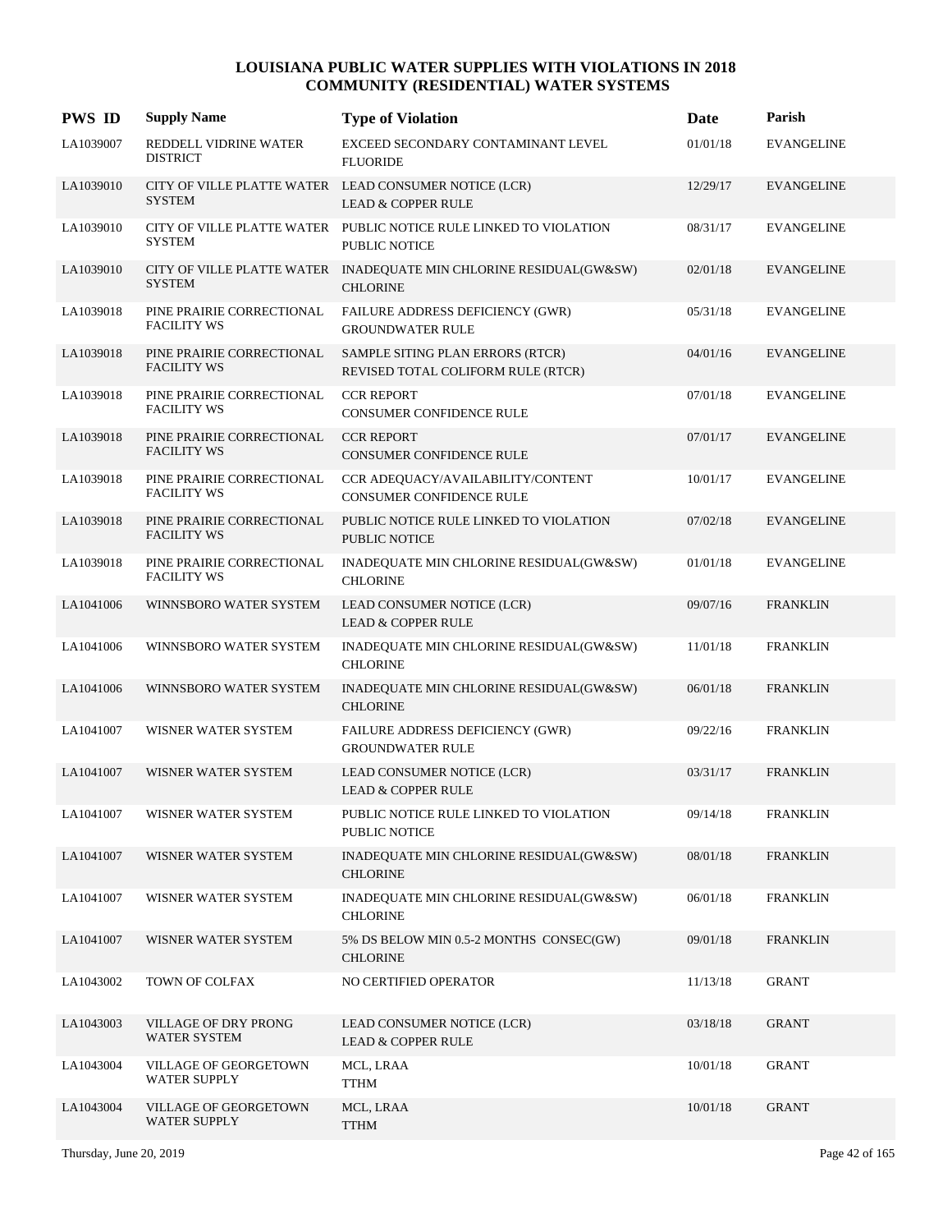# LOUISIANA PUBLIC WATER SUPPLIES WITH VIOLATIONS IN 2018
## COMMUNITY (RESIDENTIAL) WATER SYSTEMS

| PWS ID | Supply Name | Type of Violation | Date | Parish |
|---|---|---|---|---|
| LA1039007 | REDDELL VIDRINE WATER DISTRICT | EXCEED SECONDARY CONTAMINANT LEVEL<br>FLUORIDE | 01/01/18 | EVANGELINE |
| LA1039010 | CITY OF VILLE PLATTE WATER SYSTEM | LEAD CONSUMER NOTICE (LCR)<br>LEAD & COPPER RULE | 12/29/17 | EVANGELINE |
| LA1039010 | CITY OF VILLE PLATTE WATER SYSTEM | PUBLIC NOTICE RULE LINKED TO VIOLATION<br>PUBLIC NOTICE | 08/31/17 | EVANGELINE |
| LA1039010 | CITY OF VILLE PLATTE WATER SYSTEM | INADEQUATE MIN CHLORINE RESIDUAL(GW&SW)<br>CHLORINE | 02/01/18 | EVANGELINE |
| LA1039018 | PINE PRAIRIE CORRECTIONAL FACILITY WS | FAILURE ADDRESS DEFICIENCY (GWR)<br>GROUNDWATER RULE | 05/31/18 | EVANGELINE |
| LA1039018 | PINE PRAIRIE CORRECTIONAL FACILITY WS | SAMPLE SITING PLAN ERRORS (RTCR)<br>REVISED TOTAL COLIFORM RULE (RTCR) | 04/01/16 | EVANGELINE |
| LA1039018 | PINE PRAIRIE CORRECTIONAL FACILITY WS | CCR REPORT<br>CONSUMER CONFIDENCE RULE | 07/01/18 | EVANGELINE |
| LA1039018 | PINE PRAIRIE CORRECTIONAL FACILITY WS | CCR REPORT<br>CONSUMER CONFIDENCE RULE | 07/01/17 | EVANGELINE |
| LA1039018 | PINE PRAIRIE CORRECTIONAL FACILITY WS | CCR ADEQUACY/AVAILABILITY/CONTENT<br>CONSUMER CONFIDENCE RULE | 10/01/17 | EVANGELINE |
| LA1039018 | PINE PRAIRIE CORRECTIONAL FACILITY WS | PUBLIC NOTICE RULE LINKED TO VIOLATION<br>PUBLIC NOTICE | 07/02/18 | EVANGELINE |
| LA1039018 | PINE PRAIRIE CORRECTIONAL FACILITY WS | INADEQUATE MIN CHLORINE RESIDUAL(GW&SW)<br>CHLORINE | 01/01/18 | EVANGELINE |
| LA1041006 | WINNSBORO WATER SYSTEM | LEAD CONSUMER NOTICE (LCR)<br>LEAD & COPPER RULE | 09/07/16 | FRANKLIN |
| LA1041006 | WINNSBORO WATER SYSTEM | INADEQUATE MIN CHLORINE RESIDUAL(GW&SW)<br>CHLORINE | 11/01/18 | FRANKLIN |
| LA1041006 | WINNSBORO WATER SYSTEM | INADEQUATE MIN CHLORINE RESIDUAL(GW&SW)<br>CHLORINE | 06/01/18 | FRANKLIN |
| LA1041007 | WISNER WATER SYSTEM | FAILURE ADDRESS DEFICIENCY (GWR)<br>GROUNDWATER RULE | 09/22/16 | FRANKLIN |
| LA1041007 | WISNER WATER SYSTEM | LEAD CONSUMER NOTICE (LCR)<br>LEAD & COPPER RULE | 03/31/17 | FRANKLIN |
| LA1041007 | WISNER WATER SYSTEM | PUBLIC NOTICE RULE LINKED TO VIOLATION<br>PUBLIC NOTICE | 09/14/18 | FRANKLIN |
| LA1041007 | WISNER WATER SYSTEM | INADEQUATE MIN CHLORINE RESIDUAL(GW&SW)<br>CHLORINE | 08/01/18 | FRANKLIN |
| LA1041007 | WISNER WATER SYSTEM | INADEQUATE MIN CHLORINE RESIDUAL(GW&SW)<br>CHLORINE | 06/01/18 | FRANKLIN |
| LA1041007 | WISNER WATER SYSTEM | 5% DS BELOW MIN 0.5-2 MONTHS CONSEC(GW)<br>CHLORINE | 09/01/18 | FRANKLIN |
| LA1043002 | TOWN OF COLFAX | NO CERTIFIED OPERATOR | 11/13/18 | GRANT |
| LA1043003 | VILLAGE OF DRY PRONG WATER SYSTEM | LEAD CONSUMER NOTICE (LCR)<br>LEAD & COPPER RULE | 03/18/18 | GRANT |
| LA1043004 | VILLAGE OF GEORGETOWN WATER SUPPLY | MCL, LRAA<br>TTHM | 10/01/18 | GRANT |
| LA1043004 | VILLAGE OF GEORGETOWN WATER SUPPLY | MCL, LRAA<br>TTHM | 10/01/18 | GRANT |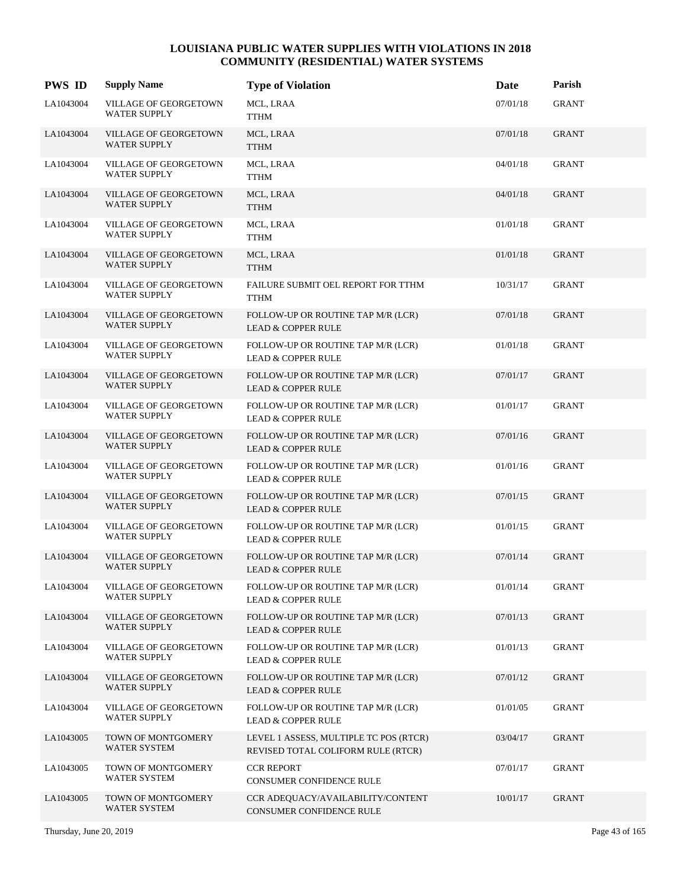# LOUISIANA PUBLIC WATER SUPPLIES WITH VIOLATIONS IN 2018
## COMMUNITY (RESIDENTIAL) WATER SYSTEMS

| PWS ID | Supply Name | Type of Violation | Date | Parish |
|---|---|---|---|---|
| LA1043004 | VILLAGE OF GEORGETOWN WATER SUPPLY | MCL, LRAA TTHM | 07/01/18 | GRANT |
| LA1043004 | VILLAGE OF GEORGETOWN WATER SUPPLY | MCL, LRAA TTHM | 07/01/18 | GRANT |
| LA1043004 | VILLAGE OF GEORGETOWN WATER SUPPLY | MCL, LRAA TTHM | 04/01/18 | GRANT |
| LA1043004 | VILLAGE OF GEORGETOWN WATER SUPPLY | MCL, LRAA TTHM | 04/01/18 | GRANT |
| LA1043004 | VILLAGE OF GEORGETOWN WATER SUPPLY | MCL, LRAA TTHM | 01/01/18 | GRANT |
| LA1043004 | VILLAGE OF GEORGETOWN WATER SUPPLY | MCL, LRAA TTHM | 01/01/18 | GRANT |
| LA1043004 | VILLAGE OF GEORGETOWN WATER SUPPLY | FAILURE SUBMIT OEL REPORT FOR TTHM TTHM | 10/31/17 | GRANT |
| LA1043004 | VILLAGE OF GEORGETOWN WATER SUPPLY | FOLLOW-UP OR ROUTINE TAP M/R (LCR) LEAD & COPPER RULE | 07/01/18 | GRANT |
| LA1043004 | VILLAGE OF GEORGETOWN WATER SUPPLY | FOLLOW-UP OR ROUTINE TAP M/R (LCR) LEAD & COPPER RULE | 01/01/18 | GRANT |
| LA1043004 | VILLAGE OF GEORGETOWN WATER SUPPLY | FOLLOW-UP OR ROUTINE TAP M/R (LCR) LEAD & COPPER RULE | 07/01/17 | GRANT |
| LA1043004 | VILLAGE OF GEORGETOWN WATER SUPPLY | FOLLOW-UP OR ROUTINE TAP M/R (LCR) LEAD & COPPER RULE | 01/01/17 | GRANT |
| LA1043004 | VILLAGE OF GEORGETOWN WATER SUPPLY | FOLLOW-UP OR ROUTINE TAP M/R (LCR) LEAD & COPPER RULE | 07/01/16 | GRANT |
| LA1043004 | VILLAGE OF GEORGETOWN WATER SUPPLY | FOLLOW-UP OR ROUTINE TAP M/R (LCR) LEAD & COPPER RULE | 01/01/16 | GRANT |
| LA1043004 | VILLAGE OF GEORGETOWN WATER SUPPLY | FOLLOW-UP OR ROUTINE TAP M/R (LCR) LEAD & COPPER RULE | 07/01/15 | GRANT |
| LA1043004 | VILLAGE OF GEORGETOWN WATER SUPPLY | FOLLOW-UP OR ROUTINE TAP M/R (LCR) LEAD & COPPER RULE | 01/01/15 | GRANT |
| LA1043004 | VILLAGE OF GEORGETOWN WATER SUPPLY | FOLLOW-UP OR ROUTINE TAP M/R (LCR) LEAD & COPPER RULE | 07/01/14 | GRANT |
| LA1043004 | VILLAGE OF GEORGETOWN WATER SUPPLY | FOLLOW-UP OR ROUTINE TAP M/R (LCR) LEAD & COPPER RULE | 01/01/14 | GRANT |
| LA1043004 | VILLAGE OF GEORGETOWN WATER SUPPLY | FOLLOW-UP OR ROUTINE TAP M/R (LCR) LEAD & COPPER RULE | 07/01/13 | GRANT |
| LA1043004 | VILLAGE OF GEORGETOWN WATER SUPPLY | FOLLOW-UP OR ROUTINE TAP M/R (LCR) LEAD & COPPER RULE | 01/01/13 | GRANT |
| LA1043004 | VILLAGE OF GEORGETOWN WATER SUPPLY | FOLLOW-UP OR ROUTINE TAP M/R (LCR) LEAD & COPPER RULE | 07/01/12 | GRANT |
| LA1043004 | VILLAGE OF GEORGETOWN WATER SUPPLY | FOLLOW-UP OR ROUTINE TAP M/R (LCR) LEAD & COPPER RULE | 01/01/05 | GRANT |
| LA1043005 | TOWN OF MONTGOMERY WATER SYSTEM | LEVEL 1 ASSESS, MULTIPLE TC POS (RTCR) REVISED TOTAL COLIFORM RULE (RTCR) | 03/04/17 | GRANT |
| LA1043005 | TOWN OF MONTGOMERY WATER SYSTEM | CCR REPORT CONSUMER CONFIDENCE RULE | 07/01/17 | GRANT |
| LA1043005 | TOWN OF MONTGOMERY WATER SYSTEM | CCR ADEQUACY/AVAILABILITY/CONTENT CONSUMER CONFIDENCE RULE | 10/01/17 | GRANT |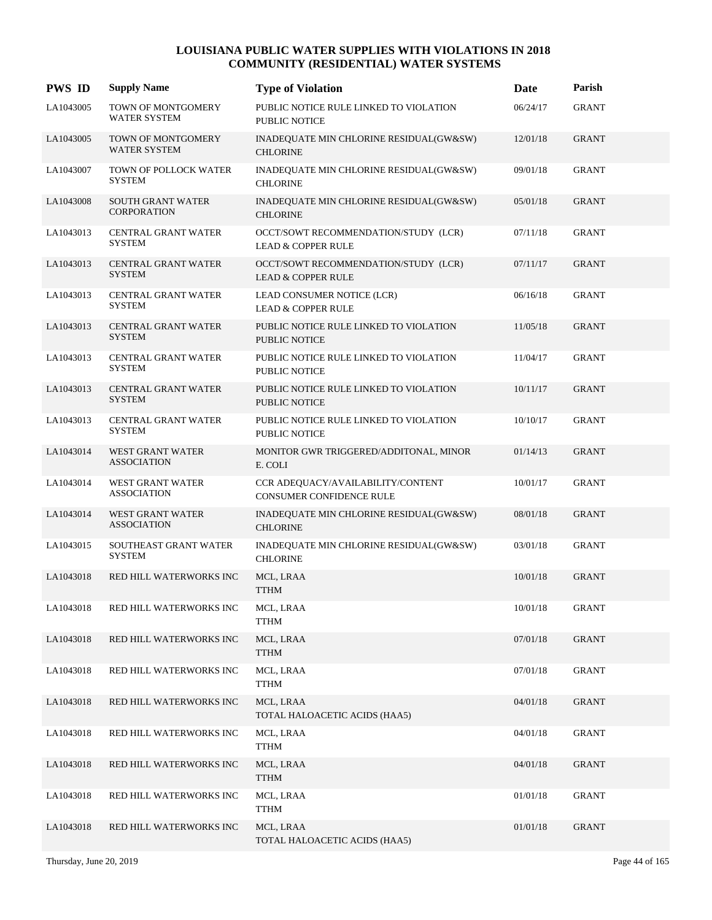# LOUISIANA PUBLIC WATER SUPPLIES WITH VIOLATIONS IN 2018
## COMMUNITY (RESIDENTIAL) WATER SYSTEMS

| PWS ID | Supply Name | Type of Violation | Date | Parish |
|---|---|---|---|---|
| LA1043005 | TOWN OF MONTGOMERY WATER SYSTEM | PUBLIC NOTICE RULE LINKED TO VIOLATION<br>PUBLIC NOTICE | 06/24/17 | GRANT |
| LA1043005 | TOWN OF MONTGOMERY WATER SYSTEM | INADEQUATE MIN CHLORINE RESIDUAL(GW&SW)<br>CHLORINE | 12/01/18 | GRANT |
| LA1043007 | TOWN OF POLLOCK WATER SYSTEM | INADEQUATE MIN CHLORINE RESIDUAL(GW&SW)<br>CHLORINE | 09/01/18 | GRANT |
| LA1043008 | SOUTH GRANT WATER CORPORATION | INADEQUATE MIN CHLORINE RESIDUAL(GW&SW)<br>CHLORINE | 05/01/18 | GRANT |
| LA1043013 | CENTRAL GRANT WATER SYSTEM | OCCT/SOWT RECOMMENDATION/STUDY (LCR)<br>LEAD & COPPER RULE | 07/11/18 | GRANT |
| LA1043013 | CENTRAL GRANT WATER SYSTEM | OCCT/SOWT RECOMMENDATION/STUDY (LCR)<br>LEAD & COPPER RULE | 07/11/17 | GRANT |
| LA1043013 | CENTRAL GRANT WATER SYSTEM | LEAD CONSUMER NOTICE (LCR)<br>LEAD & COPPER RULE | 06/16/18 | GRANT |
| LA1043013 | CENTRAL GRANT WATER SYSTEM | PUBLIC NOTICE RULE LINKED TO VIOLATION<br>PUBLIC NOTICE | 11/05/18 | GRANT |
| LA1043013 | CENTRAL GRANT WATER SYSTEM | PUBLIC NOTICE RULE LINKED TO VIOLATION<br>PUBLIC NOTICE | 11/04/17 | GRANT |
| LA1043013 | CENTRAL GRANT WATER SYSTEM | PUBLIC NOTICE RULE LINKED TO VIOLATION<br>PUBLIC NOTICE | 10/11/17 | GRANT |
| LA1043013 | CENTRAL GRANT WATER SYSTEM | PUBLIC NOTICE RULE LINKED TO VIOLATION<br>PUBLIC NOTICE | 10/10/17 | GRANT |
| LA1043014 | WEST GRANT WATER ASSOCIATION | MONITOR GWR TRIGGERED/ADDITONAL, MINOR<br>E. COLI | 01/14/13 | GRANT |
| LA1043014 | WEST GRANT WATER ASSOCIATION | CCR ADEQUACY/AVAILABILITY/CONTENT<br>CONSUMER CONFIDENCE RULE | 10/01/17 | GRANT |
| LA1043014 | WEST GRANT WATER ASSOCIATION | INADEQUATE MIN CHLORINE RESIDUAL(GW&SW)<br>CHLORINE | 08/01/18 | GRANT |
| LA1043015 | SOUTHEAST GRANT WATER SYSTEM | INADEQUATE MIN CHLORINE RESIDUAL(GW&SW)<br>CHLORINE | 03/01/18 | GRANT |
| LA1043018 | RED HILL WATERWORKS INC | MCL, LRAA<br>TTHM | 10/01/18 | GRANT |
| LA1043018 | RED HILL WATERWORKS INC | MCL, LRAA<br>TTHM | 10/01/18 | GRANT |
| LA1043018 | RED HILL WATERWORKS INC | MCL, LRAA<br>TTHM | 07/01/18 | GRANT |
| LA1043018 | RED HILL WATERWORKS INC | MCL, LRAA<br>TTHM | 07/01/18 | GRANT |
| LA1043018 | RED HILL WATERWORKS INC | MCL, LRAA<br>TOTAL HALOACETIC ACIDS (HAA5) | 04/01/18 | GRANT |
| LA1043018 | RED HILL WATERWORKS INC | MCL, LRAA<br>TTHM | 04/01/18 | GRANT |
| LA1043018 | RED HILL WATERWORKS INC | MCL, LRAA<br>TTHM | 04/01/18 | GRANT |
| LA1043018 | RED HILL WATERWORKS INC | MCL, LRAA<br>TTHM | 01/01/18 | GRANT |
| LA1043018 | RED HILL WATERWORKS INC | MCL, LRAA<br>TOTAL HALOACETIC ACIDS (HAA5) | 01/01/18 | GRANT |

Thursday, June 20, 2019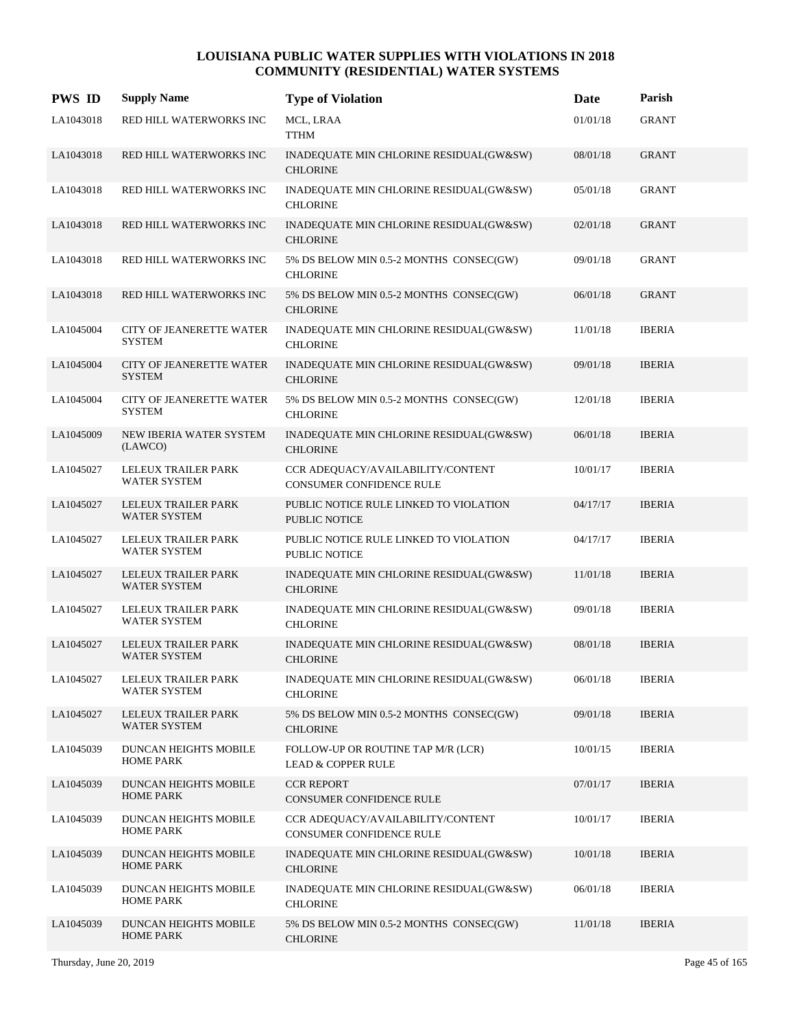# LOUISIANA PUBLIC WATER SUPPLIES WITH VIOLATIONS IN 2018
## COMMUNITY (RESIDENTIAL) WATER SYSTEMS

| PWS ID | Supply Name | Type of Violation | Date | Parish |
|---|---|---|---|---|
| LA1043018 | RED HILL WATERWORKS INC | MCL, LRAA<br>TTHM | 01/01/18 | GRANT |
| LA1043018 | RED HILL WATERWORKS INC | INADEQUATE MIN CHLORINE RESIDUAL(GW&SW)<br>CHLORINE | 08/01/18 | GRANT |
| LA1043018 | RED HILL WATERWORKS INC | INADEQUATE MIN CHLORINE RESIDUAL(GW&SW)<br>CHLORINE | 05/01/18 | GRANT |
| LA1043018 | RED HILL WATERWORKS INC | INADEQUATE MIN CHLORINE RESIDUAL(GW&SW)<br>CHLORINE | 02/01/18 | GRANT |
| LA1043018 | RED HILL WATERWORKS INC | 5% DS BELOW MIN 0.5-2 MONTHS CONSEC(GW)<br>CHLORINE | 09/01/18 | GRANT |
| LA1043018 | RED HILL WATERWORKS INC | 5% DS BELOW MIN 0.5-2 MONTHS CONSEC(GW)<br>CHLORINE | 06/01/18 | GRANT |
| LA1045004 | CITY OF JEANERETTE WATER SYSTEM | INADEQUATE MIN CHLORINE RESIDUAL(GW&SW)<br>CHLORINE | 11/01/18 | IBERIA |
| LA1045004 | CITY OF JEANERETTE WATER SYSTEM | INADEQUATE MIN CHLORINE RESIDUAL(GW&SW)<br>CHLORINE | 09/01/18 | IBERIA |
| LA1045004 | CITY OF JEANERETTE WATER SYSTEM | 5% DS BELOW MIN 0.5-2 MONTHS CONSEC(GW)<br>CHLORINE | 12/01/18 | IBERIA |
| LA1045009 | NEW IBERIA WATER SYSTEM (LAWCO) | INADEQUATE MIN CHLORINE RESIDUAL(GW&SW)<br>CHLORINE | 06/01/18 | IBERIA |
| LA1045027 | LELEUX TRAILER PARK WATER SYSTEM | CCR ADEQUACY/AVAILABILITY/CONTENT<br>CONSUMER CONFIDENCE RULE | 10/01/17 | IBERIA |
| LA1045027 | LELEUX TRAILER PARK WATER SYSTEM | PUBLIC NOTICE RULE LINKED TO VIOLATION<br>PUBLIC NOTICE | 04/17/17 | IBERIA |
| LA1045027 | LELEUX TRAILER PARK WATER SYSTEM | PUBLIC NOTICE RULE LINKED TO VIOLATION<br>PUBLIC NOTICE | 04/17/17 | IBERIA |
| LA1045027 | LELEUX TRAILER PARK WATER SYSTEM | INADEQUATE MIN CHLORINE RESIDUAL(GW&SW)<br>CHLORINE | 11/01/18 | IBERIA |
| LA1045027 | LELEUX TRAILER PARK WATER SYSTEM | INADEQUATE MIN CHLORINE RESIDUAL(GW&SW)<br>CHLORINE | 09/01/18 | IBERIA |
| LA1045027 | LELEUX TRAILER PARK WATER SYSTEM | INADEQUATE MIN CHLORINE RESIDUAL(GW&SW)<br>CHLORINE | 08/01/18 | IBERIA |
| LA1045027 | LELEUX TRAILER PARK WATER SYSTEM | INADEQUATE MIN CHLORINE RESIDUAL(GW&SW)<br>CHLORINE | 06/01/18 | IBERIA |
| LA1045027 | LELEUX TRAILER PARK WATER SYSTEM | 5% DS BELOW MIN 0.5-2 MONTHS CONSEC(GW)<br>CHLORINE | 09/01/18 | IBERIA |
| LA1045039 | DUNCAN HEIGHTS MOBILE HOME PARK | FOLLOW-UP OR ROUTINE TAP M/R (LCR)<br>LEAD & COPPER RULE | 10/01/15 | IBERIA |
| LA1045039 | DUNCAN HEIGHTS MOBILE HOME PARK | CCR REPORT<br>CONSUMER CONFIDENCE RULE | 07/01/17 | IBERIA |
| LA1045039 | DUNCAN HEIGHTS MOBILE HOME PARK | CCR ADEQUACY/AVAILABILITY/CONTENT<br>CONSUMER CONFIDENCE RULE | 10/01/17 | IBERIA |
| LA1045039 | DUNCAN HEIGHTS MOBILE HOME PARK | INADEQUATE MIN CHLORINE RESIDUAL(GW&SW)<br>CHLORINE | 10/01/18 | IBERIA |
| LA1045039 | DUNCAN HEIGHTS MOBILE HOME PARK | INADEQUATE MIN CHLORINE RESIDUAL(GW&SW)<br>CHLORINE | 06/01/18 | IBERIA |
| LA1045039 | DUNCAN HEIGHTS MOBILE HOME PARK | 5% DS BELOW MIN 0.5-2 MONTHS CONSEC(GW)<br>CHLORINE | 11/01/18 | IBERIA |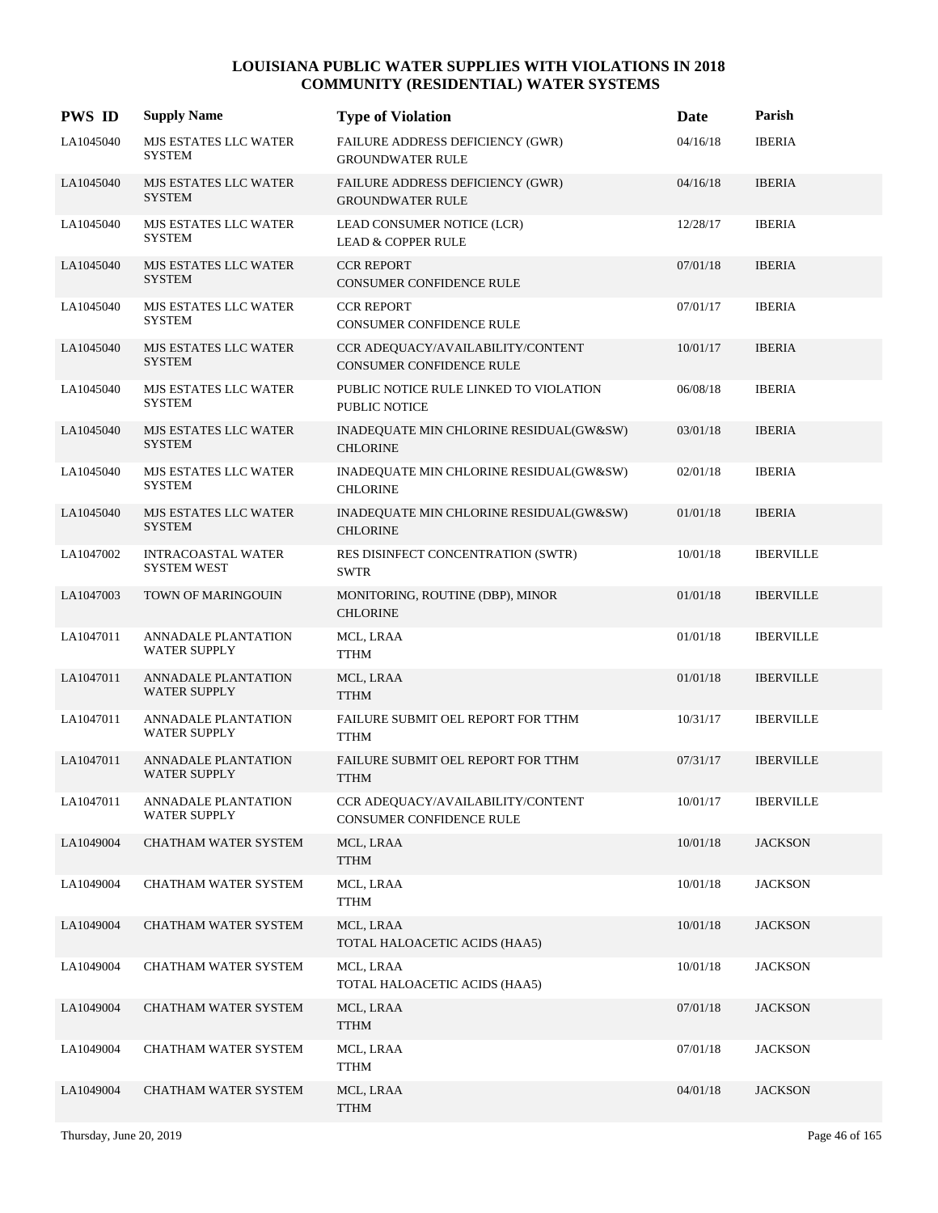# LOUISIANA PUBLIC WATER SUPPLIES WITH VIOLATIONS IN 2018
## COMMUNITY (RESIDENTIAL) WATER SYSTEMS

| PWS ID | Supply Name | Type of Violation | Date | Parish |
|---|---|---|---|---|
| LA1045040 | MJS ESTATES LLC WATER SYSTEM | FAILURE ADDRESS DEFICIENCY (GWR) GROUNDWATER RULE | 04/16/18 | IBERIA |
| LA1045040 | MJS ESTATES LLC WATER SYSTEM | FAILURE ADDRESS DEFICIENCY (GWR) GROUNDWATER RULE | 04/16/18 | IBERIA |
| LA1045040 | MJS ESTATES LLC WATER SYSTEM | LEAD CONSUMER NOTICE (LCR) LEAD & COPPER RULE | 12/28/17 | IBERIA |
| LA1045040 | MJS ESTATES LLC WATER SYSTEM | CCR REPORT CONSUMER CONFIDENCE RULE | 07/01/18 | IBERIA |
| LA1045040 | MJS ESTATES LLC WATER SYSTEM | CCR REPORT CONSUMER CONFIDENCE RULE | 07/01/17 | IBERIA |
| LA1045040 | MJS ESTATES LLC WATER SYSTEM | CCR ADEQUACY/AVAILABILITY/CONTENT CONSUMER CONFIDENCE RULE | 10/01/17 | IBERIA |
| LA1045040 | MJS ESTATES LLC WATER SYSTEM | PUBLIC NOTICE RULE LINKED TO VIOLATION PUBLIC NOTICE | 06/08/18 | IBERIA |
| LA1045040 | MJS ESTATES LLC WATER SYSTEM | INADEQUATE MIN CHLORINE RESIDUAL(GW&SW) CHLORINE | 03/01/18 | IBERIA |
| LA1045040 | MJS ESTATES LLC WATER SYSTEM | INADEQUATE MIN CHLORINE RESIDUAL(GW&SW) CHLORINE | 02/01/18 | IBERIA |
| LA1045040 | MJS ESTATES LLC WATER SYSTEM | INADEQUATE MIN CHLORINE RESIDUAL(GW&SW) CHLORINE | 01/01/18 | IBERIA |
| LA1047002 | INTRACOASTAL WATER SYSTEM WEST | RES DISINFECT CONCENTRATION (SWTR) SWTR | 10/01/18 | IBERVILLE |
| LA1047003 | TOWN OF MARINGOUIN | MONITORING, ROUTINE (DBP), MINOR CHLORINE | 01/01/18 | IBERVILLE |
| LA1047011 | ANNADALE PLANTATION WATER SUPPLY | MCL, LRAA TTHM | 01/01/18 | IBERVILLE |
| LA1047011 | ANNADALE PLANTATION WATER SUPPLY | MCL, LRAA TTHM | 01/01/18 | IBERVILLE |
| LA1047011 | ANNADALE PLANTATION WATER SUPPLY | FAILURE SUBMIT OEL REPORT FOR TTHM TTHM | 10/31/17 | IBERVILLE |
| LA1047011 | ANNADALE PLANTATION WATER SUPPLY | FAILURE SUBMIT OEL REPORT FOR TTHM TTHM | 07/31/17 | IBERVILLE |
| LA1047011 | ANNADALE PLANTATION WATER SUPPLY | CCR ADEQUACY/AVAILABILITY/CONTENT CONSUMER CONFIDENCE RULE | 10/01/17 | IBERVILLE |
| LA1049004 | CHATHAM WATER SYSTEM | MCL, LRAA TTHM | 10/01/18 | JACKSON |
| LA1049004 | CHATHAM WATER SYSTEM | MCL, LRAA TTHM | 10/01/18 | JACKSON |
| LA1049004 | CHATHAM WATER SYSTEM | MCL, LRAA TOTAL HALOACETIC ACIDS (HAA5) | 10/01/18 | JACKSON |
| LA1049004 | CHATHAM WATER SYSTEM | MCL, LRAA TOTAL HALOACETIC ACIDS (HAA5) | 10/01/18 | JACKSON |
| LA1049004 | CHATHAM WATER SYSTEM | MCL, LRAA TTHM | 07/01/18 | JACKSON |
| LA1049004 | CHATHAM WATER SYSTEM | MCL, LRAA TTHM | 07/01/18 | JACKSON |
| LA1049004 | CHATHAM WATER SYSTEM | MCL, LRAA TTHM | 04/01/18 | JACKSON |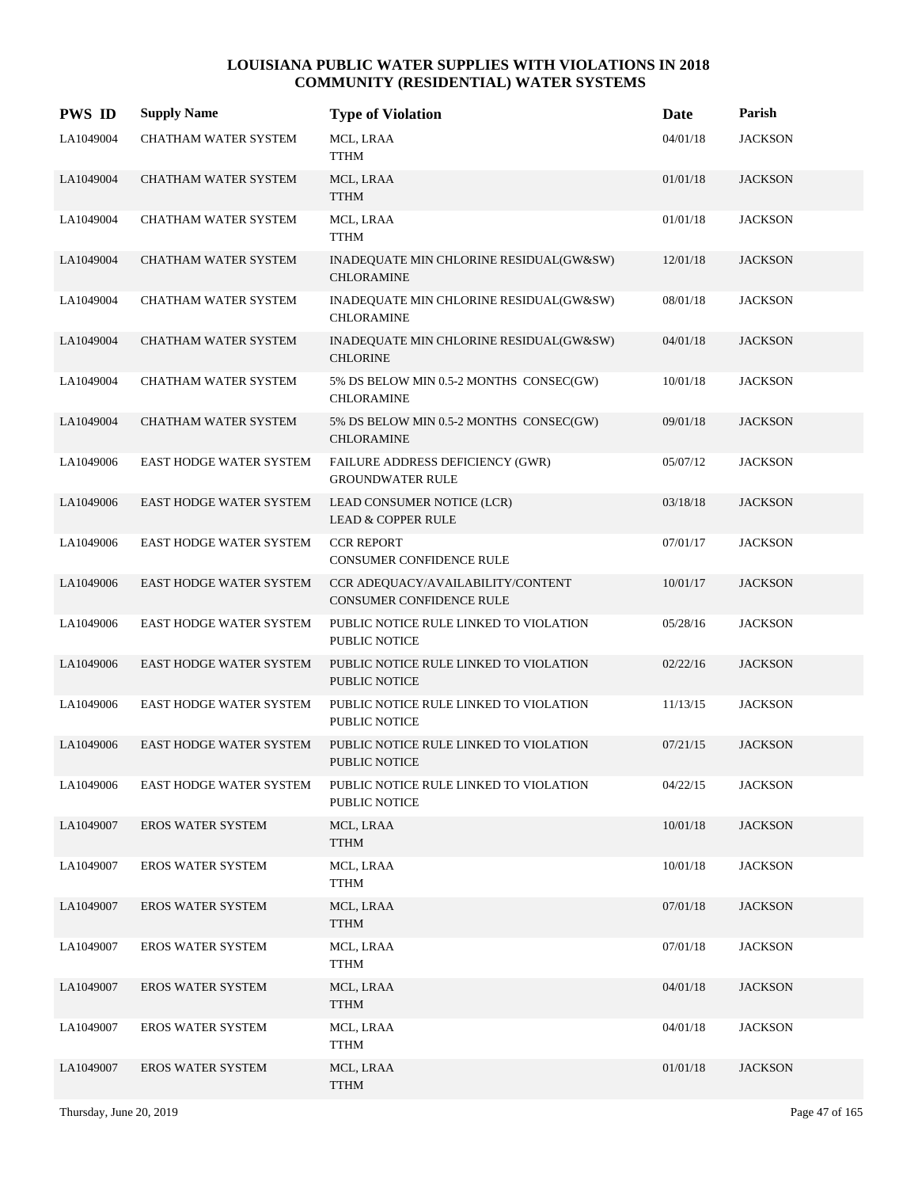# LOUISIANA PUBLIC WATER SUPPLIES WITH VIOLATIONS IN 2018
## COMMUNITY (RESIDENTIAL) WATER SYSTEMS

| PWS ID | Supply Name | Type of Violation | Date | Parish |
|---|---|---|---|---|
| LA1049004 | CHATHAM WATER SYSTEM | MCL, LRAA<br>TTHM | 04/01/18 | JACKSON |
| LA1049004 | CHATHAM WATER SYSTEM | MCL, LRAA<br>TTHM | 01/01/18 | JACKSON |
| LA1049004 | CHATHAM WATER SYSTEM | MCL, LRAA<br>TTHM | 01/01/18 | JACKSON |
| LA1049004 | CHATHAM WATER SYSTEM | INADEQUATE MIN CHLORINE RESIDUAL(GW&SW)<br>CHLORAMINE | 12/01/18 | JACKSON |
| LA1049004 | CHATHAM WATER SYSTEM | INADEQUATE MIN CHLORINE RESIDUAL(GW&SW)<br>CHLORAMINE | 08/01/18 | JACKSON |
| LA1049004 | CHATHAM WATER SYSTEM | INADEQUATE MIN CHLORINE RESIDUAL(GW&SW)<br>CHLORINE | 04/01/18 | JACKSON |
| LA1049004 | CHATHAM WATER SYSTEM | 5% DS BELOW MIN 0.5-2 MONTHS CONSEC(GW)<br>CHLORAMINE | 10/01/18 | JACKSON |
| LA1049004 | CHATHAM WATER SYSTEM | 5% DS BELOW MIN 0.5-2 MONTHS CONSEC(GW)<br>CHLORAMINE | 09/01/18 | JACKSON |
| LA1049006 | EAST HODGE WATER SYSTEM | FAILURE ADDRESS DEFICIENCY (GWR)<br>GROUNDWATER RULE | 05/07/12 | JACKSON |
| LA1049006 | EAST HODGE WATER SYSTEM | LEAD CONSUMER NOTICE (LCR)<br>LEAD & COPPER RULE | 03/18/18 | JACKSON |
| LA1049006 | EAST HODGE WATER SYSTEM | CCR REPORT<br>CONSUMER CONFIDENCE RULE | 07/01/17 | JACKSON |
| LA1049006 | EAST HODGE WATER SYSTEM | CCR ADEQUACY/AVAILABILITY/CONTENT<br>CONSUMER CONFIDENCE RULE | 10/01/17 | JACKSON |
| LA1049006 | EAST HODGE WATER SYSTEM | PUBLIC NOTICE RULE LINKED TO VIOLATION<br>PUBLIC NOTICE | 05/28/16 | JACKSON |
| LA1049006 | EAST HODGE WATER SYSTEM | PUBLIC NOTICE RULE LINKED TO VIOLATION<br>PUBLIC NOTICE | 02/22/16 | JACKSON |
| LA1049006 | EAST HODGE WATER SYSTEM | PUBLIC NOTICE RULE LINKED TO VIOLATION<br>PUBLIC NOTICE | 11/13/15 | JACKSON |
| LA1049006 | EAST HODGE WATER SYSTEM | PUBLIC NOTICE RULE LINKED TO VIOLATION<br>PUBLIC NOTICE | 07/21/15 | JACKSON |
| LA1049006 | EAST HODGE WATER SYSTEM | PUBLIC NOTICE RULE LINKED TO VIOLATION<br>PUBLIC NOTICE | 04/22/15 | JACKSON |
| LA1049007 | EROS WATER SYSTEM | MCL, LRAA<br>TTHM | 10/01/18 | JACKSON |
| LA1049007 | EROS WATER SYSTEM | MCL, LRAA<br>TTHM | 10/01/18 | JACKSON |
| LA1049007 | EROS WATER SYSTEM | MCL, LRAA<br>TTHM | 07/01/18 | JACKSON |
| LA1049007 | EROS WATER SYSTEM | MCL, LRAA<br>TTHM | 07/01/18 | JACKSON |
| LA1049007 | EROS WATER SYSTEM | MCL, LRAA<br>TTHM | 04/01/18 | JACKSON |
| LA1049007 | EROS WATER SYSTEM | MCL, LRAA<br>TTHM | 04/01/18 | JACKSON |
| LA1049007 | EROS WATER SYSTEM | MCL, LRAA<br>TTHM | 01/01/18 | JACKSON |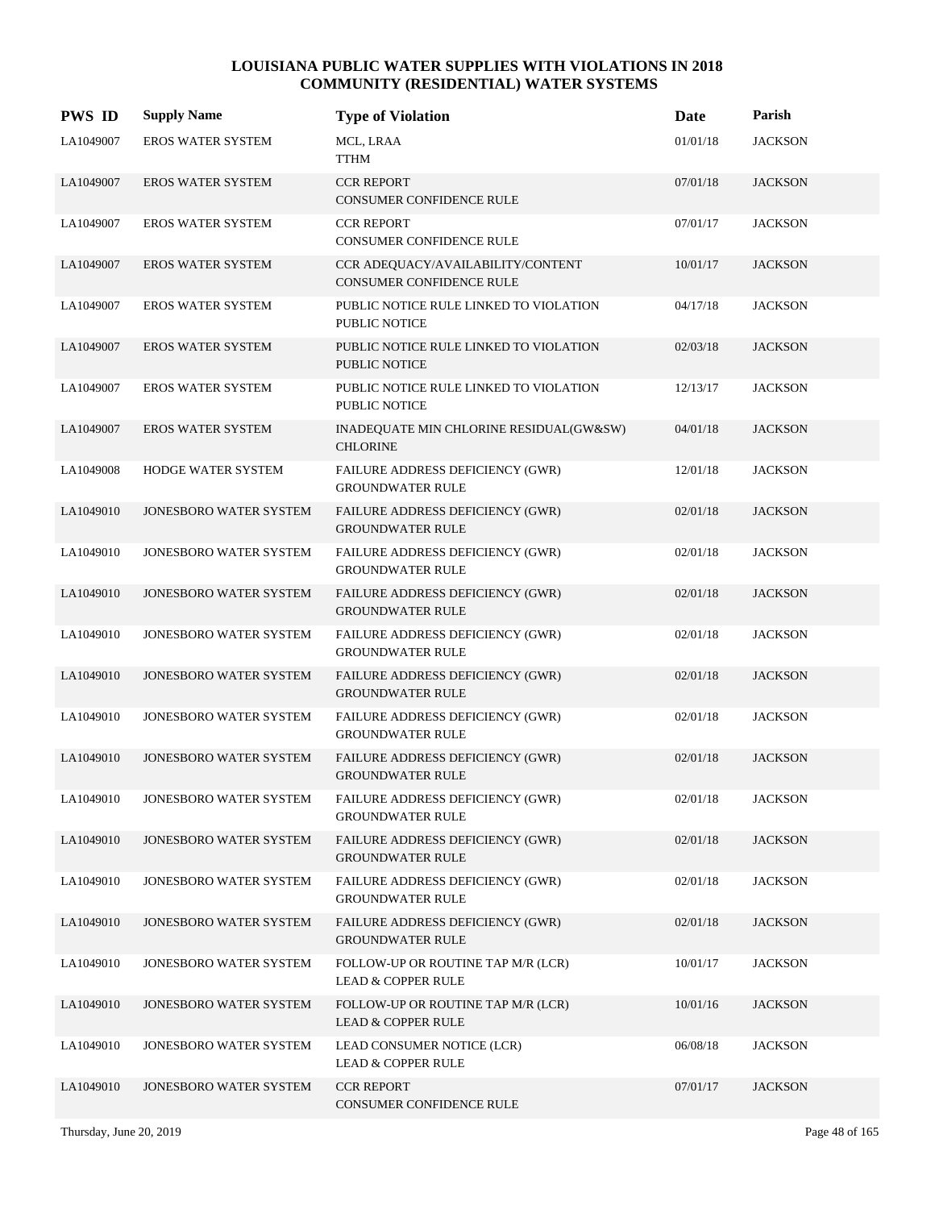# LOUISIANA PUBLIC WATER SUPPLIES WITH VIOLATIONS IN 2018
## COMMUNITY (RESIDENTIAL) WATER SYSTEMS

| PWS ID | Supply Name | Type of Violation | Date | Parish |
|---|---|---|---|---|
| LA1049007 | EROS WATER SYSTEM | MCL, LRAA<br>TTHM | 01/01/18 | JACKSON |
| LA1049007 | EROS WATER SYSTEM | CCR REPORT<br>CONSUMER CONFIDENCE RULE | 07/01/18 | JACKSON |
| LA1049007 | EROS WATER SYSTEM | CCR REPORT<br>CONSUMER CONFIDENCE RULE | 07/01/17 | JACKSON |
| LA1049007 | EROS WATER SYSTEM | CCR ADEQUACY/AVAILABILITY/CONTENT<br>CONSUMER CONFIDENCE RULE | 10/01/17 | JACKSON |
| LA1049007 | EROS WATER SYSTEM | PUBLIC NOTICE RULE LINKED TO VIOLATION<br>PUBLIC NOTICE | 04/17/18 | JACKSON |
| LA1049007 | EROS WATER SYSTEM | PUBLIC NOTICE RULE LINKED TO VIOLATION<br>PUBLIC NOTICE | 02/03/18 | JACKSON |
| LA1049007 | EROS WATER SYSTEM | PUBLIC NOTICE RULE LINKED TO VIOLATION<br>PUBLIC NOTICE | 12/13/17 | JACKSON |
| LA1049007 | EROS WATER SYSTEM | INADEQUATE MIN CHLORINE RESIDUAL(GW&SW)<br>CHLORINE | 04/01/18 | JACKSON |
| LA1049008 | HODGE WATER SYSTEM | FAILURE ADDRESS DEFICIENCY (GWR)<br>GROUNDWATER RULE | 12/01/18 | JACKSON |
| LA1049010 | JONESBORO WATER SYSTEM | FAILURE ADDRESS DEFICIENCY (GWR)<br>GROUNDWATER RULE | 02/01/18 | JACKSON |
| LA1049010 | JONESBORO WATER SYSTEM | FAILURE ADDRESS DEFICIENCY (GWR)<br>GROUNDWATER RULE | 02/01/18 | JACKSON |
| LA1049010 | JONESBORO WATER SYSTEM | FAILURE ADDRESS DEFICIENCY (GWR)<br>GROUNDWATER RULE | 02/01/18 | JACKSON |
| LA1049010 | JONESBORO WATER SYSTEM | FAILURE ADDRESS DEFICIENCY (GWR)<br>GROUNDWATER RULE | 02/01/18 | JACKSON |
| LA1049010 | JONESBORO WATER SYSTEM | FAILURE ADDRESS DEFICIENCY (GWR)<br>GROUNDWATER RULE | 02/01/18 | JACKSON |
| LA1049010 | JONESBORO WATER SYSTEM | FAILURE ADDRESS DEFICIENCY (GWR)<br>GROUNDWATER RULE | 02/01/18 | JACKSON |
| LA1049010 | JONESBORO WATER SYSTEM | FAILURE ADDRESS DEFICIENCY (GWR)<br>GROUNDWATER RULE | 02/01/18 | JACKSON |
| LA1049010 | JONESBORO WATER SYSTEM | FAILURE ADDRESS DEFICIENCY (GWR)<br>GROUNDWATER RULE | 02/01/18 | JACKSON |
| LA1049010 | JONESBORO WATER SYSTEM | FAILURE ADDRESS DEFICIENCY (GWR)<br>GROUNDWATER RULE | 02/01/18 | JACKSON |
| LA1049010 | JONESBORO WATER SYSTEM | FAILURE ADDRESS DEFICIENCY (GWR)<br>GROUNDWATER RULE | 02/01/18 | JACKSON |
| LA1049010 | JONESBORO WATER SYSTEM | FAILURE ADDRESS DEFICIENCY (GWR)<br>GROUNDWATER RULE | 02/01/18 | JACKSON |
| LA1049010 | JONESBORO WATER SYSTEM | FOLLOW-UP OR ROUTINE TAP M/R (LCR)<br>LEAD & COPPER RULE | 10/01/17 | JACKSON |
| LA1049010 | JONESBORO WATER SYSTEM | FOLLOW-UP OR ROUTINE TAP M/R (LCR)<br>LEAD & COPPER RULE | 10/01/16 | JACKSON |
| LA1049010 | JONESBORO WATER SYSTEM | LEAD CONSUMER NOTICE (LCR)<br>LEAD & COPPER RULE | 06/08/18 | JACKSON |
| LA1049010 | JONESBORO WATER SYSTEM | CCR REPORT<br>CONSUMER CONFIDENCE RULE | 07/01/17 | JACKSON |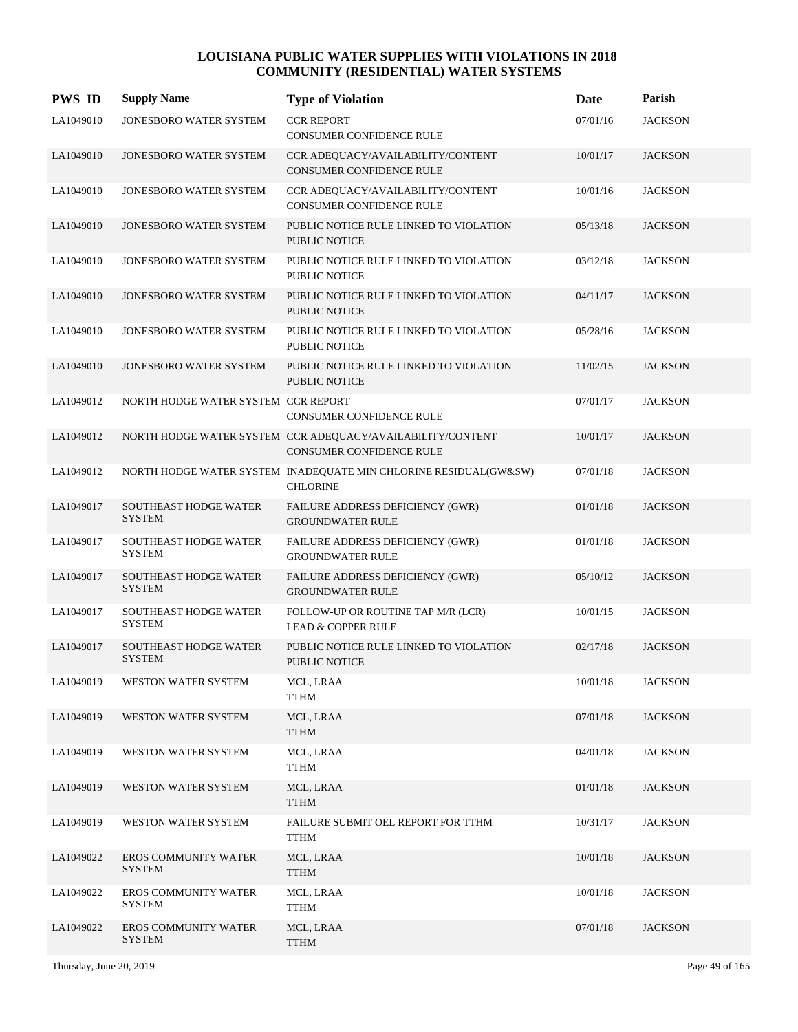# LOUISIANA PUBLIC WATER SUPPLIES WITH VIOLATIONS IN 2018
## COMMUNITY (RESIDENTIAL) WATER SYSTEMS

| PWS ID | Supply Name | Type of Violation | Date | Parish |
|---|---|---|---|---|
| LA1049010 | JONESBORO WATER SYSTEM | CCR REPORT<br>CONSUMER CONFIDENCE RULE | 07/01/16 | JACKSON |
| LA1049010 | JONESBORO WATER SYSTEM | CCR ADEQUACY/AVAILABILITY/CONTENT<br>CONSUMER CONFIDENCE RULE | 10/01/17 | JACKSON |
| LA1049010 | JONESBORO WATER SYSTEM | CCR ADEQUACY/AVAILABILITY/CONTENT<br>CONSUMER CONFIDENCE RULE | 10/01/16 | JACKSON |
| LA1049010 | JONESBORO WATER SYSTEM | PUBLIC NOTICE RULE LINKED TO VIOLATION<br>PUBLIC NOTICE | 05/13/18 | JACKSON |
| LA1049010 | JONESBORO WATER SYSTEM | PUBLIC NOTICE RULE LINKED TO VIOLATION<br>PUBLIC NOTICE | 03/12/18 | JACKSON |
| LA1049010 | JONESBORO WATER SYSTEM | PUBLIC NOTICE RULE LINKED TO VIOLATION<br>PUBLIC NOTICE | 04/11/17 | JACKSON |
| LA1049010 | JONESBORO WATER SYSTEM | PUBLIC NOTICE RULE LINKED TO VIOLATION<br>PUBLIC NOTICE | 05/28/16 | JACKSON |
| LA1049010 | JONESBORO WATER SYSTEM | PUBLIC NOTICE RULE LINKED TO VIOLATION<br>PUBLIC NOTICE | 11/02/15 | JACKSON |
| LA1049012 | NORTH HODGE WATER SYSTEM | CCR REPORT<br>CONSUMER CONFIDENCE RULE | 07/01/17 | JACKSON |
| LA1049012 | NORTH HODGE WATER SYSTEM | CCR ADEQUACY/AVAILABILITY/CONTENT<br>CONSUMER CONFIDENCE RULE | 10/01/17 | JACKSON |
| LA1049012 | NORTH HODGE WATER SYSTEM | INADEQUATE MIN CHLORINE RESIDUAL(GW&SW)<br>CHLORINE | 07/01/18 | JACKSON |
| LA1049017 | SOUTHEAST HODGE WATER SYSTEM | FAILURE ADDRESS DEFICIENCY (GWR)<br>GROUNDWATER RULE | 01/01/18 | JACKSON |
| LA1049017 | SOUTHEAST HODGE WATER SYSTEM | FAILURE ADDRESS DEFICIENCY (GWR)<br>GROUNDWATER RULE | 01/01/18 | JACKSON |
| LA1049017 | SOUTHEAST HODGE WATER SYSTEM | FAILURE ADDRESS DEFICIENCY (GWR)<br>GROUNDWATER RULE | 05/10/12 | JACKSON |
| LA1049017 | SOUTHEAST HODGE WATER SYSTEM | FOLLOW-UP OR ROUTINE TAP M/R (LCR)<br>LEAD & COPPER RULE | 10/01/15 | JACKSON |
| LA1049017 | SOUTHEAST HODGE WATER SYSTEM | PUBLIC NOTICE RULE LINKED TO VIOLATION<br>PUBLIC NOTICE | 02/17/18 | JACKSON |
| LA1049019 | WESTON WATER SYSTEM | MCL, LRAA<br>TTHM | 10/01/18 | JACKSON |
| LA1049019 | WESTON WATER SYSTEM | MCL, LRAA<br>TTHM | 07/01/18 | JACKSON |
| LA1049019 | WESTON WATER SYSTEM | MCL, LRAA<br>TTHM | 04/01/18 | JACKSON |
| LA1049019 | WESTON WATER SYSTEM | MCL, LRAA<br>TTHM | 01/01/18 | JACKSON |
| LA1049019 | WESTON WATER SYSTEM | FAILURE SUBMIT OEL REPORT FOR TTHM<br>TTHM | 10/31/17 | JACKSON |
| LA1049022 | EROS COMMUNITY WATER SYSTEM | MCL, LRAA<br>TTHM | 10/01/18 | JACKSON |
| LA1049022 | EROS COMMUNITY WATER SYSTEM | MCL, LRAA<br>TTHM | 10/01/18 | JACKSON |
| LA1049022 | EROS COMMUNITY WATER SYSTEM | MCL, LRAA<br>TTHM | 07/01/18 | JACKSON |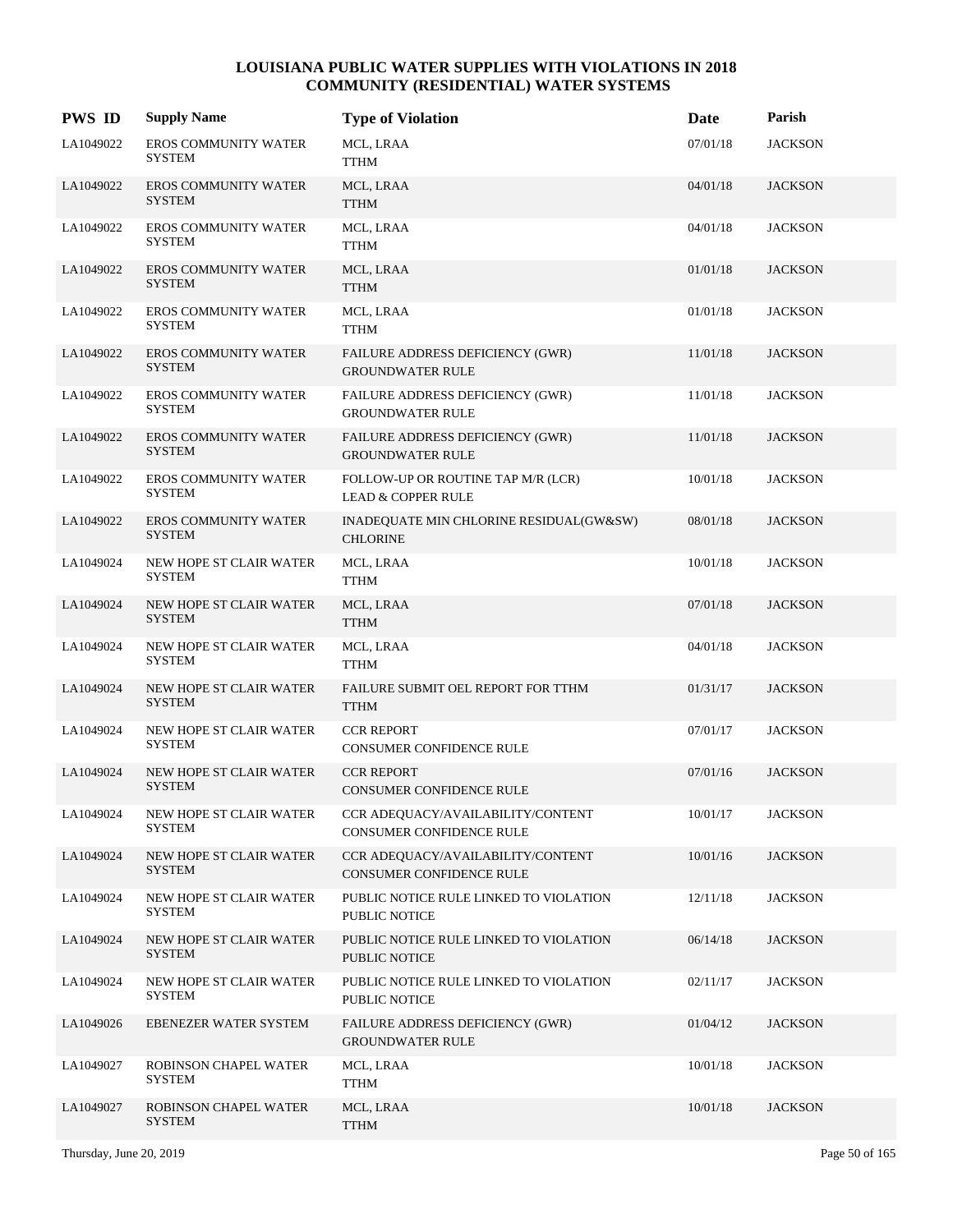# LOUISIANA PUBLIC WATER SUPPLIES WITH VIOLATIONS IN 2018
## COMMUNITY (RESIDENTIAL) WATER SYSTEMS

| PWS ID | Supply Name | Type of Violation | Date | Parish |
|---|---|---|---|---|
| LA1049022 | EROS COMMUNITY WATER SYSTEM | MCL, LRAA<br>TTHM | 07/01/18 | JACKSON |
| LA1049022 | EROS COMMUNITY WATER SYSTEM | MCL, LRAA<br>TTHM | 04/01/18 | JACKSON |
| LA1049022 | EROS COMMUNITY WATER SYSTEM | MCL, LRAA<br>TTHM | 04/01/18 | JACKSON |
| LA1049022 | EROS COMMUNITY WATER SYSTEM | MCL, LRAA<br>TTHM | 01/01/18 | JACKSON |
| LA1049022 | EROS COMMUNITY WATER SYSTEM | MCL, LRAA<br>TTHM | 01/01/18 | JACKSON |
| LA1049022 | EROS COMMUNITY WATER SYSTEM | FAILURE ADDRESS DEFICIENCY (GWR)<br>GROUNDWATER RULE | 11/01/18 | JACKSON |
| LA1049022 | EROS COMMUNITY WATER SYSTEM | FAILURE ADDRESS DEFICIENCY (GWR)<br>GROUNDWATER RULE | 11/01/18 | JACKSON |
| LA1049022 | EROS COMMUNITY WATER SYSTEM | FAILURE ADDRESS DEFICIENCY (GWR)<br>GROUNDWATER RULE | 11/01/18 | JACKSON |
| LA1049022 | EROS COMMUNITY WATER SYSTEM | FOLLOW-UP OR ROUTINE TAP M/R (LCR)<br>LEAD & COPPER RULE | 10/01/18 | JACKSON |
| LA1049022 | EROS COMMUNITY WATER SYSTEM | INADEQUATE MIN CHLORINE RESIDUAL(GW&SW)<br>CHLORINE | 08/01/18 | JACKSON |
| LA1049024 | NEW HOPE ST CLAIR WATER SYSTEM | MCL, LRAA<br>TTHM | 10/01/18 | JACKSON |
| LA1049024 | NEW HOPE ST CLAIR WATER SYSTEM | MCL, LRAA<br>TTHM | 07/01/18 | JACKSON |
| LA1049024 | NEW HOPE ST CLAIR WATER SYSTEM | MCL, LRAA<br>TTHM | 04/01/18 | JACKSON |
| LA1049024 | NEW HOPE ST CLAIR WATER SYSTEM | FAILURE SUBMIT OEL REPORT FOR TTHM<br>TTHM | 01/31/17 | JACKSON |
| LA1049024 | NEW HOPE ST CLAIR WATER SYSTEM | CCR REPORT<br>CONSUMER CONFIDENCE RULE | 07/01/17 | JACKSON |
| LA1049024 | NEW HOPE ST CLAIR WATER SYSTEM | CCR REPORT<br>CONSUMER CONFIDENCE RULE | 07/01/16 | JACKSON |
| LA1049024 | NEW HOPE ST CLAIR WATER SYSTEM | CCR ADEQUACY/AVAILABILITY/CONTENT<br>CONSUMER CONFIDENCE RULE | 10/01/17 | JACKSON |
| LA1049024 | NEW HOPE ST CLAIR WATER SYSTEM | CCR ADEQUACY/AVAILABILITY/CONTENT<br>CONSUMER CONFIDENCE RULE | 10/01/16 | JACKSON |
| LA1049024 | NEW HOPE ST CLAIR WATER SYSTEM | PUBLIC NOTICE RULE LINKED TO VIOLATION<br>PUBLIC NOTICE | 12/11/18 | JACKSON |
| LA1049024 | NEW HOPE ST CLAIR WATER SYSTEM | PUBLIC NOTICE RULE LINKED TO VIOLATION<br>PUBLIC NOTICE | 06/14/18 | JACKSON |
| LA1049024 | NEW HOPE ST CLAIR WATER SYSTEM | PUBLIC NOTICE RULE LINKED TO VIOLATION<br>PUBLIC NOTICE | 02/11/17 | JACKSON |
| LA1049026 | EBENEZER WATER SYSTEM | FAILURE ADDRESS DEFICIENCY (GWR)<br>GROUNDWATER RULE | 01/04/12 | JACKSON |
| LA1049027 | ROBINSON CHAPEL WATER SYSTEM | MCL, LRAA<br>TTHM | 10/01/18 | JACKSON |
| LA1049027 | ROBINSON CHAPEL WATER SYSTEM | MCL, LRAA<br>TTHM | 10/01/18 | JACKSON |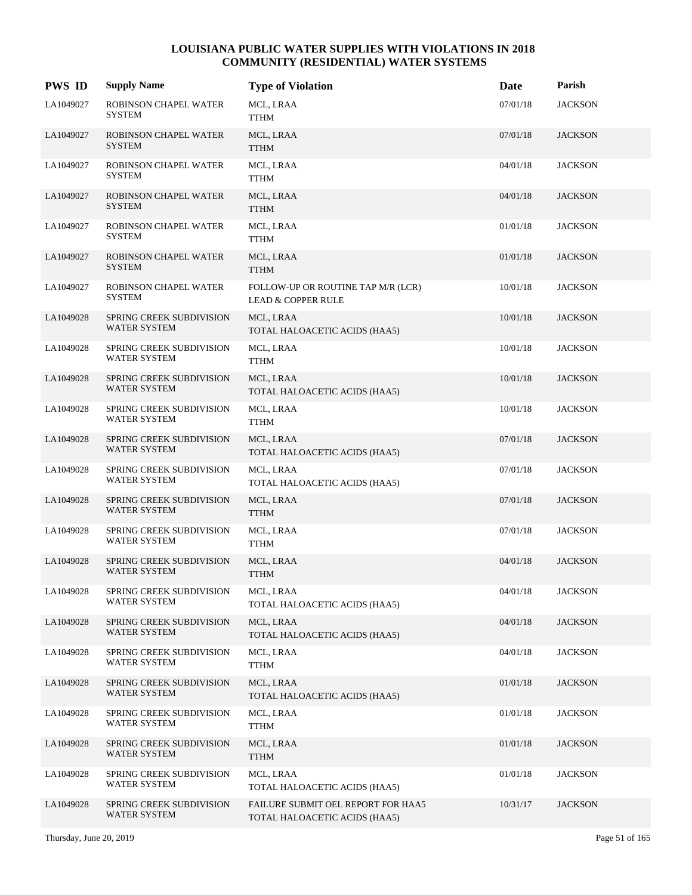# LOUISIANA PUBLIC WATER SUPPLIES WITH VIOLATIONS IN 2018
## COMMUNITY (RESIDENTIAL) WATER SYSTEMS

| PWS ID | Supply Name | Type of Violation | Date | Parish |
|---|---|---|---|---|
| LA1049027 | ROBINSON CHAPEL WATER SYSTEM | MCL, LRAA TTHM | 07/01/18 | JACKSON |
| LA1049027 | ROBINSON CHAPEL WATER SYSTEM | MCL, LRAA TTHM | 07/01/18 | JACKSON |
| LA1049027 | ROBINSON CHAPEL WATER SYSTEM | MCL, LRAA TTHM | 04/01/18 | JACKSON |
| LA1049027 | ROBINSON CHAPEL WATER SYSTEM | MCL, LRAA TTHM | 04/01/18 | JACKSON |
| LA1049027 | ROBINSON CHAPEL WATER SYSTEM | MCL, LRAA TTHM | 01/01/18 | JACKSON |
| LA1049027 | ROBINSON CHAPEL WATER SYSTEM | MCL, LRAA TTHM | 01/01/18 | JACKSON |
| LA1049027 | ROBINSON CHAPEL WATER SYSTEM | FOLLOW-UP OR ROUTINE TAP M/R (LCR) LEAD & COPPER RULE | 10/01/18 | JACKSON |
| LA1049028 | SPRING CREEK SUBDIVISION WATER SYSTEM | MCL, LRAA TOTAL HALOACETIC ACIDS (HAA5) | 10/01/18 | JACKSON |
| LA1049028 | SPRING CREEK SUBDIVISION WATER SYSTEM | MCL, LRAA TTHM | 10/01/18 | JACKSON |
| LA1049028 | SPRING CREEK SUBDIVISION WATER SYSTEM | MCL, LRAA TOTAL HALOACETIC ACIDS (HAA5) | 10/01/18 | JACKSON |
| LA1049028 | SPRING CREEK SUBDIVISION WATER SYSTEM | MCL, LRAA TTHM | 10/01/18 | JACKSON |
| LA1049028 | SPRING CREEK SUBDIVISION WATER SYSTEM | MCL, LRAA TOTAL HALOACETIC ACIDS (HAA5) | 07/01/18 | JACKSON |
| LA1049028 | SPRING CREEK SUBDIVISION WATER SYSTEM | MCL, LRAA TOTAL HALOACETIC ACIDS (HAA5) | 07/01/18 | JACKSON |
| LA1049028 | SPRING CREEK SUBDIVISION WATER SYSTEM | MCL, LRAA TTHM | 07/01/18 | JACKSON |
| LA1049028 | SPRING CREEK SUBDIVISION WATER SYSTEM | MCL, LRAA TTHM | 07/01/18 | JACKSON |
| LA1049028 | SPRING CREEK SUBDIVISION WATER SYSTEM | MCL, LRAA TTHM | 04/01/18 | JACKSON |
| LA1049028 | SPRING CREEK SUBDIVISION WATER SYSTEM | MCL, LRAA TOTAL HALOACETIC ACIDS (HAA5) | 04/01/18 | JACKSON |
| LA1049028 | SPRING CREEK SUBDIVISION WATER SYSTEM | MCL, LRAA TOTAL HALOACETIC ACIDS (HAA5) | 04/01/18 | JACKSON |
| LA1049028 | SPRING CREEK SUBDIVISION WATER SYSTEM | MCL, LRAA TTHM | 04/01/18 | JACKSON |
| LA1049028 | SPRING CREEK SUBDIVISION WATER SYSTEM | MCL, LRAA TOTAL HALOACETIC ACIDS (HAA5) | 01/01/18 | JACKSON |
| LA1049028 | SPRING CREEK SUBDIVISION WATER SYSTEM | MCL, LRAA TTHM | 01/01/18 | JACKSON |
| LA1049028 | SPRING CREEK SUBDIVISION WATER SYSTEM | MCL, LRAA TTHM | 01/01/18 | JACKSON |
| LA1049028 | SPRING CREEK SUBDIVISION WATER SYSTEM | MCL, LRAA TOTAL HALOACETIC ACIDS (HAA5) | 01/01/18 | JACKSON |
| LA1049028 | SPRING CREEK SUBDIVISION WATER SYSTEM | FAILURE SUBMIT OEL REPORT FOR HAA5 TOTAL HALOACETIC ACIDS (HAA5) | 10/31/17 | JACKSON |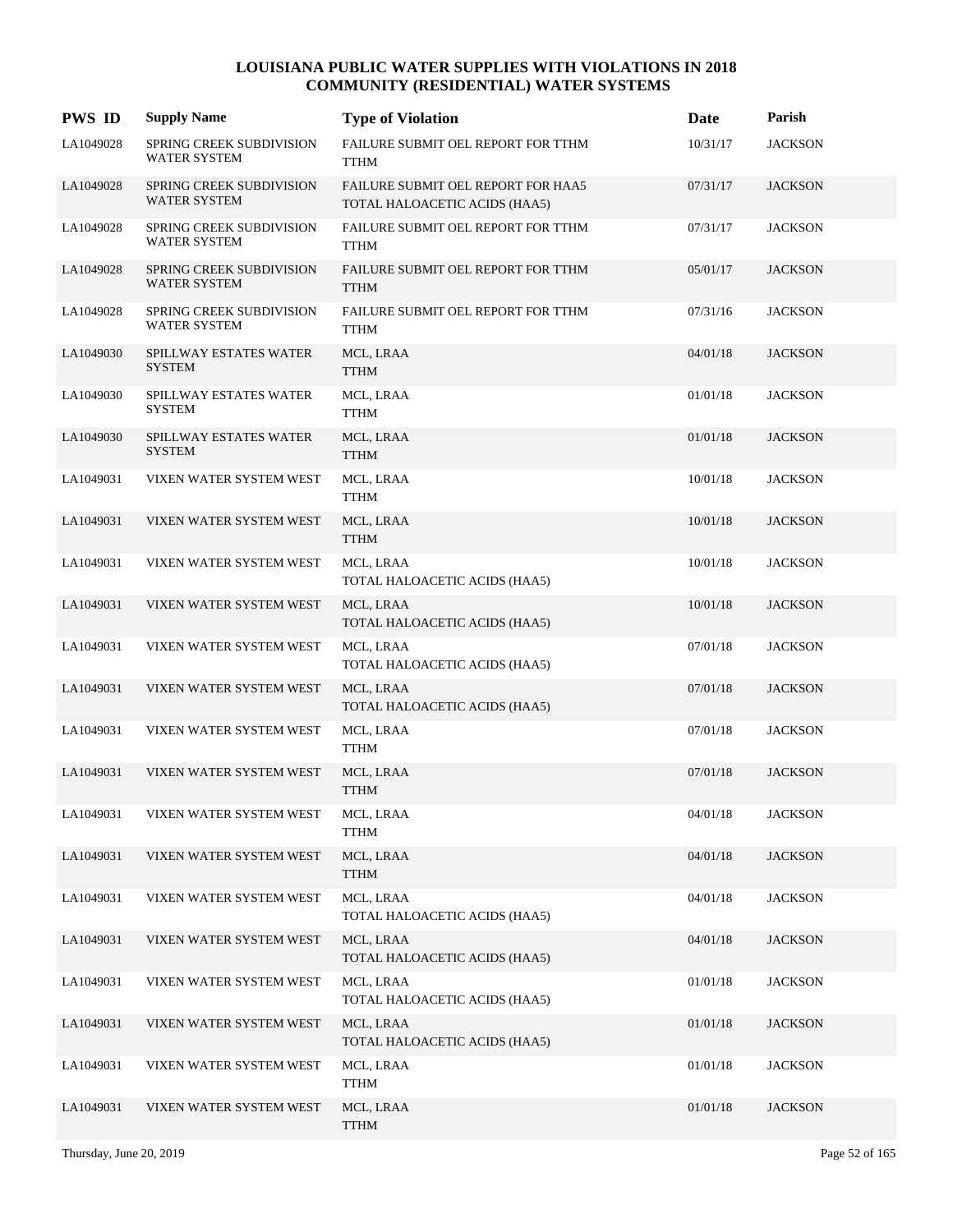# LOUISIANA PUBLIC WATER SUPPLIES WITH VIOLATIONS IN 2018
## COMMUNITY (RESIDENTIAL) WATER SYSTEMS

| PWS ID | Supply Name | Type of Violation | Date | Parish |
|---|---|---|---|---|
| LA1049028 | SPRING CREEK SUBDIVISION WATER SYSTEM | FAILURE SUBMIT OEL REPORT FOR TTHM TTHM | 10/31/17 | JACKSON |
| LA1049028 | SPRING CREEK SUBDIVISION WATER SYSTEM | FAILURE SUBMIT OEL REPORT FOR HAA5 TOTAL HALOACETIC ACIDS (HAA5) | 07/31/17 | JACKSON |
| LA1049028 | SPRING CREEK SUBDIVISION WATER SYSTEM | FAILURE SUBMIT OEL REPORT FOR TTHM TTHM | 07/31/17 | JACKSON |
| LA1049028 | SPRING CREEK SUBDIVISION WATER SYSTEM | FAILURE SUBMIT OEL REPORT FOR TTHM TTHM | 05/01/17 | JACKSON |
| LA1049028 | SPRING CREEK SUBDIVISION WATER SYSTEM | FAILURE SUBMIT OEL REPORT FOR TTHM TTHM | 07/31/16 | JACKSON |
| LA1049030 | SPILLWAY ESTATES WATER SYSTEM | MCL, LRAA TTHM | 04/01/18 | JACKSON |
| LA1049030 | SPILLWAY ESTATES WATER SYSTEM | MCL, LRAA TTHM | 01/01/18 | JACKSON |
| LA1049030 | SPILLWAY ESTATES WATER SYSTEM | MCL, LRAA TTHM | 01/01/18 | JACKSON |
| LA1049031 | VIXEN WATER SYSTEM WEST | MCL, LRAA TTHM | 10/01/18 | JACKSON |
| LA1049031 | VIXEN WATER SYSTEM WEST | MCL, LRAA TTHM | 10/01/18 | JACKSON |
| LA1049031 | VIXEN WATER SYSTEM WEST | MCL, LRAA TOTAL HALOACETIC ACIDS (HAA5) | 10/01/18 | JACKSON |
| LA1049031 | VIXEN WATER SYSTEM WEST | MCL, LRAA TOTAL HALOACETIC ACIDS (HAA5) | 10/01/18 | JACKSON |
| LA1049031 | VIXEN WATER SYSTEM WEST | MCL, LRAA TOTAL HALOACETIC ACIDS (HAA5) | 07/01/18 | JACKSON |
| LA1049031 | VIXEN WATER SYSTEM WEST | MCL, LRAA TOTAL HALOACETIC ACIDS (HAA5) | 07/01/18 | JACKSON |
| LA1049031 | VIXEN WATER SYSTEM WEST | MCL, LRAA TTHM | 07/01/18 | JACKSON |
| LA1049031 | VIXEN WATER SYSTEM WEST | MCL, LRAA TTHM | 07/01/18 | JACKSON |
| LA1049031 | VIXEN WATER SYSTEM WEST | MCL, LRAA TTHM | 04/01/18 | JACKSON |
| LA1049031 | VIXEN WATER SYSTEM WEST | MCL, LRAA TTHM | 04/01/18 | JACKSON |
| LA1049031 | VIXEN WATER SYSTEM WEST | MCL, LRAA TOTAL HALOACETIC ACIDS (HAA5) | 04/01/18 | JACKSON |
| LA1049031 | VIXEN WATER SYSTEM WEST | MCL, LRAA TOTAL HALOACETIC ACIDS (HAA5) | 04/01/18 | JACKSON |
| LA1049031 | VIXEN WATER SYSTEM WEST | MCL, LRAA TOTAL HALOACETIC ACIDS (HAA5) | 01/01/18 | JACKSON |
| LA1049031 | VIXEN WATER SYSTEM WEST | MCL, LRAA TOTAL HALOACETIC ACIDS (HAA5) | 01/01/18 | JACKSON |
| LA1049031 | VIXEN WATER SYSTEM WEST | MCL, LRAA TTHM | 01/01/18 | JACKSON |
| LA1049031 | VIXEN WATER SYSTEM WEST | MCL, LRAA TTHM | 01/01/18 | JACKSON |

Thursday, June 20, 2019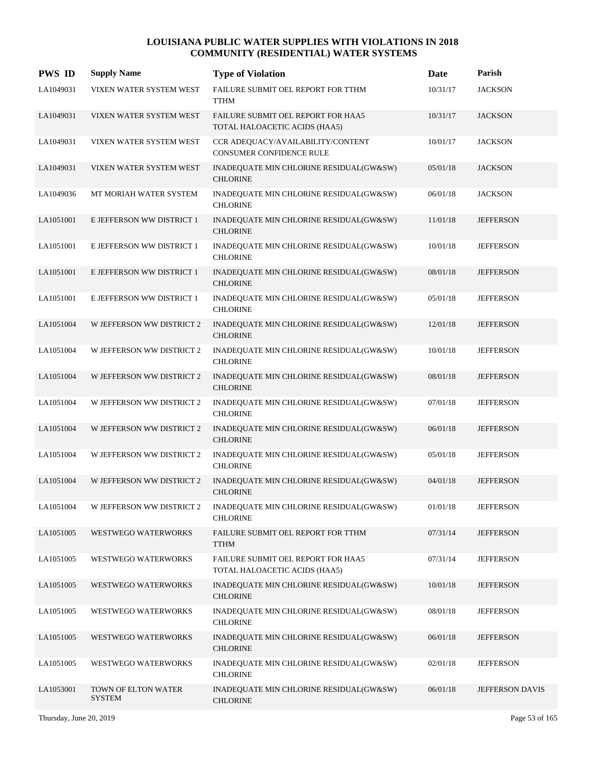# LOUISIANA PUBLIC WATER SUPPLIES WITH VIOLATIONS IN 2018
## COMMUNITY (RESIDENTIAL) WATER SYSTEMS

| PWS ID | Supply Name | Type of Violation | Date | Parish |
|---|---|---|---|---|
| LA1049031 | VIXEN WATER SYSTEM WEST | FAILURE SUBMIT OEL REPORT FOR TTHM TTHM | 10/31/17 | JACKSON |
| LA1049031 | VIXEN WATER SYSTEM WEST | FAILURE SUBMIT OEL REPORT FOR HAA5 TOTAL HALOACETIC ACIDS (HAA5) | 10/31/17 | JACKSON |
| LA1049031 | VIXEN WATER SYSTEM WEST | CCR ADEQUACY/AVAILABILITY/CONTENT CONSUMER CONFIDENCE RULE | 10/01/17 | JACKSON |
| LA1049031 | VIXEN WATER SYSTEM WEST | INADEQUATE MIN CHLORINE RESIDUAL(GW&SW) CHLORINE | 05/01/18 | JACKSON |
| LA1049036 | MT MORIAH WATER SYSTEM | INADEQUATE MIN CHLORINE RESIDUAL(GW&SW) CHLORINE | 06/01/18 | JACKSON |
| LA1051001 | E JEFFERSON WW DISTRICT 1 | INADEQUATE MIN CHLORINE RESIDUAL(GW&SW) CHLORINE | 11/01/18 | JEFFERSON |
| LA1051001 | E JEFFERSON WW DISTRICT 1 | INADEQUATE MIN CHLORINE RESIDUAL(GW&SW) CHLORINE | 10/01/18 | JEFFERSON |
| LA1051001 | E JEFFERSON WW DISTRICT 1 | INADEQUATE MIN CHLORINE RESIDUAL(GW&SW) CHLORINE | 08/01/18 | JEFFERSON |
| LA1051001 | E JEFFERSON WW DISTRICT 1 | INADEQUATE MIN CHLORINE RESIDUAL(GW&SW) CHLORINE | 05/01/18 | JEFFERSON |
| LA1051004 | W JEFFERSON WW DISTRICT 2 | INADEQUATE MIN CHLORINE RESIDUAL(GW&SW) CHLORINE | 12/01/18 | JEFFERSON |
| LA1051004 | W JEFFERSON WW DISTRICT 2 | INADEQUATE MIN CHLORINE RESIDUAL(GW&SW) CHLORINE | 10/01/18 | JEFFERSON |
| LA1051004 | W JEFFERSON WW DISTRICT 2 | INADEQUATE MIN CHLORINE RESIDUAL(GW&SW) CHLORINE | 08/01/18 | JEFFERSON |
| LA1051004 | W JEFFERSON WW DISTRICT 2 | INADEQUATE MIN CHLORINE RESIDUAL(GW&SW) CHLORINE | 07/01/18 | JEFFERSON |
| LA1051004 | W JEFFERSON WW DISTRICT 2 | INADEQUATE MIN CHLORINE RESIDUAL(GW&SW) CHLORINE | 06/01/18 | JEFFERSON |
| LA1051004 | W JEFFERSON WW DISTRICT 2 | INADEQUATE MIN CHLORINE RESIDUAL(GW&SW) CHLORINE | 05/01/18 | JEFFERSON |
| LA1051004 | W JEFFERSON WW DISTRICT 2 | INADEQUATE MIN CHLORINE RESIDUAL(GW&SW) CHLORINE | 04/01/18 | JEFFERSON |
| LA1051004 | W JEFFERSON WW DISTRICT 2 | INADEQUATE MIN CHLORINE RESIDUAL(GW&SW) CHLORINE | 01/01/18 | JEFFERSON |
| LA1051005 | WESTWEGO WATERWORKS | FAILURE SUBMIT OEL REPORT FOR TTHM TTHM | 07/31/14 | JEFFERSON |
| LA1051005 | WESTWEGO WATERWORKS | FAILURE SUBMIT OEL REPORT FOR HAA5 TOTAL HALOACETIC ACIDS (HAA5) | 07/31/14 | JEFFERSON |
| LA1051005 | WESTWEGO WATERWORKS | INADEQUATE MIN CHLORINE RESIDUAL(GW&SW) CHLORINE | 10/01/18 | JEFFERSON |
| LA1051005 | WESTWEGO WATERWORKS | INADEQUATE MIN CHLORINE RESIDUAL(GW&SW) CHLORINE | 08/01/18 | JEFFERSON |
| LA1051005 | WESTWEGO WATERWORKS | INADEQUATE MIN CHLORINE RESIDUAL(GW&SW) CHLORINE | 06/01/18 | JEFFERSON |
| LA1051005 | WESTWEGO WATERWORKS | INADEQUATE MIN CHLORINE RESIDUAL(GW&SW) CHLORINE | 02/01/18 | JEFFERSON |
| LA1053001 | TOWN OF ELTON WATER SYSTEM | INADEQUATE MIN CHLORINE RESIDUAL(GW&SW) CHLORINE | 06/01/18 | JEFFERSON DAVIS |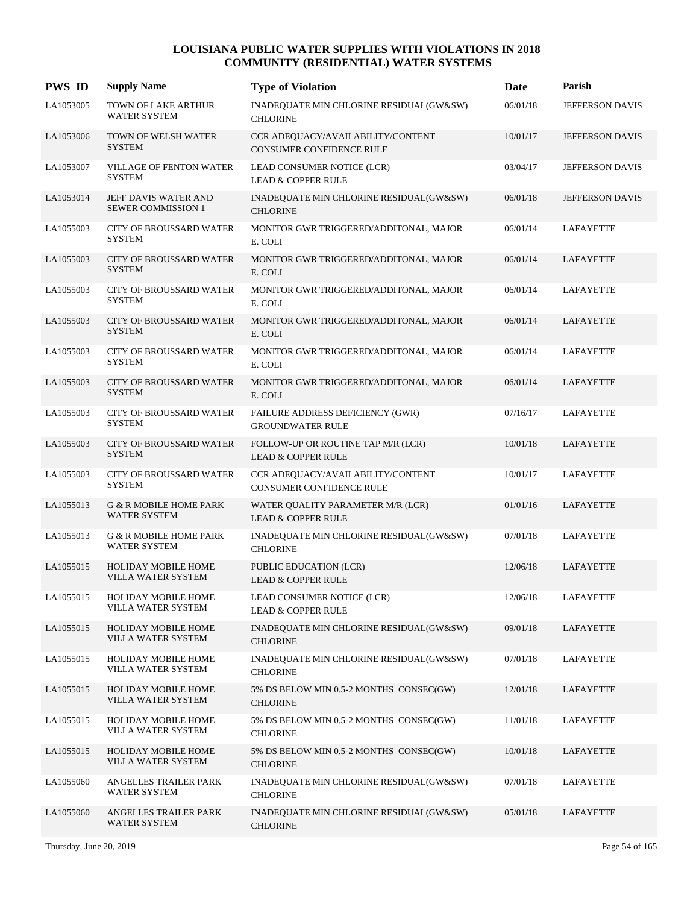# LOUISIANA PUBLIC WATER SUPPLIES WITH VIOLATIONS IN 2018
## COMMUNITY (RESIDENTIAL) WATER SYSTEMS

| PWS ID | Supply Name | Type of Violation | Date | Parish |
|---|---|---|---|---|
| LA1053005 | TOWN OF LAKE ARTHUR WATER SYSTEM | INADEQUATE MIN CHLORINE RESIDUAL(GW&SW) CHLORINE | 06/01/18 | JEFFERSON DAVIS |
| LA1053006 | TOWN OF WELSH WATER SYSTEM | CCR ADEQUACY/AVAILABILITY/CONTENT CONSUMER CONFIDENCE RULE | 10/01/17 | JEFFERSON DAVIS |
| LA1053007 | VILLAGE OF FENTON WATER SYSTEM | LEAD CONSUMER NOTICE (LCR) LEAD & COPPER RULE | 03/04/17 | JEFFERSON DAVIS |
| LA1053014 | JEFF DAVIS WATER AND SEWER COMMISSION 1 | INADEQUATE MIN CHLORINE RESIDUAL(GW&SW) CHLORINE | 06/01/18 | JEFFERSON DAVIS |
| LA1055003 | CITY OF BROUSSARD WATER SYSTEM | MONITOR GWR TRIGGERED/ADDITONAL, MAJOR E. COLI | 06/01/14 | LAFAYETTE |
| LA1055003 | CITY OF BROUSSARD WATER SYSTEM | MONITOR GWR TRIGGERED/ADDITONAL, MAJOR E. COLI | 06/01/14 | LAFAYETTE |
| LA1055003 | CITY OF BROUSSARD WATER SYSTEM | MONITOR GWR TRIGGERED/ADDITONAL, MAJOR E. COLI | 06/01/14 | LAFAYETTE |
| LA1055003 | CITY OF BROUSSARD WATER SYSTEM | MONITOR GWR TRIGGERED/ADDITONAL, MAJOR E. COLI | 06/01/14 | LAFAYETTE |
| LA1055003 | CITY OF BROUSSARD WATER SYSTEM | MONITOR GWR TRIGGERED/ADDITONAL, MAJOR E. COLI | 06/01/14 | LAFAYETTE |
| LA1055003 | CITY OF BROUSSARD WATER SYSTEM | MONITOR GWR TRIGGERED/ADDITONAL, MAJOR E. COLI | 06/01/14 | LAFAYETTE |
| LA1055003 | CITY OF BROUSSARD WATER SYSTEM | FAILURE ADDRESS DEFICIENCY (GWR) GROUNDWATER RULE | 07/16/17 | LAFAYETTE |
| LA1055003 | CITY OF BROUSSARD WATER SYSTEM | FOLLOW-UP OR ROUTINE TAP M/R (LCR) LEAD & COPPER RULE | 10/01/18 | LAFAYETTE |
| LA1055003 | CITY OF BROUSSARD WATER SYSTEM | CCR ADEQUACY/AVAILABILITY/CONTENT CONSUMER CONFIDENCE RULE | 10/01/17 | LAFAYETTE |
| LA1055013 | G & R MOBILE HOME PARK WATER SYSTEM | WATER QUALITY PARAMETER M/R (LCR) LEAD & COPPER RULE | 01/01/16 | LAFAYETTE |
| LA1055013 | G & R MOBILE HOME PARK WATER SYSTEM | INADEQUATE MIN CHLORINE RESIDUAL(GW&SW) CHLORINE | 07/01/18 | LAFAYETTE |
| LA1055015 | HOLIDAY MOBILE HOME VILLA WATER SYSTEM | PUBLIC EDUCATION (LCR) LEAD & COPPER RULE | 12/06/18 | LAFAYETTE |
| LA1055015 | HOLIDAY MOBILE HOME VILLA WATER SYSTEM | LEAD CONSUMER NOTICE (LCR) LEAD & COPPER RULE | 12/06/18 | LAFAYETTE |
| LA1055015 | HOLIDAY MOBILE HOME VILLA WATER SYSTEM | INADEQUATE MIN CHLORINE RESIDUAL(GW&SW) CHLORINE | 09/01/18 | LAFAYETTE |
| LA1055015 | HOLIDAY MOBILE HOME VILLA WATER SYSTEM | INADEQUATE MIN CHLORINE RESIDUAL(GW&SW) CHLORINE | 07/01/18 | LAFAYETTE |
| LA1055015 | HOLIDAY MOBILE HOME VILLA WATER SYSTEM | 5% DS BELOW MIN 0.5-2 MONTHS CONSEC(GW) CHLORINE | 12/01/18 | LAFAYETTE |
| LA1055015 | HOLIDAY MOBILE HOME VILLA WATER SYSTEM | 5% DS BELOW MIN 0.5-2 MONTHS CONSEC(GW) CHLORINE | 11/01/18 | LAFAYETTE |
| LA1055015 | HOLIDAY MOBILE HOME VILLA WATER SYSTEM | 5% DS BELOW MIN 0.5-2 MONTHS CONSEC(GW) CHLORINE | 10/01/18 | LAFAYETTE |
| LA1055060 | ANGELLES TRAILER PARK WATER SYSTEM | INADEQUATE MIN CHLORINE RESIDUAL(GW&SW) CHLORINE | 07/01/18 | LAFAYETTE |
| LA1055060 | ANGELLES TRAILER PARK WATER SYSTEM | INADEQUATE MIN CHLORINE RESIDUAL(GW&SW) CHLORINE | 05/01/18 | LAFAYETTE |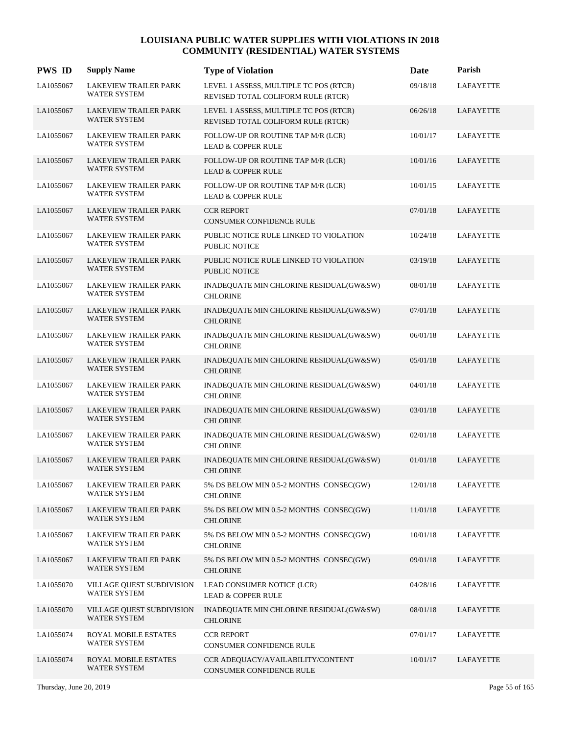# LOUISIANA PUBLIC WATER SUPPLIES WITH VIOLATIONS IN 2018
## COMMUNITY (RESIDENTIAL) WATER SYSTEMS

| PWS ID | Supply Name | Type of Violation | Date | Parish |
|---|---|---|---|---|
| LA1055067 | LAKEVIEW TRAILER PARK WATER SYSTEM | LEVEL 1 ASSESS, MULTIPLE TC POS (RTCR) REVISED TOTAL COLIFORM RULE (RTCR) | 09/18/18 | LAFAYETTE |
| LA1055067 | LAKEVIEW TRAILER PARK WATER SYSTEM | LEVEL 1 ASSESS, MULTIPLE TC POS (RTCR) REVISED TOTAL COLIFORM RULE (RTCR) | 06/26/18 | LAFAYETTE |
| LA1055067 | LAKEVIEW TRAILER PARK WATER SYSTEM | FOLLOW-UP OR ROUTINE TAP M/R (LCR) LEAD & COPPER RULE | 10/01/17 | LAFAYETTE |
| LA1055067 | LAKEVIEW TRAILER PARK WATER SYSTEM | FOLLOW-UP OR ROUTINE TAP M/R (LCR) LEAD & COPPER RULE | 10/01/16 | LAFAYETTE |
| LA1055067 | LAKEVIEW TRAILER PARK WATER SYSTEM | FOLLOW-UP OR ROUTINE TAP M/R (LCR) LEAD & COPPER RULE | 10/01/15 | LAFAYETTE |
| LA1055067 | LAKEVIEW TRAILER PARK WATER SYSTEM | CCR REPORT CONSUMER CONFIDENCE RULE | 07/01/18 | LAFAYETTE |
| LA1055067 | LAKEVIEW TRAILER PARK WATER SYSTEM | PUBLIC NOTICE RULE LINKED TO VIOLATION PUBLIC NOTICE | 10/24/18 | LAFAYETTE |
| LA1055067 | LAKEVIEW TRAILER PARK WATER SYSTEM | PUBLIC NOTICE RULE LINKED TO VIOLATION PUBLIC NOTICE | 03/19/18 | LAFAYETTE |
| LA1055067 | LAKEVIEW TRAILER PARK WATER SYSTEM | INADEQUATE MIN CHLORINE RESIDUAL(GW&SW) CHLORINE | 08/01/18 | LAFAYETTE |
| LA1055067 | LAKEVIEW TRAILER PARK WATER SYSTEM | INADEQUATE MIN CHLORINE RESIDUAL(GW&SW) CHLORINE | 07/01/18 | LAFAYETTE |
| LA1055067 | LAKEVIEW TRAILER PARK WATER SYSTEM | INADEQUATE MIN CHLORINE RESIDUAL(GW&SW) CHLORINE | 06/01/18 | LAFAYETTE |
| LA1055067 | LAKEVIEW TRAILER PARK WATER SYSTEM | INADEQUATE MIN CHLORINE RESIDUAL(GW&SW) CHLORINE | 05/01/18 | LAFAYETTE |
| LA1055067 | LAKEVIEW TRAILER PARK WATER SYSTEM | INADEQUATE MIN CHLORINE RESIDUAL(GW&SW) CHLORINE | 04/01/18 | LAFAYETTE |
| LA1055067 | LAKEVIEW TRAILER PARK WATER SYSTEM | INADEQUATE MIN CHLORINE RESIDUAL(GW&SW) CHLORINE | 03/01/18 | LAFAYETTE |
| LA1055067 | LAKEVIEW TRAILER PARK WATER SYSTEM | INADEQUATE MIN CHLORINE RESIDUAL(GW&SW) CHLORINE | 02/01/18 | LAFAYETTE |
| LA1055067 | LAKEVIEW TRAILER PARK WATER SYSTEM | INADEQUATE MIN CHLORINE RESIDUAL(GW&SW) CHLORINE | 01/01/18 | LAFAYETTE |
| LA1055067 | LAKEVIEW TRAILER PARK WATER SYSTEM | 5% DS BELOW MIN 0.5-2 MONTHS CONSEC(GW) CHLORINE | 12/01/18 | LAFAYETTE |
| LA1055067 | LAKEVIEW TRAILER PARK WATER SYSTEM | 5% DS BELOW MIN 0.5-2 MONTHS CONSEC(GW) CHLORINE | 11/01/18 | LAFAYETTE |
| LA1055067 | LAKEVIEW TRAILER PARK WATER SYSTEM | 5% DS BELOW MIN 0.5-2 MONTHS CONSEC(GW) CHLORINE | 10/01/18 | LAFAYETTE |
| LA1055067 | LAKEVIEW TRAILER PARK WATER SYSTEM | 5% DS BELOW MIN 0.5-2 MONTHS CONSEC(GW) CHLORINE | 09/01/18 | LAFAYETTE |
| LA1055070 | VILLAGE QUEST SUBDIVISION WATER SYSTEM | LEAD CONSUMER NOTICE (LCR) LEAD & COPPER RULE | 04/28/16 | LAFAYETTE |
| LA1055070 | VILLAGE QUEST SUBDIVISION WATER SYSTEM | INADEQUATE MIN CHLORINE RESIDUAL(GW&SW) CHLORINE | 08/01/18 | LAFAYETTE |
| LA1055074 | ROYAL MOBILE ESTATES WATER SYSTEM | CCR REPORT CONSUMER CONFIDENCE RULE | 07/01/17 | LAFAYETTE |
| LA1055074 | ROYAL MOBILE ESTATES WATER SYSTEM | CCR ADEQUACY/AVAILABILITY/CONTENT CONSUMER CONFIDENCE RULE | 10/01/17 | LAFAYETTE |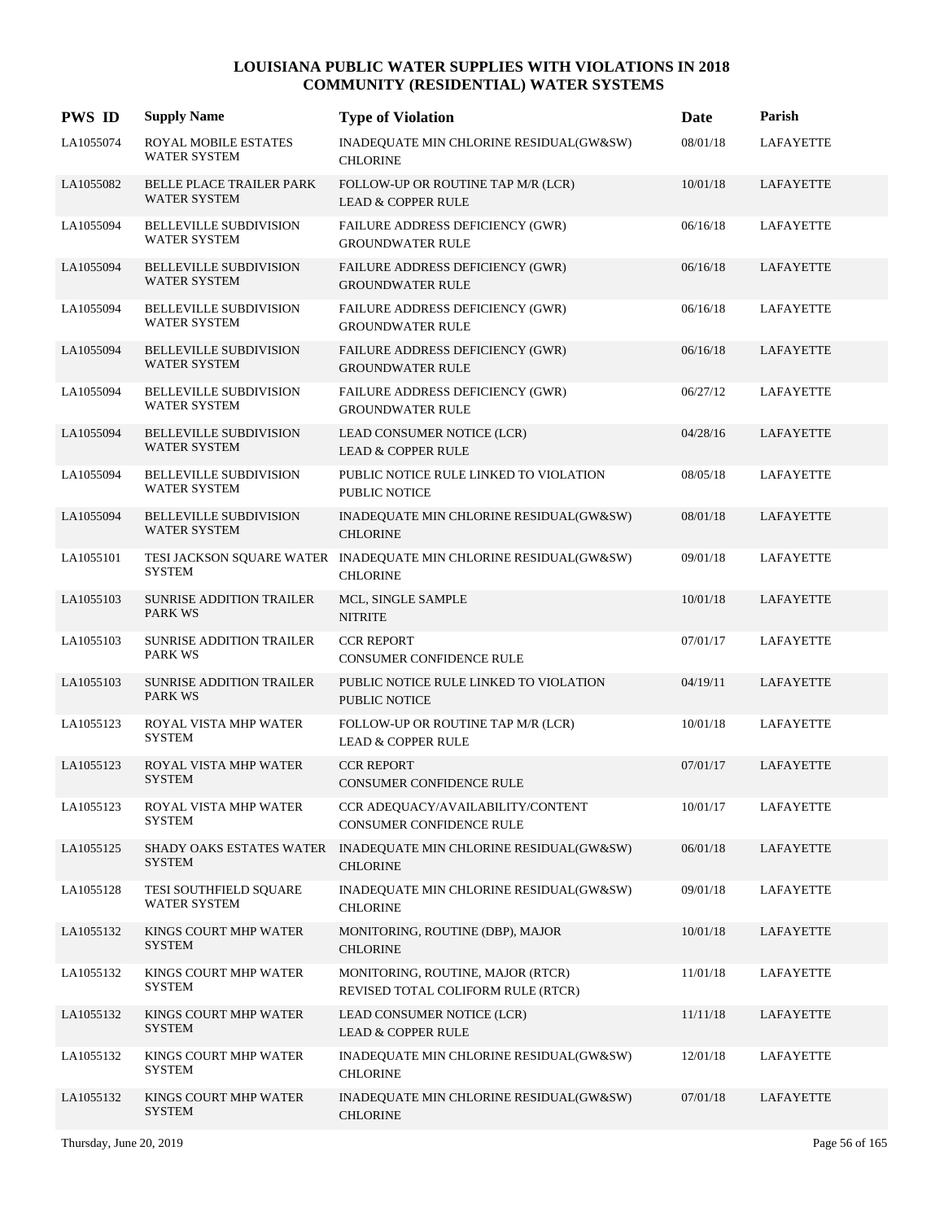# LOUISIANA PUBLIC WATER SUPPLIES WITH VIOLATIONS IN 2018
## COMMUNITY (RESIDENTIAL) WATER SYSTEMS

| PWS ID | Supply Name | Type of Violation | Date | Parish |
|---|---|---|---|---|
| LA1055074 | ROYAL MOBILE ESTATES WATER SYSTEM | INADEQUATE MIN CHLORINE RESIDUAL(GW&SW) CHLORINE | 08/01/18 | LAFAYETTE |
| LA1055082 | BELLE PLACE TRAILER PARK WATER SYSTEM | FOLLOW-UP OR ROUTINE TAP M/R (LCR) LEAD & COPPER RULE | 10/01/18 | LAFAYETTE |
| LA1055094 | BELLEVILLE SUBDIVISION WATER SYSTEM | FAILURE ADDRESS DEFICIENCY (GWR) GROUNDWATER RULE | 06/16/18 | LAFAYETTE |
| LA1055094 | BELLEVILLE SUBDIVISION WATER SYSTEM | FAILURE ADDRESS DEFICIENCY (GWR) GROUNDWATER RULE | 06/16/18 | LAFAYETTE |
| LA1055094 | BELLEVILLE SUBDIVISION WATER SYSTEM | FAILURE ADDRESS DEFICIENCY (GWR) GROUNDWATER RULE | 06/16/18 | LAFAYETTE |
| LA1055094 | BELLEVILLE SUBDIVISION WATER SYSTEM | FAILURE ADDRESS DEFICIENCY (GWR) GROUNDWATER RULE | 06/16/18 | LAFAYETTE |
| LA1055094 | BELLEVILLE SUBDIVISION WATER SYSTEM | FAILURE ADDRESS DEFICIENCY (GWR) GROUNDWATER RULE | 06/27/12 | LAFAYETTE |
| LA1055094 | BELLEVILLE SUBDIVISION WATER SYSTEM | LEAD CONSUMER NOTICE (LCR) LEAD & COPPER RULE | 04/28/16 | LAFAYETTE |
| LA1055094 | BELLEVILLE SUBDIVISION WATER SYSTEM | PUBLIC NOTICE RULE LINKED TO VIOLATION PUBLIC NOTICE | 08/05/18 | LAFAYETTE |
| LA1055094 | BELLEVILLE SUBDIVISION WATER SYSTEM | INADEQUATE MIN CHLORINE RESIDUAL(GW&SW) CHLORINE | 08/01/18 | LAFAYETTE |
| LA1055101 | TESI JACKSON SQUARE WATER SYSTEM | INADEQUATE MIN CHLORINE RESIDUAL(GW&SW) CHLORINE | 09/01/18 | LAFAYETTE |
| LA1055103 | SUNRISE ADDITION TRAILER PARK WS | MCL, SINGLE SAMPLE NITRITE | 10/01/18 | LAFAYETTE |
| LA1055103 | SUNRISE ADDITION TRAILER PARK WS | CCR REPORT CONSUMER CONFIDENCE RULE | 07/01/17 | LAFAYETTE |
| LA1055103 | SUNRISE ADDITION TRAILER PARK WS | PUBLIC NOTICE RULE LINKED TO VIOLATION PUBLIC NOTICE | 04/19/11 | LAFAYETTE |
| LA1055123 | ROYAL VISTA MHP WATER SYSTEM | FOLLOW-UP OR ROUTINE TAP M/R (LCR) LEAD & COPPER RULE | 10/01/18 | LAFAYETTE |
| LA1055123 | ROYAL VISTA MHP WATER SYSTEM | CCR REPORT CONSUMER CONFIDENCE RULE | 07/01/17 | LAFAYETTE |
| LA1055123 | ROYAL VISTA MHP WATER SYSTEM | CCR ADEQUACY/AVAILABILITY/CONTENT CONSUMER CONFIDENCE RULE | 10/01/17 | LAFAYETTE |
| LA1055125 | SHADY OAKS ESTATES WATER SYSTEM | INADEQUATE MIN CHLORINE RESIDUAL(GW&SW) CHLORINE | 06/01/18 | LAFAYETTE |
| LA1055128 | TESI SOUTHFIELD SQUARE WATER SYSTEM | INADEQUATE MIN CHLORINE RESIDUAL(GW&SW) CHLORINE | 09/01/18 | LAFAYETTE |
| LA1055132 | KINGS COURT MHP WATER SYSTEM | MONITORING, ROUTINE (DBP), MAJOR CHLORINE | 10/01/18 | LAFAYETTE |
| LA1055132 | KINGS COURT MHP WATER SYSTEM | MONITORING, ROUTINE, MAJOR (RTCR) REVISED TOTAL COLIFORM RULE (RTCR) | 11/01/18 | LAFAYETTE |
| LA1055132 | KINGS COURT MHP WATER SYSTEM | LEAD CONSUMER NOTICE (LCR) LEAD & COPPER RULE | 11/11/18 | LAFAYETTE |
| LA1055132 | KINGS COURT MHP WATER SYSTEM | INADEQUATE MIN CHLORINE RESIDUAL(GW&SW) CHLORINE | 12/01/18 | LAFAYETTE |
| LA1055132 | KINGS COURT MHP WATER SYSTEM | INADEQUATE MIN CHLORINE RESIDUAL(GW&SW) CHLORINE | 07/01/18 | LAFAYETTE |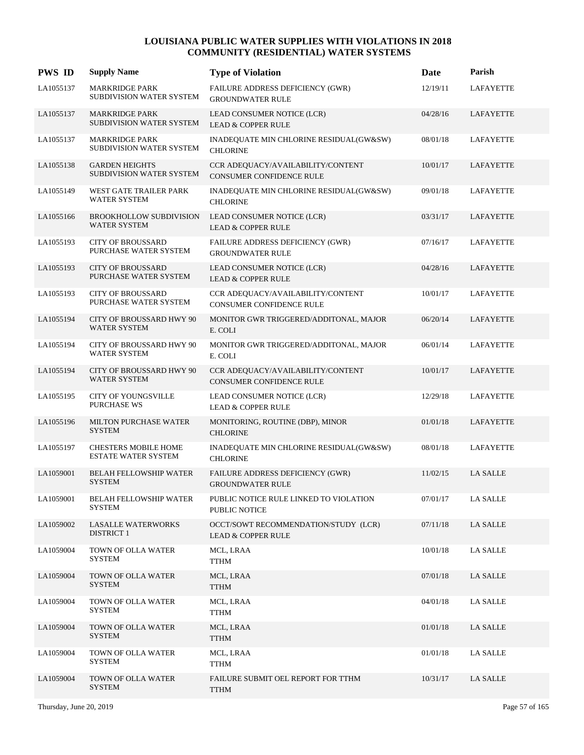# LOUISIANA PUBLIC WATER SUPPLIES WITH VIOLATIONS IN 2018
## COMMUNITY (RESIDENTIAL) WATER SYSTEMS

| PWS ID | Supply Name | Type of Violation | Date | Parish |
|---|---|---|---|---|
| LA1055137 | MARKRIDGE PARK SUBDIVISION WATER SYSTEM | FAILURE ADDRESS DEFICIENCY (GWR) GROUNDWATER RULE | 12/19/11 | LAFAYETTE |
| LA1055137 | MARKRIDGE PARK SUBDIVISION WATER SYSTEM | LEAD CONSUMER NOTICE (LCR) LEAD & COPPER RULE | 04/28/16 | LAFAYETTE |
| LA1055137 | MARKRIDGE PARK SUBDIVISION WATER SYSTEM | INADEQUATE MIN CHLORINE RESIDUAL(GW&SW) CHLORINE | 08/01/18 | LAFAYETTE |
| LA1055138 | GARDEN HEIGHTS SUBDIVISION WATER SYSTEM | CCR ADEQUACY/AVAILABILITY/CONTENT CONSUMER CONFIDENCE RULE | 10/01/17 | LAFAYETTE |
| LA1055149 | WEST GATE TRAILER PARK WATER SYSTEM | INADEQUATE MIN CHLORINE RESIDUAL(GW&SW) CHLORINE | 09/01/18 | LAFAYETTE |
| LA1055166 | BROOKHOLLOW SUBDIVISION WATER SYSTEM | LEAD CONSUMER NOTICE (LCR) LEAD & COPPER RULE | 03/31/17 | LAFAYETTE |
| LA1055193 | CITY OF BROUSSARD PURCHASE WATER SYSTEM | FAILURE ADDRESS DEFICIENCY (GWR) GROUNDWATER RULE | 07/16/17 | LAFAYETTE |
| LA1055193 | CITY OF BROUSSARD PURCHASE WATER SYSTEM | LEAD CONSUMER NOTICE (LCR) LEAD & COPPER RULE | 04/28/16 | LAFAYETTE |
| LA1055193 | CITY OF BROUSSARD PURCHASE WATER SYSTEM | CCR ADEQUACY/AVAILABILITY/CONTENT CONSUMER CONFIDENCE RULE | 10/01/17 | LAFAYETTE |
| LA1055194 | CITY OF BROUSSARD HWY 90 WATER SYSTEM | MONITOR GWR TRIGGERED/ADDITONAL, MAJOR E. COLI | 06/20/14 | LAFAYETTE |
| LA1055194 | CITY OF BROUSSARD HWY 90 WATER SYSTEM | MONITOR GWR TRIGGERED/ADDITONAL, MAJOR E. COLI | 06/01/14 | LAFAYETTE |
| LA1055194 | CITY OF BROUSSARD HWY 90 WATER SYSTEM | CCR ADEQUACY/AVAILABILITY/CONTENT CONSUMER CONFIDENCE RULE | 10/01/17 | LAFAYETTE |
| LA1055195 | CITY OF YOUNGSVILLE PURCHASE WS | LEAD CONSUMER NOTICE (LCR) LEAD & COPPER RULE | 12/29/18 | LAFAYETTE |
| LA1055196 | MILTON PURCHASE WATER SYSTEM | MONITORING, ROUTINE (DBP), MINOR CHLORINE | 01/01/18 | LAFAYETTE |
| LA1055197 | CHESTERS MOBILE HOME ESTATE WATER SYSTEM | INADEQUATE MIN CHLORINE RESIDUAL(GW&SW) CHLORINE | 08/01/18 | LAFAYETTE |
| LA1059001 | BELAH FELLOWSHIP WATER SYSTEM | FAILURE ADDRESS DEFICIENCY (GWR) GROUNDWATER RULE | 11/02/15 | LA SALLE |
| LA1059001 | BELAH FELLOWSHIP WATER SYSTEM | PUBLIC NOTICE RULE LINKED TO VIOLATION PUBLIC NOTICE | 07/01/17 | LA SALLE |
| LA1059002 | LASALLE WATERWORKS DISTRICT 1 | OCCT/SOWT RECOMMENDATION/STUDY (LCR) LEAD & COPPER RULE | 07/11/18 | LA SALLE |
| LA1059004 | TOWN OF OLLA WATER SYSTEM | MCL, LRAA TTHM | 10/01/18 | LA SALLE |
| LA1059004 | TOWN OF OLLA WATER SYSTEM | MCL, LRAA TTHM | 07/01/18 | LA SALLE |
| LA1059004 | TOWN OF OLLA WATER SYSTEM | MCL, LRAA TTHM | 04/01/18 | LA SALLE |
| LA1059004 | TOWN OF OLLA WATER SYSTEM | MCL, LRAA TTHM | 01/01/18 | LA SALLE |
| LA1059004 | TOWN OF OLLA WATER SYSTEM | MCL, LRAA TTHM | 01/01/18 | LA SALLE |
| LA1059004 | TOWN OF OLLA WATER SYSTEM | FAILURE SUBMIT OEL REPORT FOR TTHM TTHM | 10/31/17 | LA SALLE |

Thursday, June 20, 2019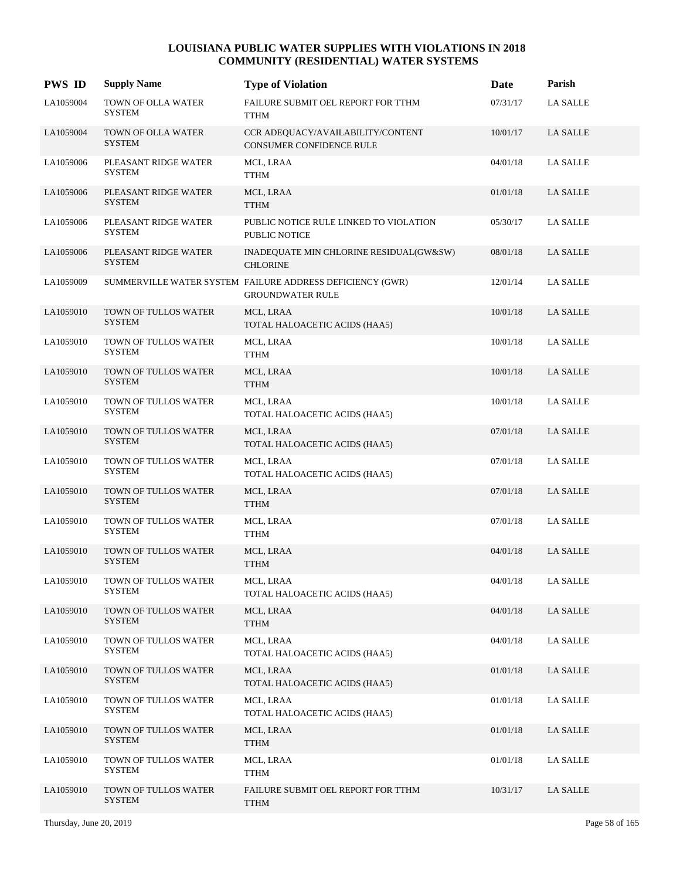# LOUISIANA PUBLIC WATER SUPPLIES WITH VIOLATIONS IN 2018
## COMMUNITY (RESIDENTIAL) WATER SYSTEMS

| PWS ID | Supply Name | Type of Violation | Date | Parish |
|---|---|---|---|---|
| LA1059004 | TOWN OF OLLA WATER SYSTEM | FAILURE SUBMIT OEL REPORT FOR TTHM<br>TTHM | 07/31/17 | LA SALLE |
| LA1059004 | TOWN OF OLLA WATER SYSTEM | CCR ADEQUACY/AVAILABILITY/CONTENT<br>CONSUMER CONFIDENCE RULE | 10/01/17 | LA SALLE |
| LA1059006 | PLEASANT RIDGE WATER SYSTEM | MCL, LRAA<br>TTHM | 04/01/18 | LA SALLE |
| LA1059006 | PLEASANT RIDGE WATER SYSTEM | MCL, LRAA<br>TTHM | 01/01/18 | LA SALLE |
| LA1059006 | PLEASANT RIDGE WATER SYSTEM | PUBLIC NOTICE RULE LINKED TO VIOLATION<br>PUBLIC NOTICE | 05/30/17 | LA SALLE |
| LA1059006 | PLEASANT RIDGE WATER SYSTEM | INADEQUATE MIN CHLORINE RESIDUAL(GW&SW)<br>CHLORINE | 08/01/18 | LA SALLE |
| LA1059009 | SUMMERVILLE WATER SYSTEM | FAILURE ADDRESS DEFICIENCY (GWR)<br>GROUNDWATER RULE | 12/01/14 | LA SALLE |
| LA1059010 | TOWN OF TULLOS WATER SYSTEM | MCL, LRAA<br>TOTAL HALOACETIC ACIDS (HAA5) | 10/01/18 | LA SALLE |
| LA1059010 | TOWN OF TULLOS WATER SYSTEM | MCL, LRAA<br>TTHM | 10/01/18 | LA SALLE |
| LA1059010 | TOWN OF TULLOS WATER SYSTEM | MCL, LRAA<br>TTHM | 10/01/18 | LA SALLE |
| LA1059010 | TOWN OF TULLOS WATER SYSTEM | MCL, LRAA<br>TOTAL HALOACETIC ACIDS (HAA5) | 10/01/18 | LA SALLE |
| LA1059010 | TOWN OF TULLOS WATER SYSTEM | MCL, LRAA<br>TOTAL HALOACETIC ACIDS (HAA5) | 07/01/18 | LA SALLE |
| LA1059010 | TOWN OF TULLOS WATER SYSTEM | MCL, LRAA<br>TOTAL HALOACETIC ACIDS (HAA5) | 07/01/18 | LA SALLE |
| LA1059010 | TOWN OF TULLOS WATER SYSTEM | MCL, LRAA<br>TTHM | 07/01/18 | LA SALLE |
| LA1059010 | TOWN OF TULLOS WATER SYSTEM | MCL, LRAA<br>TTHM | 07/01/18 | LA SALLE |
| LA1059010 | TOWN OF TULLOS WATER SYSTEM | MCL, LRAA<br>TTHM | 04/01/18 | LA SALLE |
| LA1059010 | TOWN OF TULLOS WATER SYSTEM | MCL, LRAA<br>TOTAL HALOACETIC ACIDS (HAA5) | 04/01/18 | LA SALLE |
| LA1059010 | TOWN OF TULLOS WATER SYSTEM | MCL, LRAA<br>TTHM | 04/01/18 | LA SALLE |
| LA1059010 | TOWN OF TULLOS WATER SYSTEM | MCL, LRAA<br>TOTAL HALOACETIC ACIDS (HAA5) | 04/01/18 | LA SALLE |
| LA1059010 | TOWN OF TULLOS WATER SYSTEM | MCL, LRAA<br>TOTAL HALOACETIC ACIDS (HAA5) | 01/01/18 | LA SALLE |
| LA1059010 | TOWN OF TULLOS WATER SYSTEM | MCL, LRAA<br>TOTAL HALOACETIC ACIDS (HAA5) | 01/01/18 | LA SALLE |
| LA1059010 | TOWN OF TULLOS WATER SYSTEM | MCL, LRAA<br>TTHM | 01/01/18 | LA SALLE |
| LA1059010 | TOWN OF TULLOS WATER SYSTEM | MCL, LRAA<br>TTHM | 01/01/18 | LA SALLE |
| LA1059010 | TOWN OF TULLOS WATER SYSTEM | FAILURE SUBMIT OEL REPORT FOR TTHM<br>TTHM | 10/31/17 | LA SALLE |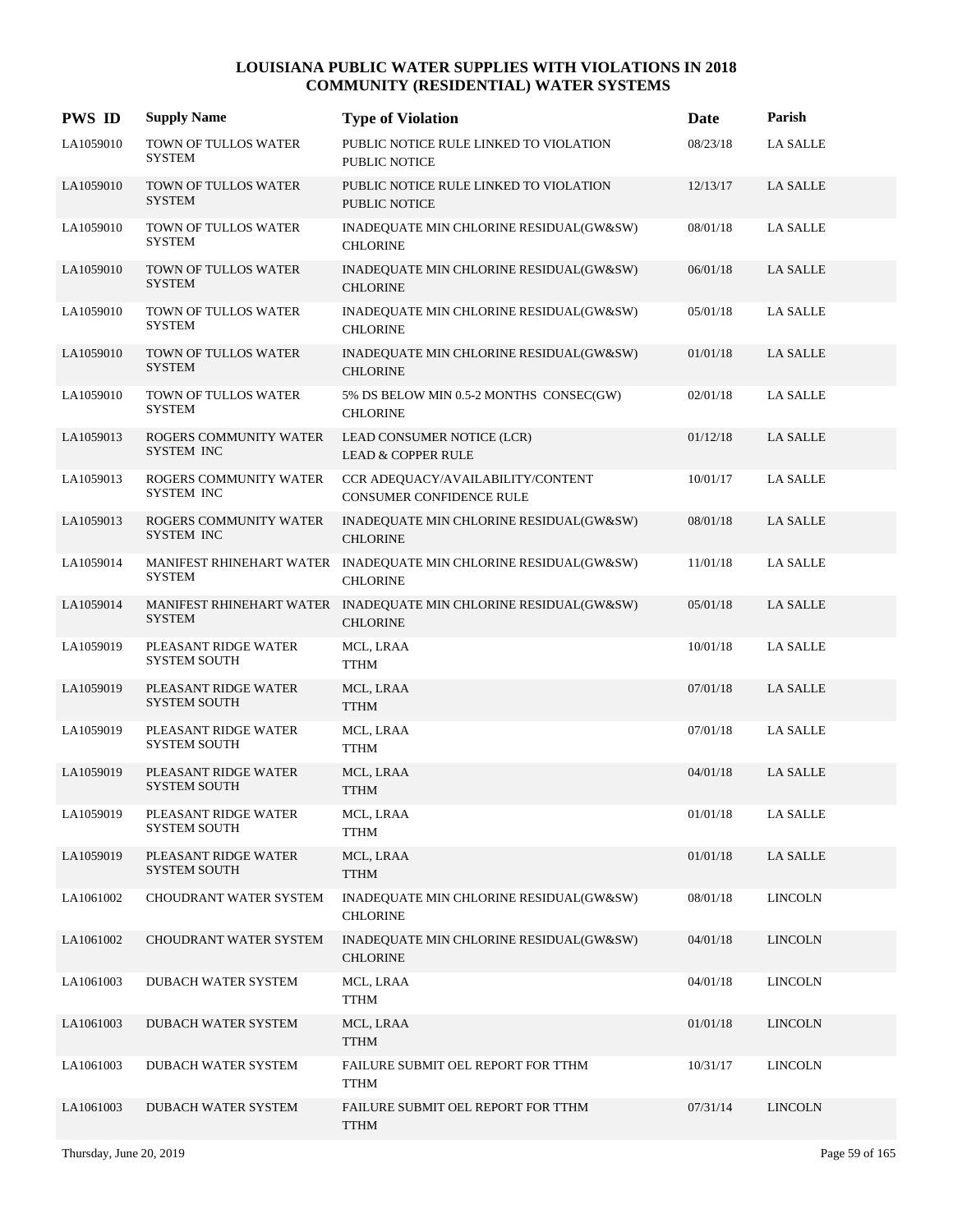# LOUISIANA PUBLIC WATER SUPPLIES WITH VIOLATIONS IN 2018
## COMMUNITY (RESIDENTIAL) WATER SYSTEMS

| PWS ID | Supply Name | Type of Violation | Date | Parish |
|---|---|---|---|---|
| LA1059010 | TOWN OF TULLOS WATER SYSTEM | PUBLIC NOTICE RULE LINKED TO VIOLATION<br>PUBLIC NOTICE | 08/23/18 | LA SALLE |
| LA1059010 | TOWN OF TULLOS WATER SYSTEM | PUBLIC NOTICE RULE LINKED TO VIOLATION<br>PUBLIC NOTICE | 12/13/17 | LA SALLE |
| LA1059010 | TOWN OF TULLOS WATER SYSTEM | INADEQUATE MIN CHLORINE RESIDUAL(GW&SW)<br>CHLORINE | 08/01/18 | LA SALLE |
| LA1059010 | TOWN OF TULLOS WATER SYSTEM | INADEQUATE MIN CHLORINE RESIDUAL(GW&SW)<br>CHLORINE | 06/01/18 | LA SALLE |
| LA1059010 | TOWN OF TULLOS WATER SYSTEM | INADEQUATE MIN CHLORINE RESIDUAL(GW&SW)<br>CHLORINE | 05/01/18 | LA SALLE |
| LA1059010 | TOWN OF TULLOS WATER SYSTEM | INADEQUATE MIN CHLORINE RESIDUAL(GW&SW)<br>CHLORINE | 01/01/18 | LA SALLE |
| LA1059010 | TOWN OF TULLOS WATER SYSTEM | 5% DS BELOW MIN 0.5-2 MONTHS CONSEC(GW)<br>CHLORINE | 02/01/18 | LA SALLE |
| LA1059013 | ROGERS COMMUNITY WATER SYSTEM INC | LEAD CONSUMER NOTICE (LCR)<br>LEAD & COPPER RULE | 01/12/18 | LA SALLE |
| LA1059013 | ROGERS COMMUNITY WATER SYSTEM INC | CCR ADEQUACY/AVAILABILITY/CONTENT<br>CONSUMER CONFIDENCE RULE | 10/01/17 | LA SALLE |
| LA1059013 | ROGERS COMMUNITY WATER SYSTEM INC | INADEQUATE MIN CHLORINE RESIDUAL(GW&SW)<br>CHLORINE | 08/01/18 | LA SALLE |
| LA1059014 | MANIFEST RHINEHART WATER SYSTEM | INADEQUATE MIN CHLORINE RESIDUAL(GW&SW)<br>CHLORINE | 11/01/18 | LA SALLE |
| LA1059014 | MANIFEST RHINEHART WATER SYSTEM | INADEQUATE MIN CHLORINE RESIDUAL(GW&SW)<br>CHLORINE | 05/01/18 | LA SALLE |
| LA1059019 | PLEASANT RIDGE WATER SYSTEM SOUTH | MCL, LRAA<br>TTHM | 10/01/18 | LA SALLE |
| LA1059019 | PLEASANT RIDGE WATER SYSTEM SOUTH | MCL, LRAA<br>TTHM | 07/01/18 | LA SALLE |
| LA1059019 | PLEASANT RIDGE WATER SYSTEM SOUTH | MCL, LRAA<br>TTHM | 07/01/18 | LA SALLE |
| LA1059019 | PLEASANT RIDGE WATER SYSTEM SOUTH | MCL, LRAA<br>TTHM | 04/01/18 | LA SALLE |
| LA1059019 | PLEASANT RIDGE WATER SYSTEM SOUTH | MCL, LRAA<br>TTHM | 01/01/18 | LA SALLE |
| LA1059019 | PLEASANT RIDGE WATER SYSTEM SOUTH | MCL, LRAA<br>TTHM | 01/01/18 | LA SALLE |
| LA1061002 | CHOUDRANT WATER SYSTEM | INADEQUATE MIN CHLORINE RESIDUAL(GW&SW)<br>CHLORINE | 08/01/18 | LINCOLN |
| LA1061002 | CHOUDRANT WATER SYSTEM | INADEQUATE MIN CHLORINE RESIDUAL(GW&SW)<br>CHLORINE | 04/01/18 | LINCOLN |
| LA1061003 | DUBACH WATER SYSTEM | MCL, LRAA<br>TTHM | 04/01/18 | LINCOLN |
| LA1061003 | DUBACH WATER SYSTEM | MCL, LRAA<br>TTHM | 01/01/18 | LINCOLN |
| LA1061003 | DUBACH WATER SYSTEM | FAILURE SUBMIT OEL REPORT FOR TTHM<br>TTHM | 10/31/17 | LINCOLN |
| LA1061003 | DUBACH WATER SYSTEM | FAILURE SUBMIT OEL REPORT FOR TTHM<br>TTHM | 07/31/14 | LINCOLN |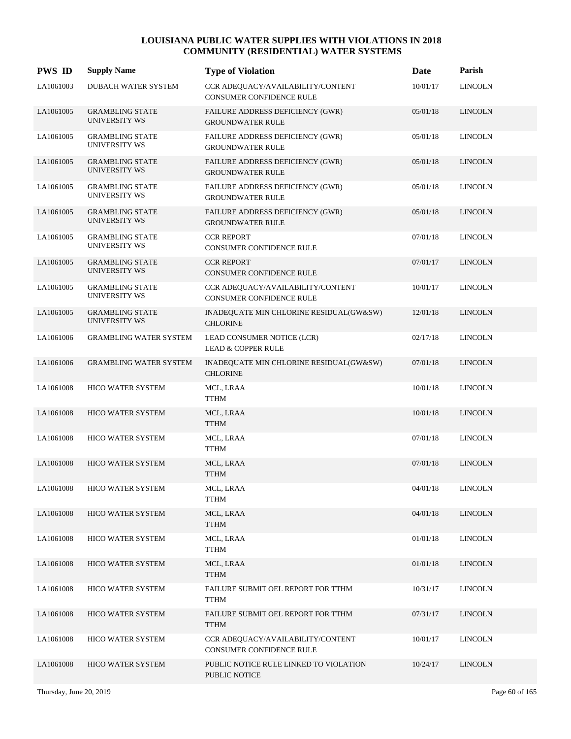# LOUISIANA PUBLIC WATER SUPPLIES WITH VIOLATIONS IN 2018
## COMMUNITY (RESIDENTIAL) WATER SYSTEMS

| PWS ID | Supply Name | Type of Violation | Date | Parish |
|---|---|---|---|---|
| LA1061003 | DUBACH WATER SYSTEM | CCR ADEQUACY/AVAILABILITY/CONTENT<br>CONSUMER CONFIDENCE RULE | 10/01/17 | LINCOLN |
| LA1061005 | GRAMBLING STATE UNIVERSITY WS | FAILURE ADDRESS DEFICIENCY (GWR)<br>GROUNDWATER RULE | 05/01/18 | LINCOLN |
| LA1061005 | GRAMBLING STATE UNIVERSITY WS | FAILURE ADDRESS DEFICIENCY (GWR)<br>GROUNDWATER RULE | 05/01/18 | LINCOLN |
| LA1061005 | GRAMBLING STATE UNIVERSITY WS | FAILURE ADDRESS DEFICIENCY (GWR)<br>GROUNDWATER RULE | 05/01/18 | LINCOLN |
| LA1061005 | GRAMBLING STATE UNIVERSITY WS | FAILURE ADDRESS DEFICIENCY (GWR)<br>GROUNDWATER RULE | 05/01/18 | LINCOLN |
| LA1061005 | GRAMBLING STATE UNIVERSITY WS | FAILURE ADDRESS DEFICIENCY (GWR)<br>GROUNDWATER RULE | 05/01/18 | LINCOLN |
| LA1061005 | GRAMBLING STATE UNIVERSITY WS | CCR REPORT<br>CONSUMER CONFIDENCE RULE | 07/01/18 | LINCOLN |
| LA1061005 | GRAMBLING STATE UNIVERSITY WS | CCR REPORT<br>CONSUMER CONFIDENCE RULE | 07/01/17 | LINCOLN |
| LA1061005 | GRAMBLING STATE UNIVERSITY WS | CCR ADEQUACY/AVAILABILITY/CONTENT<br>CONSUMER CONFIDENCE RULE | 10/01/17 | LINCOLN |
| LA1061005 | GRAMBLING STATE UNIVERSITY WS | INADEQUATE MIN CHLORINE RESIDUAL(GW&SW)<br>CHLORINE | 12/01/18 | LINCOLN |
| LA1061006 | GRAMBLING WATER SYSTEM | LEAD CONSUMER NOTICE (LCR)<br>LEAD & COPPER RULE | 02/17/18 | LINCOLN |
| LA1061006 | GRAMBLING WATER SYSTEM | INADEQUATE MIN CHLORINE RESIDUAL(GW&SW)<br>CHLORINE | 07/01/18 | LINCOLN |
| LA1061008 | HICO WATER SYSTEM | MCL, LRAA<br>TTHM | 10/01/18 | LINCOLN |
| LA1061008 | HICO WATER SYSTEM | MCL, LRAA<br>TTHM | 10/01/18 | LINCOLN |
| LA1061008 | HICO WATER SYSTEM | MCL, LRAA<br>TTHM | 07/01/18 | LINCOLN |
| LA1061008 | HICO WATER SYSTEM | MCL, LRAA<br>TTHM | 07/01/18 | LINCOLN |
| LA1061008 | HICO WATER SYSTEM | MCL, LRAA<br>TTHM | 04/01/18 | LINCOLN |
| LA1061008 | HICO WATER SYSTEM | MCL, LRAA<br>TTHM | 04/01/18 | LINCOLN |
| LA1061008 | HICO WATER SYSTEM | MCL, LRAA<br>TTHM | 01/01/18 | LINCOLN |
| LA1061008 | HICO WATER SYSTEM | MCL, LRAA<br>TTHM | 01/01/18 | LINCOLN |
| LA1061008 | HICO WATER SYSTEM | FAILURE SUBMIT OEL REPORT FOR TTHM<br>TTHM | 10/31/17 | LINCOLN |
| LA1061008 | HICO WATER SYSTEM | FAILURE SUBMIT OEL REPORT FOR TTHM<br>TTHM | 07/31/17 | LINCOLN |
| LA1061008 | HICO WATER SYSTEM | CCR ADEQUACY/AVAILABILITY/CONTENT<br>CONSUMER CONFIDENCE RULE | 10/01/17 | LINCOLN |
| LA1061008 | HICO WATER SYSTEM | PUBLIC NOTICE RULE LINKED TO VIOLATION<br>PUBLIC NOTICE | 10/24/17 | LINCOLN |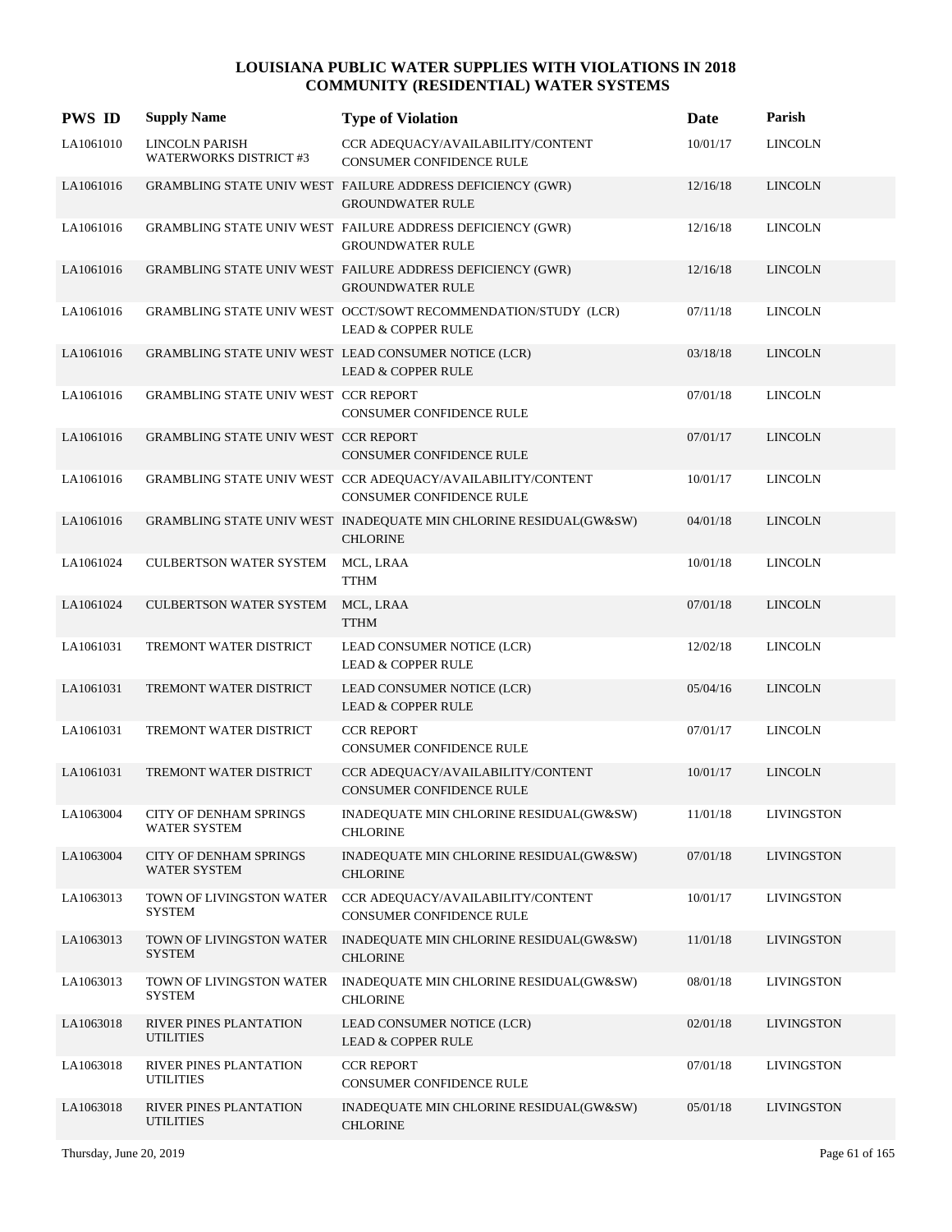# LOUISIANA PUBLIC WATER SUPPLIES WITH VIOLATIONS IN 2018
## COMMUNITY (RESIDENTIAL) WATER SYSTEMS

| PWS ID | Supply Name | Type of Violation | Date | Parish |
|---|---|---|---|---|
| LA1061010 | LINCOLN PARISH WATERWORKS DISTRICT #3 | CCR ADEQUACY/AVAILABILITY/CONTENT CONSUMER CONFIDENCE RULE | 10/01/17 | LINCOLN |
| LA1061016 | GRAMBLING STATE UNIV WEST | FAILURE ADDRESS DEFICIENCY (GWR) GROUNDWATER RULE | 12/16/18 | LINCOLN |
| LA1061016 | GRAMBLING STATE UNIV WEST | FAILURE ADDRESS DEFICIENCY (GWR) GROUNDWATER RULE | 12/16/18 | LINCOLN |
| LA1061016 | GRAMBLING STATE UNIV WEST | FAILURE ADDRESS DEFICIENCY (GWR) GROUNDWATER RULE | 12/16/18 | LINCOLN |
| LA1061016 | GRAMBLING STATE UNIV WEST | OCCT/SOWT RECOMMENDATION/STUDY (LCR) LEAD & COPPER RULE | 07/11/18 | LINCOLN |
| LA1061016 | GRAMBLING STATE UNIV WEST | LEAD CONSUMER NOTICE (LCR) LEAD & COPPER RULE | 03/18/18 | LINCOLN |
| LA1061016 | GRAMBLING STATE UNIV WEST | CCR REPORT CONSUMER CONFIDENCE RULE | 07/01/18 | LINCOLN |
| LA1061016 | GRAMBLING STATE UNIV WEST | CCR REPORT CONSUMER CONFIDENCE RULE | 07/01/17 | LINCOLN |
| LA1061016 | GRAMBLING STATE UNIV WEST | CCR ADEQUACY/AVAILABILITY/CONTENT CONSUMER CONFIDENCE RULE | 10/01/17 | LINCOLN |
| LA1061016 | GRAMBLING STATE UNIV WEST | INADEQUATE MIN CHLORINE RESIDUAL(GW&SW) CHLORINE | 04/01/18 | LINCOLN |
| LA1061024 | CULBERTSON WATER SYSTEM | MCL, LRAA TTHM | 10/01/18 | LINCOLN |
| LA1061024 | CULBERTSON WATER SYSTEM | MCL, LRAA TTHM | 07/01/18 | LINCOLN |
| LA1061031 | TREMONT WATER DISTRICT | LEAD CONSUMER NOTICE (LCR) LEAD & COPPER RULE | 12/02/18 | LINCOLN |
| LA1061031 | TREMONT WATER DISTRICT | LEAD CONSUMER NOTICE (LCR) LEAD & COPPER RULE | 05/04/16 | LINCOLN |
| LA1061031 | TREMONT WATER DISTRICT | CCR REPORT CONSUMER CONFIDENCE RULE | 07/01/17 | LINCOLN |
| LA1061031 | TREMONT WATER DISTRICT | CCR ADEQUACY/AVAILABILITY/CONTENT CONSUMER CONFIDENCE RULE | 10/01/17 | LINCOLN |
| LA1063004 | CITY OF DENHAM SPRINGS WATER SYSTEM | INADEQUATE MIN CHLORINE RESIDUAL(GW&SW) CHLORINE | 11/01/18 | LIVINGSTON |
| LA1063004 | CITY OF DENHAM SPRINGS WATER SYSTEM | INADEQUATE MIN CHLORINE RESIDUAL(GW&SW) CHLORINE | 07/01/18 | LIVINGSTON |
| LA1063013 | TOWN OF LIVINGSTON WATER SYSTEM | CCR ADEQUACY/AVAILABILITY/CONTENT CONSUMER CONFIDENCE RULE | 10/01/17 | LIVINGSTON |
| LA1063013 | TOWN OF LIVINGSTON WATER SYSTEM | INADEQUATE MIN CHLORINE RESIDUAL(GW&SW) CHLORINE | 11/01/18 | LIVINGSTON |
| LA1063013 | TOWN OF LIVINGSTON WATER SYSTEM | INADEQUATE MIN CHLORINE RESIDUAL(GW&SW) CHLORINE | 08/01/18 | LIVINGSTON |
| LA1063018 | RIVER PINES PLANTATION UTILITIES | LEAD CONSUMER NOTICE (LCR) LEAD & COPPER RULE | 02/01/18 | LIVINGSTON |
| LA1063018 | RIVER PINES PLANTATION UTILITIES | CCR REPORT CONSUMER CONFIDENCE RULE | 07/01/18 | LIVINGSTON |
| LA1063018 | RIVER PINES PLANTATION UTILITIES | INADEQUATE MIN CHLORINE RESIDUAL(GW&SW) CHLORINE | 05/01/18 | LIVINGSTON |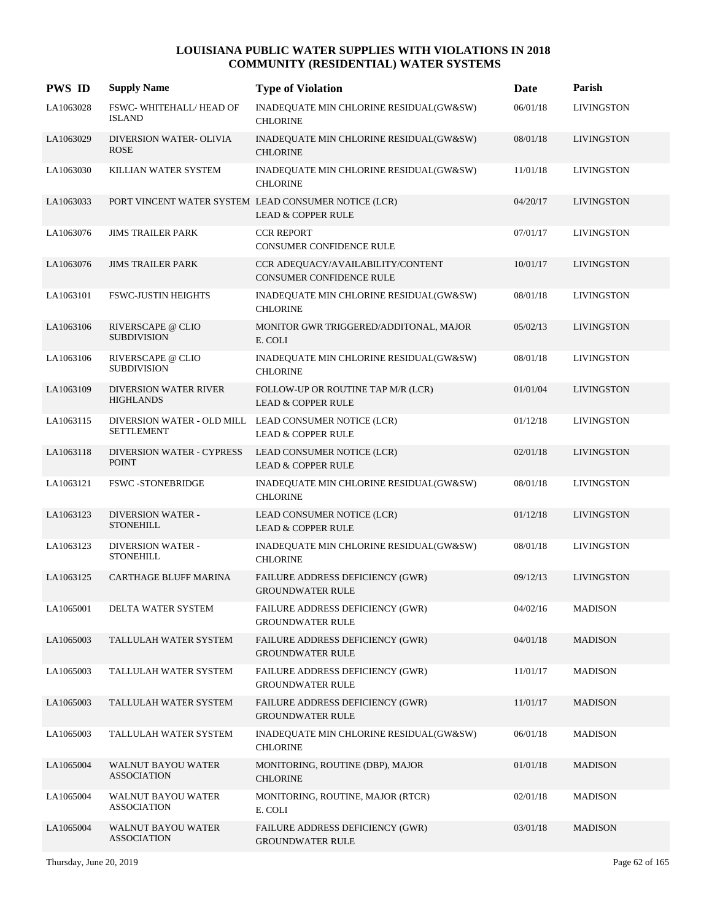# LOUISIANA PUBLIC WATER SUPPLIES WITH VIOLATIONS IN 2018
## COMMUNITY (RESIDENTIAL) WATER SYSTEMS

| PWS ID | Supply Name | Type of Violation | Date | Parish |
|---|---|---|---|---|
| LA1063028 | FSWC- WHITEHALL/ HEAD OF ISLAND | INADEQUATE MIN CHLORINE RESIDUAL(GW&SW) CHLORINE | 06/01/18 | LIVINGSTON |
| LA1063029 | DIVERSION WATER- OLIVIA ROSE | INADEQUATE MIN CHLORINE RESIDUAL(GW&SW) CHLORINE | 08/01/18 | LIVINGSTON |
| LA1063030 | KILLIAN WATER SYSTEM | INADEQUATE MIN CHLORINE RESIDUAL(GW&SW) CHLORINE | 11/01/18 | LIVINGSTON |
| LA1063033 | PORT VINCENT WATER SYSTEM | LEAD CONSUMER NOTICE (LCR) LEAD & COPPER RULE | 04/20/17 | LIVINGSTON |
| LA1063076 | JIMS TRAILER PARK | CCR REPORT CONSUMER CONFIDENCE RULE | 07/01/17 | LIVINGSTON |
| LA1063076 | JIMS TRAILER PARK | CCR ADEQUACY/AVAILABILITY/CONTENT CONSUMER CONFIDENCE RULE | 10/01/17 | LIVINGSTON |
| LA1063101 | FSWC-JUSTIN HEIGHTS | INADEQUATE MIN CHLORINE RESIDUAL(GW&SW) CHLORINE | 08/01/18 | LIVINGSTON |
| LA1063106 | RIVERSCAPE @ CLIO SUBDIVISION | MONITOR GWR TRIGGERED/ADDITONAL, MAJOR E. COLI | 05/02/13 | LIVINGSTON |
| LA1063106 | RIVERSCAPE @ CLIO SUBDIVISION | INADEQUATE MIN CHLORINE RESIDUAL(GW&SW) CHLORINE | 08/01/18 | LIVINGSTON |
| LA1063109 | DIVERSION WATER RIVER HIGHLANDS | FOLLOW-UP OR ROUTINE TAP M/R (LCR) LEAD & COPPER RULE | 01/01/04 | LIVINGSTON |
| LA1063115 | DIVERSION WATER - OLD MILL SETTLEMENT | LEAD CONSUMER NOTICE (LCR) LEAD & COPPER RULE | 01/12/18 | LIVINGSTON |
| LA1063118 | DIVERSION WATER - CYPRESS POINT | LEAD CONSUMER NOTICE (LCR) LEAD & COPPER RULE | 02/01/18 | LIVINGSTON |
| LA1063121 | FSWC -STONEBRIDGE | INADEQUATE MIN CHLORINE RESIDUAL(GW&SW) CHLORINE | 08/01/18 | LIVINGSTON |
| LA1063123 | DIVERSION WATER - STONEHILL | LEAD CONSUMER NOTICE (LCR) LEAD & COPPER RULE | 01/12/18 | LIVINGSTON |
| LA1063123 | DIVERSION WATER - STONEHILL | INADEQUATE MIN CHLORINE RESIDUAL(GW&SW) CHLORINE | 08/01/18 | LIVINGSTON |
| LA1063125 | CARTHAGE BLUFF MARINA | FAILURE ADDRESS DEFICIENCY (GWR) GROUNDWATER RULE | 09/12/13 | LIVINGSTON |
| LA1065001 | DELTA WATER SYSTEM | FAILURE ADDRESS DEFICIENCY (GWR) GROUNDWATER RULE | 04/02/16 | MADISON |
| LA1065003 | TALLULAH WATER SYSTEM | FAILURE ADDRESS DEFICIENCY (GWR) GROUNDWATER RULE | 04/01/18 | MADISON |
| LA1065003 | TALLULAH WATER SYSTEM | FAILURE ADDRESS DEFICIENCY (GWR) GROUNDWATER RULE | 11/01/17 | MADISON |
| LA1065003 | TALLULAH WATER SYSTEM | FAILURE ADDRESS DEFICIENCY (GWR) GROUNDWATER RULE | 11/01/17 | MADISON |
| LA1065003 | TALLULAH WATER SYSTEM | INADEQUATE MIN CHLORINE RESIDUAL(GW&SW) CHLORINE | 06/01/18 | MADISON |
| LA1065004 | WALNUT BAYOU WATER ASSOCIATION | MONITORING, ROUTINE (DBP), MAJOR CHLORINE | 01/01/18 | MADISON |
| LA1065004 | WALNUT BAYOU WATER ASSOCIATION | MONITORING, ROUTINE, MAJOR (RTCR) E. COLI | 02/01/18 | MADISON |
| LA1065004 | WALNUT BAYOU WATER ASSOCIATION | FAILURE ADDRESS DEFICIENCY (GWR) GROUNDWATER RULE | 03/01/18 | MADISON |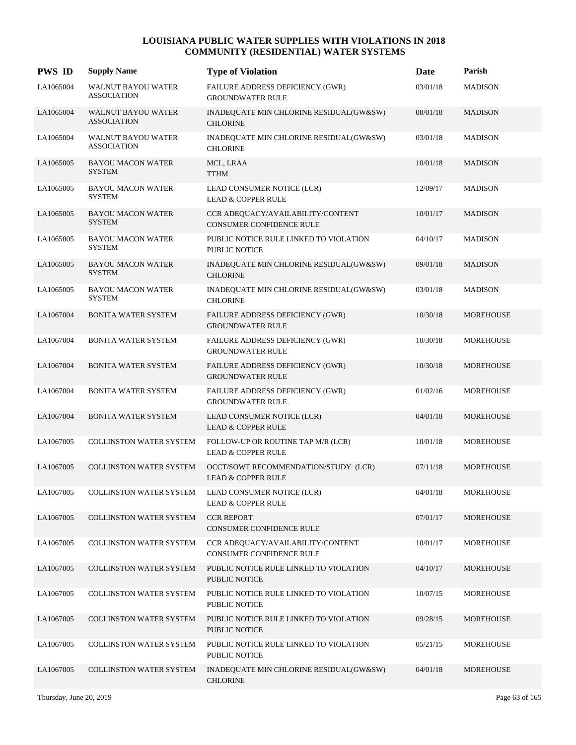# LOUISIANA PUBLIC WATER SUPPLIES WITH VIOLATIONS IN 2018
## COMMUNITY (RESIDENTIAL) WATER SYSTEMS

| PWS ID | Supply Name | Type of Violation | Date | Parish |
|---|---|---|---|---|
| LA1065004 | WALNUT BAYOU WATER ASSOCIATION | FAILURE ADDRESS DEFICIENCY (GWR) GROUNDWATER RULE | 03/01/18 | MADISON |
| LA1065004 | WALNUT BAYOU WATER ASSOCIATION | INADEQUATE MIN CHLORINE RESIDUAL(GW&SW) CHLORINE | 08/01/18 | MADISON |
| LA1065004 | WALNUT BAYOU WATER ASSOCIATION | INADEQUATE MIN CHLORINE RESIDUAL(GW&SW) CHLORINE | 03/01/18 | MADISON |
| LA1065005 | BAYOU MACON WATER SYSTEM | MCL, LRAA TTHM | 10/01/18 | MADISON |
| LA1065005 | BAYOU MACON WATER SYSTEM | LEAD CONSUMER NOTICE (LCR) LEAD & COPPER RULE | 12/09/17 | MADISON |
| LA1065005 | BAYOU MACON WATER SYSTEM | CCR ADEQUACY/AVAILABILITY/CONTENT CONSUMER CONFIDENCE RULE | 10/01/17 | MADISON |
| LA1065005 | BAYOU MACON WATER SYSTEM | PUBLIC NOTICE RULE LINKED TO VIOLATION PUBLIC NOTICE | 04/10/17 | MADISON |
| LA1065005 | BAYOU MACON WATER SYSTEM | INADEQUATE MIN CHLORINE RESIDUAL(GW&SW) CHLORINE | 09/01/18 | MADISON |
| LA1065005 | BAYOU MACON WATER SYSTEM | INADEQUATE MIN CHLORINE RESIDUAL(GW&SW) CHLORINE | 03/01/18 | MADISON |
| LA1067004 | BONITA WATER SYSTEM | FAILURE ADDRESS DEFICIENCY (GWR) GROUNDWATER RULE | 10/30/18 | MOREHOUSE |
| LA1067004 | BONITA WATER SYSTEM | FAILURE ADDRESS DEFICIENCY (GWR) GROUNDWATER RULE | 10/30/18 | MOREHOUSE |
| LA1067004 | BONITA WATER SYSTEM | FAILURE ADDRESS DEFICIENCY (GWR) GROUNDWATER RULE | 10/30/18 | MOREHOUSE |
| LA1067004 | BONITA WATER SYSTEM | FAILURE ADDRESS DEFICIENCY (GWR) GROUNDWATER RULE | 01/02/16 | MOREHOUSE |
| LA1067004 | BONITA WATER SYSTEM | LEAD CONSUMER NOTICE (LCR) LEAD & COPPER RULE | 04/01/18 | MOREHOUSE |
| LA1067005 | COLLINSTON WATER SYSTEM | FOLLOW-UP OR ROUTINE TAP M/R (LCR) LEAD & COPPER RULE | 10/01/18 | MOREHOUSE |
| LA1067005 | COLLINSTON WATER SYSTEM | OCCT/SOWT RECOMMENDATION/STUDY (LCR) LEAD & COPPER RULE | 07/11/18 | MOREHOUSE |
| LA1067005 | COLLINSTON WATER SYSTEM | LEAD CONSUMER NOTICE (LCR) LEAD & COPPER RULE | 04/01/18 | MOREHOUSE |
| LA1067005 | COLLINSTON WATER SYSTEM | CCR REPORT CONSUMER CONFIDENCE RULE | 07/01/17 | MOREHOUSE |
| LA1067005 | COLLINSTON WATER SYSTEM | CCR ADEQUACY/AVAILABILITY/CONTENT CONSUMER CONFIDENCE RULE | 10/01/17 | MOREHOUSE |
| LA1067005 | COLLINSTON WATER SYSTEM | PUBLIC NOTICE RULE LINKED TO VIOLATION PUBLIC NOTICE | 04/10/17 | MOREHOUSE |
| LA1067005 | COLLINSTON WATER SYSTEM | PUBLIC NOTICE RULE LINKED TO VIOLATION PUBLIC NOTICE | 10/07/15 | MOREHOUSE |
| LA1067005 | COLLINSTON WATER SYSTEM | PUBLIC NOTICE RULE LINKED TO VIOLATION PUBLIC NOTICE | 09/28/15 | MOREHOUSE |
| LA1067005 | COLLINSTON WATER SYSTEM | PUBLIC NOTICE RULE LINKED TO VIOLATION PUBLIC NOTICE | 05/21/15 | MOREHOUSE |
| LA1067005 | COLLINSTON WATER SYSTEM | INADEQUATE MIN CHLORINE RESIDUAL(GW&SW) CHLORINE | 04/01/18 | MOREHOUSE |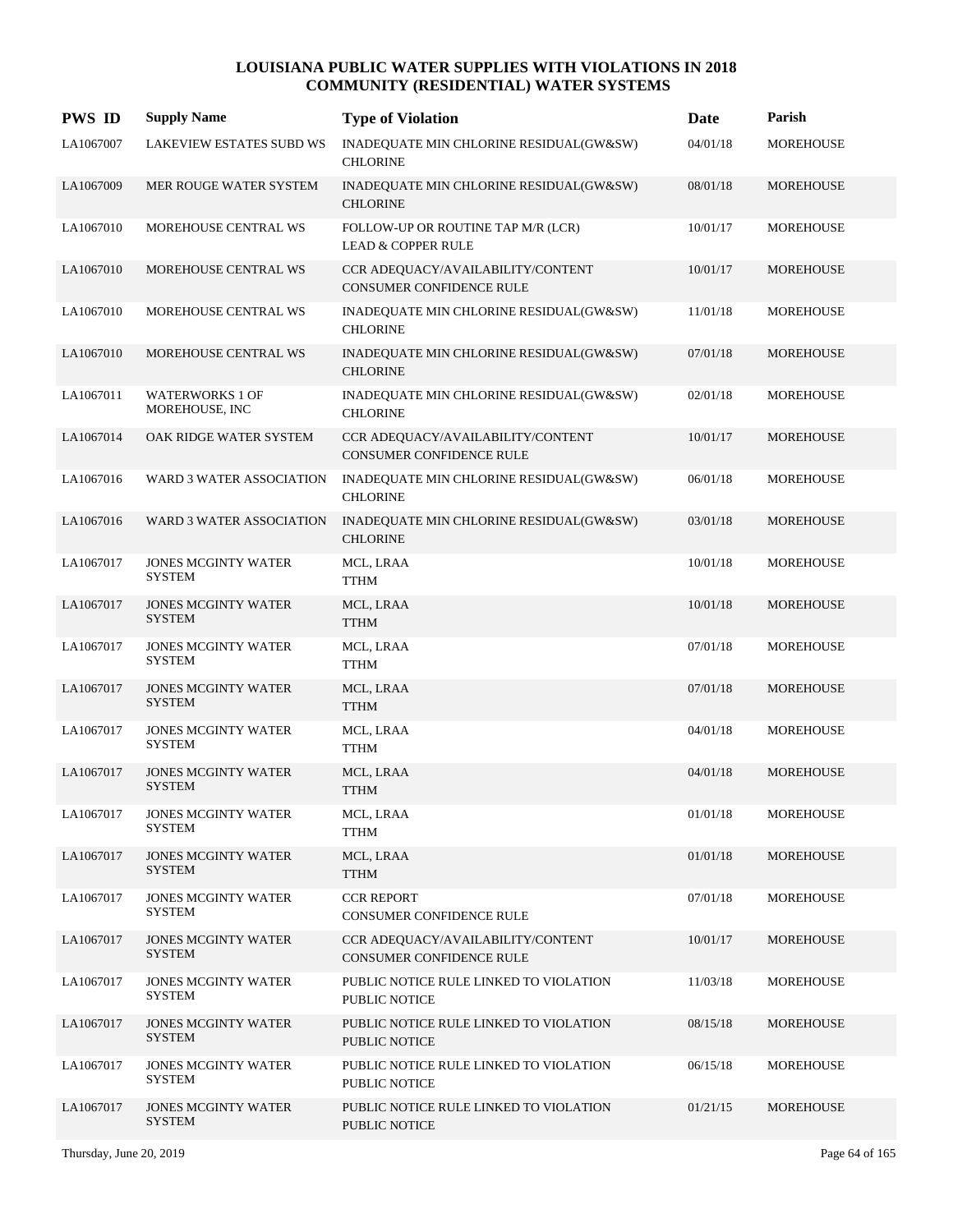# LOUISIANA PUBLIC WATER SUPPLIES WITH VIOLATIONS IN 2018
## COMMUNITY (RESIDENTIAL) WATER SYSTEMS

| PWS ID | Supply Name | Type of Violation | Date | Parish |
|---|---|---|---|---|
| LA1067007 | LAKEVIEW ESTATES SUBD WS | INADEQUATE MIN CHLORINE RESIDUAL(GW&SW) CHLORINE | 04/01/18 | MOREHOUSE |
| LA1067009 | MER ROUGE WATER SYSTEM | INADEQUATE MIN CHLORINE RESIDUAL(GW&SW) CHLORINE | 08/01/18 | MOREHOUSE |
| LA1067010 | MOREHOUSE CENTRAL WS | FOLLOW-UP OR ROUTINE TAP M/R (LCR) LEAD & COPPER RULE | 10/01/17 | MOREHOUSE |
| LA1067010 | MOREHOUSE CENTRAL WS | CCR ADEQUACY/AVAILABILITY/CONTENT CONSUMER CONFIDENCE RULE | 10/01/17 | MOREHOUSE |
| LA1067010 | MOREHOUSE CENTRAL WS | INADEQUATE MIN CHLORINE RESIDUAL(GW&SW) CHLORINE | 11/01/18 | MOREHOUSE |
| LA1067010 | MOREHOUSE CENTRAL WS | INADEQUATE MIN CHLORINE RESIDUAL(GW&SW) CHLORINE | 07/01/18 | MOREHOUSE |
| LA1067011 | WATERWORKS 1 OF MOREHOUSE, INC | INADEQUATE MIN CHLORINE RESIDUAL(GW&SW) CHLORINE | 02/01/18 | MOREHOUSE |
| LA1067014 | OAK RIDGE WATER SYSTEM | CCR ADEQUACY/AVAILABILITY/CONTENT CONSUMER CONFIDENCE RULE | 10/01/17 | MOREHOUSE |
| LA1067016 | WARD 3 WATER ASSOCIATION | INADEQUATE MIN CHLORINE RESIDUAL(GW&SW) CHLORINE | 06/01/18 | MOREHOUSE |
| LA1067016 | WARD 3 WATER ASSOCIATION | INADEQUATE MIN CHLORINE RESIDUAL(GW&SW) CHLORINE | 03/01/18 | MOREHOUSE |
| LA1067017 | JONES MCGINTY WATER SYSTEM | MCL, LRAA TTHM | 10/01/18 | MOREHOUSE |
| LA1067017 | JONES MCGINTY WATER SYSTEM | MCL, LRAA TTHM | 10/01/18 | MOREHOUSE |
| LA1067017 | JONES MCGINTY WATER SYSTEM | MCL, LRAA TTHM | 07/01/18 | MOREHOUSE |
| LA1067017 | JONES MCGINTY WATER SYSTEM | MCL, LRAA TTHM | 07/01/18 | MOREHOUSE |
| LA1067017 | JONES MCGINTY WATER SYSTEM | MCL, LRAA TTHM | 04/01/18 | MOREHOUSE |
| LA1067017 | JONES MCGINTY WATER SYSTEM | MCL, LRAA TTHM | 04/01/18 | MOREHOUSE |
| LA1067017 | JONES MCGINTY WATER SYSTEM | MCL, LRAA TTHM | 01/01/18 | MOREHOUSE |
| LA1067017 | JONES MCGINTY WATER SYSTEM | MCL, LRAA TTHM | 01/01/18 | MOREHOUSE |
| LA1067017 | JONES MCGINTY WATER SYSTEM | CCR REPORT CONSUMER CONFIDENCE RULE | 07/01/18 | MOREHOUSE |
| LA1067017 | JONES MCGINTY WATER SYSTEM | CCR ADEQUACY/AVAILABILITY/CONTENT CONSUMER CONFIDENCE RULE | 10/01/17 | MOREHOUSE |
| LA1067017 | JONES MCGINTY WATER SYSTEM | PUBLIC NOTICE RULE LINKED TO VIOLATION PUBLIC NOTICE | 11/03/18 | MOREHOUSE |
| LA1067017 | JONES MCGINTY WATER SYSTEM | PUBLIC NOTICE RULE LINKED TO VIOLATION PUBLIC NOTICE | 08/15/18 | MOREHOUSE |
| LA1067017 | JONES MCGINTY WATER SYSTEM | PUBLIC NOTICE RULE LINKED TO VIOLATION PUBLIC NOTICE | 06/15/18 | MOREHOUSE |
| LA1067017 | JONES MCGINTY WATER SYSTEM | PUBLIC NOTICE RULE LINKED TO VIOLATION PUBLIC NOTICE | 01/21/15 | MOREHOUSE |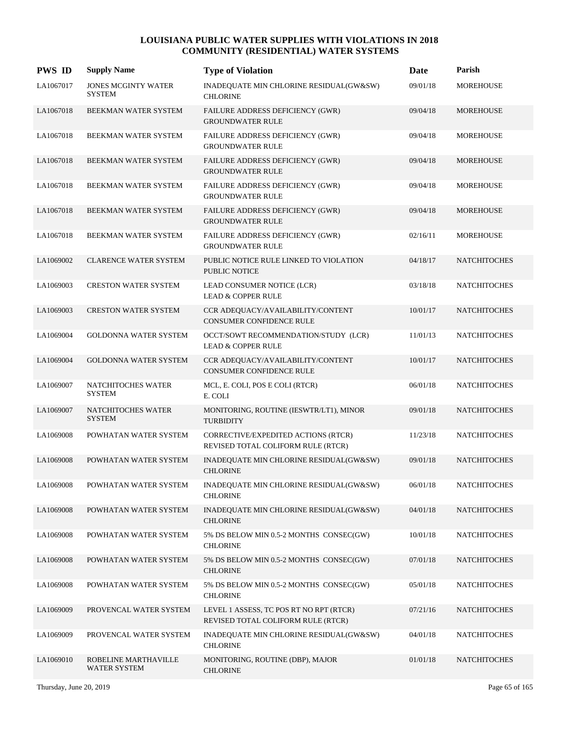# LOUISIANA PUBLIC WATER SUPPLIES WITH VIOLATIONS IN 2018
## COMMUNITY (RESIDENTIAL) WATER SYSTEMS

| PWS ID | Supply Name | Type of Violation | Date | Parish |
|---|---|---|---|---|
| LA1067017 | JONES MCGINTY WATER SYSTEM | INADEQUATE MIN CHLORINE RESIDUAL(GW&SW) CHLORINE | 09/01/18 | MOREHOUSE |
| LA1067018 | BEEKMAN WATER SYSTEM | FAILURE ADDRESS DEFICIENCY (GWR) GROUNDWATER RULE | 09/04/18 | MOREHOUSE |
| LA1067018 | BEEKMAN WATER SYSTEM | FAILURE ADDRESS DEFICIENCY (GWR) GROUNDWATER RULE | 09/04/18 | MOREHOUSE |
| LA1067018 | BEEKMAN WATER SYSTEM | FAILURE ADDRESS DEFICIENCY (GWR) GROUNDWATER RULE | 09/04/18 | MOREHOUSE |
| LA1067018 | BEEKMAN WATER SYSTEM | FAILURE ADDRESS DEFICIENCY (GWR) GROUNDWATER RULE | 09/04/18 | MOREHOUSE |
| LA1067018 | BEEKMAN WATER SYSTEM | FAILURE ADDRESS DEFICIENCY (GWR) GROUNDWATER RULE | 09/04/18 | MOREHOUSE |
| LA1067018 | BEEKMAN WATER SYSTEM | FAILURE ADDRESS DEFICIENCY (GWR) GROUNDWATER RULE | 02/16/11 | MOREHOUSE |
| LA1069002 | CLARENCE WATER SYSTEM | PUBLIC NOTICE RULE LINKED TO VIOLATION PUBLIC NOTICE | 04/18/17 | NATCHITOCHES |
| LA1069003 | CRESTON WATER SYSTEM | LEAD CONSUMER NOTICE (LCR) LEAD & COPPER RULE | 03/18/18 | NATCHITOCHES |
| LA1069003 | CRESTON WATER SYSTEM | CCR ADEQUACY/AVAILABILITY/CONTENT CONSUMER CONFIDENCE RULE | 10/01/17 | NATCHITOCHES |
| LA1069004 | GOLDONNA WATER SYSTEM | OCCT/SOWT RECOMMENDATION/STUDY (LCR) LEAD & COPPER RULE | 11/01/13 | NATCHITOCHES |
| LA1069004 | GOLDONNA WATER SYSTEM | CCR ADEQUACY/AVAILABILITY/CONTENT CONSUMER CONFIDENCE RULE | 10/01/17 | NATCHITOCHES |
| LA1069007 | NATCHITOCHES WATER SYSTEM | MCL, E. COLI, POS E COLI (RTCR) E. COLI | 06/01/18 | NATCHITOCHES |
| LA1069007 | NATCHITOCHES WATER SYSTEM | MONITORING, ROUTINE (IESWTR/LT1), MINOR TURBIDITY | 09/01/18 | NATCHITOCHES |
| LA1069008 | POWHATAN WATER SYSTEM | CORRECTIVE/EXPEDITED ACTIONS (RTCR) REVISED TOTAL COLIFORM RULE (RTCR) | 11/23/18 | NATCHITOCHES |
| LA1069008 | POWHATAN WATER SYSTEM | INADEQUATE MIN CHLORINE RESIDUAL(GW&SW) CHLORINE | 09/01/18 | NATCHITOCHES |
| LA1069008 | POWHATAN WATER SYSTEM | INADEQUATE MIN CHLORINE RESIDUAL(GW&SW) CHLORINE | 06/01/18 | NATCHITOCHES |
| LA1069008 | POWHATAN WATER SYSTEM | INADEQUATE MIN CHLORINE RESIDUAL(GW&SW) CHLORINE | 04/01/18 | NATCHITOCHES |
| LA1069008 | POWHATAN WATER SYSTEM | 5% DS BELOW MIN 0.5-2 MONTHS CONSEC(GW) CHLORINE | 10/01/18 | NATCHITOCHES |
| LA1069008 | POWHATAN WATER SYSTEM | 5% DS BELOW MIN 0.5-2 MONTHS CONSEC(GW) CHLORINE | 07/01/18 | NATCHITOCHES |
| LA1069008 | POWHATAN WATER SYSTEM | 5% DS BELOW MIN 0.5-2 MONTHS CONSEC(GW) CHLORINE | 05/01/18 | NATCHITOCHES |
| LA1069009 | PROVENCAL WATER SYSTEM | LEVEL 1 ASSESS, TC POS RT NO RPT (RTCR) REVISED TOTAL COLIFORM RULE (RTCR) | 07/21/16 | NATCHITOCHES |
| LA1069009 | PROVENCAL WATER SYSTEM | INADEQUATE MIN CHLORINE RESIDUAL(GW&SW) CHLORINE | 04/01/18 | NATCHITOCHES |
| LA1069010 | ROBELINE MARTHAVILLE WATER SYSTEM | MONITORING, ROUTINE (DBP), MAJOR CHLORINE | 01/01/18 | NATCHITOCHES |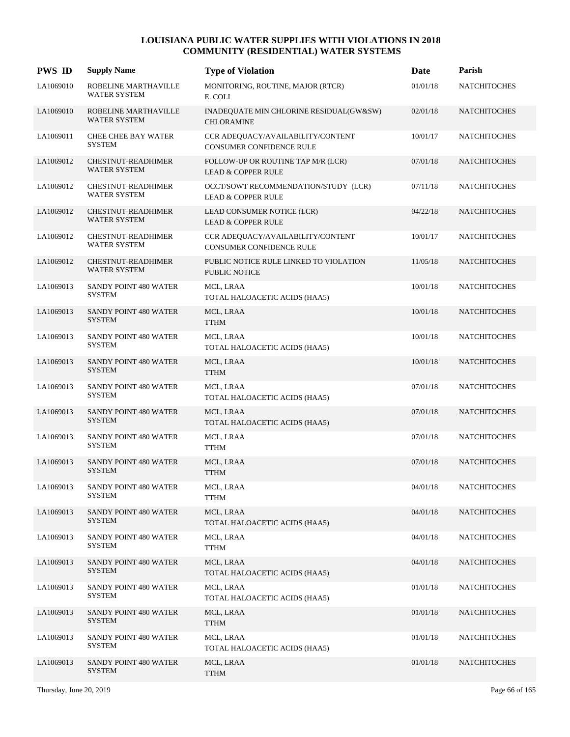# LOUISIANA PUBLIC WATER SUPPLIES WITH VIOLATIONS IN 2018
## COMMUNITY (RESIDENTIAL) WATER SYSTEMS

| PWS ID | Supply Name | Type of Violation | Date | Parish |
|---|---|---|---|---|
| LA1069010 | ROBELINE MARTHAVILLE WATER SYSTEM | MONITORING, ROUTINE, MAJOR (RTCR) E. COLI | 01/01/18 | NATCHITOCHES |
| LA1069010 | ROBELINE MARTHAVILLE WATER SYSTEM | INADEQUATE MIN CHLORINE RESIDUAL(GW&SW) CHLORAMINE | 02/01/18 | NATCHITOCHES |
| LA1069011 | CHEE CHEE BAY WATER SYSTEM | CCR ADEQUACY/AVAILABILITY/CONTENT CONSUMER CONFIDENCE RULE | 10/01/17 | NATCHITOCHES |
| LA1069012 | CHESTNUT-READHIMER WATER SYSTEM | FOLLOW-UP OR ROUTINE TAP M/R (LCR) LEAD & COPPER RULE | 07/01/18 | NATCHITOCHES |
| LA1069012 | CHESTNUT-READHIMER WATER SYSTEM | OCCT/SOWT RECOMMENDATION/STUDY (LCR) LEAD & COPPER RULE | 07/11/18 | NATCHITOCHES |
| LA1069012 | CHESTNUT-READHIMER WATER SYSTEM | LEAD CONSUMER NOTICE (LCR) LEAD & COPPER RULE | 04/22/18 | NATCHITOCHES |
| LA1069012 | CHESTNUT-READHIMER WATER SYSTEM | CCR ADEQUACY/AVAILABILITY/CONTENT CONSUMER CONFIDENCE RULE | 10/01/17 | NATCHITOCHES |
| LA1069012 | CHESTNUT-READHIMER WATER SYSTEM | PUBLIC NOTICE RULE LINKED TO VIOLATION PUBLIC NOTICE | 11/05/18 | NATCHITOCHES |
| LA1069013 | SANDY POINT 480 WATER SYSTEM | MCL, LRAA TOTAL HALOACETIC ACIDS (HAA5) | 10/01/18 | NATCHITOCHES |
| LA1069013 | SANDY POINT 480 WATER SYSTEM | MCL, LRAA TTHM | 10/01/18 | NATCHITOCHES |
| LA1069013 | SANDY POINT 480 WATER SYSTEM | MCL, LRAA TOTAL HALOACETIC ACIDS (HAA5) | 10/01/18 | NATCHITOCHES |
| LA1069013 | SANDY POINT 480 WATER SYSTEM | MCL, LRAA TTHM | 10/01/18 | NATCHITOCHES |
| LA1069013 | SANDY POINT 480 WATER SYSTEM | MCL, LRAA TOTAL HALOACETIC ACIDS (HAA5) | 07/01/18 | NATCHITOCHES |
| LA1069013 | SANDY POINT 480 WATER SYSTEM | MCL, LRAA TOTAL HALOACETIC ACIDS (HAA5) | 07/01/18 | NATCHITOCHES |
| LA1069013 | SANDY POINT 480 WATER SYSTEM | MCL, LRAA TTHM | 07/01/18 | NATCHITOCHES |
| LA1069013 | SANDY POINT 480 WATER SYSTEM | MCL, LRAA TTHM | 07/01/18 | NATCHITOCHES |
| LA1069013 | SANDY POINT 480 WATER SYSTEM | MCL, LRAA TTHM | 04/01/18 | NATCHITOCHES |
| LA1069013 | SANDY POINT 480 WATER SYSTEM | MCL, LRAA TOTAL HALOACETIC ACIDS (HAA5) | 04/01/18 | NATCHITOCHES |
| LA1069013 | SANDY POINT 480 WATER SYSTEM | MCL, LRAA TTHM | 04/01/18 | NATCHITOCHES |
| LA1069013 | SANDY POINT 480 WATER SYSTEM | MCL, LRAA TOTAL HALOACETIC ACIDS (HAA5) | 04/01/18 | NATCHITOCHES |
| LA1069013 | SANDY POINT 480 WATER SYSTEM | MCL, LRAA TOTAL HALOACETIC ACIDS (HAA5) | 01/01/18 | NATCHITOCHES |
| LA1069013 | SANDY POINT 480 WATER SYSTEM | MCL, LRAA TTHM | 01/01/18 | NATCHITOCHES |
| LA1069013 | SANDY POINT 480 WATER SYSTEM | MCL, LRAA TOTAL HALOACETIC ACIDS (HAA5) | 01/01/18 | NATCHITOCHES |
| LA1069013 | SANDY POINT 480 WATER SYSTEM | MCL, LRAA TTHM | 01/01/18 | NATCHITOCHES |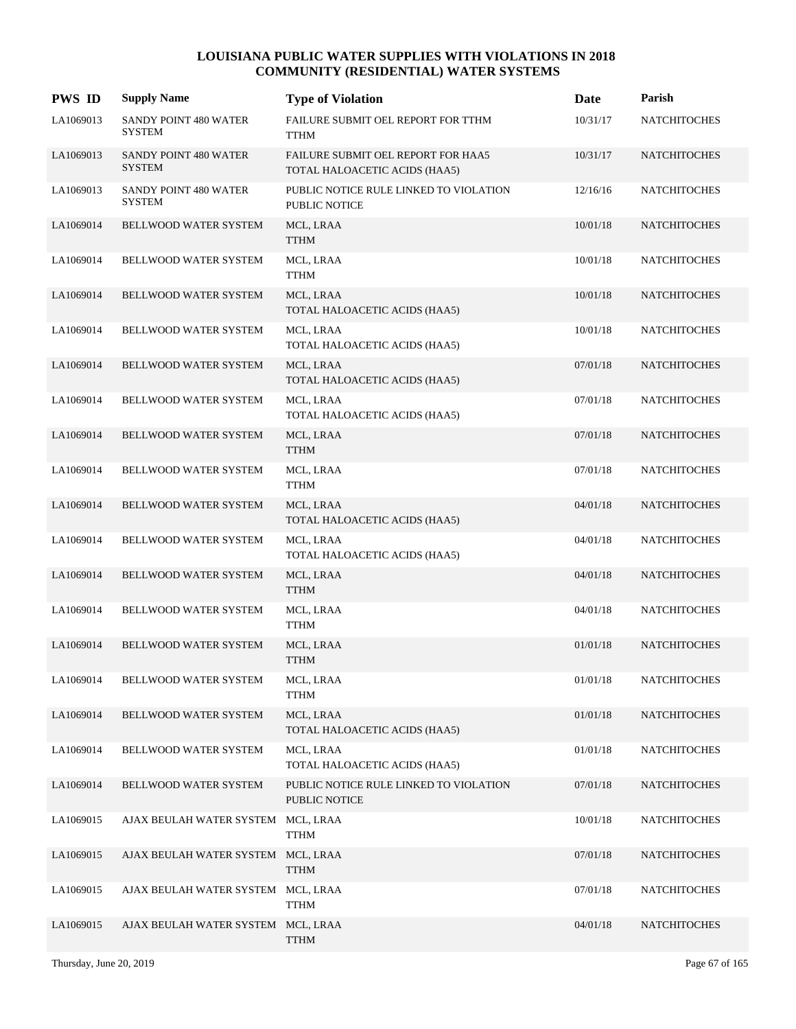# LOUISIANA PUBLIC WATER SUPPLIES WITH VIOLATIONS IN 2018
## COMMUNITY (RESIDENTIAL) WATER SYSTEMS

| PWS ID | Supply Name | Type of Violation | Date | Parish |
|---|---|---|---|---|
| LA1069013 | SANDY POINT 480 WATER SYSTEM | FAILURE SUBMIT OEL REPORT FOR TTHM<br>TTHM | 10/31/17 | NATCHITOCHES |
| LA1069013 | SANDY POINT 480 WATER SYSTEM | FAILURE SUBMIT OEL REPORT FOR HAA5<br>TOTAL HALOACETIC ACIDS (HAA5) | 10/31/17 | NATCHITOCHES |
| LA1069013 | SANDY POINT 480 WATER SYSTEM | PUBLIC NOTICE RULE LINKED TO VIOLATION<br>PUBLIC NOTICE | 12/16/16 | NATCHITOCHES |
| LA1069014 | BELLWOOD WATER SYSTEM | MCL, LRAA<br>TTHM | 10/01/18 | NATCHITOCHES |
| LA1069014 | BELLWOOD WATER SYSTEM | MCL, LRAA<br>TTHM | 10/01/18 | NATCHITOCHES |
| LA1069014 | BELLWOOD WATER SYSTEM | MCL, LRAA<br>TOTAL HALOACETIC ACIDS (HAA5) | 10/01/18 | NATCHITOCHES |
| LA1069014 | BELLWOOD WATER SYSTEM | MCL, LRAA<br>TOTAL HALOACETIC ACIDS (HAA5) | 10/01/18 | NATCHITOCHES |
| LA1069014 | BELLWOOD WATER SYSTEM | MCL, LRAA<br>TOTAL HALOACETIC ACIDS (HAA5) | 07/01/18 | NATCHITOCHES |
| LA1069014 | BELLWOOD WATER SYSTEM | MCL, LRAA<br>TOTAL HALOACETIC ACIDS (HAA5) | 07/01/18 | NATCHITOCHES |
| LA1069014 | BELLWOOD WATER SYSTEM | MCL, LRAA<br>TTHM | 07/01/18 | NATCHITOCHES |
| LA1069014 | BELLWOOD WATER SYSTEM | MCL, LRAA<br>TTHM | 07/01/18 | NATCHITOCHES |
| LA1069014 | BELLWOOD WATER SYSTEM | MCL, LRAA<br>TOTAL HALOACETIC ACIDS (HAA5) | 04/01/18 | NATCHITOCHES |
| LA1069014 | BELLWOOD WATER SYSTEM | MCL, LRAA<br>TOTAL HALOACETIC ACIDS (HAA5) | 04/01/18 | NATCHITOCHES |
| LA1069014 | BELLWOOD WATER SYSTEM | MCL, LRAA<br>TTHM | 04/01/18 | NATCHITOCHES |
| LA1069014 | BELLWOOD WATER SYSTEM | MCL, LRAA<br>TTHM | 04/01/18 | NATCHITOCHES |
| LA1069014 | BELLWOOD WATER SYSTEM | MCL, LRAA<br>TTHM | 01/01/18 | NATCHITOCHES |
| LA1069014 | BELLWOOD WATER SYSTEM | MCL, LRAA<br>TTHM | 01/01/18 | NATCHITOCHES |
| LA1069014 | BELLWOOD WATER SYSTEM | MCL, LRAA<br>TOTAL HALOACETIC ACIDS (HAA5) | 01/01/18 | NATCHITOCHES |
| LA1069014 | BELLWOOD WATER SYSTEM | MCL, LRAA<br>TOTAL HALOACETIC ACIDS (HAA5) | 01/01/18 | NATCHITOCHES |
| LA1069014 | BELLWOOD WATER SYSTEM | PUBLIC NOTICE RULE LINKED TO VIOLATION<br>PUBLIC NOTICE | 07/01/18 | NATCHITOCHES |
| LA1069015 | AJAX BEULAH WATER SYSTEM | MCL, LRAA<br>TTHM | 10/01/18 | NATCHITOCHES |
| LA1069015 | AJAX BEULAH WATER SYSTEM | MCL, LRAA<br>TTHM | 07/01/18 | NATCHITOCHES |
| LA1069015 | AJAX BEULAH WATER SYSTEM | MCL, LRAA<br>TTHM | 07/01/18 | NATCHITOCHES |
| LA1069015 | AJAX BEULAH WATER SYSTEM | MCL, LRAA<br>TTHM | 04/01/18 | NATCHITOCHES |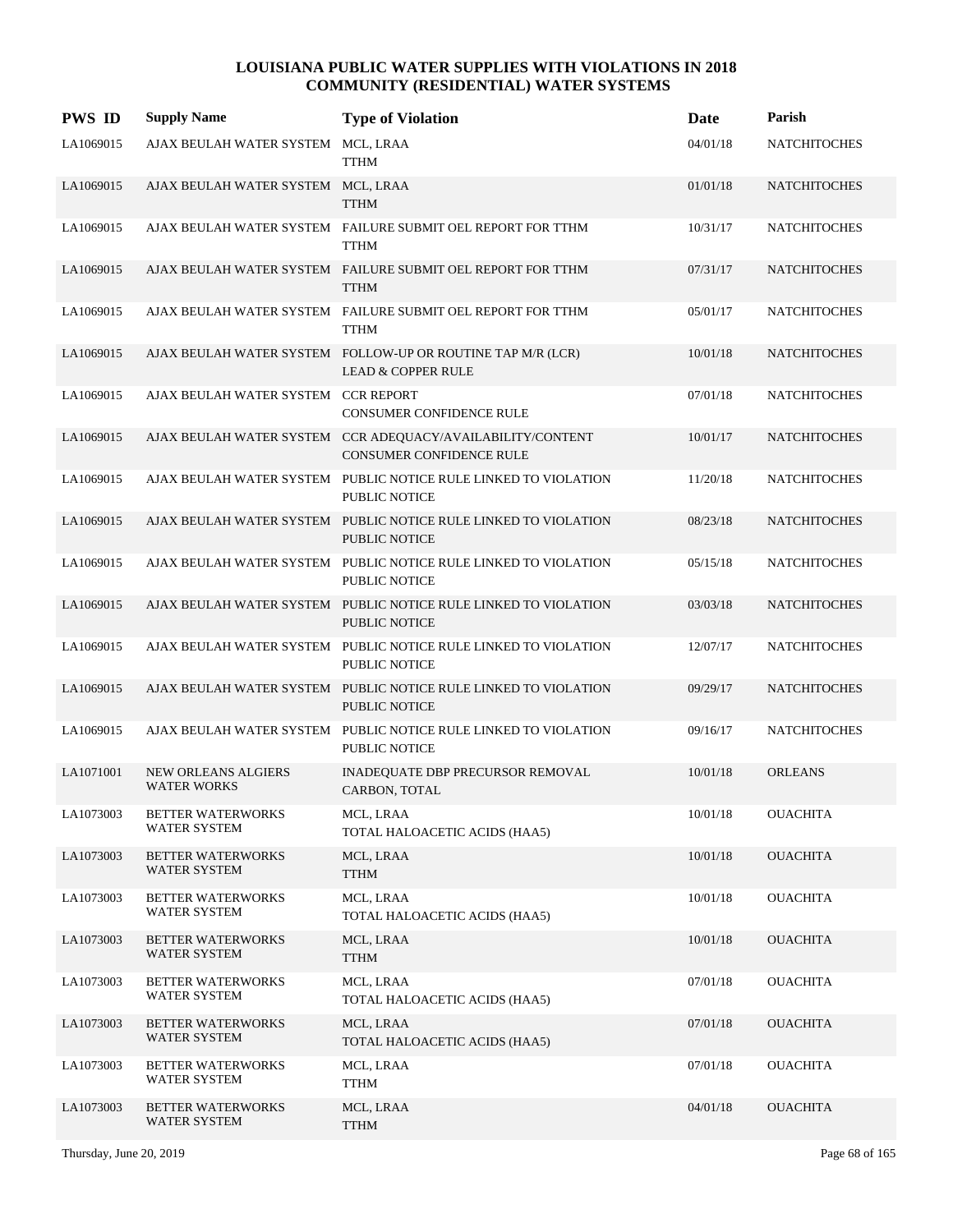# LOUISIANA PUBLIC WATER SUPPLIES WITH VIOLATIONS IN 2018
## COMMUNITY (RESIDENTIAL) WATER SYSTEMS

| PWS ID | Supply Name | Type of Violation | Date | Parish |
|---|---|---|---|---|
| LA1069015 | AJAX BEULAH WATER SYSTEM | MCL, LRAA<br>TTHM | 04/01/18 | NATCHITOCHES |
| LA1069015 | AJAX BEULAH WATER SYSTEM | MCL, LRAA<br>TTHM | 01/01/18 | NATCHITOCHES |
| LA1069015 | AJAX BEULAH WATER SYSTEM | FAILURE SUBMIT OEL REPORT FOR TTHM<br>TTHM | 10/31/17 | NATCHITOCHES |
| LA1069015 | AJAX BEULAH WATER SYSTEM | FAILURE SUBMIT OEL REPORT FOR TTHM<br>TTHM | 07/31/17 | NATCHITOCHES |
| LA1069015 | AJAX BEULAH WATER SYSTEM | FAILURE SUBMIT OEL REPORT FOR TTHM<br>TTHM | 05/01/17 | NATCHITOCHES |
| LA1069015 | AJAX BEULAH WATER SYSTEM | FOLLOW-UP OR ROUTINE TAP M/R (LCR)<br>LEAD & COPPER RULE | 10/01/18 | NATCHITOCHES |
| LA1069015 | AJAX BEULAH WATER SYSTEM | CCR REPORT<br>CONSUMER CONFIDENCE RULE | 07/01/18 | NATCHITOCHES |
| LA1069015 | AJAX BEULAH WATER SYSTEM | CCR ADEQUACY/AVAILABILITY/CONTENT<br>CONSUMER CONFIDENCE RULE | 10/01/17 | NATCHITOCHES |
| LA1069015 | AJAX BEULAH WATER SYSTEM | PUBLIC NOTICE RULE LINKED TO VIOLATION<br>PUBLIC NOTICE | 11/20/18 | NATCHITOCHES |
| LA1069015 | AJAX BEULAH WATER SYSTEM | PUBLIC NOTICE RULE LINKED TO VIOLATION<br>PUBLIC NOTICE | 08/23/18 | NATCHITOCHES |
| LA1069015 | AJAX BEULAH WATER SYSTEM | PUBLIC NOTICE RULE LINKED TO VIOLATION<br>PUBLIC NOTICE | 05/15/18 | NATCHITOCHES |
| LA1069015 | AJAX BEULAH WATER SYSTEM | PUBLIC NOTICE RULE LINKED TO VIOLATION<br>PUBLIC NOTICE | 03/03/18 | NATCHITOCHES |
| LA1069015 | AJAX BEULAH WATER SYSTEM | PUBLIC NOTICE RULE LINKED TO VIOLATION<br>PUBLIC NOTICE | 12/07/17 | NATCHITOCHES |
| LA1069015 | AJAX BEULAH WATER SYSTEM | PUBLIC NOTICE RULE LINKED TO VIOLATION<br>PUBLIC NOTICE | 09/29/17 | NATCHITOCHES |
| LA1069015 | AJAX BEULAH WATER SYSTEM | PUBLIC NOTICE RULE LINKED TO VIOLATION<br>PUBLIC NOTICE | 09/16/17 | NATCHITOCHES |
| LA1071001 | NEW ORLEANS ALGIERS WATER WORKS | INADEQUATE DBP PRECURSOR REMOVAL<br>CARBON, TOTAL | 10/01/18 | ORLEANS |
| LA1073003 | BETTER WATERWORKS WATER SYSTEM | MCL, LRAA<br>TOTAL HALOACETIC ACIDS (HAA5) | 10/01/18 | OUACHITA |
| LA1073003 | BETTER WATERWORKS WATER SYSTEM | MCL, LRAA<br>TTHM | 10/01/18 | OUACHITA |
| LA1073003 | BETTER WATERWORKS WATER SYSTEM | MCL, LRAA<br>TOTAL HALOACETIC ACIDS (HAA5) | 10/01/18 | OUACHITA |
| LA1073003 | BETTER WATERWORKS WATER SYSTEM | MCL, LRAA<br>TTHM | 10/01/18 | OUACHITA |
| LA1073003 | BETTER WATERWORKS WATER SYSTEM | MCL, LRAA<br>TOTAL HALOACETIC ACIDS (HAA5) | 07/01/18 | OUACHITA |
| LA1073003 | BETTER WATERWORKS WATER SYSTEM | MCL, LRAA<br>TOTAL HALOACETIC ACIDS (HAA5) | 07/01/18 | OUACHITA |
| LA1073003 | BETTER WATERWORKS WATER SYSTEM | MCL, LRAA<br>TTHM | 07/01/18 | OUACHITA |
| LA1073003 | BETTER WATERWORKS WATER SYSTEM | MCL, LRAA<br>TTHM | 04/01/18 | OUACHITA |

Thursday, June 20, 2019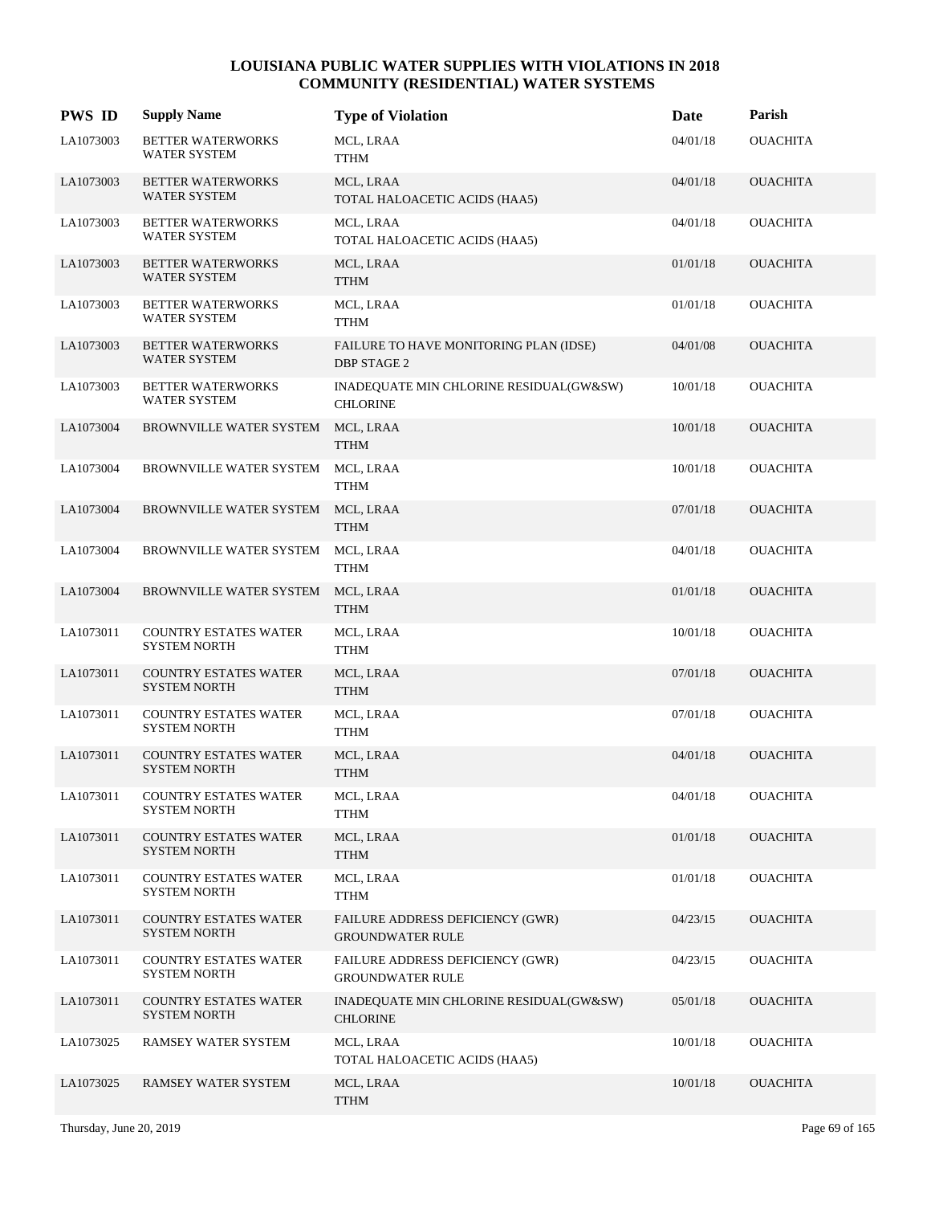# LOUISIANA PUBLIC WATER SUPPLIES WITH VIOLATIONS IN 2018
## COMMUNITY (RESIDENTIAL) WATER SYSTEMS

| PWS ID | Supply Name | Type of Violation | Date | Parish |
|---|---|---|---|---|
| LA1073003 | BETTER WATERWORKS WATER SYSTEM | MCL, LRAA TTHM | 04/01/18 | OUACHITA |
| LA1073003 | BETTER WATERWORKS WATER SYSTEM | MCL, LRAA TOTAL HALOACETIC ACIDS (HAA5) | 04/01/18 | OUACHITA |
| LA1073003 | BETTER WATERWORKS WATER SYSTEM | MCL, LRAA TOTAL HALOACETIC ACIDS (HAA5) | 04/01/18 | OUACHITA |
| LA1073003 | BETTER WATERWORKS WATER SYSTEM | MCL, LRAA TTHM | 01/01/18 | OUACHITA |
| LA1073003 | BETTER WATERWORKS WATER SYSTEM | MCL, LRAA TTHM | 01/01/18 | OUACHITA |
| LA1073003 | BETTER WATERWORKS WATER SYSTEM | FAILURE TO HAVE MONITORING PLAN (IDSE) DBP STAGE 2 | 04/01/08 | OUACHITA |
| LA1073003 | BETTER WATERWORKS WATER SYSTEM | INADEQUATE MIN CHLORINE RESIDUAL(GW&SW) CHLORINE | 10/01/18 | OUACHITA |
| LA1073004 | BROWNVILLE WATER SYSTEM | MCL, LRAA TTHM | 10/01/18 | OUACHITA |
| LA1073004 | BROWNVILLE WATER SYSTEM | MCL, LRAA TTHM | 10/01/18 | OUACHITA |
| LA1073004 | BROWNVILLE WATER SYSTEM | MCL, LRAA TTHM | 07/01/18 | OUACHITA |
| LA1073004 | BROWNVILLE WATER SYSTEM | MCL, LRAA TTHM | 04/01/18 | OUACHITA |
| LA1073004 | BROWNVILLE WATER SYSTEM | MCL, LRAA TTHM | 01/01/18 | OUACHITA |
| LA1073011 | COUNTRY ESTATES WATER SYSTEM NORTH | MCL, LRAA TTHM | 10/01/18 | OUACHITA |
| LA1073011 | COUNTRY ESTATES WATER SYSTEM NORTH | MCL, LRAA TTHM | 07/01/18 | OUACHITA |
| LA1073011 | COUNTRY ESTATES WATER SYSTEM NORTH | MCL, LRAA TTHM | 07/01/18 | OUACHITA |
| LA1073011 | COUNTRY ESTATES WATER SYSTEM NORTH | MCL, LRAA TTHM | 04/01/18 | OUACHITA |
| LA1073011 | COUNTRY ESTATES WATER SYSTEM NORTH | MCL, LRAA TTHM | 04/01/18 | OUACHITA |
| LA1073011 | COUNTRY ESTATES WATER SYSTEM NORTH | MCL, LRAA TTHM | 01/01/18 | OUACHITA |
| LA1073011 | COUNTRY ESTATES WATER SYSTEM NORTH | MCL, LRAA TTHM | 01/01/18 | OUACHITA |
| LA1073011 | COUNTRY ESTATES WATER SYSTEM NORTH | FAILURE ADDRESS DEFICIENCY (GWR) GROUNDWATER RULE | 04/23/15 | OUACHITA |
| LA1073011 | COUNTRY ESTATES WATER SYSTEM NORTH | FAILURE ADDRESS DEFICIENCY (GWR) GROUNDWATER RULE | 04/23/15 | OUACHITA |
| LA1073011 | COUNTRY ESTATES WATER SYSTEM NORTH | INADEQUATE MIN CHLORINE RESIDUAL(GW&SW) CHLORINE | 05/01/18 | OUACHITA |
| LA1073025 | RAMSEY WATER SYSTEM | MCL, LRAA TOTAL HALOACETIC ACIDS (HAA5) | 10/01/18 | OUACHITA |
| LA1073025 | RAMSEY WATER SYSTEM | MCL, LRAA TTHM | 10/01/18 | OUACHITA |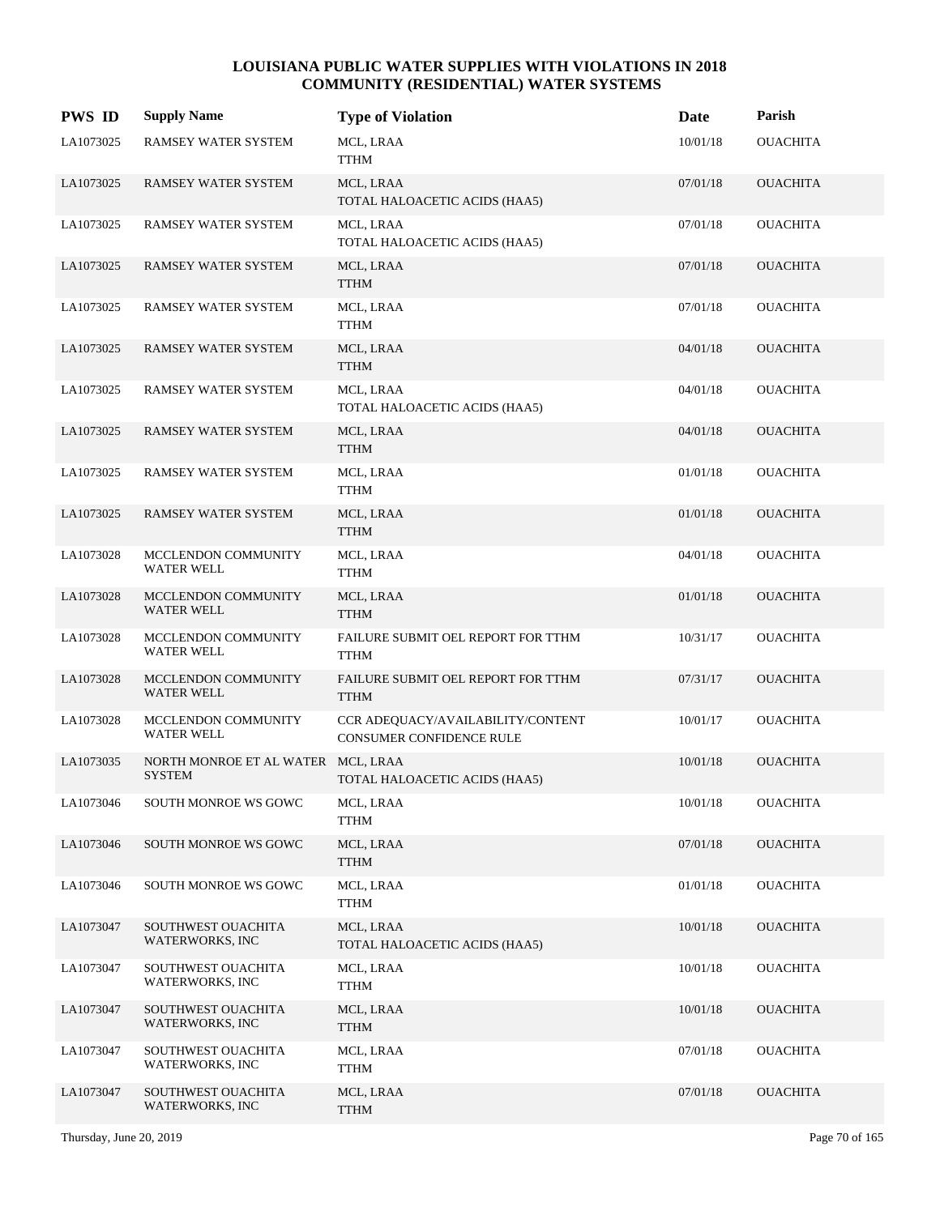# LOUISIANA PUBLIC WATER SUPPLIES WITH VIOLATIONS IN 2018
## COMMUNITY (RESIDENTIAL) WATER SYSTEMS

| PWS ID | Supply Name | Type of Violation | Date | Parish |
|---|---|---|---|---|
| LA1073025 | RAMSEY WATER SYSTEM | MCL, LRAA<br>TTHM | 10/01/18 | OUACHITA |
| LA1073025 | RAMSEY WATER SYSTEM | MCL, LRAA<br>TOTAL HALOACETIC ACIDS (HAA5) | 07/01/18 | OUACHITA |
| LA1073025 | RAMSEY WATER SYSTEM | MCL, LRAA<br>TOTAL HALOACETIC ACIDS (HAA5) | 07/01/18 | OUACHITA |
| LA1073025 | RAMSEY WATER SYSTEM | MCL, LRAA<br>TTHM | 07/01/18 | OUACHITA |
| LA1073025 | RAMSEY WATER SYSTEM | MCL, LRAA<br>TTHM | 07/01/18 | OUACHITA |
| LA1073025 | RAMSEY WATER SYSTEM | MCL, LRAA<br>TTHM | 04/01/18 | OUACHITA |
| LA1073025 | RAMSEY WATER SYSTEM | MCL, LRAA<br>TOTAL HALOACETIC ACIDS (HAA5) | 04/01/18 | OUACHITA |
| LA1073025 | RAMSEY WATER SYSTEM | MCL, LRAA<br>TTHM | 04/01/18 | OUACHITA |
| LA1073025 | RAMSEY WATER SYSTEM | MCL, LRAA<br>TTHM | 01/01/18 | OUACHITA |
| LA1073025 | RAMSEY WATER SYSTEM | MCL, LRAA<br>TTHM | 01/01/18 | OUACHITA |
| LA1073028 | MCCLENDON COMMUNITY WATER WELL | MCL, LRAA<br>TTHM | 04/01/18 | OUACHITA |
| LA1073028 | MCCLENDON COMMUNITY WATER WELL | MCL, LRAA<br>TTHM | 01/01/18 | OUACHITA |
| LA1073028 | MCCLENDON COMMUNITY WATER WELL | FAILURE SUBMIT OEL REPORT FOR TTHM<br>TTHM | 10/31/17 | OUACHITA |
| LA1073028 | MCCLENDON COMMUNITY WATER WELL | FAILURE SUBMIT OEL REPORT FOR TTHM<br>TTHM | 07/31/17 | OUACHITA |
| LA1073028 | MCCLENDON COMMUNITY WATER WELL | CCR ADEQUACY/AVAILABILITY/CONTENT<br>CONSUMER CONFIDENCE RULE | 10/01/17 | OUACHITA |
| LA1073035 | NORTH MONROE ET AL WATER SYSTEM | MCL, LRAA<br>TOTAL HALOACETIC ACIDS (HAA5) | 10/01/18 | OUACHITA |
| LA1073046 | SOUTH MONROE WS GOWC | MCL, LRAA<br>TTHM | 10/01/18 | OUACHITA |
| LA1073046 | SOUTH MONROE WS GOWC | MCL, LRAA<br>TTHM | 07/01/18 | OUACHITA |
| LA1073046 | SOUTH MONROE WS GOWC | MCL, LRAA<br>TTHM | 01/01/18 | OUACHITA |
| LA1073047 | SOUTHWEST OUACHITA WATERWORKS, INC | MCL, LRAA<br>TOTAL HALOACETIC ACIDS (HAA5) | 10/01/18 | OUACHITA |
| LA1073047 | SOUTHWEST OUACHITA WATERWORKS, INC | MCL, LRAA<br>TTHM | 10/01/18 | OUACHITA |
| LA1073047 | SOUTHWEST OUACHITA WATERWORKS, INC | MCL, LRAA<br>TTHM | 10/01/18 | OUACHITA |
| LA1073047 | SOUTHWEST OUACHITA WATERWORKS, INC | MCL, LRAA<br>TTHM | 07/01/18 | OUACHITA |
| LA1073047 | SOUTHWEST OUACHITA WATERWORKS, INC | MCL, LRAA<br>TTHM | 07/01/18 | OUACHITA |

Thursday, June 20, 2019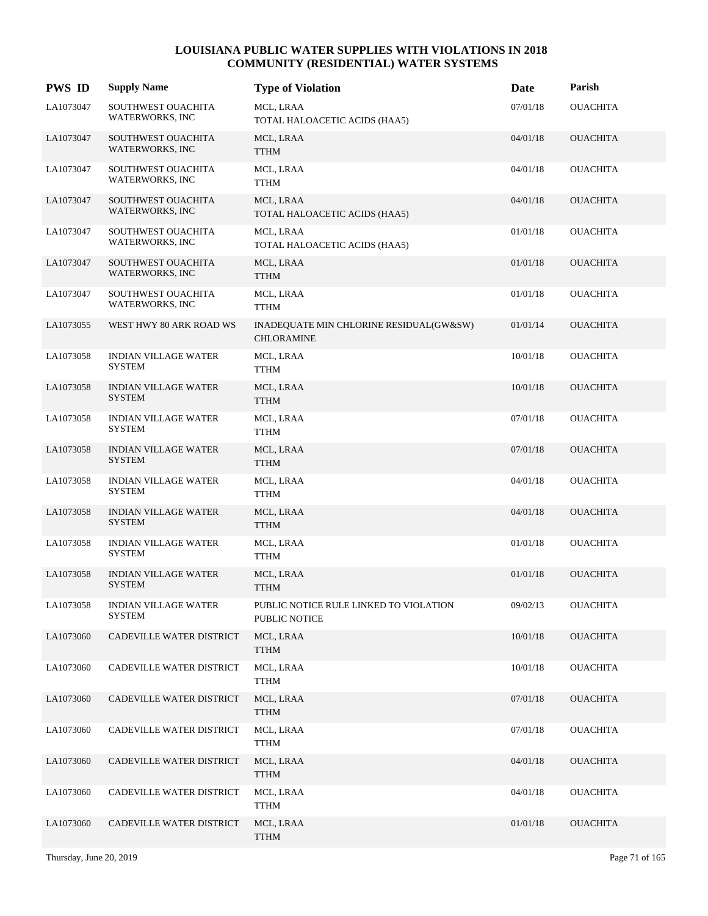# LOUISIANA PUBLIC WATER SUPPLIES WITH VIOLATIONS IN 2018
## COMMUNITY (RESIDENTIAL) WATER SYSTEMS

| PWS ID | Supply Name | Type of Violation | Date | Parish |
|---|---|---|---|---|
| LA1073047 | SOUTHWEST OUACHITA WATERWORKS, INC | MCL, LRAA<br>TOTAL HALOACETIC ACIDS (HAA5) | 07/01/18 | OUACHITA |
| LA1073047 | SOUTHWEST OUACHITA WATERWORKS, INC | MCL, LRAA<br>TTHM | 04/01/18 | OUACHITA |
| LA1073047 | SOUTHWEST OUACHITA WATERWORKS, INC | MCL, LRAA<br>TTHM | 04/01/18 | OUACHITA |
| LA1073047 | SOUTHWEST OUACHITA WATERWORKS, INC | MCL, LRAA<br>TOTAL HALOACETIC ACIDS (HAA5) | 04/01/18 | OUACHITA |
| LA1073047 | SOUTHWEST OUACHITA WATERWORKS, INC | MCL, LRAA<br>TOTAL HALOACETIC ACIDS (HAA5) | 01/01/18 | OUACHITA |
| LA1073047 | SOUTHWEST OUACHITA WATERWORKS, INC | MCL, LRAA<br>TTHM | 01/01/18 | OUACHITA |
| LA1073047 | SOUTHWEST OUACHITA WATERWORKS, INC | MCL, LRAA<br>TTHM | 01/01/18 | OUACHITA |
| LA1073055 | WEST HWY 80 ARK ROAD WS | INADEQUATE MIN CHLORINE RESIDUAL(GW&SW)<br>CHLORAMINE | 01/01/14 | OUACHITA |
| LA1073058 | INDIAN VILLAGE WATER SYSTEM | MCL, LRAA<br>TTHM | 10/01/18 | OUACHITA |
| LA1073058 | INDIAN VILLAGE WATER SYSTEM | MCL, LRAA<br>TTHM | 10/01/18 | OUACHITA |
| LA1073058 | INDIAN VILLAGE WATER SYSTEM | MCL, LRAA<br>TTHM | 07/01/18 | OUACHITA |
| LA1073058 | INDIAN VILLAGE WATER SYSTEM | MCL, LRAA<br>TTHM | 07/01/18 | OUACHITA |
| LA1073058 | INDIAN VILLAGE WATER SYSTEM | MCL, LRAA<br>TTHM | 04/01/18 | OUACHITA |
| LA1073058 | INDIAN VILLAGE WATER SYSTEM | MCL, LRAA<br>TTHM | 04/01/18 | OUACHITA |
| LA1073058 | INDIAN VILLAGE WATER SYSTEM | MCL, LRAA<br>TTHM | 01/01/18 | OUACHITA |
| LA1073058 | INDIAN VILLAGE WATER SYSTEM | MCL, LRAA<br>TTHM | 01/01/18 | OUACHITA |
| LA1073058 | INDIAN VILLAGE WATER SYSTEM | PUBLIC NOTICE RULE LINKED TO VIOLATION<br>PUBLIC NOTICE | 09/02/13 | OUACHITA |
| LA1073060 | CADEVILLE WATER DISTRICT | MCL, LRAA<br>TTHM | 10/01/18 | OUACHITA |
| LA1073060 | CADEVILLE WATER DISTRICT | MCL, LRAA<br>TTHM | 10/01/18 | OUACHITA |
| LA1073060 | CADEVILLE WATER DISTRICT | MCL, LRAA<br>TTHM | 07/01/18 | OUACHITA |
| LA1073060 | CADEVILLE WATER DISTRICT | MCL, LRAA<br>TTHM | 07/01/18 | OUACHITA |
| LA1073060 | CADEVILLE WATER DISTRICT | MCL, LRAA<br>TTHM | 04/01/18 | OUACHITA |
| LA1073060 | CADEVILLE WATER DISTRICT | MCL, LRAA<br>TTHM | 04/01/18 | OUACHITA |
| LA1073060 | CADEVILLE WATER DISTRICT | MCL, LRAA<br>TTHM | 01/01/18 | OUACHITA |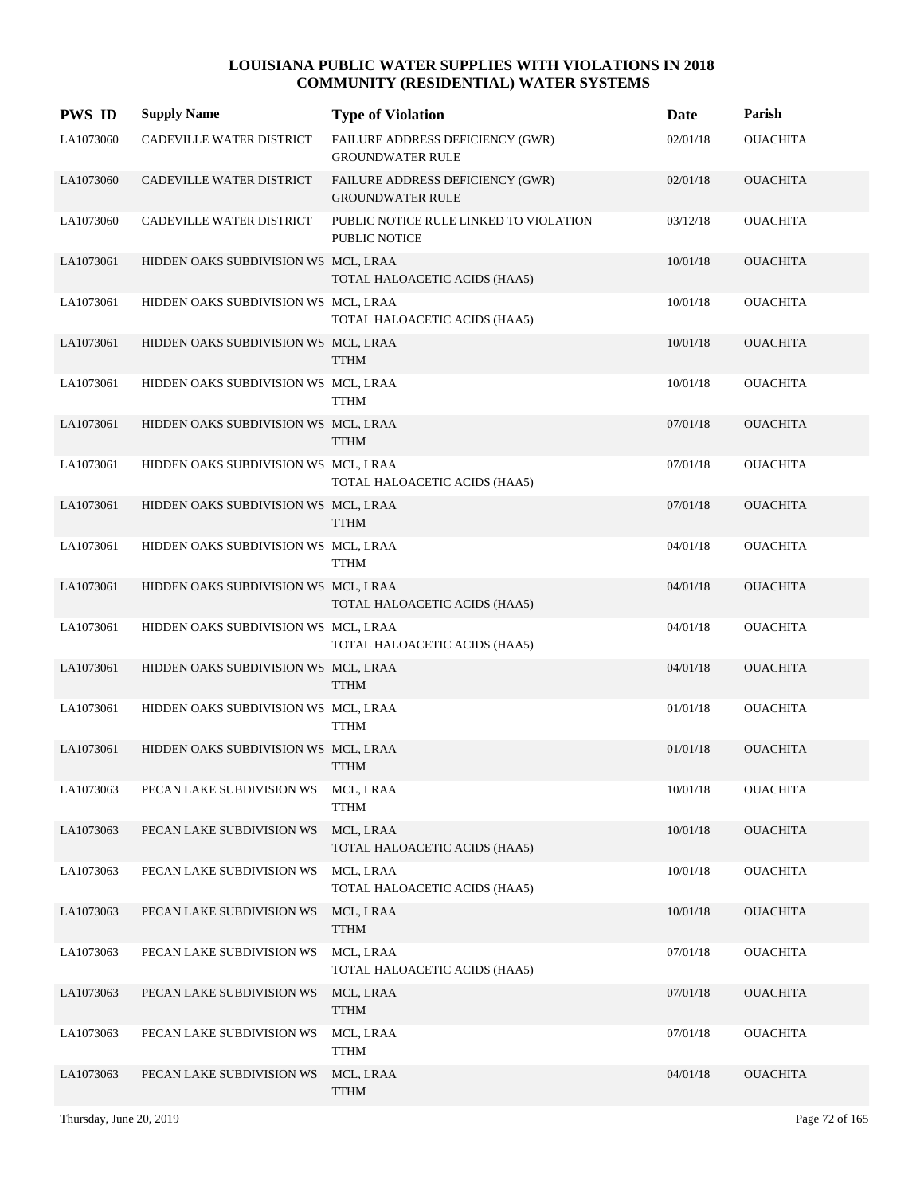# LOUISIANA PUBLIC WATER SUPPLIES WITH VIOLATIONS IN 2018
## COMMUNITY (RESIDENTIAL) WATER SYSTEMS

| PWS ID | Supply Name | Type of Violation | Date | Parish |
|---|---|---|---|---|
| LA1073060 | CADEVILLE WATER DISTRICT | FAILURE ADDRESS DEFICIENCY (GWR) GROUNDWATER RULE | 02/01/18 | OUACHITA |
| LA1073060 | CADEVILLE WATER DISTRICT | FAILURE ADDRESS DEFICIENCY (GWR) GROUNDWATER RULE | 02/01/18 | OUACHITA |
| LA1073060 | CADEVILLE WATER DISTRICT | PUBLIC NOTICE RULE LINKED TO VIOLATION PUBLIC NOTICE | 03/12/18 | OUACHITA |
| LA1073061 | HIDDEN OAKS SUBDIVISION WS | MCL, LRAA TOTAL HALOACETIC ACIDS (HAA5) | 10/01/18 | OUACHITA |
| LA1073061 | HIDDEN OAKS SUBDIVISION WS | MCL, LRAA TOTAL HALOACETIC ACIDS (HAA5) | 10/01/18 | OUACHITA |
| LA1073061 | HIDDEN OAKS SUBDIVISION WS | MCL, LRAA TTHM | 10/01/18 | OUACHITA |
| LA1073061 | HIDDEN OAKS SUBDIVISION WS | MCL, LRAA TTHM | 10/01/18 | OUACHITA |
| LA1073061 | HIDDEN OAKS SUBDIVISION WS | MCL, LRAA TTHM | 07/01/18 | OUACHITA |
| LA1073061 | HIDDEN OAKS SUBDIVISION WS | MCL, LRAA TOTAL HALOACETIC ACIDS (HAA5) | 07/01/18 | OUACHITA |
| LA1073061 | HIDDEN OAKS SUBDIVISION WS | MCL, LRAA TTHM | 07/01/18 | OUACHITA |
| LA1073061 | HIDDEN OAKS SUBDIVISION WS | MCL, LRAA TTHM | 04/01/18 | OUACHITA |
| LA1073061 | HIDDEN OAKS SUBDIVISION WS | MCL, LRAA TOTAL HALOACETIC ACIDS (HAA5) | 04/01/18 | OUACHITA |
| LA1073061 | HIDDEN OAKS SUBDIVISION WS | MCL, LRAA TOTAL HALOACETIC ACIDS (HAA5) | 04/01/18 | OUACHITA |
| LA1073061 | HIDDEN OAKS SUBDIVISION WS | MCL, LRAA TTHM | 04/01/18 | OUACHITA |
| LA1073061 | HIDDEN OAKS SUBDIVISION WS | MCL, LRAA TTHM | 01/01/18 | OUACHITA |
| LA1073061 | HIDDEN OAKS SUBDIVISION WS | MCL, LRAA TTHM | 01/01/18 | OUACHITA |
| LA1073063 | PECAN LAKE SUBDIVISION WS | MCL, LRAA TTHM | 10/01/18 | OUACHITA |
| LA1073063 | PECAN LAKE SUBDIVISION WS | MCL, LRAA TOTAL HALOACETIC ACIDS (HAA5) | 10/01/18 | OUACHITA |
| LA1073063 | PECAN LAKE SUBDIVISION WS | MCL, LRAA TOTAL HALOACETIC ACIDS (HAA5) | 10/01/18 | OUACHITA |
| LA1073063 | PECAN LAKE SUBDIVISION WS | MCL, LRAA TTHM | 10/01/18 | OUACHITA |
| LA1073063 | PECAN LAKE SUBDIVISION WS | MCL, LRAA TOTAL HALOACETIC ACIDS (HAA5) | 07/01/18 | OUACHITA |
| LA1073063 | PECAN LAKE SUBDIVISION WS | MCL, LRAA TTHM | 07/01/18 | OUACHITA |
| LA1073063 | PECAN LAKE SUBDIVISION WS | MCL, LRAA TTHM | 07/01/18 | OUACHITA |
| LA1073063 | PECAN LAKE SUBDIVISION WS | MCL, LRAA TTHM | 04/01/18 | OUACHITA |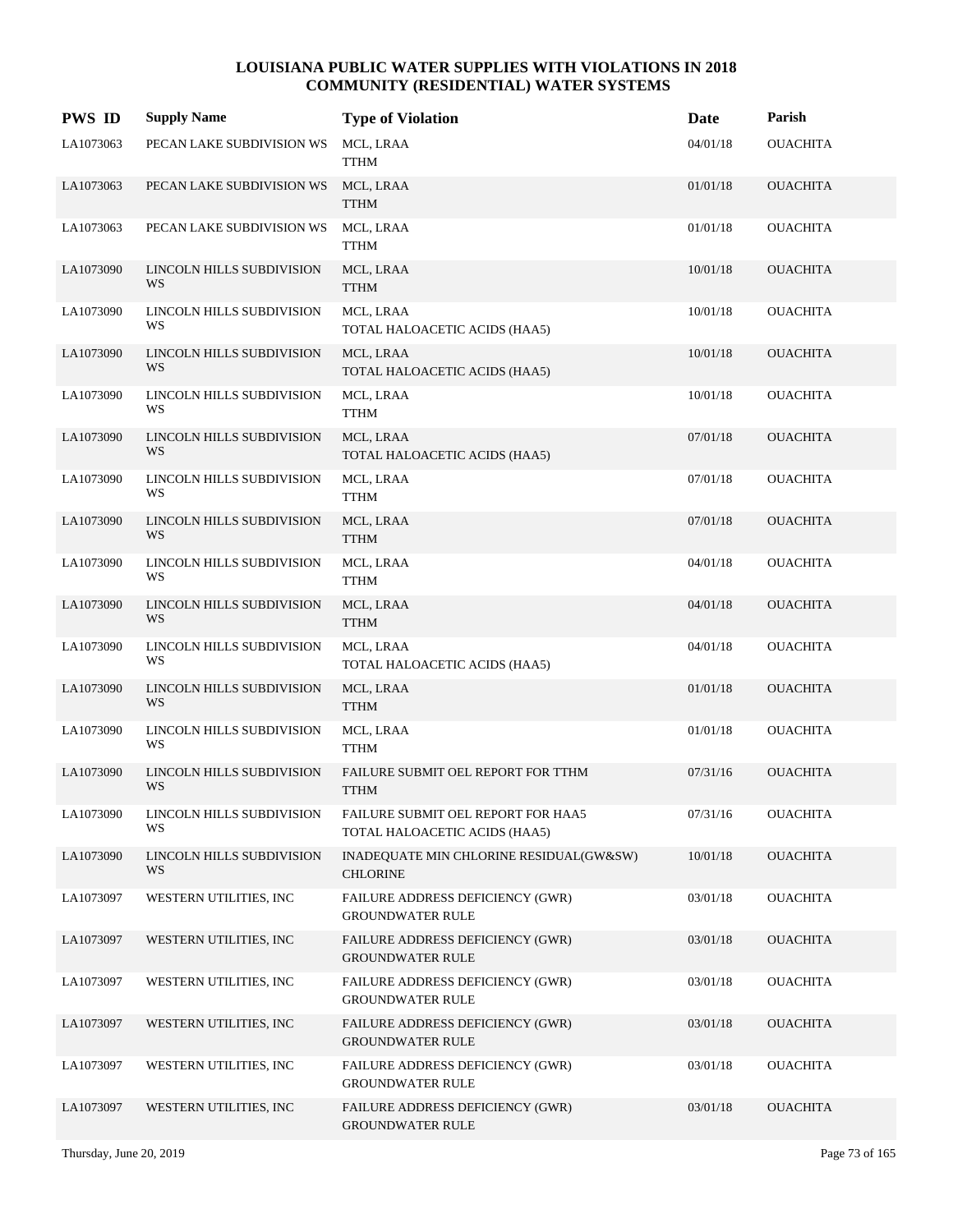# LOUISIANA PUBLIC WATER SUPPLIES WITH VIOLATIONS IN 2018
## COMMUNITY (RESIDENTIAL) WATER SYSTEMS

| PWS ID | Supply Name | Type of Violation | Date | Parish |
|---|---|---|---|---|
| LA1073063 | PECAN LAKE SUBDIVISION WS | MCL, LRAA<br>TTHM | 04/01/18 | OUACHITA |
| LA1073063 | PECAN LAKE SUBDIVISION WS | MCL, LRAA<br>TTHM | 01/01/18 | OUACHITA |
| LA1073063 | PECAN LAKE SUBDIVISION WS | MCL, LRAA<br>TTHM | 01/01/18 | OUACHITA |
| LA1073090 | LINCOLN HILLS SUBDIVISION WS | MCL, LRAA<br>TTHM | 10/01/18 | OUACHITA |
| LA1073090 | LINCOLN HILLS SUBDIVISION WS | MCL, LRAA<br>TOTAL HALOACETIC ACIDS (HAA5) | 10/01/18 | OUACHITA |
| LA1073090 | LINCOLN HILLS SUBDIVISION WS | MCL, LRAA<br>TOTAL HALOACETIC ACIDS (HAA5) | 10/01/18 | OUACHITA |
| LA1073090 | LINCOLN HILLS SUBDIVISION WS | MCL, LRAA<br>TTHM | 10/01/18 | OUACHITA |
| LA1073090 | LINCOLN HILLS SUBDIVISION WS | MCL, LRAA<br>TOTAL HALOACETIC ACIDS (HAA5) | 07/01/18 | OUACHITA |
| LA1073090 | LINCOLN HILLS SUBDIVISION WS | MCL, LRAA<br>TTHM | 07/01/18 | OUACHITA |
| LA1073090 | LINCOLN HILLS SUBDIVISION WS | MCL, LRAA<br>TTHM | 07/01/18 | OUACHITA |
| LA1073090 | LINCOLN HILLS SUBDIVISION WS | MCL, LRAA<br>TTHM | 04/01/18 | OUACHITA |
| LA1073090 | LINCOLN HILLS SUBDIVISION WS | MCL, LRAA<br>TTHM | 04/01/18 | OUACHITA |
| LA1073090 | LINCOLN HILLS SUBDIVISION WS | MCL, LRAA<br>TOTAL HALOACETIC ACIDS (HAA5) | 04/01/18 | OUACHITA |
| LA1073090 | LINCOLN HILLS SUBDIVISION WS | MCL, LRAA<br>TTHM | 01/01/18 | OUACHITA |
| LA1073090 | LINCOLN HILLS SUBDIVISION WS | MCL, LRAA<br>TTHM | 01/01/18 | OUACHITA |
| LA1073090 | LINCOLN HILLS SUBDIVISION WS | FAILURE SUBMIT OEL REPORT FOR TTHM<br>TTHM | 07/31/16 | OUACHITA |
| LA1073090 | LINCOLN HILLS SUBDIVISION WS | FAILURE SUBMIT OEL REPORT FOR HAA5<br>TOTAL HALOACETIC ACIDS (HAA5) | 07/31/16 | OUACHITA |
| LA1073090 | LINCOLN HILLS SUBDIVISION WS | INADEQUATE MIN CHLORINE RESIDUAL(GW&SW)<br>CHLORINE | 10/01/18 | OUACHITA |
| LA1073097 | WESTERN UTILITIES, INC | FAILURE ADDRESS DEFICIENCY (GWR)<br>GROUNDWATER RULE | 03/01/18 | OUACHITA |
| LA1073097 | WESTERN UTILITIES, INC | FAILURE ADDRESS DEFICIENCY (GWR)<br>GROUNDWATER RULE | 03/01/18 | OUACHITA |
| LA1073097 | WESTERN UTILITIES, INC | FAILURE ADDRESS DEFICIENCY (GWR)<br>GROUNDWATER RULE | 03/01/18 | OUACHITA |
| LA1073097 | WESTERN UTILITIES, INC | FAILURE ADDRESS DEFICIENCY (GWR)<br>GROUNDWATER RULE | 03/01/18 | OUACHITA |
| LA1073097 | WESTERN UTILITIES, INC | FAILURE ADDRESS DEFICIENCY (GWR)<br>GROUNDWATER RULE | 03/01/18 | OUACHITA |
| LA1073097 | WESTERN UTILITIES, INC | FAILURE ADDRESS DEFICIENCY (GWR)<br>GROUNDWATER RULE | 03/01/18 | OUACHITA |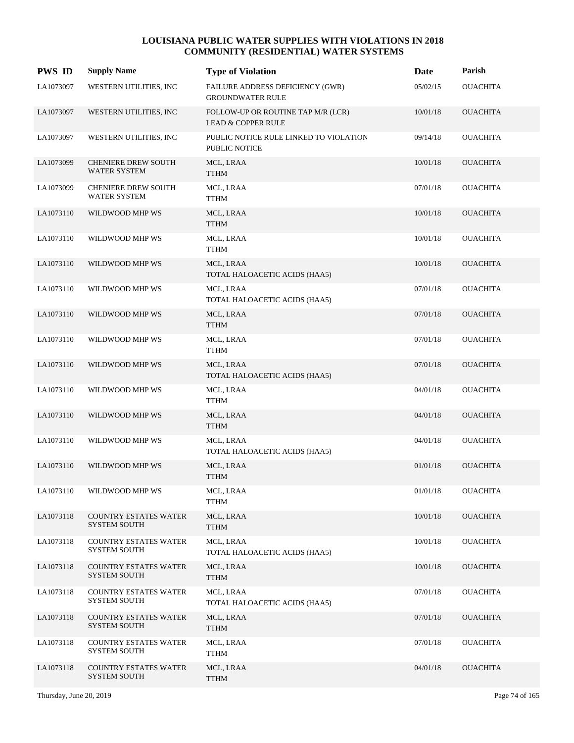# LOUISIANA PUBLIC WATER SUPPLIES WITH VIOLATIONS IN 2018
## COMMUNITY (RESIDENTIAL) WATER SYSTEMS

| PWS ID | Supply Name | Type of Violation | Date | Parish |
|---|---|---|---|---|
| LA1073097 | WESTERN UTILITIES, INC | FAILURE ADDRESS DEFICIENCY (GWR) GROUNDWATER RULE | 05/02/15 | OUACHITA |
| LA1073097 | WESTERN UTILITIES, INC | FOLLOW-UP OR ROUTINE TAP M/R (LCR) LEAD & COPPER RULE | 10/01/18 | OUACHITA |
| LA1073097 | WESTERN UTILITIES, INC | PUBLIC NOTICE RULE LINKED TO VIOLATION PUBLIC NOTICE | 09/14/18 | OUACHITA |
| LA1073099 | CHENIERE DREW SOUTH WATER SYSTEM | MCL, LRAA TTHM | 10/01/18 | OUACHITA |
| LA1073099 | CHENIERE DREW SOUTH WATER SYSTEM | MCL, LRAA TTHM | 07/01/18 | OUACHITA |
| LA1073110 | WILDWOOD MHP WS | MCL, LRAA TTHM | 10/01/18 | OUACHITA |
| LA1073110 | WILDWOOD MHP WS | MCL, LRAA TTHM | 10/01/18 | OUACHITA |
| LA1073110 | WILDWOOD MHP WS | MCL, LRAA TOTAL HALOACETIC ACIDS (HAA5) | 10/01/18 | OUACHITA |
| LA1073110 | WILDWOOD MHP WS | MCL, LRAA TOTAL HALOACETIC ACIDS (HAA5) | 07/01/18 | OUACHITA |
| LA1073110 | WILDWOOD MHP WS | MCL, LRAA TTHM | 07/01/18 | OUACHITA |
| LA1073110 | WILDWOOD MHP WS | MCL, LRAA TTHM | 07/01/18 | OUACHITA |
| LA1073110 | WILDWOOD MHP WS | MCL, LRAA TOTAL HALOACETIC ACIDS (HAA5) | 07/01/18 | OUACHITA |
| LA1073110 | WILDWOOD MHP WS | MCL, LRAA TTHM | 04/01/18 | OUACHITA |
| LA1073110 | WILDWOOD MHP WS | MCL, LRAA TTHM | 04/01/18 | OUACHITA |
| LA1073110 | WILDWOOD MHP WS | MCL, LRAA TOTAL HALOACETIC ACIDS (HAA5) | 04/01/18 | OUACHITA |
| LA1073110 | WILDWOOD MHP WS | MCL, LRAA TTHM | 01/01/18 | OUACHITA |
| LA1073110 | WILDWOOD MHP WS | MCL, LRAA TTHM | 01/01/18 | OUACHITA |
| LA1073118 | COUNTRY ESTATES WATER SYSTEM SOUTH | MCL, LRAA TTHM | 10/01/18 | OUACHITA |
| LA1073118 | COUNTRY ESTATES WATER SYSTEM SOUTH | MCL, LRAA TOTAL HALOACETIC ACIDS (HAA5) | 10/01/18 | OUACHITA |
| LA1073118 | COUNTRY ESTATES WATER SYSTEM SOUTH | MCL, LRAA TTHM | 10/01/18 | OUACHITA |
| LA1073118 | COUNTRY ESTATES WATER SYSTEM SOUTH | MCL, LRAA TOTAL HALOACETIC ACIDS (HAA5) | 07/01/18 | OUACHITA |
| LA1073118 | COUNTRY ESTATES WATER SYSTEM SOUTH | MCL, LRAA TTHM | 07/01/18 | OUACHITA |
| LA1073118 | COUNTRY ESTATES WATER SYSTEM SOUTH | MCL, LRAA TTHM | 07/01/18 | OUACHITA |
| LA1073118 | COUNTRY ESTATES WATER SYSTEM SOUTH | MCL, LRAA TTHM | 04/01/18 | OUACHITA |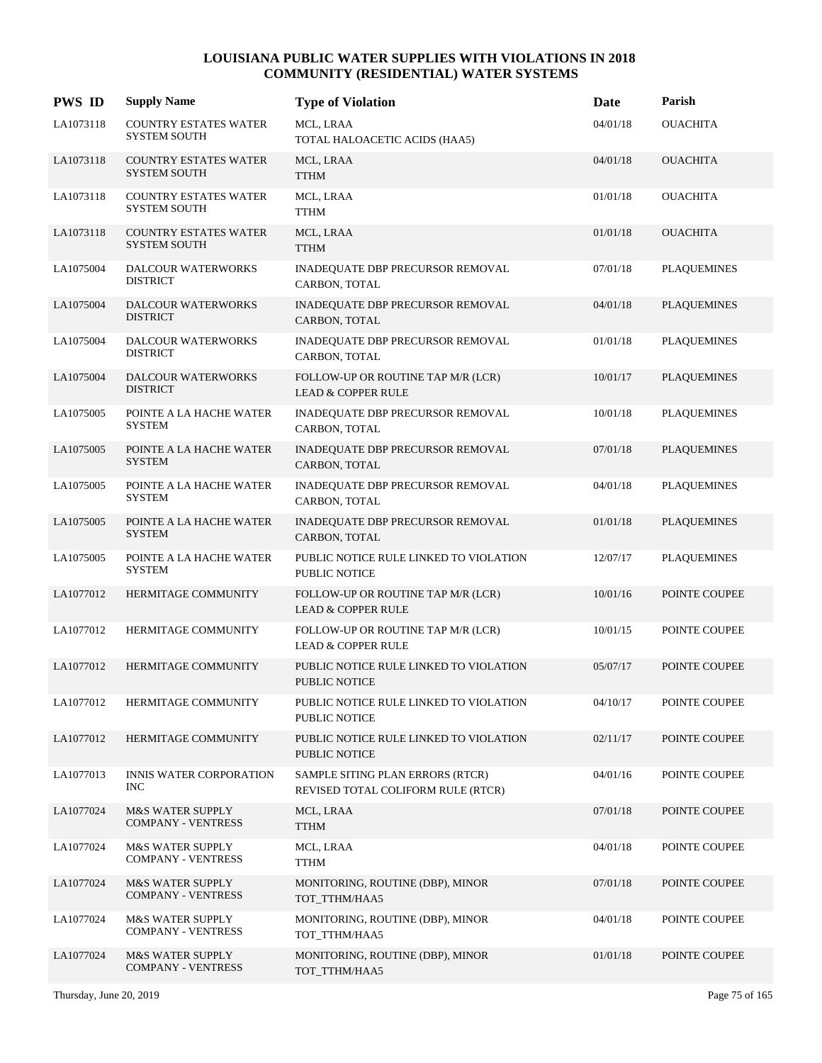# LOUISIANA PUBLIC WATER SUPPLIES WITH VIOLATIONS IN 2018
## COMMUNITY (RESIDENTIAL) WATER SYSTEMS

| PWS ID | Supply Name | Type of Violation | Date | Parish |
|---|---|---|---|---|
| LA1073118 | COUNTRY ESTATES WATER SYSTEM SOUTH | MCL, LRAA<br>TOTAL HALOACETIC ACIDS (HAA5) | 04/01/18 | OUACHITA |
| LA1073118 | COUNTRY ESTATES WATER SYSTEM SOUTH | MCL, LRAA<br>TTHM | 04/01/18 | OUACHITA |
| LA1073118 | COUNTRY ESTATES WATER SYSTEM SOUTH | MCL, LRAA<br>TTHM | 01/01/18 | OUACHITA |
| LA1073118 | COUNTRY ESTATES WATER SYSTEM SOUTH | MCL, LRAA<br>TTHM | 01/01/18 | OUACHITA |
| LA1075004 | DALCOUR WATERWORKS DISTRICT | INADEQUATE DBP PRECURSOR REMOVAL<br>CARBON, TOTAL | 07/01/18 | PLAQUEMINES |
| LA1075004 | DALCOUR WATERWORKS DISTRICT | INADEQUATE DBP PRECURSOR REMOVAL<br>CARBON, TOTAL | 04/01/18 | PLAQUEMINES |
| LA1075004 | DALCOUR WATERWORKS DISTRICT | INADEQUATE DBP PRECURSOR REMOVAL<br>CARBON, TOTAL | 01/01/18 | PLAQUEMINES |
| LA1075004 | DALCOUR WATERWORKS DISTRICT | FOLLOW-UP OR ROUTINE TAP M/R (LCR)<br>LEAD & COPPER RULE | 10/01/17 | PLAQUEMINES |
| LA1075005 | POINTE A LA HACHE WATER SYSTEM | INADEQUATE DBP PRECURSOR REMOVAL<br>CARBON, TOTAL | 10/01/18 | PLAQUEMINES |
| LA1075005 | POINTE A LA HACHE WATER SYSTEM | INADEQUATE DBP PRECURSOR REMOVAL<br>CARBON, TOTAL | 07/01/18 | PLAQUEMINES |
| LA1075005 | POINTE A LA HACHE WATER SYSTEM | INADEQUATE DBP PRECURSOR REMOVAL<br>CARBON, TOTAL | 04/01/18 | PLAQUEMINES |
| LA1075005 | POINTE A LA HACHE WATER SYSTEM | INADEQUATE DBP PRECURSOR REMOVAL<br>CARBON, TOTAL | 01/01/18 | PLAQUEMINES |
| LA1075005 | POINTE A LA HACHE WATER SYSTEM | PUBLIC NOTICE RULE LINKED TO VIOLATION<br>PUBLIC NOTICE | 12/07/17 | PLAQUEMINES |
| LA1077012 | HERMITAGE COMMUNITY | FOLLOW-UP OR ROUTINE TAP M/R (LCR)<br>LEAD & COPPER RULE | 10/01/16 | POINTE COUPEE |
| LA1077012 | HERMITAGE COMMUNITY | FOLLOW-UP OR ROUTINE TAP M/R (LCR)<br>LEAD & COPPER RULE | 10/01/15 | POINTE COUPEE |
| LA1077012 | HERMITAGE COMMUNITY | PUBLIC NOTICE RULE LINKED TO VIOLATION<br>PUBLIC NOTICE | 05/07/17 | POINTE COUPEE |
| LA1077012 | HERMITAGE COMMUNITY | PUBLIC NOTICE RULE LINKED TO VIOLATION<br>PUBLIC NOTICE | 04/10/17 | POINTE COUPEE |
| LA1077012 | HERMITAGE COMMUNITY | PUBLIC NOTICE RULE LINKED TO VIOLATION<br>PUBLIC NOTICE | 02/11/17 | POINTE COUPEE |
| LA1077013 | INNIS WATER CORPORATION INC | SAMPLE SITING PLAN ERRORS (RTCR)<br>REVISED TOTAL COLIFORM RULE (RTCR) | 04/01/16 | POINTE COUPEE |
| LA1077024 | M&S WATER SUPPLY COMPANY - VENTRESS | MCL, LRAA<br>TTHM | 07/01/18 | POINTE COUPEE |
| LA1077024 | M&S WATER SUPPLY COMPANY - VENTRESS | MCL, LRAA<br>TTHM | 04/01/18 | POINTE COUPEE |
| LA1077024 | M&S WATER SUPPLY COMPANY - VENTRESS | MONITORING, ROUTINE (DBP), MINOR<br>TOT_TTHM/HAA5 | 07/01/18 | POINTE COUPEE |
| LA1077024 | M&S WATER SUPPLY COMPANY - VENTRESS | MONITORING, ROUTINE (DBP), MINOR<br>TOT_TTHM/HAA5 | 04/01/18 | POINTE COUPEE |
| LA1077024 | M&S WATER SUPPLY COMPANY - VENTRESS | MONITORING, ROUTINE (DBP), MINOR<br>TOT_TTHM/HAA5 | 01/01/18 | POINTE COUPEE |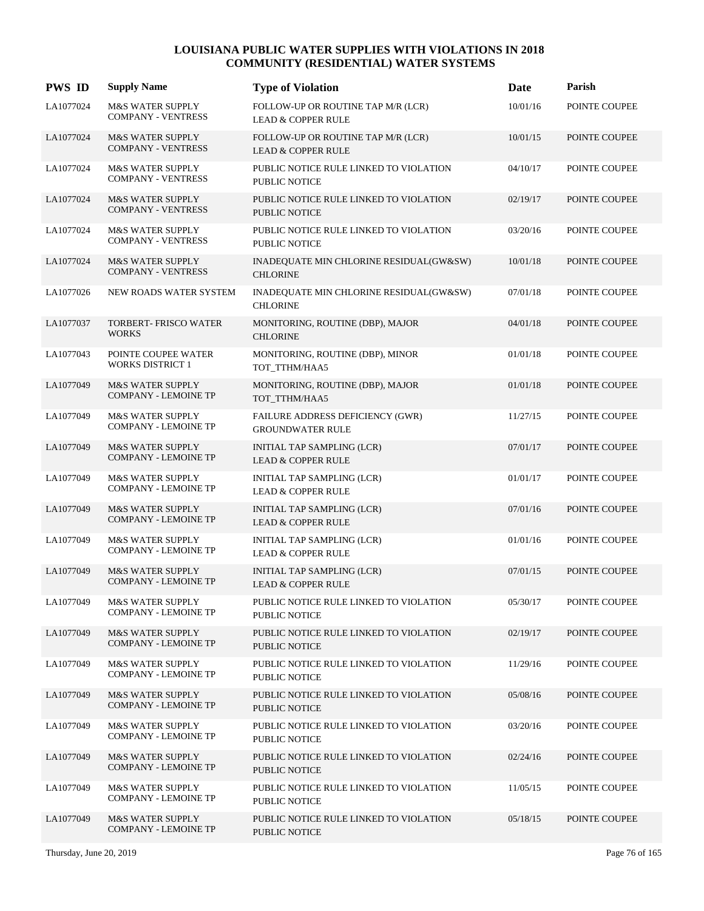# LOUISIANA PUBLIC WATER SUPPLIES WITH VIOLATIONS IN 2018
## COMMUNITY (RESIDENTIAL) WATER SYSTEMS

| PWS ID | Supply Name | Type of Violation | Date | Parish |
|---|---|---|---|---|
| LA1077024 | M&S WATER SUPPLY COMPANY - VENTRESS | FOLLOW-UP OR ROUTINE TAP M/R (LCR) LEAD & COPPER RULE | 10/01/16 | POINTE COUPEE |
| LA1077024 | M&S WATER SUPPLY COMPANY - VENTRESS | FOLLOW-UP OR ROUTINE TAP M/R (LCR) LEAD & COPPER RULE | 10/01/15 | POINTE COUPEE |
| LA1077024 | M&S WATER SUPPLY COMPANY - VENTRESS | PUBLIC NOTICE RULE LINKED TO VIOLATION PUBLIC NOTICE | 04/10/17 | POINTE COUPEE |
| LA1077024 | M&S WATER SUPPLY COMPANY - VENTRESS | PUBLIC NOTICE RULE LINKED TO VIOLATION PUBLIC NOTICE | 02/19/17 | POINTE COUPEE |
| LA1077024 | M&S WATER SUPPLY COMPANY - VENTRESS | PUBLIC NOTICE RULE LINKED TO VIOLATION PUBLIC NOTICE | 03/20/16 | POINTE COUPEE |
| LA1077024 | M&S WATER SUPPLY COMPANY - VENTRESS | INADEQUATE MIN CHLORINE RESIDUAL(GW&SW) CHLORINE | 10/01/18 | POINTE COUPEE |
| LA1077026 | NEW ROADS WATER SYSTEM | INADEQUATE MIN CHLORINE RESIDUAL(GW&SW) CHLORINE | 07/01/18 | POINTE COUPEE |
| LA1077037 | TORBERT- FRISCO WATER WORKS | MONITORING, ROUTINE (DBP), MAJOR CHLORINE | 04/01/18 | POINTE COUPEE |
| LA1077043 | POINTE COUPEE WATER WORKS DISTRICT 1 | MONITORING, ROUTINE (DBP), MINOR TOT_TTHM/HAA5 | 01/01/18 | POINTE COUPEE |
| LA1077049 | M&S WATER SUPPLY COMPANY - LEMOINE TP | MONITORING, ROUTINE (DBP), MAJOR TOT_TTHM/HAA5 | 01/01/18 | POINTE COUPEE |
| LA1077049 | M&S WATER SUPPLY COMPANY - LEMOINE TP | FAILURE ADDRESS DEFICIENCY (GWR) GROUNDWATER RULE | 11/27/15 | POINTE COUPEE |
| LA1077049 | M&S WATER SUPPLY COMPANY - LEMOINE TP | INITIAL TAP SAMPLING (LCR) LEAD & COPPER RULE | 07/01/17 | POINTE COUPEE |
| LA1077049 | M&S WATER SUPPLY COMPANY - LEMOINE TP | INITIAL TAP SAMPLING (LCR) LEAD & COPPER RULE | 01/01/17 | POINTE COUPEE |
| LA1077049 | M&S WATER SUPPLY COMPANY - LEMOINE TP | INITIAL TAP SAMPLING (LCR) LEAD & COPPER RULE | 07/01/16 | POINTE COUPEE |
| LA1077049 | M&S WATER SUPPLY COMPANY - LEMOINE TP | INITIAL TAP SAMPLING (LCR) LEAD & COPPER RULE | 01/01/16 | POINTE COUPEE |
| LA1077049 | M&S WATER SUPPLY COMPANY - LEMOINE TP | INITIAL TAP SAMPLING (LCR) LEAD & COPPER RULE | 07/01/15 | POINTE COUPEE |
| LA1077049 | M&S WATER SUPPLY COMPANY - LEMOINE TP | PUBLIC NOTICE RULE LINKED TO VIOLATION PUBLIC NOTICE | 05/30/17 | POINTE COUPEE |
| LA1077049 | M&S WATER SUPPLY COMPANY - LEMOINE TP | PUBLIC NOTICE RULE LINKED TO VIOLATION PUBLIC NOTICE | 02/19/17 | POINTE COUPEE |
| LA1077049 | M&S WATER SUPPLY COMPANY - LEMOINE TP | PUBLIC NOTICE RULE LINKED TO VIOLATION PUBLIC NOTICE | 11/29/16 | POINTE COUPEE |
| LA1077049 | M&S WATER SUPPLY COMPANY - LEMOINE TP | PUBLIC NOTICE RULE LINKED TO VIOLATION PUBLIC NOTICE | 05/08/16 | POINTE COUPEE |
| LA1077049 | M&S WATER SUPPLY COMPANY - LEMOINE TP | PUBLIC NOTICE RULE LINKED TO VIOLATION PUBLIC NOTICE | 03/20/16 | POINTE COUPEE |
| LA1077049 | M&S WATER SUPPLY COMPANY - LEMOINE TP | PUBLIC NOTICE RULE LINKED TO VIOLATION PUBLIC NOTICE | 02/24/16 | POINTE COUPEE |
| LA1077049 | M&S WATER SUPPLY COMPANY - LEMOINE TP | PUBLIC NOTICE RULE LINKED TO VIOLATION PUBLIC NOTICE | 11/05/15 | POINTE COUPEE |
| LA1077049 | M&S WATER SUPPLY COMPANY - LEMOINE TP | PUBLIC NOTICE RULE LINKED TO VIOLATION PUBLIC NOTICE | 05/18/15 | POINTE COUPEE |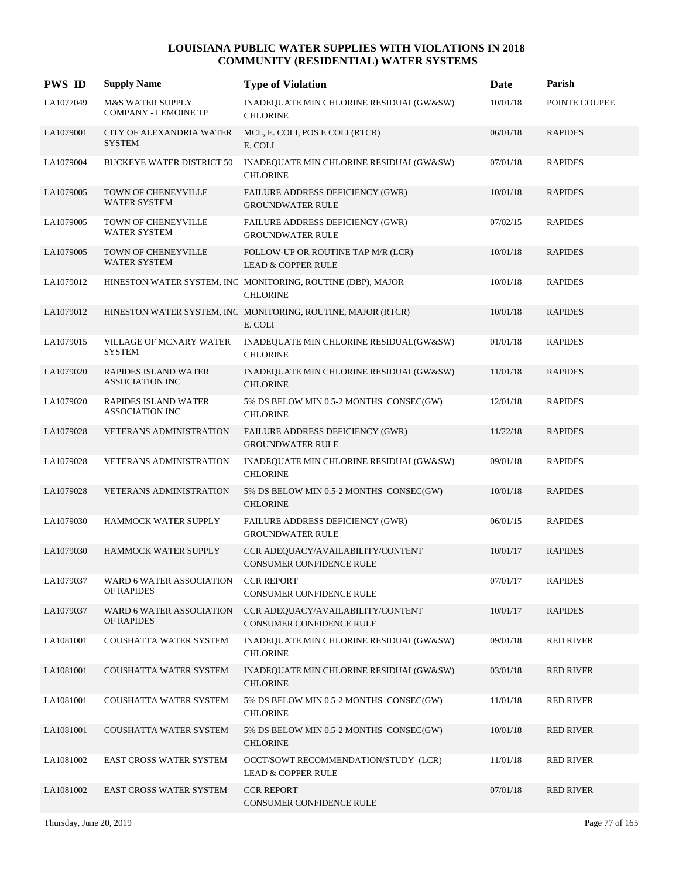# LOUISIANA PUBLIC WATER SUPPLIES WITH VIOLATIONS IN 2018
## COMMUNITY (RESIDENTIAL) WATER SYSTEMS

| PWS ID | Supply Name | Type of Violation | Date | Parish |
|---|---|---|---|---|
| LA1077049 | M&S WATER SUPPLY COMPANY - LEMOINE TP | INADEQUATE MIN CHLORINE RESIDUAL(GW&SW) CHLORINE | 10/01/18 | POINTE COUPEE |
| LA1079001 | CITY OF ALEXANDRIA WATER SYSTEM | MCL, E. COLI, POS E COLI (RTCR) E. COLI | 06/01/18 | RAPIDES |
| LA1079004 | BUCKEYE WATER DISTRICT 50 | INADEQUATE MIN CHLORINE RESIDUAL(GW&SW) CHLORINE | 07/01/18 | RAPIDES |
| LA1079005 | TOWN OF CHENEYVILLE WATER SYSTEM | FAILURE ADDRESS DEFICIENCY (GWR) GROUNDWATER RULE | 10/01/18 | RAPIDES |
| LA1079005 | TOWN OF CHENEYVILLE WATER SYSTEM | FAILURE ADDRESS DEFICIENCY (GWR) GROUNDWATER RULE | 07/02/15 | RAPIDES |
| LA1079005 | TOWN OF CHENEYVILLE WATER SYSTEM | FOLLOW-UP OR ROUTINE TAP M/R (LCR) LEAD & COPPER RULE | 10/01/18 | RAPIDES |
| LA1079012 | HINESTON WATER SYSTEM, INC | MONITORING, ROUTINE (DBP), MAJOR CHLORINE | 10/01/18 | RAPIDES |
| LA1079012 | HINESTON WATER SYSTEM, INC | MONITORING, ROUTINE, MAJOR (RTCR) E. COLI | 10/01/18 | RAPIDES |
| LA1079015 | VILLAGE OF MCNARY WATER SYSTEM | INADEQUATE MIN CHLORINE RESIDUAL(GW&SW) CHLORINE | 01/01/18 | RAPIDES |
| LA1079020 | RAPIDES ISLAND WATER ASSOCIATION INC | INADEQUATE MIN CHLORINE RESIDUAL(GW&SW) CHLORINE | 11/01/18 | RAPIDES |
| LA1079020 | RAPIDES ISLAND WATER ASSOCIATION INC | 5% DS BELOW MIN 0.5-2 MONTHS CONSEC(GW) CHLORINE | 12/01/18 | RAPIDES |
| LA1079028 | VETERANS ADMINISTRATION | FAILURE ADDRESS DEFICIENCY (GWR) GROUNDWATER RULE | 11/22/18 | RAPIDES |
| LA1079028 | VETERANS ADMINISTRATION | INADEQUATE MIN CHLORINE RESIDUAL(GW&SW) CHLORINE | 09/01/18 | RAPIDES |
| LA1079028 | VETERANS ADMINISTRATION | 5% DS BELOW MIN 0.5-2 MONTHS CONSEC(GW) CHLORINE | 10/01/18 | RAPIDES |
| LA1079030 | HAMMOCK WATER SUPPLY | FAILURE ADDRESS DEFICIENCY (GWR) GROUNDWATER RULE | 06/01/15 | RAPIDES |
| LA1079030 | HAMMOCK WATER SUPPLY | CCR ADEQUACY/AVAILABILITY/CONTENT CONSUMER CONFIDENCE RULE | 10/01/17 | RAPIDES |
| LA1079037 | WARD 6 WATER ASSOCIATION OF RAPIDES | CCR REPORT CONSUMER CONFIDENCE RULE | 07/01/17 | RAPIDES |
| LA1079037 | WARD 6 WATER ASSOCIATION OF RAPIDES | CCR ADEQUACY/AVAILABILITY/CONTENT CONSUMER CONFIDENCE RULE | 10/01/17 | RAPIDES |
| LA1081001 | COUSHATTA WATER SYSTEM | INADEQUATE MIN CHLORINE RESIDUAL(GW&SW) CHLORINE | 09/01/18 | RED RIVER |
| LA1081001 | COUSHATTA WATER SYSTEM | INADEQUATE MIN CHLORINE RESIDUAL(GW&SW) CHLORINE | 03/01/18 | RED RIVER |
| LA1081001 | COUSHATTA WATER SYSTEM | 5% DS BELOW MIN 0.5-2 MONTHS CONSEC(GW) CHLORINE | 11/01/18 | RED RIVER |
| LA1081001 | COUSHATTA WATER SYSTEM | 5% DS BELOW MIN 0.5-2 MONTHS CONSEC(GW) CHLORINE | 10/01/18 | RED RIVER |
| LA1081002 | EAST CROSS WATER SYSTEM | OCCT/SOWT RECOMMENDATION/STUDY (LCR) LEAD & COPPER RULE | 11/01/18 | RED RIVER |
| LA1081002 | EAST CROSS WATER SYSTEM | CCR REPORT CONSUMER CONFIDENCE RULE | 07/01/18 | RED RIVER |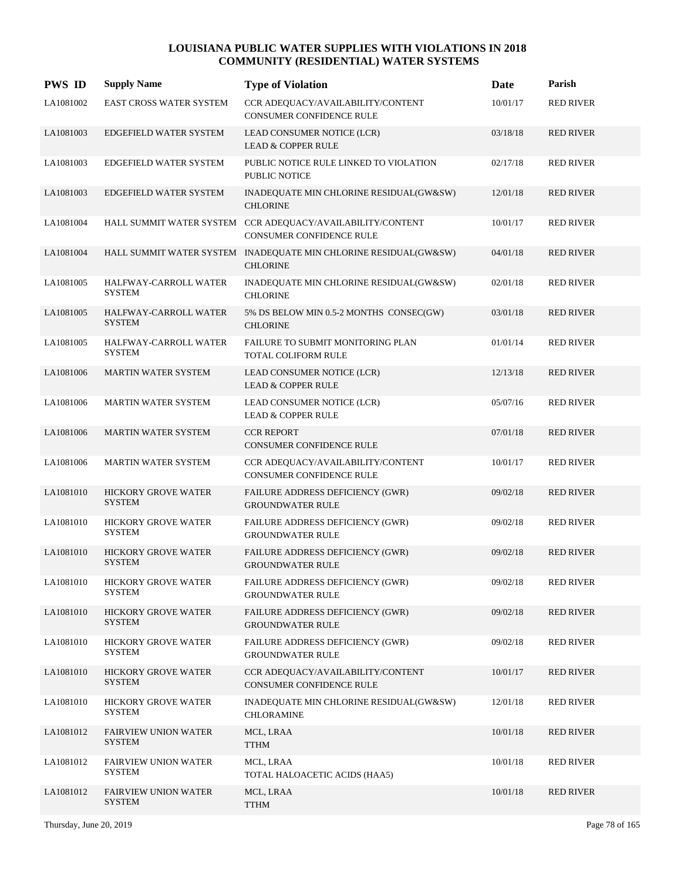# LOUISIANA PUBLIC WATER SUPPLIES WITH VIOLATIONS IN 2018
## COMMUNITY (RESIDENTIAL) WATER SYSTEMS

| PWS ID | Supply Name | Type of Violation | Date | Parish |
|---|---|---|---|---|
| LA1081002 | EAST CROSS WATER SYSTEM | CCR ADEQUACY/AVAILABILITY/CONTENT<br>CONSUMER CONFIDENCE RULE | 10/01/17 | RED RIVER |
| LA1081003 | EDGEFIELD WATER SYSTEM | LEAD CONSUMER NOTICE (LCR)<br>LEAD & COPPER RULE | 03/18/18 | RED RIVER |
| LA1081003 | EDGEFIELD WATER SYSTEM | PUBLIC NOTICE RULE LINKED TO VIOLATION<br>PUBLIC NOTICE | 02/17/18 | RED RIVER |
| LA1081003 | EDGEFIELD WATER SYSTEM | INADEQUATE MIN CHLORINE RESIDUAL(GW&SW)<br>CHLORINE | 12/01/18 | RED RIVER |
| LA1081004 | HALL SUMMIT WATER SYSTEM | CCR ADEQUACY/AVAILABILITY/CONTENT<br>CONSUMER CONFIDENCE RULE | 10/01/17 | RED RIVER |
| LA1081004 | HALL SUMMIT WATER SYSTEM | INADEQUATE MIN CHLORINE RESIDUAL(GW&SW)<br>CHLORINE | 04/01/18 | RED RIVER |
| LA1081005 | HALFWAY-CARROLL WATER SYSTEM | INADEQUATE MIN CHLORINE RESIDUAL(GW&SW)<br>CHLORINE | 02/01/18 | RED RIVER |
| LA1081005 | HALFWAY-CARROLL WATER SYSTEM | 5% DS BELOW MIN 0.5-2 MONTHS CONSEC(GW)<br>CHLORINE | 03/01/18 | RED RIVER |
| LA1081005 | HALFWAY-CARROLL WATER SYSTEM | FAILURE TO SUBMIT MONITORING PLAN<br>TOTAL COLIFORM RULE | 01/01/14 | RED RIVER |
| LA1081006 | MARTIN WATER SYSTEM | LEAD CONSUMER NOTICE (LCR)<br>LEAD & COPPER RULE | 12/13/18 | RED RIVER |
| LA1081006 | MARTIN WATER SYSTEM | LEAD CONSUMER NOTICE (LCR)<br>LEAD & COPPER RULE | 05/07/16 | RED RIVER |
| LA1081006 | MARTIN WATER SYSTEM | CCR REPORT<br>CONSUMER CONFIDENCE RULE | 07/01/18 | RED RIVER |
| LA1081006 | MARTIN WATER SYSTEM | CCR ADEQUACY/AVAILABILITY/CONTENT<br>CONSUMER CONFIDENCE RULE | 10/01/17 | RED RIVER |
| LA1081010 | HICKORY GROVE WATER SYSTEM | FAILURE ADDRESS DEFICIENCY (GWR)<br>GROUNDWATER RULE | 09/02/18 | RED RIVER |
| LA1081010 | HICKORY GROVE WATER SYSTEM | FAILURE ADDRESS DEFICIENCY (GWR)<br>GROUNDWATER RULE | 09/02/18 | RED RIVER |
| LA1081010 | HICKORY GROVE WATER SYSTEM | FAILURE ADDRESS DEFICIENCY (GWR)<br>GROUNDWATER RULE | 09/02/18 | RED RIVER |
| LA1081010 | HICKORY GROVE WATER SYSTEM | FAILURE ADDRESS DEFICIENCY (GWR)<br>GROUNDWATER RULE | 09/02/18 | RED RIVER |
| LA1081010 | HICKORY GROVE WATER SYSTEM | FAILURE ADDRESS DEFICIENCY (GWR)<br>GROUNDWATER RULE | 09/02/18 | RED RIVER |
| LA1081010 | HICKORY GROVE WATER SYSTEM | FAILURE ADDRESS DEFICIENCY (GWR)<br>GROUNDWATER RULE | 09/02/18 | RED RIVER |
| LA1081010 | HICKORY GROVE WATER SYSTEM | CCR ADEQUACY/AVAILABILITY/CONTENT<br>CONSUMER CONFIDENCE RULE | 10/01/17 | RED RIVER |
| LA1081010 | HICKORY GROVE WATER SYSTEM | INADEQUATE MIN CHLORINE RESIDUAL(GW&SW)<br>CHLORAMINE | 12/01/18 | RED RIVER |
| LA1081012 | FAIRVIEW UNION WATER SYSTEM | MCL, LRAA<br>TTHM | 10/01/18 | RED RIVER |
| LA1081012 | FAIRVIEW UNION WATER SYSTEM | MCL, LRAA<br>TOTAL HALOACETIC ACIDS (HAA5) | 10/01/18 | RED RIVER |
| LA1081012 | FAIRVIEW UNION WATER SYSTEM | MCL, LRAA<br>TTHM | 10/01/18 | RED RIVER |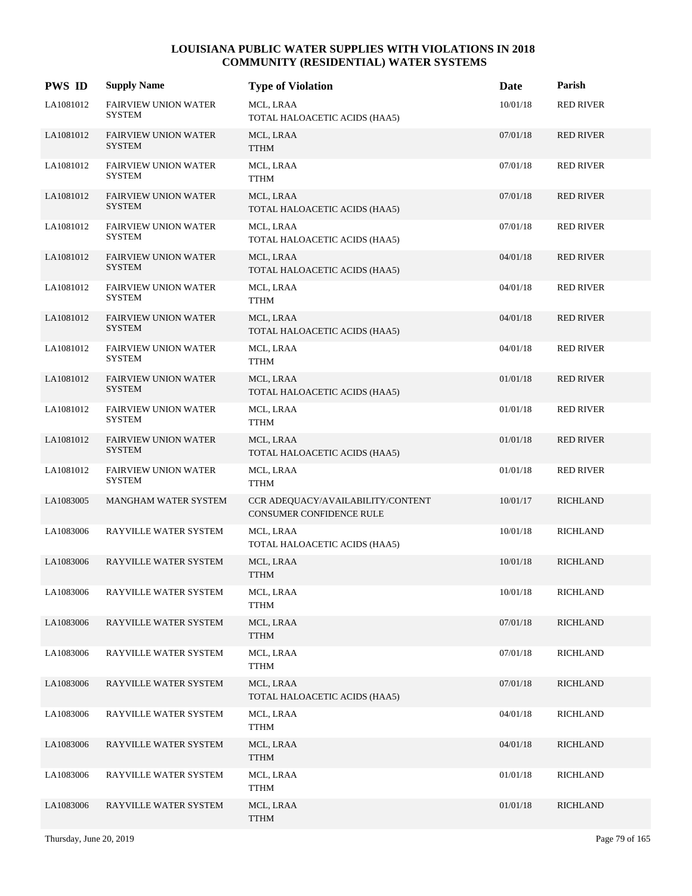# LOUISIANA PUBLIC WATER SUPPLIES WITH VIOLATIONS IN 2018
## COMMUNITY (RESIDENTIAL) WATER SYSTEMS

| PWS ID | Supply Name | Type of Violation | Date | Parish |
|---|---|---|---|---|
| LA1081012 | FAIRVIEW UNION WATER SYSTEM | MCL, LRAA<br>TOTAL HALOACETIC ACIDS (HAA5) | 10/01/18 | RED RIVER |
| LA1081012 | FAIRVIEW UNION WATER SYSTEM | MCL, LRAA<br>TTHM | 07/01/18 | RED RIVER |
| LA1081012 | FAIRVIEW UNION WATER SYSTEM | MCL, LRAA<br>TTHM | 07/01/18 | RED RIVER |
| LA1081012 | FAIRVIEW UNION WATER SYSTEM | MCL, LRAA<br>TOTAL HALOACETIC ACIDS (HAA5) | 07/01/18 | RED RIVER |
| LA1081012 | FAIRVIEW UNION WATER SYSTEM | MCL, LRAA<br>TOTAL HALOACETIC ACIDS (HAA5) | 07/01/18 | RED RIVER |
| LA1081012 | FAIRVIEW UNION WATER SYSTEM | MCL, LRAA<br>TOTAL HALOACETIC ACIDS (HAA5) | 04/01/18 | RED RIVER |
| LA1081012 | FAIRVIEW UNION WATER SYSTEM | MCL, LRAA<br>TTHM | 04/01/18 | RED RIVER |
| LA1081012 | FAIRVIEW UNION WATER SYSTEM | MCL, LRAA<br>TOTAL HALOACETIC ACIDS (HAA5) | 04/01/18 | RED RIVER |
| LA1081012 | FAIRVIEW UNION WATER SYSTEM | MCL, LRAA<br>TTHM | 04/01/18 | RED RIVER |
| LA1081012 | FAIRVIEW UNION WATER SYSTEM | MCL, LRAA<br>TOTAL HALOACETIC ACIDS (HAA5) | 01/01/18 | RED RIVER |
| LA1081012 | FAIRVIEW UNION WATER SYSTEM | MCL, LRAA<br>TTHM | 01/01/18 | RED RIVER |
| LA1081012 | FAIRVIEW UNION WATER SYSTEM | MCL, LRAA<br>TOTAL HALOACETIC ACIDS (HAA5) | 01/01/18 | RED RIVER |
| LA1081012 | FAIRVIEW UNION WATER SYSTEM | MCL, LRAA<br>TTHM | 01/01/18 | RED RIVER |
| LA1083005 | MANGHAM WATER SYSTEM | CCR ADEQUACY/AVAILABILITY/CONTENT<br>CONSUMER CONFIDENCE RULE | 10/01/17 | RICHLAND |
| LA1083006 | RAYVILLE WATER SYSTEM | MCL, LRAA<br>TOTAL HALOACETIC ACIDS (HAA5) | 10/01/18 | RICHLAND |
| LA1083006 | RAYVILLE WATER SYSTEM | MCL, LRAA<br>TTHM | 10/01/18 | RICHLAND |
| LA1083006 | RAYVILLE WATER SYSTEM | MCL, LRAA<br>TTHM | 10/01/18 | RICHLAND |
| LA1083006 | RAYVILLE WATER SYSTEM | MCL, LRAA<br>TTHM | 07/01/18 | RICHLAND |
| LA1083006 | RAYVILLE WATER SYSTEM | MCL, LRAA<br>TTHM | 07/01/18 | RICHLAND |
| LA1083006 | RAYVILLE WATER SYSTEM | MCL, LRAA<br>TOTAL HALOACETIC ACIDS (HAA5) | 07/01/18 | RICHLAND |
| LA1083006 | RAYVILLE WATER SYSTEM | MCL, LRAA<br>TTHM | 04/01/18 | RICHLAND |
| LA1083006 | RAYVILLE WATER SYSTEM | MCL, LRAA<br>TTHM | 04/01/18 | RICHLAND |
| LA1083006 | RAYVILLE WATER SYSTEM | MCL, LRAA<br>TTHM | 01/01/18 | RICHLAND |
| LA1083006 | RAYVILLE WATER SYSTEM | MCL, LRAA<br>TTHM | 01/01/18 | RICHLAND |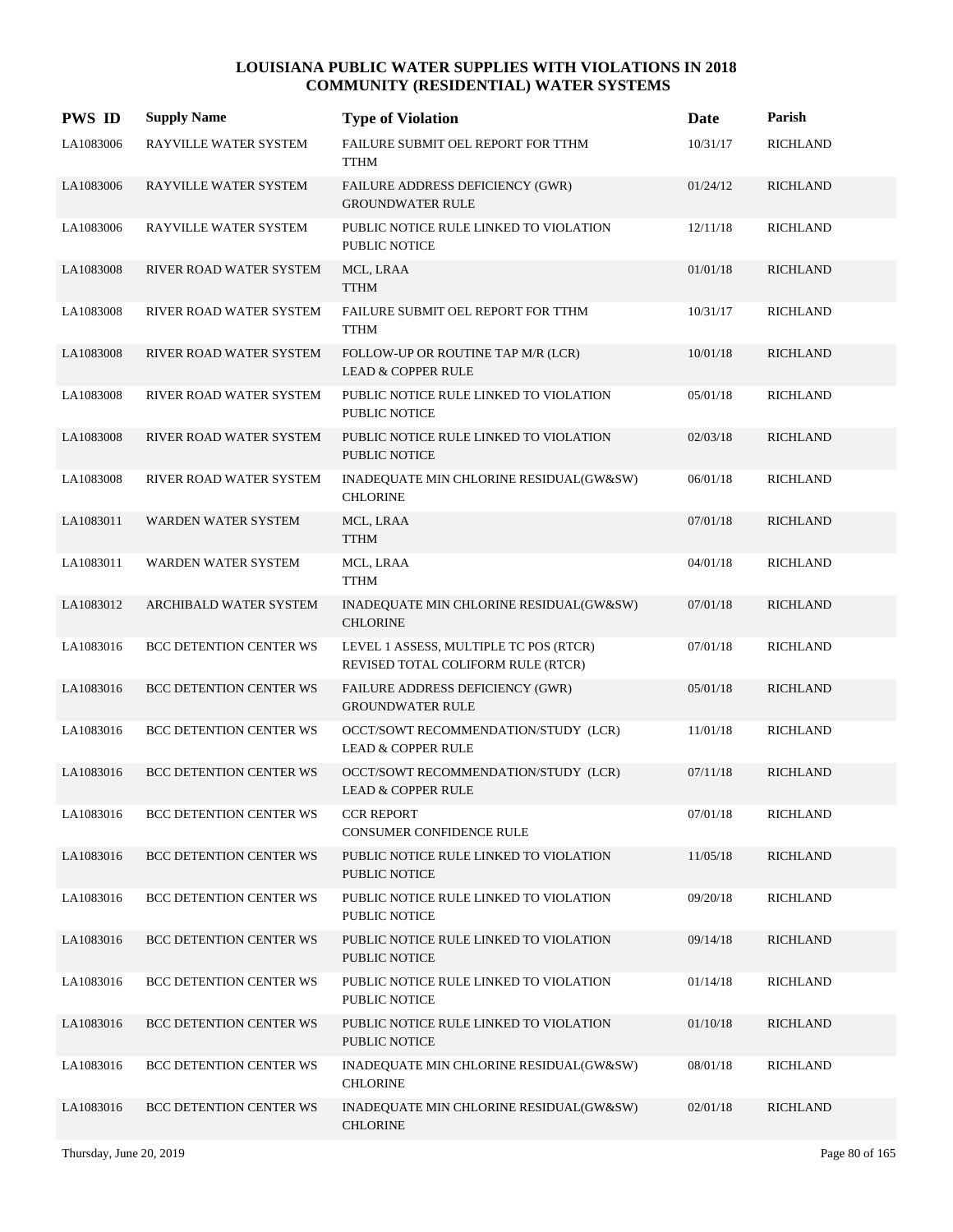# LOUISIANA PUBLIC WATER SUPPLIES WITH VIOLATIONS IN 2018
## COMMUNITY (RESIDENTIAL) WATER SYSTEMS

| PWS ID | Supply Name | Type of Violation | Date | Parish |
|---|---|---|---|---|
| LA1083006 | RAYVILLE WATER SYSTEM | FAILURE SUBMIT OEL REPORT FOR TTHM<br>TTHM | 10/31/17 | RICHLAND |
| LA1083006 | RAYVILLE WATER SYSTEM | FAILURE ADDRESS DEFICIENCY (GWR)<br>GROUNDWATER RULE | 01/24/12 | RICHLAND |
| LA1083006 | RAYVILLE WATER SYSTEM | PUBLIC NOTICE RULE LINKED TO VIOLATION<br>PUBLIC NOTICE | 12/11/18 | RICHLAND |
| LA1083008 | RIVER ROAD WATER SYSTEM | MCL, LRAA<br>TTHM | 01/01/18 | RICHLAND |
| LA1083008 | RIVER ROAD WATER SYSTEM | FAILURE SUBMIT OEL REPORT FOR TTHM<br>TTHM | 10/31/17 | RICHLAND |
| LA1083008 | RIVER ROAD WATER SYSTEM | FOLLOW-UP OR ROUTINE TAP M/R (LCR)<br>LEAD & COPPER RULE | 10/01/18 | RICHLAND |
| LA1083008 | RIVER ROAD WATER SYSTEM | PUBLIC NOTICE RULE LINKED TO VIOLATION<br>PUBLIC NOTICE | 05/01/18 | RICHLAND |
| LA1083008 | RIVER ROAD WATER SYSTEM | PUBLIC NOTICE RULE LINKED TO VIOLATION<br>PUBLIC NOTICE | 02/03/18 | RICHLAND |
| LA1083008 | RIVER ROAD WATER SYSTEM | INADEQUATE MIN CHLORINE RESIDUAL(GW&SW)<br>CHLORINE | 06/01/18 | RICHLAND |
| LA1083011 | WARDEN WATER SYSTEM | MCL, LRAA<br>TTHM | 07/01/18 | RICHLAND |
| LA1083011 | WARDEN WATER SYSTEM | MCL, LRAA<br>TTHM | 04/01/18 | RICHLAND |
| LA1083012 | ARCHIBALD WATER SYSTEM | INADEQUATE MIN CHLORINE RESIDUAL(GW&SW)<br>CHLORINE | 07/01/18 | RICHLAND |
| LA1083016 | BCC DETENTION CENTER WS | LEVEL 1 ASSESS, MULTIPLE TC POS (RTCR)<br>REVISED TOTAL COLIFORM RULE (RTCR) | 07/01/18 | RICHLAND |
| LA1083016 | BCC DETENTION CENTER WS | FAILURE ADDRESS DEFICIENCY (GWR)<br>GROUNDWATER RULE | 05/01/18 | RICHLAND |
| LA1083016 | BCC DETENTION CENTER WS | OCCT/SOWT RECOMMENDATION/STUDY (LCR)<br>LEAD & COPPER RULE | 11/01/18 | RICHLAND |
| LA1083016 | BCC DETENTION CENTER WS | OCCT/SOWT RECOMMENDATION/STUDY (LCR)<br>LEAD & COPPER RULE | 07/11/18 | RICHLAND |
| LA1083016 | BCC DETENTION CENTER WS | CCR REPORT<br>CONSUMER CONFIDENCE RULE | 07/01/18 | RICHLAND |
| LA1083016 | BCC DETENTION CENTER WS | PUBLIC NOTICE RULE LINKED TO VIOLATION<br>PUBLIC NOTICE | 11/05/18 | RICHLAND |
| LA1083016 | BCC DETENTION CENTER WS | PUBLIC NOTICE RULE LINKED TO VIOLATION<br>PUBLIC NOTICE | 09/20/18 | RICHLAND |
| LA1083016 | BCC DETENTION CENTER WS | PUBLIC NOTICE RULE LINKED TO VIOLATION<br>PUBLIC NOTICE | 09/14/18 | RICHLAND |
| LA1083016 | BCC DETENTION CENTER WS | PUBLIC NOTICE RULE LINKED TO VIOLATION<br>PUBLIC NOTICE | 01/14/18 | RICHLAND |
| LA1083016 | BCC DETENTION CENTER WS | PUBLIC NOTICE RULE LINKED TO VIOLATION<br>PUBLIC NOTICE | 01/10/18 | RICHLAND |
| LA1083016 | BCC DETENTION CENTER WS | INADEQUATE MIN CHLORINE RESIDUAL(GW&SW)<br>CHLORINE | 08/01/18 | RICHLAND |
| LA1083016 | BCC DETENTION CENTER WS | INADEQUATE MIN CHLORINE RESIDUAL(GW&SW)<br>CHLORINE | 02/01/18 | RICHLAND |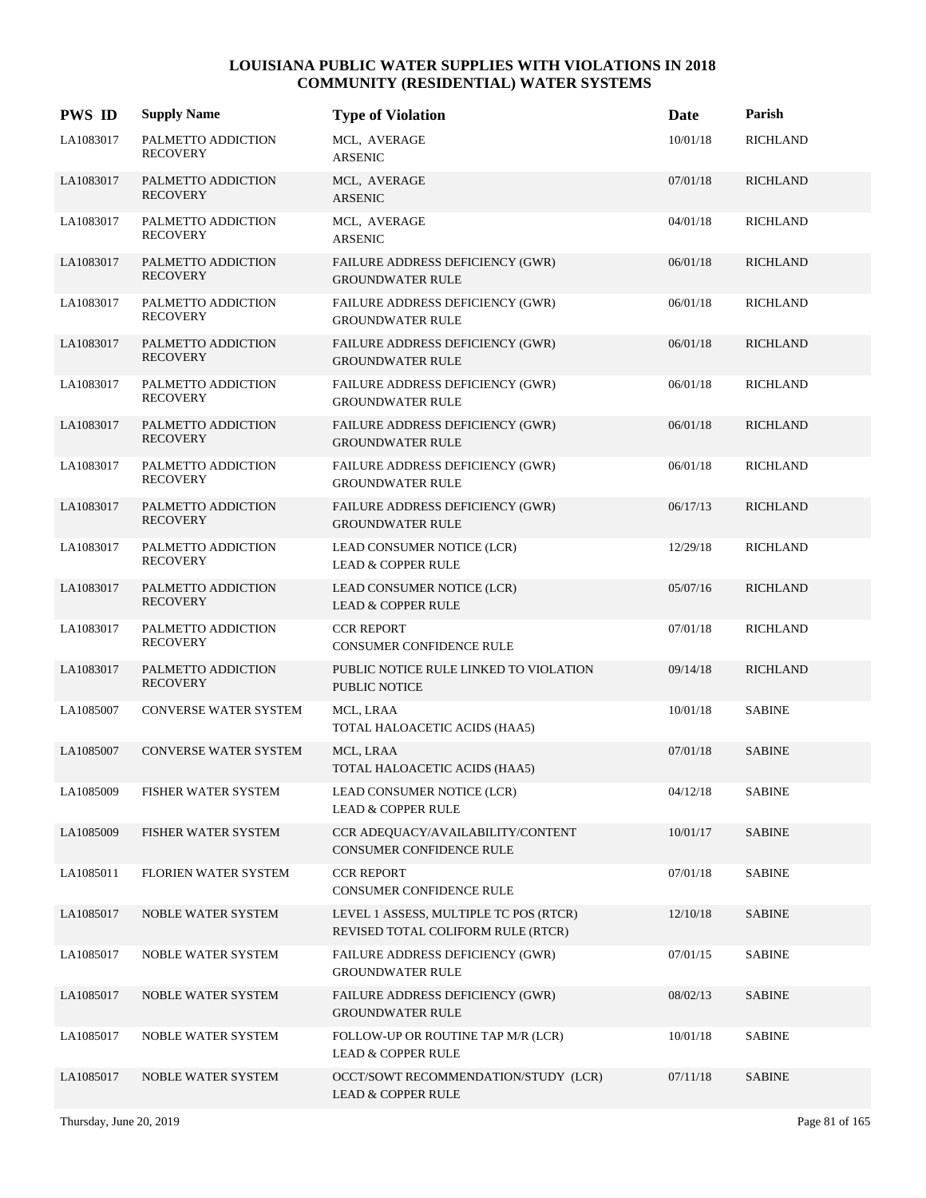# LOUISIANA PUBLIC WATER SUPPLIES WITH VIOLATIONS IN 2018
## COMMUNITY (RESIDENTIAL) WATER SYSTEMS

| PWS ID | Supply Name | Type of Violation | Date | Parish |
|---|---|---|---|---|
| LA1083017 | PALMETTO ADDICTION RECOVERY | MCL, AVERAGE<br>ARSENIC | 10/01/18 | RICHLAND |
| LA1083017 | PALMETTO ADDICTION RECOVERY | MCL, AVERAGE<br>ARSENIC | 07/01/18 | RICHLAND |
| LA1083017 | PALMETTO ADDICTION RECOVERY | MCL, AVERAGE<br>ARSENIC | 04/01/18 | RICHLAND |
| LA1083017 | PALMETTO ADDICTION RECOVERY | FAILURE ADDRESS DEFICIENCY (GWR)<br>GROUNDWATER RULE | 06/01/18 | RICHLAND |
| LA1083017 | PALMETTO ADDICTION RECOVERY | FAILURE ADDRESS DEFICIENCY (GWR)<br>GROUNDWATER RULE | 06/01/18 | RICHLAND |
| LA1083017 | PALMETTO ADDICTION RECOVERY | FAILURE ADDRESS DEFICIENCY (GWR)<br>GROUNDWATER RULE | 06/01/18 | RICHLAND |
| LA1083017 | PALMETTO ADDICTION RECOVERY | FAILURE ADDRESS DEFICIENCY (GWR)<br>GROUNDWATER RULE | 06/01/18 | RICHLAND |
| LA1083017 | PALMETTO ADDICTION RECOVERY | FAILURE ADDRESS DEFICIENCY (GWR)<br>GROUNDWATER RULE | 06/01/18 | RICHLAND |
| LA1083017 | PALMETTO ADDICTION RECOVERY | FAILURE ADDRESS DEFICIENCY (GWR)<br>GROUNDWATER RULE | 06/01/18 | RICHLAND |
| LA1083017 | PALMETTO ADDICTION RECOVERY | FAILURE ADDRESS DEFICIENCY (GWR)<br>GROUNDWATER RULE | 06/17/13 | RICHLAND |
| LA1083017 | PALMETTO ADDICTION RECOVERY | LEAD CONSUMER NOTICE (LCR)<br>LEAD & COPPER RULE | 12/29/18 | RICHLAND |
| LA1083017 | PALMETTO ADDICTION RECOVERY | LEAD CONSUMER NOTICE (LCR)<br>LEAD & COPPER RULE | 05/07/16 | RICHLAND |
| LA1083017 | PALMETTO ADDICTION RECOVERY | CCR REPORT<br>CONSUMER CONFIDENCE RULE | 07/01/18 | RICHLAND |
| LA1083017 | PALMETTO ADDICTION RECOVERY | PUBLIC NOTICE RULE LINKED TO VIOLATION<br>PUBLIC NOTICE | 09/14/18 | RICHLAND |
| LA1085007 | CONVERSE WATER SYSTEM | MCL, LRAA<br>TOTAL HALOACETIC ACIDS (HAA5) | 10/01/18 | SABINE |
| LA1085007 | CONVERSE WATER SYSTEM | MCL, LRAA<br>TOTAL HALOACETIC ACIDS (HAA5) | 07/01/18 | SABINE |
| LA1085009 | FISHER WATER SYSTEM | LEAD CONSUMER NOTICE (LCR)<br>LEAD & COPPER RULE | 04/12/18 | SABINE |
| LA1085009 | FISHER WATER SYSTEM | CCR ADEQUACY/AVAILABILITY/CONTENT<br>CONSUMER CONFIDENCE RULE | 10/01/17 | SABINE |
| LA1085011 | FLORIEN WATER SYSTEM | CCR REPORT<br>CONSUMER CONFIDENCE RULE | 07/01/18 | SABINE |
| LA1085017 | NOBLE WATER SYSTEM | LEVEL 1 ASSESS, MULTIPLE TC POS (RTCR)<br>REVISED TOTAL COLIFORM RULE (RTCR) | 12/10/18 | SABINE |
| LA1085017 | NOBLE WATER SYSTEM | FAILURE ADDRESS DEFICIENCY (GWR)<br>GROUNDWATER RULE | 07/01/15 | SABINE |
| LA1085017 | NOBLE WATER SYSTEM | FAILURE ADDRESS DEFICIENCY (GWR)<br>GROUNDWATER RULE | 08/02/13 | SABINE |
| LA1085017 | NOBLE WATER SYSTEM | FOLLOW-UP OR ROUTINE TAP M/R (LCR)<br>LEAD & COPPER RULE | 10/01/18 | SABINE |
| LA1085017 | NOBLE WATER SYSTEM | OCCT/SOWT RECOMMENDATION/STUDY (LCR)<br>LEAD & COPPER RULE | 07/11/18 | SABINE |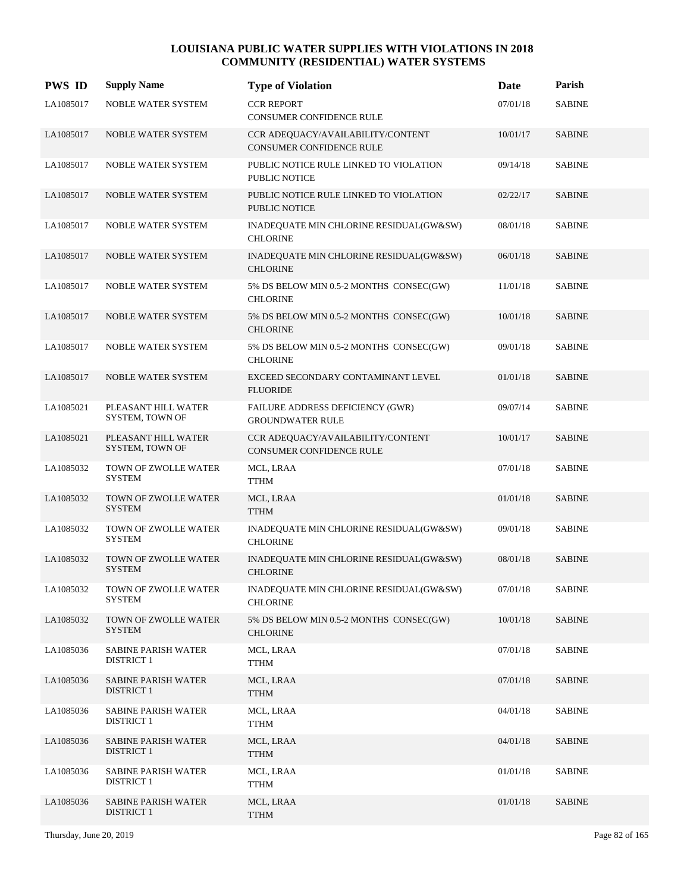# LOUISIANA PUBLIC WATER SUPPLIES WITH VIOLATIONS IN 2018
## COMMUNITY (RESIDENTIAL) WATER SYSTEMS

| PWS ID | Supply Name | Type of Violation | Date | Parish |
|---|---|---|---|---|
| LA1085017 | NOBLE WATER SYSTEM | CCR REPORT<br>CONSUMER CONFIDENCE RULE | 07/01/18 | SABINE |
| LA1085017 | NOBLE WATER SYSTEM | CCR ADEQUACY/AVAILABILITY/CONTENT<br>CONSUMER CONFIDENCE RULE | 10/01/17 | SABINE |
| LA1085017 | NOBLE WATER SYSTEM | PUBLIC NOTICE RULE LINKED TO VIOLATION<br>PUBLIC NOTICE | 09/14/18 | SABINE |
| LA1085017 | NOBLE WATER SYSTEM | PUBLIC NOTICE RULE LINKED TO VIOLATION<br>PUBLIC NOTICE | 02/22/17 | SABINE |
| LA1085017 | NOBLE WATER SYSTEM | INADEQUATE MIN CHLORINE RESIDUAL(GW&SW)<br>CHLORINE | 08/01/18 | SABINE |
| LA1085017 | NOBLE WATER SYSTEM | INADEQUATE MIN CHLORINE RESIDUAL(GW&SW)<br>CHLORINE | 06/01/18 | SABINE |
| LA1085017 | NOBLE WATER SYSTEM | 5% DS BELOW MIN 0.5-2 MONTHS CONSEC(GW)<br>CHLORINE | 11/01/18 | SABINE |
| LA1085017 | NOBLE WATER SYSTEM | 5% DS BELOW MIN 0.5-2 MONTHS CONSEC(GW)<br>CHLORINE | 10/01/18 | SABINE |
| LA1085017 | NOBLE WATER SYSTEM | 5% DS BELOW MIN 0.5-2 MONTHS CONSEC(GW)<br>CHLORINE | 09/01/18 | SABINE |
| LA1085017 | NOBLE WATER SYSTEM | EXCEED SECONDARY CONTAMINANT LEVEL<br>FLUORIDE | 01/01/18 | SABINE |
| LA1085021 | PLEASANT HILL WATER SYSTEM, TOWN OF | FAILURE ADDRESS DEFICIENCY (GWR)<br>GROUNDWATER RULE | 09/07/14 | SABINE |
| LA1085021 | PLEASANT HILL WATER SYSTEM, TOWN OF | CCR ADEQUACY/AVAILABILITY/CONTENT<br>CONSUMER CONFIDENCE RULE | 10/01/17 | SABINE |
| LA1085032 | TOWN OF ZWOLLE WATER SYSTEM | MCL, LRAA<br>TTHM | 07/01/18 | SABINE |
| LA1085032 | TOWN OF ZWOLLE WATER SYSTEM | MCL, LRAA<br>TTHM | 01/01/18 | SABINE |
| LA1085032 | TOWN OF ZWOLLE WATER SYSTEM | INADEQUATE MIN CHLORINE RESIDUAL(GW&SW)<br>CHLORINE | 09/01/18 | SABINE |
| LA1085032 | TOWN OF ZWOLLE WATER SYSTEM | INADEQUATE MIN CHLORINE RESIDUAL(GW&SW)<br>CHLORINE | 08/01/18 | SABINE |
| LA1085032 | TOWN OF ZWOLLE WATER SYSTEM | INADEQUATE MIN CHLORINE RESIDUAL(GW&SW)<br>CHLORINE | 07/01/18 | SABINE |
| LA1085032 | TOWN OF ZWOLLE WATER SYSTEM | 5% DS BELOW MIN 0.5-2 MONTHS CONSEC(GW)<br>CHLORINE | 10/01/18 | SABINE |
| LA1085036 | SABINE PARISH WATER DISTRICT 1 | MCL, LRAA<br>TTHM | 07/01/18 | SABINE |
| LA1085036 | SABINE PARISH WATER DISTRICT 1 | MCL, LRAA<br>TTHM | 07/01/18 | SABINE |
| LA1085036 | SABINE PARISH WATER DISTRICT 1 | MCL, LRAA<br>TTHM | 04/01/18 | SABINE |
| LA1085036 | SABINE PARISH WATER DISTRICT 1 | MCL, LRAA<br>TTHM | 04/01/18 | SABINE |
| LA1085036 | SABINE PARISH WATER DISTRICT 1 | MCL, LRAA<br>TTHM | 01/01/18 | SABINE |
| LA1085036 | SABINE PARISH WATER DISTRICT 1 | MCL, LRAA<br>TTHM | 01/01/18 | SABINE |

Thursday, June 20, 2019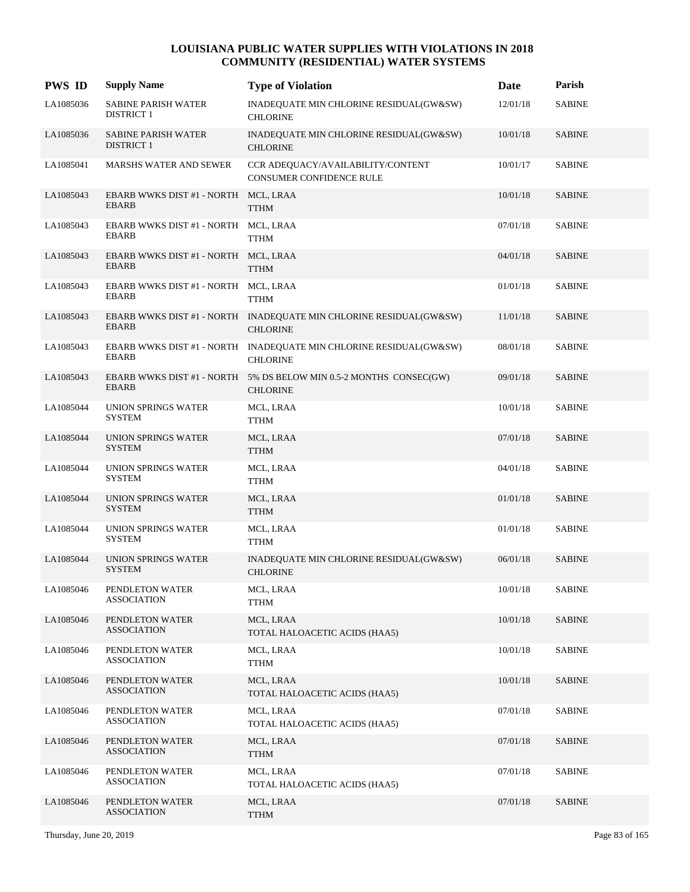# LOUISIANA PUBLIC WATER SUPPLIES WITH VIOLATIONS IN 2018
## COMMUNITY (RESIDENTIAL) WATER SYSTEMS

| PWS ID | Supply Name | Type of Violation | Date | Parish |
|---|---|---|---|---|
| LA1085036 | SABINE PARISH WATER DISTRICT 1 | INADEQUATE MIN CHLORINE RESIDUAL(GW&SW) CHLORINE | 12/01/18 | SABINE |
| LA1085036 | SABINE PARISH WATER DISTRICT 1 | INADEQUATE MIN CHLORINE RESIDUAL(GW&SW) CHLORINE | 10/01/18 | SABINE |
| LA1085041 | MARSHS WATER AND SEWER | CCR ADEQUACY/AVAILABILITY/CONTENT CONSUMER CONFIDENCE RULE | 10/01/17 | SABINE |
| LA1085043 | EBARB WWKS DIST #1 - NORTH EBARB | MCL, LRAA TTHM | 10/01/18 | SABINE |
| LA1085043 | EBARB WWKS DIST #1 - NORTH EBARB | MCL, LRAA TTHM | 07/01/18 | SABINE |
| LA1085043 | EBARB WWKS DIST #1 - NORTH EBARB | MCL, LRAA TTHM | 04/01/18 | SABINE |
| LA1085043 | EBARB WWKS DIST #1 - NORTH EBARB | MCL, LRAA TTHM | 01/01/18 | SABINE |
| LA1085043 | EBARB WWKS DIST #1 - NORTH EBARB | INADEQUATE MIN CHLORINE RESIDUAL(GW&SW) CHLORINE | 11/01/18 | SABINE |
| LA1085043 | EBARB WWKS DIST #1 - NORTH EBARB | INADEQUATE MIN CHLORINE RESIDUAL(GW&SW) CHLORINE | 08/01/18 | SABINE |
| LA1085043 | EBARB WWKS DIST #1 - NORTH EBARB | 5% DS BELOW MIN 0.5-2 MONTHS CONSEC(GW) CHLORINE | 09/01/18 | SABINE |
| LA1085044 | UNION SPRINGS WATER SYSTEM | MCL, LRAA TTHM | 10/01/18 | SABINE |
| LA1085044 | UNION SPRINGS WATER SYSTEM | MCL, LRAA TTHM | 07/01/18 | SABINE |
| LA1085044 | UNION SPRINGS WATER SYSTEM | MCL, LRAA TTHM | 04/01/18 | SABINE |
| LA1085044 | UNION SPRINGS WATER SYSTEM | MCL, LRAA TTHM | 01/01/18 | SABINE |
| LA1085044 | UNION SPRINGS WATER SYSTEM | MCL, LRAA TTHM | 01/01/18 | SABINE |
| LA1085044 | UNION SPRINGS WATER SYSTEM | INADEQUATE MIN CHLORINE RESIDUAL(GW&SW) CHLORINE | 06/01/18 | SABINE |
| LA1085046 | PENDLETON WATER ASSOCIATION | MCL, LRAA TTHM | 10/01/18 | SABINE |
| LA1085046 | PENDLETON WATER ASSOCIATION | MCL, LRAA TOTAL HALOACETIC ACIDS (HAA5) | 10/01/18 | SABINE |
| LA1085046 | PENDLETON WATER ASSOCIATION | MCL, LRAA TTHM | 10/01/18 | SABINE |
| LA1085046 | PENDLETON WATER ASSOCIATION | MCL, LRAA TOTAL HALOACETIC ACIDS (HAA5) | 10/01/18 | SABINE |
| LA1085046 | PENDLETON WATER ASSOCIATION | MCL, LRAA TOTAL HALOACETIC ACIDS (HAA5) | 07/01/18 | SABINE |
| LA1085046 | PENDLETON WATER ASSOCIATION | MCL, LRAA TTHM | 07/01/18 | SABINE |
| LA1085046 | PENDLETON WATER ASSOCIATION | MCL, LRAA TOTAL HALOACETIC ACIDS (HAA5) | 07/01/18 | SABINE |
| LA1085046 | PENDLETON WATER ASSOCIATION | MCL, LRAA TTHM | 07/01/18 | SABINE |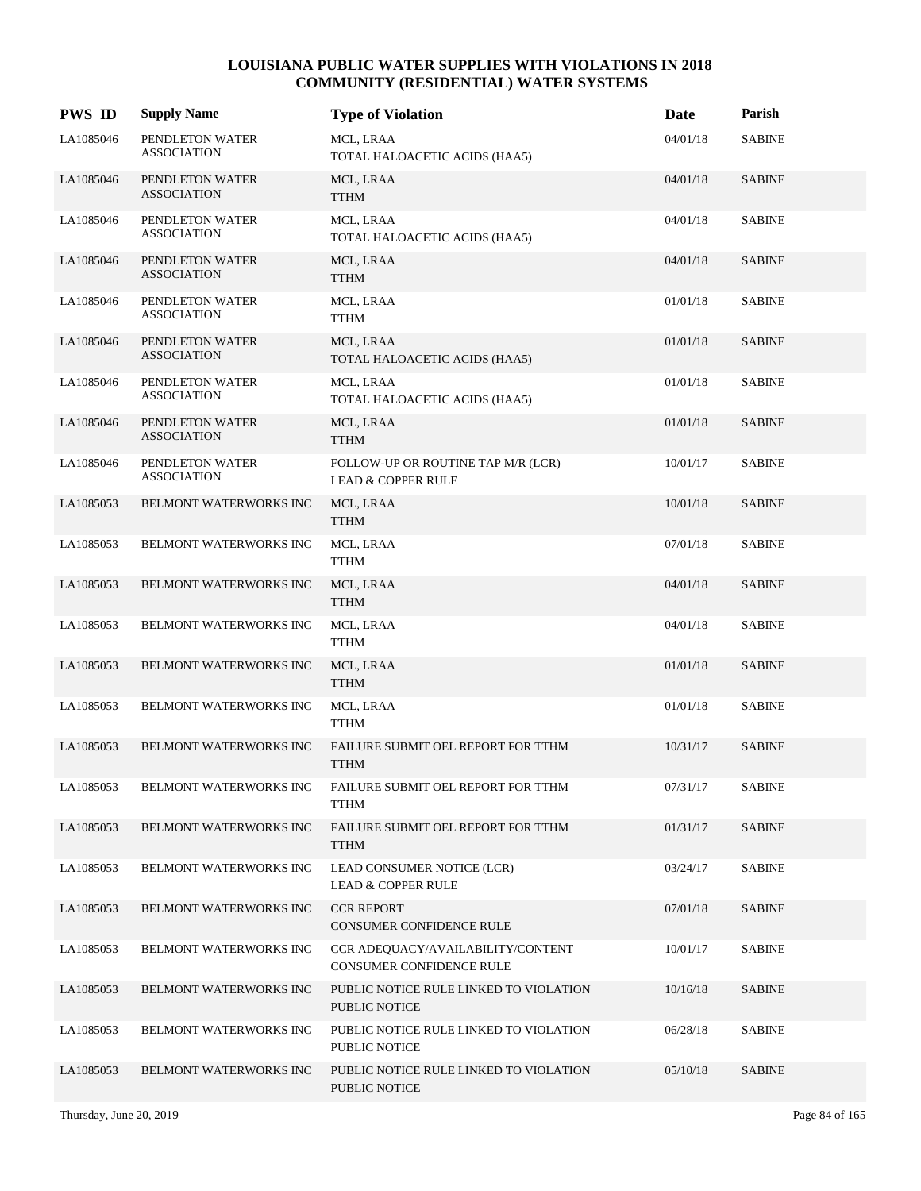# LOUISIANA PUBLIC WATER SUPPLIES WITH VIOLATIONS IN 2018
## COMMUNITY (RESIDENTIAL) WATER SYSTEMS

| PWS ID | Supply Name | Type of Violation | Date | Parish |
|---|---|---|---|---|
| LA1085046 | PENDLETON WATER ASSOCIATION | MCL, LRAA<br>TOTAL HALOACETIC ACIDS (HAA5) | 04/01/18 | SABINE |
| LA1085046 | PENDLETON WATER ASSOCIATION | MCL, LRAA<br>TTHM | 04/01/18 | SABINE |
| LA1085046 | PENDLETON WATER ASSOCIATION | MCL, LRAA<br>TOTAL HALOACETIC ACIDS (HAA5) | 04/01/18 | SABINE |
| LA1085046 | PENDLETON WATER ASSOCIATION | MCL, LRAA<br>TTHM | 04/01/18 | SABINE |
| LA1085046 | PENDLETON WATER ASSOCIATION | MCL, LRAA<br>TTHM | 01/01/18 | SABINE |
| LA1085046 | PENDLETON WATER ASSOCIATION | MCL, LRAA<br>TOTAL HALOACETIC ACIDS (HAA5) | 01/01/18 | SABINE |
| LA1085046 | PENDLETON WATER ASSOCIATION | MCL, LRAA<br>TOTAL HALOACETIC ACIDS (HAA5) | 01/01/18 | SABINE |
| LA1085046 | PENDLETON WATER ASSOCIATION | MCL, LRAA<br>TTHM | 01/01/18 | SABINE |
| LA1085046 | PENDLETON WATER ASSOCIATION | FOLLOW-UP OR ROUTINE TAP M/R (LCR)<br>LEAD & COPPER RULE | 10/01/17 | SABINE |
| LA1085053 | BELMONT WATERWORKS INC | MCL, LRAA<br>TTHM | 10/01/18 | SABINE |
| LA1085053 | BELMONT WATERWORKS INC | MCL, LRAA<br>TTHM | 07/01/18 | SABINE |
| LA1085053 | BELMONT WATERWORKS INC | MCL, LRAA<br>TTHM | 04/01/18 | SABINE |
| LA1085053 | BELMONT WATERWORKS INC | MCL, LRAA<br>TTHM | 04/01/18 | SABINE |
| LA1085053 | BELMONT WATERWORKS INC | MCL, LRAA<br>TTHM | 01/01/18 | SABINE |
| LA1085053 | BELMONT WATERWORKS INC | MCL, LRAA<br>TTHM | 01/01/18 | SABINE |
| LA1085053 | BELMONT WATERWORKS INC | FAILURE SUBMIT OEL REPORT FOR TTHM<br>TTHM | 10/31/17 | SABINE |
| LA1085053 | BELMONT WATERWORKS INC | FAILURE SUBMIT OEL REPORT FOR TTHM<br>TTHM | 07/31/17 | SABINE |
| LA1085053 | BELMONT WATERWORKS INC | FAILURE SUBMIT OEL REPORT FOR TTHM<br>TTHM | 01/31/17 | SABINE |
| LA1085053 | BELMONT WATERWORKS INC | LEAD CONSUMER NOTICE (LCR)<br>LEAD & COPPER RULE | 03/24/17 | SABINE |
| LA1085053 | BELMONT WATERWORKS INC | CCR REPORT<br>CONSUMER CONFIDENCE RULE | 07/01/18 | SABINE |
| LA1085053 | BELMONT WATERWORKS INC | CCR ADEQUACY/AVAILABILITY/CONTENT<br>CONSUMER CONFIDENCE RULE | 10/01/17 | SABINE |
| LA1085053 | BELMONT WATERWORKS INC | PUBLIC NOTICE RULE LINKED TO VIOLATION<br>PUBLIC NOTICE | 10/16/18 | SABINE |
| LA1085053 | BELMONT WATERWORKS INC | PUBLIC NOTICE RULE LINKED TO VIOLATION<br>PUBLIC NOTICE | 06/28/18 | SABINE |
| LA1085053 | BELMONT WATERWORKS INC | PUBLIC NOTICE RULE LINKED TO VIOLATION<br>PUBLIC NOTICE | 05/10/18 | SABINE |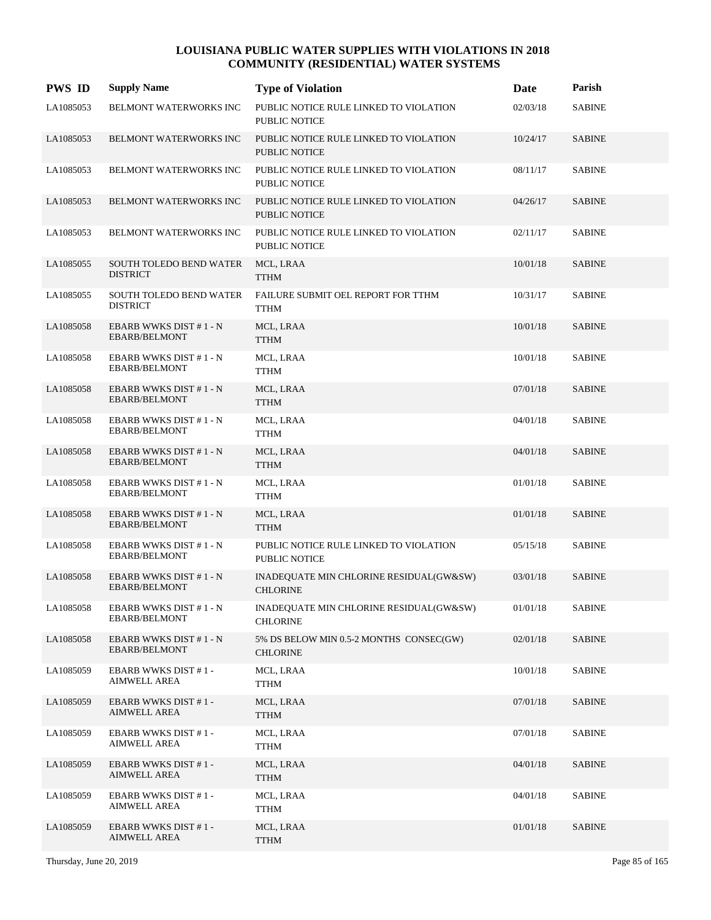# LOUISIANA PUBLIC WATER SUPPLIES WITH VIOLATIONS IN 2018
## COMMUNITY (RESIDENTIAL) WATER SYSTEMS

| PWS ID | Supply Name | Type of Violation | Date | Parish |
|---|---|---|---|---|
| LA1085053 | BELMONT WATERWORKS INC | PUBLIC NOTICE RULE LINKED TO VIOLATION PUBLIC NOTICE | 02/03/18 | SABINE |
| LA1085053 | BELMONT WATERWORKS INC | PUBLIC NOTICE RULE LINKED TO VIOLATION PUBLIC NOTICE | 10/24/17 | SABINE |
| LA1085053 | BELMONT WATERWORKS INC | PUBLIC NOTICE RULE LINKED TO VIOLATION PUBLIC NOTICE | 08/11/17 | SABINE |
| LA1085053 | BELMONT WATERWORKS INC | PUBLIC NOTICE RULE LINKED TO VIOLATION PUBLIC NOTICE | 04/26/17 | SABINE |
| LA1085053 | BELMONT WATERWORKS INC | PUBLIC NOTICE RULE LINKED TO VIOLATION PUBLIC NOTICE | 02/11/17 | SABINE |
| LA1085055 | SOUTH TOLEDO BEND WATER DISTRICT | MCL, LRAA TTHM | 10/01/18 | SABINE |
| LA1085055 | SOUTH TOLEDO BEND WATER DISTRICT | FAILURE SUBMIT OEL REPORT FOR TTHM TTHM | 10/31/17 | SABINE |
| LA1085058 | EBARB WWKS DIST # 1 - N EBARB/BELMONT | MCL, LRAA TTHM | 10/01/18 | SABINE |
| LA1085058 | EBARB WWKS DIST # 1 - N EBARB/BELMONT | MCL, LRAA TTHM | 10/01/18 | SABINE |
| LA1085058 | EBARB WWKS DIST # 1 - N EBARB/BELMONT | MCL, LRAA TTHM | 07/01/18 | SABINE |
| LA1085058 | EBARB WWKS DIST # 1 - N EBARB/BELMONT | MCL, LRAA TTHM | 04/01/18 | SABINE |
| LA1085058 | EBARB WWKS DIST # 1 - N EBARB/BELMONT | MCL, LRAA TTHM | 04/01/18 | SABINE |
| LA1085058 | EBARB WWKS DIST # 1 - N EBARB/BELMONT | MCL, LRAA TTHM | 01/01/18 | SABINE |
| LA1085058 | EBARB WWKS DIST # 1 - N EBARB/BELMONT | MCL, LRAA TTHM | 01/01/18 | SABINE |
| LA1085058 | EBARB WWKS DIST # 1 - N EBARB/BELMONT | PUBLIC NOTICE RULE LINKED TO VIOLATION PUBLIC NOTICE | 05/15/18 | SABINE |
| LA1085058 | EBARB WWKS DIST # 1 - N EBARB/BELMONT | INADEQUATE MIN CHLORINE RESIDUAL(GW&SW) CHLORINE | 03/01/18 | SABINE |
| LA1085058 | EBARB WWKS DIST # 1 - N EBARB/BELMONT | INADEQUATE MIN CHLORINE RESIDUAL(GW&SW) CHLORINE | 01/01/18 | SABINE |
| LA1085058 | EBARB WWKS DIST # 1 - N EBARB/BELMONT | 5% DS BELOW MIN 0.5-2 MONTHS CONSEC(GW) CHLORINE | 02/01/18 | SABINE |
| LA1085059 | EBARB WWKS DIST # 1 - AIMWELL AREA | MCL, LRAA TTHM | 10/01/18 | SABINE |
| LA1085059 | EBARB WWKS DIST # 1 - AIMWELL AREA | MCL, LRAA TTHM | 07/01/18 | SABINE |
| LA1085059 | EBARB WWKS DIST # 1 - AIMWELL AREA | MCL, LRAA TTHM | 07/01/18 | SABINE |
| LA1085059 | EBARB WWKS DIST # 1 - AIMWELL AREA | MCL, LRAA TTHM | 04/01/18 | SABINE |
| LA1085059 | EBARB WWKS DIST # 1 - AIMWELL AREA | MCL, LRAA TTHM | 04/01/18 | SABINE |
| LA1085059 | EBARB WWKS DIST # 1 - AIMWELL AREA | MCL, LRAA TTHM | 01/01/18 | SABINE |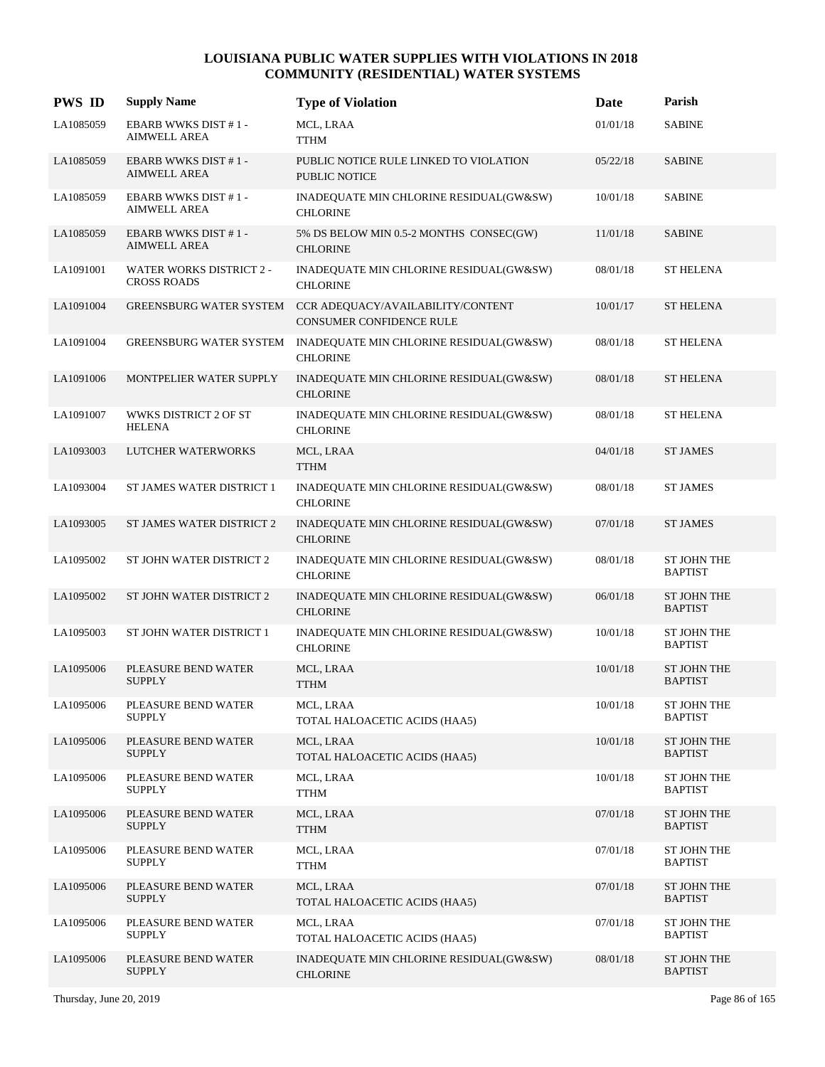# LOUISIANA PUBLIC WATER SUPPLIES WITH VIOLATIONS IN 2018
## COMMUNITY (RESIDENTIAL) WATER SYSTEMS

| PWS ID | Supply Name | Type of Violation | Date | Parish |
|---|---|---|---|---|
| LA1085059 | EBARB WWKS DIST # 1 - AIMWELL AREA | MCL, LRAA<br>TTHM | 01/01/18 | SABINE |
| LA1085059 | EBARB WWKS DIST # 1 - AIMWELL AREA | PUBLIC NOTICE RULE LINKED TO VIOLATION<br>PUBLIC NOTICE | 05/22/18 | SABINE |
| LA1085059 | EBARB WWKS DIST # 1 - AIMWELL AREA | INADEQUATE MIN CHLORINE RESIDUAL(GW&SW)<br>CHLORINE | 10/01/18 | SABINE |
| LA1085059 | EBARB WWKS DIST # 1 - AIMWELL AREA | 5% DS BELOW MIN 0.5-2 MONTHS CONSEC(GW)<br>CHLORINE | 11/01/18 | SABINE |
| LA1091001 | WATER WORKS DISTRICT 2 - CROSS ROADS | INADEQUATE MIN CHLORINE RESIDUAL(GW&SW)<br>CHLORINE | 08/01/18 | ST HELENA |
| LA1091004 | GREENSBURG WATER SYSTEM | CCR ADEQUACY/AVAILABILITY/CONTENT<br>CONSUMER CONFIDENCE RULE | 10/01/17 | ST HELENA |
| LA1091004 | GREENSBURG WATER SYSTEM | INADEQUATE MIN CHLORINE RESIDUAL(GW&SW)<br>CHLORINE | 08/01/18 | ST HELENA |
| LA1091006 | MONTPELIER WATER SUPPLY | INADEQUATE MIN CHLORINE RESIDUAL(GW&SW)<br>CHLORINE | 08/01/18 | ST HELENA |
| LA1091007 | WWKS DISTRICT 2 OF ST HELENA | INADEQUATE MIN CHLORINE RESIDUAL(GW&SW)<br>CHLORINE | 08/01/18 | ST HELENA |
| LA1093003 | LUTCHER WATERWORKS | MCL, LRAA<br>TTHM | 04/01/18 | ST JAMES |
| LA1093004 | ST JAMES WATER DISTRICT 1 | INADEQUATE MIN CHLORINE RESIDUAL(GW&SW)<br>CHLORINE | 08/01/18 | ST JAMES |
| LA1093005 | ST JAMES WATER DISTRICT 2 | INADEQUATE MIN CHLORINE RESIDUAL(GW&SW)<br>CHLORINE | 07/01/18 | ST JAMES |
| LA1095002 | ST JOHN WATER DISTRICT 2 | INADEQUATE MIN CHLORINE RESIDUAL(GW&SW)<br>CHLORINE | 08/01/18 | ST JOHN THE BAPTIST |
| LA1095002 | ST JOHN WATER DISTRICT 2 | INADEQUATE MIN CHLORINE RESIDUAL(GW&SW)<br>CHLORINE | 06/01/18 | ST JOHN THE BAPTIST |
| LA1095003 | ST JOHN WATER DISTRICT 1 | INADEQUATE MIN CHLORINE RESIDUAL(GW&SW)<br>CHLORINE | 10/01/18 | ST JOHN THE BAPTIST |
| LA1095006 | PLEASURE BEND WATER SUPPLY | MCL, LRAA<br>TTHM | 10/01/18 | ST JOHN THE BAPTIST |
| LA1095006 | PLEASURE BEND WATER SUPPLY | MCL, LRAA<br>TOTAL HALOACETIC ACIDS (HAA5) | 10/01/18 | ST JOHN THE BAPTIST |
| LA1095006 | PLEASURE BEND WATER SUPPLY | MCL, LRAA<br>TOTAL HALOACETIC ACIDS (HAA5) | 10/01/18 | ST JOHN THE BAPTIST |
| LA1095006 | PLEASURE BEND WATER SUPPLY | MCL, LRAA<br>TTHM | 10/01/18 | ST JOHN THE BAPTIST |
| LA1095006 | PLEASURE BEND WATER SUPPLY | MCL, LRAA<br>TTHM | 07/01/18 | ST JOHN THE BAPTIST |
| LA1095006 | PLEASURE BEND WATER SUPPLY | MCL, LRAA<br>TTHM | 07/01/18 | ST JOHN THE BAPTIST |
| LA1095006 | PLEASURE BEND WATER SUPPLY | MCL, LRAA<br>TOTAL HALOACETIC ACIDS (HAA5) | 07/01/18 | ST JOHN THE BAPTIST |
| LA1095006 | PLEASURE BEND WATER SUPPLY | MCL, LRAA<br>TOTAL HALOACETIC ACIDS (HAA5) | 07/01/18 | ST JOHN THE BAPTIST |
| LA1095006 | PLEASURE BEND WATER SUPPLY | INADEQUATE MIN CHLORINE RESIDUAL(GW&SW)<br>CHLORINE | 08/01/18 | ST JOHN THE BAPTIST |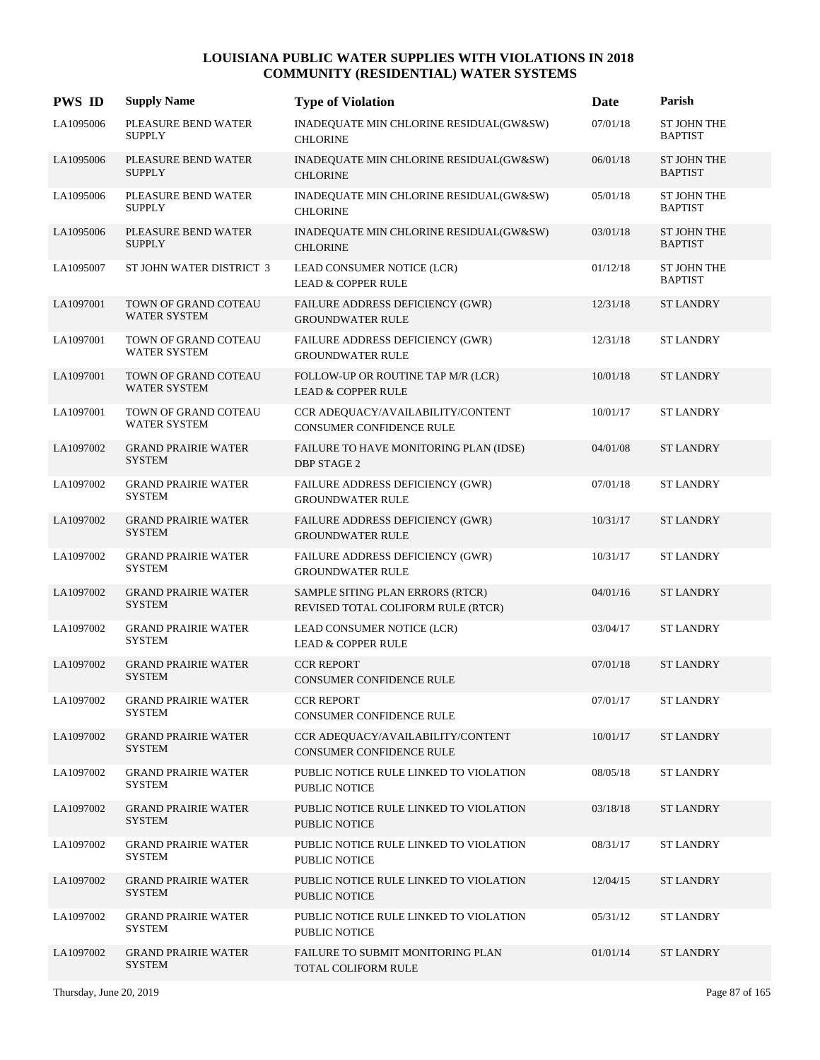# LOUISIANA PUBLIC WATER SUPPLIES WITH VIOLATIONS IN 2018
## COMMUNITY (RESIDENTIAL) WATER SYSTEMS

| PWS ID | Supply Name | Type of Violation | Date | Parish |
|---|---|---|---|---|
| LA1095006 | PLEASURE BEND WATER SUPPLY | INADEQUATE MIN CHLORINE RESIDUAL(GW&SW) CHLORINE | 07/01/18 | ST JOHN THE BAPTIST |
| LA1095006 | PLEASURE BEND WATER SUPPLY | INADEQUATE MIN CHLORINE RESIDUAL(GW&SW) CHLORINE | 06/01/18 | ST JOHN THE BAPTIST |
| LA1095006 | PLEASURE BEND WATER SUPPLY | INADEQUATE MIN CHLORINE RESIDUAL(GW&SW) CHLORINE | 05/01/18 | ST JOHN THE BAPTIST |
| LA1095006 | PLEASURE BEND WATER SUPPLY | INADEQUATE MIN CHLORINE RESIDUAL(GW&SW) CHLORINE | 03/01/18 | ST JOHN THE BAPTIST |
| LA1095007 | ST JOHN WATER DISTRICT 3 | LEAD CONSUMER NOTICE (LCR) LEAD & COPPER RULE | 01/12/18 | ST JOHN THE BAPTIST |
| LA1097001 | TOWN OF GRAND COTEAU WATER SYSTEM | FAILURE ADDRESS DEFICIENCY (GWR) GROUNDWATER RULE | 12/31/18 | ST LANDRY |
| LA1097001 | TOWN OF GRAND COTEAU WATER SYSTEM | FAILURE ADDRESS DEFICIENCY (GWR) GROUNDWATER RULE | 12/31/18 | ST LANDRY |
| LA1097001 | TOWN OF GRAND COTEAU WATER SYSTEM | FOLLOW-UP OR ROUTINE TAP M/R (LCR) LEAD & COPPER RULE | 10/01/18 | ST LANDRY |
| LA1097001 | TOWN OF GRAND COTEAU WATER SYSTEM | CCR ADEQUACY/AVAILABILITY/CONTENT CONSUMER CONFIDENCE RULE | 10/01/17 | ST LANDRY |
| LA1097002 | GRAND PRAIRIE WATER SYSTEM | FAILURE TO HAVE MONITORING PLAN (IDSE) DBP STAGE 2 | 04/01/08 | ST LANDRY |
| LA1097002 | GRAND PRAIRIE WATER SYSTEM | FAILURE ADDRESS DEFICIENCY (GWR) GROUNDWATER RULE | 07/01/18 | ST LANDRY |
| LA1097002 | GRAND PRAIRIE WATER SYSTEM | FAILURE ADDRESS DEFICIENCY (GWR) GROUNDWATER RULE | 10/31/17 | ST LANDRY |
| LA1097002 | GRAND PRAIRIE WATER SYSTEM | FAILURE ADDRESS DEFICIENCY (GWR) GROUNDWATER RULE | 10/31/17 | ST LANDRY |
| LA1097002 | GRAND PRAIRIE WATER SYSTEM | SAMPLE SITING PLAN ERRORS (RTCR) REVISED TOTAL COLIFORM RULE (RTCR) | 04/01/16 | ST LANDRY |
| LA1097002 | GRAND PRAIRIE WATER SYSTEM | LEAD CONSUMER NOTICE (LCR) LEAD & COPPER RULE | 03/04/17 | ST LANDRY |
| LA1097002 | GRAND PRAIRIE WATER SYSTEM | CCR REPORT CONSUMER CONFIDENCE RULE | 07/01/18 | ST LANDRY |
| LA1097002 | GRAND PRAIRIE WATER SYSTEM | CCR REPORT CONSUMER CONFIDENCE RULE | 07/01/17 | ST LANDRY |
| LA1097002 | GRAND PRAIRIE WATER SYSTEM | CCR ADEQUACY/AVAILABILITY/CONTENT CONSUMER CONFIDENCE RULE | 10/01/17 | ST LANDRY |
| LA1097002 | GRAND PRAIRIE WATER SYSTEM | PUBLIC NOTICE RULE LINKED TO VIOLATION PUBLIC NOTICE | 08/05/18 | ST LANDRY |
| LA1097002 | GRAND PRAIRIE WATER SYSTEM | PUBLIC NOTICE RULE LINKED TO VIOLATION PUBLIC NOTICE | 03/18/18 | ST LANDRY |
| LA1097002 | GRAND PRAIRIE WATER SYSTEM | PUBLIC NOTICE RULE LINKED TO VIOLATION PUBLIC NOTICE | 08/31/17 | ST LANDRY |
| LA1097002 | GRAND PRAIRIE WATER SYSTEM | PUBLIC NOTICE RULE LINKED TO VIOLATION PUBLIC NOTICE | 12/04/15 | ST LANDRY |
| LA1097002 | GRAND PRAIRIE WATER SYSTEM | PUBLIC NOTICE RULE LINKED TO VIOLATION PUBLIC NOTICE | 05/31/12 | ST LANDRY |
| LA1097002 | GRAND PRAIRIE WATER SYSTEM | FAILURE TO SUBMIT MONITORING PLAN TOTAL COLIFORM RULE | 01/01/14 | ST LANDRY |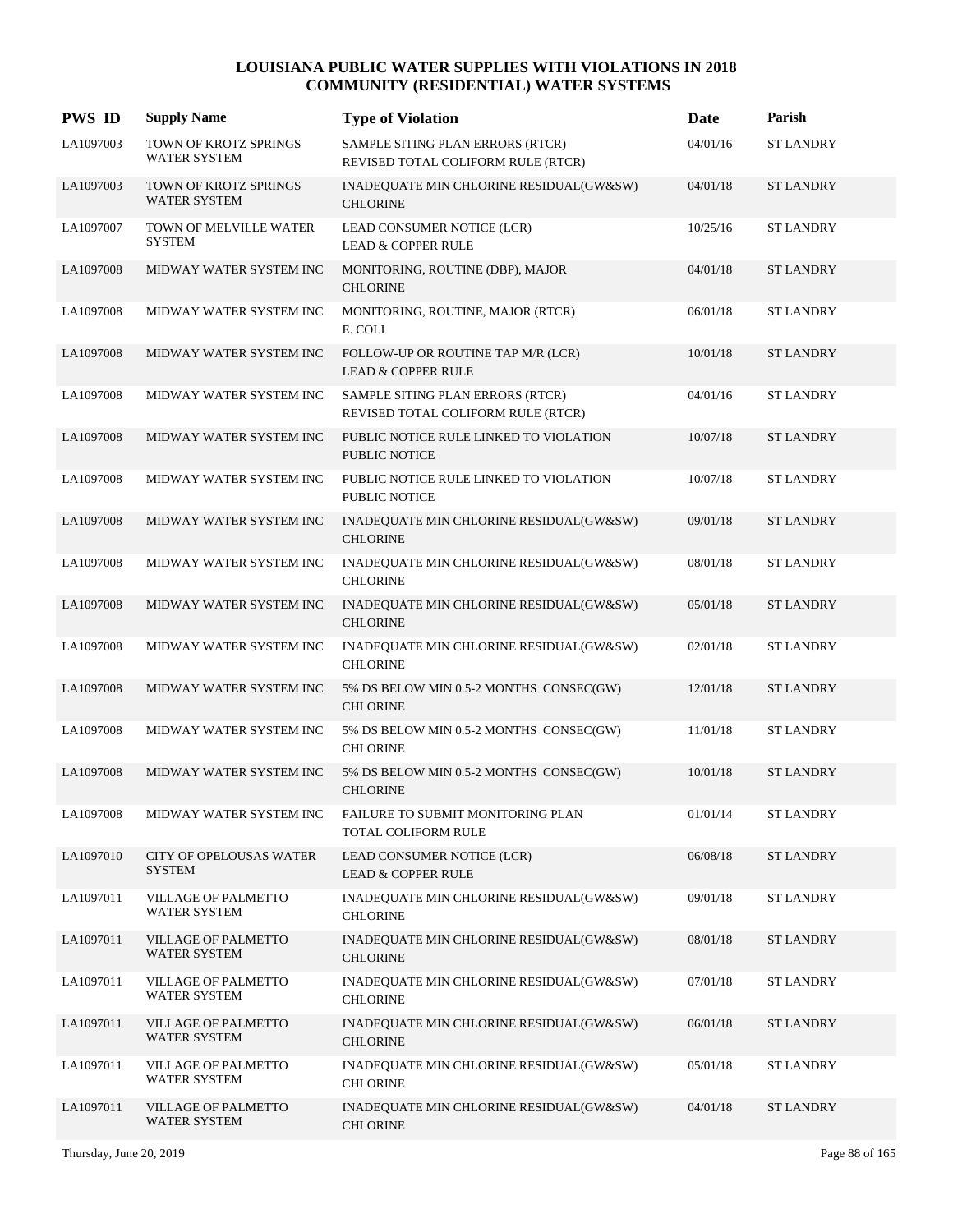# LOUISIANA PUBLIC WATER SUPPLIES WITH VIOLATIONS IN 2018
## COMMUNITY (RESIDENTIAL) WATER SYSTEMS

| PWS ID | Supply Name | Type of Violation | Date | Parish |
|---|---|---|---|---|
| LA1097003 | TOWN OF KROTZ SPRINGS WATER SYSTEM | SAMPLE SITING PLAN ERRORS (RTCR) REVISED TOTAL COLIFORM RULE (RTCR) | 04/01/16 | ST LANDRY |
| LA1097003 | TOWN OF KROTZ SPRINGS WATER SYSTEM | INADEQUATE MIN CHLORINE RESIDUAL(GW&SW) CHLORINE | 04/01/18 | ST LANDRY |
| LA1097007 | TOWN OF MELVILLE WATER SYSTEM | LEAD CONSUMER NOTICE (LCR) LEAD & COPPER RULE | 10/25/16 | ST LANDRY |
| LA1097008 | MIDWAY WATER SYSTEM INC | MONITORING, ROUTINE (DBP), MAJOR CHLORINE | 04/01/18 | ST LANDRY |
| LA1097008 | MIDWAY WATER SYSTEM INC | MONITORING, ROUTINE, MAJOR (RTCR) E. COLI | 06/01/18 | ST LANDRY |
| LA1097008 | MIDWAY WATER SYSTEM INC | FOLLOW-UP OR ROUTINE TAP M/R (LCR) LEAD & COPPER RULE | 10/01/18 | ST LANDRY |
| LA1097008 | MIDWAY WATER SYSTEM INC | SAMPLE SITING PLAN ERRORS (RTCR) REVISED TOTAL COLIFORM RULE (RTCR) | 04/01/16 | ST LANDRY |
| LA1097008 | MIDWAY WATER SYSTEM INC | PUBLIC NOTICE RULE LINKED TO VIOLATION PUBLIC NOTICE | 10/07/18 | ST LANDRY |
| LA1097008 | MIDWAY WATER SYSTEM INC | PUBLIC NOTICE RULE LINKED TO VIOLATION PUBLIC NOTICE | 10/07/18 | ST LANDRY |
| LA1097008 | MIDWAY WATER SYSTEM INC | INADEQUATE MIN CHLORINE RESIDUAL(GW&SW) CHLORINE | 09/01/18 | ST LANDRY |
| LA1097008 | MIDWAY WATER SYSTEM INC | INADEQUATE MIN CHLORINE RESIDUAL(GW&SW) CHLORINE | 08/01/18 | ST LANDRY |
| LA1097008 | MIDWAY WATER SYSTEM INC | INADEQUATE MIN CHLORINE RESIDUAL(GW&SW) CHLORINE | 05/01/18 | ST LANDRY |
| LA1097008 | MIDWAY WATER SYSTEM INC | INADEQUATE MIN CHLORINE RESIDUAL(GW&SW) CHLORINE | 02/01/18 | ST LANDRY |
| LA1097008 | MIDWAY WATER SYSTEM INC | 5% DS BELOW MIN 0.5-2 MONTHS CONSEC(GW) CHLORINE | 12/01/18 | ST LANDRY |
| LA1097008 | MIDWAY WATER SYSTEM INC | 5% DS BELOW MIN 0.5-2 MONTHS CONSEC(GW) CHLORINE | 11/01/18 | ST LANDRY |
| LA1097008 | MIDWAY WATER SYSTEM INC | 5% DS BELOW MIN 0.5-2 MONTHS CONSEC(GW) CHLORINE | 10/01/18 | ST LANDRY |
| LA1097008 | MIDWAY WATER SYSTEM INC | FAILURE TO SUBMIT MONITORING PLAN TOTAL COLIFORM RULE | 01/01/14 | ST LANDRY |
| LA1097010 | CITY OF OPELOUSAS WATER SYSTEM | LEAD CONSUMER NOTICE (LCR) LEAD & COPPER RULE | 06/08/18 | ST LANDRY |
| LA1097011 | VILLAGE OF PALMETTO WATER SYSTEM | INADEQUATE MIN CHLORINE RESIDUAL(GW&SW) CHLORINE | 09/01/18 | ST LANDRY |
| LA1097011 | VILLAGE OF PALMETTO WATER SYSTEM | INADEQUATE MIN CHLORINE RESIDUAL(GW&SW) CHLORINE | 08/01/18 | ST LANDRY |
| LA1097011 | VILLAGE OF PALMETTO WATER SYSTEM | INADEQUATE MIN CHLORINE RESIDUAL(GW&SW) CHLORINE | 07/01/18 | ST LANDRY |
| LA1097011 | VILLAGE OF PALMETTO WATER SYSTEM | INADEQUATE MIN CHLORINE RESIDUAL(GW&SW) CHLORINE | 06/01/18 | ST LANDRY |
| LA1097011 | VILLAGE OF PALMETTO WATER SYSTEM | INADEQUATE MIN CHLORINE RESIDUAL(GW&SW) CHLORINE | 05/01/18 | ST LANDRY |
| LA1097011 | VILLAGE OF PALMETTO WATER SYSTEM | INADEQUATE MIN CHLORINE RESIDUAL(GW&SW) CHLORINE | 04/01/18 | ST LANDRY |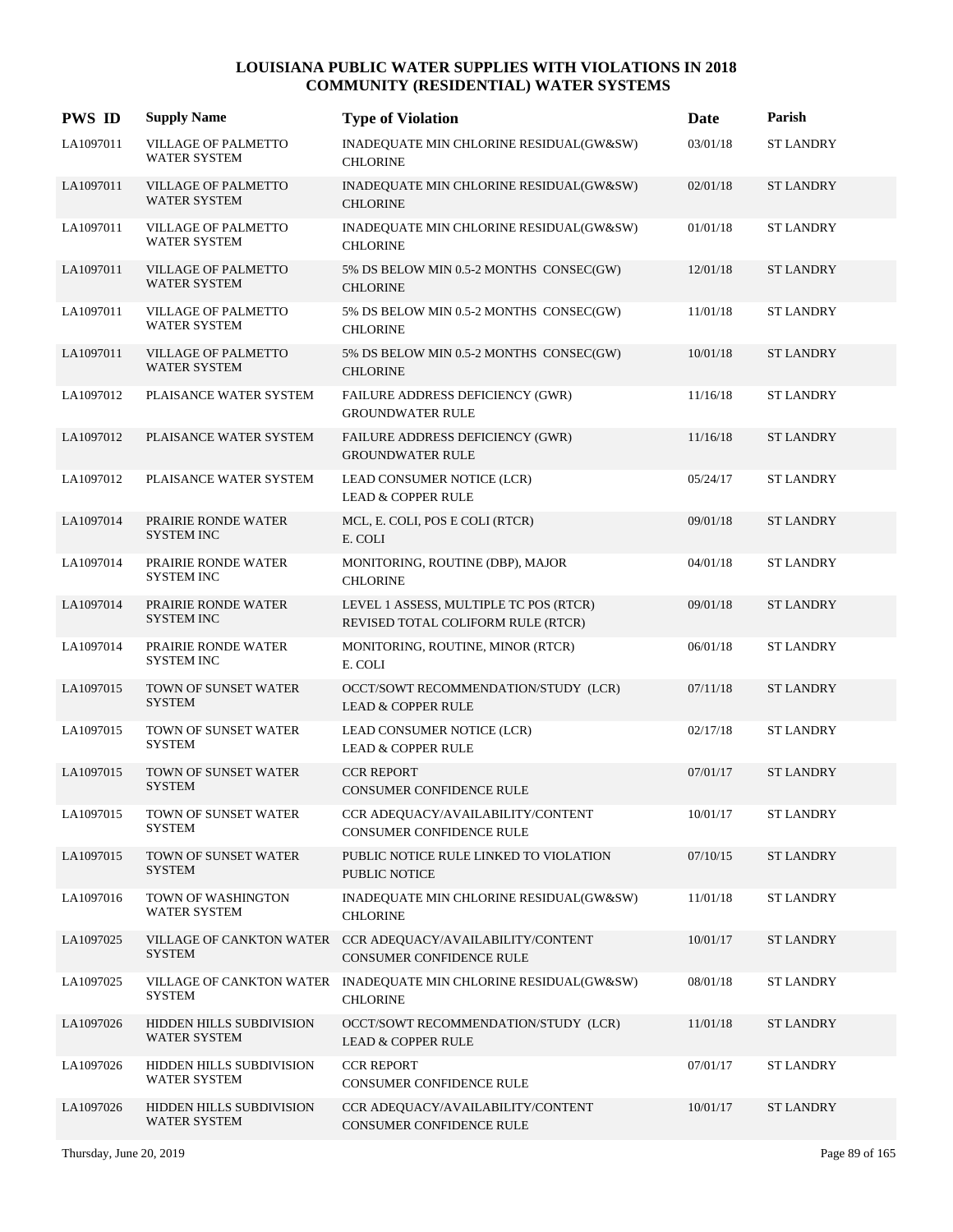# LOUISIANA PUBLIC WATER SUPPLIES WITH VIOLATIONS IN 2018
## COMMUNITY (RESIDENTIAL) WATER SYSTEMS

| PWS ID | Supply Name | Type of Violation | Date | Parish |
|---|---|---|---|---|
| LA1097011 | VILLAGE OF PALMETTO WATER SYSTEM | INADEQUATE MIN CHLORINE RESIDUAL(GW&SW) CHLORINE | 03/01/18 | ST LANDRY |
| LA1097011 | VILLAGE OF PALMETTO WATER SYSTEM | INADEQUATE MIN CHLORINE RESIDUAL(GW&SW) CHLORINE | 02/01/18 | ST LANDRY |
| LA1097011 | VILLAGE OF PALMETTO WATER SYSTEM | INADEQUATE MIN CHLORINE RESIDUAL(GW&SW) CHLORINE | 01/01/18 | ST LANDRY |
| LA1097011 | VILLAGE OF PALMETTO WATER SYSTEM | 5% DS BELOW MIN 0.5-2 MONTHS CONSEC(GW) CHLORINE | 12/01/18 | ST LANDRY |
| LA1097011 | VILLAGE OF PALMETTO WATER SYSTEM | 5% DS BELOW MIN 0.5-2 MONTHS CONSEC(GW) CHLORINE | 11/01/18 | ST LANDRY |
| LA1097011 | VILLAGE OF PALMETTO WATER SYSTEM | 5% DS BELOW MIN 0.5-2 MONTHS CONSEC(GW) CHLORINE | 10/01/18 | ST LANDRY |
| LA1097012 | PLAISANCE WATER SYSTEM | FAILURE ADDRESS DEFICIENCY (GWR) GROUNDWATER RULE | 11/16/18 | ST LANDRY |
| LA1097012 | PLAISANCE WATER SYSTEM | FAILURE ADDRESS DEFICIENCY (GWR) GROUNDWATER RULE | 11/16/18 | ST LANDRY |
| LA1097012 | PLAISANCE WATER SYSTEM | LEAD CONSUMER NOTICE (LCR) LEAD & COPPER RULE | 05/24/17 | ST LANDRY |
| LA1097014 | PRAIRIE RONDE WATER SYSTEM INC | MCL, E. COLI, POS E COLI (RTCR) E. COLI | 09/01/18 | ST LANDRY |
| LA1097014 | PRAIRIE RONDE WATER SYSTEM INC | MONITORING, ROUTINE (DBP), MAJOR CHLORINE | 04/01/18 | ST LANDRY |
| LA1097014 | PRAIRIE RONDE WATER SYSTEM INC | LEVEL 1 ASSESS, MULTIPLE TC POS (RTCR) REVISED TOTAL COLIFORM RULE (RTCR) | 09/01/18 | ST LANDRY |
| LA1097014 | PRAIRIE RONDE WATER SYSTEM INC | MONITORING, ROUTINE, MINOR (RTCR) E. COLI | 06/01/18 | ST LANDRY |
| LA1097015 | TOWN OF SUNSET WATER SYSTEM | OCCT/SOWT RECOMMENDATION/STUDY (LCR) LEAD & COPPER RULE | 07/11/18 | ST LANDRY |
| LA1097015 | TOWN OF SUNSET WATER SYSTEM | LEAD CONSUMER NOTICE (LCR) LEAD & COPPER RULE | 02/17/18 | ST LANDRY |
| LA1097015 | TOWN OF SUNSET WATER SYSTEM | CCR REPORT CONSUMER CONFIDENCE RULE | 07/01/17 | ST LANDRY |
| LA1097015 | TOWN OF SUNSET WATER SYSTEM | CCR ADEQUACY/AVAILABILITY/CONTENT CONSUMER CONFIDENCE RULE | 10/01/17 | ST LANDRY |
| LA1097015 | TOWN OF SUNSET WATER SYSTEM | PUBLIC NOTICE RULE LINKED TO VIOLATION PUBLIC NOTICE | 07/10/15 | ST LANDRY |
| LA1097016 | TOWN OF WASHINGTON WATER SYSTEM | INADEQUATE MIN CHLORINE RESIDUAL(GW&SW) CHLORINE | 11/01/18 | ST LANDRY |
| LA1097025 | VILLAGE OF CANKTON WATER SYSTEM | CCR ADEQUACY/AVAILABILITY/CONTENT CONSUMER CONFIDENCE RULE | 10/01/17 | ST LANDRY |
| LA1097025 | VILLAGE OF CANKTON WATER SYSTEM | INADEQUATE MIN CHLORINE RESIDUAL(GW&SW) CHLORINE | 08/01/18 | ST LANDRY |
| LA1097026 | HIDDEN HILLS SUBDIVISION WATER SYSTEM | OCCT/SOWT RECOMMENDATION/STUDY (LCR) LEAD & COPPER RULE | 11/01/18 | ST LANDRY |
| LA1097026 | HIDDEN HILLS SUBDIVISION WATER SYSTEM | CCR REPORT CONSUMER CONFIDENCE RULE | 07/01/17 | ST LANDRY |
| LA1097026 | HIDDEN HILLS SUBDIVISION WATER SYSTEM | CCR ADEQUACY/AVAILABILITY/CONTENT CONSUMER CONFIDENCE RULE | 10/01/17 | ST LANDRY |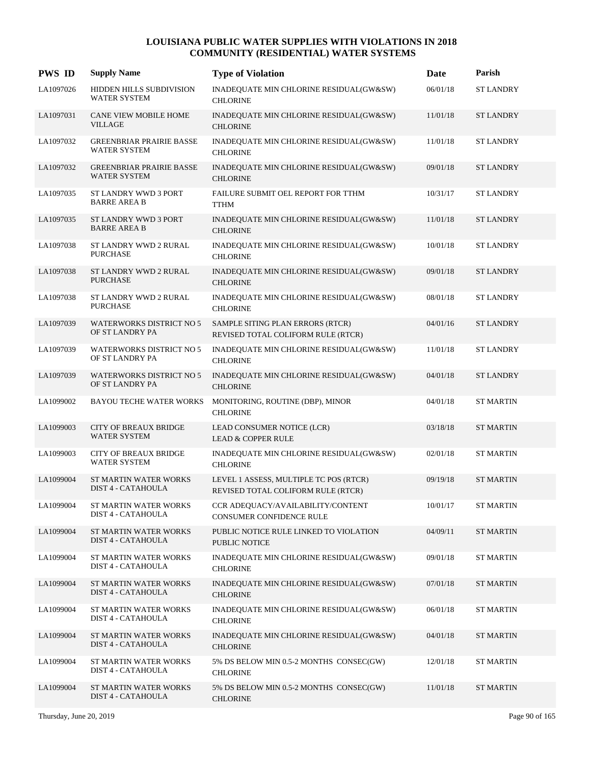# LOUISIANA PUBLIC WATER SUPPLIES WITH VIOLATIONS IN 2018
## COMMUNITY (RESIDENTIAL) WATER SYSTEMS

| PWS ID | Supply Name | Type of Violation | Date | Parish |
|---|---|---|---|---|
| LA1097026 | HIDDEN HILLS SUBDIVISION WATER SYSTEM | INADEQUATE MIN CHLORINE RESIDUAL(GW&SW) CHLORINE | 06/01/18 | ST LANDRY |
| LA1097031 | CANE VIEW MOBILE HOME VILLAGE | INADEQUATE MIN CHLORINE RESIDUAL(GW&SW) CHLORINE | 11/01/18 | ST LANDRY |
| LA1097032 | GREENBRIAR PRAIRIE BASSE WATER SYSTEM | INADEQUATE MIN CHLORINE RESIDUAL(GW&SW) CHLORINE | 11/01/18 | ST LANDRY |
| LA1097032 | GREENBRIAR PRAIRIE BASSE WATER SYSTEM | INADEQUATE MIN CHLORINE RESIDUAL(GW&SW) CHLORINE | 09/01/18 | ST LANDRY |
| LA1097035 | ST LANDRY WWD 3 PORT BARRE AREA B | FAILURE SUBMIT OEL REPORT FOR TTHM TTHM | 10/31/17 | ST LANDRY |
| LA1097035 | ST LANDRY WWD 3 PORT BARRE AREA B | INADEQUATE MIN CHLORINE RESIDUAL(GW&SW) CHLORINE | 11/01/18 | ST LANDRY |
| LA1097038 | ST LANDRY WWD 2 RURAL PURCHASE | INADEQUATE MIN CHLORINE RESIDUAL(GW&SW) CHLORINE | 10/01/18 | ST LANDRY |
| LA1097038 | ST LANDRY WWD 2 RURAL PURCHASE | INADEQUATE MIN CHLORINE RESIDUAL(GW&SW) CHLORINE | 09/01/18 | ST LANDRY |
| LA1097038 | ST LANDRY WWD 2 RURAL PURCHASE | INADEQUATE MIN CHLORINE RESIDUAL(GW&SW) CHLORINE | 08/01/18 | ST LANDRY |
| LA1097039 | WATERWORKS DISTRICT NO 5 OF ST LANDRY PA | SAMPLE SITING PLAN ERRORS (RTCR) REVISED TOTAL COLIFORM RULE (RTCR) | 04/01/16 | ST LANDRY |
| LA1097039 | WATERWORKS DISTRICT NO 5 OF ST LANDRY PA | INADEQUATE MIN CHLORINE RESIDUAL(GW&SW) CHLORINE | 11/01/18 | ST LANDRY |
| LA1097039 | WATERWORKS DISTRICT NO 5 OF ST LANDRY PA | INADEQUATE MIN CHLORINE RESIDUAL(GW&SW) CHLORINE | 04/01/18 | ST LANDRY |
| LA1099002 | BAYOU TECHE WATER WORKS | MONITORING, ROUTINE (DBP), MINOR CHLORINE | 04/01/18 | ST MARTIN |
| LA1099003 | CITY OF BREAUX BRIDGE WATER SYSTEM | LEAD CONSUMER NOTICE (LCR) LEAD & COPPER RULE | 03/18/18 | ST MARTIN |
| LA1099003 | CITY OF BREAUX BRIDGE WATER SYSTEM | INADEQUATE MIN CHLORINE RESIDUAL(GW&SW) CHLORINE | 02/01/18 | ST MARTIN |
| LA1099004 | ST MARTIN WATER WORKS DIST 4 - CATAHOULA | LEVEL 1 ASSESS, MULTIPLE TC POS (RTCR) REVISED TOTAL COLIFORM RULE (RTCR) | 09/19/18 | ST MARTIN |
| LA1099004 | ST MARTIN WATER WORKS DIST 4 - CATAHOULA | CCR ADEQUACY/AVAILABILITY/CONTENT CONSUMER CONFIDENCE RULE | 10/01/17 | ST MARTIN |
| LA1099004 | ST MARTIN WATER WORKS DIST 4 - CATAHOULA | PUBLIC NOTICE RULE LINKED TO VIOLATION PUBLIC NOTICE | 04/09/11 | ST MARTIN |
| LA1099004 | ST MARTIN WATER WORKS DIST 4 - CATAHOULA | INADEQUATE MIN CHLORINE RESIDUAL(GW&SW) CHLORINE | 09/01/18 | ST MARTIN |
| LA1099004 | ST MARTIN WATER WORKS DIST 4 - CATAHOULA | INADEQUATE MIN CHLORINE RESIDUAL(GW&SW) CHLORINE | 07/01/18 | ST MARTIN |
| LA1099004 | ST MARTIN WATER WORKS DIST 4 - CATAHOULA | INADEQUATE MIN CHLORINE RESIDUAL(GW&SW) CHLORINE | 06/01/18 | ST MARTIN |
| LA1099004 | ST MARTIN WATER WORKS DIST 4 - CATAHOULA | INADEQUATE MIN CHLORINE RESIDUAL(GW&SW) CHLORINE | 04/01/18 | ST MARTIN |
| LA1099004 | ST MARTIN WATER WORKS DIST 4 - CATAHOULA | 5% DS BELOW MIN 0.5-2 MONTHS CONSEC(GW) CHLORINE | 12/01/18 | ST MARTIN |
| LA1099004 | ST MARTIN WATER WORKS DIST 4 - CATAHOULA | 5% DS BELOW MIN 0.5-2 MONTHS CONSEC(GW) CHLORINE | 11/01/18 | ST MARTIN |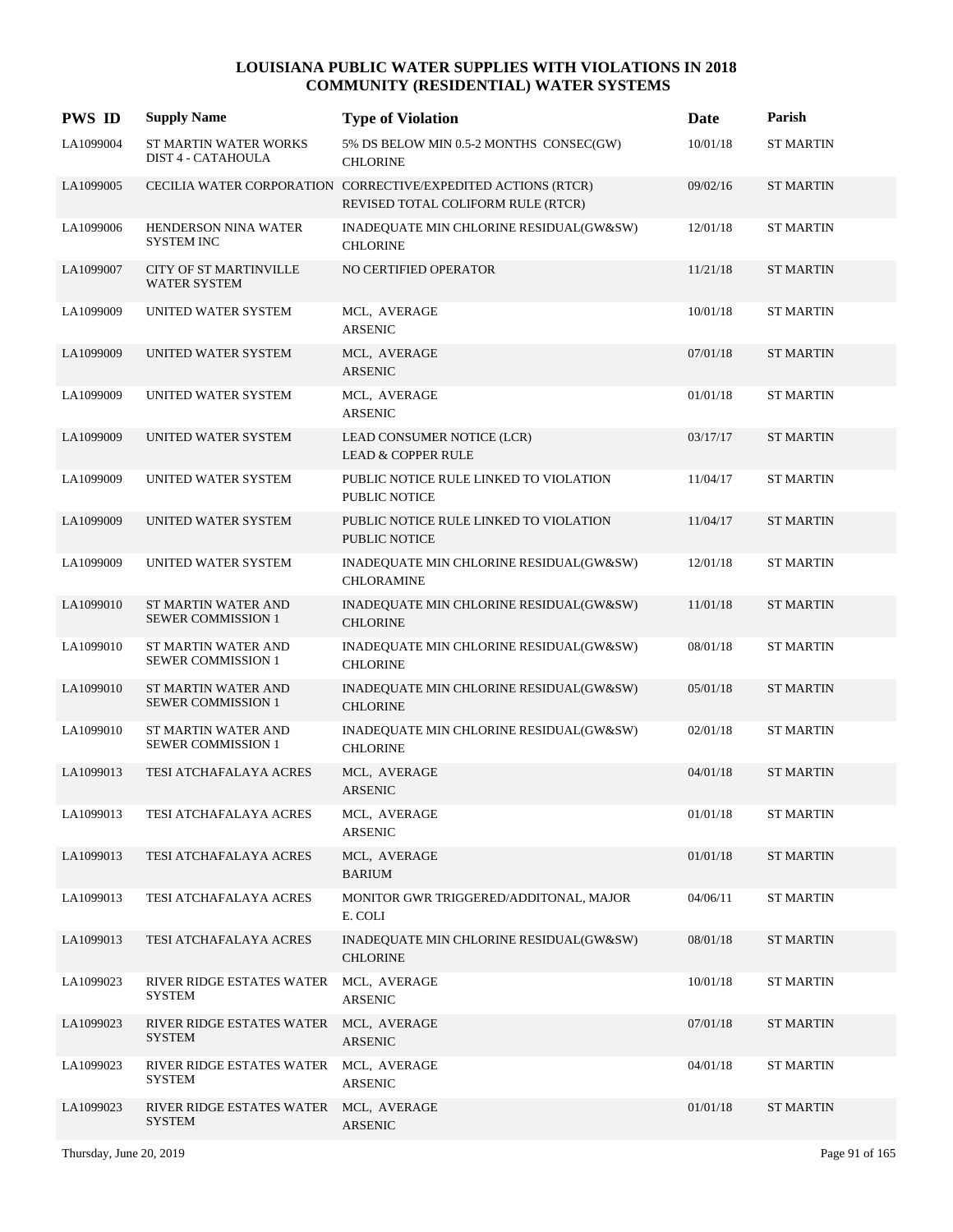# LOUISIANA PUBLIC WATER SUPPLIES WITH VIOLATIONS IN 2018
## COMMUNITY (RESIDENTIAL) WATER SYSTEMS

| PWS ID | Supply Name | Type of Violation | Date | Parish |
|---|---|---|---|---|
| LA1099004 | ST MARTIN WATER WORKS DIST 4 - CATAHOULA | 5% DS BELOW MIN 0.5-2 MONTHS CONSEC(GW) CHLORINE | 10/01/18 | ST MARTIN |
| LA1099005 | CECILIA WATER CORPORATION | CORRECTIVE/EXPEDITED ACTIONS (RTCR) REVISED TOTAL COLIFORM RULE (RTCR) | 09/02/16 | ST MARTIN |
| LA1099006 | HENDERSON NINA WATER SYSTEM INC | INADEQUATE MIN CHLORINE RESIDUAL(GW&SW) CHLORINE | 12/01/18 | ST MARTIN |
| LA1099007 | CITY OF ST MARTINVILLE WATER SYSTEM | NO CERTIFIED OPERATOR | 11/21/18 | ST MARTIN |
| LA1099009 | UNITED WATER SYSTEM | MCL, AVERAGE ARSENIC | 10/01/18 | ST MARTIN |
| LA1099009 | UNITED WATER SYSTEM | MCL, AVERAGE ARSENIC | 07/01/18 | ST MARTIN |
| LA1099009 | UNITED WATER SYSTEM | MCL, AVERAGE ARSENIC | 01/01/18 | ST MARTIN |
| LA1099009 | UNITED WATER SYSTEM | LEAD CONSUMER NOTICE (LCR) LEAD & COPPER RULE | 03/17/17 | ST MARTIN |
| LA1099009 | UNITED WATER SYSTEM | PUBLIC NOTICE RULE LINKED TO VIOLATION PUBLIC NOTICE | 11/04/17 | ST MARTIN |
| LA1099009 | UNITED WATER SYSTEM | PUBLIC NOTICE RULE LINKED TO VIOLATION PUBLIC NOTICE | 11/04/17 | ST MARTIN |
| LA1099009 | UNITED WATER SYSTEM | INADEQUATE MIN CHLORINE RESIDUAL(GW&SW) CHLORAMINE | 12/01/18 | ST MARTIN |
| LA1099010 | ST MARTIN WATER AND SEWER COMMISSION 1 | INADEQUATE MIN CHLORINE RESIDUAL(GW&SW) CHLORINE | 11/01/18 | ST MARTIN |
| LA1099010 | ST MARTIN WATER AND SEWER COMMISSION 1 | INADEQUATE MIN CHLORINE RESIDUAL(GW&SW) CHLORINE | 08/01/18 | ST MARTIN |
| LA1099010 | ST MARTIN WATER AND SEWER COMMISSION 1 | INADEQUATE MIN CHLORINE RESIDUAL(GW&SW) CHLORINE | 05/01/18 | ST MARTIN |
| LA1099010 | ST MARTIN WATER AND SEWER COMMISSION 1 | INADEQUATE MIN CHLORINE RESIDUAL(GW&SW) CHLORINE | 02/01/18 | ST MARTIN |
| LA1099013 | TESI ATCHAFALAYA ACRES | MCL, AVERAGE ARSENIC | 04/01/18 | ST MARTIN |
| LA1099013 | TESI ATCHAFALAYA ACRES | MCL, AVERAGE ARSENIC | 01/01/18 | ST MARTIN |
| LA1099013 | TESI ATCHAFALAYA ACRES | MCL, AVERAGE BARIUM | 01/01/18 | ST MARTIN |
| LA1099013 | TESI ATCHAFALAYA ACRES | MONITOR GWR TRIGGERED/ADDITONAL, MAJOR E. COLI | 04/06/11 | ST MARTIN |
| LA1099013 | TESI ATCHAFALAYA ACRES | INADEQUATE MIN CHLORINE RESIDUAL(GW&SW) CHLORINE | 08/01/18 | ST MARTIN |
| LA1099023 | RIVER RIDGE ESTATES WATER SYSTEM | MCL, AVERAGE ARSENIC | 10/01/18 | ST MARTIN |
| LA1099023 | RIVER RIDGE ESTATES WATER SYSTEM | MCL, AVERAGE ARSENIC | 07/01/18 | ST MARTIN |
| LA1099023 | RIVER RIDGE ESTATES WATER SYSTEM | MCL, AVERAGE ARSENIC | 04/01/18 | ST MARTIN |
| LA1099023 | RIVER RIDGE ESTATES WATER SYSTEM | MCL, AVERAGE ARSENIC | 01/01/18 | ST MARTIN |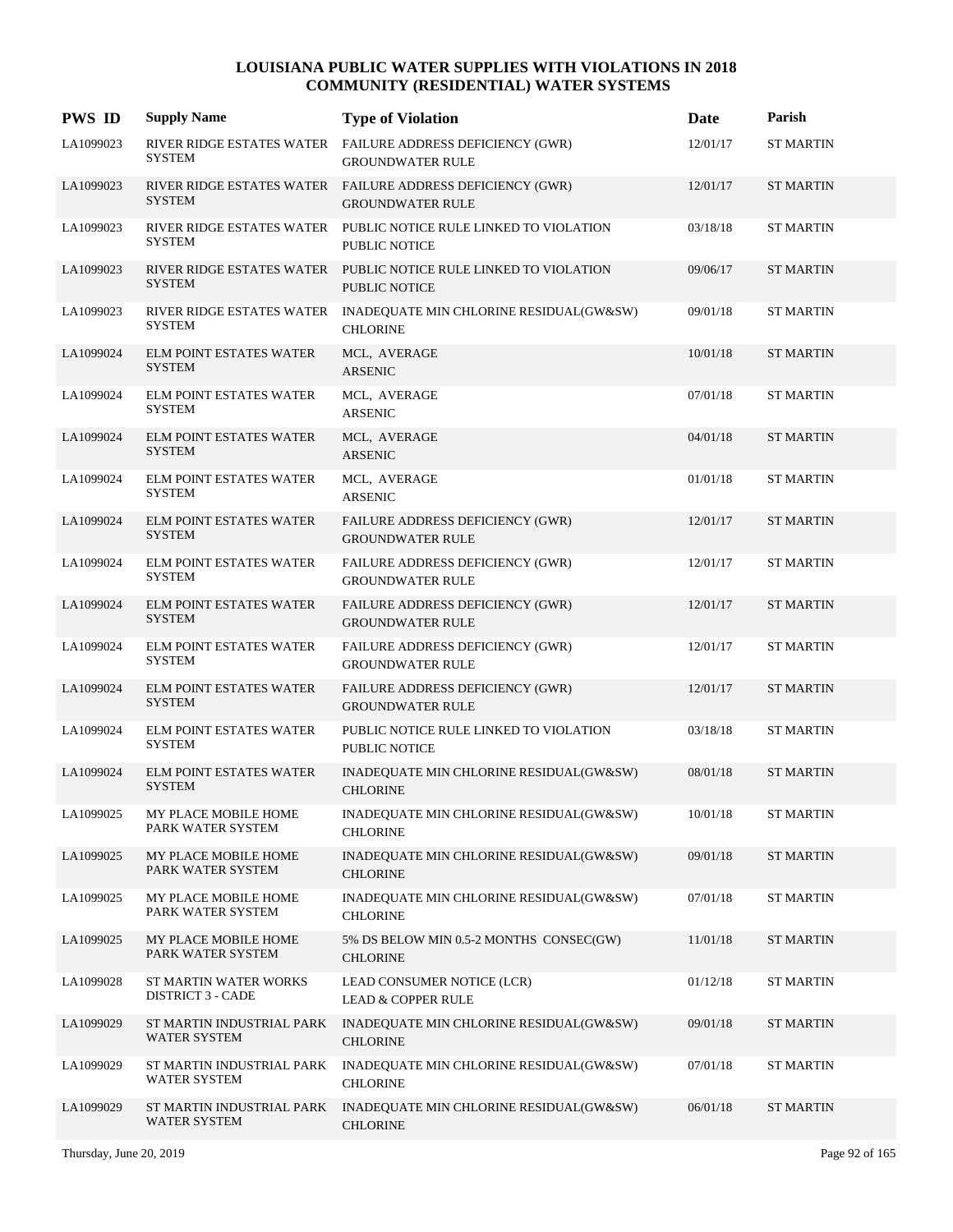# LOUISIANA PUBLIC WATER SUPPLIES WITH VIOLATIONS IN 2018
## COMMUNITY (RESIDENTIAL) WATER SYSTEMS

| PWS ID | Supply Name | Type of Violation | Date | Parish |
|---|---|---|---|---|
| LA1099023 | RIVER RIDGE ESTATES WATER SYSTEM | FAILURE ADDRESS DEFICIENCY (GWR) GROUNDWATER RULE | 12/01/17 | ST MARTIN |
| LA1099023 | RIVER RIDGE ESTATES WATER SYSTEM | FAILURE ADDRESS DEFICIENCY (GWR) GROUNDWATER RULE | 12/01/17 | ST MARTIN |
| LA1099023 | RIVER RIDGE ESTATES WATER SYSTEM | PUBLIC NOTICE RULE LINKED TO VIOLATION PUBLIC NOTICE | 03/18/18 | ST MARTIN |
| LA1099023 | RIVER RIDGE ESTATES WATER SYSTEM | PUBLIC NOTICE RULE LINKED TO VIOLATION PUBLIC NOTICE | 09/06/17 | ST MARTIN |
| LA1099023 | RIVER RIDGE ESTATES WATER SYSTEM | INADEQUATE MIN CHLORINE RESIDUAL(GW&SW) CHLORINE | 09/01/18 | ST MARTIN |
| LA1099024 | ELM POINT ESTATES WATER SYSTEM | MCL, AVERAGE ARSENIC | 10/01/18 | ST MARTIN |
| LA1099024 | ELM POINT ESTATES WATER SYSTEM | MCL, AVERAGE ARSENIC | 07/01/18 | ST MARTIN |
| LA1099024 | ELM POINT ESTATES WATER SYSTEM | MCL, AVERAGE ARSENIC | 04/01/18 | ST MARTIN |
| LA1099024 | ELM POINT ESTATES WATER SYSTEM | MCL, AVERAGE ARSENIC | 01/01/18 | ST MARTIN |
| LA1099024 | ELM POINT ESTATES WATER SYSTEM | FAILURE ADDRESS DEFICIENCY (GWR) GROUNDWATER RULE | 12/01/17 | ST MARTIN |
| LA1099024 | ELM POINT ESTATES WATER SYSTEM | FAILURE ADDRESS DEFICIENCY (GWR) GROUNDWATER RULE | 12/01/17 | ST MARTIN |
| LA1099024 | ELM POINT ESTATES WATER SYSTEM | FAILURE ADDRESS DEFICIENCY (GWR) GROUNDWATER RULE | 12/01/17 | ST MARTIN |
| LA1099024 | ELM POINT ESTATES WATER SYSTEM | FAILURE ADDRESS DEFICIENCY (GWR) GROUNDWATER RULE | 12/01/17 | ST MARTIN |
| LA1099024 | ELM POINT ESTATES WATER SYSTEM | FAILURE ADDRESS DEFICIENCY (GWR) GROUNDWATER RULE | 12/01/17 | ST MARTIN |
| LA1099024 | ELM POINT ESTATES WATER SYSTEM | PUBLIC NOTICE RULE LINKED TO VIOLATION PUBLIC NOTICE | 03/18/18 | ST MARTIN |
| LA1099024 | ELM POINT ESTATES WATER SYSTEM | INADEQUATE MIN CHLORINE RESIDUAL(GW&SW) CHLORINE | 08/01/18 | ST MARTIN |
| LA1099025 | MY PLACE MOBILE HOME PARK WATER SYSTEM | INADEQUATE MIN CHLORINE RESIDUAL(GW&SW) CHLORINE | 10/01/18 | ST MARTIN |
| LA1099025 | MY PLACE MOBILE HOME PARK WATER SYSTEM | INADEQUATE MIN CHLORINE RESIDUAL(GW&SW) CHLORINE | 09/01/18 | ST MARTIN |
| LA1099025 | MY PLACE MOBILE HOME PARK WATER SYSTEM | INADEQUATE MIN CHLORINE RESIDUAL(GW&SW) CHLORINE | 07/01/18 | ST MARTIN |
| LA1099025 | MY PLACE MOBILE HOME PARK WATER SYSTEM | 5% DS BELOW MIN 0.5-2 MONTHS CONSEC(GW) CHLORINE | 11/01/18 | ST MARTIN |
| LA1099028 | ST MARTIN WATER WORKS DISTRICT 3 - CADE | LEAD CONSUMER NOTICE (LCR) LEAD & COPPER RULE | 01/12/18 | ST MARTIN |
| LA1099029 | ST MARTIN INDUSTRIAL PARK WATER SYSTEM | INADEQUATE MIN CHLORINE RESIDUAL(GW&SW) CHLORINE | 09/01/18 | ST MARTIN |
| LA1099029 | ST MARTIN INDUSTRIAL PARK WATER SYSTEM | INADEQUATE MIN CHLORINE RESIDUAL(GW&SW) CHLORINE | 07/01/18 | ST MARTIN |
| LA1099029 | ST MARTIN INDUSTRIAL PARK WATER SYSTEM | INADEQUATE MIN CHLORINE RESIDUAL(GW&SW) CHLORINE | 06/01/18 | ST MARTIN |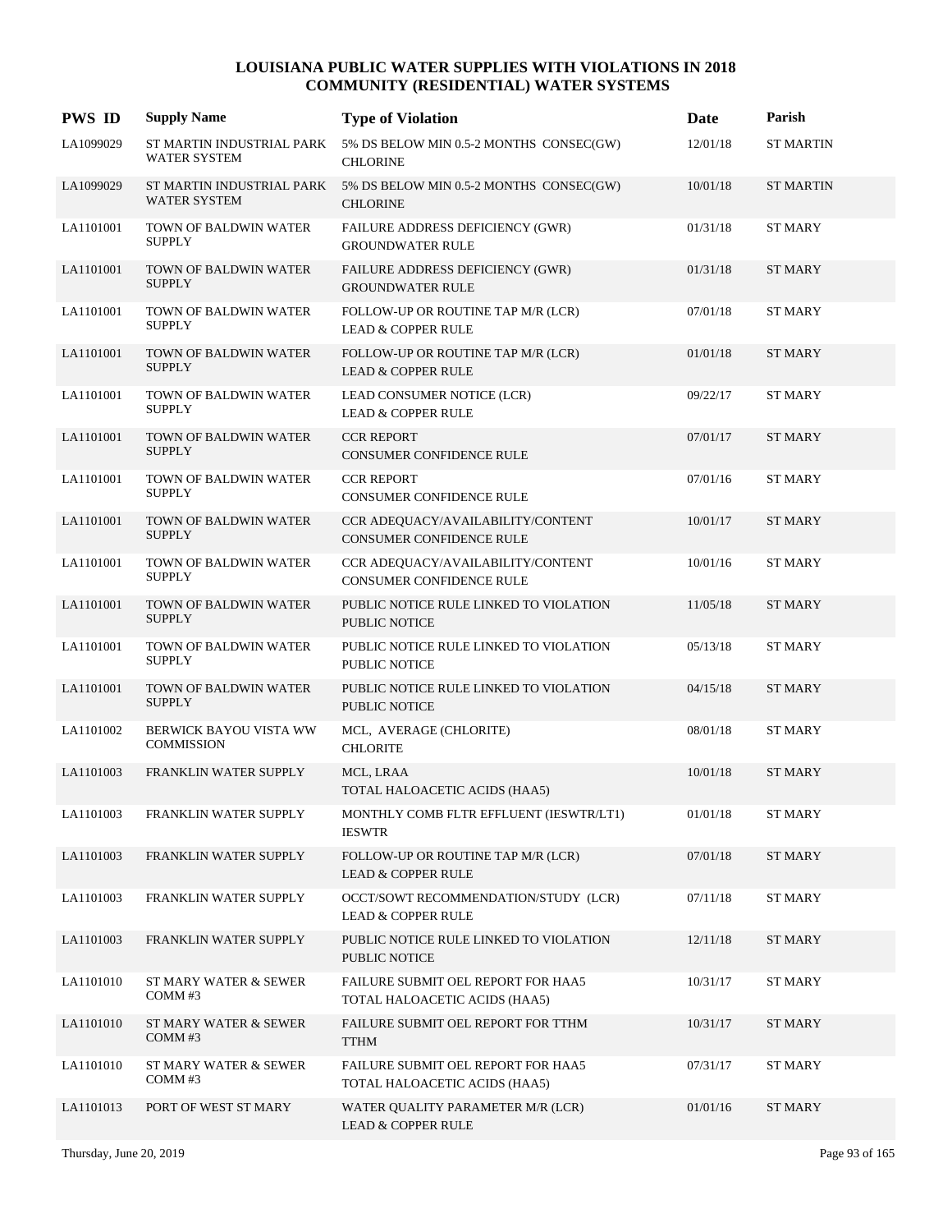# LOUISIANA PUBLIC WATER SUPPLIES WITH VIOLATIONS IN 2018
## COMMUNITY (RESIDENTIAL) WATER SYSTEMS

| PWS ID | Supply Name | Type of Violation | Date | Parish |
|---|---|---|---|---|
| LA1099029 | ST MARTIN INDUSTRIAL PARK WATER SYSTEM | 5% DS BELOW MIN 0.5-2 MONTHS CONSEC(GW) CHLORINE | 12/01/18 | ST MARTIN |
| LA1099029 | ST MARTIN INDUSTRIAL PARK WATER SYSTEM | 5% DS BELOW MIN 0.5-2 MONTHS CONSEC(GW) CHLORINE | 10/01/18 | ST MARTIN |
| LA1101001 | TOWN OF BALDWIN WATER SUPPLY | FAILURE ADDRESS DEFICIENCY (GWR) GROUNDWATER RULE | 01/31/18 | ST MARY |
| LA1101001 | TOWN OF BALDWIN WATER SUPPLY | FAILURE ADDRESS DEFICIENCY (GWR) GROUNDWATER RULE | 01/31/18 | ST MARY |
| LA1101001 | TOWN OF BALDWIN WATER SUPPLY | FOLLOW-UP OR ROUTINE TAP M/R (LCR) LEAD & COPPER RULE | 07/01/18 | ST MARY |
| LA1101001 | TOWN OF BALDWIN WATER SUPPLY | FOLLOW-UP OR ROUTINE TAP M/R (LCR) LEAD & COPPER RULE | 01/01/18 | ST MARY |
| LA1101001 | TOWN OF BALDWIN WATER SUPPLY | LEAD CONSUMER NOTICE (LCR) LEAD & COPPER RULE | 09/22/17 | ST MARY |
| LA1101001 | TOWN OF BALDWIN WATER SUPPLY | CCR REPORT CONSUMER CONFIDENCE RULE | 07/01/17 | ST MARY |
| LA1101001 | TOWN OF BALDWIN WATER SUPPLY | CCR REPORT CONSUMER CONFIDENCE RULE | 07/01/16 | ST MARY |
| LA1101001 | TOWN OF BALDWIN WATER SUPPLY | CCR ADEQUACY/AVAILABILITY/CONTENT CONSUMER CONFIDENCE RULE | 10/01/17 | ST MARY |
| LA1101001 | TOWN OF BALDWIN WATER SUPPLY | CCR ADEQUACY/AVAILABILITY/CONTENT CONSUMER CONFIDENCE RULE | 10/01/16 | ST MARY |
| LA1101001 | TOWN OF BALDWIN WATER SUPPLY | PUBLIC NOTICE RULE LINKED TO VIOLATION PUBLIC NOTICE | 11/05/18 | ST MARY |
| LA1101001 | TOWN OF BALDWIN WATER SUPPLY | PUBLIC NOTICE RULE LINKED TO VIOLATION PUBLIC NOTICE | 05/13/18 | ST MARY |
| LA1101001 | TOWN OF BALDWIN WATER SUPPLY | PUBLIC NOTICE RULE LINKED TO VIOLATION PUBLIC NOTICE | 04/15/18 | ST MARY |
| LA1101002 | BERWICK BAYOU VISTA WW COMMISSION | MCL, AVERAGE (CHLORITE) CHLORITE | 08/01/18 | ST MARY |
| LA1101003 | FRANKLIN WATER SUPPLY | MCL, LRAA TOTAL HALOACETIC ACIDS (HAA5) | 10/01/18 | ST MARY |
| LA1101003 | FRANKLIN WATER SUPPLY | MONTHLY COMB FLTR EFFLUENT (IESWTR/LT1) IESWTR | 01/01/18 | ST MARY |
| LA1101003 | FRANKLIN WATER SUPPLY | FOLLOW-UP OR ROUTINE TAP M/R (LCR) LEAD & COPPER RULE | 07/01/18 | ST MARY |
| LA1101003 | FRANKLIN WATER SUPPLY | OCCT/SOWT RECOMMENDATION/STUDY (LCR) LEAD & COPPER RULE | 07/11/18 | ST MARY |
| LA1101003 | FRANKLIN WATER SUPPLY | PUBLIC NOTICE RULE LINKED TO VIOLATION PUBLIC NOTICE | 12/11/18 | ST MARY |
| LA1101010 | ST MARY WATER & SEWER COMM #3 | FAILURE SUBMIT OEL REPORT FOR HAA5 TOTAL HALOACETIC ACIDS (HAA5) | 10/31/17 | ST MARY |
| LA1101010 | ST MARY WATER & SEWER COMM #3 | FAILURE SUBMIT OEL REPORT FOR TTHM TTHM | 10/31/17 | ST MARY |
| LA1101010 | ST MARY WATER & SEWER COMM #3 | FAILURE SUBMIT OEL REPORT FOR HAA5 TOTAL HALOACETIC ACIDS (HAA5) | 07/31/17 | ST MARY |
| LA1101013 | PORT OF WEST ST MARY | WATER QUALITY PARAMETER M/R (LCR) LEAD & COPPER RULE | 01/01/16 | ST MARY |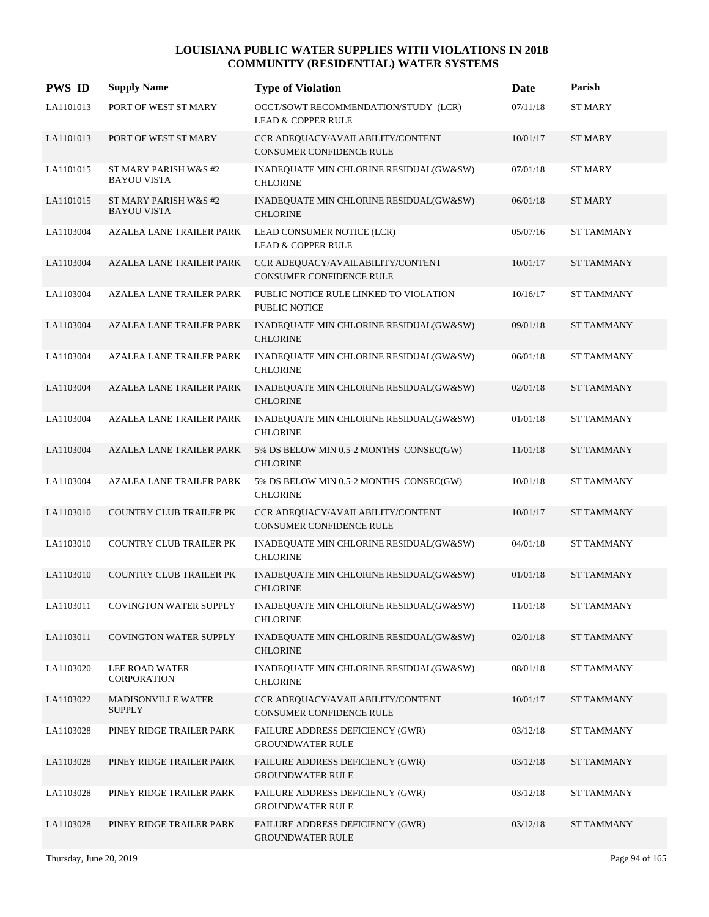# LOUISIANA PUBLIC WATER SUPPLIES WITH VIOLATIONS IN 2018
## COMMUNITY (RESIDENTIAL) WATER SYSTEMS

| PWS ID | Supply Name | Type of Violation | Date | Parish |
|---|---|---|---|---|
| LA1101013 | PORT OF WEST ST MARY | OCCT/SOWT RECOMMENDATION/STUDY (LCR) LEAD & COPPER RULE | 07/11/18 | ST MARY |
| LA1101013 | PORT OF WEST ST MARY | CCR ADEQUACY/AVAILABILITY/CONTENT CONSUMER CONFIDENCE RULE | 10/01/17 | ST MARY |
| LA1101015 | ST MARY PARISH W&S #2 BAYOU VISTA | INADEQUATE MIN CHLORINE RESIDUAL(GW&SW) CHLORINE | 07/01/18 | ST MARY |
| LA1101015 | ST MARY PARISH W&S #2 BAYOU VISTA | INADEQUATE MIN CHLORINE RESIDUAL(GW&SW) CHLORINE | 06/01/18 | ST MARY |
| LA1103004 | AZALEA LANE TRAILER PARK | LEAD CONSUMER NOTICE (LCR) LEAD & COPPER RULE | 05/07/16 | ST TAMMANY |
| LA1103004 | AZALEA LANE TRAILER PARK | CCR ADEQUACY/AVAILABILITY/CONTENT CONSUMER CONFIDENCE RULE | 10/01/17 | ST TAMMANY |
| LA1103004 | AZALEA LANE TRAILER PARK | PUBLIC NOTICE RULE LINKED TO VIOLATION PUBLIC NOTICE | 10/16/17 | ST TAMMANY |
| LA1103004 | AZALEA LANE TRAILER PARK | INADEQUATE MIN CHLORINE RESIDUAL(GW&SW) CHLORINE | 09/01/18 | ST TAMMANY |
| LA1103004 | AZALEA LANE TRAILER PARK | INADEQUATE MIN CHLORINE RESIDUAL(GW&SW) CHLORINE | 06/01/18 | ST TAMMANY |
| LA1103004 | AZALEA LANE TRAILER PARK | INADEQUATE MIN CHLORINE RESIDUAL(GW&SW) CHLORINE | 02/01/18 | ST TAMMANY |
| LA1103004 | AZALEA LANE TRAILER PARK | INADEQUATE MIN CHLORINE RESIDUAL(GW&SW) CHLORINE | 01/01/18 | ST TAMMANY |
| LA1103004 | AZALEA LANE TRAILER PARK | 5% DS BELOW MIN 0.5-2 MONTHS CONSEC(GW) CHLORINE | 11/01/18 | ST TAMMANY |
| LA1103004 | AZALEA LANE TRAILER PARK | 5% DS BELOW MIN 0.5-2 MONTHS CONSEC(GW) CHLORINE | 10/01/18 | ST TAMMANY |
| LA1103010 | COUNTRY CLUB TRAILER PK | CCR ADEQUACY/AVAILABILITY/CONTENT CONSUMER CONFIDENCE RULE | 10/01/17 | ST TAMMANY |
| LA1103010 | COUNTRY CLUB TRAILER PK | INADEQUATE MIN CHLORINE RESIDUAL(GW&SW) CHLORINE | 04/01/18 | ST TAMMANY |
| LA1103010 | COUNTRY CLUB TRAILER PK | INADEQUATE MIN CHLORINE RESIDUAL(GW&SW) CHLORINE | 01/01/18 | ST TAMMANY |
| LA1103011 | COVINGTON WATER SUPPLY | INADEQUATE MIN CHLORINE RESIDUAL(GW&SW) CHLORINE | 11/01/18 | ST TAMMANY |
| LA1103011 | COVINGTON WATER SUPPLY | INADEQUATE MIN CHLORINE RESIDUAL(GW&SW) CHLORINE | 02/01/18 | ST TAMMANY |
| LA1103020 | LEE ROAD WATER CORPORATION | INADEQUATE MIN CHLORINE RESIDUAL(GW&SW) CHLORINE | 08/01/18 | ST TAMMANY |
| LA1103022 | MADISONVILLE WATER SUPPLY | CCR ADEQUACY/AVAILABILITY/CONTENT CONSUMER CONFIDENCE RULE | 10/01/17 | ST TAMMANY |
| LA1103028 | PINEY RIDGE TRAILER PARK | FAILURE ADDRESS DEFICIENCY (GWR) GROUNDWATER RULE | 03/12/18 | ST TAMMANY |
| LA1103028 | PINEY RIDGE TRAILER PARK | FAILURE ADDRESS DEFICIENCY (GWR) GROUNDWATER RULE | 03/12/18 | ST TAMMANY |
| LA1103028 | PINEY RIDGE TRAILER PARK | FAILURE ADDRESS DEFICIENCY (GWR) GROUNDWATER RULE | 03/12/18 | ST TAMMANY |
| LA1103028 | PINEY RIDGE TRAILER PARK | FAILURE ADDRESS DEFICIENCY (GWR) GROUNDWATER RULE | 03/12/18 | ST TAMMANY |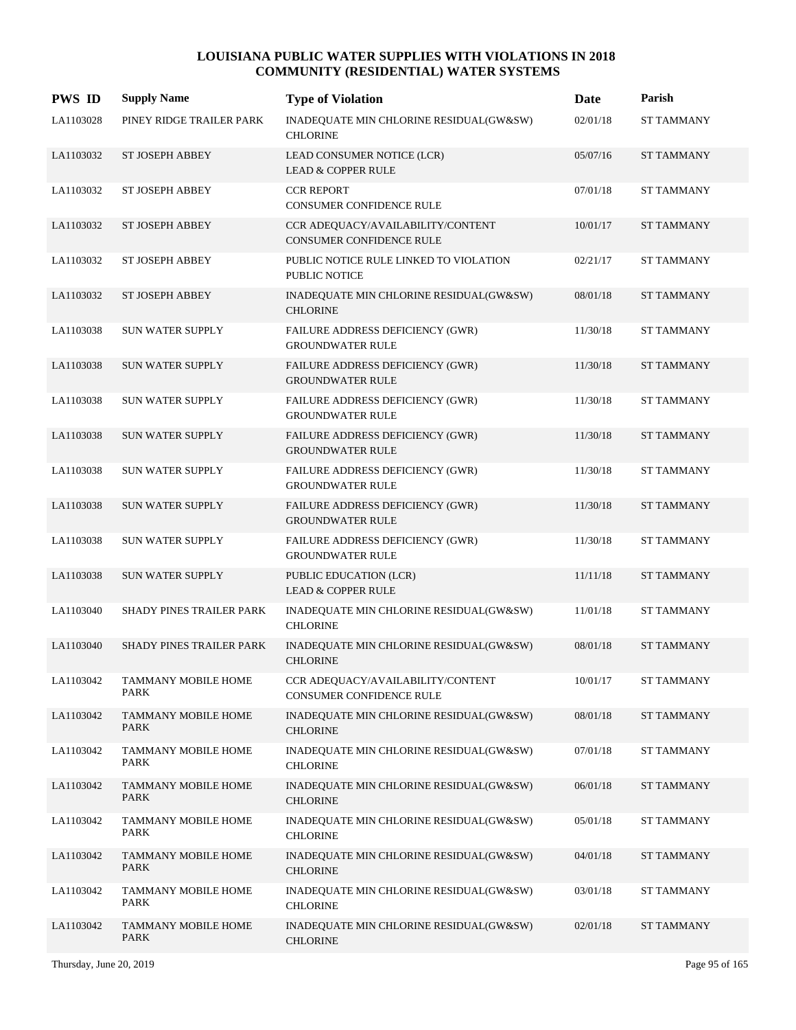# LOUISIANA PUBLIC WATER SUPPLIES WITH VIOLATIONS IN 2018
## COMMUNITY (RESIDENTIAL) WATER SYSTEMS

| PWS ID | Supply Name | Type of Violation | Date | Parish |
|---|---|---|---|---|
| LA1103028 | PINEY RIDGE TRAILER PARK | INADEQUATE MIN CHLORINE RESIDUAL(GW&SW) CHLORINE | 02/01/18 | ST TAMMANY |
| LA1103032 | ST JOSEPH ABBEY | LEAD CONSUMER NOTICE (LCR) LEAD & COPPER RULE | 05/07/16 | ST TAMMANY |
| LA1103032 | ST JOSEPH ABBEY | CCR REPORT CONSUMER CONFIDENCE RULE | 07/01/18 | ST TAMMANY |
| LA1103032 | ST JOSEPH ABBEY | CCR ADEQUACY/AVAILABILITY/CONTENT CONSUMER CONFIDENCE RULE | 10/01/17 | ST TAMMANY |
| LA1103032 | ST JOSEPH ABBEY | PUBLIC NOTICE RULE LINKED TO VIOLATION PUBLIC NOTICE | 02/21/17 | ST TAMMANY |
| LA1103032 | ST JOSEPH ABBEY | INADEQUATE MIN CHLORINE RESIDUAL(GW&SW) CHLORINE | 08/01/18 | ST TAMMANY |
| LA1103038 | SUN WATER SUPPLY | FAILURE ADDRESS DEFICIENCY (GWR) GROUNDWATER RULE | 11/30/18 | ST TAMMANY |
| LA1103038 | SUN WATER SUPPLY | FAILURE ADDRESS DEFICIENCY (GWR) GROUNDWATER RULE | 11/30/18 | ST TAMMANY |
| LA1103038 | SUN WATER SUPPLY | FAILURE ADDRESS DEFICIENCY (GWR) GROUNDWATER RULE | 11/30/18 | ST TAMMANY |
| LA1103038 | SUN WATER SUPPLY | FAILURE ADDRESS DEFICIENCY (GWR) GROUNDWATER RULE | 11/30/18 | ST TAMMANY |
| LA1103038 | SUN WATER SUPPLY | FAILURE ADDRESS DEFICIENCY (GWR) GROUNDWATER RULE | 11/30/18 | ST TAMMANY |
| LA1103038 | SUN WATER SUPPLY | FAILURE ADDRESS DEFICIENCY (GWR) GROUNDWATER RULE | 11/30/18 | ST TAMMANY |
| LA1103038 | SUN WATER SUPPLY | FAILURE ADDRESS DEFICIENCY (GWR) GROUNDWATER RULE | 11/30/18 | ST TAMMANY |
| LA1103038 | SUN WATER SUPPLY | PUBLIC EDUCATION (LCR) LEAD & COPPER RULE | 11/11/18 | ST TAMMANY |
| LA1103040 | SHADY PINES TRAILER PARK | INADEQUATE MIN CHLORINE RESIDUAL(GW&SW) CHLORINE | 11/01/18 | ST TAMMANY |
| LA1103040 | SHADY PINES TRAILER PARK | INADEQUATE MIN CHLORINE RESIDUAL(GW&SW) CHLORINE | 08/01/18 | ST TAMMANY |
| LA1103042 | TAMMANY MOBILE HOME PARK | CCR ADEQUACY/AVAILABILITY/CONTENT CONSUMER CONFIDENCE RULE | 10/01/17 | ST TAMMANY |
| LA1103042 | TAMMANY MOBILE HOME PARK | INADEQUATE MIN CHLORINE RESIDUAL(GW&SW) CHLORINE | 08/01/18 | ST TAMMANY |
| LA1103042 | TAMMANY MOBILE HOME PARK | INADEQUATE MIN CHLORINE RESIDUAL(GW&SW) CHLORINE | 07/01/18 | ST TAMMANY |
| LA1103042 | TAMMANY MOBILE HOME PARK | INADEQUATE MIN CHLORINE RESIDUAL(GW&SW) CHLORINE | 06/01/18 | ST TAMMANY |
| LA1103042 | TAMMANY MOBILE HOME PARK | INADEQUATE MIN CHLORINE RESIDUAL(GW&SW) CHLORINE | 05/01/18 | ST TAMMANY |
| LA1103042 | TAMMANY MOBILE HOME PARK | INADEQUATE MIN CHLORINE RESIDUAL(GW&SW) CHLORINE | 04/01/18 | ST TAMMANY |
| LA1103042 | TAMMANY MOBILE HOME PARK | INADEQUATE MIN CHLORINE RESIDUAL(GW&SW) CHLORINE | 03/01/18 | ST TAMMANY |
| LA1103042 | TAMMANY MOBILE HOME PARK | INADEQUATE MIN CHLORINE RESIDUAL(GW&SW) CHLORINE | 02/01/18 | ST TAMMANY |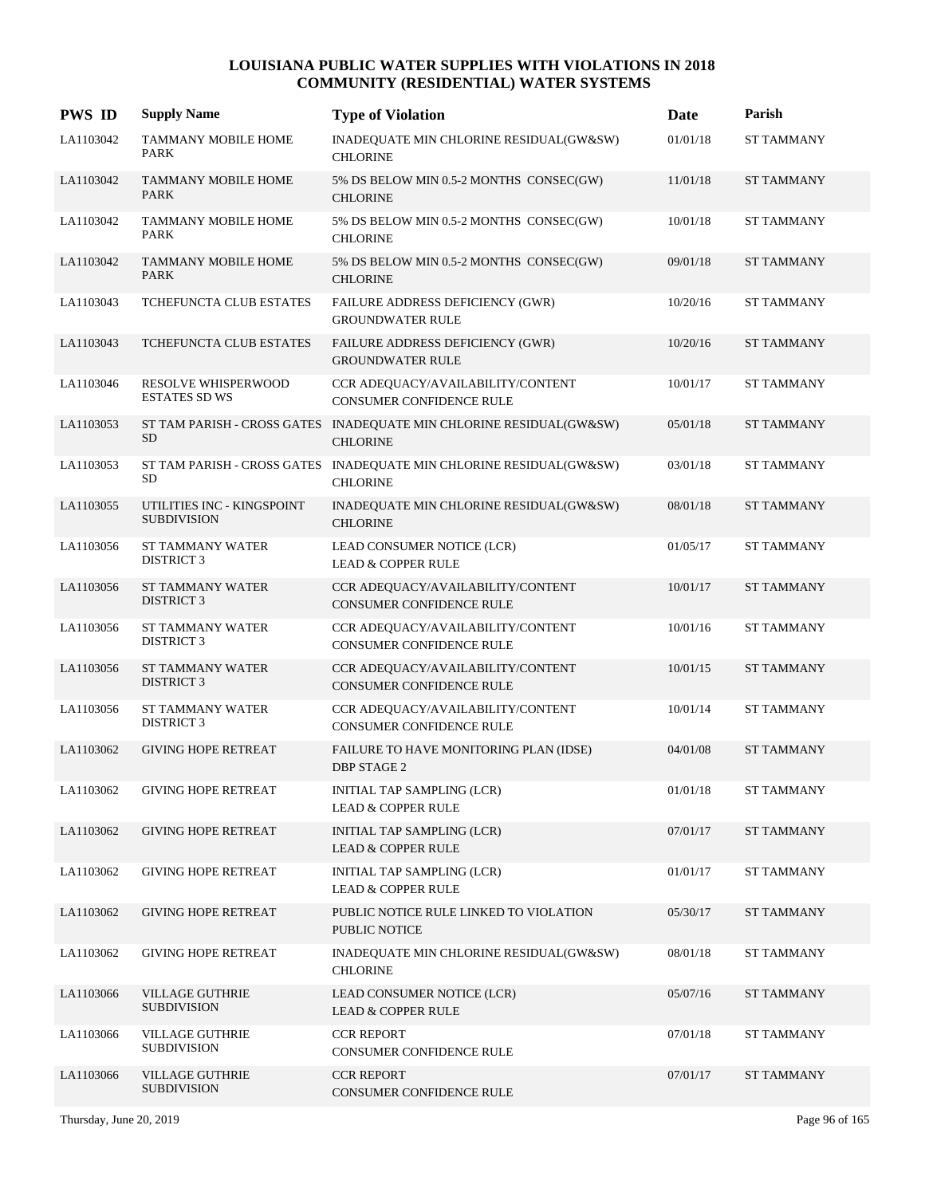# LOUISIANA PUBLIC WATER SUPPLIES WITH VIOLATIONS IN 2018
## COMMUNITY (RESIDENTIAL) WATER SYSTEMS

| PWS ID | Supply Name | Type of Violation | Date | Parish |
|---|---|---|---|---|
| LA1103042 | TAMMANY MOBILE HOME PARK | INADEQUATE MIN CHLORINE RESIDUAL(GW&SW) CHLORINE | 01/01/18 | ST TAMMANY |
| LA1103042 | TAMMANY MOBILE HOME PARK | 5% DS BELOW MIN 0.5-2 MONTHS CONSEC(GW) CHLORINE | 11/01/18 | ST TAMMANY |
| LA1103042 | TAMMANY MOBILE HOME PARK | 5% DS BELOW MIN 0.5-2 MONTHS CONSEC(GW) CHLORINE | 10/01/18 | ST TAMMANY |
| LA1103042 | TAMMANY MOBILE HOME PARK | 5% DS BELOW MIN 0.5-2 MONTHS CONSEC(GW) CHLORINE | 09/01/18 | ST TAMMANY |
| LA1103043 | TCHEFUNCTA CLUB ESTATES | FAILURE ADDRESS DEFICIENCY (GWR) GROUNDWATER RULE | 10/20/16 | ST TAMMANY |
| LA1103043 | TCHEFUNCTA CLUB ESTATES | FAILURE ADDRESS DEFICIENCY (GWR) GROUNDWATER RULE | 10/20/16 | ST TAMMANY |
| LA1103046 | RESOLVE WHISPERWOOD ESTATES SD WS | CCR ADEQUACY/AVAILABILITY/CONTENT CONSUMER CONFIDENCE RULE | 10/01/17 | ST TAMMANY |
| LA1103053 | ST TAM PARISH - CROSS GATES SD | INADEQUATE MIN CHLORINE RESIDUAL(GW&SW) CHLORINE | 05/01/18 | ST TAMMANY |
| LA1103053 | ST TAM PARISH - CROSS GATES SD | INADEQUATE MIN CHLORINE RESIDUAL(GW&SW) CHLORINE | 03/01/18 | ST TAMMANY |
| LA1103055 | UTILITIES INC - KINGSPOINT SUBDIVISION | INADEQUATE MIN CHLORINE RESIDUAL(GW&SW) CHLORINE | 08/01/18 | ST TAMMANY |
| LA1103056 | ST TAMMANY WATER DISTRICT 3 | LEAD CONSUMER NOTICE (LCR) LEAD & COPPER RULE | 01/05/17 | ST TAMMANY |
| LA1103056 | ST TAMMANY WATER DISTRICT 3 | CCR ADEQUACY/AVAILABILITY/CONTENT CONSUMER CONFIDENCE RULE | 10/01/17 | ST TAMMANY |
| LA1103056 | ST TAMMANY WATER DISTRICT 3 | CCR ADEQUACY/AVAILABILITY/CONTENT CONSUMER CONFIDENCE RULE | 10/01/16 | ST TAMMANY |
| LA1103056 | ST TAMMANY WATER DISTRICT 3 | CCR ADEQUACY/AVAILABILITY/CONTENT CONSUMER CONFIDENCE RULE | 10/01/15 | ST TAMMANY |
| LA1103056 | ST TAMMANY WATER DISTRICT 3 | CCR ADEQUACY/AVAILABILITY/CONTENT CONSUMER CONFIDENCE RULE | 10/01/14 | ST TAMMANY |
| LA1103062 | GIVING HOPE RETREAT | FAILURE TO HAVE MONITORING PLAN (IDSE) DBP STAGE 2 | 04/01/08 | ST TAMMANY |
| LA1103062 | GIVING HOPE RETREAT | INITIAL TAP SAMPLING (LCR) LEAD & COPPER RULE | 01/01/18 | ST TAMMANY |
| LA1103062 | GIVING HOPE RETREAT | INITIAL TAP SAMPLING (LCR) LEAD & COPPER RULE | 07/01/17 | ST TAMMANY |
| LA1103062 | GIVING HOPE RETREAT | INITIAL TAP SAMPLING (LCR) LEAD & COPPER RULE | 01/01/17 | ST TAMMANY |
| LA1103062 | GIVING HOPE RETREAT | PUBLIC NOTICE RULE LINKED TO VIOLATION PUBLIC NOTICE | 05/30/17 | ST TAMMANY |
| LA1103062 | GIVING HOPE RETREAT | INADEQUATE MIN CHLORINE RESIDUAL(GW&SW) CHLORINE | 08/01/18 | ST TAMMANY |
| LA1103066 | VILLAGE GUTHRIE SUBDIVISION | LEAD CONSUMER NOTICE (LCR) LEAD & COPPER RULE | 05/07/16 | ST TAMMANY |
| LA1103066 | VILLAGE GUTHRIE SUBDIVISION | CCR REPORT CONSUMER CONFIDENCE RULE | 07/01/18 | ST TAMMANY |
| LA1103066 | VILLAGE GUTHRIE SUBDIVISION | CCR REPORT CONSUMER CONFIDENCE RULE | 07/01/17 | ST TAMMANY |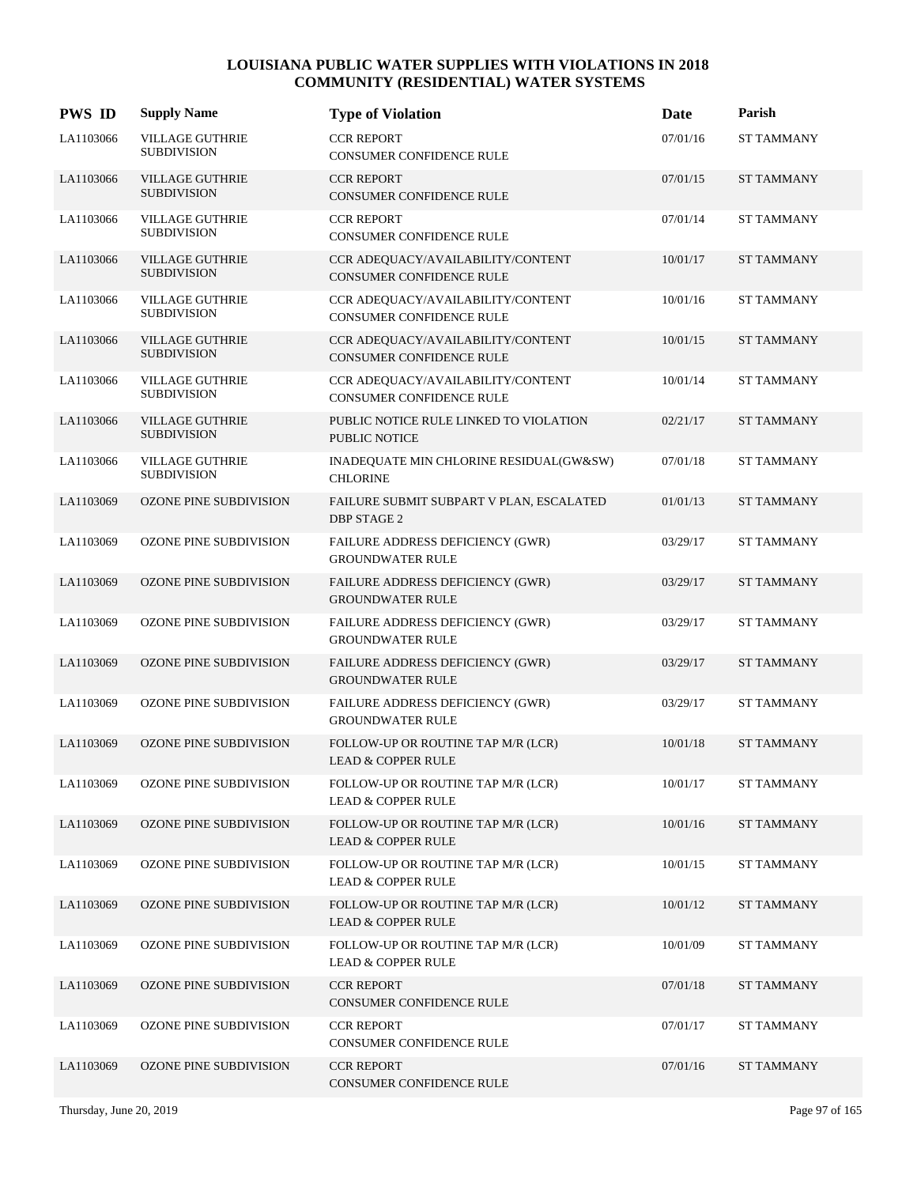# LOUISIANA PUBLIC WATER SUPPLIES WITH VIOLATIONS IN 2018
## COMMUNITY (RESIDENTIAL) WATER SYSTEMS

| PWS ID | Supply Name | Type of Violation | Date | Parish |
|---|---|---|---|---|
| LA1103066 | VILLAGE GUTHRIE SUBDIVISION | CCR REPORT<br>CONSUMER CONFIDENCE RULE | 07/01/16 | ST TAMMANY |
| LA1103066 | VILLAGE GUTHRIE SUBDIVISION | CCR REPORT<br>CONSUMER CONFIDENCE RULE | 07/01/15 | ST TAMMANY |
| LA1103066 | VILLAGE GUTHRIE SUBDIVISION | CCR REPORT<br>CONSUMER CONFIDENCE RULE | 07/01/14 | ST TAMMANY |
| LA1103066 | VILLAGE GUTHRIE SUBDIVISION | CCR ADEQUACY/AVAILABILITY/CONTENT<br>CONSUMER CONFIDENCE RULE | 10/01/17 | ST TAMMANY |
| LA1103066 | VILLAGE GUTHRIE SUBDIVISION | CCR ADEQUACY/AVAILABILITY/CONTENT<br>CONSUMER CONFIDENCE RULE | 10/01/16 | ST TAMMANY |
| LA1103066 | VILLAGE GUTHRIE SUBDIVISION | CCR ADEQUACY/AVAILABILITY/CONTENT<br>CONSUMER CONFIDENCE RULE | 10/01/15 | ST TAMMANY |
| LA1103066 | VILLAGE GUTHRIE SUBDIVISION | CCR ADEQUACY/AVAILABILITY/CONTENT<br>CONSUMER CONFIDENCE RULE | 10/01/14 | ST TAMMANY |
| LA1103066 | VILLAGE GUTHRIE SUBDIVISION | PUBLIC NOTICE RULE LINKED TO VIOLATION<br>PUBLIC NOTICE | 02/21/17 | ST TAMMANY |
| LA1103066 | VILLAGE GUTHRIE SUBDIVISION | INADEQUATE MIN CHLORINE RESIDUAL(GW&SW)<br>CHLORINE | 07/01/18 | ST TAMMANY |
| LA1103069 | OZONE PINE SUBDIVISION | FAILURE SUBMIT SUBPART V PLAN, ESCALATED<br>DBP STAGE 2 | 01/01/13 | ST TAMMANY |
| LA1103069 | OZONE PINE SUBDIVISION | FAILURE ADDRESS DEFICIENCY (GWR)<br>GROUNDWATER RULE | 03/29/17 | ST TAMMANY |
| LA1103069 | OZONE PINE SUBDIVISION | FAILURE ADDRESS DEFICIENCY (GWR)<br>GROUNDWATER RULE | 03/29/17 | ST TAMMANY |
| LA1103069 | OZONE PINE SUBDIVISION | FAILURE ADDRESS DEFICIENCY (GWR)<br>GROUNDWATER RULE | 03/29/17 | ST TAMMANY |
| LA1103069 | OZONE PINE SUBDIVISION | FAILURE ADDRESS DEFICIENCY (GWR)<br>GROUNDWATER RULE | 03/29/17 | ST TAMMANY |
| LA1103069 | OZONE PINE SUBDIVISION | FAILURE ADDRESS DEFICIENCY (GWR)<br>GROUNDWATER RULE | 03/29/17 | ST TAMMANY |
| LA1103069 | OZONE PINE SUBDIVISION | FOLLOW-UP OR ROUTINE TAP M/R (LCR)<br>LEAD & COPPER RULE | 10/01/18 | ST TAMMANY |
| LA1103069 | OZONE PINE SUBDIVISION | FOLLOW-UP OR ROUTINE TAP M/R (LCR)<br>LEAD & COPPER RULE | 10/01/17 | ST TAMMANY |
| LA1103069 | OZONE PINE SUBDIVISION | FOLLOW-UP OR ROUTINE TAP M/R (LCR)<br>LEAD & COPPER RULE | 10/01/16 | ST TAMMANY |
| LA1103069 | OZONE PINE SUBDIVISION | FOLLOW-UP OR ROUTINE TAP M/R (LCR)<br>LEAD & COPPER RULE | 10/01/15 | ST TAMMANY |
| LA1103069 | OZONE PINE SUBDIVISION | FOLLOW-UP OR ROUTINE TAP M/R (LCR)<br>LEAD & COPPER RULE | 10/01/12 | ST TAMMANY |
| LA1103069 | OZONE PINE SUBDIVISION | FOLLOW-UP OR ROUTINE TAP M/R (LCR)<br>LEAD & COPPER RULE | 10/01/09 | ST TAMMANY |
| LA1103069 | OZONE PINE SUBDIVISION | CCR REPORT<br>CONSUMER CONFIDENCE RULE | 07/01/18 | ST TAMMANY |
| LA1103069 | OZONE PINE SUBDIVISION | CCR REPORT<br>CONSUMER CONFIDENCE RULE | 07/01/17 | ST TAMMANY |
| LA1103069 | OZONE PINE SUBDIVISION | CCR REPORT<br>CONSUMER CONFIDENCE RULE | 07/01/16 | ST TAMMANY |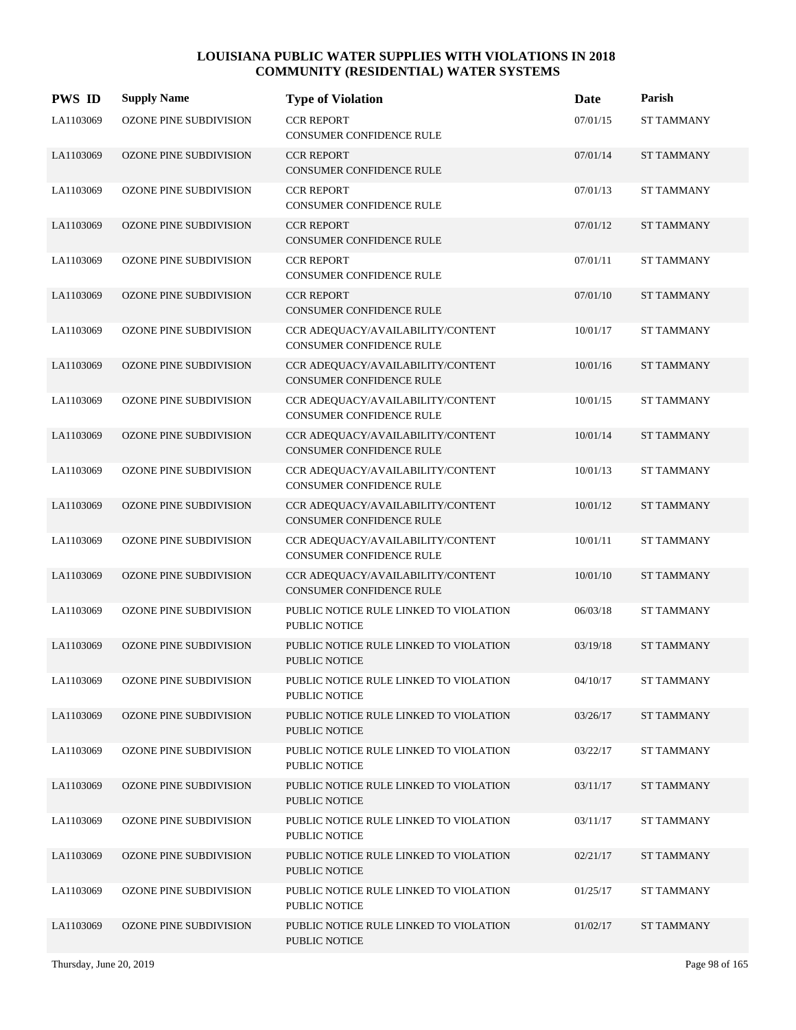# LOUISIANA PUBLIC WATER SUPPLIES WITH VIOLATIONS IN 2018
## COMMUNITY (RESIDENTIAL) WATER SYSTEMS

| PWS ID | Supply Name | Type of Violation | Date | Parish |
|---|---|---|---|---|
| LA1103069 | OZONE PINE SUBDIVISION | CCR REPORT<br>CONSUMER CONFIDENCE RULE | 07/01/15 | ST TAMMANY |
| LA1103069 | OZONE PINE SUBDIVISION | CCR REPORT<br>CONSUMER CONFIDENCE RULE | 07/01/14 | ST TAMMANY |
| LA1103069 | OZONE PINE SUBDIVISION | CCR REPORT<br>CONSUMER CONFIDENCE RULE | 07/01/13 | ST TAMMANY |
| LA1103069 | OZONE PINE SUBDIVISION | CCR REPORT<br>CONSUMER CONFIDENCE RULE | 07/01/12 | ST TAMMANY |
| LA1103069 | OZONE PINE SUBDIVISION | CCR REPORT<br>CONSUMER CONFIDENCE RULE | 07/01/11 | ST TAMMANY |
| LA1103069 | OZONE PINE SUBDIVISION | CCR REPORT<br>CONSUMER CONFIDENCE RULE | 07/01/10 | ST TAMMANY |
| LA1103069 | OZONE PINE SUBDIVISION | CCR ADEQUACY/AVAILABILITY/CONTENT<br>CONSUMER CONFIDENCE RULE | 10/01/17 | ST TAMMANY |
| LA1103069 | OZONE PINE SUBDIVISION | CCR ADEQUACY/AVAILABILITY/CONTENT<br>CONSUMER CONFIDENCE RULE | 10/01/16 | ST TAMMANY |
| LA1103069 | OZONE PINE SUBDIVISION | CCR ADEQUACY/AVAILABILITY/CONTENT<br>CONSUMER CONFIDENCE RULE | 10/01/15 | ST TAMMANY |
| LA1103069 | OZONE PINE SUBDIVISION | CCR ADEQUACY/AVAILABILITY/CONTENT<br>CONSUMER CONFIDENCE RULE | 10/01/14 | ST TAMMANY |
| LA1103069 | OZONE PINE SUBDIVISION | CCR ADEQUACY/AVAILABILITY/CONTENT<br>CONSUMER CONFIDENCE RULE | 10/01/13 | ST TAMMANY |
| LA1103069 | OZONE PINE SUBDIVISION | CCR ADEQUACY/AVAILABILITY/CONTENT<br>CONSUMER CONFIDENCE RULE | 10/01/12 | ST TAMMANY |
| LA1103069 | OZONE PINE SUBDIVISION | CCR ADEQUACY/AVAILABILITY/CONTENT<br>CONSUMER CONFIDENCE RULE | 10/01/11 | ST TAMMANY |
| LA1103069 | OZONE PINE SUBDIVISION | CCR ADEQUACY/AVAILABILITY/CONTENT<br>CONSUMER CONFIDENCE RULE | 10/01/10 | ST TAMMANY |
| LA1103069 | OZONE PINE SUBDIVISION | PUBLIC NOTICE RULE LINKED TO VIOLATION<br>PUBLIC NOTICE | 06/03/18 | ST TAMMANY |
| LA1103069 | OZONE PINE SUBDIVISION | PUBLIC NOTICE RULE LINKED TO VIOLATION<br>PUBLIC NOTICE | 03/19/18 | ST TAMMANY |
| LA1103069 | OZONE PINE SUBDIVISION | PUBLIC NOTICE RULE LINKED TO VIOLATION<br>PUBLIC NOTICE | 04/10/17 | ST TAMMANY |
| LA1103069 | OZONE PINE SUBDIVISION | PUBLIC NOTICE RULE LINKED TO VIOLATION<br>PUBLIC NOTICE | 03/26/17 | ST TAMMANY |
| LA1103069 | OZONE PINE SUBDIVISION | PUBLIC NOTICE RULE LINKED TO VIOLATION<br>PUBLIC NOTICE | 03/22/17 | ST TAMMANY |
| LA1103069 | OZONE PINE SUBDIVISION | PUBLIC NOTICE RULE LINKED TO VIOLATION<br>PUBLIC NOTICE | 03/11/17 | ST TAMMANY |
| LA1103069 | OZONE PINE SUBDIVISION | PUBLIC NOTICE RULE LINKED TO VIOLATION<br>PUBLIC NOTICE | 03/11/17 | ST TAMMANY |
| LA1103069 | OZONE PINE SUBDIVISION | PUBLIC NOTICE RULE LINKED TO VIOLATION<br>PUBLIC NOTICE | 02/21/17 | ST TAMMANY |
| LA1103069 | OZONE PINE SUBDIVISION | PUBLIC NOTICE RULE LINKED TO VIOLATION<br>PUBLIC NOTICE | 01/25/17 | ST TAMMANY |
| LA1103069 | OZONE PINE SUBDIVISION | PUBLIC NOTICE RULE LINKED TO VIOLATION<br>PUBLIC NOTICE | 01/02/17 | ST TAMMANY |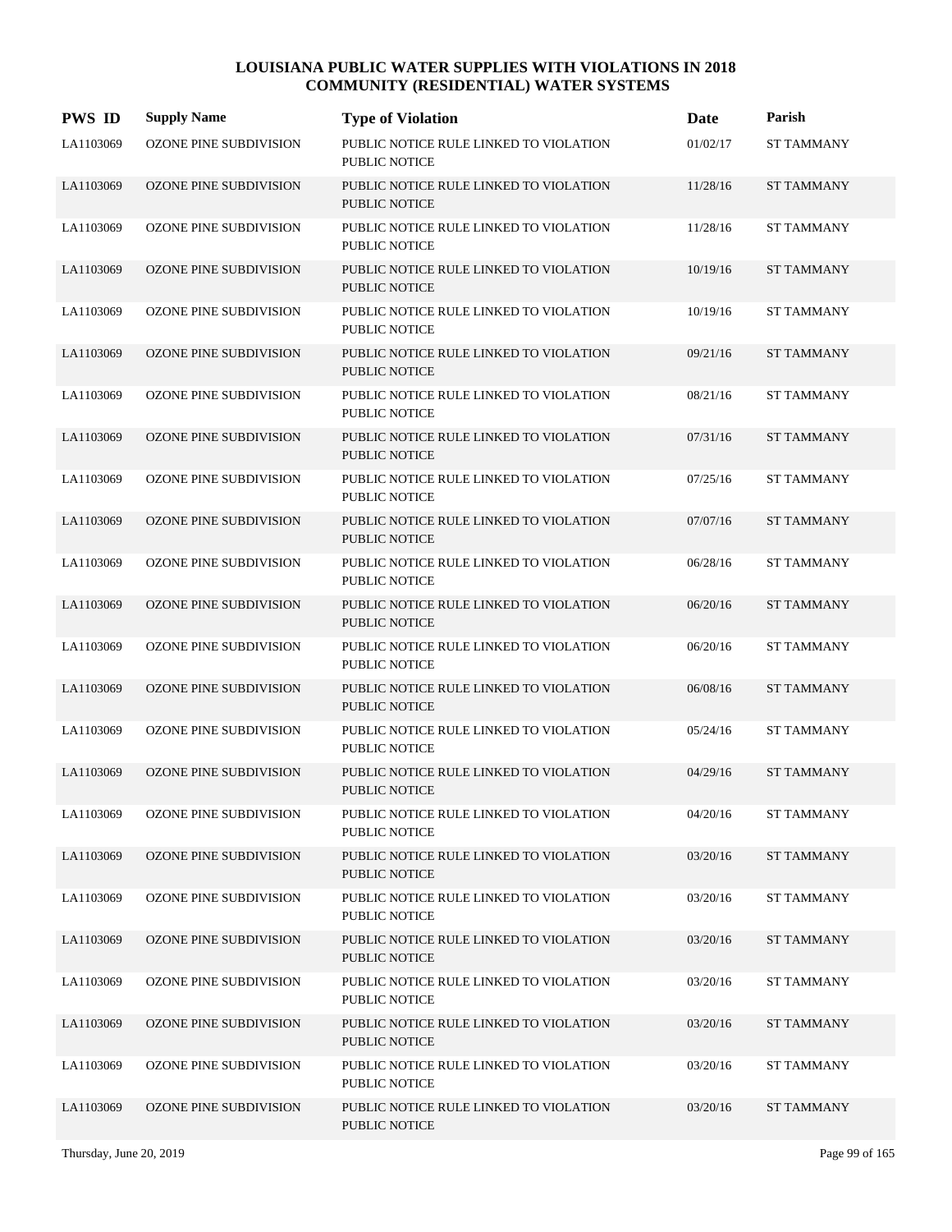# LOUISIANA PUBLIC WATER SUPPLIES WITH VIOLATIONS IN 2018
## COMMUNITY (RESIDENTIAL) WATER SYSTEMS

| PWS ID | Supply Name | Type of Violation | Date | Parish |
|---|---|---|---|---|
| LA1103069 | OZONE PINE SUBDIVISION | PUBLIC NOTICE RULE LINKED TO VIOLATION PUBLIC NOTICE | 01/02/17 | ST TAMMANY |
| LA1103069 | OZONE PINE SUBDIVISION | PUBLIC NOTICE RULE LINKED TO VIOLATION PUBLIC NOTICE | 11/28/16 | ST TAMMANY |
| LA1103069 | OZONE PINE SUBDIVISION | PUBLIC NOTICE RULE LINKED TO VIOLATION PUBLIC NOTICE | 11/28/16 | ST TAMMANY |
| LA1103069 | OZONE PINE SUBDIVISION | PUBLIC NOTICE RULE LINKED TO VIOLATION PUBLIC NOTICE | 10/19/16 | ST TAMMANY |
| LA1103069 | OZONE PINE SUBDIVISION | PUBLIC NOTICE RULE LINKED TO VIOLATION PUBLIC NOTICE | 10/19/16 | ST TAMMANY |
| LA1103069 | OZONE PINE SUBDIVISION | PUBLIC NOTICE RULE LINKED TO VIOLATION PUBLIC NOTICE | 09/21/16 | ST TAMMANY |
| LA1103069 | OZONE PINE SUBDIVISION | PUBLIC NOTICE RULE LINKED TO VIOLATION PUBLIC NOTICE | 08/21/16 | ST TAMMANY |
| LA1103069 | OZONE PINE SUBDIVISION | PUBLIC NOTICE RULE LINKED TO VIOLATION PUBLIC NOTICE | 07/31/16 | ST TAMMANY |
| LA1103069 | OZONE PINE SUBDIVISION | PUBLIC NOTICE RULE LINKED TO VIOLATION PUBLIC NOTICE | 07/25/16 | ST TAMMANY |
| LA1103069 | OZONE PINE SUBDIVISION | PUBLIC NOTICE RULE LINKED TO VIOLATION PUBLIC NOTICE | 07/07/16 | ST TAMMANY |
| LA1103069 | OZONE PINE SUBDIVISION | PUBLIC NOTICE RULE LINKED TO VIOLATION PUBLIC NOTICE | 06/28/16 | ST TAMMANY |
| LA1103069 | OZONE PINE SUBDIVISION | PUBLIC NOTICE RULE LINKED TO VIOLATION PUBLIC NOTICE | 06/20/16 | ST TAMMANY |
| LA1103069 | OZONE PINE SUBDIVISION | PUBLIC NOTICE RULE LINKED TO VIOLATION PUBLIC NOTICE | 06/20/16 | ST TAMMANY |
| LA1103069 | OZONE PINE SUBDIVISION | PUBLIC NOTICE RULE LINKED TO VIOLATION PUBLIC NOTICE | 06/08/16 | ST TAMMANY |
| LA1103069 | OZONE PINE SUBDIVISION | PUBLIC NOTICE RULE LINKED TO VIOLATION PUBLIC NOTICE | 05/24/16 | ST TAMMANY |
| LA1103069 | OZONE PINE SUBDIVISION | PUBLIC NOTICE RULE LINKED TO VIOLATION PUBLIC NOTICE | 04/29/16 | ST TAMMANY |
| LA1103069 | OZONE PINE SUBDIVISION | PUBLIC NOTICE RULE LINKED TO VIOLATION PUBLIC NOTICE | 04/20/16 | ST TAMMANY |
| LA1103069 | OZONE PINE SUBDIVISION | PUBLIC NOTICE RULE LINKED TO VIOLATION PUBLIC NOTICE | 03/20/16 | ST TAMMANY |
| LA1103069 | OZONE PINE SUBDIVISION | PUBLIC NOTICE RULE LINKED TO VIOLATION PUBLIC NOTICE | 03/20/16 | ST TAMMANY |
| LA1103069 | OZONE PINE SUBDIVISION | PUBLIC NOTICE RULE LINKED TO VIOLATION PUBLIC NOTICE | 03/20/16 | ST TAMMANY |
| LA1103069 | OZONE PINE SUBDIVISION | PUBLIC NOTICE RULE LINKED TO VIOLATION PUBLIC NOTICE | 03/20/16 | ST TAMMANY |
| LA1103069 | OZONE PINE SUBDIVISION | PUBLIC NOTICE RULE LINKED TO VIOLATION PUBLIC NOTICE | 03/20/16 | ST TAMMANY |
| LA1103069 | OZONE PINE SUBDIVISION | PUBLIC NOTICE RULE LINKED TO VIOLATION PUBLIC NOTICE | 03/20/16 | ST TAMMANY |
| LA1103069 | OZONE PINE SUBDIVISION | PUBLIC NOTICE RULE LINKED TO VIOLATION PUBLIC NOTICE | 03/20/16 | ST TAMMANY |

Thursday, June 20, 2019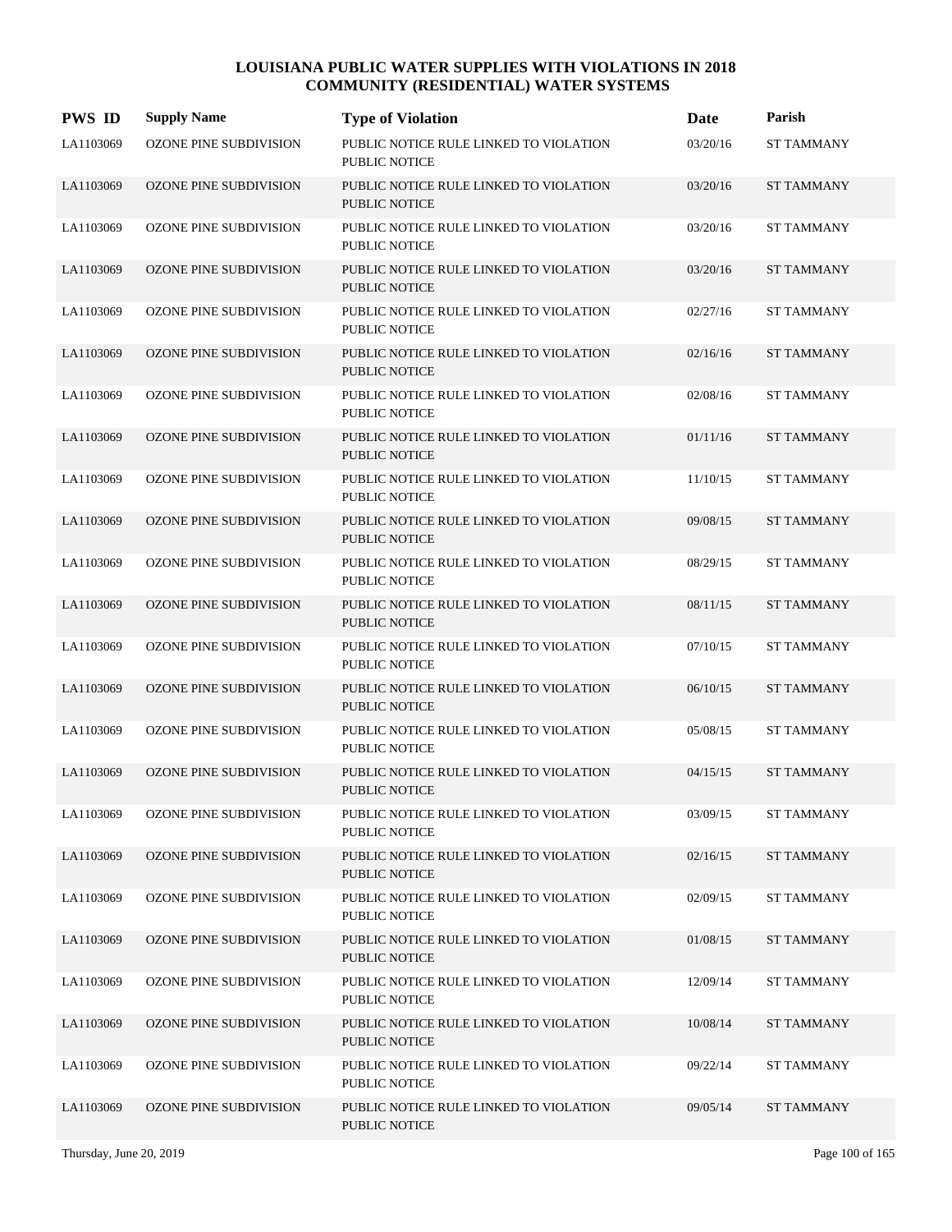# LOUISIANA PUBLIC WATER SUPPLIES WITH VIOLATIONS IN 2018
## COMMUNITY (RESIDENTIAL) WATER SYSTEMS

| PWS ID | Supply Name | Type of Violation | Date | Parish |
|---|---|---|---|---|
| LA1103069 | OZONE PINE SUBDIVISION | PUBLIC NOTICE RULE LINKED TO VIOLATION PUBLIC NOTICE | 03/20/16 | ST TAMMANY |
| LA1103069 | OZONE PINE SUBDIVISION | PUBLIC NOTICE RULE LINKED TO VIOLATION PUBLIC NOTICE | 03/20/16 | ST TAMMANY |
| LA1103069 | OZONE PINE SUBDIVISION | PUBLIC NOTICE RULE LINKED TO VIOLATION PUBLIC NOTICE | 03/20/16 | ST TAMMANY |
| LA1103069 | OZONE PINE SUBDIVISION | PUBLIC NOTICE RULE LINKED TO VIOLATION PUBLIC NOTICE | 03/20/16 | ST TAMMANY |
| LA1103069 | OZONE PINE SUBDIVISION | PUBLIC NOTICE RULE LINKED TO VIOLATION PUBLIC NOTICE | 02/27/16 | ST TAMMANY |
| LA1103069 | OZONE PINE SUBDIVISION | PUBLIC NOTICE RULE LINKED TO VIOLATION PUBLIC NOTICE | 02/16/16 | ST TAMMANY |
| LA1103069 | OZONE PINE SUBDIVISION | PUBLIC NOTICE RULE LINKED TO VIOLATION PUBLIC NOTICE | 02/08/16 | ST TAMMANY |
| LA1103069 | OZONE PINE SUBDIVISION | PUBLIC NOTICE RULE LINKED TO VIOLATION PUBLIC NOTICE | 01/11/16 | ST TAMMANY |
| LA1103069 | OZONE PINE SUBDIVISION | PUBLIC NOTICE RULE LINKED TO VIOLATION PUBLIC NOTICE | 11/10/15 | ST TAMMANY |
| LA1103069 | OZONE PINE SUBDIVISION | PUBLIC NOTICE RULE LINKED TO VIOLATION PUBLIC NOTICE | 09/08/15 | ST TAMMANY |
| LA1103069 | OZONE PINE SUBDIVISION | PUBLIC NOTICE RULE LINKED TO VIOLATION PUBLIC NOTICE | 08/29/15 | ST TAMMANY |
| LA1103069 | OZONE PINE SUBDIVISION | PUBLIC NOTICE RULE LINKED TO VIOLATION PUBLIC NOTICE | 08/11/15 | ST TAMMANY |
| LA1103069 | OZONE PINE SUBDIVISION | PUBLIC NOTICE RULE LINKED TO VIOLATION PUBLIC NOTICE | 07/10/15 | ST TAMMANY |
| LA1103069 | OZONE PINE SUBDIVISION | PUBLIC NOTICE RULE LINKED TO VIOLATION PUBLIC NOTICE | 06/10/15 | ST TAMMANY |
| LA1103069 | OZONE PINE SUBDIVISION | PUBLIC NOTICE RULE LINKED TO VIOLATION PUBLIC NOTICE | 05/08/15 | ST TAMMANY |
| LA1103069 | OZONE PINE SUBDIVISION | PUBLIC NOTICE RULE LINKED TO VIOLATION PUBLIC NOTICE | 04/15/15 | ST TAMMANY |
| LA1103069 | OZONE PINE SUBDIVISION | PUBLIC NOTICE RULE LINKED TO VIOLATION PUBLIC NOTICE | 03/09/15 | ST TAMMANY |
| LA1103069 | OZONE PINE SUBDIVISION | PUBLIC NOTICE RULE LINKED TO VIOLATION PUBLIC NOTICE | 02/16/15 | ST TAMMANY |
| LA1103069 | OZONE PINE SUBDIVISION | PUBLIC NOTICE RULE LINKED TO VIOLATION PUBLIC NOTICE | 02/09/15 | ST TAMMANY |
| LA1103069 | OZONE PINE SUBDIVISION | PUBLIC NOTICE RULE LINKED TO VIOLATION PUBLIC NOTICE | 01/08/15 | ST TAMMANY |
| LA1103069 | OZONE PINE SUBDIVISION | PUBLIC NOTICE RULE LINKED TO VIOLATION PUBLIC NOTICE | 12/09/14 | ST TAMMANY |
| LA1103069 | OZONE PINE SUBDIVISION | PUBLIC NOTICE RULE LINKED TO VIOLATION PUBLIC NOTICE | 10/08/14 | ST TAMMANY |
| LA1103069 | OZONE PINE SUBDIVISION | PUBLIC NOTICE RULE LINKED TO VIOLATION PUBLIC NOTICE | 09/22/14 | ST TAMMANY |
| LA1103069 | OZONE PINE SUBDIVISION | PUBLIC NOTICE RULE LINKED TO VIOLATION PUBLIC NOTICE | 09/05/14 | ST TAMMANY |

Thursday, June 20, 2019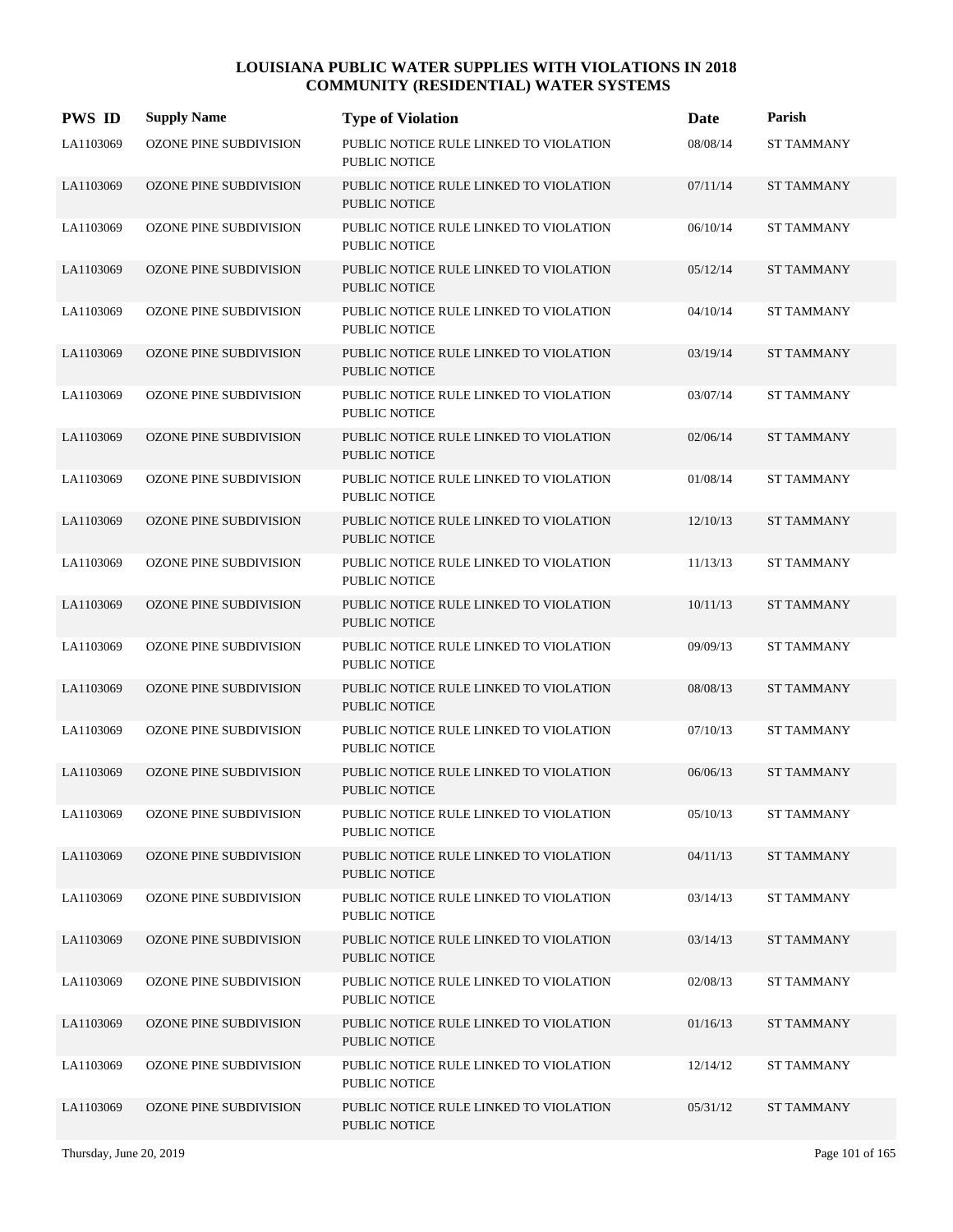# LOUISIANA PUBLIC WATER SUPPLIES WITH VIOLATIONS IN 2018
## COMMUNITY (RESIDENTIAL) WATER SYSTEMS

| PWS ID | Supply Name | Type of Violation | Date | Parish |
|---|---|---|---|---|
| LA1103069 | OZONE PINE SUBDIVISION | PUBLIC NOTICE RULE LINKED TO VIOLATION PUBLIC NOTICE | 08/08/14 | ST TAMMANY |
| LA1103069 | OZONE PINE SUBDIVISION | PUBLIC NOTICE RULE LINKED TO VIOLATION PUBLIC NOTICE | 07/11/14 | ST TAMMANY |
| LA1103069 | OZONE PINE SUBDIVISION | PUBLIC NOTICE RULE LINKED TO VIOLATION PUBLIC NOTICE | 06/10/14 | ST TAMMANY |
| LA1103069 | OZONE PINE SUBDIVISION | PUBLIC NOTICE RULE LINKED TO VIOLATION PUBLIC NOTICE | 05/12/14 | ST TAMMANY |
| LA1103069 | OZONE PINE SUBDIVISION | PUBLIC NOTICE RULE LINKED TO VIOLATION PUBLIC NOTICE | 04/10/14 | ST TAMMANY |
| LA1103069 | OZONE PINE SUBDIVISION | PUBLIC NOTICE RULE LINKED TO VIOLATION PUBLIC NOTICE | 03/19/14 | ST TAMMANY |
| LA1103069 | OZONE PINE SUBDIVISION | PUBLIC NOTICE RULE LINKED TO VIOLATION PUBLIC NOTICE | 03/07/14 | ST TAMMANY |
| LA1103069 | OZONE PINE SUBDIVISION | PUBLIC NOTICE RULE LINKED TO VIOLATION PUBLIC NOTICE | 02/06/14 | ST TAMMANY |
| LA1103069 | OZONE PINE SUBDIVISION | PUBLIC NOTICE RULE LINKED TO VIOLATION PUBLIC NOTICE | 01/08/14 | ST TAMMANY |
| LA1103069 | OZONE PINE SUBDIVISION | PUBLIC NOTICE RULE LINKED TO VIOLATION PUBLIC NOTICE | 12/10/13 | ST TAMMANY |
| LA1103069 | OZONE PINE SUBDIVISION | PUBLIC NOTICE RULE LINKED TO VIOLATION PUBLIC NOTICE | 11/13/13 | ST TAMMANY |
| LA1103069 | OZONE PINE SUBDIVISION | PUBLIC NOTICE RULE LINKED TO VIOLATION PUBLIC NOTICE | 10/11/13 | ST TAMMANY |
| LA1103069 | OZONE PINE SUBDIVISION | PUBLIC NOTICE RULE LINKED TO VIOLATION PUBLIC NOTICE | 09/09/13 | ST TAMMANY |
| LA1103069 | OZONE PINE SUBDIVISION | PUBLIC NOTICE RULE LINKED TO VIOLATION PUBLIC NOTICE | 08/08/13 | ST TAMMANY |
| LA1103069 | OZONE PINE SUBDIVISION | PUBLIC NOTICE RULE LINKED TO VIOLATION PUBLIC NOTICE | 07/10/13 | ST TAMMANY |
| LA1103069 | OZONE PINE SUBDIVISION | PUBLIC NOTICE RULE LINKED TO VIOLATION PUBLIC NOTICE | 06/06/13 | ST TAMMANY |
| LA1103069 | OZONE PINE SUBDIVISION | PUBLIC NOTICE RULE LINKED TO VIOLATION PUBLIC NOTICE | 05/10/13 | ST TAMMANY |
| LA1103069 | OZONE PINE SUBDIVISION | PUBLIC NOTICE RULE LINKED TO VIOLATION PUBLIC NOTICE | 04/11/13 | ST TAMMANY |
| LA1103069 | OZONE PINE SUBDIVISION | PUBLIC NOTICE RULE LINKED TO VIOLATION PUBLIC NOTICE | 03/14/13 | ST TAMMANY |
| LA1103069 | OZONE PINE SUBDIVISION | PUBLIC NOTICE RULE LINKED TO VIOLATION PUBLIC NOTICE | 03/14/13 | ST TAMMANY |
| LA1103069 | OZONE PINE SUBDIVISION | PUBLIC NOTICE RULE LINKED TO VIOLATION PUBLIC NOTICE | 02/08/13 | ST TAMMANY |
| LA1103069 | OZONE PINE SUBDIVISION | PUBLIC NOTICE RULE LINKED TO VIOLATION PUBLIC NOTICE | 01/16/13 | ST TAMMANY |
| LA1103069 | OZONE PINE SUBDIVISION | PUBLIC NOTICE RULE LINKED TO VIOLATION PUBLIC NOTICE | 12/14/12 | ST TAMMANY |
| LA1103069 | OZONE PINE SUBDIVISION | PUBLIC NOTICE RULE LINKED TO VIOLATION PUBLIC NOTICE | 05/31/12 | ST TAMMANY |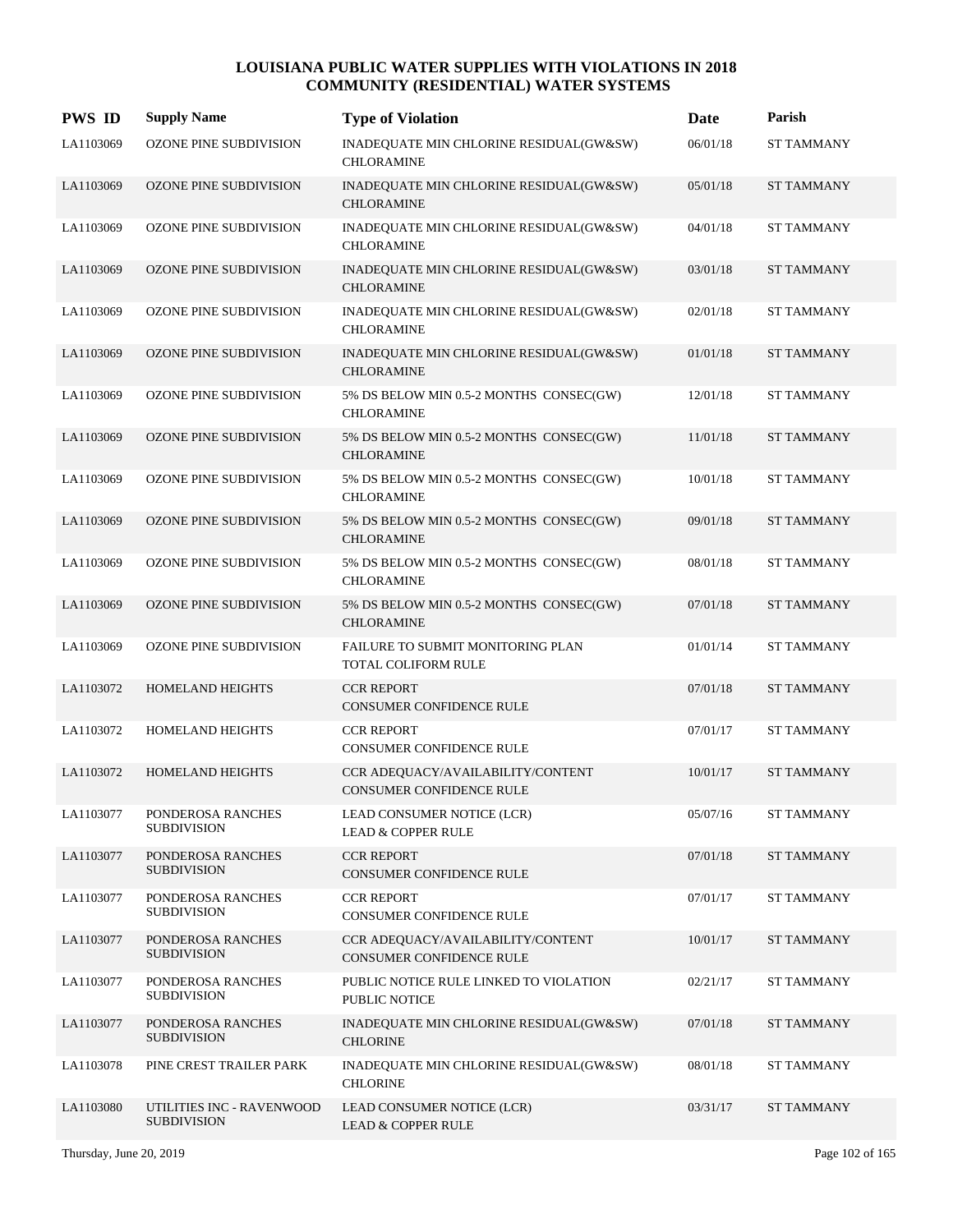# LOUISIANA PUBLIC WATER SUPPLIES WITH VIOLATIONS IN 2018
## COMMUNITY (RESIDENTIAL) WATER SYSTEMS

| PWS ID | Supply Name | Type of Violation | Date | Parish |
|---|---|---|---|---|
| LA1103069 | OZONE PINE SUBDIVISION | INADEQUATE MIN CHLORINE RESIDUAL(GW&SW) CHLORAMINE | 06/01/18 | ST TAMMANY |
| LA1103069 | OZONE PINE SUBDIVISION | INADEQUATE MIN CHLORINE RESIDUAL(GW&SW) CHLORAMINE | 05/01/18 | ST TAMMANY |
| LA1103069 | OZONE PINE SUBDIVISION | INADEQUATE MIN CHLORINE RESIDUAL(GW&SW) CHLORAMINE | 04/01/18 | ST TAMMANY |
| LA1103069 | OZONE PINE SUBDIVISION | INADEQUATE MIN CHLORINE RESIDUAL(GW&SW) CHLORAMINE | 03/01/18 | ST TAMMANY |
| LA1103069 | OZONE PINE SUBDIVISION | INADEQUATE MIN CHLORINE RESIDUAL(GW&SW) CHLORAMINE | 02/01/18 | ST TAMMANY |
| LA1103069 | OZONE PINE SUBDIVISION | INADEQUATE MIN CHLORINE RESIDUAL(GW&SW) CHLORAMINE | 01/01/18 | ST TAMMANY |
| LA1103069 | OZONE PINE SUBDIVISION | 5% DS BELOW MIN 0.5-2 MONTHS CONSEC(GW) CHLORAMINE | 12/01/18 | ST TAMMANY |
| LA1103069 | OZONE PINE SUBDIVISION | 5% DS BELOW MIN 0.5-2 MONTHS CONSEC(GW) CHLORAMINE | 11/01/18 | ST TAMMANY |
| LA1103069 | OZONE PINE SUBDIVISION | 5% DS BELOW MIN 0.5-2 MONTHS CONSEC(GW) CHLORAMINE | 10/01/18 | ST TAMMANY |
| LA1103069 | OZONE PINE SUBDIVISION | 5% DS BELOW MIN 0.5-2 MONTHS CONSEC(GW) CHLORAMINE | 09/01/18 | ST TAMMANY |
| LA1103069 | OZONE PINE SUBDIVISION | 5% DS BELOW MIN 0.5-2 MONTHS CONSEC(GW) CHLORAMINE | 08/01/18 | ST TAMMANY |
| LA1103069 | OZONE PINE SUBDIVISION | 5% DS BELOW MIN 0.5-2 MONTHS CONSEC(GW) CHLORAMINE | 07/01/18 | ST TAMMANY |
| LA1103069 | OZONE PINE SUBDIVISION | FAILURE TO SUBMIT MONITORING PLAN TOTAL COLIFORM RULE | 01/01/14 | ST TAMMANY |
| LA1103072 | HOMELAND HEIGHTS | CCR REPORT CONSUMER CONFIDENCE RULE | 07/01/18 | ST TAMMANY |
| LA1103072 | HOMELAND HEIGHTS | CCR REPORT CONSUMER CONFIDENCE RULE | 07/01/17 | ST TAMMANY |
| LA1103072 | HOMELAND HEIGHTS | CCR ADEQUACY/AVAILABILITY/CONTENT CONSUMER CONFIDENCE RULE | 10/01/17 | ST TAMMANY |
| LA1103077 | PONDEROSA RANCHES SUBDIVISION | LEAD CONSUMER NOTICE (LCR) LEAD & COPPER RULE | 05/07/16 | ST TAMMANY |
| LA1103077 | PONDEROSA RANCHES SUBDIVISION | CCR REPORT CONSUMER CONFIDENCE RULE | 07/01/18 | ST TAMMANY |
| LA1103077 | PONDEROSA RANCHES SUBDIVISION | CCR REPORT CONSUMER CONFIDENCE RULE | 07/01/17 | ST TAMMANY |
| LA1103077 | PONDEROSA RANCHES SUBDIVISION | CCR ADEQUACY/AVAILABILITY/CONTENT CONSUMER CONFIDENCE RULE | 10/01/17 | ST TAMMANY |
| LA1103077 | PONDEROSA RANCHES SUBDIVISION | PUBLIC NOTICE RULE LINKED TO VIOLATION PUBLIC NOTICE | 02/21/17 | ST TAMMANY |
| LA1103077 | PONDEROSA RANCHES SUBDIVISION | INADEQUATE MIN CHLORINE RESIDUAL(GW&SW) CHLORINE | 07/01/18 | ST TAMMANY |
| LA1103078 | PINE CREST TRAILER PARK | INADEQUATE MIN CHLORINE RESIDUAL(GW&SW) CHLORINE | 08/01/18 | ST TAMMANY |
| LA1103080 | UTILITIES INC - RAVENWOOD SUBDIVISION | LEAD CONSUMER NOTICE (LCR) LEAD & COPPER RULE | 03/31/17 | ST TAMMANY |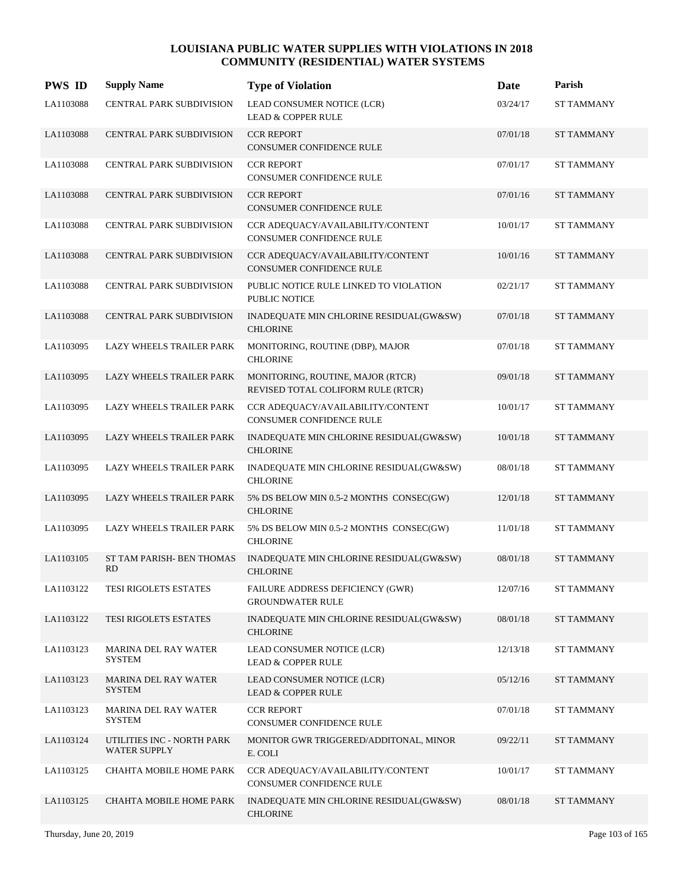# LOUISIANA PUBLIC WATER SUPPLIES WITH VIOLATIONS IN 2018
## COMMUNITY (RESIDENTIAL) WATER SYSTEMS

| PWS ID | Supply Name | Type of Violation | Date | Parish |
|---|---|---|---|---|
| LA1103088 | CENTRAL PARK SUBDIVISION | LEAD CONSUMER NOTICE (LCR) LEAD & COPPER RULE | 03/24/17 | ST TAMMANY |
| LA1103088 | CENTRAL PARK SUBDIVISION | CCR REPORT CONSUMER CONFIDENCE RULE | 07/01/18 | ST TAMMANY |
| LA1103088 | CENTRAL PARK SUBDIVISION | CCR REPORT CONSUMER CONFIDENCE RULE | 07/01/17 | ST TAMMANY |
| LA1103088 | CENTRAL PARK SUBDIVISION | CCR REPORT CONSUMER CONFIDENCE RULE | 07/01/16 | ST TAMMANY |
| LA1103088 | CENTRAL PARK SUBDIVISION | CCR ADEQUACY/AVAILABILITY/CONTENT CONSUMER CONFIDENCE RULE | 10/01/17 | ST TAMMANY |
| LA1103088 | CENTRAL PARK SUBDIVISION | CCR ADEQUACY/AVAILABILITY/CONTENT CONSUMER CONFIDENCE RULE | 10/01/16 | ST TAMMANY |
| LA1103088 | CENTRAL PARK SUBDIVISION | PUBLIC NOTICE RULE LINKED TO VIOLATION PUBLIC NOTICE | 02/21/17 | ST TAMMANY |
| LA1103088 | CENTRAL PARK SUBDIVISION | INADEQUATE MIN CHLORINE RESIDUAL(GW&SW) CHLORINE | 07/01/18 | ST TAMMANY |
| LA1103095 | LAZY WHEELS TRAILER PARK | MONITORING, ROUTINE (DBP), MAJOR CHLORINE | 07/01/18 | ST TAMMANY |
| LA1103095 | LAZY WHEELS TRAILER PARK | MONITORING, ROUTINE, MAJOR (RTCR) REVISED TOTAL COLIFORM RULE (RTCR) | 09/01/18 | ST TAMMANY |
| LA1103095 | LAZY WHEELS TRAILER PARK | CCR ADEQUACY/AVAILABILITY/CONTENT CONSUMER CONFIDENCE RULE | 10/01/17 | ST TAMMANY |
| LA1103095 | LAZY WHEELS TRAILER PARK | INADEQUATE MIN CHLORINE RESIDUAL(GW&SW) CHLORINE | 10/01/18 | ST TAMMANY |
| LA1103095 | LAZY WHEELS TRAILER PARK | INADEQUATE MIN CHLORINE RESIDUAL(GW&SW) CHLORINE | 08/01/18 | ST TAMMANY |
| LA1103095 | LAZY WHEELS TRAILER PARK | 5% DS BELOW MIN 0.5-2 MONTHS CONSEC(GW) CHLORINE | 12/01/18 | ST TAMMANY |
| LA1103095 | LAZY WHEELS TRAILER PARK | 5% DS BELOW MIN 0.5-2 MONTHS CONSEC(GW) CHLORINE | 11/01/18 | ST TAMMANY |
| LA1103105 | ST TAM PARISH- BEN THOMAS RD | INADEQUATE MIN CHLORINE RESIDUAL(GW&SW) CHLORINE | 08/01/18 | ST TAMMANY |
| LA1103122 | TESI RIGOLETS ESTATES | FAILURE ADDRESS DEFICIENCY (GWR) GROUNDWATER RULE | 12/07/16 | ST TAMMANY |
| LA1103122 | TESI RIGOLETS ESTATES | INADEQUATE MIN CHLORINE RESIDUAL(GW&SW) CHLORINE | 08/01/18 | ST TAMMANY |
| LA1103123 | MARINA DEL RAY WATER SYSTEM | LEAD CONSUMER NOTICE (LCR) LEAD & COPPER RULE | 12/13/18 | ST TAMMANY |
| LA1103123 | MARINA DEL RAY WATER SYSTEM | LEAD CONSUMER NOTICE (LCR) LEAD & COPPER RULE | 05/12/16 | ST TAMMANY |
| LA1103123 | MARINA DEL RAY WATER SYSTEM | CCR REPORT CONSUMER CONFIDENCE RULE | 07/01/18 | ST TAMMANY |
| LA1103124 | UTILITIES INC - NORTH PARK WATER SUPPLY | MONITOR GWR TRIGGERED/ADDITONAL, MINOR E. COLI | 09/22/11 | ST TAMMANY |
| LA1103125 | CHAHTA MOBILE HOME PARK | CCR ADEQUACY/AVAILABILITY/CONTENT CONSUMER CONFIDENCE RULE | 10/01/17 | ST TAMMANY |
| LA1103125 | CHAHTA MOBILE HOME PARK | INADEQUATE MIN CHLORINE RESIDUAL(GW&SW) CHLORINE | 08/01/18 | ST TAMMANY |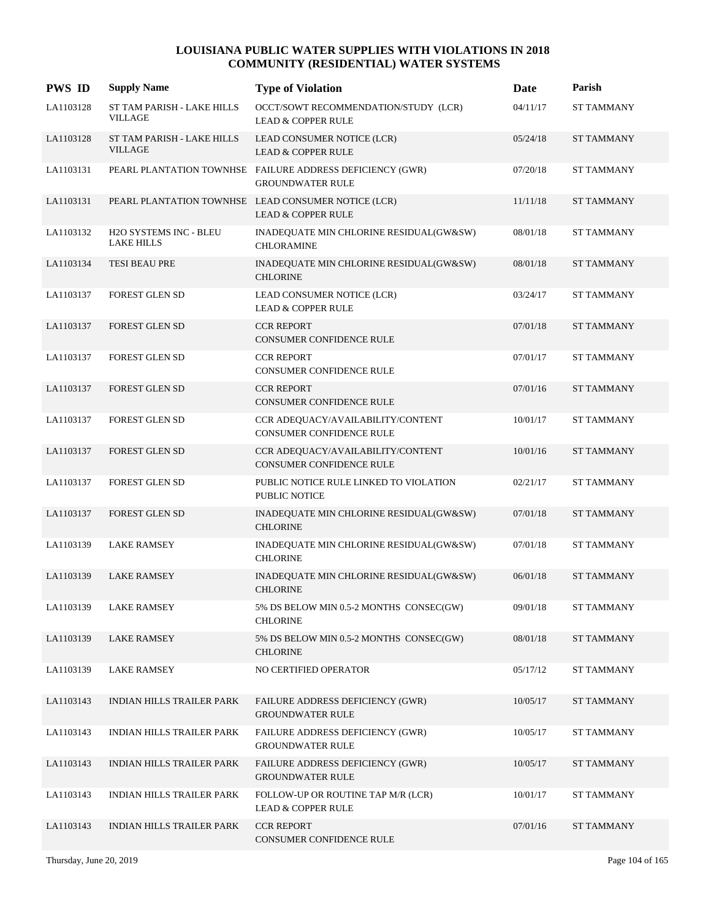# LOUISIANA PUBLIC WATER SUPPLIES WITH VIOLATIONS IN 2018
## COMMUNITY (RESIDENTIAL) WATER SYSTEMS

| PWS ID | Supply Name | Type of Violation | Date | Parish |
|---|---|---|---|---|
| LA1103128 | ST TAM PARISH - LAKE HILLS VILLAGE | OCCT/SOWT RECOMMENDATION/STUDY (LCR) LEAD & COPPER RULE | 04/11/17 | ST TAMMANY |
| LA1103128 | ST TAM PARISH - LAKE HILLS VILLAGE | LEAD CONSUMER NOTICE (LCR) LEAD & COPPER RULE | 05/24/18 | ST TAMMANY |
| LA1103131 | PEARL PLANTATION TOWNHSE | FAILURE ADDRESS DEFICIENCY (GWR) GROUNDWATER RULE | 07/20/18 | ST TAMMANY |
| LA1103131 | PEARL PLANTATION TOWNHSE | LEAD CONSUMER NOTICE (LCR) LEAD & COPPER RULE | 11/11/18 | ST TAMMANY |
| LA1103132 | H2O SYSTEMS INC - BLEU LAKE HILLS | INADEQUATE MIN CHLORINE RESIDUAL(GW&SW) CHLORAMINE | 08/01/18 | ST TAMMANY |
| LA1103134 | TESI BEAU PRE | INADEQUATE MIN CHLORINE RESIDUAL(GW&SW) CHLORINE | 08/01/18 | ST TAMMANY |
| LA1103137 | FOREST GLEN SD | LEAD CONSUMER NOTICE (LCR) LEAD & COPPER RULE | 03/24/17 | ST TAMMANY |
| LA1103137 | FOREST GLEN SD | CCR REPORT CONSUMER CONFIDENCE RULE | 07/01/18 | ST TAMMANY |
| LA1103137 | FOREST GLEN SD | CCR REPORT CONSUMER CONFIDENCE RULE | 07/01/17 | ST TAMMANY |
| LA1103137 | FOREST GLEN SD | CCR REPORT CONSUMER CONFIDENCE RULE | 07/01/16 | ST TAMMANY |
| LA1103137 | FOREST GLEN SD | CCR ADEQUACY/AVAILABILITY/CONTENT CONSUMER CONFIDENCE RULE | 10/01/17 | ST TAMMANY |
| LA1103137 | FOREST GLEN SD | CCR ADEQUACY/AVAILABILITY/CONTENT CONSUMER CONFIDENCE RULE | 10/01/16 | ST TAMMANY |
| LA1103137 | FOREST GLEN SD | PUBLIC NOTICE RULE LINKED TO VIOLATION PUBLIC NOTICE | 02/21/17 | ST TAMMANY |
| LA1103137 | FOREST GLEN SD | INADEQUATE MIN CHLORINE RESIDUAL(GW&SW) CHLORINE | 07/01/18 | ST TAMMANY |
| LA1103139 | LAKE RAMSEY | INADEQUATE MIN CHLORINE RESIDUAL(GW&SW) CHLORINE | 07/01/18 | ST TAMMANY |
| LA1103139 | LAKE RAMSEY | INADEQUATE MIN CHLORINE RESIDUAL(GW&SW) CHLORINE | 06/01/18 | ST TAMMANY |
| LA1103139 | LAKE RAMSEY | 5% DS BELOW MIN 0.5-2 MONTHS CONSEC(GW) CHLORINE | 09/01/18 | ST TAMMANY |
| LA1103139 | LAKE RAMSEY | 5% DS BELOW MIN 0.5-2 MONTHS CONSEC(GW) CHLORINE | 08/01/18 | ST TAMMANY |
| LA1103139 | LAKE RAMSEY | NO CERTIFIED OPERATOR | 05/17/12 | ST TAMMANY |
| LA1103143 | INDIAN HILLS TRAILER PARK | FAILURE ADDRESS DEFICIENCY (GWR) GROUNDWATER RULE | 10/05/17 | ST TAMMANY |
| LA1103143 | INDIAN HILLS TRAILER PARK | FAILURE ADDRESS DEFICIENCY (GWR) GROUNDWATER RULE | 10/05/17 | ST TAMMANY |
| LA1103143 | INDIAN HILLS TRAILER PARK | FAILURE ADDRESS DEFICIENCY (GWR) GROUNDWATER RULE | 10/05/17 | ST TAMMANY |
| LA1103143 | INDIAN HILLS TRAILER PARK | FOLLOW-UP OR ROUTINE TAP M/R (LCR) LEAD & COPPER RULE | 10/01/17 | ST TAMMANY |
| LA1103143 | INDIAN HILLS TRAILER PARK | CCR REPORT CONSUMER CONFIDENCE RULE | 07/01/16 | ST TAMMANY |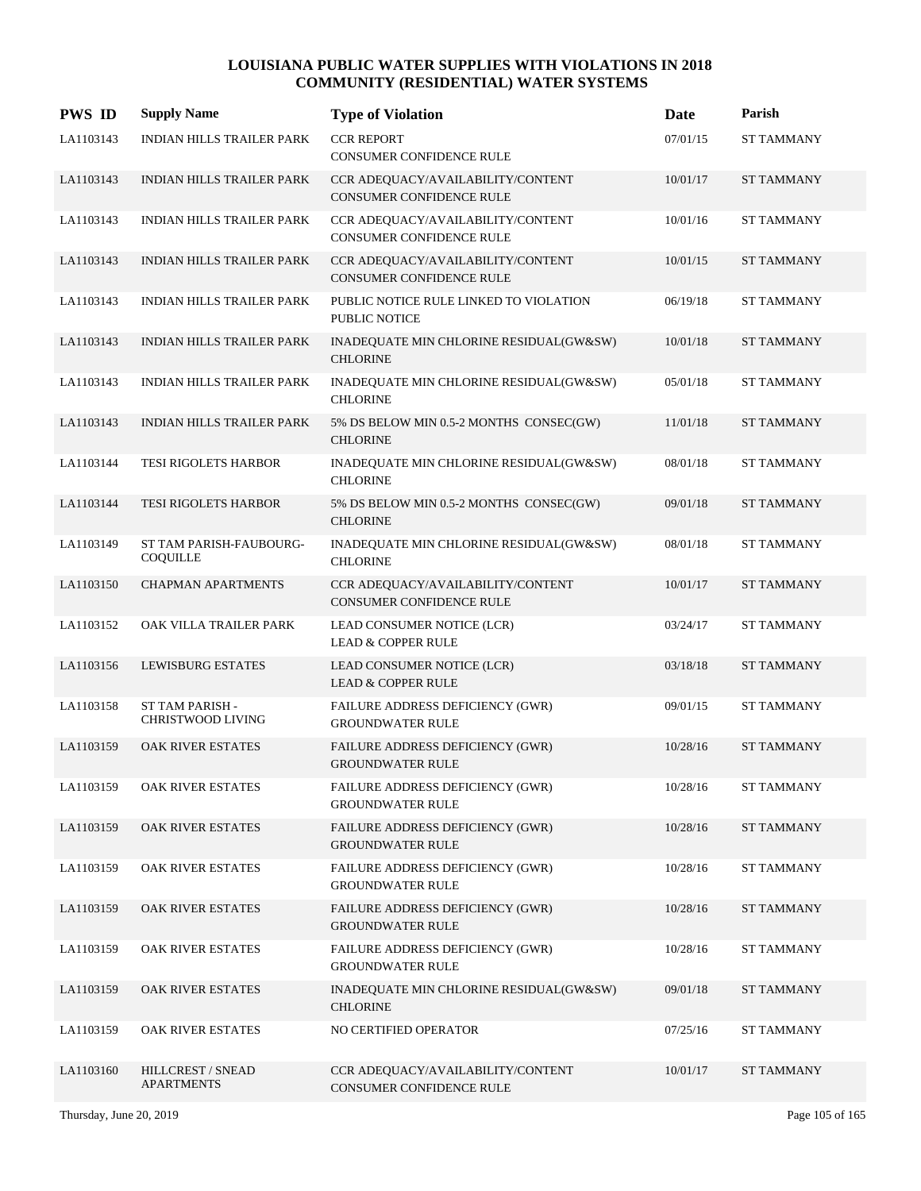# LOUISIANA PUBLIC WATER SUPPLIES WITH VIOLATIONS IN 2018
## COMMUNITY (RESIDENTIAL) WATER SYSTEMS

| PWS ID | Supply Name | Type of Violation | Date | Parish |
|---|---|---|---|---|
| LA1103143 | INDIAN HILLS TRAILER PARK | CCR REPORT<br>CONSUMER CONFIDENCE RULE | 07/01/15 | ST TAMMANY |
| LA1103143 | INDIAN HILLS TRAILER PARK | CCR ADEQUACY/AVAILABILITY/CONTENT<br>CONSUMER CONFIDENCE RULE | 10/01/17 | ST TAMMANY |
| LA1103143 | INDIAN HILLS TRAILER PARK | CCR ADEQUACY/AVAILABILITY/CONTENT<br>CONSUMER CONFIDENCE RULE | 10/01/16 | ST TAMMANY |
| LA1103143 | INDIAN HILLS TRAILER PARK | CCR ADEQUACY/AVAILABILITY/CONTENT<br>CONSUMER CONFIDENCE RULE | 10/01/15 | ST TAMMANY |
| LA1103143 | INDIAN HILLS TRAILER PARK | PUBLIC NOTICE RULE LINKED TO VIOLATION<br>PUBLIC NOTICE | 06/19/18 | ST TAMMANY |
| LA1103143 | INDIAN HILLS TRAILER PARK | INADEQUATE MIN CHLORINE RESIDUAL(GW&SW)<br>CHLORINE | 10/01/18 | ST TAMMANY |
| LA1103143 | INDIAN HILLS TRAILER PARK | INADEQUATE MIN CHLORINE RESIDUAL(GW&SW)<br>CHLORINE | 05/01/18 | ST TAMMANY |
| LA1103143 | INDIAN HILLS TRAILER PARK | 5% DS BELOW MIN 0.5-2 MONTHS CONSEC(GW)<br>CHLORINE | 11/01/18 | ST TAMMANY |
| LA1103144 | TESI RIGOLETS HARBOR | INADEQUATE MIN CHLORINE RESIDUAL(GW&SW)<br>CHLORINE | 08/01/18 | ST TAMMANY |
| LA1103144 | TESI RIGOLETS HARBOR | 5% DS BELOW MIN 0.5-2 MONTHS CONSEC(GW)<br>CHLORINE | 09/01/18 | ST TAMMANY |
| LA1103149 | ST TAM PARISH-FAUBOURG-COQUILLE | INADEQUATE MIN CHLORINE RESIDUAL(GW&SW)<br>CHLORINE | 08/01/18 | ST TAMMANY |
| LA1103150 | CHAPMAN APARTMENTS | CCR ADEQUACY/AVAILABILITY/CONTENT<br>CONSUMER CONFIDENCE RULE | 10/01/17 | ST TAMMANY |
| LA1103152 | OAK VILLA TRAILER PARK | LEAD CONSUMER NOTICE (LCR)<br>LEAD & COPPER RULE | 03/24/17 | ST TAMMANY |
| LA1103156 | LEWISBURG ESTATES | LEAD CONSUMER NOTICE (LCR)<br>LEAD & COPPER RULE | 03/18/18 | ST TAMMANY |
| LA1103158 | ST TAM PARISH - CHRISTWOOD LIVING | FAILURE ADDRESS DEFICIENCY (GWR)<br>GROUNDWATER RULE | 09/01/15 | ST TAMMANY |
| LA1103159 | OAK RIVER ESTATES | FAILURE ADDRESS DEFICIENCY (GWR)<br>GROUNDWATER RULE | 10/28/16 | ST TAMMANY |
| LA1103159 | OAK RIVER ESTATES | FAILURE ADDRESS DEFICIENCY (GWR)<br>GROUNDWATER RULE | 10/28/16 | ST TAMMANY |
| LA1103159 | OAK RIVER ESTATES | FAILURE ADDRESS DEFICIENCY (GWR)<br>GROUNDWATER RULE | 10/28/16 | ST TAMMANY |
| LA1103159 | OAK RIVER ESTATES | FAILURE ADDRESS DEFICIENCY (GWR)<br>GROUNDWATER RULE | 10/28/16 | ST TAMMANY |
| LA1103159 | OAK RIVER ESTATES | FAILURE ADDRESS DEFICIENCY (GWR)<br>GROUNDWATER RULE | 10/28/16 | ST TAMMANY |
| LA1103159 | OAK RIVER ESTATES | FAILURE ADDRESS DEFICIENCY (GWR)<br>GROUNDWATER RULE | 10/28/16 | ST TAMMANY |
| LA1103159 | OAK RIVER ESTATES | INADEQUATE MIN CHLORINE RESIDUAL(GW&SW)<br>CHLORINE | 09/01/18 | ST TAMMANY |
| LA1103159 | OAK RIVER ESTATES | NO CERTIFIED OPERATOR | 07/25/16 | ST TAMMANY |
| LA1103160 | HILLCREST / SNEAD APARTMENTS | CCR ADEQUACY/AVAILABILITY/CONTENT<br>CONSUMER CONFIDENCE RULE | 10/01/17 | ST TAMMANY |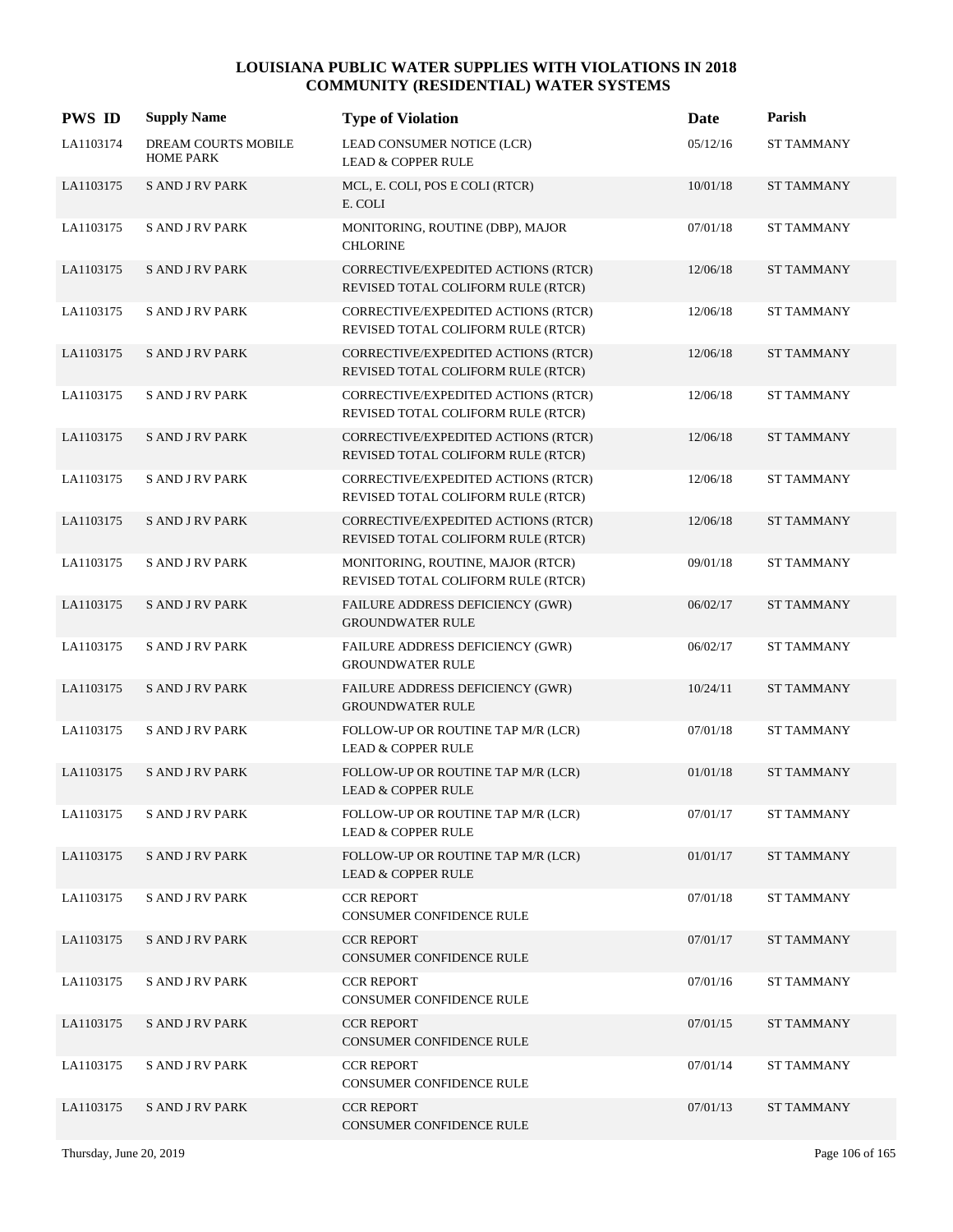# LOUISIANA PUBLIC WATER SUPPLIES WITH VIOLATIONS IN 2018
## COMMUNITY (RESIDENTIAL) WATER SYSTEMS

| PWS ID | Supply Name | Type of Violation | Date | Parish |
|---|---|---|---|---|
| LA1103174 | DREAM COURTS MOBILE HOME PARK | LEAD CONSUMER NOTICE (LCR)<br>LEAD & COPPER RULE | 05/12/16 | ST TAMMANY |
| LA1103175 | S AND J RV PARK | MCL, E. COLI, POS E COLI (RTCR)<br>E. COLI | 10/01/18 | ST TAMMANY |
| LA1103175 | S AND J RV PARK | MONITORING, ROUTINE (DBP), MAJOR<br>CHLORINE | 07/01/18 | ST TAMMANY |
| LA1103175 | S AND J RV PARK | CORRECTIVE/EXPEDITED ACTIONS (RTCR)<br>REVISED TOTAL COLIFORM RULE (RTCR) | 12/06/18 | ST TAMMANY |
| LA1103175 | S AND J RV PARK | CORRECTIVE/EXPEDITED ACTIONS (RTCR)<br>REVISED TOTAL COLIFORM RULE (RTCR) | 12/06/18 | ST TAMMANY |
| LA1103175 | S AND J RV PARK | CORRECTIVE/EXPEDITED ACTIONS (RTCR)<br>REVISED TOTAL COLIFORM RULE (RTCR) | 12/06/18 | ST TAMMANY |
| LA1103175 | S AND J RV PARK | CORRECTIVE/EXPEDITED ACTIONS (RTCR)<br>REVISED TOTAL COLIFORM RULE (RTCR) | 12/06/18 | ST TAMMANY |
| LA1103175 | S AND J RV PARK | CORRECTIVE/EXPEDITED ACTIONS (RTCR)<br>REVISED TOTAL COLIFORM RULE (RTCR) | 12/06/18 | ST TAMMANY |
| LA1103175 | S AND J RV PARK | CORRECTIVE/EXPEDITED ACTIONS (RTCR)<br>REVISED TOTAL COLIFORM RULE (RTCR) | 12/06/18 | ST TAMMANY |
| LA1103175 | S AND J RV PARK | CORRECTIVE/EXPEDITED ACTIONS (RTCR)<br>REVISED TOTAL COLIFORM RULE (RTCR) | 12/06/18 | ST TAMMANY |
| LA1103175 | S AND J RV PARK | MONITORING, ROUTINE, MAJOR (RTCR)<br>REVISED TOTAL COLIFORM RULE (RTCR) | 09/01/18 | ST TAMMANY |
| LA1103175 | S AND J RV PARK | FAILURE ADDRESS DEFICIENCY (GWR)<br>GROUNDWATER RULE | 06/02/17 | ST TAMMANY |
| LA1103175 | S AND J RV PARK | FAILURE ADDRESS DEFICIENCY (GWR)<br>GROUNDWATER RULE | 06/02/17 | ST TAMMANY |
| LA1103175 | S AND J RV PARK | FAILURE ADDRESS DEFICIENCY (GWR)<br>GROUNDWATER RULE | 10/24/11 | ST TAMMANY |
| LA1103175 | S AND J RV PARK | FOLLOW-UP OR ROUTINE TAP M/R (LCR)<br>LEAD & COPPER RULE | 07/01/18 | ST TAMMANY |
| LA1103175 | S AND J RV PARK | FOLLOW-UP OR ROUTINE TAP M/R (LCR)<br>LEAD & COPPER RULE | 01/01/18 | ST TAMMANY |
| LA1103175 | S AND J RV PARK | FOLLOW-UP OR ROUTINE TAP M/R (LCR)<br>LEAD & COPPER RULE | 07/01/17 | ST TAMMANY |
| LA1103175 | S AND J RV PARK | FOLLOW-UP OR ROUTINE TAP M/R (LCR)<br>LEAD & COPPER RULE | 01/01/17 | ST TAMMANY |
| LA1103175 | S AND J RV PARK | CCR REPORT<br>CONSUMER CONFIDENCE RULE | 07/01/18 | ST TAMMANY |
| LA1103175 | S AND J RV PARK | CCR REPORT<br>CONSUMER CONFIDENCE RULE | 07/01/17 | ST TAMMANY |
| LA1103175 | S AND J RV PARK | CCR REPORT<br>CONSUMER CONFIDENCE RULE | 07/01/16 | ST TAMMANY |
| LA1103175 | S AND J RV PARK | CCR REPORT<br>CONSUMER CONFIDENCE RULE | 07/01/15 | ST TAMMANY |
| LA1103175 | S AND J RV PARK | CCR REPORT<br>CONSUMER CONFIDENCE RULE | 07/01/14 | ST TAMMANY |
| LA1103175 | S AND J RV PARK | CCR REPORT<br>CONSUMER CONFIDENCE RULE | 07/01/13 | ST TAMMANY |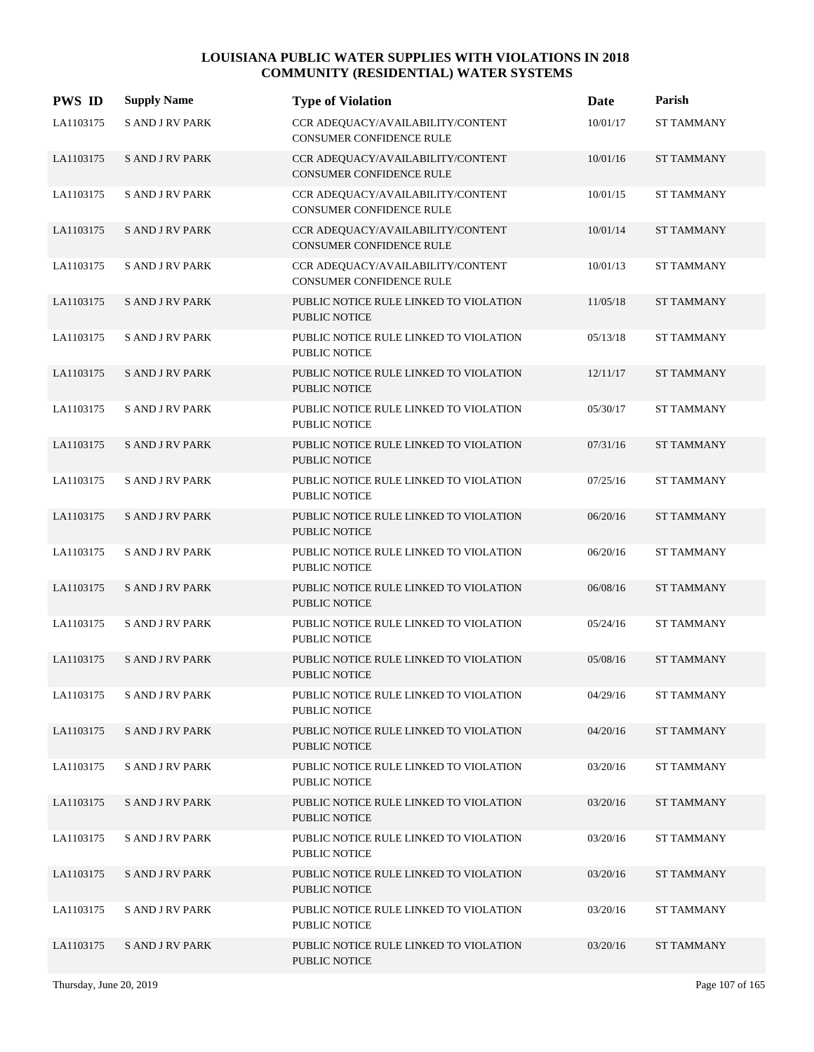# LOUISIANA PUBLIC WATER SUPPLIES WITH VIOLATIONS IN 2018
## COMMUNITY (RESIDENTIAL) WATER SYSTEMS

| PWS ID | Supply Name | Type of Violation | Date | Parish |
|---|---|---|---|---|
| LA1103175 | S AND J RV PARK | CCR ADEQUACY/AVAILABILITY/CONTENT CONSUMER CONFIDENCE RULE | 10/01/17 | ST TAMMANY |
| LA1103175 | S AND J RV PARK | CCR ADEQUACY/AVAILABILITY/CONTENT CONSUMER CONFIDENCE RULE | 10/01/16 | ST TAMMANY |
| LA1103175 | S AND J RV PARK | CCR ADEQUACY/AVAILABILITY/CONTENT CONSUMER CONFIDENCE RULE | 10/01/15 | ST TAMMANY |
| LA1103175 | S AND J RV PARK | CCR ADEQUACY/AVAILABILITY/CONTENT CONSUMER CONFIDENCE RULE | 10/01/14 | ST TAMMANY |
| LA1103175 | S AND J RV PARK | CCR ADEQUACY/AVAILABILITY/CONTENT CONSUMER CONFIDENCE RULE | 10/01/13 | ST TAMMANY |
| LA1103175 | S AND J RV PARK | PUBLIC NOTICE RULE LINKED TO VIOLATION PUBLIC NOTICE | 11/05/18 | ST TAMMANY |
| LA1103175 | S AND J RV PARK | PUBLIC NOTICE RULE LINKED TO VIOLATION PUBLIC NOTICE | 05/13/18 | ST TAMMANY |
| LA1103175 | S AND J RV PARK | PUBLIC NOTICE RULE LINKED TO VIOLATION PUBLIC NOTICE | 12/11/17 | ST TAMMANY |
| LA1103175 | S AND J RV PARK | PUBLIC NOTICE RULE LINKED TO VIOLATION PUBLIC NOTICE | 05/30/17 | ST TAMMANY |
| LA1103175 | S AND J RV PARK | PUBLIC NOTICE RULE LINKED TO VIOLATION PUBLIC NOTICE | 07/31/16 | ST TAMMANY |
| LA1103175 | S AND J RV PARK | PUBLIC NOTICE RULE LINKED TO VIOLATION PUBLIC NOTICE | 07/25/16 | ST TAMMANY |
| LA1103175 | S AND J RV PARK | PUBLIC NOTICE RULE LINKED TO VIOLATION PUBLIC NOTICE | 06/20/16 | ST TAMMANY |
| LA1103175 | S AND J RV PARK | PUBLIC NOTICE RULE LINKED TO VIOLATION PUBLIC NOTICE | 06/20/16 | ST TAMMANY |
| LA1103175 | S AND J RV PARK | PUBLIC NOTICE RULE LINKED TO VIOLATION PUBLIC NOTICE | 06/08/16 | ST TAMMANY |
| LA1103175 | S AND J RV PARK | PUBLIC NOTICE RULE LINKED TO VIOLATION PUBLIC NOTICE | 05/24/16 | ST TAMMANY |
| LA1103175 | S AND J RV PARK | PUBLIC NOTICE RULE LINKED TO VIOLATION PUBLIC NOTICE | 05/08/16 | ST TAMMANY |
| LA1103175 | S AND J RV PARK | PUBLIC NOTICE RULE LINKED TO VIOLATION PUBLIC NOTICE | 04/29/16 | ST TAMMANY |
| LA1103175 | S AND J RV PARK | PUBLIC NOTICE RULE LINKED TO VIOLATION PUBLIC NOTICE | 04/20/16 | ST TAMMANY |
| LA1103175 | S AND J RV PARK | PUBLIC NOTICE RULE LINKED TO VIOLATION PUBLIC NOTICE | 03/20/16 | ST TAMMANY |
| LA1103175 | S AND J RV PARK | PUBLIC NOTICE RULE LINKED TO VIOLATION PUBLIC NOTICE | 03/20/16 | ST TAMMANY |
| LA1103175 | S AND J RV PARK | PUBLIC NOTICE RULE LINKED TO VIOLATION PUBLIC NOTICE | 03/20/16 | ST TAMMANY |
| LA1103175 | S AND J RV PARK | PUBLIC NOTICE RULE LINKED TO VIOLATION PUBLIC NOTICE | 03/20/16 | ST TAMMANY |
| LA1103175 | S AND J RV PARK | PUBLIC NOTICE RULE LINKED TO VIOLATION PUBLIC NOTICE | 03/20/16 | ST TAMMANY |
| LA1103175 | S AND J RV PARK | PUBLIC NOTICE RULE LINKED TO VIOLATION PUBLIC NOTICE | 03/20/16 | ST TAMMANY |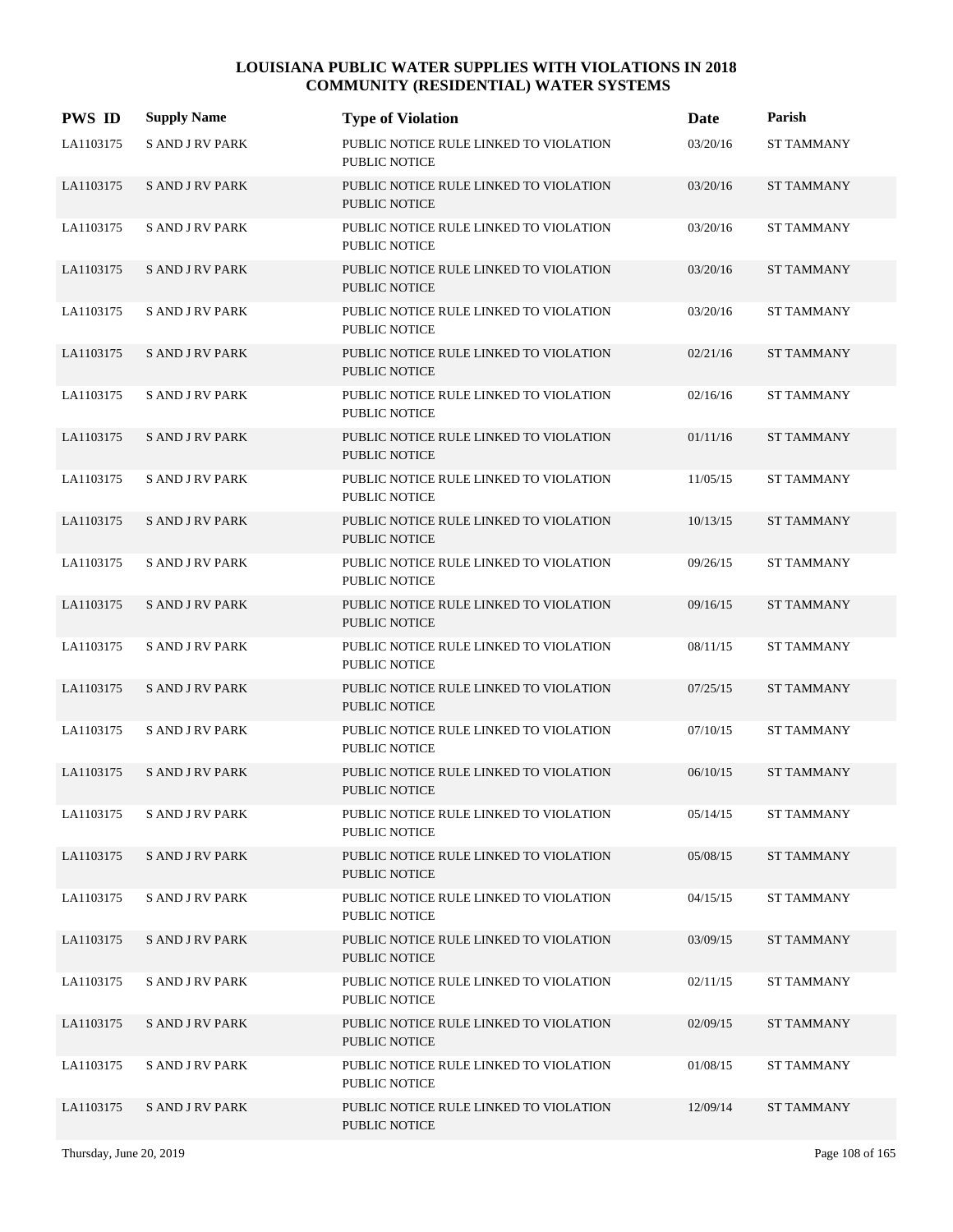# LOUISIANA PUBLIC WATER SUPPLIES WITH VIOLATIONS IN 2018
## COMMUNITY (RESIDENTIAL) WATER SYSTEMS

| PWS ID | Supply Name | Type of Violation | Date | Parish |
|---|---|---|---|---|
| LA1103175 | S AND J RV PARK | PUBLIC NOTICE RULE LINKED TO VIOLATION PUBLIC NOTICE | 03/20/16 | ST TAMMANY |
| LA1103175 | S AND J RV PARK | PUBLIC NOTICE RULE LINKED TO VIOLATION PUBLIC NOTICE | 03/20/16 | ST TAMMANY |
| LA1103175 | S AND J RV PARK | PUBLIC NOTICE RULE LINKED TO VIOLATION PUBLIC NOTICE | 03/20/16 | ST TAMMANY |
| LA1103175 | S AND J RV PARK | PUBLIC NOTICE RULE LINKED TO VIOLATION PUBLIC NOTICE | 03/20/16 | ST TAMMANY |
| LA1103175 | S AND J RV PARK | PUBLIC NOTICE RULE LINKED TO VIOLATION PUBLIC NOTICE | 03/20/16 | ST TAMMANY |
| LA1103175 | S AND J RV PARK | PUBLIC NOTICE RULE LINKED TO VIOLATION PUBLIC NOTICE | 02/21/16 | ST TAMMANY |
| LA1103175 | S AND J RV PARK | PUBLIC NOTICE RULE LINKED TO VIOLATION PUBLIC NOTICE | 02/16/16 | ST TAMMANY |
| LA1103175 | S AND J RV PARK | PUBLIC NOTICE RULE LINKED TO VIOLATION PUBLIC NOTICE | 01/11/16 | ST TAMMANY |
| LA1103175 | S AND J RV PARK | PUBLIC NOTICE RULE LINKED TO VIOLATION PUBLIC NOTICE | 11/05/15 | ST TAMMANY |
| LA1103175 | S AND J RV PARK | PUBLIC NOTICE RULE LINKED TO VIOLATION PUBLIC NOTICE | 10/13/15 | ST TAMMANY |
| LA1103175 | S AND J RV PARK | PUBLIC NOTICE RULE LINKED TO VIOLATION PUBLIC NOTICE | 09/26/15 | ST TAMMANY |
| LA1103175 | S AND J RV PARK | PUBLIC NOTICE RULE LINKED TO VIOLATION PUBLIC NOTICE | 09/16/15 | ST TAMMANY |
| LA1103175 | S AND J RV PARK | PUBLIC NOTICE RULE LINKED TO VIOLATION PUBLIC NOTICE | 08/11/15 | ST TAMMANY |
| LA1103175 | S AND J RV PARK | PUBLIC NOTICE RULE LINKED TO VIOLATION PUBLIC NOTICE | 07/25/15 | ST TAMMANY |
| LA1103175 | S AND J RV PARK | PUBLIC NOTICE RULE LINKED TO VIOLATION PUBLIC NOTICE | 07/10/15 | ST TAMMANY |
| LA1103175 | S AND J RV PARK | PUBLIC NOTICE RULE LINKED TO VIOLATION PUBLIC NOTICE | 06/10/15 | ST TAMMANY |
| LA1103175 | S AND J RV PARK | PUBLIC NOTICE RULE LINKED TO VIOLATION PUBLIC NOTICE | 05/14/15 | ST TAMMANY |
| LA1103175 | S AND J RV PARK | PUBLIC NOTICE RULE LINKED TO VIOLATION PUBLIC NOTICE | 05/08/15 | ST TAMMANY |
| LA1103175 | S AND J RV PARK | PUBLIC NOTICE RULE LINKED TO VIOLATION PUBLIC NOTICE | 04/15/15 | ST TAMMANY |
| LA1103175 | S AND J RV PARK | PUBLIC NOTICE RULE LINKED TO VIOLATION PUBLIC NOTICE | 03/09/15 | ST TAMMANY |
| LA1103175 | S AND J RV PARK | PUBLIC NOTICE RULE LINKED TO VIOLATION PUBLIC NOTICE | 02/11/15 | ST TAMMANY |
| LA1103175 | S AND J RV PARK | PUBLIC NOTICE RULE LINKED TO VIOLATION PUBLIC NOTICE | 02/09/15 | ST TAMMANY |
| LA1103175 | S AND J RV PARK | PUBLIC NOTICE RULE LINKED TO VIOLATION PUBLIC NOTICE | 01/08/15 | ST TAMMANY |
| LA1103175 | S AND J RV PARK | PUBLIC NOTICE RULE LINKED TO VIOLATION PUBLIC NOTICE | 12/09/14 | ST TAMMANY |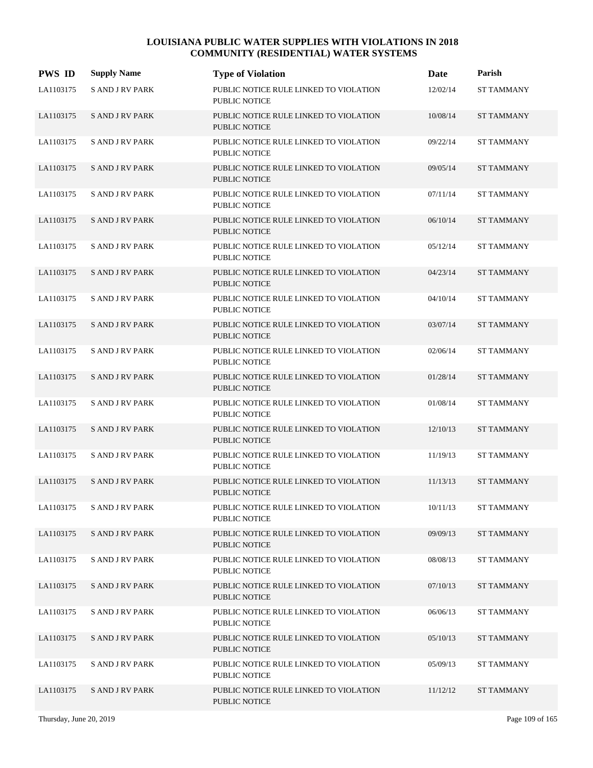# LOUISIANA PUBLIC WATER SUPPLIES WITH VIOLATIONS IN 2018
## COMMUNITY (RESIDENTIAL) WATER SYSTEMS

| PWS ID | Supply Name | Type of Violation | Date | Parish |
|---|---|---|---|---|
| LA1103175 | S AND J RV PARK | PUBLIC NOTICE RULE LINKED TO VIOLATION PUBLIC NOTICE | 12/02/14 | ST TAMMANY |
| LA1103175 | S AND J RV PARK | PUBLIC NOTICE RULE LINKED TO VIOLATION PUBLIC NOTICE | 10/08/14 | ST TAMMANY |
| LA1103175 | S AND J RV PARK | PUBLIC NOTICE RULE LINKED TO VIOLATION PUBLIC NOTICE | 09/22/14 | ST TAMMANY |
| LA1103175 | S AND J RV PARK | PUBLIC NOTICE RULE LINKED TO VIOLATION PUBLIC NOTICE | 09/05/14 | ST TAMMANY |
| LA1103175 | S AND J RV PARK | PUBLIC NOTICE RULE LINKED TO VIOLATION PUBLIC NOTICE | 07/11/14 | ST TAMMANY |
| LA1103175 | S AND J RV PARK | PUBLIC NOTICE RULE LINKED TO VIOLATION PUBLIC NOTICE | 06/10/14 | ST TAMMANY |
| LA1103175 | S AND J RV PARK | PUBLIC NOTICE RULE LINKED TO VIOLATION PUBLIC NOTICE | 05/12/14 | ST TAMMANY |
| LA1103175 | S AND J RV PARK | PUBLIC NOTICE RULE LINKED TO VIOLATION PUBLIC NOTICE | 04/23/14 | ST TAMMANY |
| LA1103175 | S AND J RV PARK | PUBLIC NOTICE RULE LINKED TO VIOLATION PUBLIC NOTICE | 04/10/14 | ST TAMMANY |
| LA1103175 | S AND J RV PARK | PUBLIC NOTICE RULE LINKED TO VIOLATION PUBLIC NOTICE | 03/07/14 | ST TAMMANY |
| LA1103175 | S AND J RV PARK | PUBLIC NOTICE RULE LINKED TO VIOLATION PUBLIC NOTICE | 02/06/14 | ST TAMMANY |
| LA1103175 | S AND J RV PARK | PUBLIC NOTICE RULE LINKED TO VIOLATION PUBLIC NOTICE | 01/28/14 | ST TAMMANY |
| LA1103175 | S AND J RV PARK | PUBLIC NOTICE RULE LINKED TO VIOLATION PUBLIC NOTICE | 01/08/14 | ST TAMMANY |
| LA1103175 | S AND J RV PARK | PUBLIC NOTICE RULE LINKED TO VIOLATION PUBLIC NOTICE | 12/10/13 | ST TAMMANY |
| LA1103175 | S AND J RV PARK | PUBLIC NOTICE RULE LINKED TO VIOLATION PUBLIC NOTICE | 11/19/13 | ST TAMMANY |
| LA1103175 | S AND J RV PARK | PUBLIC NOTICE RULE LINKED TO VIOLATION PUBLIC NOTICE | 11/13/13 | ST TAMMANY |
| LA1103175 | S AND J RV PARK | PUBLIC NOTICE RULE LINKED TO VIOLATION PUBLIC NOTICE | 10/11/13 | ST TAMMANY |
| LA1103175 | S AND J RV PARK | PUBLIC NOTICE RULE LINKED TO VIOLATION PUBLIC NOTICE | 09/09/13 | ST TAMMANY |
| LA1103175 | S AND J RV PARK | PUBLIC NOTICE RULE LINKED TO VIOLATION PUBLIC NOTICE | 08/08/13 | ST TAMMANY |
| LA1103175 | S AND J RV PARK | PUBLIC NOTICE RULE LINKED TO VIOLATION PUBLIC NOTICE | 07/10/13 | ST TAMMANY |
| LA1103175 | S AND J RV PARK | PUBLIC NOTICE RULE LINKED TO VIOLATION PUBLIC NOTICE | 06/06/13 | ST TAMMANY |
| LA1103175 | S AND J RV PARK | PUBLIC NOTICE RULE LINKED TO VIOLATION PUBLIC NOTICE | 05/10/13 | ST TAMMANY |
| LA1103175 | S AND J RV PARK | PUBLIC NOTICE RULE LINKED TO VIOLATION PUBLIC NOTICE | 05/09/13 | ST TAMMANY |
| LA1103175 | S AND J RV PARK | PUBLIC NOTICE RULE LINKED TO VIOLATION PUBLIC NOTICE | 11/12/12 | ST TAMMANY |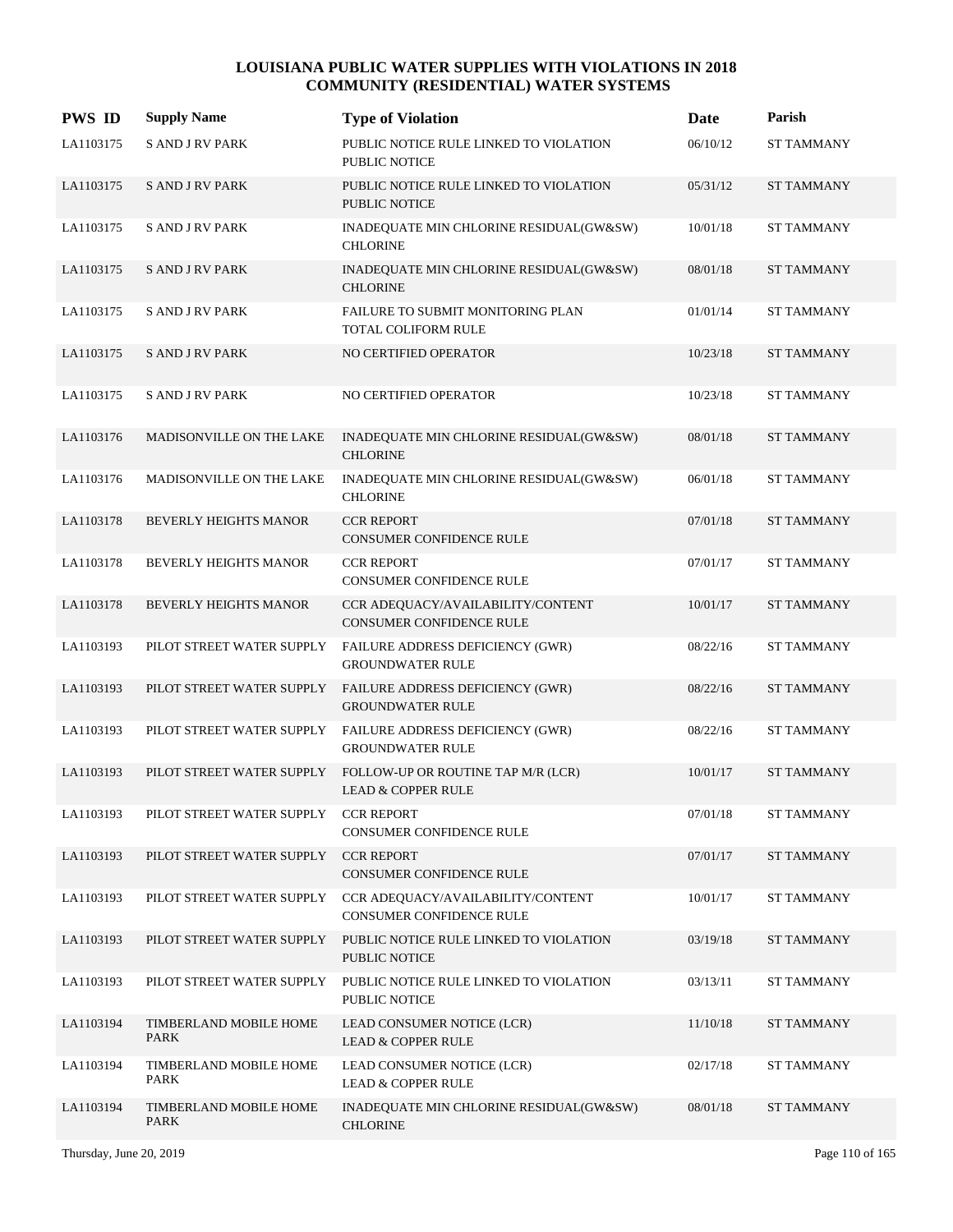# LOUISIANA PUBLIC WATER SUPPLIES WITH VIOLATIONS IN 2018
## COMMUNITY (RESIDENTIAL) WATER SYSTEMS

| PWS ID | Supply Name | Type of Violation | Date | Parish |
|---|---|---|---|---|
| LA1103175 | S AND J RV PARK | PUBLIC NOTICE RULE LINKED TO VIOLATION PUBLIC NOTICE | 06/10/12 | ST TAMMANY |
| LA1103175 | S AND J RV PARK | PUBLIC NOTICE RULE LINKED TO VIOLATION PUBLIC NOTICE | 05/31/12 | ST TAMMANY |
| LA1103175 | S AND J RV PARK | INADEQUATE MIN CHLORINE RESIDUAL(GW&SW) CHLORINE | 10/01/18 | ST TAMMANY |
| LA1103175 | S AND J RV PARK | INADEQUATE MIN CHLORINE RESIDUAL(GW&SW) CHLORINE | 08/01/18 | ST TAMMANY |
| LA1103175 | S AND J RV PARK | FAILURE TO SUBMIT MONITORING PLAN TOTAL COLIFORM RULE | 01/01/14 | ST TAMMANY |
| LA1103175 | S AND J RV PARK | NO CERTIFIED OPERATOR | 10/23/18 | ST TAMMANY |
| LA1103175 | S AND J RV PARK | NO CERTIFIED OPERATOR | 10/23/18 | ST TAMMANY |
| LA1103176 | MADISONVILLE ON THE LAKE | INADEQUATE MIN CHLORINE RESIDUAL(GW&SW) CHLORINE | 08/01/18 | ST TAMMANY |
| LA1103176 | MADISONVILLE ON THE LAKE | INADEQUATE MIN CHLORINE RESIDUAL(GW&SW) CHLORINE | 06/01/18 | ST TAMMANY |
| LA1103178 | BEVERLY HEIGHTS MANOR | CCR REPORT CONSUMER CONFIDENCE RULE | 07/01/18 | ST TAMMANY |
| LA1103178 | BEVERLY HEIGHTS MANOR | CCR REPORT CONSUMER CONFIDENCE RULE | 07/01/17 | ST TAMMANY |
| LA1103178 | BEVERLY HEIGHTS MANOR | CCR ADEQUACY/AVAILABILITY/CONTENT CONSUMER CONFIDENCE RULE | 10/01/17 | ST TAMMANY |
| LA1103193 | PILOT STREET WATER SUPPLY | FAILURE ADDRESS DEFICIENCY (GWR) GROUNDWATER RULE | 08/22/16 | ST TAMMANY |
| LA1103193 | PILOT STREET WATER SUPPLY | FAILURE ADDRESS DEFICIENCY (GWR) GROUNDWATER RULE | 08/22/16 | ST TAMMANY |
| LA1103193 | PILOT STREET WATER SUPPLY | FAILURE ADDRESS DEFICIENCY (GWR) GROUNDWATER RULE | 08/22/16 | ST TAMMANY |
| LA1103193 | PILOT STREET WATER SUPPLY | FOLLOW-UP OR ROUTINE TAP M/R (LCR) LEAD & COPPER RULE | 10/01/17 | ST TAMMANY |
| LA1103193 | PILOT STREET WATER SUPPLY | CCR REPORT CONSUMER CONFIDENCE RULE | 07/01/18 | ST TAMMANY |
| LA1103193 | PILOT STREET WATER SUPPLY | CCR REPORT CONSUMER CONFIDENCE RULE | 07/01/17 | ST TAMMANY |
| LA1103193 | PILOT STREET WATER SUPPLY | CCR ADEQUACY/AVAILABILITY/CONTENT CONSUMER CONFIDENCE RULE | 10/01/17 | ST TAMMANY |
| LA1103193 | PILOT STREET WATER SUPPLY | PUBLIC NOTICE RULE LINKED TO VIOLATION PUBLIC NOTICE | 03/19/18 | ST TAMMANY |
| LA1103193 | PILOT STREET WATER SUPPLY | PUBLIC NOTICE RULE LINKED TO VIOLATION PUBLIC NOTICE | 03/13/11 | ST TAMMANY |
| LA1103194 | TIMBERLAND MOBILE HOME PARK | LEAD CONSUMER NOTICE (LCR) LEAD & COPPER RULE | 11/10/18 | ST TAMMANY |
| LA1103194 | TIMBERLAND MOBILE HOME PARK | LEAD CONSUMER NOTICE (LCR) LEAD & COPPER RULE | 02/17/18 | ST TAMMANY |
| LA1103194 | TIMBERLAND MOBILE HOME PARK | INADEQUATE MIN CHLORINE RESIDUAL(GW&SW) CHLORINE | 08/01/18 | ST TAMMANY |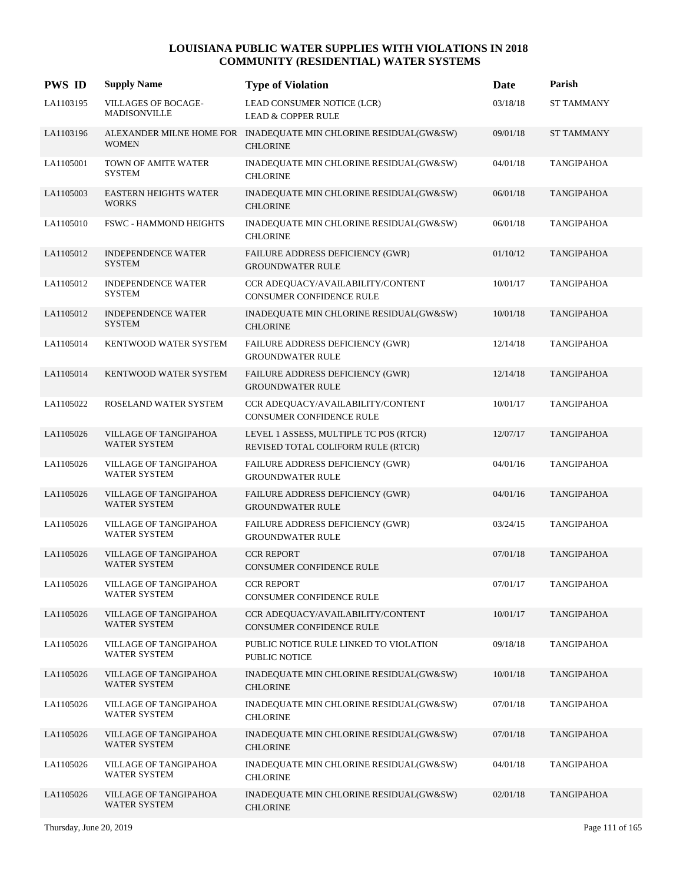# LOUISIANA PUBLIC WATER SUPPLIES WITH VIOLATIONS IN 2018
## COMMUNITY (RESIDENTIAL) WATER SYSTEMS

| PWS ID | Supply Name | Type of Violation | Date | Parish |
|---|---|---|---|---|
| LA1103195 | VILLAGES OF BOCAGE-MADISONVILLE | LEAD CONSUMER NOTICE (LCR)<br>LEAD & COPPER RULE | 03/18/18 | ST TAMMANY |
| LA1103196 | ALEXANDER MILNE HOME FOR WOMEN | INADEQUATE MIN CHLORINE RESIDUAL(GW&SW)<br>CHLORINE | 09/01/18 | ST TAMMANY |
| LA1105001 | TOWN OF AMITE WATER SYSTEM | INADEQUATE MIN CHLORINE RESIDUAL(GW&SW)<br>CHLORINE | 04/01/18 | TANGIPAHOA |
| LA1105003 | EASTERN HEIGHTS WATER WORKS | INADEQUATE MIN CHLORINE RESIDUAL(GW&SW)<br>CHLORINE | 06/01/18 | TANGIPAHOA |
| LA1105010 | FSWC - HAMMOND HEIGHTS | INADEQUATE MIN CHLORINE RESIDUAL(GW&SW)<br>CHLORINE | 06/01/18 | TANGIPAHOA |
| LA1105012 | INDEPENDENCE WATER SYSTEM | FAILURE ADDRESS DEFICIENCY (GWR)<br>GROUNDWATER RULE | 01/10/12 | TANGIPAHOA |
| LA1105012 | INDEPENDENCE WATER SYSTEM | CCR ADEQUACY/AVAILABILITY/CONTENT<br>CONSUMER CONFIDENCE RULE | 10/01/17 | TANGIPAHOA |
| LA1105012 | INDEPENDENCE WATER SYSTEM | INADEQUATE MIN CHLORINE RESIDUAL(GW&SW)<br>CHLORINE | 10/01/18 | TANGIPAHOA |
| LA1105014 | KENTWOOD WATER SYSTEM | FAILURE ADDRESS DEFICIENCY (GWR)<br>GROUNDWATER RULE | 12/14/18 | TANGIPAHOA |
| LA1105014 | KENTWOOD WATER SYSTEM | FAILURE ADDRESS DEFICIENCY (GWR)<br>GROUNDWATER RULE | 12/14/18 | TANGIPAHOA |
| LA1105022 | ROSELAND WATER SYSTEM | CCR ADEQUACY/AVAILABILITY/CONTENT<br>CONSUMER CONFIDENCE RULE | 10/01/17 | TANGIPAHOA |
| LA1105026 | VILLAGE OF TANGIPAHOA WATER SYSTEM | LEVEL 1 ASSESS, MULTIPLE TC POS (RTCR)<br>REVISED TOTAL COLIFORM RULE (RTCR) | 12/07/17 | TANGIPAHOA |
| LA1105026 | VILLAGE OF TANGIPAHOA WATER SYSTEM | FAILURE ADDRESS DEFICIENCY (GWR)<br>GROUNDWATER RULE | 04/01/16 | TANGIPAHOA |
| LA1105026 | VILLAGE OF TANGIPAHOA WATER SYSTEM | FAILURE ADDRESS DEFICIENCY (GWR)<br>GROUNDWATER RULE | 04/01/16 | TANGIPAHOA |
| LA1105026 | VILLAGE OF TANGIPAHOA WATER SYSTEM | FAILURE ADDRESS DEFICIENCY (GWR)<br>GROUNDWATER RULE | 03/24/15 | TANGIPAHOA |
| LA1105026 | VILLAGE OF TANGIPAHOA WATER SYSTEM | CCR REPORT<br>CONSUMER CONFIDENCE RULE | 07/01/18 | TANGIPAHOA |
| LA1105026 | VILLAGE OF TANGIPAHOA WATER SYSTEM | CCR REPORT<br>CONSUMER CONFIDENCE RULE | 07/01/17 | TANGIPAHOA |
| LA1105026 | VILLAGE OF TANGIPAHOA WATER SYSTEM | CCR ADEQUACY/AVAILABILITY/CONTENT<br>CONSUMER CONFIDENCE RULE | 10/01/17 | TANGIPAHOA |
| LA1105026 | VILLAGE OF TANGIPAHOA WATER SYSTEM | PUBLIC NOTICE RULE LINKED TO VIOLATION<br>PUBLIC NOTICE | 09/18/18 | TANGIPAHOA |
| LA1105026 | VILLAGE OF TANGIPAHOA WATER SYSTEM | INADEQUATE MIN CHLORINE RESIDUAL(GW&SW)<br>CHLORINE | 10/01/18 | TANGIPAHOA |
| LA1105026 | VILLAGE OF TANGIPAHOA WATER SYSTEM | INADEQUATE MIN CHLORINE RESIDUAL(GW&SW)<br>CHLORINE | 07/01/18 | TANGIPAHOA |
| LA1105026 | VILLAGE OF TANGIPAHOA WATER SYSTEM | INADEQUATE MIN CHLORINE RESIDUAL(GW&SW)<br>CHLORINE | 07/01/18 | TANGIPAHOA |
| LA1105026 | VILLAGE OF TANGIPAHOA WATER SYSTEM | INADEQUATE MIN CHLORINE RESIDUAL(GW&SW)<br>CHLORINE | 04/01/18 | TANGIPAHOA |
| LA1105026 | VILLAGE OF TANGIPAHOA WATER SYSTEM | INADEQUATE MIN CHLORINE RESIDUAL(GW&SW)<br>CHLORINE | 02/01/18 | TANGIPAHOA |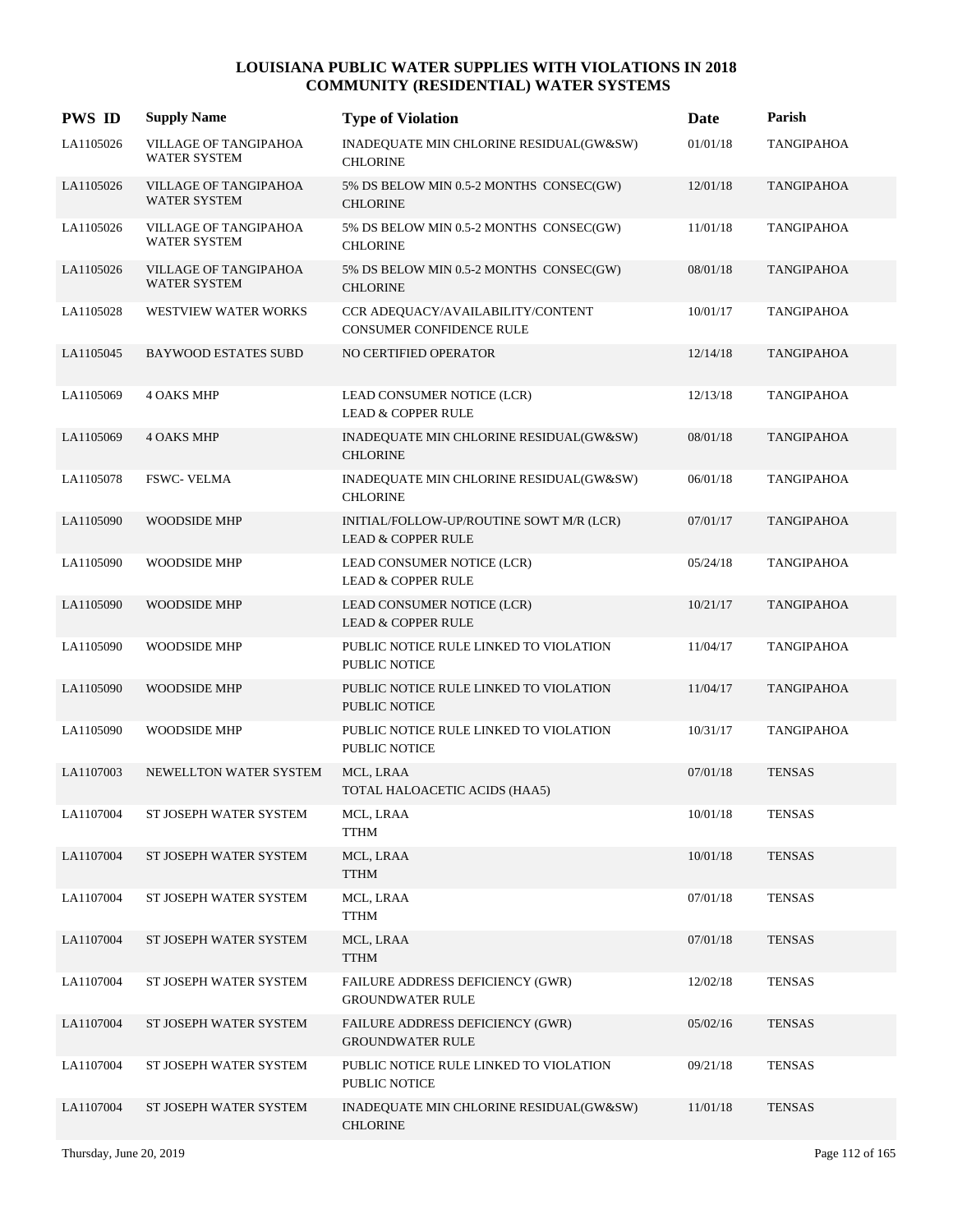# LOUISIANA PUBLIC WATER SUPPLIES WITH VIOLATIONS IN 2018
## COMMUNITY (RESIDENTIAL) WATER SYSTEMS

| PWS ID | Supply Name | Type of Violation | Date | Parish |
|---|---|---|---|---|
| LA1105026 | VILLAGE OF TANGIPAHOA WATER SYSTEM | INADEQUATE MIN CHLORINE RESIDUAL(GW&SW) CHLORINE | 01/01/18 | TANGIPAHOA |
| LA1105026 | VILLAGE OF TANGIPAHOA WATER SYSTEM | 5% DS BELOW MIN 0.5-2 MONTHS CONSEC(GW) CHLORINE | 12/01/18 | TANGIPAHOA |
| LA1105026 | VILLAGE OF TANGIPAHOA WATER SYSTEM | 5% DS BELOW MIN 0.5-2 MONTHS CONSEC(GW) CHLORINE | 11/01/18 | TANGIPAHOA |
| LA1105026 | VILLAGE OF TANGIPAHOA WATER SYSTEM | 5% DS BELOW MIN 0.5-2 MONTHS CONSEC(GW) CHLORINE | 08/01/18 | TANGIPAHOA |
| LA1105028 | WESTVIEW WATER WORKS | CCR ADEQUACY/AVAILABILITY/CONTENT CONSUMER CONFIDENCE RULE | 10/01/17 | TANGIPAHOA |
| LA1105045 | BAYWOOD ESTATES SUBD | NO CERTIFIED OPERATOR | 12/14/18 | TANGIPAHOA |
| LA1105069 | 4 OAKS MHP | LEAD CONSUMER NOTICE (LCR) LEAD & COPPER RULE | 12/13/18 | TANGIPAHOA |
| LA1105069 | 4 OAKS MHP | INADEQUATE MIN CHLORINE RESIDUAL(GW&SW) CHLORINE | 08/01/18 | TANGIPAHOA |
| LA1105078 | FSWC- VELMA | INADEQUATE MIN CHLORINE RESIDUAL(GW&SW) CHLORINE | 06/01/18 | TANGIPAHOA |
| LA1105090 | WOODSIDE MHP | INITIAL/FOLLOW-UP/ROUTINE SOWT M/R (LCR) LEAD & COPPER RULE | 07/01/17 | TANGIPAHOA |
| LA1105090 | WOODSIDE MHP | LEAD CONSUMER NOTICE (LCR) LEAD & COPPER RULE | 05/24/18 | TANGIPAHOA |
| LA1105090 | WOODSIDE MHP | LEAD CONSUMER NOTICE (LCR) LEAD & COPPER RULE | 10/21/17 | TANGIPAHOA |
| LA1105090 | WOODSIDE MHP | PUBLIC NOTICE RULE LINKED TO VIOLATION PUBLIC NOTICE | 11/04/17 | TANGIPAHOA |
| LA1105090 | WOODSIDE MHP | PUBLIC NOTICE RULE LINKED TO VIOLATION PUBLIC NOTICE | 11/04/17 | TANGIPAHOA |
| LA1105090 | WOODSIDE MHP | PUBLIC NOTICE RULE LINKED TO VIOLATION PUBLIC NOTICE | 10/31/17 | TANGIPAHOA |
| LA1107003 | NEWELLTON WATER SYSTEM | MCL, LRAA TOTAL HALOACETIC ACIDS (HAA5) | 07/01/18 | TENSAS |
| LA1107004 | ST JOSEPH WATER SYSTEM | MCL, LRAA TTHM | 10/01/18 | TENSAS |
| LA1107004 | ST JOSEPH WATER SYSTEM | MCL, LRAA TTHM | 10/01/18 | TENSAS |
| LA1107004 | ST JOSEPH WATER SYSTEM | MCL, LRAA TTHM | 07/01/18 | TENSAS |
| LA1107004 | ST JOSEPH WATER SYSTEM | MCL, LRAA TTHM | 07/01/18 | TENSAS |
| LA1107004 | ST JOSEPH WATER SYSTEM | FAILURE ADDRESS DEFICIENCY (GWR) GROUNDWATER RULE | 12/02/18 | TENSAS |
| LA1107004 | ST JOSEPH WATER SYSTEM | FAILURE ADDRESS DEFICIENCY (GWR) GROUNDWATER RULE | 05/02/16 | TENSAS |
| LA1107004 | ST JOSEPH WATER SYSTEM | PUBLIC NOTICE RULE LINKED TO VIOLATION PUBLIC NOTICE | 09/21/18 | TENSAS |
| LA1107004 | ST JOSEPH WATER SYSTEM | INADEQUATE MIN CHLORINE RESIDUAL(GW&SW) CHLORINE | 11/01/18 | TENSAS |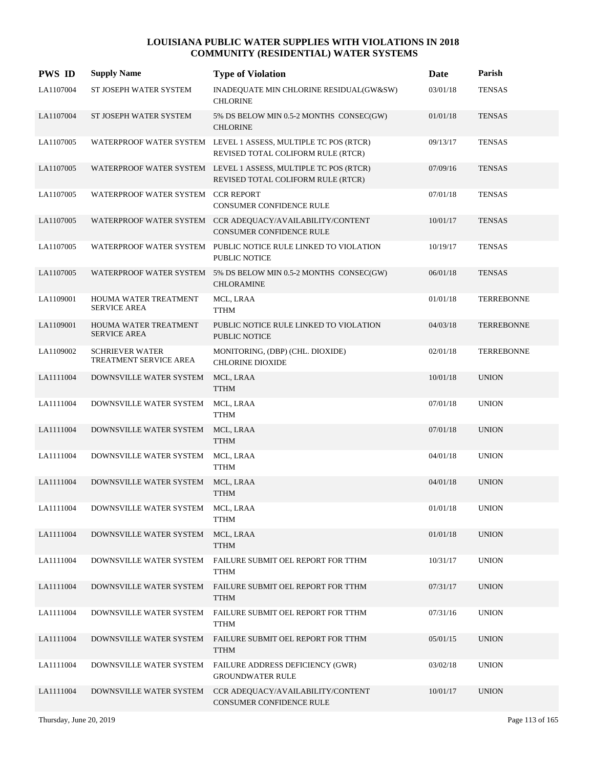# LOUISIANA PUBLIC WATER SUPPLIES WITH VIOLATIONS IN 2018
## COMMUNITY (RESIDENTIAL) WATER SYSTEMS

| PWS ID | Supply Name | Type of Violation | Date | Parish |
|---|---|---|---|---|
| LA1107004 | ST JOSEPH WATER SYSTEM | INADEQUATE MIN CHLORINE RESIDUAL(GW&SW) CHLORINE | 03/01/18 | TENSAS |
| LA1107004 | ST JOSEPH WATER SYSTEM | 5% DS BELOW MIN 0.5-2 MONTHS CONSEC(GW) CHLORINE | 01/01/18 | TENSAS |
| LA1107005 | WATERPROOF WATER SYSTEM | LEVEL 1 ASSESS, MULTIPLE TC POS (RTCR) REVISED TOTAL COLIFORM RULE (RTCR) | 09/13/17 | TENSAS |
| LA1107005 | WATERPROOF WATER SYSTEM | LEVEL 1 ASSESS, MULTIPLE TC POS (RTCR) REVISED TOTAL COLIFORM RULE (RTCR) | 07/09/16 | TENSAS |
| LA1107005 | WATERPROOF WATER SYSTEM | CCR REPORT CONSUMER CONFIDENCE RULE | 07/01/18 | TENSAS |
| LA1107005 | WATERPROOF WATER SYSTEM | CCR ADEQUACY/AVAILABILITY/CONTENT CONSUMER CONFIDENCE RULE | 10/01/17 | TENSAS |
| LA1107005 | WATERPROOF WATER SYSTEM | PUBLIC NOTICE RULE LINKED TO VIOLATION PUBLIC NOTICE | 10/19/17 | TENSAS |
| LA1107005 | WATERPROOF WATER SYSTEM | 5% DS BELOW MIN 0.5-2 MONTHS CONSEC(GW) CHLORAMINE | 06/01/18 | TENSAS |
| LA1109001 | HOUMA WATER TREATMENT SERVICE AREA | MCL, LRAA TTHM | 01/01/18 | TERREBONNE |
| LA1109001 | HOUMA WATER TREATMENT SERVICE AREA | PUBLIC NOTICE RULE LINKED TO VIOLATION PUBLIC NOTICE | 04/03/18 | TERREBONNE |
| LA1109002 | SCHRIEVER WATER TREATMENT SERVICE AREA | MONITORING, (DBP) (CHL. DIOXIDE) CHLORINE DIOXIDE | 02/01/18 | TERREBONNE |
| LA1111004 | DOWNSVILLE WATER SYSTEM | MCL, LRAA TTHM | 10/01/18 | UNION |
| LA1111004 | DOWNSVILLE WATER SYSTEM | MCL, LRAA TTHM | 07/01/18 | UNION |
| LA1111004 | DOWNSVILLE WATER SYSTEM | MCL, LRAA TTHM | 07/01/18 | UNION |
| LA1111004 | DOWNSVILLE WATER SYSTEM | MCL, LRAA TTHM | 04/01/18 | UNION |
| LA1111004 | DOWNSVILLE WATER SYSTEM | MCL, LRAA TTHM | 04/01/18 | UNION |
| LA1111004 | DOWNSVILLE WATER SYSTEM | MCL, LRAA TTHM | 01/01/18 | UNION |
| LA1111004 | DOWNSVILLE WATER SYSTEM | MCL, LRAA TTHM | 01/01/18 | UNION |
| LA1111004 | DOWNSVILLE WATER SYSTEM | FAILURE SUBMIT OEL REPORT FOR TTHM TTHM | 10/31/17 | UNION |
| LA1111004 | DOWNSVILLE WATER SYSTEM | FAILURE SUBMIT OEL REPORT FOR TTHM TTHM | 07/31/17 | UNION |
| LA1111004 | DOWNSVILLE WATER SYSTEM | FAILURE SUBMIT OEL REPORT FOR TTHM TTHM | 07/31/16 | UNION |
| LA1111004 | DOWNSVILLE WATER SYSTEM | FAILURE SUBMIT OEL REPORT FOR TTHM TTHM | 05/01/15 | UNION |
| LA1111004 | DOWNSVILLE WATER SYSTEM | FAILURE ADDRESS DEFICIENCY (GWR) GROUNDWATER RULE | 03/02/18 | UNION |
| LA1111004 | DOWNSVILLE WATER SYSTEM | CCR ADEQUACY/AVAILABILITY/CONTENT CONSUMER CONFIDENCE RULE | 10/01/17 | UNION |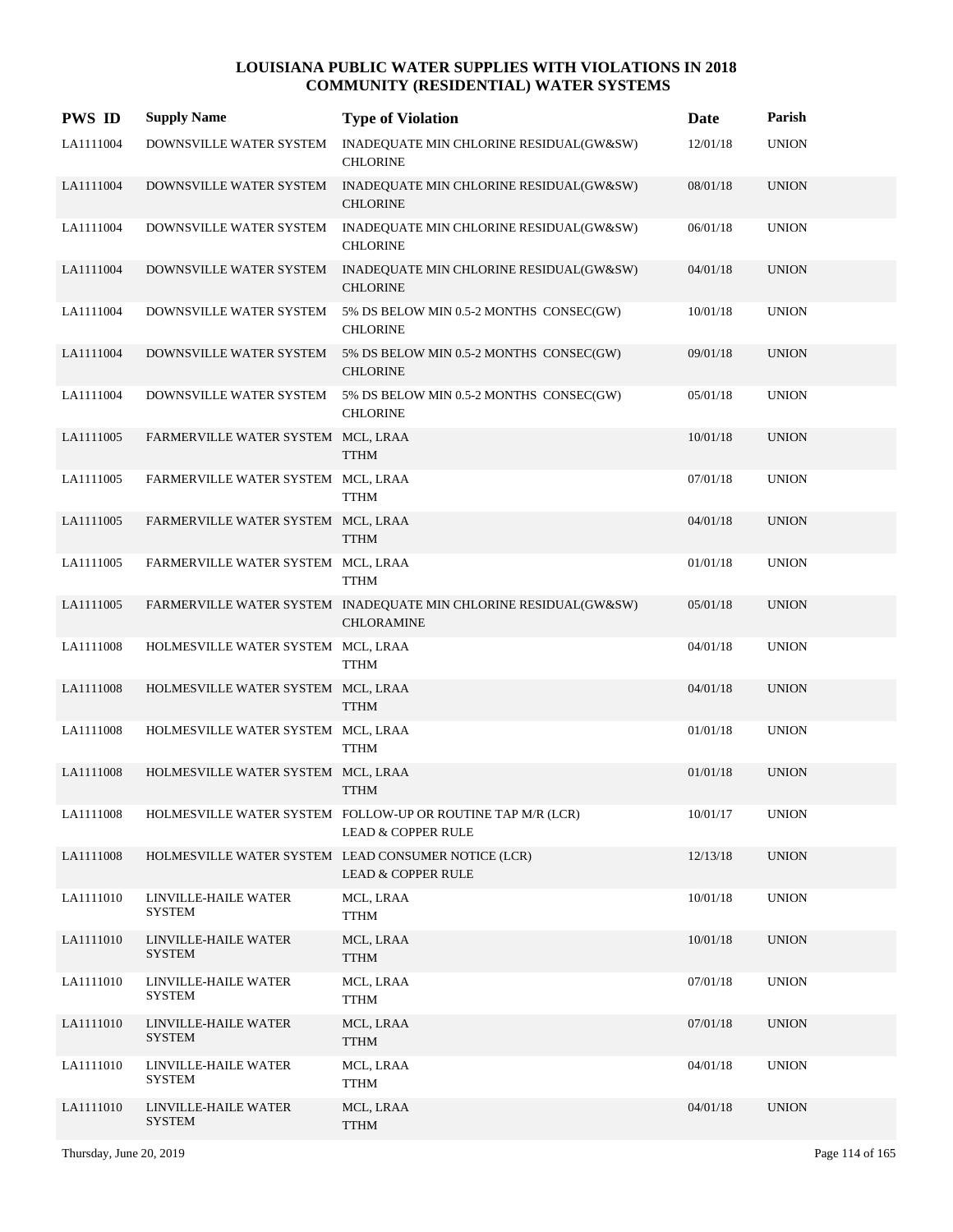# LOUISIANA PUBLIC WATER SUPPLIES WITH VIOLATIONS IN 2018
## COMMUNITY (RESIDENTIAL) WATER SYSTEMS

| PWS ID | Supply Name | Type of Violation | Date | Parish |
|---|---|---|---|---|
| LA1111004 | DOWNSVILLE WATER SYSTEM | INADEQUATE MIN CHLORINE RESIDUAL(GW&SW) CHLORINE | 12/01/18 | UNION |
| LA1111004 | DOWNSVILLE WATER SYSTEM | INADEQUATE MIN CHLORINE RESIDUAL(GW&SW) CHLORINE | 08/01/18 | UNION |
| LA1111004 | DOWNSVILLE WATER SYSTEM | INADEQUATE MIN CHLORINE RESIDUAL(GW&SW) CHLORINE | 06/01/18 | UNION |
| LA1111004 | DOWNSVILLE WATER SYSTEM | INADEQUATE MIN CHLORINE RESIDUAL(GW&SW) CHLORINE | 04/01/18 | UNION |
| LA1111004 | DOWNSVILLE WATER SYSTEM | 5% DS BELOW MIN 0.5-2 MONTHS CONSEC(GW) CHLORINE | 10/01/18 | UNION |
| LA1111004 | DOWNSVILLE WATER SYSTEM | 5% DS BELOW MIN 0.5-2 MONTHS CONSEC(GW) CHLORINE | 09/01/18 | UNION |
| LA1111004 | DOWNSVILLE WATER SYSTEM | 5% DS BELOW MIN 0.5-2 MONTHS CONSEC(GW) CHLORINE | 05/01/18 | UNION |
| LA1111005 | FARMERVILLE WATER SYSTEM | MCL, LRAA TTHM | 10/01/18 | UNION |
| LA1111005 | FARMERVILLE WATER SYSTEM | MCL, LRAA TTHM | 07/01/18 | UNION |
| LA1111005 | FARMERVILLE WATER SYSTEM | MCL, LRAA TTHM | 04/01/18 | UNION |
| LA1111005 | FARMERVILLE WATER SYSTEM | MCL, LRAA TTHM | 01/01/18 | UNION |
| LA1111005 | FARMERVILLE WATER SYSTEM | INADEQUATE MIN CHLORINE RESIDUAL(GW&SW) CHLORAMINE | 05/01/18 | UNION |
| LA1111008 | HOLMESVILLE WATER SYSTEM | MCL, LRAA TTHM | 04/01/18 | UNION |
| LA1111008 | HOLMESVILLE WATER SYSTEM | MCL, LRAA TTHM | 04/01/18 | UNION |
| LA1111008 | HOLMESVILLE WATER SYSTEM | MCL, LRAA TTHM | 01/01/18 | UNION |
| LA1111008 | HOLMESVILLE WATER SYSTEM | MCL, LRAA TTHM | 01/01/18 | UNION |
| LA1111008 | HOLMESVILLE WATER SYSTEM | FOLLOW-UP OR ROUTINE TAP M/R (LCR) LEAD & COPPER RULE | 10/01/17 | UNION |
| LA1111008 | HOLMESVILLE WATER SYSTEM | LEAD CONSUMER NOTICE (LCR) LEAD & COPPER RULE | 12/13/18 | UNION |
| LA1111010 | LINVILLE-HAILE WATER SYSTEM | MCL, LRAA TTHM | 10/01/18 | UNION |
| LA1111010 | LINVILLE-HAILE WATER SYSTEM | MCL, LRAA TTHM | 10/01/18 | UNION |
| LA1111010 | LINVILLE-HAILE WATER SYSTEM | MCL, LRAA TTHM | 07/01/18 | UNION |
| LA1111010 | LINVILLE-HAILE WATER SYSTEM | MCL, LRAA TTHM | 07/01/18 | UNION |
| LA1111010 | LINVILLE-HAILE WATER SYSTEM | MCL, LRAA TTHM | 04/01/18 | UNION |
| LA1111010 | LINVILLE-HAILE WATER SYSTEM | MCL, LRAA TTHM | 04/01/18 | UNION |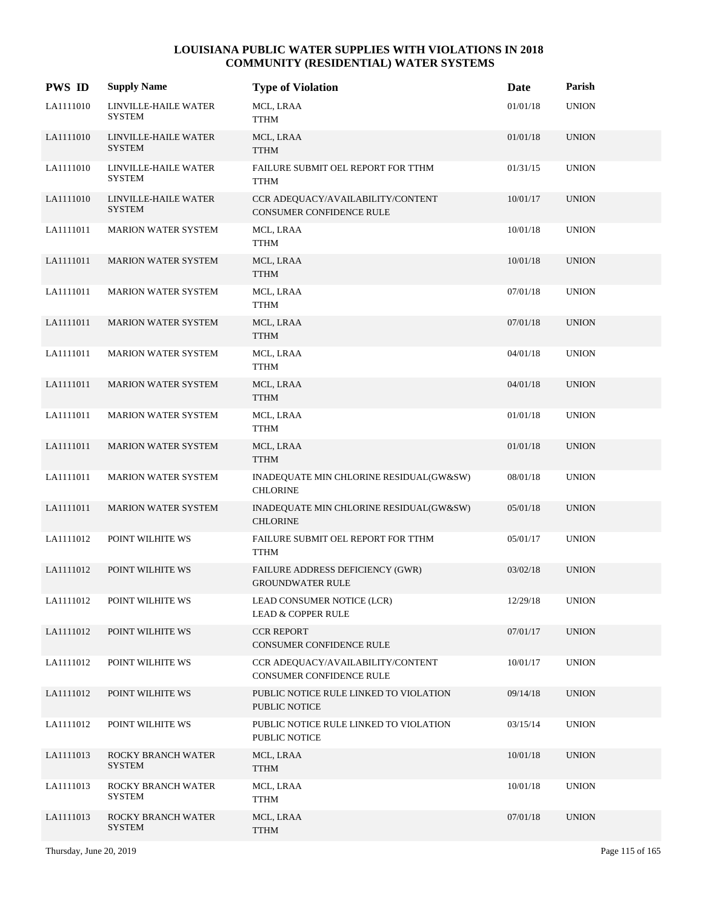# LOUISIANA PUBLIC WATER SUPPLIES WITH VIOLATIONS IN 2018
## COMMUNITY (RESIDENTIAL) WATER SYSTEMS

| PWS ID | Supply Name | Type of Violation | Date | Parish |
|---|---|---|---|---|
| LA1111010 | LINVILLE-HAILE WATER SYSTEM | MCL, LRAA<br>TTHM | 01/01/18 | UNION |
| LA1111010 | LINVILLE-HAILE WATER SYSTEM | MCL, LRAA<br>TTHM | 01/01/18 | UNION |
| LA1111010 | LINVILLE-HAILE WATER SYSTEM | FAILURE SUBMIT OEL REPORT FOR TTHM<br>TTHM | 01/31/15 | UNION |
| LA1111010 | LINVILLE-HAILE WATER SYSTEM | CCR ADEQUACY/AVAILABILITY/CONTENT<br>CONSUMER CONFIDENCE RULE | 10/01/17 | UNION |
| LA1111011 | MARION WATER SYSTEM | MCL, LRAA<br>TTHM | 10/01/18 | UNION |
| LA1111011 | MARION WATER SYSTEM | MCL, LRAA<br>TTHM | 10/01/18 | UNION |
| LA1111011 | MARION WATER SYSTEM | MCL, LRAA<br>TTHM | 07/01/18 | UNION |
| LA1111011 | MARION WATER SYSTEM | MCL, LRAA<br>TTHM | 07/01/18 | UNION |
| LA1111011 | MARION WATER SYSTEM | MCL, LRAA<br>TTHM | 04/01/18 | UNION |
| LA1111011 | MARION WATER SYSTEM | MCL, LRAA<br>TTHM | 04/01/18 | UNION |
| LA1111011 | MARION WATER SYSTEM | MCL, LRAA<br>TTHM | 01/01/18 | UNION |
| LA1111011 | MARION WATER SYSTEM | MCL, LRAA<br>TTHM | 01/01/18 | UNION |
| LA1111011 | MARION WATER SYSTEM | INADEQUATE MIN CHLORINE RESIDUAL(GW&SW)<br>CHLORINE | 08/01/18 | UNION |
| LA1111011 | MARION WATER SYSTEM | INADEQUATE MIN CHLORINE RESIDUAL(GW&SW)<br>CHLORINE | 05/01/18 | UNION |
| LA1111012 | POINT WILHITE WS | FAILURE SUBMIT OEL REPORT FOR TTHM<br>TTHM | 05/01/17 | UNION |
| LA1111012 | POINT WILHITE WS | FAILURE ADDRESS DEFICIENCY (GWR)<br>GROUNDWATER RULE | 03/02/18 | UNION |
| LA1111012 | POINT WILHITE WS | LEAD CONSUMER NOTICE (LCR)<br>LEAD & COPPER RULE | 12/29/18 | UNION |
| LA1111012 | POINT WILHITE WS | CCR REPORT<br>CONSUMER CONFIDENCE RULE | 07/01/17 | UNION |
| LA1111012 | POINT WILHITE WS | CCR ADEQUACY/AVAILABILITY/CONTENT<br>CONSUMER CONFIDENCE RULE | 10/01/17 | UNION |
| LA1111012 | POINT WILHITE WS | PUBLIC NOTICE RULE LINKED TO VIOLATION<br>PUBLIC NOTICE | 09/14/18 | UNION |
| LA1111012 | POINT WILHITE WS | PUBLIC NOTICE RULE LINKED TO VIOLATION<br>PUBLIC NOTICE | 03/15/14 | UNION |
| LA1111013 | ROCKY BRANCH WATER SYSTEM | MCL, LRAA<br>TTHM | 10/01/18 | UNION |
| LA1111013 | ROCKY BRANCH WATER SYSTEM | MCL, LRAA<br>TTHM | 10/01/18 | UNION |
| LA1111013 | ROCKY BRANCH WATER SYSTEM | MCL, LRAA<br>TTHM | 07/01/18 | UNION |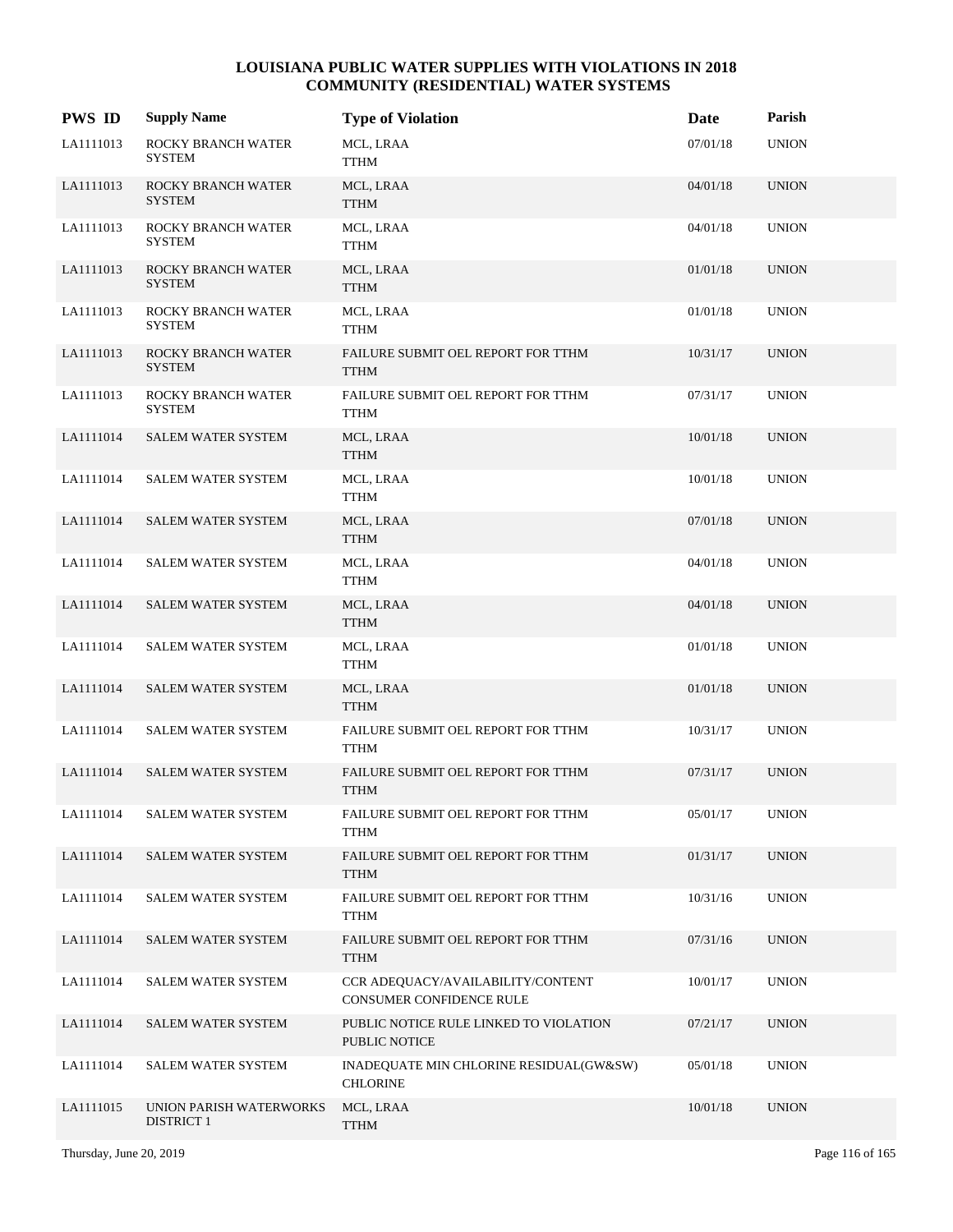# LOUISIANA PUBLIC WATER SUPPLIES WITH VIOLATIONS IN 2018
## COMMUNITY (RESIDENTIAL) WATER SYSTEMS

| PWS ID | Supply Name | Type of Violation | Date | Parish |
|---|---|---|---|---|
| LA1111013 | ROCKY BRANCH WATER SYSTEM | MCL, LRAA<br>TTHM | 07/01/18 | UNION |
| LA1111013 | ROCKY BRANCH WATER SYSTEM | MCL, LRAA<br>TTHM | 04/01/18 | UNION |
| LA1111013 | ROCKY BRANCH WATER SYSTEM | MCL, LRAA<br>TTHM | 04/01/18 | UNION |
| LA1111013 | ROCKY BRANCH WATER SYSTEM | MCL, LRAA<br>TTHM | 01/01/18 | UNION |
| LA1111013 | ROCKY BRANCH WATER SYSTEM | MCL, LRAA<br>TTHM | 01/01/18 | UNION |
| LA1111013 | ROCKY BRANCH WATER SYSTEM | FAILURE SUBMIT OEL REPORT FOR TTHM<br>TTHM | 10/31/17 | UNION |
| LA1111013 | ROCKY BRANCH WATER SYSTEM | FAILURE SUBMIT OEL REPORT FOR TTHM<br>TTHM | 07/31/17 | UNION |
| LA1111014 | SALEM WATER SYSTEM | MCL, LRAA<br>TTHM | 10/01/18 | UNION |
| LA1111014 | SALEM WATER SYSTEM | MCL, LRAA<br>TTHM | 10/01/18 | UNION |
| LA1111014 | SALEM WATER SYSTEM | MCL, LRAA<br>TTHM | 07/01/18 | UNION |
| LA1111014 | SALEM WATER SYSTEM | MCL, LRAA<br>TTHM | 04/01/18 | UNION |
| LA1111014 | SALEM WATER SYSTEM | MCL, LRAA<br>TTHM | 04/01/18 | UNION |
| LA1111014 | SALEM WATER SYSTEM | MCL, LRAA<br>TTHM | 01/01/18 | UNION |
| LA1111014 | SALEM WATER SYSTEM | MCL, LRAA<br>TTHM | 01/01/18 | UNION |
| LA1111014 | SALEM WATER SYSTEM | FAILURE SUBMIT OEL REPORT FOR TTHM<br>TTHM | 10/31/17 | UNION |
| LA1111014 | SALEM WATER SYSTEM | FAILURE SUBMIT OEL REPORT FOR TTHM<br>TTHM | 07/31/17 | UNION |
| LA1111014 | SALEM WATER SYSTEM | FAILURE SUBMIT OEL REPORT FOR TTHM<br>TTHM | 05/01/17 | UNION |
| LA1111014 | SALEM WATER SYSTEM | FAILURE SUBMIT OEL REPORT FOR TTHM<br>TTHM | 01/31/17 | UNION |
| LA1111014 | SALEM WATER SYSTEM | FAILURE SUBMIT OEL REPORT FOR TTHM<br>TTHM | 10/31/16 | UNION |
| LA1111014 | SALEM WATER SYSTEM | FAILURE SUBMIT OEL REPORT FOR TTHM<br>TTHM | 07/31/16 | UNION |
| LA1111014 | SALEM WATER SYSTEM | CCR ADEQUACY/AVAILABILITY/CONTENT<br>CONSUMER CONFIDENCE RULE | 10/01/17 | UNION |
| LA1111014 | SALEM WATER SYSTEM | PUBLIC NOTICE RULE LINKED TO VIOLATION<br>PUBLIC NOTICE | 07/21/17 | UNION |
| LA1111014 | SALEM WATER SYSTEM | INADEQUATE MIN CHLORINE RESIDUAL(GW&SW)<br>CHLORINE | 05/01/18 | UNION |
| LA1111015 | UNION PARISH WATERWORKS DISTRICT 1 | MCL, LRAA<br>TTHM | 10/01/18 | UNION |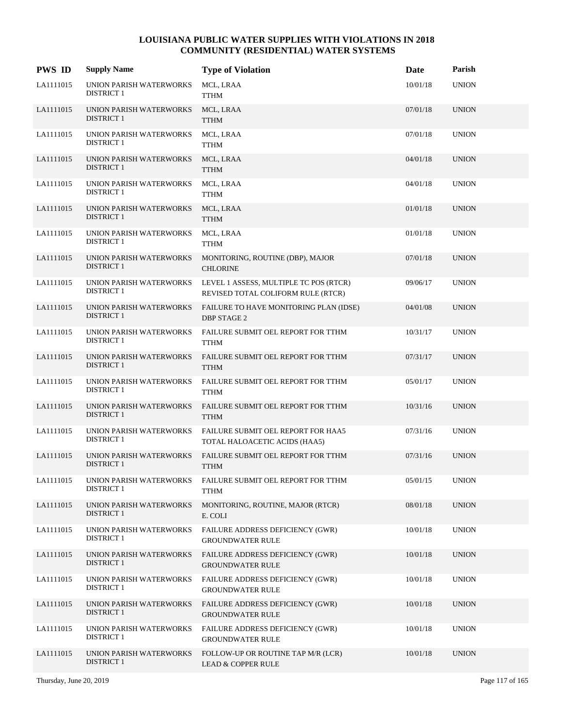# LOUISIANA PUBLIC WATER SUPPLIES WITH VIOLATIONS IN 2018
## COMMUNITY (RESIDENTIAL) WATER SYSTEMS

| PWS ID | Supply Name | Type of Violation | Date | Parish |
|---|---|---|---|---|
| LA1111015 | UNION PARISH WATERWORKS DISTRICT 1 | MCL, LRAA<br>TTHM | 10/01/18 | UNION |
| LA1111015 | UNION PARISH WATERWORKS DISTRICT 1 | MCL, LRAA<br>TTHM | 07/01/18 | UNION |
| LA1111015 | UNION PARISH WATERWORKS DISTRICT 1 | MCL, LRAA<br>TTHM | 07/01/18 | UNION |
| LA1111015 | UNION PARISH WATERWORKS DISTRICT 1 | MCL, LRAA<br>TTHM | 04/01/18 | UNION |
| LA1111015 | UNION PARISH WATERWORKS DISTRICT 1 | MCL, LRAA<br>TTHM | 04/01/18 | UNION |
| LA1111015 | UNION PARISH WATERWORKS DISTRICT 1 | MCL, LRAA<br>TTHM | 01/01/18 | UNION |
| LA1111015 | UNION PARISH WATERWORKS DISTRICT 1 | MCL, LRAA<br>TTHM | 01/01/18 | UNION |
| LA1111015 | UNION PARISH WATERWORKS DISTRICT 1 | MONITORING, ROUTINE (DBP), MAJOR<br>CHLORINE | 07/01/18 | UNION |
| LA1111015 | UNION PARISH WATERWORKS DISTRICT 1 | LEVEL 1 ASSESS, MULTIPLE TC POS (RTCR)<br>REVISED TOTAL COLIFORM RULE (RTCR) | 09/06/17 | UNION |
| LA1111015 | UNION PARISH WATERWORKS DISTRICT 1 | FAILURE TO HAVE MONITORING PLAN (IDSE)<br>DBP STAGE 2 | 04/01/08 | UNION |
| LA1111015 | UNION PARISH WATERWORKS DISTRICT 1 | FAILURE SUBMIT OEL REPORT FOR TTHM<br>TTHM | 10/31/17 | UNION |
| LA1111015 | UNION PARISH WATERWORKS DISTRICT 1 | FAILURE SUBMIT OEL REPORT FOR TTHM<br>TTHM | 07/31/17 | UNION |
| LA1111015 | UNION PARISH WATERWORKS DISTRICT 1 | FAILURE SUBMIT OEL REPORT FOR TTHM<br>TTHM | 05/01/17 | UNION |
| LA1111015 | UNION PARISH WATERWORKS DISTRICT 1 | FAILURE SUBMIT OEL REPORT FOR TTHM<br>TTHM | 10/31/16 | UNION |
| LA1111015 | UNION PARISH WATERWORKS DISTRICT 1 | FAILURE SUBMIT OEL REPORT FOR HAA5<br>TOTAL HALOACETIC ACIDS (HAA5) | 07/31/16 | UNION |
| LA1111015 | UNION PARISH WATERWORKS DISTRICT 1 | FAILURE SUBMIT OEL REPORT FOR TTHM<br>TTHM | 07/31/16 | UNION |
| LA1111015 | UNION PARISH WATERWORKS DISTRICT 1 | FAILURE SUBMIT OEL REPORT FOR TTHM<br>TTHM | 05/01/15 | UNION |
| LA1111015 | UNION PARISH WATERWORKS DISTRICT 1 | MONITORING, ROUTINE, MAJOR (RTCR)<br>E. COLI | 08/01/18 | UNION |
| LA1111015 | UNION PARISH WATERWORKS DISTRICT 1 | FAILURE ADDRESS DEFICIENCY (GWR)<br>GROUNDWATER RULE | 10/01/18 | UNION |
| LA1111015 | UNION PARISH WATERWORKS DISTRICT 1 | FAILURE ADDRESS DEFICIENCY (GWR)<br>GROUNDWATER RULE | 10/01/18 | UNION |
| LA1111015 | UNION PARISH WATERWORKS DISTRICT 1 | FAILURE ADDRESS DEFICIENCY (GWR)<br>GROUNDWATER RULE | 10/01/18 | UNION |
| LA1111015 | UNION PARISH WATERWORKS DISTRICT 1 | FAILURE ADDRESS DEFICIENCY (GWR)<br>GROUNDWATER RULE | 10/01/18 | UNION |
| LA1111015 | UNION PARISH WATERWORKS DISTRICT 1 | FAILURE ADDRESS DEFICIENCY (GWR)<br>GROUNDWATER RULE | 10/01/18 | UNION |
| LA1111015 | UNION PARISH WATERWORKS DISTRICT 1 | FOLLOW-UP OR ROUTINE TAP M/R (LCR)<br>LEAD & COPPER RULE | 10/01/18 | UNION |

Thursday, June 20, 2019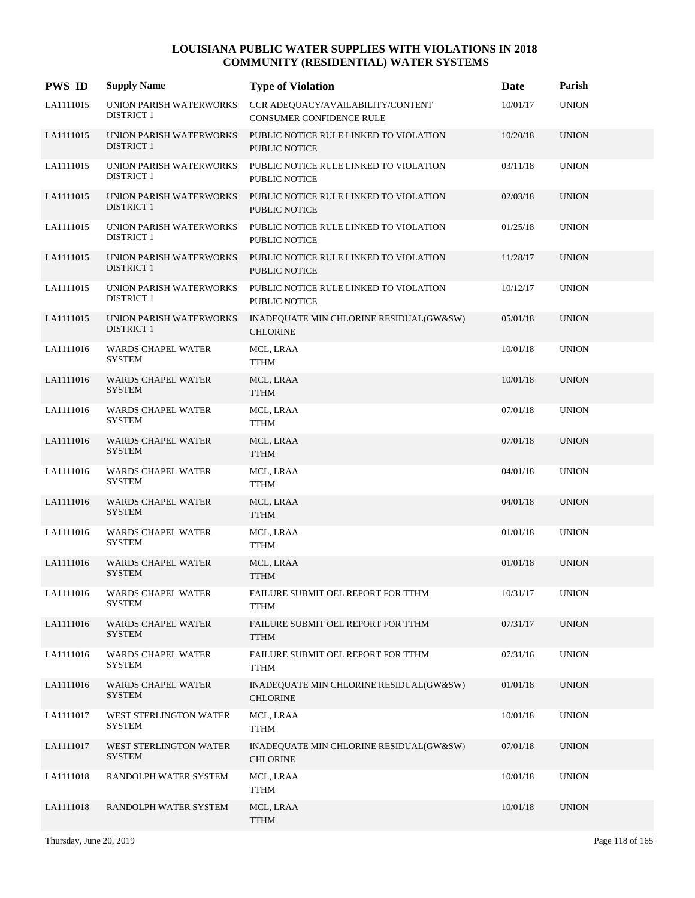# LOUISIANA PUBLIC WATER SUPPLIES WITH VIOLATIONS IN 2018
## COMMUNITY (RESIDENTIAL) WATER SYSTEMS

| PWS ID | Supply Name | Type of Violation | Date | Parish |
|---|---|---|---|---|
| LA1111015 | UNION PARISH WATERWORKS DISTRICT 1 | CCR ADEQUACY/AVAILABILITY/CONTENT CONSUMER CONFIDENCE RULE | 10/01/17 | UNION |
| LA1111015 | UNION PARISH WATERWORKS DISTRICT 1 | PUBLIC NOTICE RULE LINKED TO VIOLATION PUBLIC NOTICE | 10/20/18 | UNION |
| LA1111015 | UNION PARISH WATERWORKS DISTRICT 1 | PUBLIC NOTICE RULE LINKED TO VIOLATION PUBLIC NOTICE | 03/11/18 | UNION |
| LA1111015 | UNION PARISH WATERWORKS DISTRICT 1 | PUBLIC NOTICE RULE LINKED TO VIOLATION PUBLIC NOTICE | 02/03/18 | UNION |
| LA1111015 | UNION PARISH WATERWORKS DISTRICT 1 | PUBLIC NOTICE RULE LINKED TO VIOLATION PUBLIC NOTICE | 01/25/18 | UNION |
| LA1111015 | UNION PARISH WATERWORKS DISTRICT 1 | PUBLIC NOTICE RULE LINKED TO VIOLATION PUBLIC NOTICE | 11/28/17 | UNION |
| LA1111015 | UNION PARISH WATERWORKS DISTRICT 1 | PUBLIC NOTICE RULE LINKED TO VIOLATION PUBLIC NOTICE | 10/12/17 | UNION |
| LA1111015 | UNION PARISH WATERWORKS DISTRICT 1 | INADEQUATE MIN CHLORINE RESIDUAL(GW&SW) CHLORINE | 05/01/18 | UNION |
| LA1111016 | WARDS CHAPEL WATER SYSTEM | MCL, LRAA TTHM | 10/01/18 | UNION |
| LA1111016 | WARDS CHAPEL WATER SYSTEM | MCL, LRAA TTHM | 10/01/18 | UNION |
| LA1111016 | WARDS CHAPEL WATER SYSTEM | MCL, LRAA TTHM | 07/01/18 | UNION |
| LA1111016 | WARDS CHAPEL WATER SYSTEM | MCL, LRAA TTHM | 07/01/18 | UNION |
| LA1111016 | WARDS CHAPEL WATER SYSTEM | MCL, LRAA TTHM | 04/01/18 | UNION |
| LA1111016 | WARDS CHAPEL WATER SYSTEM | MCL, LRAA TTHM | 04/01/18 | UNION |
| LA1111016 | WARDS CHAPEL WATER SYSTEM | MCL, LRAA TTHM | 01/01/18 | UNION |
| LA1111016 | WARDS CHAPEL WATER SYSTEM | MCL, LRAA TTHM | 01/01/18 | UNION |
| LA1111016 | WARDS CHAPEL WATER SYSTEM | FAILURE SUBMIT OEL REPORT FOR TTHM TTHM | 10/31/17 | UNION |
| LA1111016 | WARDS CHAPEL WATER SYSTEM | FAILURE SUBMIT OEL REPORT FOR TTHM TTHM | 07/31/17 | UNION |
| LA1111016 | WARDS CHAPEL WATER SYSTEM | FAILURE SUBMIT OEL REPORT FOR TTHM TTHM | 07/31/16 | UNION |
| LA1111016 | WARDS CHAPEL WATER SYSTEM | INADEQUATE MIN CHLORINE RESIDUAL(GW&SW) CHLORINE | 01/01/18 | UNION |
| LA1111017 | WEST STERLINGTON WATER SYSTEM | MCL, LRAA TTHM | 10/01/18 | UNION |
| LA1111017 | WEST STERLINGTON WATER SYSTEM | INADEQUATE MIN CHLORINE RESIDUAL(GW&SW) CHLORINE | 07/01/18 | UNION |
| LA1111018 | RANDOLPH WATER SYSTEM | MCL, LRAA TTHM | 10/01/18 | UNION |
| LA1111018 | RANDOLPH WATER SYSTEM | MCL, LRAA TTHM | 10/01/18 | UNION |

Thursday, June 20, 2019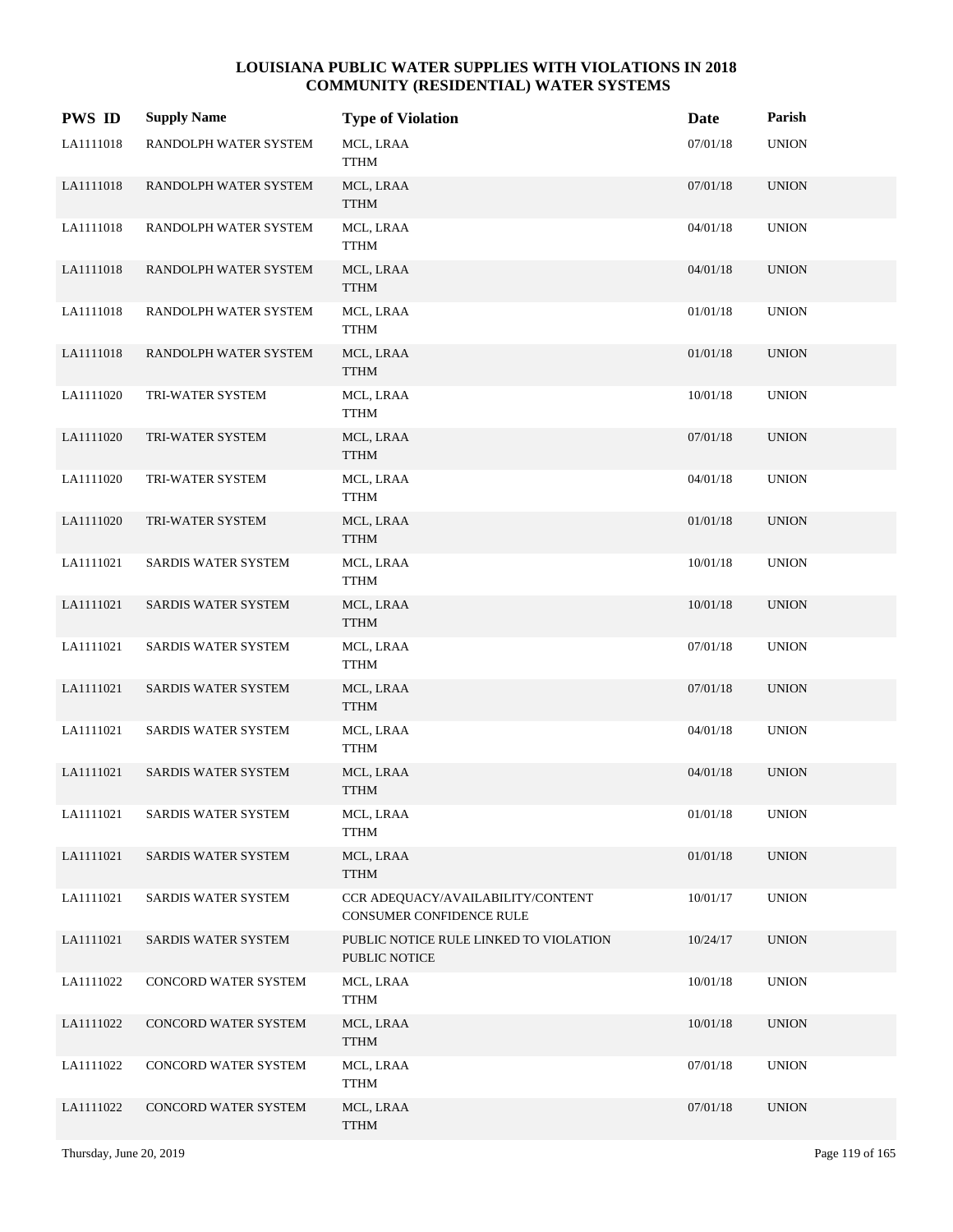# LOUISIANA PUBLIC WATER SUPPLIES WITH VIOLATIONS IN 2018
## COMMUNITY (RESIDENTIAL) WATER SYSTEMS

| PWS ID | Supply Name | Type of Violation | Date | Parish |
|---|---|---|---|---|
| LA1111018 | RANDOLPH WATER SYSTEM | MCL, LRAA<br>TTHM | 07/01/18 | UNION |
| LA1111018 | RANDOLPH WATER SYSTEM | MCL, LRAA<br>TTHM | 07/01/18 | UNION |
| LA1111018 | RANDOLPH WATER SYSTEM | MCL, LRAA<br>TTHM | 04/01/18 | UNION |
| LA1111018 | RANDOLPH WATER SYSTEM | MCL, LRAA<br>TTHM | 04/01/18 | UNION |
| LA1111018 | RANDOLPH WATER SYSTEM | MCL, LRAA<br>TTHM | 01/01/18 | UNION |
| LA1111018 | RANDOLPH WATER SYSTEM | MCL, LRAA<br>TTHM | 01/01/18 | UNION |
| LA1111020 | TRI-WATER SYSTEM | MCL, LRAA<br>TTHM | 10/01/18 | UNION |
| LA1111020 | TRI-WATER SYSTEM | MCL, LRAA<br>TTHM | 07/01/18 | UNION |
| LA1111020 | TRI-WATER SYSTEM | MCL, LRAA<br>TTHM | 04/01/18 | UNION |
| LA1111020 | TRI-WATER SYSTEM | MCL, LRAA<br>TTHM | 01/01/18 | UNION |
| LA1111021 | SARDIS WATER SYSTEM | MCL, LRAA<br>TTHM | 10/01/18 | UNION |
| LA1111021 | SARDIS WATER SYSTEM | MCL, LRAA<br>TTHM | 10/01/18 | UNION |
| LA1111021 | SARDIS WATER SYSTEM | MCL, LRAA<br>TTHM | 07/01/18 | UNION |
| LA1111021 | SARDIS WATER SYSTEM | MCL, LRAA<br>TTHM | 07/01/18 | UNION |
| LA1111021 | SARDIS WATER SYSTEM | MCL, LRAA<br>TTHM | 04/01/18 | UNION |
| LA1111021 | SARDIS WATER SYSTEM | MCL, LRAA<br>TTHM | 04/01/18 | UNION |
| LA1111021 | SARDIS WATER SYSTEM | MCL, LRAA<br>TTHM | 01/01/18 | UNION |
| LA1111021 | SARDIS WATER SYSTEM | MCL, LRAA<br>TTHM | 01/01/18 | UNION |
| LA1111021 | SARDIS WATER SYSTEM | CCR ADEQUACY/AVAILABILITY/CONTENT<br>CONSUMER CONFIDENCE RULE | 10/01/17 | UNION |
| LA1111021 | SARDIS WATER SYSTEM | PUBLIC NOTICE RULE LINKED TO VIOLATION<br>PUBLIC NOTICE | 10/24/17 | UNION |
| LA1111022 | CONCORD WATER SYSTEM | MCL, LRAA<br>TTHM | 10/01/18 | UNION |
| LA1111022 | CONCORD WATER SYSTEM | MCL, LRAA<br>TTHM | 10/01/18 | UNION |
| LA1111022 | CONCORD WATER SYSTEM | MCL, LRAA<br>TTHM | 07/01/18 | UNION |
| LA1111022 | CONCORD WATER SYSTEM | MCL, LRAA<br>TTHM | 07/01/18 | UNION |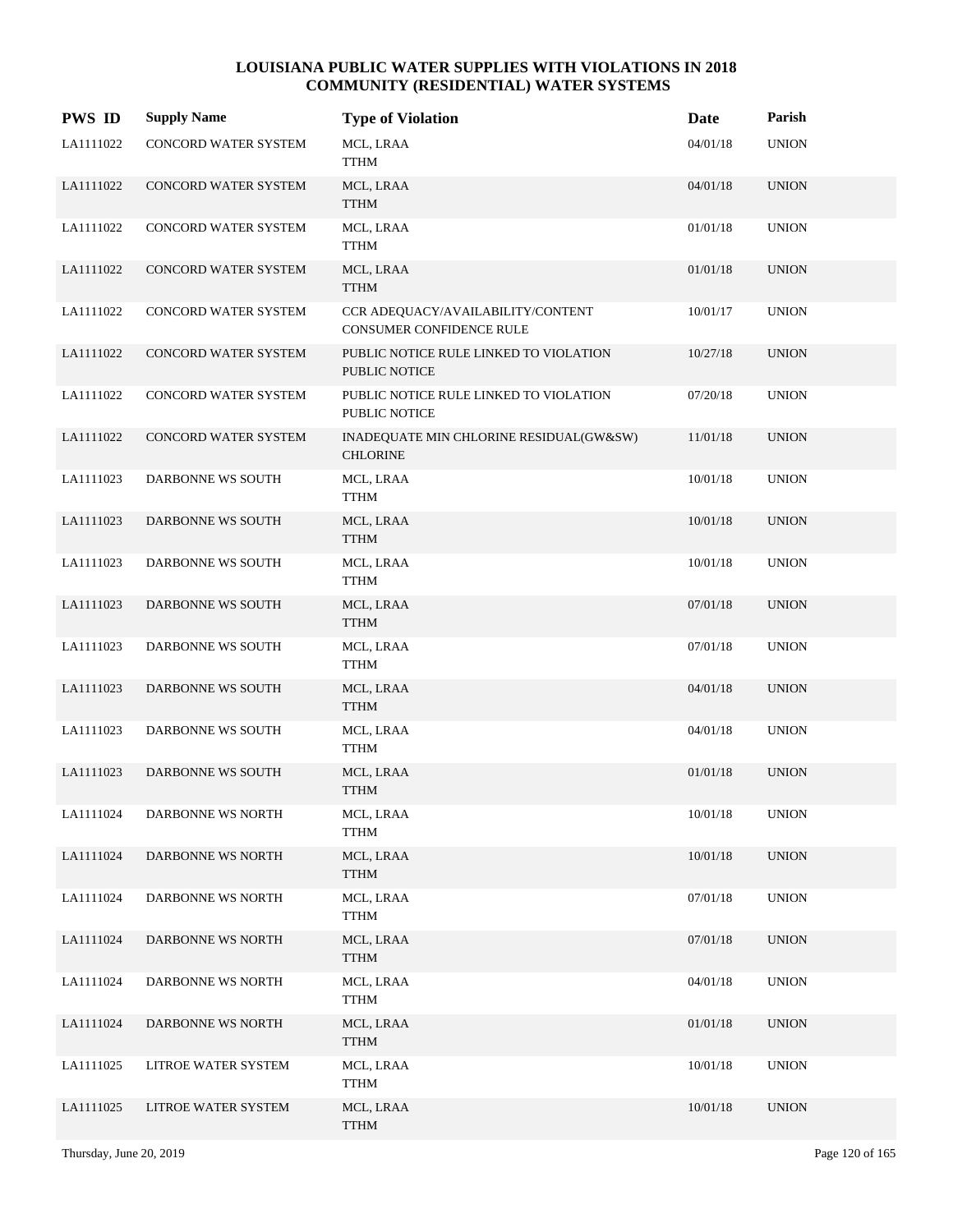# LOUISIANA PUBLIC WATER SUPPLIES WITH VIOLATIONS IN 2018
## COMMUNITY (RESIDENTIAL) WATER SYSTEMS

| PWS ID | Supply Name | Type of Violation | Date | Parish |
|---|---|---|---|---|
| LA1111022 | CONCORD WATER SYSTEM | MCL, LRAA<br>TTHM | 04/01/18 | UNION |
| LA1111022 | CONCORD WATER SYSTEM | MCL, LRAA<br>TTHM | 04/01/18 | UNION |
| LA1111022 | CONCORD WATER SYSTEM | MCL, LRAA<br>TTHM | 01/01/18 | UNION |
| LA1111022 | CONCORD WATER SYSTEM | MCL, LRAA<br>TTHM | 01/01/18 | UNION |
| LA1111022 | CONCORD WATER SYSTEM | CCR ADEQUACY/AVAILABILITY/CONTENT<br>CONSUMER CONFIDENCE RULE | 10/01/17 | UNION |
| LA1111022 | CONCORD WATER SYSTEM | PUBLIC NOTICE RULE LINKED TO VIOLATION<br>PUBLIC NOTICE | 10/27/18 | UNION |
| LA1111022 | CONCORD WATER SYSTEM | PUBLIC NOTICE RULE LINKED TO VIOLATION<br>PUBLIC NOTICE | 07/20/18 | UNION |
| LA1111022 | CONCORD WATER SYSTEM | INADEQUATE MIN CHLORINE RESIDUAL(GW&SW)<br>CHLORINE | 11/01/18 | UNION |
| LA1111023 | DARBONNE WS SOUTH | MCL, LRAA<br>TTHM | 10/01/18 | UNION |
| LA1111023 | DARBONNE WS SOUTH | MCL, LRAA<br>TTHM | 10/01/18 | UNION |
| LA1111023 | DARBONNE WS SOUTH | MCL, LRAA<br>TTHM | 10/01/18 | UNION |
| LA1111023 | DARBONNE WS SOUTH | MCL, LRAA<br>TTHM | 07/01/18 | UNION |
| LA1111023 | DARBONNE WS SOUTH | MCL, LRAA<br>TTHM | 07/01/18 | UNION |
| LA1111023 | DARBONNE WS SOUTH | MCL, LRAA<br>TTHM | 04/01/18 | UNION |
| LA1111023 | DARBONNE WS SOUTH | MCL, LRAA<br>TTHM | 04/01/18 | UNION |
| LA1111023 | DARBONNE WS SOUTH | MCL, LRAA<br>TTHM | 01/01/18 | UNION |
| LA1111024 | DARBONNE WS NORTH | MCL, LRAA<br>TTHM | 10/01/18 | UNION |
| LA1111024 | DARBONNE WS NORTH | MCL, LRAA<br>TTHM | 10/01/18 | UNION |
| LA1111024 | DARBONNE WS NORTH | MCL, LRAA<br>TTHM | 07/01/18 | UNION |
| LA1111024 | DARBONNE WS NORTH | MCL, LRAA<br>TTHM | 07/01/18 | UNION |
| LA1111024 | DARBONNE WS NORTH | MCL, LRAA<br>TTHM | 04/01/18 | UNION |
| LA1111024 | DARBONNE WS NORTH | MCL, LRAA<br>TTHM | 01/01/18 | UNION |
| LA1111025 | LITROE WATER SYSTEM | MCL, LRAA<br>TTHM | 10/01/18 | UNION |
| LA1111025 | LITROE WATER SYSTEM | MCL, LRAA<br>TTHM | 10/01/18 | UNION |

Thursday, June 20, 2019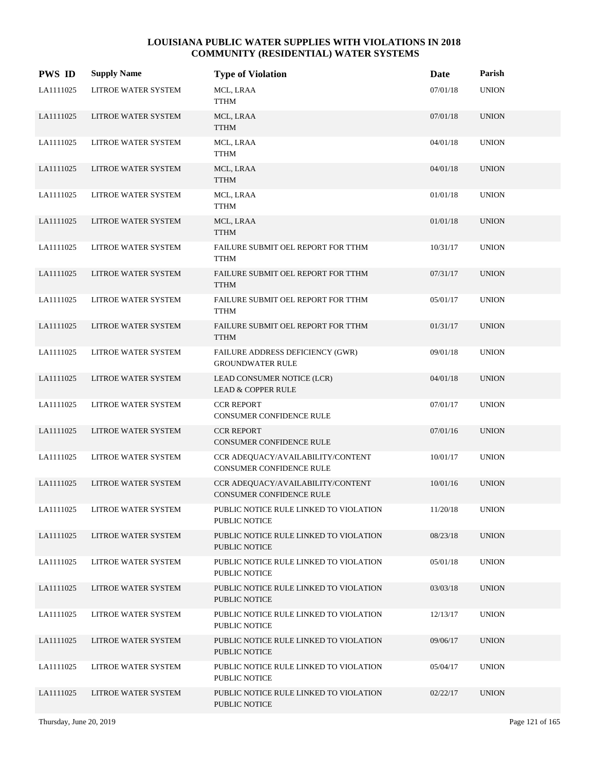# LOUISIANA PUBLIC WATER SUPPLIES WITH VIOLATIONS IN 2018
## COMMUNITY (RESIDENTIAL) WATER SYSTEMS

| PWS ID | Supply Name | Type of Violation | Date | Parish |
|---|---|---|---|---|
| LA1111025 | LITROE WATER SYSTEM | MCL, LRAA<br>TTHM | 07/01/18 | UNION |
| LA1111025 | LITROE WATER SYSTEM | MCL, LRAA<br>TTHM | 07/01/18 | UNION |
| LA1111025 | LITROE WATER SYSTEM | MCL, LRAA<br>TTHM | 04/01/18 | UNION |
| LA1111025 | LITROE WATER SYSTEM | MCL, LRAA<br>TTHM | 04/01/18 | UNION |
| LA1111025 | LITROE WATER SYSTEM | MCL, LRAA<br>TTHM | 01/01/18 | UNION |
| LA1111025 | LITROE WATER SYSTEM | MCL, LRAA<br>TTHM | 01/01/18 | UNION |
| LA1111025 | LITROE WATER SYSTEM | FAILURE SUBMIT OEL REPORT FOR TTHM<br>TTHM | 10/31/17 | UNION |
| LA1111025 | LITROE WATER SYSTEM | FAILURE SUBMIT OEL REPORT FOR TTHM<br>TTHM | 07/31/17 | UNION |
| LA1111025 | LITROE WATER SYSTEM | FAILURE SUBMIT OEL REPORT FOR TTHM<br>TTHM | 05/01/17 | UNION |
| LA1111025 | LITROE WATER SYSTEM | FAILURE SUBMIT OEL REPORT FOR TTHM<br>TTHM | 01/31/17 | UNION |
| LA1111025 | LITROE WATER SYSTEM | FAILURE ADDRESS DEFICIENCY (GWR)<br>GROUNDWATER RULE | 09/01/18 | UNION |
| LA1111025 | LITROE WATER SYSTEM | LEAD CONSUMER NOTICE (LCR)<br>LEAD & COPPER RULE | 04/01/18 | UNION |
| LA1111025 | LITROE WATER SYSTEM | CCR REPORT<br>CONSUMER CONFIDENCE RULE | 07/01/17 | UNION |
| LA1111025 | LITROE WATER SYSTEM | CCR REPORT<br>CONSUMER CONFIDENCE RULE | 07/01/16 | UNION |
| LA1111025 | LITROE WATER SYSTEM | CCR ADEQUACY/AVAILABILITY/CONTENT<br>CONSUMER CONFIDENCE RULE | 10/01/17 | UNION |
| LA1111025 | LITROE WATER SYSTEM | CCR ADEQUACY/AVAILABILITY/CONTENT<br>CONSUMER CONFIDENCE RULE | 10/01/16 | UNION |
| LA1111025 | LITROE WATER SYSTEM | PUBLIC NOTICE RULE LINKED TO VIOLATION<br>PUBLIC NOTICE | 11/20/18 | UNION |
| LA1111025 | LITROE WATER SYSTEM | PUBLIC NOTICE RULE LINKED TO VIOLATION<br>PUBLIC NOTICE | 08/23/18 | UNION |
| LA1111025 | LITROE WATER SYSTEM | PUBLIC NOTICE RULE LINKED TO VIOLATION<br>PUBLIC NOTICE | 05/01/18 | UNION |
| LA1111025 | LITROE WATER SYSTEM | PUBLIC NOTICE RULE LINKED TO VIOLATION<br>PUBLIC NOTICE | 03/03/18 | UNION |
| LA1111025 | LITROE WATER SYSTEM | PUBLIC NOTICE RULE LINKED TO VIOLATION<br>PUBLIC NOTICE | 12/13/17 | UNION |
| LA1111025 | LITROE WATER SYSTEM | PUBLIC NOTICE RULE LINKED TO VIOLATION<br>PUBLIC NOTICE | 09/06/17 | UNION |
| LA1111025 | LITROE WATER SYSTEM | PUBLIC NOTICE RULE LINKED TO VIOLATION<br>PUBLIC NOTICE | 05/04/17 | UNION |
| LA1111025 | LITROE WATER SYSTEM | PUBLIC NOTICE RULE LINKED TO VIOLATION<br>PUBLIC NOTICE | 02/22/17 | UNION |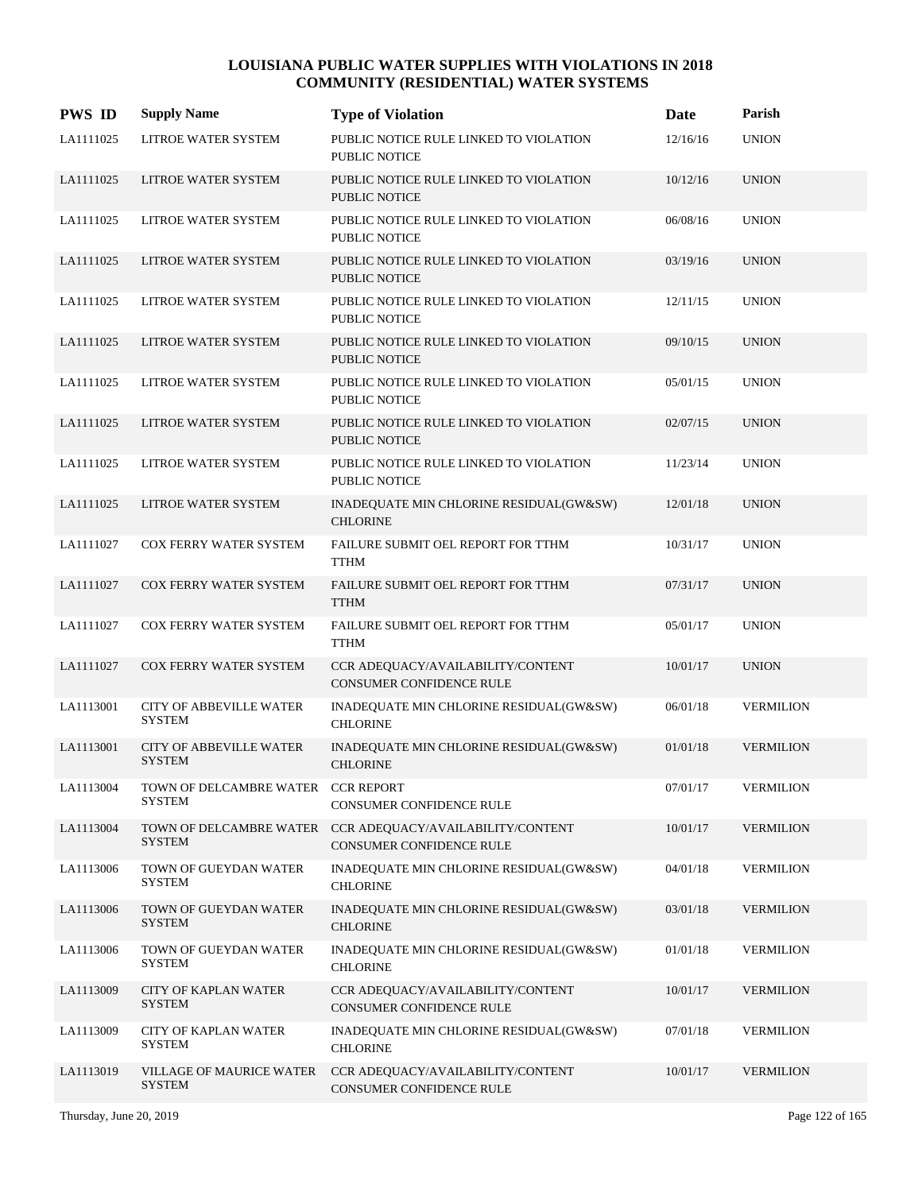# LOUISIANA PUBLIC WATER SUPPLIES WITH VIOLATIONS IN 2018
## COMMUNITY (RESIDENTIAL) WATER SYSTEMS

| PWS ID | Supply Name | Type of Violation | Date | Parish |
|---|---|---|---|---|
| LA1111025 | LITROE WATER SYSTEM | PUBLIC NOTICE RULE LINKED TO VIOLATION PUBLIC NOTICE | 12/16/16 | UNION |
| LA1111025 | LITROE WATER SYSTEM | PUBLIC NOTICE RULE LINKED TO VIOLATION PUBLIC NOTICE | 10/12/16 | UNION |
| LA1111025 | LITROE WATER SYSTEM | PUBLIC NOTICE RULE LINKED TO VIOLATION PUBLIC NOTICE | 06/08/16 | UNION |
| LA1111025 | LITROE WATER SYSTEM | PUBLIC NOTICE RULE LINKED TO VIOLATION PUBLIC NOTICE | 03/19/16 | UNION |
| LA1111025 | LITROE WATER SYSTEM | PUBLIC NOTICE RULE LINKED TO VIOLATION PUBLIC NOTICE | 12/11/15 | UNION |
| LA1111025 | LITROE WATER SYSTEM | PUBLIC NOTICE RULE LINKED TO VIOLATION PUBLIC NOTICE | 09/10/15 | UNION |
| LA1111025 | LITROE WATER SYSTEM | PUBLIC NOTICE RULE LINKED TO VIOLATION PUBLIC NOTICE | 05/01/15 | UNION |
| LA1111025 | LITROE WATER SYSTEM | PUBLIC NOTICE RULE LINKED TO VIOLATION PUBLIC NOTICE | 02/07/15 | UNION |
| LA1111025 | LITROE WATER SYSTEM | PUBLIC NOTICE RULE LINKED TO VIOLATION PUBLIC NOTICE | 11/23/14 | UNION |
| LA1111025 | LITROE WATER SYSTEM | INADEQUATE MIN CHLORINE RESIDUAL(GW&SW) CHLORINE | 12/01/18 | UNION |
| LA1111027 | COX FERRY WATER SYSTEM | FAILURE SUBMIT OEL REPORT FOR TTHM TTHM | 10/31/17 | UNION |
| LA1111027 | COX FERRY WATER SYSTEM | FAILURE SUBMIT OEL REPORT FOR TTHM TTHM | 07/31/17 | UNION |
| LA1111027 | COX FERRY WATER SYSTEM | FAILURE SUBMIT OEL REPORT FOR TTHM TTHM | 05/01/17 | UNION |
| LA1111027 | COX FERRY WATER SYSTEM | CCR ADEQUACY/AVAILABILITY/CONTENT CONSUMER CONFIDENCE RULE | 10/01/17 | UNION |
| LA1113001 | CITY OF ABBEVILLE WATER SYSTEM | INADEQUATE MIN CHLORINE RESIDUAL(GW&SW) CHLORINE | 06/01/18 | VERMILION |
| LA1113001 | CITY OF ABBEVILLE WATER SYSTEM | INADEQUATE MIN CHLORINE RESIDUAL(GW&SW) CHLORINE | 01/01/18 | VERMILION |
| LA1113004 | TOWN OF DELCAMBRE WATER SYSTEM | CCR REPORT CONSUMER CONFIDENCE RULE | 07/01/17 | VERMILION |
| LA1113004 | TOWN OF DELCAMBRE WATER SYSTEM | CCR ADEQUACY/AVAILABILITY/CONTENT CONSUMER CONFIDENCE RULE | 10/01/17 | VERMILION |
| LA1113006 | TOWN OF GUEYDAN WATER SYSTEM | INADEQUATE MIN CHLORINE RESIDUAL(GW&SW) CHLORINE | 04/01/18 | VERMILION |
| LA1113006 | TOWN OF GUEYDAN WATER SYSTEM | INADEQUATE MIN CHLORINE RESIDUAL(GW&SW) CHLORINE | 03/01/18 | VERMILION |
| LA1113006 | TOWN OF GUEYDAN WATER SYSTEM | INADEQUATE MIN CHLORINE RESIDUAL(GW&SW) CHLORINE | 01/01/18 | VERMILION |
| LA1113009 | CITY OF KAPLAN WATER SYSTEM | CCR ADEQUACY/AVAILABILITY/CONTENT CONSUMER CONFIDENCE RULE | 10/01/17 | VERMILION |
| LA1113009 | CITY OF KAPLAN WATER SYSTEM | INADEQUATE MIN CHLORINE RESIDUAL(GW&SW) CHLORINE | 07/01/18 | VERMILION |
| LA1113019 | VILLAGE OF MAURICE WATER SYSTEM | CCR ADEQUACY/AVAILABILITY/CONTENT CONSUMER CONFIDENCE RULE | 10/01/17 | VERMILION |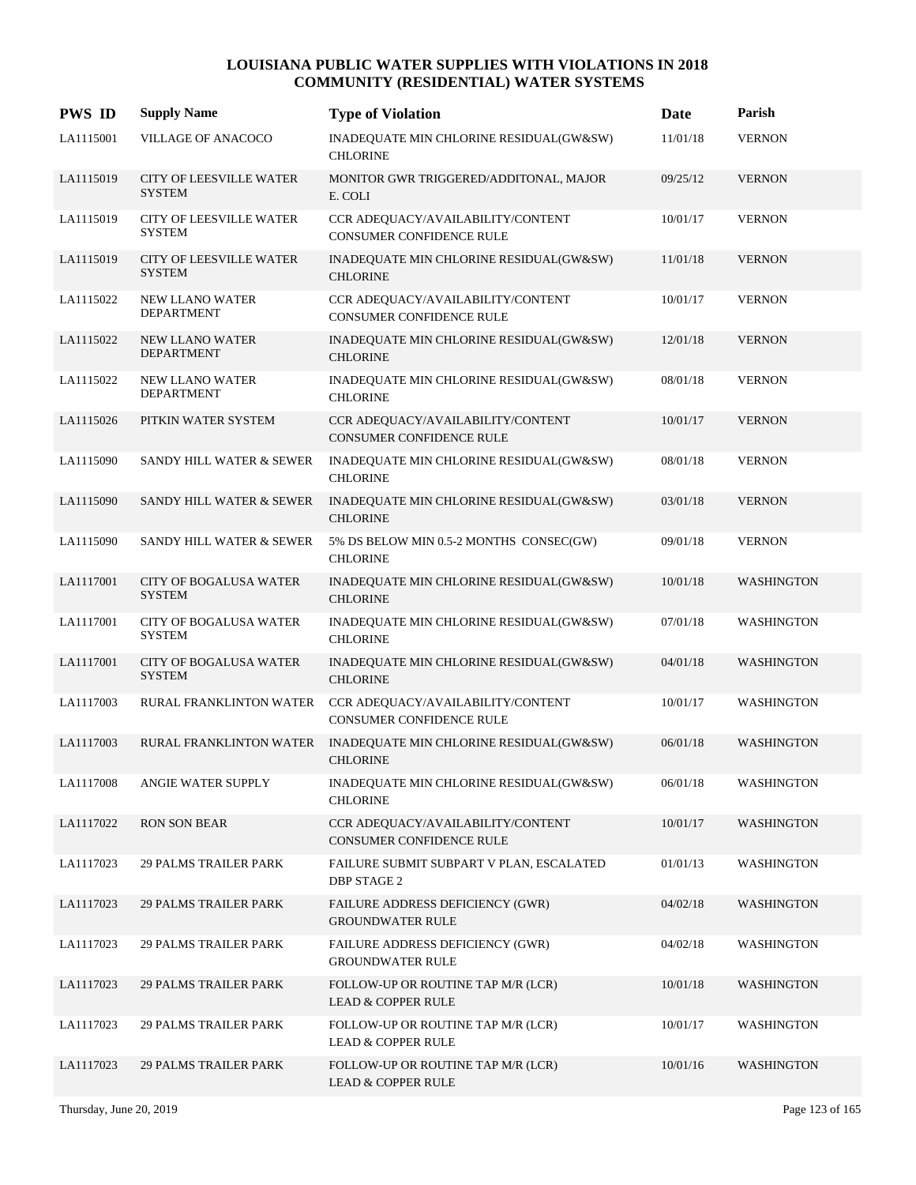# LOUISIANA PUBLIC WATER SUPPLIES WITH VIOLATIONS IN 2018
## COMMUNITY (RESIDENTIAL) WATER SYSTEMS

| PWS ID | Supply Name | Type of Violation | Date | Parish |
|---|---|---|---|---|
| LA1115001 | VILLAGE OF ANACOCO | INADEQUATE MIN CHLORINE RESIDUAL(GW&SW) CHLORINE | 11/01/18 | VERNON |
| LA1115019 | CITY OF LEESVILLE WATER SYSTEM | MONITOR GWR TRIGGERED/ADDITONAL, MAJOR E. COLI | 09/25/12 | VERNON |
| LA1115019 | CITY OF LEESVILLE WATER SYSTEM | CCR ADEQUACY/AVAILABILITY/CONTENT CONSUMER CONFIDENCE RULE | 10/01/17 | VERNON |
| LA1115019 | CITY OF LEESVILLE WATER SYSTEM | INADEQUATE MIN CHLORINE RESIDUAL(GW&SW) CHLORINE | 11/01/18 | VERNON |
| LA1115022 | NEW LLANO WATER DEPARTMENT | CCR ADEQUACY/AVAILABILITY/CONTENT CONSUMER CONFIDENCE RULE | 10/01/17 | VERNON |
| LA1115022 | NEW LLANO WATER DEPARTMENT | INADEQUATE MIN CHLORINE RESIDUAL(GW&SW) CHLORINE | 12/01/18 | VERNON |
| LA1115022 | NEW LLANO WATER DEPARTMENT | INADEQUATE MIN CHLORINE RESIDUAL(GW&SW) CHLORINE | 08/01/18 | VERNON |
| LA1115026 | PITKIN WATER SYSTEM | CCR ADEQUACY/AVAILABILITY/CONTENT CONSUMER CONFIDENCE RULE | 10/01/17 | VERNON |
| LA1115090 | SANDY HILL WATER & SEWER | INADEQUATE MIN CHLORINE RESIDUAL(GW&SW) CHLORINE | 08/01/18 | VERNON |
| LA1115090 | SANDY HILL WATER & SEWER | INADEQUATE MIN CHLORINE RESIDUAL(GW&SW) CHLORINE | 03/01/18 | VERNON |
| LA1115090 | SANDY HILL WATER & SEWER | 5% DS BELOW MIN 0.5-2 MONTHS CONSEC(GW) CHLORINE | 09/01/18 | VERNON |
| LA1117001 | CITY OF BOGALUSA WATER SYSTEM | INADEQUATE MIN CHLORINE RESIDUAL(GW&SW) CHLORINE | 10/01/18 | WASHINGTON |
| LA1117001 | CITY OF BOGALUSA WATER SYSTEM | INADEQUATE MIN CHLORINE RESIDUAL(GW&SW) CHLORINE | 07/01/18 | WASHINGTON |
| LA1117001 | CITY OF BOGALUSA WATER SYSTEM | INADEQUATE MIN CHLORINE RESIDUAL(GW&SW) CHLORINE | 04/01/18 | WASHINGTON |
| LA1117003 | RURAL FRANKLINTON WATER | CCR ADEQUACY/AVAILABILITY/CONTENT CONSUMER CONFIDENCE RULE | 10/01/17 | WASHINGTON |
| LA1117003 | RURAL FRANKLINTON WATER | INADEQUATE MIN CHLORINE RESIDUAL(GW&SW) CHLORINE | 06/01/18 | WASHINGTON |
| LA1117008 | ANGIE WATER SUPPLY | INADEQUATE MIN CHLORINE RESIDUAL(GW&SW) CHLORINE | 06/01/18 | WASHINGTON |
| LA1117022 | RON SON BEAR | CCR ADEQUACY/AVAILABILITY/CONTENT CONSUMER CONFIDENCE RULE | 10/01/17 | WASHINGTON |
| LA1117023 | 29 PALMS TRAILER PARK | FAILURE SUBMIT SUBPART V PLAN, ESCALATED DBP STAGE 2 | 01/01/13 | WASHINGTON |
| LA1117023 | 29 PALMS TRAILER PARK | FAILURE ADDRESS DEFICIENCY (GWR) GROUNDWATER RULE | 04/02/18 | WASHINGTON |
| LA1117023 | 29 PALMS TRAILER PARK | FAILURE ADDRESS DEFICIENCY (GWR) GROUNDWATER RULE | 04/02/18 | WASHINGTON |
| LA1117023 | 29 PALMS TRAILER PARK | FOLLOW-UP OR ROUTINE TAP M/R (LCR) LEAD & COPPER RULE | 10/01/18 | WASHINGTON |
| LA1117023 | 29 PALMS TRAILER PARK | FOLLOW-UP OR ROUTINE TAP M/R (LCR) LEAD & COPPER RULE | 10/01/17 | WASHINGTON |
| LA1117023 | 29 PALMS TRAILER PARK | FOLLOW-UP OR ROUTINE TAP M/R (LCR) LEAD & COPPER RULE | 10/01/16 | WASHINGTON |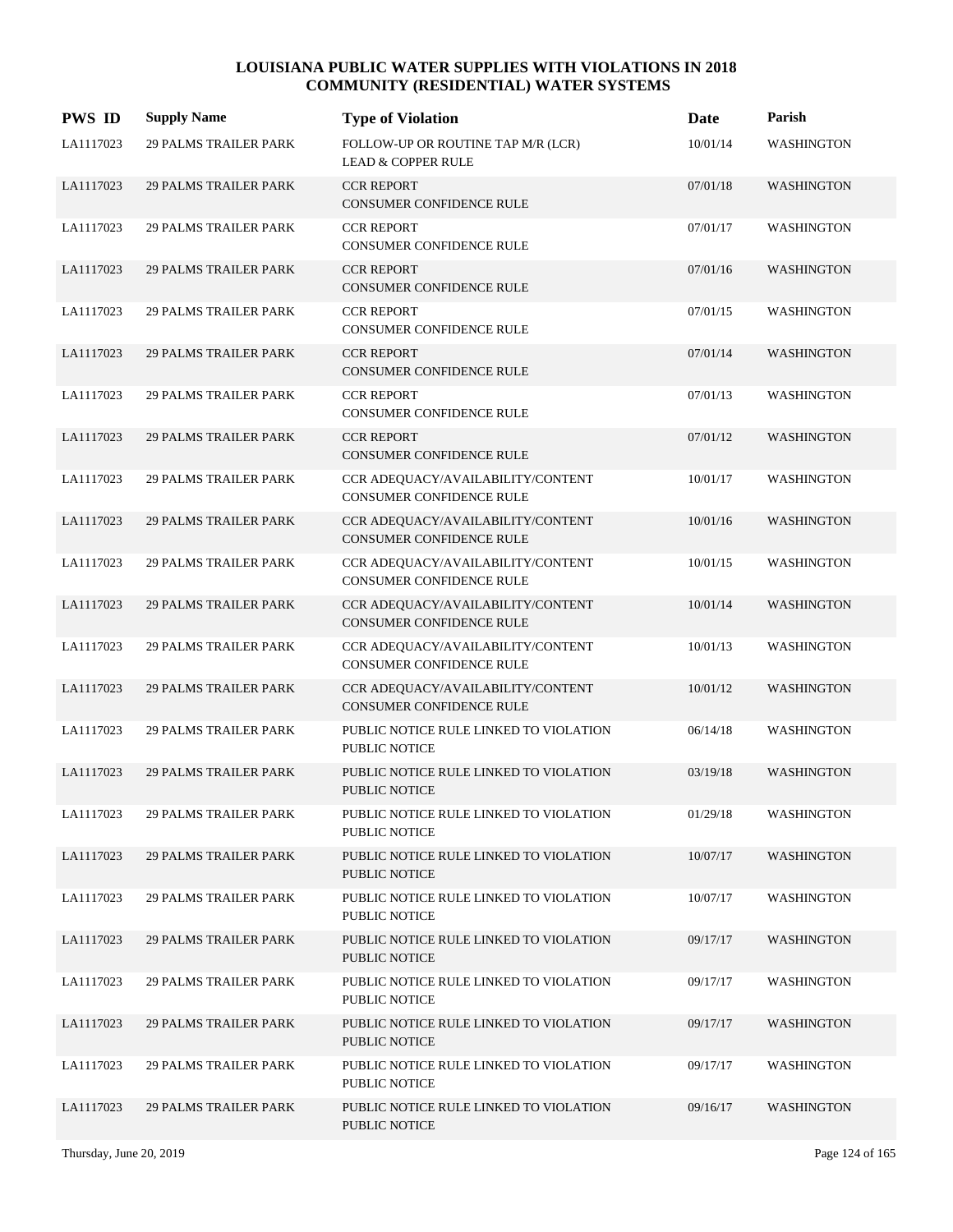# LOUISIANA PUBLIC WATER SUPPLIES WITH VIOLATIONS IN 2018
## COMMUNITY (RESIDENTIAL) WATER SYSTEMS

| PWS ID | Supply Name | Type of Violation | Date | Parish |
|---|---|---|---|---|
| LA1117023 | 29 PALMS TRAILER PARK | FOLLOW-UP OR ROUTINE TAP M/R (LCR)<br>LEAD & COPPER RULE | 10/01/14 | WASHINGTON |
| LA1117023 | 29 PALMS TRAILER PARK | CCR REPORT<br>CONSUMER CONFIDENCE RULE | 07/01/18 | WASHINGTON |
| LA1117023 | 29 PALMS TRAILER PARK | CCR REPORT<br>CONSUMER CONFIDENCE RULE | 07/01/17 | WASHINGTON |
| LA1117023 | 29 PALMS TRAILER PARK | CCR REPORT<br>CONSUMER CONFIDENCE RULE | 07/01/16 | WASHINGTON |
| LA1117023 | 29 PALMS TRAILER PARK | CCR REPORT<br>CONSUMER CONFIDENCE RULE | 07/01/15 | WASHINGTON |
| LA1117023 | 29 PALMS TRAILER PARK | CCR REPORT<br>CONSUMER CONFIDENCE RULE | 07/01/14 | WASHINGTON |
| LA1117023 | 29 PALMS TRAILER PARK | CCR REPORT<br>CONSUMER CONFIDENCE RULE | 07/01/13 | WASHINGTON |
| LA1117023 | 29 PALMS TRAILER PARK | CCR REPORT<br>CONSUMER CONFIDENCE RULE | 07/01/12 | WASHINGTON |
| LA1117023 | 29 PALMS TRAILER PARK | CCR ADEQUACY/AVAILABILITY/CONTENT<br>CONSUMER CONFIDENCE RULE | 10/01/17 | WASHINGTON |
| LA1117023 | 29 PALMS TRAILER PARK | CCR ADEQUACY/AVAILABILITY/CONTENT<br>CONSUMER CONFIDENCE RULE | 10/01/16 | WASHINGTON |
| LA1117023 | 29 PALMS TRAILER PARK | CCR ADEQUACY/AVAILABILITY/CONTENT<br>CONSUMER CONFIDENCE RULE | 10/01/15 | WASHINGTON |
| LA1117023 | 29 PALMS TRAILER PARK | CCR ADEQUACY/AVAILABILITY/CONTENT<br>CONSUMER CONFIDENCE RULE | 10/01/14 | WASHINGTON |
| LA1117023 | 29 PALMS TRAILER PARK | CCR ADEQUACY/AVAILABILITY/CONTENT<br>CONSUMER CONFIDENCE RULE | 10/01/13 | WASHINGTON |
| LA1117023 | 29 PALMS TRAILER PARK | CCR ADEQUACY/AVAILABILITY/CONTENT<br>CONSUMER CONFIDENCE RULE | 10/01/12 | WASHINGTON |
| LA1117023 | 29 PALMS TRAILER PARK | PUBLIC NOTICE RULE LINKED TO VIOLATION<br>PUBLIC NOTICE | 06/14/18 | WASHINGTON |
| LA1117023 | 29 PALMS TRAILER PARK | PUBLIC NOTICE RULE LINKED TO VIOLATION<br>PUBLIC NOTICE | 03/19/18 | WASHINGTON |
| LA1117023 | 29 PALMS TRAILER PARK | PUBLIC NOTICE RULE LINKED TO VIOLATION<br>PUBLIC NOTICE | 01/29/18 | WASHINGTON |
| LA1117023 | 29 PALMS TRAILER PARK | PUBLIC NOTICE RULE LINKED TO VIOLATION<br>PUBLIC NOTICE | 10/07/17 | WASHINGTON |
| LA1117023 | 29 PALMS TRAILER PARK | PUBLIC NOTICE RULE LINKED TO VIOLATION<br>PUBLIC NOTICE | 10/07/17 | WASHINGTON |
| LA1117023 | 29 PALMS TRAILER PARK | PUBLIC NOTICE RULE LINKED TO VIOLATION<br>PUBLIC NOTICE | 09/17/17 | WASHINGTON |
| LA1117023 | 29 PALMS TRAILER PARK | PUBLIC NOTICE RULE LINKED TO VIOLATION<br>PUBLIC NOTICE | 09/17/17 | WASHINGTON |
| LA1117023 | 29 PALMS TRAILER PARK | PUBLIC NOTICE RULE LINKED TO VIOLATION<br>PUBLIC NOTICE | 09/17/17 | WASHINGTON |
| LA1117023 | 29 PALMS TRAILER PARK | PUBLIC NOTICE RULE LINKED TO VIOLATION<br>PUBLIC NOTICE | 09/17/17 | WASHINGTON |
| LA1117023 | 29 PALMS TRAILER PARK | PUBLIC NOTICE RULE LINKED TO VIOLATION<br>PUBLIC NOTICE | 09/16/17 | WASHINGTON |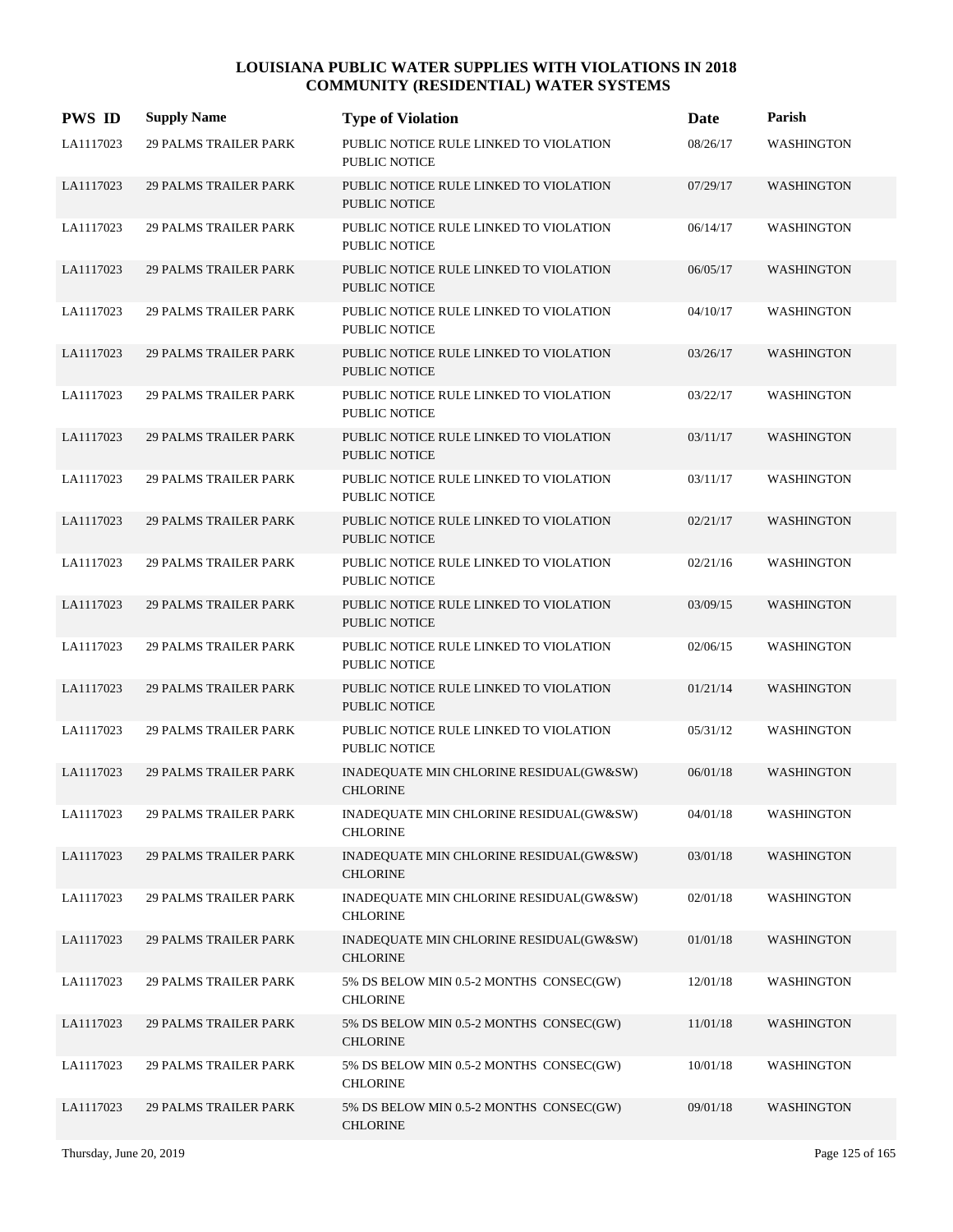# LOUISIANA PUBLIC WATER SUPPLIES WITH VIOLATIONS IN 2018
## COMMUNITY (RESIDENTIAL) WATER SYSTEMS

| PWS ID | Supply Name | Type of Violation | Date | Parish |
|---|---|---|---|---|
| LA1117023 | 29 PALMS TRAILER PARK | PUBLIC NOTICE RULE LINKED TO VIOLATION PUBLIC NOTICE | 08/26/17 | WASHINGTON |
| LA1117023 | 29 PALMS TRAILER PARK | PUBLIC NOTICE RULE LINKED TO VIOLATION PUBLIC NOTICE | 07/29/17 | WASHINGTON |
| LA1117023 | 29 PALMS TRAILER PARK | PUBLIC NOTICE RULE LINKED TO VIOLATION PUBLIC NOTICE | 06/14/17 | WASHINGTON |
| LA1117023 | 29 PALMS TRAILER PARK | PUBLIC NOTICE RULE LINKED TO VIOLATION PUBLIC NOTICE | 06/05/17 | WASHINGTON |
| LA1117023 | 29 PALMS TRAILER PARK | PUBLIC NOTICE RULE LINKED TO VIOLATION PUBLIC NOTICE | 04/10/17 | WASHINGTON |
| LA1117023 | 29 PALMS TRAILER PARK | PUBLIC NOTICE RULE LINKED TO VIOLATION PUBLIC NOTICE | 03/26/17 | WASHINGTON |
| LA1117023 | 29 PALMS TRAILER PARK | PUBLIC NOTICE RULE LINKED TO VIOLATION PUBLIC NOTICE | 03/22/17 | WASHINGTON |
| LA1117023 | 29 PALMS TRAILER PARK | PUBLIC NOTICE RULE LINKED TO VIOLATION PUBLIC NOTICE | 03/11/17 | WASHINGTON |
| LA1117023 | 29 PALMS TRAILER PARK | PUBLIC NOTICE RULE LINKED TO VIOLATION PUBLIC NOTICE | 03/11/17 | WASHINGTON |
| LA1117023 | 29 PALMS TRAILER PARK | PUBLIC NOTICE RULE LINKED TO VIOLATION PUBLIC NOTICE | 02/21/17 | WASHINGTON |
| LA1117023 | 29 PALMS TRAILER PARK | PUBLIC NOTICE RULE LINKED TO VIOLATION PUBLIC NOTICE | 02/21/16 | WASHINGTON |
| LA1117023 | 29 PALMS TRAILER PARK | PUBLIC NOTICE RULE LINKED TO VIOLATION PUBLIC NOTICE | 03/09/15 | WASHINGTON |
| LA1117023 | 29 PALMS TRAILER PARK | PUBLIC NOTICE RULE LINKED TO VIOLATION PUBLIC NOTICE | 02/06/15 | WASHINGTON |
| LA1117023 | 29 PALMS TRAILER PARK | PUBLIC NOTICE RULE LINKED TO VIOLATION PUBLIC NOTICE | 01/21/14 | WASHINGTON |
| LA1117023 | 29 PALMS TRAILER PARK | PUBLIC NOTICE RULE LINKED TO VIOLATION PUBLIC NOTICE | 05/31/12 | WASHINGTON |
| LA1117023 | 29 PALMS TRAILER PARK | INADEQUATE MIN CHLORINE RESIDUAL(GW&SW) CHLORINE | 06/01/18 | WASHINGTON |
| LA1117023 | 29 PALMS TRAILER PARK | INADEQUATE MIN CHLORINE RESIDUAL(GW&SW) CHLORINE | 04/01/18 | WASHINGTON |
| LA1117023 | 29 PALMS TRAILER PARK | INADEQUATE MIN CHLORINE RESIDUAL(GW&SW) CHLORINE | 03/01/18 | WASHINGTON |
| LA1117023 | 29 PALMS TRAILER PARK | INADEQUATE MIN CHLORINE RESIDUAL(GW&SW) CHLORINE | 02/01/18 | WASHINGTON |
| LA1117023 | 29 PALMS TRAILER PARK | INADEQUATE MIN CHLORINE RESIDUAL(GW&SW) CHLORINE | 01/01/18 | WASHINGTON |
| LA1117023 | 29 PALMS TRAILER PARK | 5% DS BELOW MIN 0.5-2 MONTHS CONSEC(GW) CHLORINE | 12/01/18 | WASHINGTON |
| LA1117023 | 29 PALMS TRAILER PARK | 5% DS BELOW MIN 0.5-2 MONTHS CONSEC(GW) CHLORINE | 11/01/18 | WASHINGTON |
| LA1117023 | 29 PALMS TRAILER PARK | 5% DS BELOW MIN 0.5-2 MONTHS CONSEC(GW) CHLORINE | 10/01/18 | WASHINGTON |
| LA1117023 | 29 PALMS TRAILER PARK | 5% DS BELOW MIN 0.5-2 MONTHS CONSEC(GW) CHLORINE | 09/01/18 | WASHINGTON |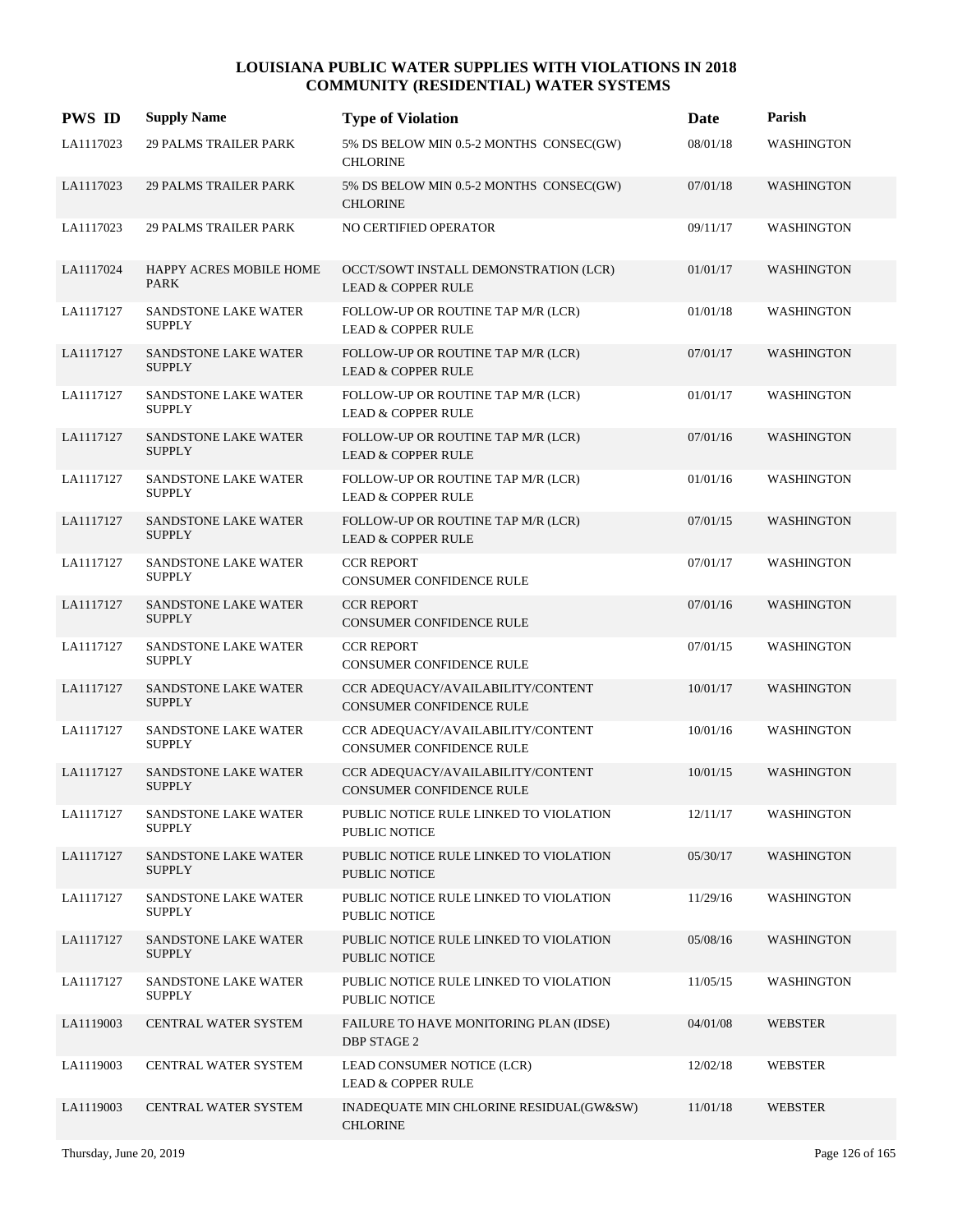# LOUISIANA PUBLIC WATER SUPPLIES WITH VIOLATIONS IN 2018
## COMMUNITY (RESIDENTIAL) WATER SYSTEMS

| PWS ID | Supply Name | Type of Violation | Date | Parish |
|---|---|---|---|---|
| LA1117023 | 29 PALMS TRAILER PARK | 5% DS BELOW MIN 0.5-2 MONTHS CONSEC(GW) CHLORINE | 08/01/18 | WASHINGTON |
| LA1117023 | 29 PALMS TRAILER PARK | 5% DS BELOW MIN 0.5-2 MONTHS CONSEC(GW) CHLORINE | 07/01/18 | WASHINGTON |
| LA1117023 | 29 PALMS TRAILER PARK | NO CERTIFIED OPERATOR | 09/11/17 | WASHINGTON |
| LA1117024 | HAPPY ACRES MOBILE HOME PARK | OCCT/SOWT INSTALL DEMONSTRATION (LCR) LEAD & COPPER RULE | 01/01/17 | WASHINGTON |
| LA1117127 | SANDSTONE LAKE WATER SUPPLY | FOLLOW-UP OR ROUTINE TAP M/R (LCR) LEAD & COPPER RULE | 01/01/18 | WASHINGTON |
| LA1117127 | SANDSTONE LAKE WATER SUPPLY | FOLLOW-UP OR ROUTINE TAP M/R (LCR) LEAD & COPPER RULE | 07/01/17 | WASHINGTON |
| LA1117127 | SANDSTONE LAKE WATER SUPPLY | FOLLOW-UP OR ROUTINE TAP M/R (LCR) LEAD & COPPER RULE | 01/01/17 | WASHINGTON |
| LA1117127 | SANDSTONE LAKE WATER SUPPLY | FOLLOW-UP OR ROUTINE TAP M/R (LCR) LEAD & COPPER RULE | 07/01/16 | WASHINGTON |
| LA1117127 | SANDSTONE LAKE WATER SUPPLY | FOLLOW-UP OR ROUTINE TAP M/R (LCR) LEAD & COPPER RULE | 01/01/16 | WASHINGTON |
| LA1117127 | SANDSTONE LAKE WATER SUPPLY | FOLLOW-UP OR ROUTINE TAP M/R (LCR) LEAD & COPPER RULE | 07/01/15 | WASHINGTON |
| LA1117127 | SANDSTONE LAKE WATER SUPPLY | CCR REPORT CONSUMER CONFIDENCE RULE | 07/01/17 | WASHINGTON |
| LA1117127 | SANDSTONE LAKE WATER SUPPLY | CCR REPORT CONSUMER CONFIDENCE RULE | 07/01/16 | WASHINGTON |
| LA1117127 | SANDSTONE LAKE WATER SUPPLY | CCR REPORT CONSUMER CONFIDENCE RULE | 07/01/15 | WASHINGTON |
| LA1117127 | SANDSTONE LAKE WATER SUPPLY | CCR ADEQUACY/AVAILABILITY/CONTENT CONSUMER CONFIDENCE RULE | 10/01/17 | WASHINGTON |
| LA1117127 | SANDSTONE LAKE WATER SUPPLY | CCR ADEQUACY/AVAILABILITY/CONTENT CONSUMER CONFIDENCE RULE | 10/01/16 | WASHINGTON |
| LA1117127 | SANDSTONE LAKE WATER SUPPLY | CCR ADEQUACY/AVAILABILITY/CONTENT CONSUMER CONFIDENCE RULE | 10/01/15 | WASHINGTON |
| LA1117127 | SANDSTONE LAKE WATER SUPPLY | PUBLIC NOTICE RULE LINKED TO VIOLATION PUBLIC NOTICE | 12/11/17 | WASHINGTON |
| LA1117127 | SANDSTONE LAKE WATER SUPPLY | PUBLIC NOTICE RULE LINKED TO VIOLATION PUBLIC NOTICE | 05/30/17 | WASHINGTON |
| LA1117127 | SANDSTONE LAKE WATER SUPPLY | PUBLIC NOTICE RULE LINKED TO VIOLATION PUBLIC NOTICE | 11/29/16 | WASHINGTON |
| LA1117127 | SANDSTONE LAKE WATER SUPPLY | PUBLIC NOTICE RULE LINKED TO VIOLATION PUBLIC NOTICE | 05/08/16 | WASHINGTON |
| LA1117127 | SANDSTONE LAKE WATER SUPPLY | PUBLIC NOTICE RULE LINKED TO VIOLATION PUBLIC NOTICE | 11/05/15 | WASHINGTON |
| LA1119003 | CENTRAL WATER SYSTEM | FAILURE TO HAVE MONITORING PLAN (IDSE) DBP STAGE 2 | 04/01/08 | WEBSTER |
| LA1119003 | CENTRAL WATER SYSTEM | LEAD CONSUMER NOTICE (LCR) LEAD & COPPER RULE | 12/02/18 | WEBSTER |
| LA1119003 | CENTRAL WATER SYSTEM | INADEQUATE MIN CHLORINE RESIDUAL(GW&SW) CHLORINE | 11/01/18 | WEBSTER |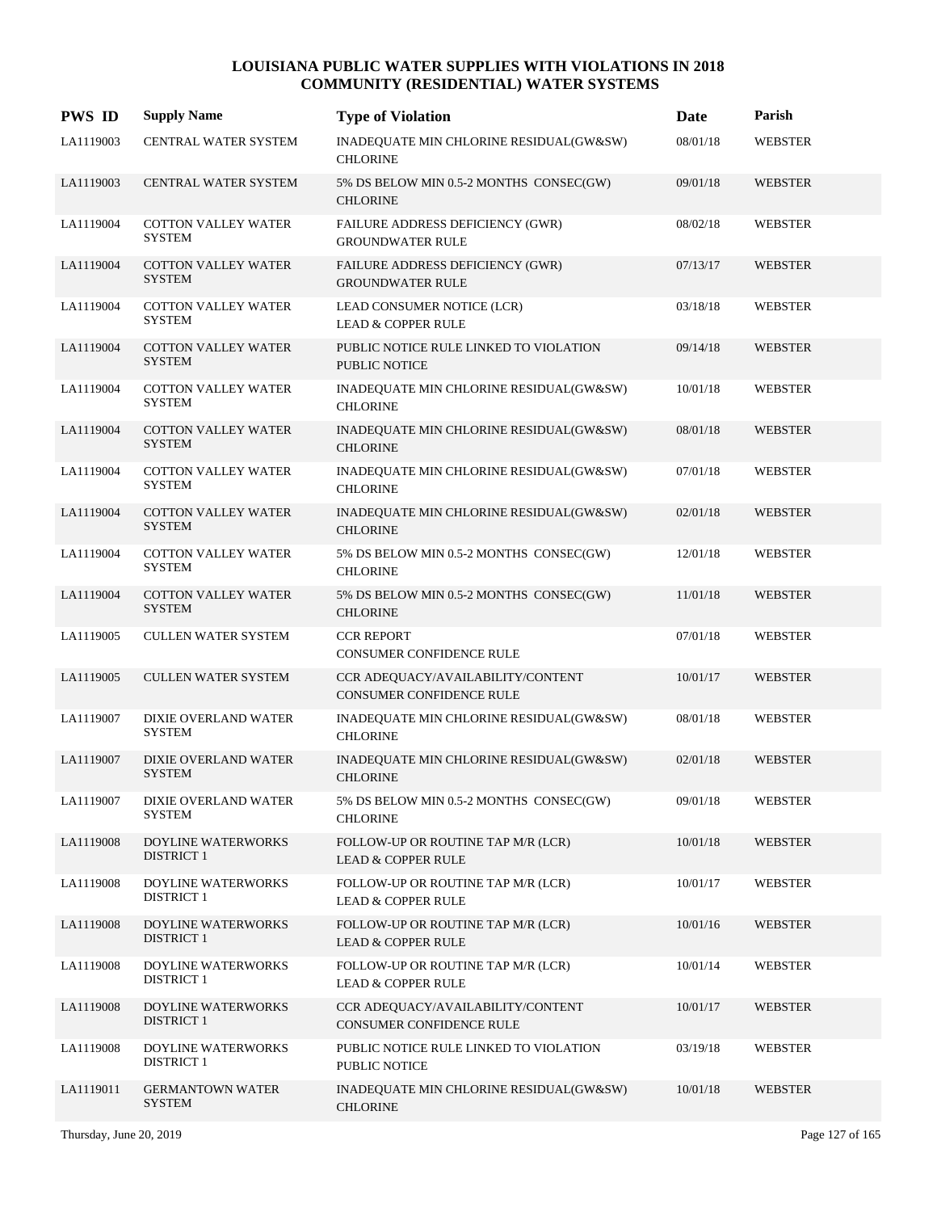# LOUISIANA PUBLIC WATER SUPPLIES WITH VIOLATIONS IN 2018
## COMMUNITY (RESIDENTIAL) WATER SYSTEMS

| PWS ID | Supply Name | Type of Violation | Date | Parish |
|---|---|---|---|---|
| LA1119003 | CENTRAL WATER SYSTEM | INADEQUATE MIN CHLORINE RESIDUAL(GW&SW) CHLORINE | 08/01/18 | WEBSTER |
| LA1119003 | CENTRAL WATER SYSTEM | 5% DS BELOW MIN 0.5-2 MONTHS CONSEC(GW) CHLORINE | 09/01/18 | WEBSTER |
| LA1119004 | COTTON VALLEY WATER SYSTEM | FAILURE ADDRESS DEFICIENCY (GWR) GROUNDWATER RULE | 08/02/18 | WEBSTER |
| LA1119004 | COTTON VALLEY WATER SYSTEM | FAILURE ADDRESS DEFICIENCY (GWR) GROUNDWATER RULE | 07/13/17 | WEBSTER |
| LA1119004 | COTTON VALLEY WATER SYSTEM | LEAD CONSUMER NOTICE (LCR) LEAD & COPPER RULE | 03/18/18 | WEBSTER |
| LA1119004 | COTTON VALLEY WATER SYSTEM | PUBLIC NOTICE RULE LINKED TO VIOLATION PUBLIC NOTICE | 09/14/18 | WEBSTER |
| LA1119004 | COTTON VALLEY WATER SYSTEM | INADEQUATE MIN CHLORINE RESIDUAL(GW&SW) CHLORINE | 10/01/18 | WEBSTER |
| LA1119004 | COTTON VALLEY WATER SYSTEM | INADEQUATE MIN CHLORINE RESIDUAL(GW&SW) CHLORINE | 08/01/18 | WEBSTER |
| LA1119004 | COTTON VALLEY WATER SYSTEM | INADEQUATE MIN CHLORINE RESIDUAL(GW&SW) CHLORINE | 07/01/18 | WEBSTER |
| LA1119004 | COTTON VALLEY WATER SYSTEM | INADEQUATE MIN CHLORINE RESIDUAL(GW&SW) CHLORINE | 02/01/18 | WEBSTER |
| LA1119004 | COTTON VALLEY WATER SYSTEM | 5% DS BELOW MIN 0.5-2 MONTHS CONSEC(GW) CHLORINE | 12/01/18 | WEBSTER |
| LA1119004 | COTTON VALLEY WATER SYSTEM | 5% DS BELOW MIN 0.5-2 MONTHS CONSEC(GW) CHLORINE | 11/01/18 | WEBSTER |
| LA1119005 | CULLEN WATER SYSTEM | CCR REPORT CONSUMER CONFIDENCE RULE | 07/01/18 | WEBSTER |
| LA1119005 | CULLEN WATER SYSTEM | CCR ADEQUACY/AVAILABILITY/CONTENT CONSUMER CONFIDENCE RULE | 10/01/17 | WEBSTER |
| LA1119007 | DIXIE OVERLAND WATER SYSTEM | INADEQUATE MIN CHLORINE RESIDUAL(GW&SW) CHLORINE | 08/01/18 | WEBSTER |
| LA1119007 | DIXIE OVERLAND WATER SYSTEM | INADEQUATE MIN CHLORINE RESIDUAL(GW&SW) CHLORINE | 02/01/18 | WEBSTER |
| LA1119007 | DIXIE OVERLAND WATER SYSTEM | 5% DS BELOW MIN 0.5-2 MONTHS CONSEC(GW) CHLORINE | 09/01/18 | WEBSTER |
| LA1119008 | DOYLINE WATERWORKS DISTRICT 1 | FOLLOW-UP OR ROUTINE TAP M/R (LCR) LEAD & COPPER RULE | 10/01/18 | WEBSTER |
| LA1119008 | DOYLINE WATERWORKS DISTRICT 1 | FOLLOW-UP OR ROUTINE TAP M/R (LCR) LEAD & COPPER RULE | 10/01/17 | WEBSTER |
| LA1119008 | DOYLINE WATERWORKS DISTRICT 1 | FOLLOW-UP OR ROUTINE TAP M/R (LCR) LEAD & COPPER RULE | 10/01/16 | WEBSTER |
| LA1119008 | DOYLINE WATERWORKS DISTRICT 1 | FOLLOW-UP OR ROUTINE TAP M/R (LCR) LEAD & COPPER RULE | 10/01/14 | WEBSTER |
| LA1119008 | DOYLINE WATERWORKS DISTRICT 1 | CCR ADEQUACY/AVAILABILITY/CONTENT CONSUMER CONFIDENCE RULE | 10/01/17 | WEBSTER |
| LA1119008 | DOYLINE WATERWORKS DISTRICT 1 | PUBLIC NOTICE RULE LINKED TO VIOLATION PUBLIC NOTICE | 03/19/18 | WEBSTER |
| LA1119011 | GERMANTOWN WATER SYSTEM | INADEQUATE MIN CHLORINE RESIDUAL(GW&SW) CHLORINE | 10/01/18 | WEBSTER |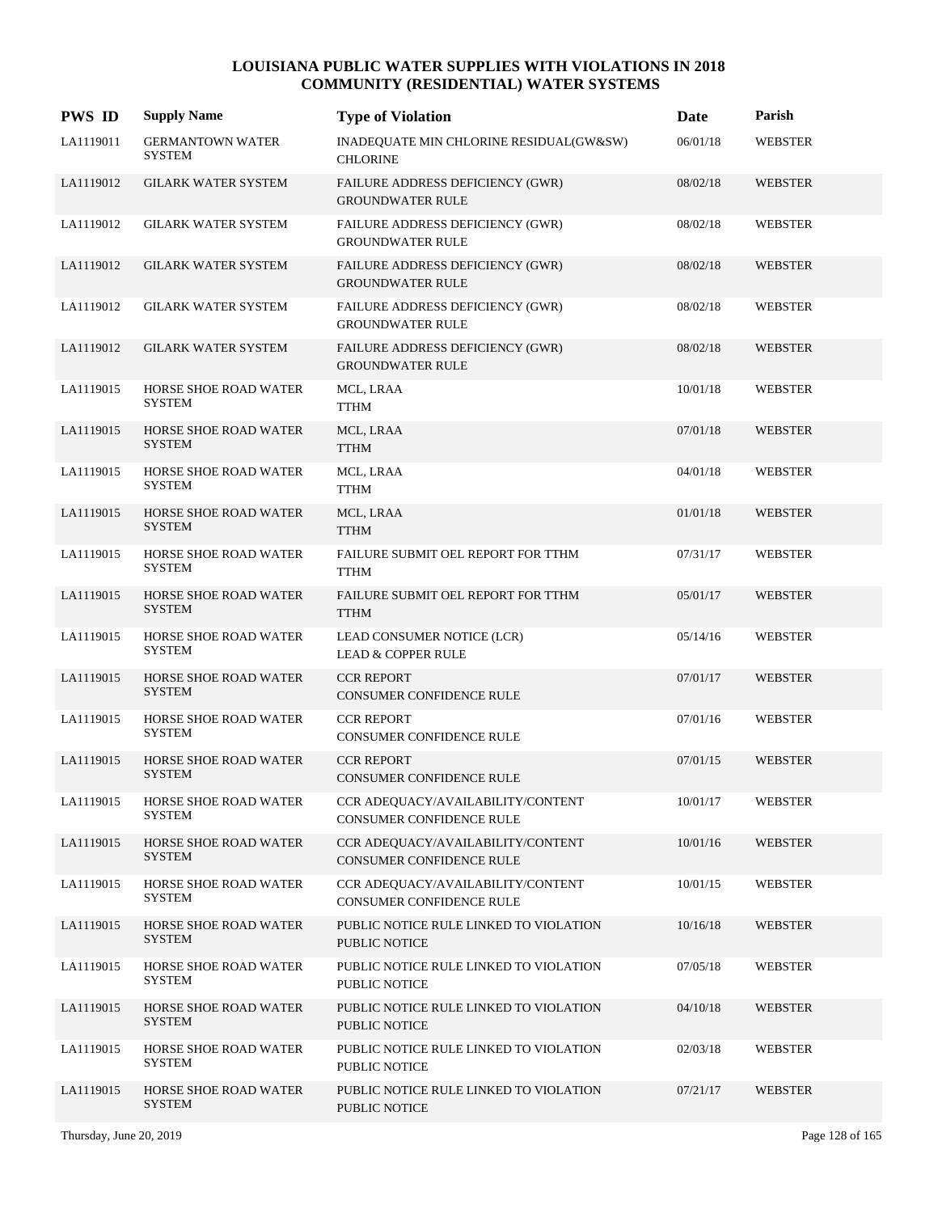# LOUISIANA PUBLIC WATER SUPPLIES WITH VIOLATIONS IN 2018
## COMMUNITY (RESIDENTIAL) WATER SYSTEMS

| PWS ID | Supply Name | Type of Violation | Date | Parish |
|---|---|---|---|---|
| LA1119011 | GERMANTOWN WATER SYSTEM | INADEQUATE MIN CHLORINE RESIDUAL(GW&SW) CHLORINE | 06/01/18 | WEBSTER |
| LA1119012 | GILARK WATER SYSTEM | FAILURE ADDRESS DEFICIENCY (GWR) GROUNDWATER RULE | 08/02/18 | WEBSTER |
| LA1119012 | GILARK WATER SYSTEM | FAILURE ADDRESS DEFICIENCY (GWR) GROUNDWATER RULE | 08/02/18 | WEBSTER |
| LA1119012 | GILARK WATER SYSTEM | FAILURE ADDRESS DEFICIENCY (GWR) GROUNDWATER RULE | 08/02/18 | WEBSTER |
| LA1119012 | GILARK WATER SYSTEM | FAILURE ADDRESS DEFICIENCY (GWR) GROUNDWATER RULE | 08/02/18 | WEBSTER |
| LA1119012 | GILARK WATER SYSTEM | FAILURE ADDRESS DEFICIENCY (GWR) GROUNDWATER RULE | 08/02/18 | WEBSTER |
| LA1119015 | HORSE SHOE ROAD WATER SYSTEM | MCL, LRAA TTHM | 10/01/18 | WEBSTER |
| LA1119015 | HORSE SHOE ROAD WATER SYSTEM | MCL, LRAA TTHM | 07/01/18 | WEBSTER |
| LA1119015 | HORSE SHOE ROAD WATER SYSTEM | MCL, LRAA TTHM | 04/01/18 | WEBSTER |
| LA1119015 | HORSE SHOE ROAD WATER SYSTEM | MCL, LRAA TTHM | 01/01/18 | WEBSTER |
| LA1119015 | HORSE SHOE ROAD WATER SYSTEM | FAILURE SUBMIT OEL REPORT FOR TTHM TTHM | 07/31/17 | WEBSTER |
| LA1119015 | HORSE SHOE ROAD WATER SYSTEM | FAILURE SUBMIT OEL REPORT FOR TTHM TTHM | 05/01/17 | WEBSTER |
| LA1119015 | HORSE SHOE ROAD WATER SYSTEM | LEAD CONSUMER NOTICE (LCR) LEAD & COPPER RULE | 05/14/16 | WEBSTER |
| LA1119015 | HORSE SHOE ROAD WATER SYSTEM | CCR REPORT CONSUMER CONFIDENCE RULE | 07/01/17 | WEBSTER |
| LA1119015 | HORSE SHOE ROAD WATER SYSTEM | CCR REPORT CONSUMER CONFIDENCE RULE | 07/01/16 | WEBSTER |
| LA1119015 | HORSE SHOE ROAD WATER SYSTEM | CCR REPORT CONSUMER CONFIDENCE RULE | 07/01/15 | WEBSTER |
| LA1119015 | HORSE SHOE ROAD WATER SYSTEM | CCR ADEQUACY/AVAILABILITY/CONTENT CONSUMER CONFIDENCE RULE | 10/01/17 | WEBSTER |
| LA1119015 | HORSE SHOE ROAD WATER SYSTEM | CCR ADEQUACY/AVAILABILITY/CONTENT CONSUMER CONFIDENCE RULE | 10/01/16 | WEBSTER |
| LA1119015 | HORSE SHOE ROAD WATER SYSTEM | CCR ADEQUACY/AVAILABILITY/CONTENT CONSUMER CONFIDENCE RULE | 10/01/15 | WEBSTER |
| LA1119015 | HORSE SHOE ROAD WATER SYSTEM | PUBLIC NOTICE RULE LINKED TO VIOLATION PUBLIC NOTICE | 10/16/18 | WEBSTER |
| LA1119015 | HORSE SHOE ROAD WATER SYSTEM | PUBLIC NOTICE RULE LINKED TO VIOLATION PUBLIC NOTICE | 07/05/18 | WEBSTER |
| LA1119015 | HORSE SHOE ROAD WATER SYSTEM | PUBLIC NOTICE RULE LINKED TO VIOLATION PUBLIC NOTICE | 04/10/18 | WEBSTER |
| LA1119015 | HORSE SHOE ROAD WATER SYSTEM | PUBLIC NOTICE RULE LINKED TO VIOLATION PUBLIC NOTICE | 02/03/18 | WEBSTER |
| LA1119015 | HORSE SHOE ROAD WATER SYSTEM | PUBLIC NOTICE RULE LINKED TO VIOLATION PUBLIC NOTICE | 07/21/17 | WEBSTER |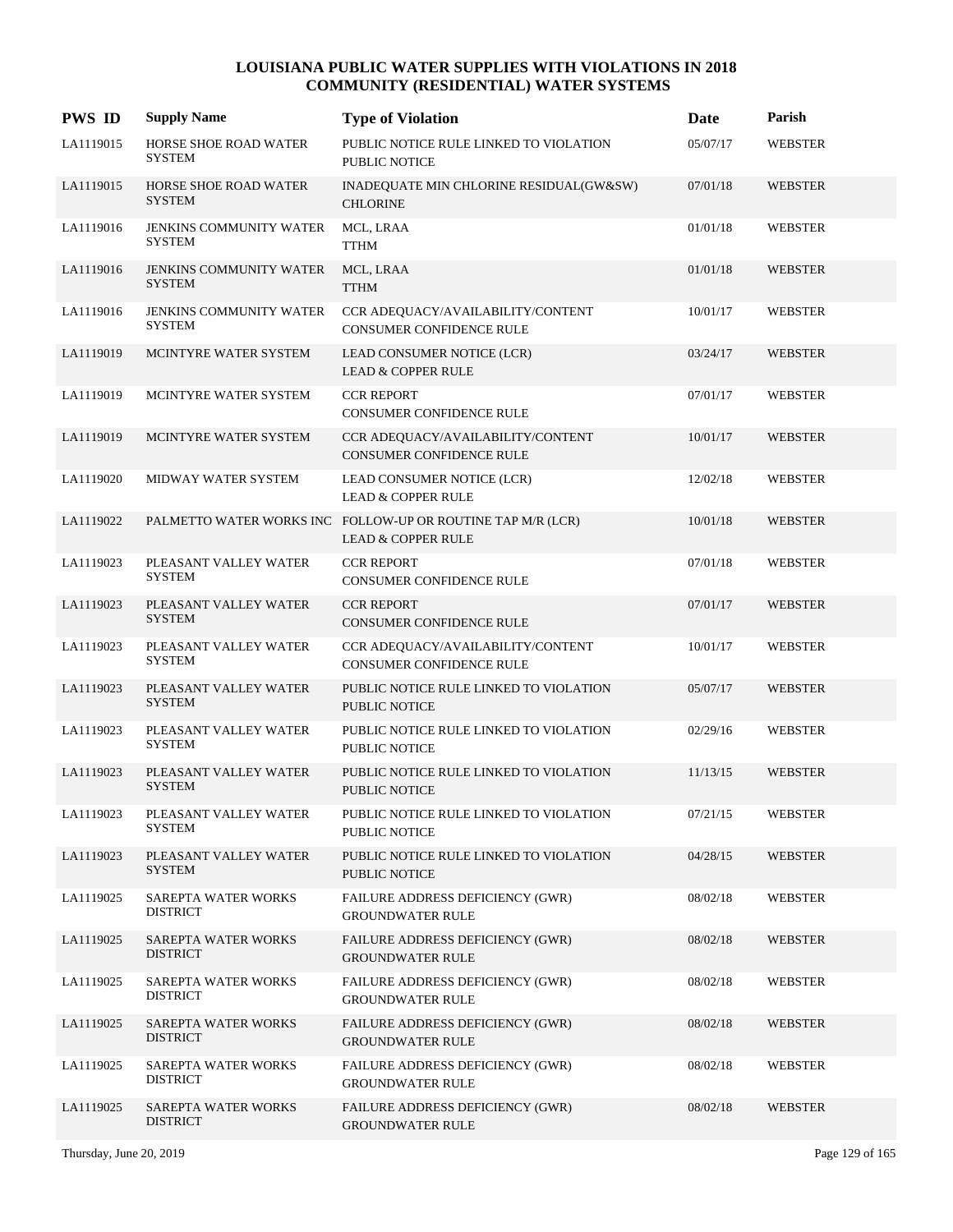# LOUISIANA PUBLIC WATER SUPPLIES WITH VIOLATIONS IN 2018
## COMMUNITY (RESIDENTIAL) WATER SYSTEMS

| PWS ID | Supply Name | Type of Violation | Date | Parish |
|---|---|---|---|---|
| LA1119015 | HORSE SHOE ROAD WATER SYSTEM | PUBLIC NOTICE RULE LINKED TO VIOLATION PUBLIC NOTICE | 05/07/17 | WEBSTER |
| LA1119015 | HORSE SHOE ROAD WATER SYSTEM | INADEQUATE MIN CHLORINE RESIDUAL(GW&SW) CHLORINE | 07/01/18 | WEBSTER |
| LA1119016 | JENKINS COMMUNITY WATER SYSTEM | MCL, LRAA TTHM | 01/01/18 | WEBSTER |
| LA1119016 | JENKINS COMMUNITY WATER SYSTEM | MCL, LRAA TTHM | 01/01/18 | WEBSTER |
| LA1119016 | JENKINS COMMUNITY WATER SYSTEM | CCR ADEQUACY/AVAILABILITY/CONTENT CONSUMER CONFIDENCE RULE | 10/01/17 | WEBSTER |
| LA1119019 | MCINTYRE WATER SYSTEM | LEAD CONSUMER NOTICE (LCR) LEAD & COPPER RULE | 03/24/17 | WEBSTER |
| LA1119019 | MCINTYRE WATER SYSTEM | CCR REPORT CONSUMER CONFIDENCE RULE | 07/01/17 | WEBSTER |
| LA1119019 | MCINTYRE WATER SYSTEM | CCR ADEQUACY/AVAILABILITY/CONTENT CONSUMER CONFIDENCE RULE | 10/01/17 | WEBSTER |
| LA1119020 | MIDWAY WATER SYSTEM | LEAD CONSUMER NOTICE (LCR) LEAD & COPPER RULE | 12/02/18 | WEBSTER |
| LA1119022 | PALMETTO WATER WORKS INC | FOLLOW-UP OR ROUTINE TAP M/R (LCR) LEAD & COPPER RULE | 10/01/18 | WEBSTER |
| LA1119023 | PLEASANT VALLEY WATER SYSTEM | CCR REPORT CONSUMER CONFIDENCE RULE | 07/01/18 | WEBSTER |
| LA1119023 | PLEASANT VALLEY WATER SYSTEM | CCR REPORT CONSUMER CONFIDENCE RULE | 07/01/17 | WEBSTER |
| LA1119023 | PLEASANT VALLEY WATER SYSTEM | CCR ADEQUACY/AVAILABILITY/CONTENT CONSUMER CONFIDENCE RULE | 10/01/17 | WEBSTER |
| LA1119023 | PLEASANT VALLEY WATER SYSTEM | PUBLIC NOTICE RULE LINKED TO VIOLATION PUBLIC NOTICE | 05/07/17 | WEBSTER |
| LA1119023 | PLEASANT VALLEY WATER SYSTEM | PUBLIC NOTICE RULE LINKED TO VIOLATION PUBLIC NOTICE | 02/29/16 | WEBSTER |
| LA1119023 | PLEASANT VALLEY WATER SYSTEM | PUBLIC NOTICE RULE LINKED TO VIOLATION PUBLIC NOTICE | 11/13/15 | WEBSTER |
| LA1119023 | PLEASANT VALLEY WATER SYSTEM | PUBLIC NOTICE RULE LINKED TO VIOLATION PUBLIC NOTICE | 07/21/15 | WEBSTER |
| LA1119023 | PLEASANT VALLEY WATER SYSTEM | PUBLIC NOTICE RULE LINKED TO VIOLATION PUBLIC NOTICE | 04/28/15 | WEBSTER |
| LA1119025 | SAREPTA WATER WORKS DISTRICT | FAILURE ADDRESS DEFICIENCY (GWR) GROUNDWATER RULE | 08/02/18 | WEBSTER |
| LA1119025 | SAREPTA WATER WORKS DISTRICT | FAILURE ADDRESS DEFICIENCY (GWR) GROUNDWATER RULE | 08/02/18 | WEBSTER |
| LA1119025 | SAREPTA WATER WORKS DISTRICT | FAILURE ADDRESS DEFICIENCY (GWR) GROUNDWATER RULE | 08/02/18 | WEBSTER |
| LA1119025 | SAREPTA WATER WORKS DISTRICT | FAILURE ADDRESS DEFICIENCY (GWR) GROUNDWATER RULE | 08/02/18 | WEBSTER |
| LA1119025 | SAREPTA WATER WORKS DISTRICT | FAILURE ADDRESS DEFICIENCY (GWR) GROUNDWATER RULE | 08/02/18 | WEBSTER |
| LA1119025 | SAREPTA WATER WORKS DISTRICT | FAILURE ADDRESS DEFICIENCY (GWR) GROUNDWATER RULE | 08/02/18 | WEBSTER |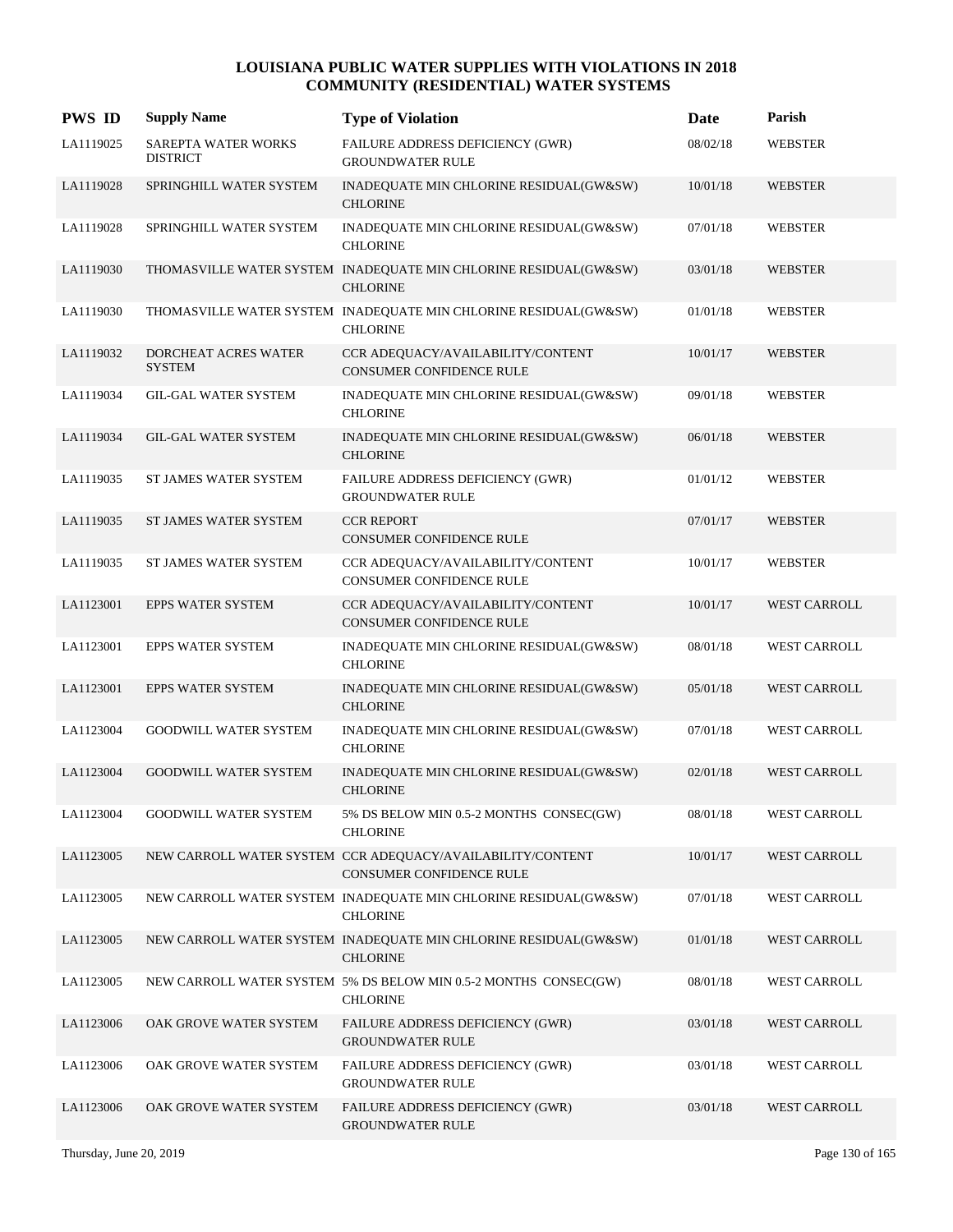# LOUISIANA PUBLIC WATER SUPPLIES WITH VIOLATIONS IN 2018
## COMMUNITY (RESIDENTIAL) WATER SYSTEMS

| PWS ID | Supply Name | Type of Violation | Date | Parish |
|---|---|---|---|---|
| LA1119025 | SAREPTA WATER WORKS DISTRICT | FAILURE ADDRESS DEFICIENCY (GWR) GROUNDWATER RULE | 08/02/18 | WEBSTER |
| LA1119028 | SPRINGHILL WATER SYSTEM | INADEQUATE MIN CHLORINE RESIDUAL(GW&SW) CHLORINE | 10/01/18 | WEBSTER |
| LA1119028 | SPRINGHILL WATER SYSTEM | INADEQUATE MIN CHLORINE RESIDUAL(GW&SW) CHLORINE | 07/01/18 | WEBSTER |
| LA1119030 | THOMASVILLE WATER SYSTEM | INADEQUATE MIN CHLORINE RESIDUAL(GW&SW) CHLORINE | 03/01/18 | WEBSTER |
| LA1119030 | THOMASVILLE WATER SYSTEM | INADEQUATE MIN CHLORINE RESIDUAL(GW&SW) CHLORINE | 01/01/18 | WEBSTER |
| LA1119032 | DORCHEAT ACRES WATER SYSTEM | CCR ADEQUACY/AVAILABILITY/CONTENT CONSUMER CONFIDENCE RULE | 10/01/17 | WEBSTER |
| LA1119034 | GIL-GAL WATER SYSTEM | INADEQUATE MIN CHLORINE RESIDUAL(GW&SW) CHLORINE | 09/01/18 | WEBSTER |
| LA1119034 | GIL-GAL WATER SYSTEM | INADEQUATE MIN CHLORINE RESIDUAL(GW&SW) CHLORINE | 06/01/18 | WEBSTER |
| LA1119035 | ST JAMES WATER SYSTEM | FAILURE ADDRESS DEFICIENCY (GWR) GROUNDWATER RULE | 01/01/12 | WEBSTER |
| LA1119035 | ST JAMES WATER SYSTEM | CCR REPORT CONSUMER CONFIDENCE RULE | 07/01/17 | WEBSTER |
| LA1119035 | ST JAMES WATER SYSTEM | CCR ADEQUACY/AVAILABILITY/CONTENT CONSUMER CONFIDENCE RULE | 10/01/17 | WEBSTER |
| LA1123001 | EPPS WATER SYSTEM | CCR ADEQUACY/AVAILABILITY/CONTENT CONSUMER CONFIDENCE RULE | 10/01/17 | WEST CARROLL |
| LA1123001 | EPPS WATER SYSTEM | INADEQUATE MIN CHLORINE RESIDUAL(GW&SW) CHLORINE | 08/01/18 | WEST CARROLL |
| LA1123001 | EPPS WATER SYSTEM | INADEQUATE MIN CHLORINE RESIDUAL(GW&SW) CHLORINE | 05/01/18 | WEST CARROLL |
| LA1123004 | GOODWILL WATER SYSTEM | INADEQUATE MIN CHLORINE RESIDUAL(GW&SW) CHLORINE | 07/01/18 | WEST CARROLL |
| LA1123004 | GOODWILL WATER SYSTEM | INADEQUATE MIN CHLORINE RESIDUAL(GW&SW) CHLORINE | 02/01/18 | WEST CARROLL |
| LA1123004 | GOODWILL WATER SYSTEM | 5% DS BELOW MIN 0.5-2 MONTHS CONSEC(GW) CHLORINE | 08/01/18 | WEST CARROLL |
| LA1123005 | NEW CARROLL WATER SYSTEM | CCR ADEQUACY/AVAILABILITY/CONTENT CONSUMER CONFIDENCE RULE | 10/01/17 | WEST CARROLL |
| LA1123005 | NEW CARROLL WATER SYSTEM | INADEQUATE MIN CHLORINE RESIDUAL(GW&SW) CHLORINE | 07/01/18 | WEST CARROLL |
| LA1123005 | NEW CARROLL WATER SYSTEM | INADEQUATE MIN CHLORINE RESIDUAL(GW&SW) CHLORINE | 01/01/18 | WEST CARROLL |
| LA1123005 | NEW CARROLL WATER SYSTEM | 5% DS BELOW MIN 0.5-2 MONTHS CONSEC(GW) CHLORINE | 08/01/18 | WEST CARROLL |
| LA1123006 | OAK GROVE WATER SYSTEM | FAILURE ADDRESS DEFICIENCY (GWR) GROUNDWATER RULE | 03/01/18 | WEST CARROLL |
| LA1123006 | OAK GROVE WATER SYSTEM | FAILURE ADDRESS DEFICIENCY (GWR) GROUNDWATER RULE | 03/01/18 | WEST CARROLL |
| LA1123006 | OAK GROVE WATER SYSTEM | FAILURE ADDRESS DEFICIENCY (GWR) GROUNDWATER RULE | 03/01/18 | WEST CARROLL |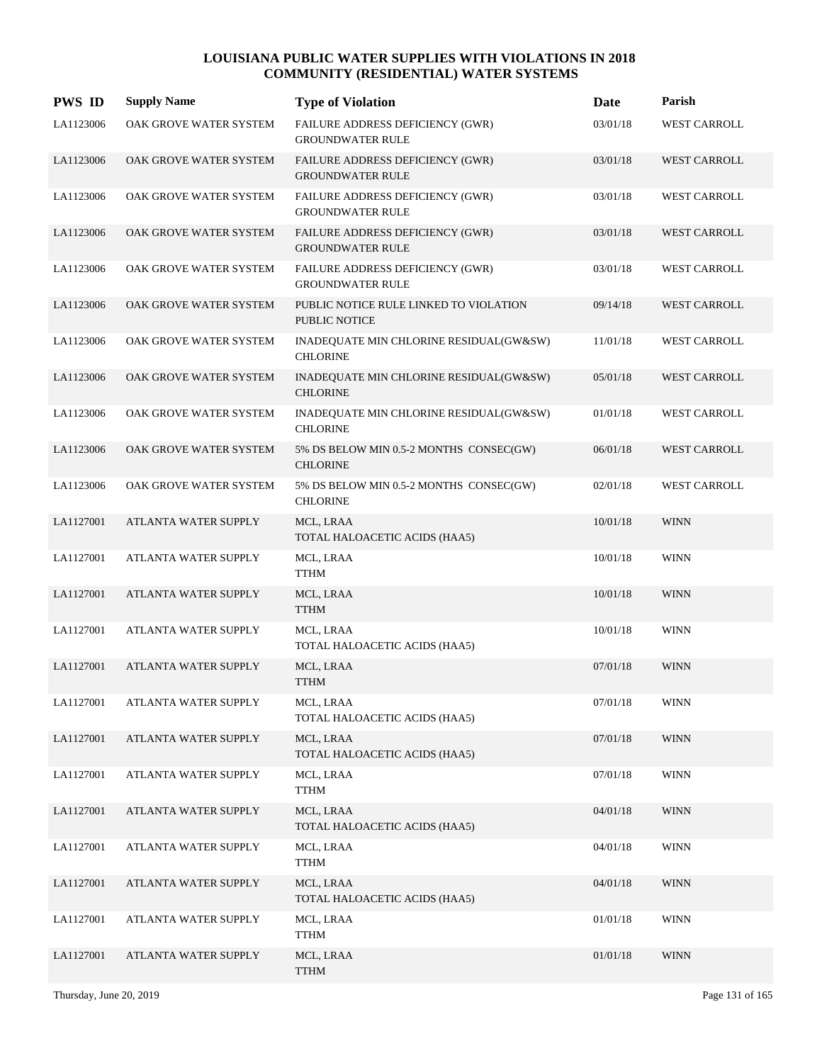# LOUISIANA PUBLIC WATER SUPPLIES WITH VIOLATIONS IN 2018
## COMMUNITY (RESIDENTIAL) WATER SYSTEMS

| PWS ID | Supply Name | Type of Violation | Date | Parish |
|---|---|---|---|---|
| LA1123006 | OAK GROVE WATER SYSTEM | FAILURE ADDRESS DEFICIENCY (GWR) GROUNDWATER RULE | 03/01/18 | WEST CARROLL |
| LA1123006 | OAK GROVE WATER SYSTEM | FAILURE ADDRESS DEFICIENCY (GWR) GROUNDWATER RULE | 03/01/18 | WEST CARROLL |
| LA1123006 | OAK GROVE WATER SYSTEM | FAILURE ADDRESS DEFICIENCY (GWR) GROUNDWATER RULE | 03/01/18 | WEST CARROLL |
| LA1123006 | OAK GROVE WATER SYSTEM | FAILURE ADDRESS DEFICIENCY (GWR) GROUNDWATER RULE | 03/01/18 | WEST CARROLL |
| LA1123006 | OAK GROVE WATER SYSTEM | FAILURE ADDRESS DEFICIENCY (GWR) GROUNDWATER RULE | 03/01/18 | WEST CARROLL |
| LA1123006 | OAK GROVE WATER SYSTEM | PUBLIC NOTICE RULE LINKED TO VIOLATION PUBLIC NOTICE | 09/14/18 | WEST CARROLL |
| LA1123006 | OAK GROVE WATER SYSTEM | INADEQUATE MIN CHLORINE RESIDUAL(GW&SW) CHLORINE | 11/01/18 | WEST CARROLL |
| LA1123006 | OAK GROVE WATER SYSTEM | INADEQUATE MIN CHLORINE RESIDUAL(GW&SW) CHLORINE | 05/01/18 | WEST CARROLL |
| LA1123006 | OAK GROVE WATER SYSTEM | INADEQUATE MIN CHLORINE RESIDUAL(GW&SW) CHLORINE | 01/01/18 | WEST CARROLL |
| LA1123006 | OAK GROVE WATER SYSTEM | 5% DS BELOW MIN 0.5-2 MONTHS CONSEC(GW) CHLORINE | 06/01/18 | WEST CARROLL |
| LA1123006 | OAK GROVE WATER SYSTEM | 5% DS BELOW MIN 0.5-2 MONTHS CONSEC(GW) CHLORINE | 02/01/18 | WEST CARROLL |
| LA1127001 | ATLANTA WATER SUPPLY | MCL, LRAA TOTAL HALOACETIC ACIDS (HAA5) | 10/01/18 | WINN |
| LA1127001 | ATLANTA WATER SUPPLY | MCL, LRAA TTHM | 10/01/18 | WINN |
| LA1127001 | ATLANTA WATER SUPPLY | MCL, LRAA TTHM | 10/01/18 | WINN |
| LA1127001 | ATLANTA WATER SUPPLY | MCL, LRAA TOTAL HALOACETIC ACIDS (HAA5) | 10/01/18 | WINN |
| LA1127001 | ATLANTA WATER SUPPLY | MCL, LRAA TTHM | 07/01/18 | WINN |
| LA1127001 | ATLANTA WATER SUPPLY | MCL, LRAA TOTAL HALOACETIC ACIDS (HAA5) | 07/01/18 | WINN |
| LA1127001 | ATLANTA WATER SUPPLY | MCL, LRAA TOTAL HALOACETIC ACIDS (HAA5) | 07/01/18 | WINN |
| LA1127001 | ATLANTA WATER SUPPLY | MCL, LRAA TTHM | 07/01/18 | WINN |
| LA1127001 | ATLANTA WATER SUPPLY | MCL, LRAA TOTAL HALOACETIC ACIDS (HAA5) | 04/01/18 | WINN |
| LA1127001 | ATLANTA WATER SUPPLY | MCL, LRAA TTHM | 04/01/18 | WINN |
| LA1127001 | ATLANTA WATER SUPPLY | MCL, LRAA TOTAL HALOACETIC ACIDS (HAA5) | 04/01/18 | WINN |
| LA1127001 | ATLANTA WATER SUPPLY | MCL, LRAA TTHM | 01/01/18 | WINN |
| LA1127001 | ATLANTA WATER SUPPLY | MCL, LRAA TTHM | 01/01/18 | WINN |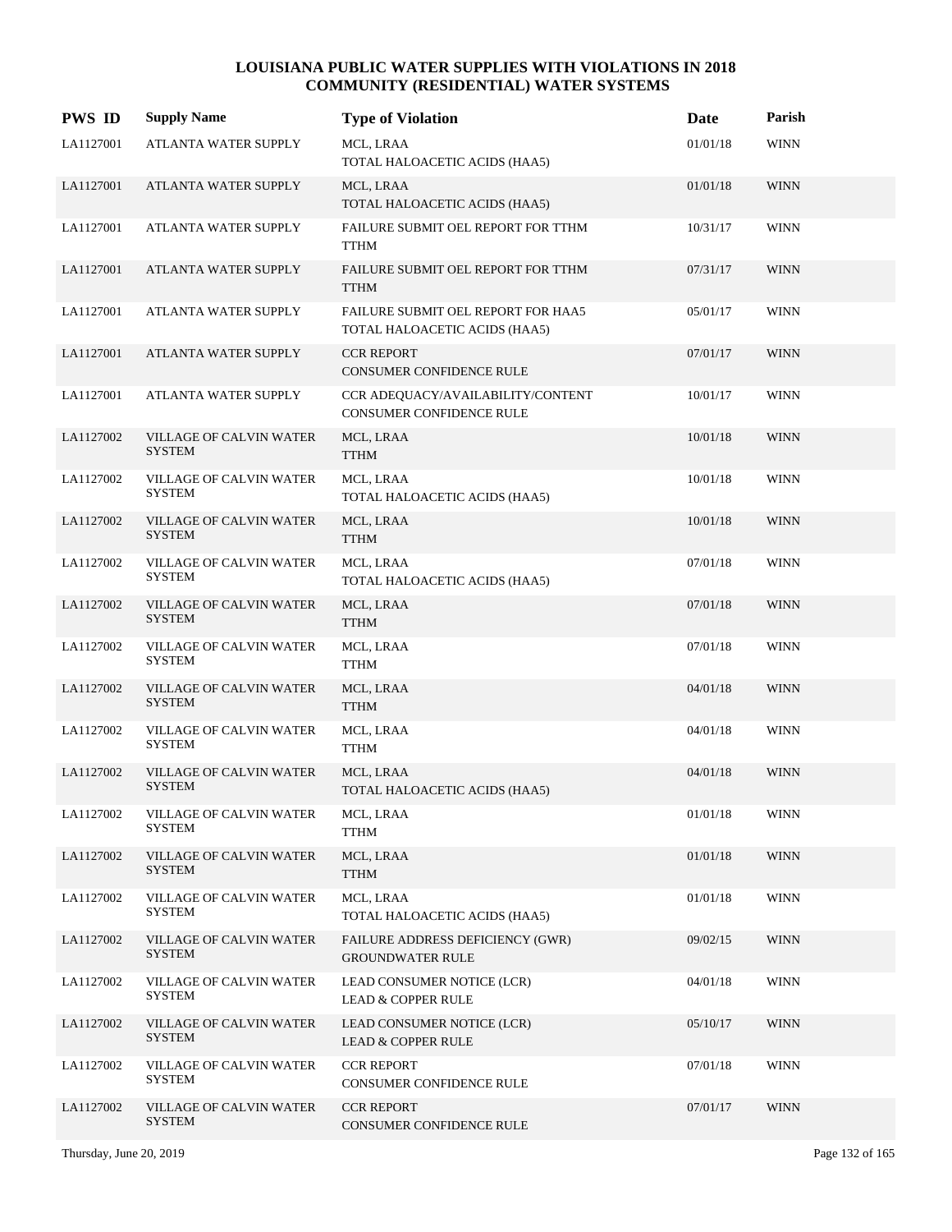# LOUISIANA PUBLIC WATER SUPPLIES WITH VIOLATIONS IN 2018
## COMMUNITY (RESIDENTIAL) WATER SYSTEMS

| PWS ID | Supply Name | Type of Violation | Date | Parish |
|---|---|---|---|---|
| LA1127001 | ATLANTA WATER SUPPLY | MCL, LRAA<br>TOTAL HALOACETIC ACIDS (HAA5) | 01/01/18 | WINN |
| LA1127001 | ATLANTA WATER SUPPLY | MCL, LRAA<br>TOTAL HALOACETIC ACIDS (HAA5) | 01/01/18 | WINN |
| LA1127001 | ATLANTA WATER SUPPLY | FAILURE SUBMIT OEL REPORT FOR TTHM<br>TTHM | 10/31/17 | WINN |
| LA1127001 | ATLANTA WATER SUPPLY | FAILURE SUBMIT OEL REPORT FOR TTHM<br>TTHM | 07/31/17 | WINN |
| LA1127001 | ATLANTA WATER SUPPLY | FAILURE SUBMIT OEL REPORT FOR HAA5<br>TOTAL HALOACETIC ACIDS (HAA5) | 05/01/17 | WINN |
| LA1127001 | ATLANTA WATER SUPPLY | CCR REPORT<br>CONSUMER CONFIDENCE RULE | 07/01/17 | WINN |
| LA1127001 | ATLANTA WATER SUPPLY | CCR ADEQUACY/AVAILABILITY/CONTENT<br>CONSUMER CONFIDENCE RULE | 10/01/17 | WINN |
| LA1127002 | VILLAGE OF CALVIN WATER SYSTEM | MCL, LRAA<br>TTHM | 10/01/18 | WINN |
| LA1127002 | VILLAGE OF CALVIN WATER SYSTEM | MCL, LRAA<br>TOTAL HALOACETIC ACIDS (HAA5) | 10/01/18 | WINN |
| LA1127002 | VILLAGE OF CALVIN WATER SYSTEM | MCL, LRAA<br>TTHM | 10/01/18 | WINN |
| LA1127002 | VILLAGE OF CALVIN WATER SYSTEM | MCL, LRAA<br>TOTAL HALOACETIC ACIDS (HAA5) | 07/01/18 | WINN |
| LA1127002 | VILLAGE OF CALVIN WATER SYSTEM | MCL, LRAA<br>TTHM | 07/01/18 | WINN |
| LA1127002 | VILLAGE OF CALVIN WATER SYSTEM | MCL, LRAA<br>TTHM | 07/01/18 | WINN |
| LA1127002 | VILLAGE OF CALVIN WATER SYSTEM | MCL, LRAA<br>TTHM | 04/01/18 | WINN |
| LA1127002 | VILLAGE OF CALVIN WATER SYSTEM | MCL, LRAA<br>TTHM | 04/01/18 | WINN |
| LA1127002 | VILLAGE OF CALVIN WATER SYSTEM | MCL, LRAA<br>TOTAL HALOACETIC ACIDS (HAA5) | 04/01/18 | WINN |
| LA1127002 | VILLAGE OF CALVIN WATER SYSTEM | MCL, LRAA<br>TTHM | 01/01/18 | WINN |
| LA1127002 | VILLAGE OF CALVIN WATER SYSTEM | MCL, LRAA<br>TTHM | 01/01/18 | WINN |
| LA1127002 | VILLAGE OF CALVIN WATER SYSTEM | MCL, LRAA<br>TOTAL HALOACETIC ACIDS (HAA5) | 01/01/18 | WINN |
| LA1127002 | VILLAGE OF CALVIN WATER SYSTEM | FAILURE ADDRESS DEFICIENCY (GWR)<br>GROUNDWATER RULE | 09/02/15 | WINN |
| LA1127002 | VILLAGE OF CALVIN WATER SYSTEM | LEAD CONSUMER NOTICE (LCR)<br>LEAD & COPPER RULE | 04/01/18 | WINN |
| LA1127002 | VILLAGE OF CALVIN WATER SYSTEM | LEAD CONSUMER NOTICE (LCR)<br>LEAD & COPPER RULE | 05/10/17 | WINN |
| LA1127002 | VILLAGE OF CALVIN WATER SYSTEM | CCR REPORT<br>CONSUMER CONFIDENCE RULE | 07/01/18 | WINN |
| LA1127002 | VILLAGE OF CALVIN WATER SYSTEM | CCR REPORT<br>CONSUMER CONFIDENCE RULE | 07/01/17 | WINN |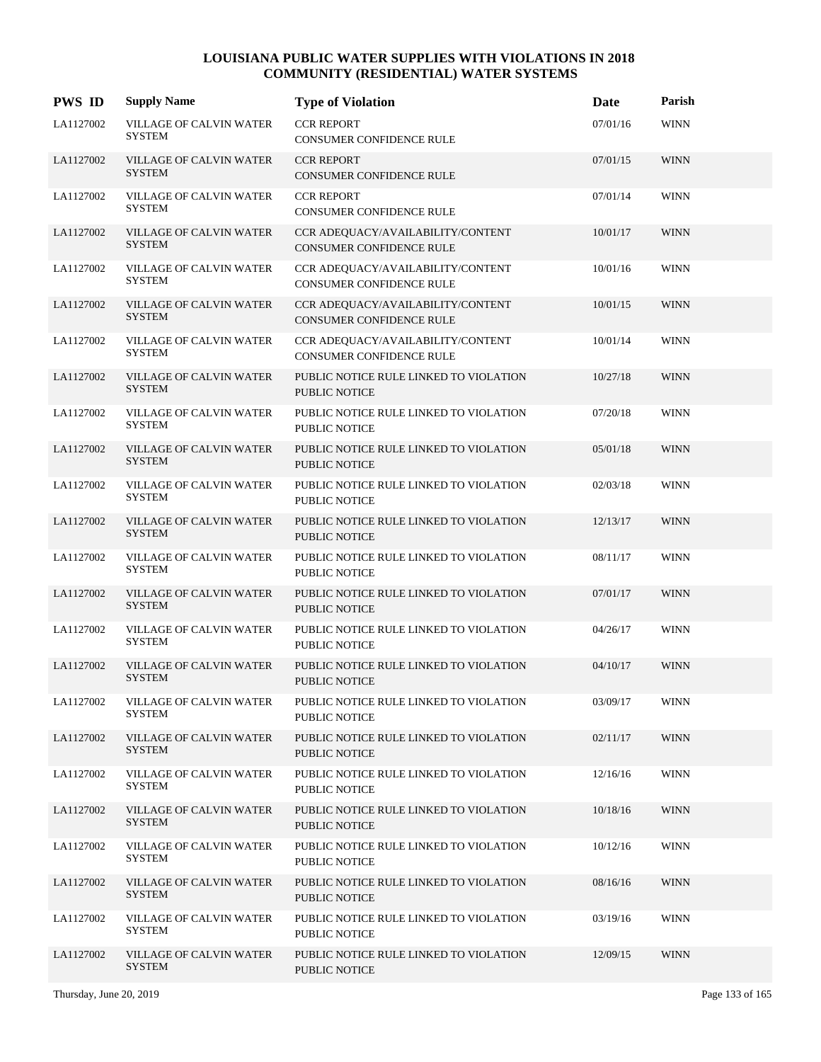# LOUISIANA PUBLIC WATER SUPPLIES WITH VIOLATIONS IN 2018
## COMMUNITY (RESIDENTIAL) WATER SYSTEMS

| PWS ID | Supply Name | Type of Violation | Date | Parish |
|---|---|---|---|---|
| LA1127002 | VILLAGE OF CALVIN WATER SYSTEM | CCR REPORT<br>CONSUMER CONFIDENCE RULE | 07/01/16 | WINN |
| LA1127002 | VILLAGE OF CALVIN WATER SYSTEM | CCR REPORT<br>CONSUMER CONFIDENCE RULE | 07/01/15 | WINN |
| LA1127002 | VILLAGE OF CALVIN WATER SYSTEM | CCR REPORT<br>CONSUMER CONFIDENCE RULE | 07/01/14 | WINN |
| LA1127002 | VILLAGE OF CALVIN WATER SYSTEM | CCR ADEQUACY/AVAILABILITY/CONTENT<br>CONSUMER CONFIDENCE RULE | 10/01/17 | WINN |
| LA1127002 | VILLAGE OF CALVIN WATER SYSTEM | CCR ADEQUACY/AVAILABILITY/CONTENT<br>CONSUMER CONFIDENCE RULE | 10/01/16 | WINN |
| LA1127002 | VILLAGE OF CALVIN WATER SYSTEM | CCR ADEQUACY/AVAILABILITY/CONTENT<br>CONSUMER CONFIDENCE RULE | 10/01/15 | WINN |
| LA1127002 | VILLAGE OF CALVIN WATER SYSTEM | CCR ADEQUACY/AVAILABILITY/CONTENT<br>CONSUMER CONFIDENCE RULE | 10/01/14 | WINN |
| LA1127002 | VILLAGE OF CALVIN WATER SYSTEM | PUBLIC NOTICE RULE LINKED TO VIOLATION<br>PUBLIC NOTICE | 10/27/18 | WINN |
| LA1127002 | VILLAGE OF CALVIN WATER SYSTEM | PUBLIC NOTICE RULE LINKED TO VIOLATION<br>PUBLIC NOTICE | 07/20/18 | WINN |
| LA1127002 | VILLAGE OF CALVIN WATER SYSTEM | PUBLIC NOTICE RULE LINKED TO VIOLATION<br>PUBLIC NOTICE | 05/01/18 | WINN |
| LA1127002 | VILLAGE OF CALVIN WATER SYSTEM | PUBLIC NOTICE RULE LINKED TO VIOLATION<br>PUBLIC NOTICE | 02/03/18 | WINN |
| LA1127002 | VILLAGE OF CALVIN WATER SYSTEM | PUBLIC NOTICE RULE LINKED TO VIOLATION<br>PUBLIC NOTICE | 12/13/17 | WINN |
| LA1127002 | VILLAGE OF CALVIN WATER SYSTEM | PUBLIC NOTICE RULE LINKED TO VIOLATION<br>PUBLIC NOTICE | 08/11/17 | WINN |
| LA1127002 | VILLAGE OF CALVIN WATER SYSTEM | PUBLIC NOTICE RULE LINKED TO VIOLATION<br>PUBLIC NOTICE | 07/01/17 | WINN |
| LA1127002 | VILLAGE OF CALVIN WATER SYSTEM | PUBLIC NOTICE RULE LINKED TO VIOLATION<br>PUBLIC NOTICE | 04/26/17 | WINN |
| LA1127002 | VILLAGE OF CALVIN WATER SYSTEM | PUBLIC NOTICE RULE LINKED TO VIOLATION<br>PUBLIC NOTICE | 04/10/17 | WINN |
| LA1127002 | VILLAGE OF CALVIN WATER SYSTEM | PUBLIC NOTICE RULE LINKED TO VIOLATION<br>PUBLIC NOTICE | 03/09/17 | WINN |
| LA1127002 | VILLAGE OF CALVIN WATER SYSTEM | PUBLIC NOTICE RULE LINKED TO VIOLATION<br>PUBLIC NOTICE | 02/11/17 | WINN |
| LA1127002 | VILLAGE OF CALVIN WATER SYSTEM | PUBLIC NOTICE RULE LINKED TO VIOLATION<br>PUBLIC NOTICE | 12/16/16 | WINN |
| LA1127002 | VILLAGE OF CALVIN WATER SYSTEM | PUBLIC NOTICE RULE LINKED TO VIOLATION<br>PUBLIC NOTICE | 10/18/16 | WINN |
| LA1127002 | VILLAGE OF CALVIN WATER SYSTEM | PUBLIC NOTICE RULE LINKED TO VIOLATION<br>PUBLIC NOTICE | 10/12/16 | WINN |
| LA1127002 | VILLAGE OF CALVIN WATER SYSTEM | PUBLIC NOTICE RULE LINKED TO VIOLATION<br>PUBLIC NOTICE | 08/16/16 | WINN |
| LA1127002 | VILLAGE OF CALVIN WATER SYSTEM | PUBLIC NOTICE RULE LINKED TO VIOLATION<br>PUBLIC NOTICE | 03/19/16 | WINN |
| LA1127002 | VILLAGE OF CALVIN WATER SYSTEM | PUBLIC NOTICE RULE LINKED TO VIOLATION<br>PUBLIC NOTICE | 12/09/15 | WINN |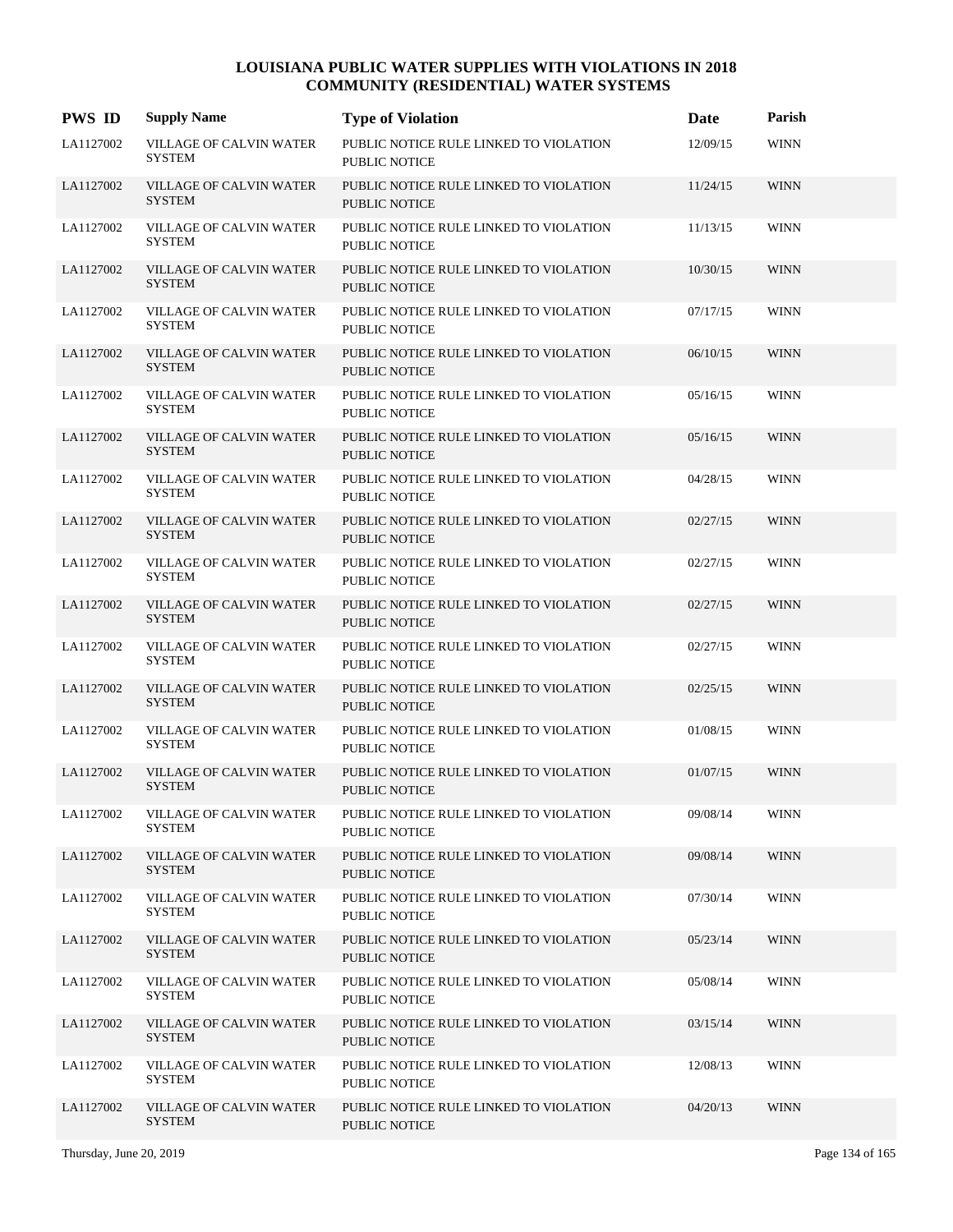# LOUISIANA PUBLIC WATER SUPPLIES WITH VIOLATIONS IN 2018
## COMMUNITY (RESIDENTIAL) WATER SYSTEMS

| PWS ID | Supply Name | Type of Violation | Date | Parish |
|---|---|---|---|---|
| LA1127002 | VILLAGE OF CALVIN WATER SYSTEM | PUBLIC NOTICE RULE LINKED TO VIOLATION PUBLIC NOTICE | 12/09/15 | WINN |
| LA1127002 | VILLAGE OF CALVIN WATER SYSTEM | PUBLIC NOTICE RULE LINKED TO VIOLATION PUBLIC NOTICE | 11/24/15 | WINN |
| LA1127002 | VILLAGE OF CALVIN WATER SYSTEM | PUBLIC NOTICE RULE LINKED TO VIOLATION PUBLIC NOTICE | 11/13/15 | WINN |
| LA1127002 | VILLAGE OF CALVIN WATER SYSTEM | PUBLIC NOTICE RULE LINKED TO VIOLATION PUBLIC NOTICE | 10/30/15 | WINN |
| LA1127002 | VILLAGE OF CALVIN WATER SYSTEM | PUBLIC NOTICE RULE LINKED TO VIOLATION PUBLIC NOTICE | 07/17/15 | WINN |
| LA1127002 | VILLAGE OF CALVIN WATER SYSTEM | PUBLIC NOTICE RULE LINKED TO VIOLATION PUBLIC NOTICE | 06/10/15 | WINN |
| LA1127002 | VILLAGE OF CALVIN WATER SYSTEM | PUBLIC NOTICE RULE LINKED TO VIOLATION PUBLIC NOTICE | 05/16/15 | WINN |
| LA1127002 | VILLAGE OF CALVIN WATER SYSTEM | PUBLIC NOTICE RULE LINKED TO VIOLATION PUBLIC NOTICE | 05/16/15 | WINN |
| LA1127002 | VILLAGE OF CALVIN WATER SYSTEM | PUBLIC NOTICE RULE LINKED TO VIOLATION PUBLIC NOTICE | 04/28/15 | WINN |
| LA1127002 | VILLAGE OF CALVIN WATER SYSTEM | PUBLIC NOTICE RULE LINKED TO VIOLATION PUBLIC NOTICE | 02/27/15 | WINN |
| LA1127002 | VILLAGE OF CALVIN WATER SYSTEM | PUBLIC NOTICE RULE LINKED TO VIOLATION PUBLIC NOTICE | 02/27/15 | WINN |
| LA1127002 | VILLAGE OF CALVIN WATER SYSTEM | PUBLIC NOTICE RULE LINKED TO VIOLATION PUBLIC NOTICE | 02/27/15 | WINN |
| LA1127002 | VILLAGE OF CALVIN WATER SYSTEM | PUBLIC NOTICE RULE LINKED TO VIOLATION PUBLIC NOTICE | 02/27/15 | WINN |
| LA1127002 | VILLAGE OF CALVIN WATER SYSTEM | PUBLIC NOTICE RULE LINKED TO VIOLATION PUBLIC NOTICE | 02/25/15 | WINN |
| LA1127002 | VILLAGE OF CALVIN WATER SYSTEM | PUBLIC NOTICE RULE LINKED TO VIOLATION PUBLIC NOTICE | 01/08/15 | WINN |
| LA1127002 | VILLAGE OF CALVIN WATER SYSTEM | PUBLIC NOTICE RULE LINKED TO VIOLATION PUBLIC NOTICE | 01/07/15 | WINN |
| LA1127002 | VILLAGE OF CALVIN WATER SYSTEM | PUBLIC NOTICE RULE LINKED TO VIOLATION PUBLIC NOTICE | 09/08/14 | WINN |
| LA1127002 | VILLAGE OF CALVIN WATER SYSTEM | PUBLIC NOTICE RULE LINKED TO VIOLATION PUBLIC NOTICE | 09/08/14 | WINN |
| LA1127002 | VILLAGE OF CALVIN WATER SYSTEM | PUBLIC NOTICE RULE LINKED TO VIOLATION PUBLIC NOTICE | 07/30/14 | WINN |
| LA1127002 | VILLAGE OF CALVIN WATER SYSTEM | PUBLIC NOTICE RULE LINKED TO VIOLATION PUBLIC NOTICE | 05/23/14 | WINN |
| LA1127002 | VILLAGE OF CALVIN WATER SYSTEM | PUBLIC NOTICE RULE LINKED TO VIOLATION PUBLIC NOTICE | 05/08/14 | WINN |
| LA1127002 | VILLAGE OF CALVIN WATER SYSTEM | PUBLIC NOTICE RULE LINKED TO VIOLATION PUBLIC NOTICE | 03/15/14 | WINN |
| LA1127002 | VILLAGE OF CALVIN WATER SYSTEM | PUBLIC NOTICE RULE LINKED TO VIOLATION PUBLIC NOTICE | 12/08/13 | WINN |
| LA1127002 | VILLAGE OF CALVIN WATER SYSTEM | PUBLIC NOTICE RULE LINKED TO VIOLATION PUBLIC NOTICE | 04/20/13 | WINN |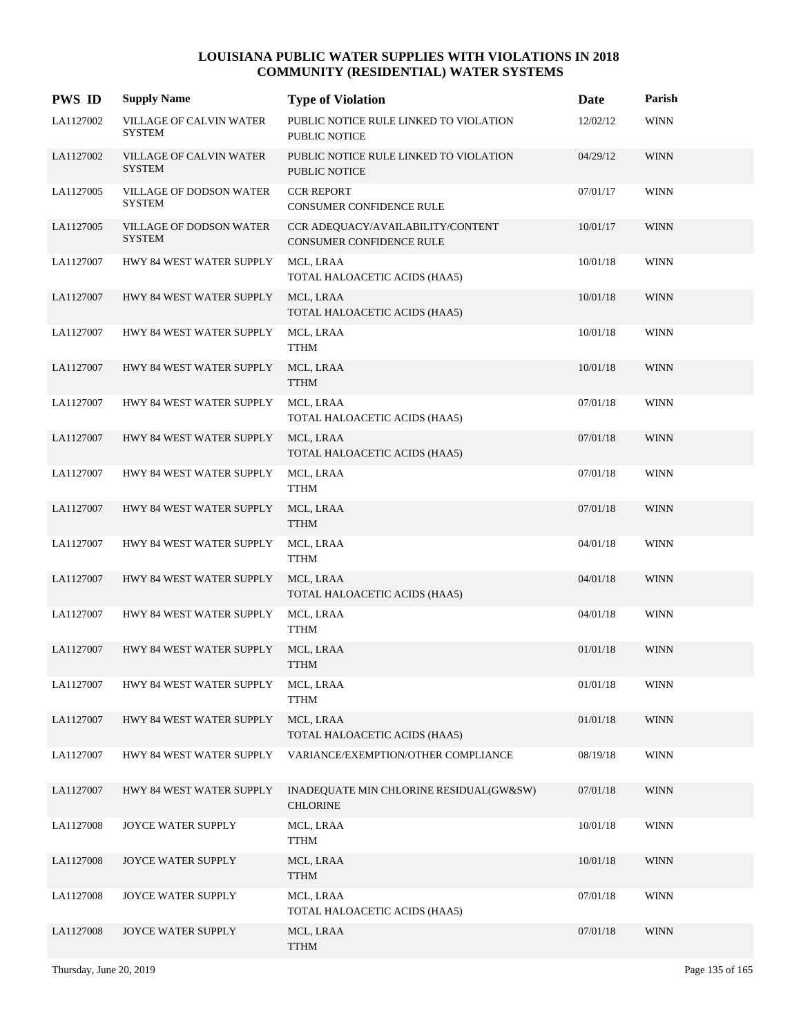# LOUISIANA PUBLIC WATER SUPPLIES WITH VIOLATIONS IN 2018
## COMMUNITY (RESIDENTIAL) WATER SYSTEMS

| PWS ID | Supply Name | Type of Violation | Date | Parish |
|---|---|---|---|---|
| LA1127002 | VILLAGE OF CALVIN WATER SYSTEM | PUBLIC NOTICE RULE LINKED TO VIOLATION PUBLIC NOTICE | 12/02/12 | WINN |
| LA1127002 | VILLAGE OF CALVIN WATER SYSTEM | PUBLIC NOTICE RULE LINKED TO VIOLATION PUBLIC NOTICE | 04/29/12 | WINN |
| LA1127005 | VILLAGE OF DODSON WATER SYSTEM | CCR REPORT CONSUMER CONFIDENCE RULE | 07/01/17 | WINN |
| LA1127005 | VILLAGE OF DODSON WATER SYSTEM | CCR ADEQUACY/AVAILABILITY/CONTENT CONSUMER CONFIDENCE RULE | 10/01/17 | WINN |
| LA1127007 | HWY 84 WEST WATER SUPPLY | MCL, LRAA TOTAL HALOACETIC ACIDS (HAA5) | 10/01/18 | WINN |
| LA1127007 | HWY 84 WEST WATER SUPPLY | MCL, LRAA TOTAL HALOACETIC ACIDS (HAA5) | 10/01/18 | WINN |
| LA1127007 | HWY 84 WEST WATER SUPPLY | MCL, LRAA TTHM | 10/01/18 | WINN |
| LA1127007 | HWY 84 WEST WATER SUPPLY | MCL, LRAA TTHM | 10/01/18 | WINN |
| LA1127007 | HWY 84 WEST WATER SUPPLY | MCL, LRAA TOTAL HALOACETIC ACIDS (HAA5) | 07/01/18 | WINN |
| LA1127007 | HWY 84 WEST WATER SUPPLY | MCL, LRAA TOTAL HALOACETIC ACIDS (HAA5) | 07/01/18 | WINN |
| LA1127007 | HWY 84 WEST WATER SUPPLY | MCL, LRAA TTHM | 07/01/18 | WINN |
| LA1127007 | HWY 84 WEST WATER SUPPLY | MCL, LRAA TTHM | 07/01/18 | WINN |
| LA1127007 | HWY 84 WEST WATER SUPPLY | MCL, LRAA TTHM | 04/01/18 | WINN |
| LA1127007 | HWY 84 WEST WATER SUPPLY | MCL, LRAA TOTAL HALOACETIC ACIDS (HAA5) | 04/01/18 | WINN |
| LA1127007 | HWY 84 WEST WATER SUPPLY | MCL, LRAA TTHM | 04/01/18 | WINN |
| LA1127007 | HWY 84 WEST WATER SUPPLY | MCL, LRAA TTHM | 01/01/18 | WINN |
| LA1127007 | HWY 84 WEST WATER SUPPLY | MCL, LRAA TTHM | 01/01/18 | WINN |
| LA1127007 | HWY 84 WEST WATER SUPPLY | MCL, LRAA TOTAL HALOACETIC ACIDS (HAA5) | 01/01/18 | WINN |
| LA1127007 | HWY 84 WEST WATER SUPPLY | VARIANCE/EXEMPTION/OTHER COMPLIANCE | 08/19/18 | WINN |
| LA1127007 | HWY 84 WEST WATER SUPPLY | INADEQUATE MIN CHLORINE RESIDUAL(GW&SW) CHLORINE | 07/01/18 | WINN |
| LA1127008 | JOYCE WATER SUPPLY | MCL, LRAA TTHM | 10/01/18 | WINN |
| LA1127008 | JOYCE WATER SUPPLY | MCL, LRAA TTHM | 10/01/18 | WINN |
| LA1127008 | JOYCE WATER SUPPLY | MCL, LRAA TOTAL HALOACETIC ACIDS (HAA5) | 07/01/18 | WINN |
| LA1127008 | JOYCE WATER SUPPLY | MCL, LRAA TTHM | 07/01/18 | WINN |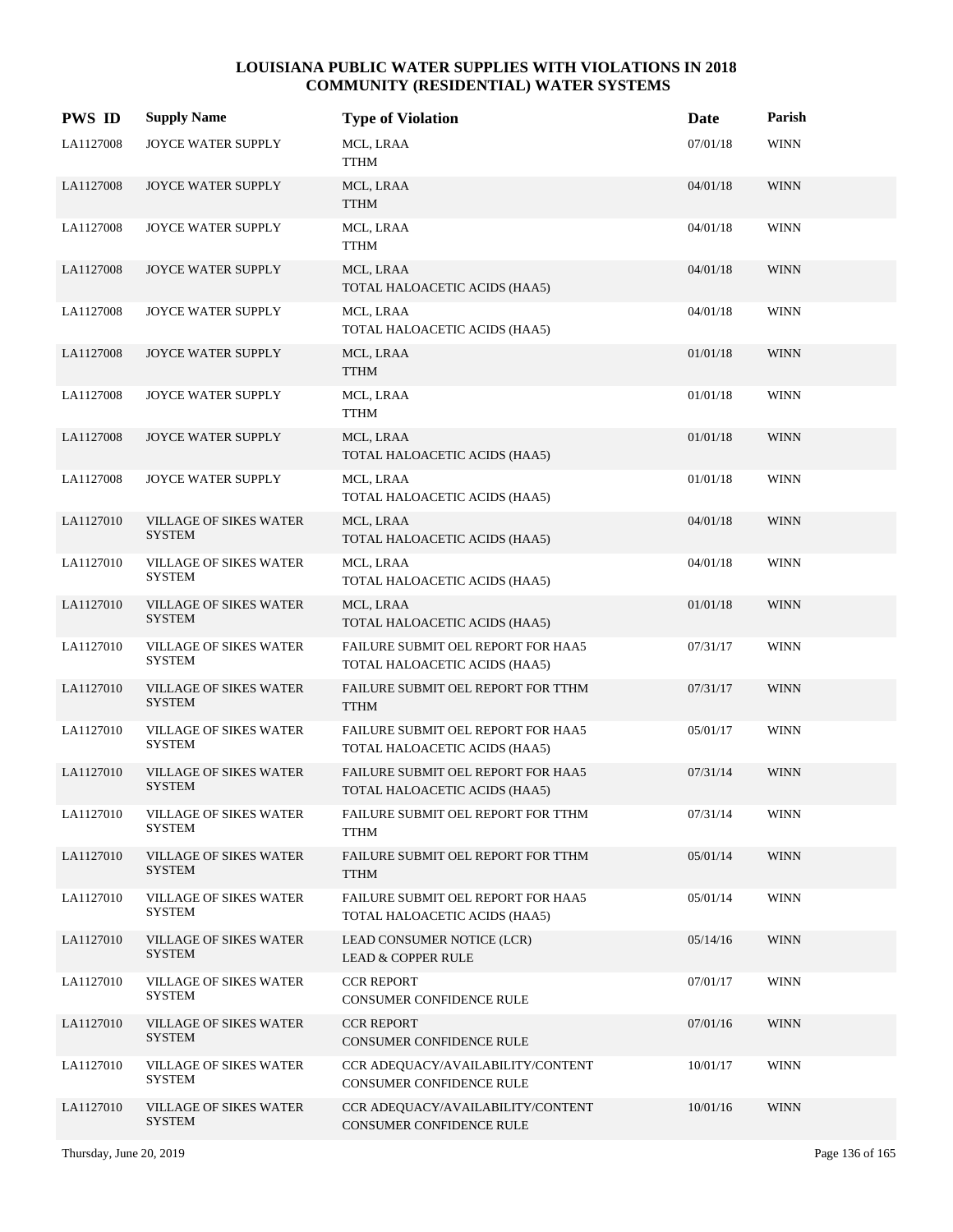# LOUISIANA PUBLIC WATER SUPPLIES WITH VIOLATIONS IN 2018
## COMMUNITY (RESIDENTIAL) WATER SYSTEMS

| PWS ID | Supply Name | Type of Violation | Date | Parish |
|---|---|---|---|---|
| LA1127008 | JOYCE WATER SUPPLY | MCL, LRAA<br>TTHM | 07/01/18 | WINN |
| LA1127008 | JOYCE WATER SUPPLY | MCL, LRAA<br>TTHM | 04/01/18 | WINN |
| LA1127008 | JOYCE WATER SUPPLY | MCL, LRAA<br>TTHM | 04/01/18 | WINN |
| LA1127008 | JOYCE WATER SUPPLY | MCL, LRAA<br>TOTAL HALOACETIC ACIDS (HAA5) | 04/01/18 | WINN |
| LA1127008 | JOYCE WATER SUPPLY | MCL, LRAA<br>TOTAL HALOACETIC ACIDS (HAA5) | 04/01/18 | WINN |
| LA1127008 | JOYCE WATER SUPPLY | MCL, LRAA<br>TTHM | 01/01/18 | WINN |
| LA1127008 | JOYCE WATER SUPPLY | MCL, LRAA<br>TTHM | 01/01/18 | WINN |
| LA1127008 | JOYCE WATER SUPPLY | MCL, LRAA<br>TOTAL HALOACETIC ACIDS (HAA5) | 01/01/18 | WINN |
| LA1127008 | JOYCE WATER SUPPLY | MCL, LRAA<br>TOTAL HALOACETIC ACIDS (HAA5) | 01/01/18 | WINN |
| LA1127010 | VILLAGE OF SIKES WATER SYSTEM | MCL, LRAA<br>TOTAL HALOACETIC ACIDS (HAA5) | 04/01/18 | WINN |
| LA1127010 | VILLAGE OF SIKES WATER SYSTEM | MCL, LRAA<br>TOTAL HALOACETIC ACIDS (HAA5) | 04/01/18 | WINN |
| LA1127010 | VILLAGE OF SIKES WATER SYSTEM | MCL, LRAA<br>TOTAL HALOACETIC ACIDS (HAA5) | 01/01/18 | WINN |
| LA1127010 | VILLAGE OF SIKES WATER SYSTEM | FAILURE SUBMIT OEL REPORT FOR HAA5<br>TOTAL HALOACETIC ACIDS (HAA5) | 07/31/17 | WINN |
| LA1127010 | VILLAGE OF SIKES WATER SYSTEM | FAILURE SUBMIT OEL REPORT FOR TTHM<br>TTHM | 07/31/17 | WINN |
| LA1127010 | VILLAGE OF SIKES WATER SYSTEM | FAILURE SUBMIT OEL REPORT FOR HAA5<br>TOTAL HALOACETIC ACIDS (HAA5) | 05/01/17 | WINN |
| LA1127010 | VILLAGE OF SIKES WATER SYSTEM | FAILURE SUBMIT OEL REPORT FOR HAA5<br>TOTAL HALOACETIC ACIDS (HAA5) | 07/31/14 | WINN |
| LA1127010 | VILLAGE OF SIKES WATER SYSTEM | FAILURE SUBMIT OEL REPORT FOR TTHM<br>TTHM | 07/31/14 | WINN |
| LA1127010 | VILLAGE OF SIKES WATER SYSTEM | FAILURE SUBMIT OEL REPORT FOR TTHM<br>TTHM | 05/01/14 | WINN |
| LA1127010 | VILLAGE OF SIKES WATER SYSTEM | FAILURE SUBMIT OEL REPORT FOR HAA5<br>TOTAL HALOACETIC ACIDS (HAA5) | 05/01/14 | WINN |
| LA1127010 | VILLAGE OF SIKES WATER SYSTEM | LEAD CONSUMER NOTICE (LCR)<br>LEAD & COPPER RULE | 05/14/16 | WINN |
| LA1127010 | VILLAGE OF SIKES WATER SYSTEM | CCR REPORT<br>CONSUMER CONFIDENCE RULE | 07/01/17 | WINN |
| LA1127010 | VILLAGE OF SIKES WATER SYSTEM | CCR REPORT<br>CONSUMER CONFIDENCE RULE | 07/01/16 | WINN |
| LA1127010 | VILLAGE OF SIKES WATER SYSTEM | CCR ADEQUACY/AVAILABILITY/CONTENT<br>CONSUMER CONFIDENCE RULE | 10/01/17 | WINN |
| LA1127010 | VILLAGE OF SIKES WATER SYSTEM | CCR ADEQUACY/AVAILABILITY/CONTENT<br>CONSUMER CONFIDENCE RULE | 10/01/16 | WINN |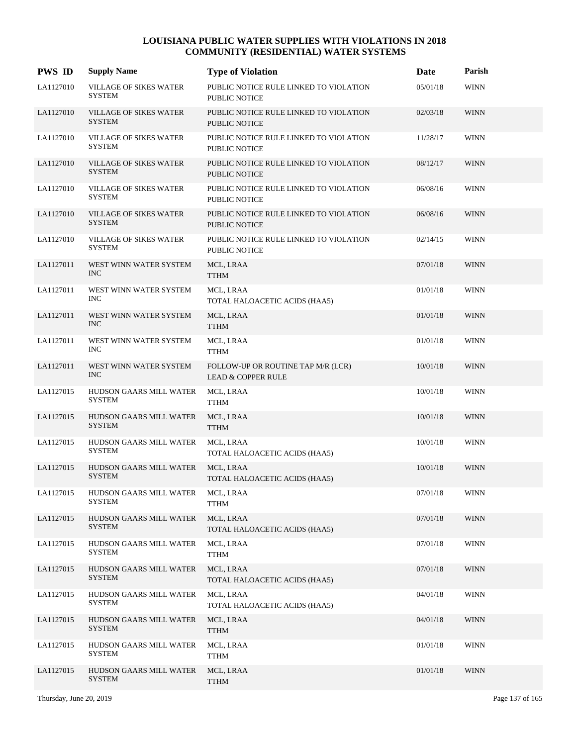# LOUISIANA PUBLIC WATER SUPPLIES WITH VIOLATIONS IN 2018
## COMMUNITY (RESIDENTIAL) WATER SYSTEMS

| PWS ID | Supply Name | Type of Violation | Date | Parish |
|---|---|---|---|---|
| LA1127010 | VILLAGE OF SIKES WATER SYSTEM | PUBLIC NOTICE RULE LINKED TO VIOLATION PUBLIC NOTICE | 05/01/18 | WINN |
| LA1127010 | VILLAGE OF SIKES WATER SYSTEM | PUBLIC NOTICE RULE LINKED TO VIOLATION PUBLIC NOTICE | 02/03/18 | WINN |
| LA1127010 | VILLAGE OF SIKES WATER SYSTEM | PUBLIC NOTICE RULE LINKED TO VIOLATION PUBLIC NOTICE | 11/28/17 | WINN |
| LA1127010 | VILLAGE OF SIKES WATER SYSTEM | PUBLIC NOTICE RULE LINKED TO VIOLATION PUBLIC NOTICE | 08/12/17 | WINN |
| LA1127010 | VILLAGE OF SIKES WATER SYSTEM | PUBLIC NOTICE RULE LINKED TO VIOLATION PUBLIC NOTICE | 06/08/16 | WINN |
| LA1127010 | VILLAGE OF SIKES WATER SYSTEM | PUBLIC NOTICE RULE LINKED TO VIOLATION PUBLIC NOTICE | 06/08/16 | WINN |
| LA1127010 | VILLAGE OF SIKES WATER SYSTEM | PUBLIC NOTICE RULE LINKED TO VIOLATION PUBLIC NOTICE | 02/14/15 | WINN |
| LA1127011 | WEST WINN WATER SYSTEM INC | MCL, LRAA TTHM | 07/01/18 | WINN |
| LA1127011 | WEST WINN WATER SYSTEM INC | MCL, LRAA TOTAL HALOACETIC ACIDS (HAA5) | 01/01/18 | WINN |
| LA1127011 | WEST WINN WATER SYSTEM INC | MCL, LRAA TTHM | 01/01/18 | WINN |
| LA1127011 | WEST WINN WATER SYSTEM INC | MCL, LRAA TTHM | 01/01/18 | WINN |
| LA1127011 | WEST WINN WATER SYSTEM INC | FOLLOW-UP OR ROUTINE TAP M/R (LCR) LEAD & COPPER RULE | 10/01/18 | WINN |
| LA1127015 | HUDSON GAARS MILL WATER SYSTEM | MCL, LRAA TTHM | 10/01/18 | WINN |
| LA1127015 | HUDSON GAARS MILL WATER SYSTEM | MCL, LRAA TTHM | 10/01/18 | WINN |
| LA1127015 | HUDSON GAARS MILL WATER SYSTEM | MCL, LRAA TOTAL HALOACETIC ACIDS (HAA5) | 10/01/18 | WINN |
| LA1127015 | HUDSON GAARS MILL WATER SYSTEM | MCL, LRAA TOTAL HALOACETIC ACIDS (HAA5) | 10/01/18 | WINN |
| LA1127015 | HUDSON GAARS MILL WATER SYSTEM | MCL, LRAA TTHM | 07/01/18 | WINN |
| LA1127015 | HUDSON GAARS MILL WATER SYSTEM | MCL, LRAA TOTAL HALOACETIC ACIDS (HAA5) | 07/01/18 | WINN |
| LA1127015 | HUDSON GAARS MILL WATER SYSTEM | MCL, LRAA TTHM | 07/01/18 | WINN |
| LA1127015 | HUDSON GAARS MILL WATER SYSTEM | MCL, LRAA TOTAL HALOACETIC ACIDS (HAA5) | 07/01/18 | WINN |
| LA1127015 | HUDSON GAARS MILL WATER SYSTEM | MCL, LRAA TOTAL HALOACETIC ACIDS (HAA5) | 04/01/18 | WINN |
| LA1127015 | HUDSON GAARS MILL WATER SYSTEM | MCL, LRAA TTHM | 04/01/18 | WINN |
| LA1127015 | HUDSON GAARS MILL WATER SYSTEM | MCL, LRAA TTHM | 01/01/18 | WINN |
| LA1127015 | HUDSON GAARS MILL WATER SYSTEM | MCL, LRAA TTHM | 01/01/18 | WINN |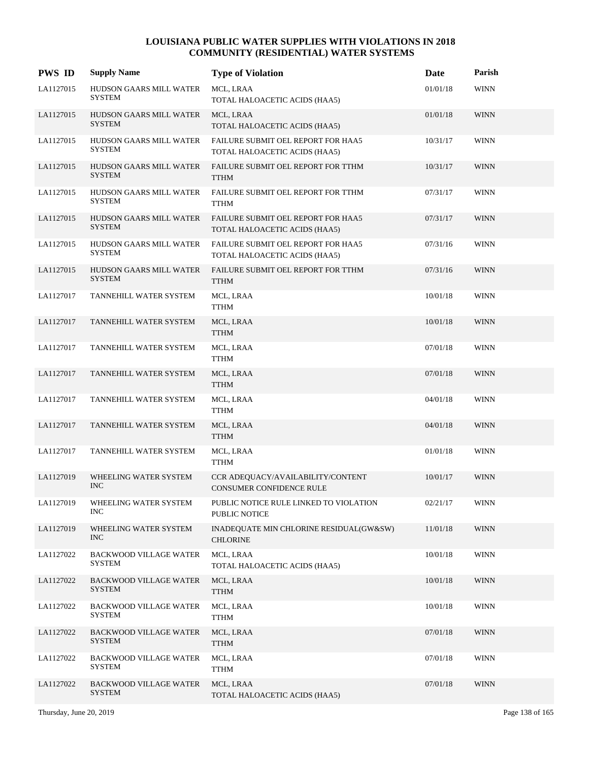# LOUISIANA PUBLIC WATER SUPPLIES WITH VIOLATIONS IN 2018
## COMMUNITY (RESIDENTIAL) WATER SYSTEMS

| PWS ID | Supply Name | Type of Violation | Date | Parish |
|---|---|---|---|---|
| LA1127015 | HUDSON GAARS MILL WATER SYSTEM | MCL, LRAA<br>TOTAL HALOACETIC ACIDS (HAA5) | 01/01/18 | WINN |
| LA1127015 | HUDSON GAARS MILL WATER SYSTEM | MCL, LRAA<br>TOTAL HALOACETIC ACIDS (HAA5) | 01/01/18 | WINN |
| LA1127015 | HUDSON GAARS MILL WATER SYSTEM | FAILURE SUBMIT OEL REPORT FOR HAA5<br>TOTAL HALOACETIC ACIDS (HAA5) | 10/31/17 | WINN |
| LA1127015 | HUDSON GAARS MILL WATER SYSTEM | FAILURE SUBMIT OEL REPORT FOR TTHM<br>TTHM | 10/31/17 | WINN |
| LA1127015 | HUDSON GAARS MILL WATER SYSTEM | FAILURE SUBMIT OEL REPORT FOR TTHM<br>TTHM | 07/31/17 | WINN |
| LA1127015 | HUDSON GAARS MILL WATER SYSTEM | FAILURE SUBMIT OEL REPORT FOR HAA5<br>TOTAL HALOACETIC ACIDS (HAA5) | 07/31/17 | WINN |
| LA1127015 | HUDSON GAARS MILL WATER SYSTEM | FAILURE SUBMIT OEL REPORT FOR HAA5<br>TOTAL HALOACETIC ACIDS (HAA5) | 07/31/16 | WINN |
| LA1127015 | HUDSON GAARS MILL WATER SYSTEM | FAILURE SUBMIT OEL REPORT FOR TTHM<br>TTHM | 07/31/16 | WINN |
| LA1127017 | TANNEHILL WATER SYSTEM | MCL, LRAA<br>TTHM | 10/01/18 | WINN |
| LA1127017 | TANNEHILL WATER SYSTEM | MCL, LRAA<br>TTHM | 10/01/18 | WINN |
| LA1127017 | TANNEHILL WATER SYSTEM | MCL, LRAA<br>TTHM | 07/01/18 | WINN |
| LA1127017 | TANNEHILL WATER SYSTEM | MCL, LRAA<br>TTHM | 07/01/18 | WINN |
| LA1127017 | TANNEHILL WATER SYSTEM | MCL, LRAA<br>TTHM | 04/01/18 | WINN |
| LA1127017 | TANNEHILL WATER SYSTEM | MCL, LRAA<br>TTHM | 04/01/18 | WINN |
| LA1127017 | TANNEHILL WATER SYSTEM | MCL, LRAA<br>TTHM | 01/01/18 | WINN |
| LA1127019 | WHEELING WATER SYSTEM INC | CCR ADEQUACY/AVAILABILITY/CONTENT<br>CONSUMER CONFIDENCE RULE | 10/01/17 | WINN |
| LA1127019 | WHEELING WATER SYSTEM INC | PUBLIC NOTICE RULE LINKED TO VIOLATION<br>PUBLIC NOTICE | 02/21/17 | WINN |
| LA1127019 | WHEELING WATER SYSTEM INC | INADEQUATE MIN CHLORINE RESIDUAL(GW&SW)<br>CHLORINE | 11/01/18 | WINN |
| LA1127022 | BACKWOOD VILLAGE WATER SYSTEM | MCL, LRAA<br>TOTAL HALOACETIC ACIDS (HAA5) | 10/01/18 | WINN |
| LA1127022 | BACKWOOD VILLAGE WATER SYSTEM | MCL, LRAA<br>TTHM | 10/01/18 | WINN |
| LA1127022 | BACKWOOD VILLAGE WATER SYSTEM | MCL, LRAA<br>TTHM | 10/01/18 | WINN |
| LA1127022 | BACKWOOD VILLAGE WATER SYSTEM | MCL, LRAA<br>TTHM | 07/01/18 | WINN |
| LA1127022 | BACKWOOD VILLAGE WATER SYSTEM | MCL, LRAA<br>TTHM | 07/01/18 | WINN |
| LA1127022 | BACKWOOD VILLAGE WATER SYSTEM | MCL, LRAA<br>TOTAL HALOACETIC ACIDS (HAA5) | 07/01/18 | WINN |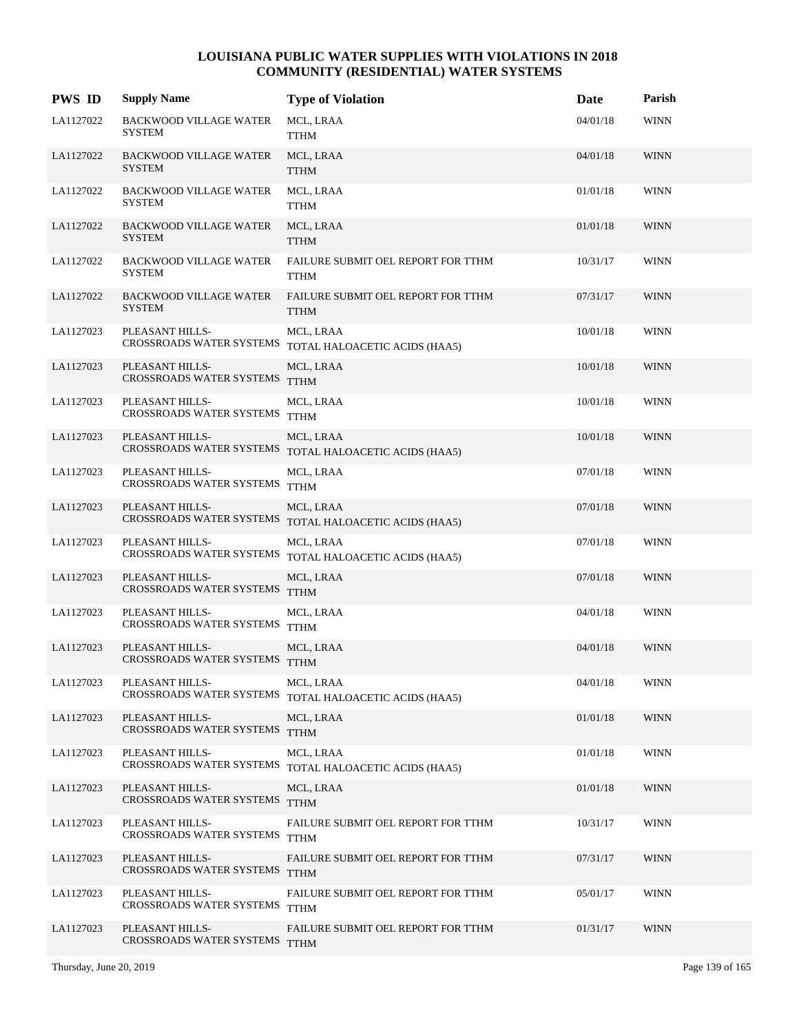# LOUISIANA PUBLIC WATER SUPPLIES WITH VIOLATIONS IN 2018
## COMMUNITY (RESIDENTIAL) WATER SYSTEMS

| PWS ID | Supply Name | Type of Violation | Date | Parish |
|---|---|---|---|---|
| LA1127022 | BACKWOOD VILLAGE WATER SYSTEM | MCL, LRAA TTHM | 04/01/18 | WINN |
| LA1127022 | BACKWOOD VILLAGE WATER SYSTEM | MCL, LRAA TTHM | 04/01/18 | WINN |
| LA1127022 | BACKWOOD VILLAGE WATER SYSTEM | MCL, LRAA TTHM | 01/01/18 | WINN |
| LA1127022 | BACKWOOD VILLAGE WATER SYSTEM | MCL, LRAA TTHM | 01/01/18 | WINN |
| LA1127022 | BACKWOOD VILLAGE WATER SYSTEM | FAILURE SUBMIT OEL REPORT FOR TTHM TTHM | 10/31/17 | WINN |
| LA1127022 | BACKWOOD VILLAGE WATER SYSTEM | FAILURE SUBMIT OEL REPORT FOR TTHM TTHM | 07/31/17 | WINN |
| LA1127023 | PLEASANT HILLS-CROSSROADS WATER SYSTEMS | MCL, LRAA TOTAL HALOACETIC ACIDS (HAA5) | 10/01/18 | WINN |
| LA1127023 | PLEASANT HILLS-CROSSROADS WATER SYSTEMS | MCL, LRAA TTHM | 10/01/18 | WINN |
| LA1127023 | PLEASANT HILLS-CROSSROADS WATER SYSTEMS | MCL, LRAA TTHM | 10/01/18 | WINN |
| LA1127023 | PLEASANT HILLS-CROSSROADS WATER SYSTEMS | MCL, LRAA TOTAL HALOACETIC ACIDS (HAA5) | 10/01/18 | WINN |
| LA1127023 | PLEASANT HILLS-CROSSROADS WATER SYSTEMS | MCL, LRAA TTHM | 07/01/18 | WINN |
| LA1127023 | PLEASANT HILLS-CROSSROADS WATER SYSTEMS | MCL, LRAA TOTAL HALOACETIC ACIDS (HAA5) | 07/01/18 | WINN |
| LA1127023 | PLEASANT HILLS-CROSSROADS WATER SYSTEMS | MCL, LRAA TOTAL HALOACETIC ACIDS (HAA5) | 07/01/18 | WINN |
| LA1127023 | PLEASANT HILLS-CROSSROADS WATER SYSTEMS | MCL, LRAA TTHM | 07/01/18 | WINN |
| LA1127023 | PLEASANT HILLS-CROSSROADS WATER SYSTEMS | MCL, LRAA TTHM | 04/01/18 | WINN |
| LA1127023 | PLEASANT HILLS-CROSSROADS WATER SYSTEMS | MCL, LRAA TTHM | 04/01/18 | WINN |
| LA1127023 | PLEASANT HILLS-CROSSROADS WATER SYSTEMS | MCL, LRAA TOTAL HALOACETIC ACIDS (HAA5) | 04/01/18 | WINN |
| LA1127023 | PLEASANT HILLS-CROSSROADS WATER SYSTEMS | MCL, LRAA TTHM | 01/01/18 | WINN |
| LA1127023 | PLEASANT HILLS-CROSSROADS WATER SYSTEMS | MCL, LRAA TOTAL HALOACETIC ACIDS (HAA5) | 01/01/18 | WINN |
| LA1127023 | PLEASANT HILLS-CROSSROADS WATER SYSTEMS | MCL, LRAA TTHM | 01/01/18 | WINN |
| LA1127023 | PLEASANT HILLS-CROSSROADS WATER SYSTEMS | FAILURE SUBMIT OEL REPORT FOR TTHM TTHM | 10/31/17 | WINN |
| LA1127023 | PLEASANT HILLS-CROSSROADS WATER SYSTEMS | FAILURE SUBMIT OEL REPORT FOR TTHM TTHM | 07/31/17 | WINN |
| LA1127023 | PLEASANT HILLS-CROSSROADS WATER SYSTEMS | FAILURE SUBMIT OEL REPORT FOR TTHM TTHM | 05/01/17 | WINN |
| LA1127023 | PLEASANT HILLS-CROSSROADS WATER SYSTEMS | FAILURE SUBMIT OEL REPORT FOR TTHM TTHM | 01/31/17 | WINN |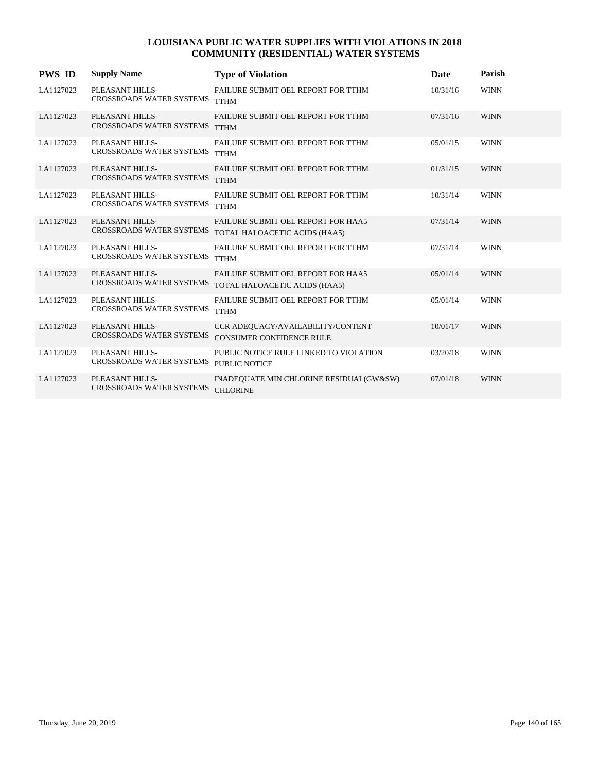# LOUISIANA PUBLIC WATER SUPPLIES WITH VIOLATIONS IN 2018
## COMMUNITY (RESIDENTIAL) WATER SYSTEMS

| PWS ID | Supply Name | Type of Violation | Date | Parish |
|---|---|---|---|---|
| LA1127023 | PLEASANT HILLS-CROSSROADS WATER SYSTEMS | FAILURE SUBMIT OEL REPORT FOR TTHM TTHM | 10/31/16 | WINN |
| LA1127023 | PLEASANT HILLS-CROSSROADS WATER SYSTEMS | FAILURE SUBMIT OEL REPORT FOR TTHM TTHM | 07/31/16 | WINN |
| LA1127023 | PLEASANT HILLS-CROSSROADS WATER SYSTEMS | FAILURE SUBMIT OEL REPORT FOR TTHM TTHM | 05/01/15 | WINN |
| LA1127023 | PLEASANT HILLS-CROSSROADS WATER SYSTEMS | FAILURE SUBMIT OEL REPORT FOR TTHM TTHM | 01/31/15 | WINN |
| LA1127023 | PLEASANT HILLS-CROSSROADS WATER SYSTEMS | FAILURE SUBMIT OEL REPORT FOR TTHM TTHM | 10/31/14 | WINN |
| LA1127023 | PLEASANT HILLS-CROSSROADS WATER SYSTEMS | FAILURE SUBMIT OEL REPORT FOR HAA5 TOTAL HALOACETIC ACIDS (HAA5) | 07/31/14 | WINN |
| LA1127023 | PLEASANT HILLS-CROSSROADS WATER SYSTEMS | FAILURE SUBMIT OEL REPORT FOR TTHM TTHM | 07/31/14 | WINN |
| LA1127023 | PLEASANT HILLS-CROSSROADS WATER SYSTEMS | FAILURE SUBMIT OEL REPORT FOR HAA5 TOTAL HALOACETIC ACIDS (HAA5) | 05/01/14 | WINN |
| LA1127023 | PLEASANT HILLS-CROSSROADS WATER SYSTEMS | FAILURE SUBMIT OEL REPORT FOR TTHM TTHM | 05/01/14 | WINN |
| LA1127023 | PLEASANT HILLS-CROSSROADS WATER SYSTEMS | CCR ADEQUACY/AVAILABILITY/CONTENT CONSUMER CONFIDENCE RULE | 10/01/17 | WINN |
| LA1127023 | PLEASANT HILLS-CROSSROADS WATER SYSTEMS | PUBLIC NOTICE RULE LINKED TO VIOLATION PUBLIC NOTICE | 03/20/18 | WINN |
| LA1127023 | PLEASANT HILLS-CROSSROADS WATER SYSTEMS | INADEQUATE MIN CHLORINE RESIDUAL(GW&SW) CHLORINE | 07/01/18 | WINN |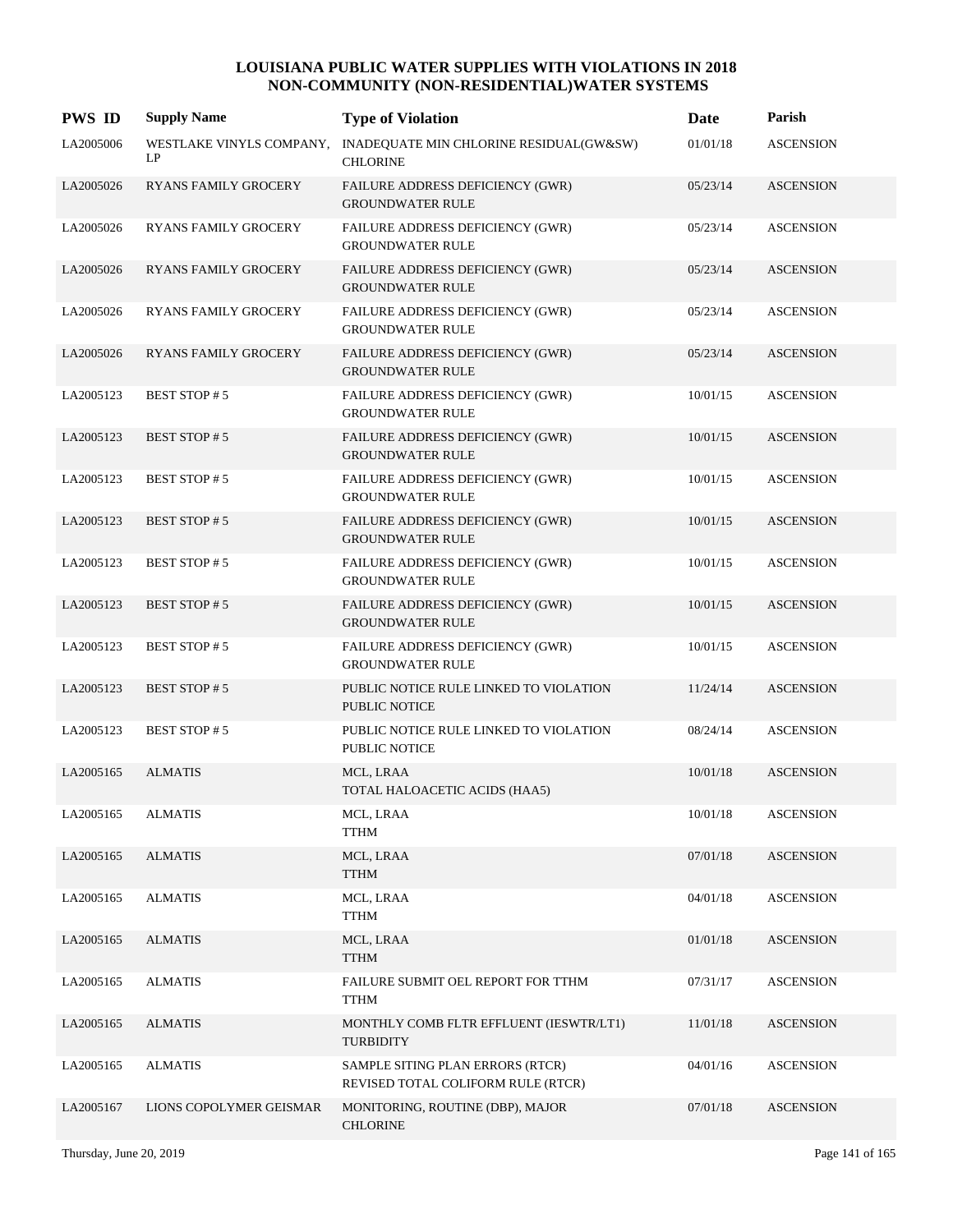# LOUISIANA PUBLIC WATER SUPPLIES WITH VIOLATIONS IN 2018
## NON-COMMUNITY (NON-RESIDENTIAL)WATER SYSTEMS

| PWS ID | Supply Name | Type of Violation | Date | Parish |
|---|---|---|---|---|
| LA2005006 | WESTLAKE VINYLS COMPANY, LP | INADEQUATE MIN CHLORINE RESIDUAL(GW&SW) CHLORINE | 01/01/18 | ASCENSION |
| LA2005026 | RYANS FAMILY GROCERY | FAILURE ADDRESS DEFICIENCY (GWR) GROUNDWATER RULE | 05/23/14 | ASCENSION |
| LA2005026 | RYANS FAMILY GROCERY | FAILURE ADDRESS DEFICIENCY (GWR) GROUNDWATER RULE | 05/23/14 | ASCENSION |
| LA2005026 | RYANS FAMILY GROCERY | FAILURE ADDRESS DEFICIENCY (GWR) GROUNDWATER RULE | 05/23/14 | ASCENSION |
| LA2005026 | RYANS FAMILY GROCERY | FAILURE ADDRESS DEFICIENCY (GWR) GROUNDWATER RULE | 05/23/14 | ASCENSION |
| LA2005026 | RYANS FAMILY GROCERY | FAILURE ADDRESS DEFICIENCY (GWR) GROUNDWATER RULE | 05/23/14 | ASCENSION |
| LA2005123 | BEST STOP # 5 | FAILURE ADDRESS DEFICIENCY (GWR) GROUNDWATER RULE | 10/01/15 | ASCENSION |
| LA2005123 | BEST STOP # 5 | FAILURE ADDRESS DEFICIENCY (GWR) GROUNDWATER RULE | 10/01/15 | ASCENSION |
| LA2005123 | BEST STOP # 5 | FAILURE ADDRESS DEFICIENCY (GWR) GROUNDWATER RULE | 10/01/15 | ASCENSION |
| LA2005123 | BEST STOP # 5 | FAILURE ADDRESS DEFICIENCY (GWR) GROUNDWATER RULE | 10/01/15 | ASCENSION |
| LA2005123 | BEST STOP # 5 | FAILURE ADDRESS DEFICIENCY (GWR) GROUNDWATER RULE | 10/01/15 | ASCENSION |
| LA2005123 | BEST STOP # 5 | FAILURE ADDRESS DEFICIENCY (GWR) GROUNDWATER RULE | 10/01/15 | ASCENSION |
| LA2005123 | BEST STOP # 5 | FAILURE ADDRESS DEFICIENCY (GWR) GROUNDWATER RULE | 10/01/15 | ASCENSION |
| LA2005123 | BEST STOP # 5 | PUBLIC NOTICE RULE LINKED TO VIOLATION PUBLIC NOTICE | 11/24/14 | ASCENSION |
| LA2005123 | BEST STOP # 5 | PUBLIC NOTICE RULE LINKED TO VIOLATION PUBLIC NOTICE | 08/24/14 | ASCENSION |
| LA2005165 | ALMATIS | MCL, LRAA TOTAL HALOACETIC ACIDS (HAA5) | 10/01/18 | ASCENSION |
| LA2005165 | ALMATIS | MCL, LRAA TTHM | 10/01/18 | ASCENSION |
| LA2005165 | ALMATIS | MCL, LRAA TTHM | 07/01/18 | ASCENSION |
| LA2005165 | ALMATIS | MCL, LRAA TTHM | 04/01/18 | ASCENSION |
| LA2005165 | ALMATIS | MCL, LRAA TTHM | 01/01/18 | ASCENSION |
| LA2005165 | ALMATIS | FAILURE SUBMIT OEL REPORT FOR TTHM TTHM | 07/31/17 | ASCENSION |
| LA2005165 | ALMATIS | MONTHLY COMB FLTR EFFLUENT (IESWTR/LT1) TURBIDITY | 11/01/18 | ASCENSION |
| LA2005165 | ALMATIS | SAMPLE SITING PLAN ERRORS (RTCR) REVISED TOTAL COLIFORM RULE (RTCR) | 04/01/16 | ASCENSION |
| LA2005167 | LIONS COPOLYMER GEISMAR | MONITORING, ROUTINE (DBP), MAJOR CHLORINE | 07/01/18 | ASCENSION |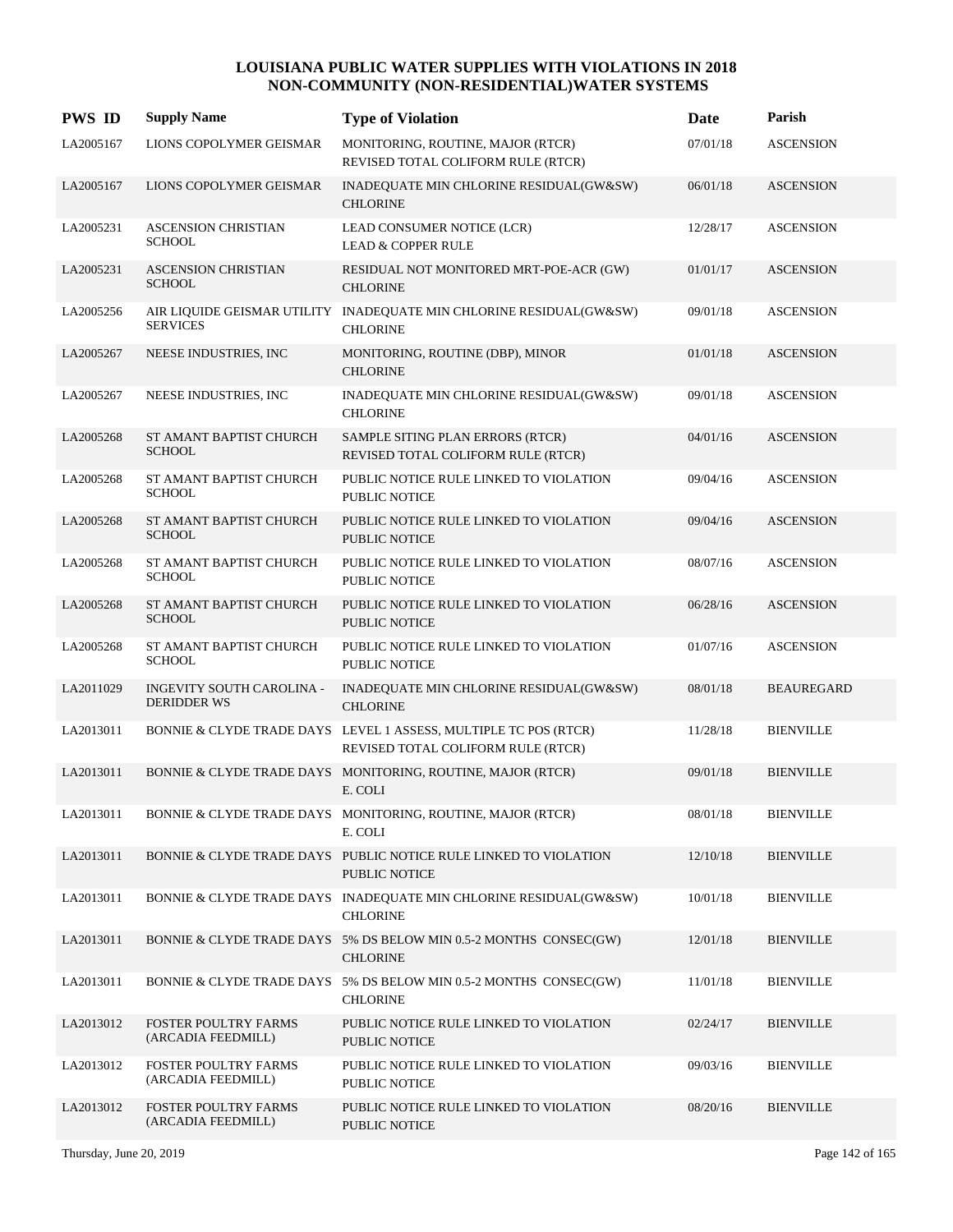# LOUISIANA PUBLIC WATER SUPPLIES WITH VIOLATIONS IN 2018
## NON-COMMUNITY (NON-RESIDENTIAL)WATER SYSTEMS

| PWS ID | Supply Name | Type of Violation | Date | Parish |
|---|---|---|---|---|
| LA2005167 | LIONS COPOLYMER GEISMAR | MONITORING, ROUTINE, MAJOR (RTCR)<br>REVISED TOTAL COLIFORM RULE (RTCR) | 07/01/18 | ASCENSION |
| LA2005167 | LIONS COPOLYMER GEISMAR | INADEQUATE MIN CHLORINE RESIDUAL(GW&SW)<br>CHLORINE | 06/01/18 | ASCENSION |
| LA2005231 | ASCENSION CHRISTIAN SCHOOL | LEAD CONSUMER NOTICE (LCR)<br>LEAD & COPPER RULE | 12/28/17 | ASCENSION |
| LA2005231 | ASCENSION CHRISTIAN SCHOOL | RESIDUAL NOT MONITORED MRT-POE-ACR (GW)<br>CHLORINE | 01/01/17 | ASCENSION |
| LA2005256 | AIR LIQUIDE GEISMAR UTILITY SERVICES | INADEQUATE MIN CHLORINE RESIDUAL(GW&SW)<br>CHLORINE | 09/01/18 | ASCENSION |
| LA2005267 | NEESE INDUSTRIES, INC | MONITORING, ROUTINE (DBP), MINOR<br>CHLORINE | 01/01/18 | ASCENSION |
| LA2005267 | NEESE INDUSTRIES, INC | INADEQUATE MIN CHLORINE RESIDUAL(GW&SW)<br>CHLORINE | 09/01/18 | ASCENSION |
| LA2005268 | ST AMANT BAPTIST CHURCH SCHOOL | SAMPLE SITING PLAN ERRORS (RTCR)<br>REVISED TOTAL COLIFORM RULE (RTCR) | 04/01/16 | ASCENSION |
| LA2005268 | ST AMANT BAPTIST CHURCH SCHOOL | PUBLIC NOTICE RULE LINKED TO VIOLATION<br>PUBLIC NOTICE | 09/04/16 | ASCENSION |
| LA2005268 | ST AMANT BAPTIST CHURCH SCHOOL | PUBLIC NOTICE RULE LINKED TO VIOLATION<br>PUBLIC NOTICE | 09/04/16 | ASCENSION |
| LA2005268 | ST AMANT BAPTIST CHURCH SCHOOL | PUBLIC NOTICE RULE LINKED TO VIOLATION<br>PUBLIC NOTICE | 08/07/16 | ASCENSION |
| LA2005268 | ST AMANT BAPTIST CHURCH SCHOOL | PUBLIC NOTICE RULE LINKED TO VIOLATION<br>PUBLIC NOTICE | 06/28/16 | ASCENSION |
| LA2005268 | ST AMANT BAPTIST CHURCH SCHOOL | PUBLIC NOTICE RULE LINKED TO VIOLATION<br>PUBLIC NOTICE | 01/07/16 | ASCENSION |
| LA2011029 | INGEVITY SOUTH CAROLINA - DERIDDER WS | INADEQUATE MIN CHLORINE RESIDUAL(GW&SW)<br>CHLORINE | 08/01/18 | BEAUREGARD |
| LA2013011 | BONNIE & CLYDE TRADE DAYS | LEVEL 1 ASSESS, MULTIPLE TC POS (RTCR)<br>REVISED TOTAL COLIFORM RULE (RTCR) | 11/28/18 | BIENVILLE |
| LA2013011 | BONNIE & CLYDE TRADE DAYS | MONITORING, ROUTINE, MAJOR (RTCR)<br>E. COLI | 09/01/18 | BIENVILLE |
| LA2013011 | BONNIE & CLYDE TRADE DAYS | MONITORING, ROUTINE, MAJOR (RTCR)<br>E. COLI | 08/01/18 | BIENVILLE |
| LA2013011 | BONNIE & CLYDE TRADE DAYS | PUBLIC NOTICE RULE LINKED TO VIOLATION<br>PUBLIC NOTICE | 12/10/18 | BIENVILLE |
| LA2013011 | BONNIE & CLYDE TRADE DAYS | INADEQUATE MIN CHLORINE RESIDUAL(GW&SW)<br>CHLORINE | 10/01/18 | BIENVILLE |
| LA2013011 | BONNIE & CLYDE TRADE DAYS | 5% DS BELOW MIN 0.5-2 MONTHS CONSEC(GW)<br>CHLORINE | 12/01/18 | BIENVILLE |
| LA2013011 | BONNIE & CLYDE TRADE DAYS | 5% DS BELOW MIN 0.5-2 MONTHS CONSEC(GW)<br>CHLORINE | 11/01/18 | BIENVILLE |
| LA2013012 | FOSTER POULTRY FARMS (ARCADIA FEEDMILL) | PUBLIC NOTICE RULE LINKED TO VIOLATION<br>PUBLIC NOTICE | 02/24/17 | BIENVILLE |
| LA2013012 | FOSTER POULTRY FARMS (ARCADIA FEEDMILL) | PUBLIC NOTICE RULE LINKED TO VIOLATION<br>PUBLIC NOTICE | 09/03/16 | BIENVILLE |
| LA2013012 | FOSTER POULTRY FARMS (ARCADIA FEEDMILL) | PUBLIC NOTICE RULE LINKED TO VIOLATION<br>PUBLIC NOTICE | 08/20/16 | BIENVILLE |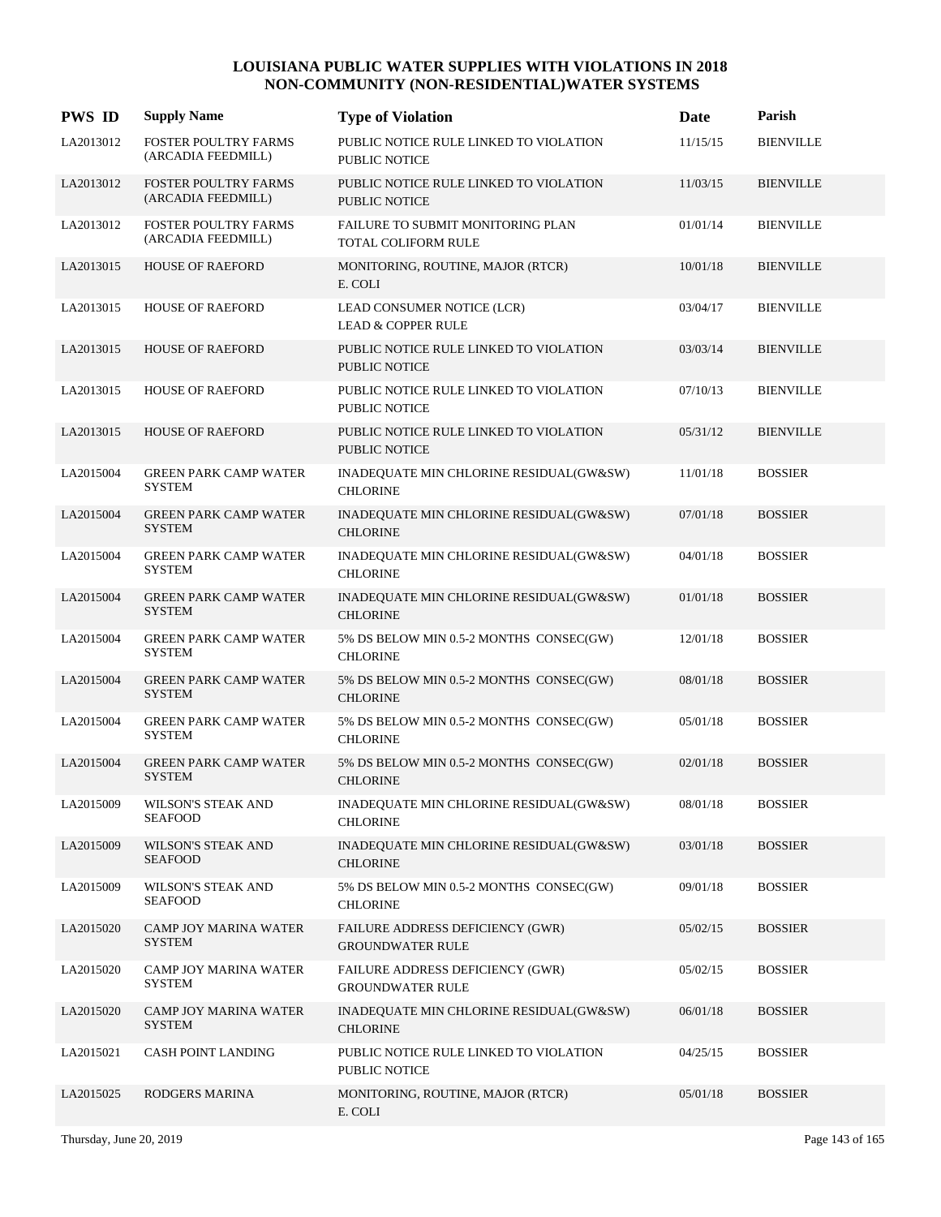# LOUISIANA PUBLIC WATER SUPPLIES WITH VIOLATIONS IN 2018
## NON-COMMUNITY (NON-RESIDENTIAL)WATER SYSTEMS

| PWS ID | Supply Name | Type of Violation | Date | Parish |
|---|---|---|---|---|
| LA2013012 | FOSTER POULTRY FARMS (ARCADIA FEEDMILL) | PUBLIC NOTICE RULE LINKED TO VIOLATION<br>PUBLIC NOTICE | 11/15/15 | BIENVILLE |
| LA2013012 | FOSTER POULTRY FARMS (ARCADIA FEEDMILL) | PUBLIC NOTICE RULE LINKED TO VIOLATION<br>PUBLIC NOTICE | 11/03/15 | BIENVILLE |
| LA2013012 | FOSTER POULTRY FARMS (ARCADIA FEEDMILL) | FAILURE TO SUBMIT MONITORING PLAN<br>TOTAL COLIFORM RULE | 01/01/14 | BIENVILLE |
| LA2013015 | HOUSE OF RAEFORD | MONITORING, ROUTINE, MAJOR (RTCR)<br>E. COLI | 10/01/18 | BIENVILLE |
| LA2013015 | HOUSE OF RAEFORD | LEAD CONSUMER NOTICE (LCR)<br>LEAD & COPPER RULE | 03/04/17 | BIENVILLE |
| LA2013015 | HOUSE OF RAEFORD | PUBLIC NOTICE RULE LINKED TO VIOLATION<br>PUBLIC NOTICE | 03/03/14 | BIENVILLE |
| LA2013015 | HOUSE OF RAEFORD | PUBLIC NOTICE RULE LINKED TO VIOLATION<br>PUBLIC NOTICE | 07/10/13 | BIENVILLE |
| LA2013015 | HOUSE OF RAEFORD | PUBLIC NOTICE RULE LINKED TO VIOLATION<br>PUBLIC NOTICE | 05/31/12 | BIENVILLE |
| LA2015004 | GREEN PARK CAMP WATER SYSTEM | INADEQUATE MIN CHLORINE RESIDUAL(GW&SW)<br>CHLORINE | 11/01/18 | BOSSIER |
| LA2015004 | GREEN PARK CAMP WATER SYSTEM | INADEQUATE MIN CHLORINE RESIDUAL(GW&SW)<br>CHLORINE | 07/01/18 | BOSSIER |
| LA2015004 | GREEN PARK CAMP WATER SYSTEM | INADEQUATE MIN CHLORINE RESIDUAL(GW&SW)<br>CHLORINE | 04/01/18 | BOSSIER |
| LA2015004 | GREEN PARK CAMP WATER SYSTEM | INADEQUATE MIN CHLORINE RESIDUAL(GW&SW)<br>CHLORINE | 01/01/18 | BOSSIER |
| LA2015004 | GREEN PARK CAMP WATER SYSTEM | 5% DS BELOW MIN 0.5-2 MONTHS CONSEC(GW)<br>CHLORINE | 12/01/18 | BOSSIER |
| LA2015004 | GREEN PARK CAMP WATER SYSTEM | 5% DS BELOW MIN 0.5-2 MONTHS CONSEC(GW)<br>CHLORINE | 08/01/18 | BOSSIER |
| LA2015004 | GREEN PARK CAMP WATER SYSTEM | 5% DS BELOW MIN 0.5-2 MONTHS CONSEC(GW)<br>CHLORINE | 05/01/18 | BOSSIER |
| LA2015004 | GREEN PARK CAMP WATER SYSTEM | 5% DS BELOW MIN 0.5-2 MONTHS CONSEC(GW)<br>CHLORINE | 02/01/18 | BOSSIER |
| LA2015009 | WILSON'S STEAK AND SEAFOOD | INADEQUATE MIN CHLORINE RESIDUAL(GW&SW)<br>CHLORINE | 08/01/18 | BOSSIER |
| LA2015009 | WILSON'S STEAK AND SEAFOOD | INADEQUATE MIN CHLORINE RESIDUAL(GW&SW)<br>CHLORINE | 03/01/18 | BOSSIER |
| LA2015009 | WILSON'S STEAK AND SEAFOOD | 5% DS BELOW MIN 0.5-2 MONTHS CONSEC(GW)<br>CHLORINE | 09/01/18 | BOSSIER |
| LA2015020 | CAMP JOY MARINA WATER SYSTEM | FAILURE ADDRESS DEFICIENCY (GWR)<br>GROUNDWATER RULE | 05/02/15 | BOSSIER |
| LA2015020 | CAMP JOY MARINA WATER SYSTEM | FAILURE ADDRESS DEFICIENCY (GWR)<br>GROUNDWATER RULE | 05/02/15 | BOSSIER |
| LA2015020 | CAMP JOY MARINA WATER SYSTEM | INADEQUATE MIN CHLORINE RESIDUAL(GW&SW)<br>CHLORINE | 06/01/18 | BOSSIER |
| LA2015021 | CASH POINT LANDING | PUBLIC NOTICE RULE LINKED TO VIOLATION<br>PUBLIC NOTICE | 04/25/15 | BOSSIER |
| LA2015025 | RODGERS MARINA | MONITORING, ROUTINE, MAJOR (RTCR)<br>E. COLI | 05/01/18 | BOSSIER |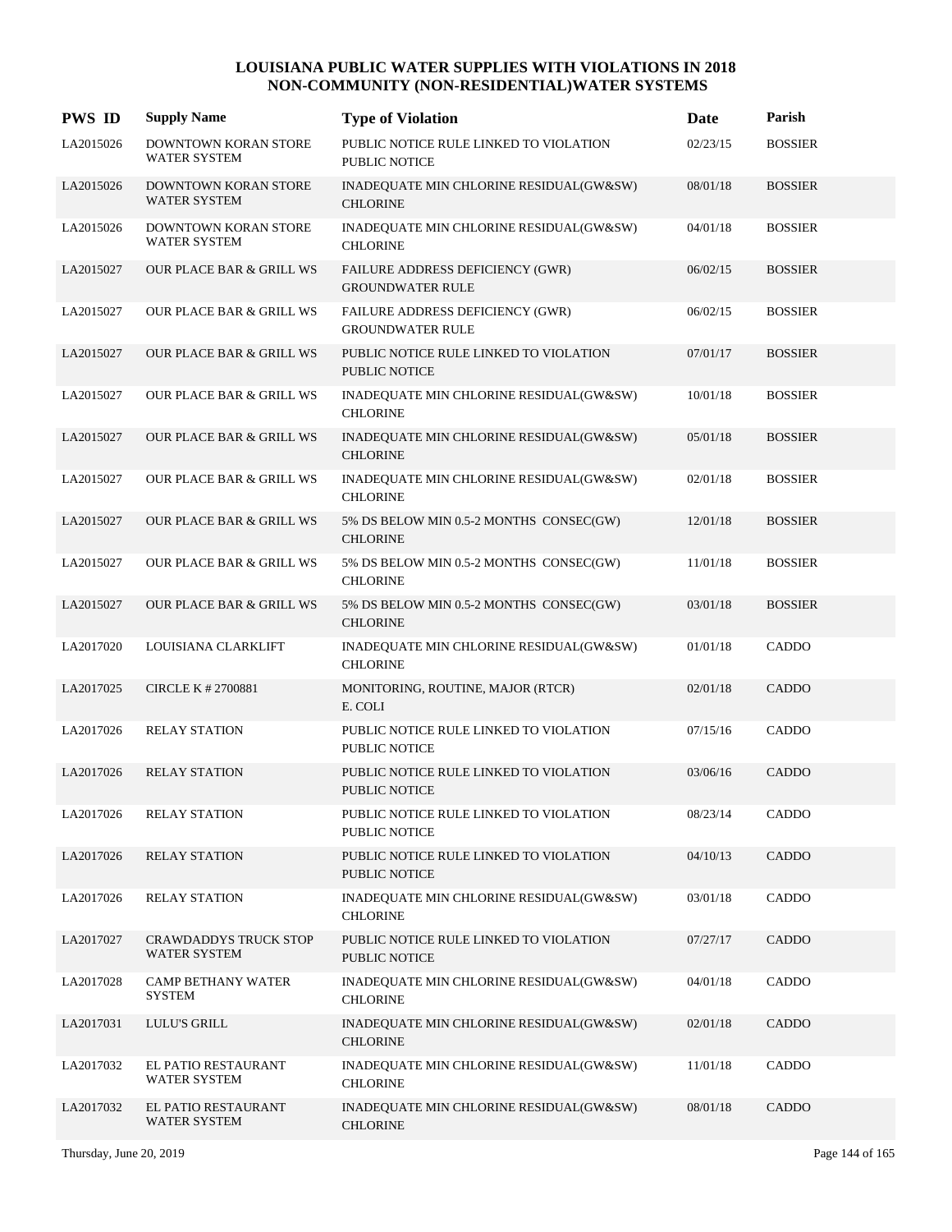# LOUISIANA PUBLIC WATER SUPPLIES WITH VIOLATIONS IN 2018
## NON-COMMUNITY (NON-RESIDENTIAL)WATER SYSTEMS

| PWS ID | Supply Name | Type of Violation | Date | Parish |
|---|---|---|---|---|
| LA2015026 | DOWNTOWN KORAN STORE WATER SYSTEM | PUBLIC NOTICE RULE LINKED TO VIOLATION PUBLIC NOTICE | 02/23/15 | BOSSIER |
| LA2015026 | DOWNTOWN KORAN STORE WATER SYSTEM | INADEQUATE MIN CHLORINE RESIDUAL(GW&SW) CHLORINE | 08/01/18 | BOSSIER |
| LA2015026 | DOWNTOWN KORAN STORE WATER SYSTEM | INADEQUATE MIN CHLORINE RESIDUAL(GW&SW) CHLORINE | 04/01/18 | BOSSIER |
| LA2015027 | OUR PLACE BAR & GRILL WS | FAILURE ADDRESS DEFICIENCY (GWR) GROUNDWATER RULE | 06/02/15 | BOSSIER |
| LA2015027 | OUR PLACE BAR & GRILL WS | FAILURE ADDRESS DEFICIENCY (GWR) GROUNDWATER RULE | 06/02/15 | BOSSIER |
| LA2015027 | OUR PLACE BAR & GRILL WS | PUBLIC NOTICE RULE LINKED TO VIOLATION PUBLIC NOTICE | 07/01/17 | BOSSIER |
| LA2015027 | OUR PLACE BAR & GRILL WS | INADEQUATE MIN CHLORINE RESIDUAL(GW&SW) CHLORINE | 10/01/18 | BOSSIER |
| LA2015027 | OUR PLACE BAR & GRILL WS | INADEQUATE MIN CHLORINE RESIDUAL(GW&SW) CHLORINE | 05/01/18 | BOSSIER |
| LA2015027 | OUR PLACE BAR & GRILL WS | INADEQUATE MIN CHLORINE RESIDUAL(GW&SW) CHLORINE | 02/01/18 | BOSSIER |
| LA2015027 | OUR PLACE BAR & GRILL WS | 5% DS BELOW MIN 0.5-2 MONTHS CONSEC(GW) CHLORINE | 12/01/18 | BOSSIER |
| LA2015027 | OUR PLACE BAR & GRILL WS | 5% DS BELOW MIN 0.5-2 MONTHS CONSEC(GW) CHLORINE | 11/01/18 | BOSSIER |
| LA2015027 | OUR PLACE BAR & GRILL WS | 5% DS BELOW MIN 0.5-2 MONTHS CONSEC(GW) CHLORINE | 03/01/18 | BOSSIER |
| LA2017020 | LOUISIANA CLARKLIFT | INADEQUATE MIN CHLORINE RESIDUAL(GW&SW) CHLORINE | 01/01/18 | CADDO |
| LA2017025 | CIRCLE K # 2700881 | MONITORING, ROUTINE, MAJOR (RTCR) E. COLI | 02/01/18 | CADDO |
| LA2017026 | RELAY STATION | PUBLIC NOTICE RULE LINKED TO VIOLATION PUBLIC NOTICE | 07/15/16 | CADDO |
| LA2017026 | RELAY STATION | PUBLIC NOTICE RULE LINKED TO VIOLATION PUBLIC NOTICE | 03/06/16 | CADDO |
| LA2017026 | RELAY STATION | PUBLIC NOTICE RULE LINKED TO VIOLATION PUBLIC NOTICE | 08/23/14 | CADDO |
| LA2017026 | RELAY STATION | PUBLIC NOTICE RULE LINKED TO VIOLATION PUBLIC NOTICE | 04/10/13 | CADDO |
| LA2017026 | RELAY STATION | INADEQUATE MIN CHLORINE RESIDUAL(GW&SW) CHLORINE | 03/01/18 | CADDO |
| LA2017027 | CRAWDADDYS TRUCK STOP WATER SYSTEM | PUBLIC NOTICE RULE LINKED TO VIOLATION PUBLIC NOTICE | 07/27/17 | CADDO |
| LA2017028 | CAMP BETHANY WATER SYSTEM | INADEQUATE MIN CHLORINE RESIDUAL(GW&SW) CHLORINE | 04/01/18 | CADDO |
| LA2017031 | LULU'S GRILL | INADEQUATE MIN CHLORINE RESIDUAL(GW&SW) CHLORINE | 02/01/18 | CADDO |
| LA2017032 | EL PATIO RESTAURANT WATER SYSTEM | INADEQUATE MIN CHLORINE RESIDUAL(GW&SW) CHLORINE | 11/01/18 | CADDO |
| LA2017032 | EL PATIO RESTAURANT WATER SYSTEM | INADEQUATE MIN CHLORINE RESIDUAL(GW&SW) CHLORINE | 08/01/18 | CADDO |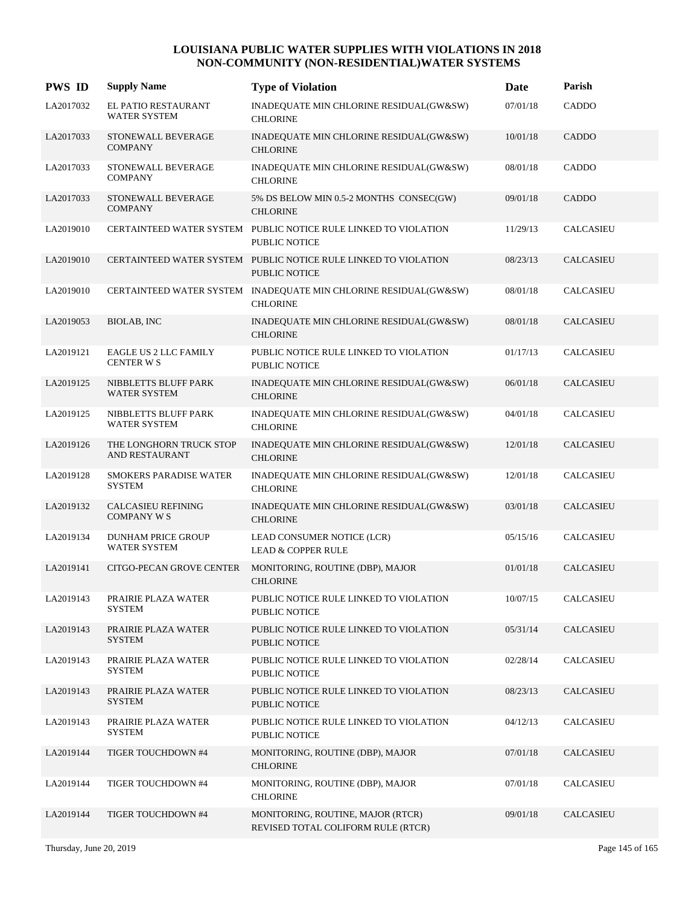# LOUISIANA PUBLIC WATER SUPPLIES WITH VIOLATIONS IN 2018
## NON-COMMUNITY (NON-RESIDENTIAL)WATER SYSTEMS

| PWS ID | Supply Name | Type of Violation | Date | Parish |
|---|---|---|---|---|
| LA2017032 | EL PATIO RESTAURANT WATER SYSTEM | INADEQUATE MIN CHLORINE RESIDUAL(GW&SW) CHLORINE | 07/01/18 | CADDO |
| LA2017033 | STONEWALL BEVERAGE COMPANY | INADEQUATE MIN CHLORINE RESIDUAL(GW&SW) CHLORINE | 10/01/18 | CADDO |
| LA2017033 | STONEWALL BEVERAGE COMPANY | INADEQUATE MIN CHLORINE RESIDUAL(GW&SW) CHLORINE | 08/01/18 | CADDO |
| LA2017033 | STONEWALL BEVERAGE COMPANY | 5% DS BELOW MIN 0.5-2 MONTHS CONSEC(GW) CHLORINE | 09/01/18 | CADDO |
| LA2019010 | CERTAINTEED WATER SYSTEM | PUBLIC NOTICE RULE LINKED TO VIOLATION PUBLIC NOTICE | 11/29/13 | CALCASIEU |
| LA2019010 | CERTAINTEED WATER SYSTEM | PUBLIC NOTICE RULE LINKED TO VIOLATION PUBLIC NOTICE | 08/23/13 | CALCASIEU |
| LA2019010 | CERTAINTEED WATER SYSTEM | INADEQUATE MIN CHLORINE RESIDUAL(GW&SW) CHLORINE | 08/01/18 | CALCASIEU |
| LA2019053 | BIOLAB, INC | INADEQUATE MIN CHLORINE RESIDUAL(GW&SW) CHLORINE | 08/01/18 | CALCASIEU |
| LA2019121 | EAGLE US 2 LLC FAMILY CENTER W S | PUBLIC NOTICE RULE LINKED TO VIOLATION PUBLIC NOTICE | 01/17/13 | CALCASIEU |
| LA2019125 | NIBBLETTS BLUFF PARK WATER SYSTEM | INADEQUATE MIN CHLORINE RESIDUAL(GW&SW) CHLORINE | 06/01/18 | CALCASIEU |
| LA2019125 | NIBBLETTS BLUFF PARK WATER SYSTEM | INADEQUATE MIN CHLORINE RESIDUAL(GW&SW) CHLORINE | 04/01/18 | CALCASIEU |
| LA2019126 | THE LONGHORN TRUCK STOP AND RESTAURANT | INADEQUATE MIN CHLORINE RESIDUAL(GW&SW) CHLORINE | 12/01/18 | CALCASIEU |
| LA2019128 | SMOKERS PARADISE WATER SYSTEM | INADEQUATE MIN CHLORINE RESIDUAL(GW&SW) CHLORINE | 12/01/18 | CALCASIEU |
| LA2019132 | CALCASIEU REFINING COMPANY W S | INADEQUATE MIN CHLORINE RESIDUAL(GW&SW) CHLORINE | 03/01/18 | CALCASIEU |
| LA2019134 | DUNHAM PRICE GROUP WATER SYSTEM | LEAD CONSUMER NOTICE (LCR) LEAD & COPPER RULE | 05/15/16 | CALCASIEU |
| LA2019141 | CITGO-PECAN GROVE CENTER | MONITORING, ROUTINE (DBP), MAJOR CHLORINE | 01/01/18 | CALCASIEU |
| LA2019143 | PRAIRIE PLAZA WATER SYSTEM | PUBLIC NOTICE RULE LINKED TO VIOLATION PUBLIC NOTICE | 10/07/15 | CALCASIEU |
| LA2019143 | PRAIRIE PLAZA WATER SYSTEM | PUBLIC NOTICE RULE LINKED TO VIOLATION PUBLIC NOTICE | 05/31/14 | CALCASIEU |
| LA2019143 | PRAIRIE PLAZA WATER SYSTEM | PUBLIC NOTICE RULE LINKED TO VIOLATION PUBLIC NOTICE | 02/28/14 | CALCASIEU |
| LA2019143 | PRAIRIE PLAZA WATER SYSTEM | PUBLIC NOTICE RULE LINKED TO VIOLATION PUBLIC NOTICE | 08/23/13 | CALCASIEU |
| LA2019143 | PRAIRIE PLAZA WATER SYSTEM | PUBLIC NOTICE RULE LINKED TO VIOLATION PUBLIC NOTICE | 04/12/13 | CALCASIEU |
| LA2019144 | TIGER TOUCHDOWN #4 | MONITORING, ROUTINE (DBP), MAJOR CHLORINE | 07/01/18 | CALCASIEU |
| LA2019144 | TIGER TOUCHDOWN #4 | MONITORING, ROUTINE (DBP), MAJOR CHLORINE | 07/01/18 | CALCASIEU |
| LA2019144 | TIGER TOUCHDOWN #4 | MONITORING, ROUTINE, MAJOR (RTCR) REVISED TOTAL COLIFORM RULE (RTCR) | 09/01/18 | CALCASIEU |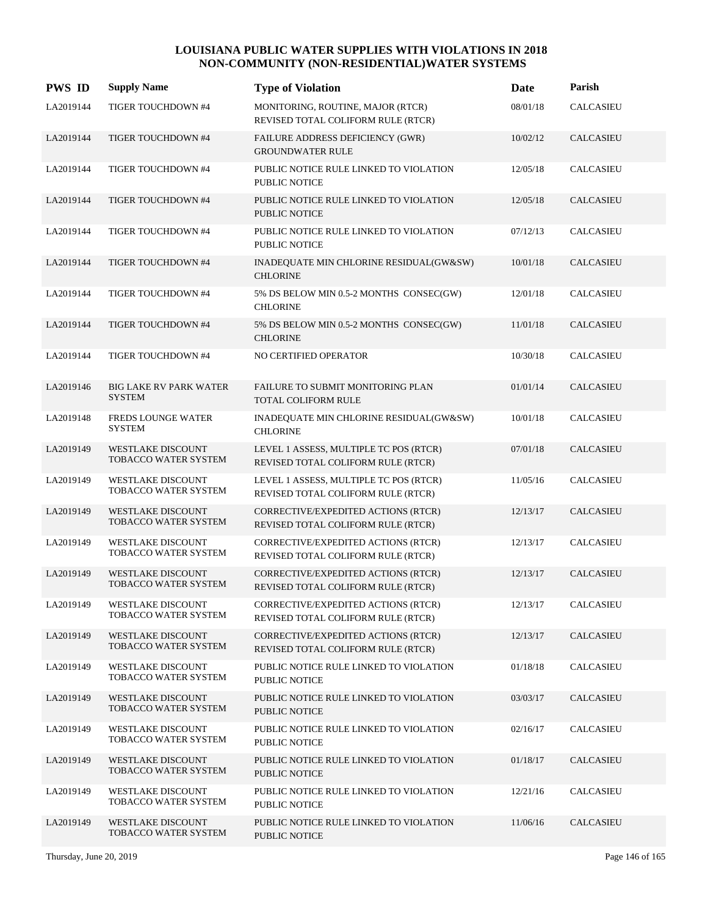# LOUISIANA PUBLIC WATER SUPPLIES WITH VIOLATIONS IN 2018
# NON-COMMUNITY (NON-RESIDENTIAL)WATER SYSTEMS

| PWS ID | Supply Name | Type of Violation | Date | Parish |
|---|---|---|---|---|
| LA2019144 | TIGER TOUCHDOWN #4 | MONITORING, ROUTINE, MAJOR (RTCR)<br>REVISED TOTAL COLIFORM RULE (RTCR) | 08/01/18 | CALCASIEU |
| LA2019144 | TIGER TOUCHDOWN #4 | FAILURE ADDRESS DEFICIENCY (GWR)<br>GROUNDWATER RULE | 10/02/12 | CALCASIEU |
| LA2019144 | TIGER TOUCHDOWN #4 | PUBLIC NOTICE RULE LINKED TO VIOLATION<br>PUBLIC NOTICE | 12/05/18 | CALCASIEU |
| LA2019144 | TIGER TOUCHDOWN #4 | PUBLIC NOTICE RULE LINKED TO VIOLATION<br>PUBLIC NOTICE | 12/05/18 | CALCASIEU |
| LA2019144 | TIGER TOUCHDOWN #4 | PUBLIC NOTICE RULE LINKED TO VIOLATION<br>PUBLIC NOTICE | 07/12/13 | CALCASIEU |
| LA2019144 | TIGER TOUCHDOWN #4 | INADEQUATE MIN CHLORINE RESIDUAL(GW&SW)<br>CHLORINE | 10/01/18 | CALCASIEU |
| LA2019144 | TIGER TOUCHDOWN #4 | 5% DS BELOW MIN 0.5-2 MONTHS CONSEC(GW)<br>CHLORINE | 12/01/18 | CALCASIEU |
| LA2019144 | TIGER TOUCHDOWN #4 | 5% DS BELOW MIN 0.5-2 MONTHS CONSEC(GW)<br>CHLORINE | 11/01/18 | CALCASIEU |
| LA2019144 | TIGER TOUCHDOWN #4 | NO CERTIFIED OPERATOR | 10/30/18 | CALCASIEU |
| LA2019146 | BIG LAKE RV PARK WATER SYSTEM | FAILURE TO SUBMIT MONITORING PLAN<br>TOTAL COLIFORM RULE | 01/01/14 | CALCASIEU |
| LA2019148 | FREDS LOUNGE WATER SYSTEM | INADEQUATE MIN CHLORINE RESIDUAL(GW&SW)<br>CHLORINE | 10/01/18 | CALCASIEU |
| LA2019149 | WESTLAKE DISCOUNT TOBACCO WATER SYSTEM | LEVEL 1 ASSESS, MULTIPLE TC POS (RTCR)<br>REVISED TOTAL COLIFORM RULE (RTCR) | 07/01/18 | CALCASIEU |
| LA2019149 | WESTLAKE DISCOUNT TOBACCO WATER SYSTEM | LEVEL 1 ASSESS, MULTIPLE TC POS (RTCR)<br>REVISED TOTAL COLIFORM RULE (RTCR) | 11/05/16 | CALCASIEU |
| LA2019149 | WESTLAKE DISCOUNT TOBACCO WATER SYSTEM | CORRECTIVE/EXPEDITED ACTIONS (RTCR)<br>REVISED TOTAL COLIFORM RULE (RTCR) | 12/13/17 | CALCASIEU |
| LA2019149 | WESTLAKE DISCOUNT TOBACCO WATER SYSTEM | CORRECTIVE/EXPEDITED ACTIONS (RTCR)<br>REVISED TOTAL COLIFORM RULE (RTCR) | 12/13/17 | CALCASIEU |
| LA2019149 | WESTLAKE DISCOUNT TOBACCO WATER SYSTEM | CORRECTIVE/EXPEDITED ACTIONS (RTCR)<br>REVISED TOTAL COLIFORM RULE (RTCR) | 12/13/17 | CALCASIEU |
| LA2019149 | WESTLAKE DISCOUNT TOBACCO WATER SYSTEM | CORRECTIVE/EXPEDITED ACTIONS (RTCR)<br>REVISED TOTAL COLIFORM RULE (RTCR) | 12/13/17 | CALCASIEU |
| LA2019149 | WESTLAKE DISCOUNT TOBACCO WATER SYSTEM | CORRECTIVE/EXPEDITED ACTIONS (RTCR)<br>REVISED TOTAL COLIFORM RULE (RTCR) | 12/13/17 | CALCASIEU |
| LA2019149 | WESTLAKE DISCOUNT TOBACCO WATER SYSTEM | PUBLIC NOTICE RULE LINKED TO VIOLATION<br>PUBLIC NOTICE | 01/18/18 | CALCASIEU |
| LA2019149 | WESTLAKE DISCOUNT TOBACCO WATER SYSTEM | PUBLIC NOTICE RULE LINKED TO VIOLATION<br>PUBLIC NOTICE | 03/03/17 | CALCASIEU |
| LA2019149 | WESTLAKE DISCOUNT TOBACCO WATER SYSTEM | PUBLIC NOTICE RULE LINKED TO VIOLATION<br>PUBLIC NOTICE | 02/16/17 | CALCASIEU |
| LA2019149 | WESTLAKE DISCOUNT TOBACCO WATER SYSTEM | PUBLIC NOTICE RULE LINKED TO VIOLATION<br>PUBLIC NOTICE | 01/18/17 | CALCASIEU |
| LA2019149 | WESTLAKE DISCOUNT TOBACCO WATER SYSTEM | PUBLIC NOTICE RULE LINKED TO VIOLATION<br>PUBLIC NOTICE | 12/21/16 | CALCASIEU |
| LA2019149 | WESTLAKE DISCOUNT TOBACCO WATER SYSTEM | PUBLIC NOTICE RULE LINKED TO VIOLATION<br>PUBLIC NOTICE | 11/06/16 | CALCASIEU |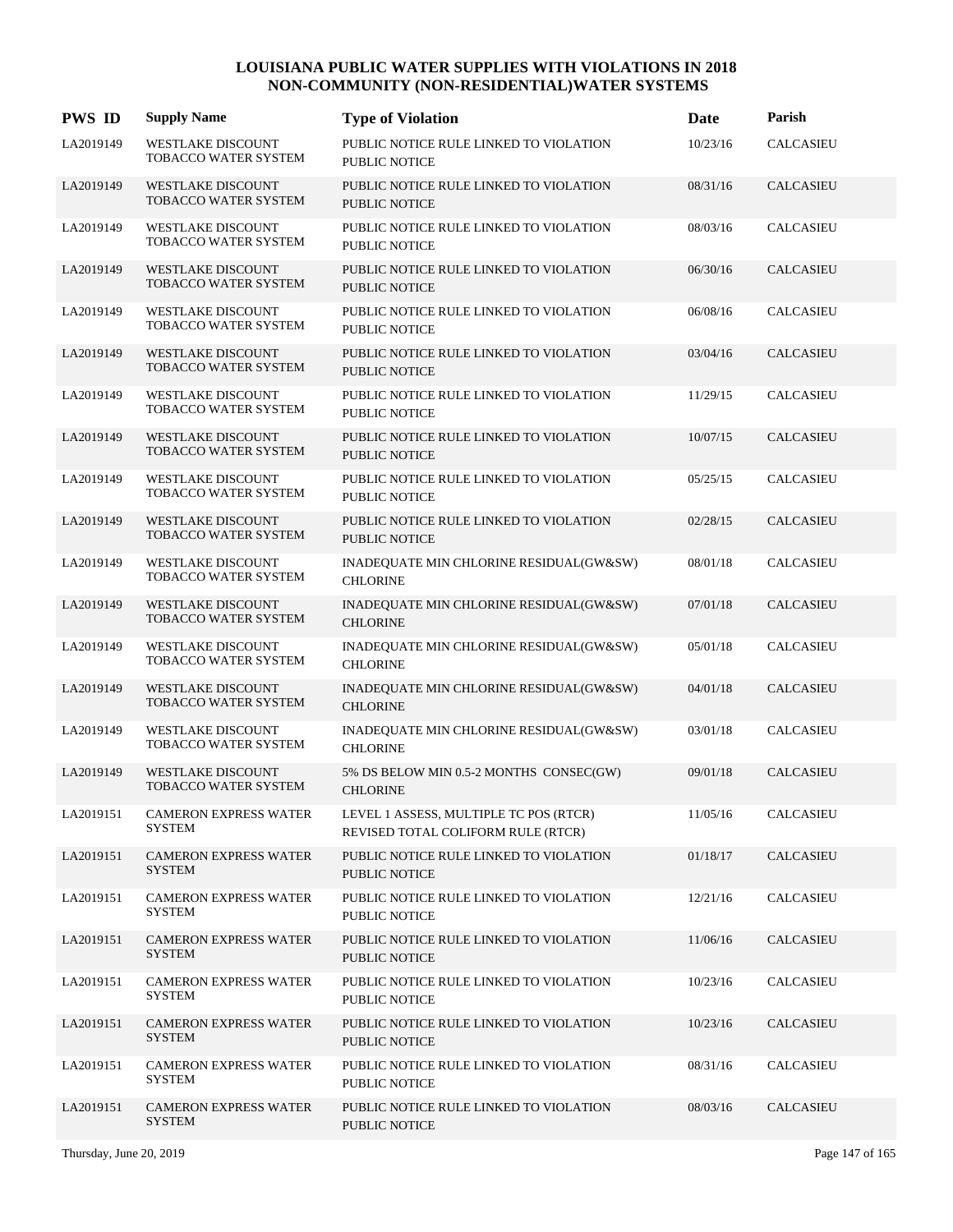# LOUISIANA PUBLIC WATER SUPPLIES WITH VIOLATIONS IN 2018
## NON-COMMUNITY (NON-RESIDENTIAL)WATER SYSTEMS

| PWS ID | Supply Name | Type of Violation | Date | Parish |
|---|---|---|---|---|
| LA2019149 | WESTLAKE DISCOUNT TOBACCO WATER SYSTEM | PUBLIC NOTICE RULE LINKED TO VIOLATION PUBLIC NOTICE | 10/23/16 | CALCASIEU |
| LA2019149 | WESTLAKE DISCOUNT TOBACCO WATER SYSTEM | PUBLIC NOTICE RULE LINKED TO VIOLATION PUBLIC NOTICE | 08/31/16 | CALCASIEU |
| LA2019149 | WESTLAKE DISCOUNT TOBACCO WATER SYSTEM | PUBLIC NOTICE RULE LINKED TO VIOLATION PUBLIC NOTICE | 08/03/16 | CALCASIEU |
| LA2019149 | WESTLAKE DISCOUNT TOBACCO WATER SYSTEM | PUBLIC NOTICE RULE LINKED TO VIOLATION PUBLIC NOTICE | 06/30/16 | CALCASIEU |
| LA2019149 | WESTLAKE DISCOUNT TOBACCO WATER SYSTEM | PUBLIC NOTICE RULE LINKED TO VIOLATION PUBLIC NOTICE | 06/08/16 | CALCASIEU |
| LA2019149 | WESTLAKE DISCOUNT TOBACCO WATER SYSTEM | PUBLIC NOTICE RULE LINKED TO VIOLATION PUBLIC NOTICE | 03/04/16 | CALCASIEU |
| LA2019149 | WESTLAKE DISCOUNT TOBACCO WATER SYSTEM | PUBLIC NOTICE RULE LINKED TO VIOLATION PUBLIC NOTICE | 11/29/15 | CALCASIEU |
| LA2019149 | WESTLAKE DISCOUNT TOBACCO WATER SYSTEM | PUBLIC NOTICE RULE LINKED TO VIOLATION PUBLIC NOTICE | 10/07/15 | CALCASIEU |
| LA2019149 | WESTLAKE DISCOUNT TOBACCO WATER SYSTEM | PUBLIC NOTICE RULE LINKED TO VIOLATION PUBLIC NOTICE | 05/25/15 | CALCASIEU |
| LA2019149 | WESTLAKE DISCOUNT TOBACCO WATER SYSTEM | PUBLIC NOTICE RULE LINKED TO VIOLATION PUBLIC NOTICE | 02/28/15 | CALCASIEU |
| LA2019149 | WESTLAKE DISCOUNT TOBACCO WATER SYSTEM | INADEQUATE MIN CHLORINE RESIDUAL(GW&SW) CHLORINE | 08/01/18 | CALCASIEU |
| LA2019149 | WESTLAKE DISCOUNT TOBACCO WATER SYSTEM | INADEQUATE MIN CHLORINE RESIDUAL(GW&SW) CHLORINE | 07/01/18 | CALCASIEU |
| LA2019149 | WESTLAKE DISCOUNT TOBACCO WATER SYSTEM | INADEQUATE MIN CHLORINE RESIDUAL(GW&SW) CHLORINE | 05/01/18 | CALCASIEU |
| LA2019149 | WESTLAKE DISCOUNT TOBACCO WATER SYSTEM | INADEQUATE MIN CHLORINE RESIDUAL(GW&SW) CHLORINE | 04/01/18 | CALCASIEU |
| LA2019149 | WESTLAKE DISCOUNT TOBACCO WATER SYSTEM | INADEQUATE MIN CHLORINE RESIDUAL(GW&SW) CHLORINE | 03/01/18 | CALCASIEU |
| LA2019149 | WESTLAKE DISCOUNT TOBACCO WATER SYSTEM | 5% DS BELOW MIN 0.5-2 MONTHS CONSEC(GW) CHLORINE | 09/01/18 | CALCASIEU |
| LA2019151 | CAMERON EXPRESS WATER SYSTEM | LEVEL 1 ASSESS, MULTIPLE TC POS (RTCR) REVISED TOTAL COLIFORM RULE (RTCR) | 11/05/16 | CALCASIEU |
| LA2019151 | CAMERON EXPRESS WATER SYSTEM | PUBLIC NOTICE RULE LINKED TO VIOLATION PUBLIC NOTICE | 01/18/17 | CALCASIEU |
| LA2019151 | CAMERON EXPRESS WATER SYSTEM | PUBLIC NOTICE RULE LINKED TO VIOLATION PUBLIC NOTICE | 12/21/16 | CALCASIEU |
| LA2019151 | CAMERON EXPRESS WATER SYSTEM | PUBLIC NOTICE RULE LINKED TO VIOLATION PUBLIC NOTICE | 11/06/16 | CALCASIEU |
| LA2019151 | CAMERON EXPRESS WATER SYSTEM | PUBLIC NOTICE RULE LINKED TO VIOLATION PUBLIC NOTICE | 10/23/16 | CALCASIEU |
| LA2019151 | CAMERON EXPRESS WATER SYSTEM | PUBLIC NOTICE RULE LINKED TO VIOLATION PUBLIC NOTICE | 10/23/16 | CALCASIEU |
| LA2019151 | CAMERON EXPRESS WATER SYSTEM | PUBLIC NOTICE RULE LINKED TO VIOLATION PUBLIC NOTICE | 08/31/16 | CALCASIEU |
| LA2019151 | CAMERON EXPRESS WATER SYSTEM | PUBLIC NOTICE RULE LINKED TO VIOLATION PUBLIC NOTICE | 08/03/16 | CALCASIEU |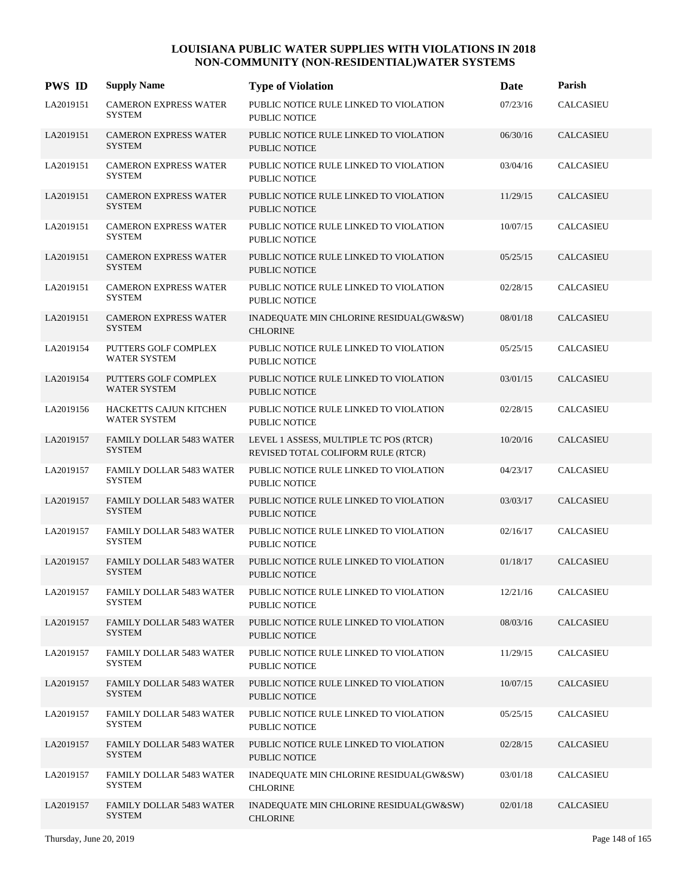# LOUISIANA PUBLIC WATER SUPPLIES WITH VIOLATIONS IN 2018
## NON-COMMUNITY (NON-RESIDENTIAL)WATER SYSTEMS

| PWS ID | Supply Name | Type of Violation | Date | Parish |
|---|---|---|---|---|
| LA2019151 | CAMERON EXPRESS WATER SYSTEM | PUBLIC NOTICE RULE LINKED TO VIOLATION PUBLIC NOTICE | 07/23/16 | CALCASIEU |
| LA2019151 | CAMERON EXPRESS WATER SYSTEM | PUBLIC NOTICE RULE LINKED TO VIOLATION PUBLIC NOTICE | 06/30/16 | CALCASIEU |
| LA2019151 | CAMERON EXPRESS WATER SYSTEM | PUBLIC NOTICE RULE LINKED TO VIOLATION PUBLIC NOTICE | 03/04/16 | CALCASIEU |
| LA2019151 | CAMERON EXPRESS WATER SYSTEM | PUBLIC NOTICE RULE LINKED TO VIOLATION PUBLIC NOTICE | 11/29/15 | CALCASIEU |
| LA2019151 | CAMERON EXPRESS WATER SYSTEM | PUBLIC NOTICE RULE LINKED TO VIOLATION PUBLIC NOTICE | 10/07/15 | CALCASIEU |
| LA2019151 | CAMERON EXPRESS WATER SYSTEM | PUBLIC NOTICE RULE LINKED TO VIOLATION PUBLIC NOTICE | 05/25/15 | CALCASIEU |
| LA2019151 | CAMERON EXPRESS WATER SYSTEM | PUBLIC NOTICE RULE LINKED TO VIOLATION PUBLIC NOTICE | 02/28/15 | CALCASIEU |
| LA2019151 | CAMERON EXPRESS WATER SYSTEM | INADEQUATE MIN CHLORINE RESIDUAL(GW&SW) CHLORINE | 08/01/18 | CALCASIEU |
| LA2019154 | PUTTERS GOLF COMPLEX WATER SYSTEM | PUBLIC NOTICE RULE LINKED TO VIOLATION PUBLIC NOTICE | 05/25/15 | CALCASIEU |
| LA2019154 | PUTTERS GOLF COMPLEX WATER SYSTEM | PUBLIC NOTICE RULE LINKED TO VIOLATION PUBLIC NOTICE | 03/01/15 | CALCASIEU |
| LA2019156 | HACKETTS CAJUN KITCHEN WATER SYSTEM | PUBLIC NOTICE RULE LINKED TO VIOLATION PUBLIC NOTICE | 02/28/15 | CALCASIEU |
| LA2019157 | FAMILY DOLLAR 5483 WATER SYSTEM | LEVEL 1 ASSESS, MULTIPLE TC POS (RTCR) REVISED TOTAL COLIFORM RULE (RTCR) | 10/20/16 | CALCASIEU |
| LA2019157 | FAMILY DOLLAR 5483 WATER SYSTEM | PUBLIC NOTICE RULE LINKED TO VIOLATION PUBLIC NOTICE | 04/23/17 | CALCASIEU |
| LA2019157 | FAMILY DOLLAR 5483 WATER SYSTEM | PUBLIC NOTICE RULE LINKED TO VIOLATION PUBLIC NOTICE | 03/03/17 | CALCASIEU |
| LA2019157 | FAMILY DOLLAR 5483 WATER SYSTEM | PUBLIC NOTICE RULE LINKED TO VIOLATION PUBLIC NOTICE | 02/16/17 | CALCASIEU |
| LA2019157 | FAMILY DOLLAR 5483 WATER SYSTEM | PUBLIC NOTICE RULE LINKED TO VIOLATION PUBLIC NOTICE | 01/18/17 | CALCASIEU |
| LA2019157 | FAMILY DOLLAR 5483 WATER SYSTEM | PUBLIC NOTICE RULE LINKED TO VIOLATION PUBLIC NOTICE | 12/21/16 | CALCASIEU |
| LA2019157 | FAMILY DOLLAR 5483 WATER SYSTEM | PUBLIC NOTICE RULE LINKED TO VIOLATION PUBLIC NOTICE | 08/03/16 | CALCASIEU |
| LA2019157 | FAMILY DOLLAR 5483 WATER SYSTEM | PUBLIC NOTICE RULE LINKED TO VIOLATION PUBLIC NOTICE | 11/29/15 | CALCASIEU |
| LA2019157 | FAMILY DOLLAR 5483 WATER SYSTEM | PUBLIC NOTICE RULE LINKED TO VIOLATION PUBLIC NOTICE | 10/07/15 | CALCASIEU |
| LA2019157 | FAMILY DOLLAR 5483 WATER SYSTEM | PUBLIC NOTICE RULE LINKED TO VIOLATION PUBLIC NOTICE | 05/25/15 | CALCASIEU |
| LA2019157 | FAMILY DOLLAR 5483 WATER SYSTEM | PUBLIC NOTICE RULE LINKED TO VIOLATION PUBLIC NOTICE | 02/28/15 | CALCASIEU |
| LA2019157 | FAMILY DOLLAR 5483 WATER SYSTEM | INADEQUATE MIN CHLORINE RESIDUAL(GW&SW) CHLORINE | 03/01/18 | CALCASIEU |
| LA2019157 | FAMILY DOLLAR 5483 WATER SYSTEM | INADEQUATE MIN CHLORINE RESIDUAL(GW&SW) CHLORINE | 02/01/18 | CALCASIEU |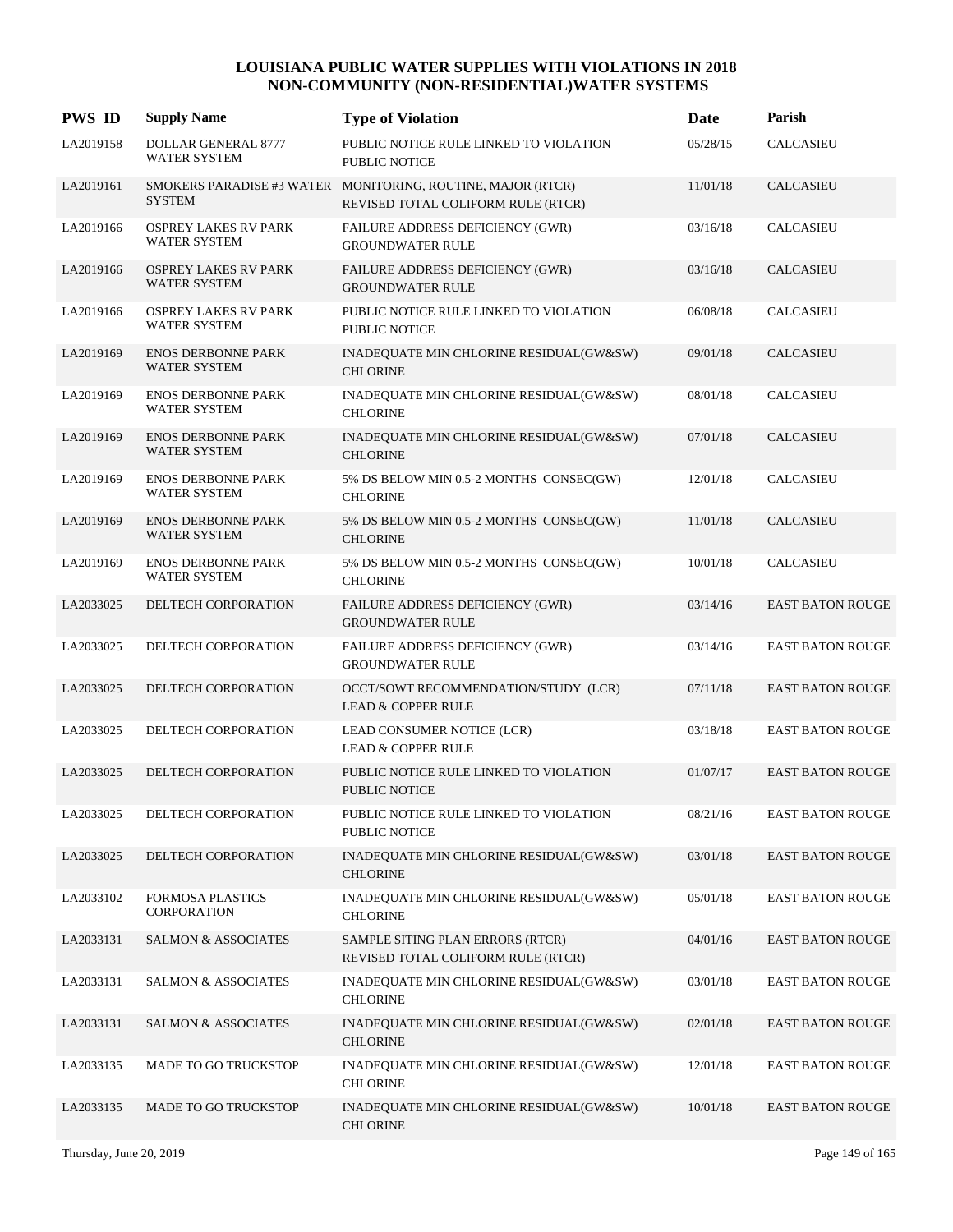# LOUISIANA PUBLIC WATER SUPPLIES WITH VIOLATIONS IN 2018
## NON-COMMUNITY (NON-RESIDENTIAL)WATER SYSTEMS

| PWS ID | Supply Name | Type of Violation | Date | Parish |
|---|---|---|---|---|
| LA2019158 | DOLLAR GENERAL 8777 WATER SYSTEM | PUBLIC NOTICE RULE LINKED TO VIOLATION PUBLIC NOTICE | 05/28/15 | CALCASIEU |
| LA2019161 | SMOKERS PARADISE #3 WATER SYSTEM | MONITORING, ROUTINE, MAJOR (RTCR) REVISED TOTAL COLIFORM RULE (RTCR) | 11/01/18 | CALCASIEU |
| LA2019166 | OSPREY LAKES RV PARK WATER SYSTEM | FAILURE ADDRESS DEFICIENCY (GWR) GROUNDWATER RULE | 03/16/18 | CALCASIEU |
| LA2019166 | OSPREY LAKES RV PARK WATER SYSTEM | FAILURE ADDRESS DEFICIENCY (GWR) GROUNDWATER RULE | 03/16/18 | CALCASIEU |
| LA2019166 | OSPREY LAKES RV PARK WATER SYSTEM | PUBLIC NOTICE RULE LINKED TO VIOLATION PUBLIC NOTICE | 06/08/18 | CALCASIEU |
| LA2019169 | ENOS DERBONNE PARK WATER SYSTEM | INADEQUATE MIN CHLORINE RESIDUAL(GW&SW) CHLORINE | 09/01/18 | CALCASIEU |
| LA2019169 | ENOS DERBONNE PARK WATER SYSTEM | INADEQUATE MIN CHLORINE RESIDUAL(GW&SW) CHLORINE | 08/01/18 | CALCASIEU |
| LA2019169 | ENOS DERBONNE PARK WATER SYSTEM | INADEQUATE MIN CHLORINE RESIDUAL(GW&SW) CHLORINE | 07/01/18 | CALCASIEU |
| LA2019169 | ENOS DERBONNE PARK WATER SYSTEM | 5% DS BELOW MIN 0.5-2 MONTHS CONSEC(GW) CHLORINE | 12/01/18 | CALCASIEU |
| LA2019169 | ENOS DERBONNE PARK WATER SYSTEM | 5% DS BELOW MIN 0.5-2 MONTHS CONSEC(GW) CHLORINE | 11/01/18 | CALCASIEU |
| LA2019169 | ENOS DERBONNE PARK WATER SYSTEM | 5% DS BELOW MIN 0.5-2 MONTHS CONSEC(GW) CHLORINE | 10/01/18 | CALCASIEU |
| LA2033025 | DELTECH CORPORATION | FAILURE ADDRESS DEFICIENCY (GWR) GROUNDWATER RULE | 03/14/16 | EAST BATON ROUGE |
| LA2033025 | DELTECH CORPORATION | FAILURE ADDRESS DEFICIENCY (GWR) GROUNDWATER RULE | 03/14/16 | EAST BATON ROUGE |
| LA2033025 | DELTECH CORPORATION | OCCT/SOWT RECOMMENDATION/STUDY (LCR) LEAD & COPPER RULE | 07/11/18 | EAST BATON ROUGE |
| LA2033025 | DELTECH CORPORATION | LEAD CONSUMER NOTICE (LCR) LEAD & COPPER RULE | 03/18/18 | EAST BATON ROUGE |
| LA2033025 | DELTECH CORPORATION | PUBLIC NOTICE RULE LINKED TO VIOLATION PUBLIC NOTICE | 01/07/17 | EAST BATON ROUGE |
| LA2033025 | DELTECH CORPORATION | PUBLIC NOTICE RULE LINKED TO VIOLATION PUBLIC NOTICE | 08/21/16 | EAST BATON ROUGE |
| LA2033025 | DELTECH CORPORATION | INADEQUATE MIN CHLORINE RESIDUAL(GW&SW) CHLORINE | 03/01/18 | EAST BATON ROUGE |
| LA2033102 | FORMOSA PLASTICS CORPORATION | INADEQUATE MIN CHLORINE RESIDUAL(GW&SW) CHLORINE | 05/01/18 | EAST BATON ROUGE |
| LA2033131 | SALMON & ASSOCIATES | SAMPLE SITING PLAN ERRORS (RTCR) REVISED TOTAL COLIFORM RULE (RTCR) | 04/01/16 | EAST BATON ROUGE |
| LA2033131 | SALMON & ASSOCIATES | INADEQUATE MIN CHLORINE RESIDUAL(GW&SW) CHLORINE | 03/01/18 | EAST BATON ROUGE |
| LA2033131 | SALMON & ASSOCIATES | INADEQUATE MIN CHLORINE RESIDUAL(GW&SW) CHLORINE | 02/01/18 | EAST BATON ROUGE |
| LA2033135 | MADE TO GO TRUCKSTOP | INADEQUATE MIN CHLORINE RESIDUAL(GW&SW) CHLORINE | 12/01/18 | EAST BATON ROUGE |
| LA2033135 | MADE TO GO TRUCKSTOP | INADEQUATE MIN CHLORINE RESIDUAL(GW&SW) CHLORINE | 10/01/18 | EAST BATON ROUGE |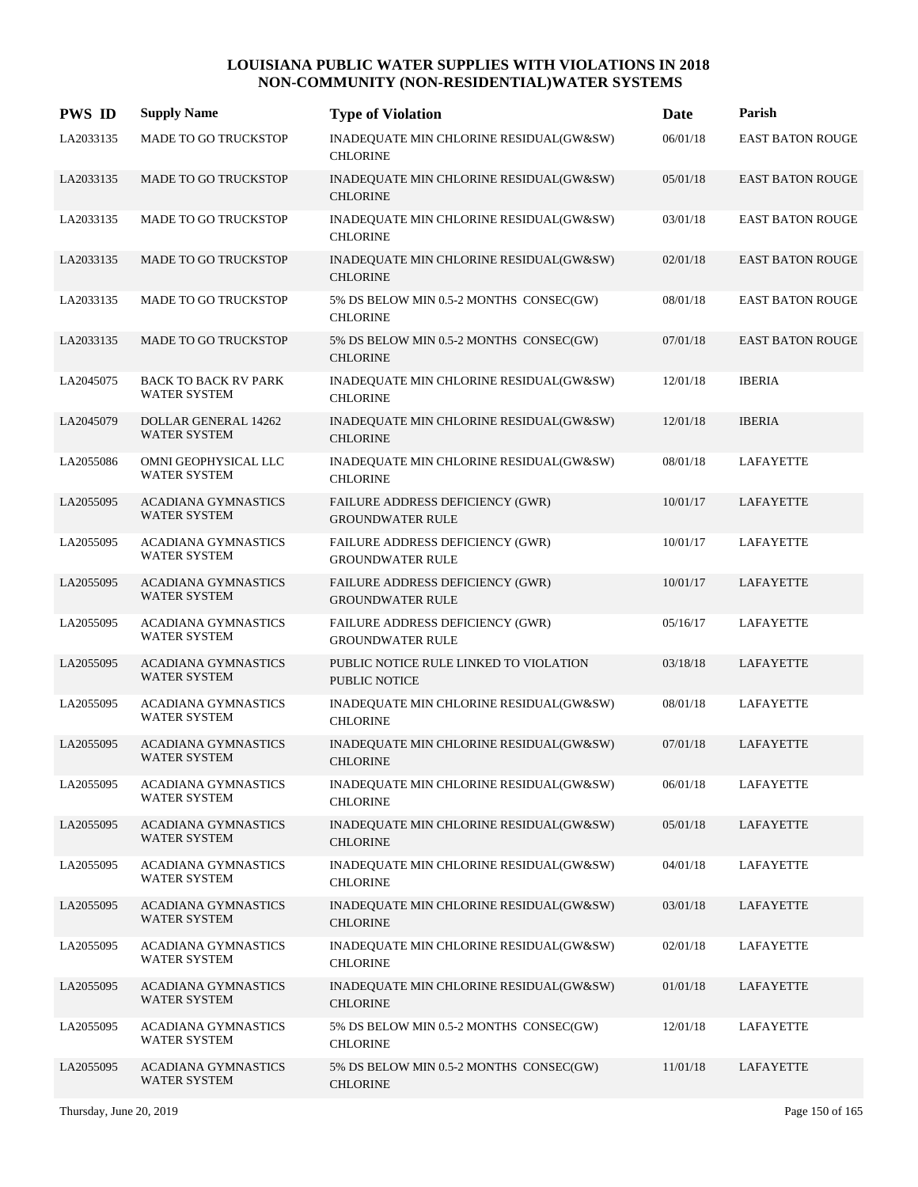# LOUISIANA PUBLIC WATER SUPPLIES WITH VIOLATIONS IN 2018
## NON-COMMUNITY (NON-RESIDENTIAL)WATER SYSTEMS

| PWS ID | Supply Name | Type of Violation | Date | Parish |
|---|---|---|---|---|
| LA2033135 | MADE TO GO TRUCKSTOP | INADEQUATE MIN CHLORINE RESIDUAL(GW&SW) CHLORINE | 06/01/18 | EAST BATON ROUGE |
| LA2033135 | MADE TO GO TRUCKSTOP | INADEQUATE MIN CHLORINE RESIDUAL(GW&SW) CHLORINE | 05/01/18 | EAST BATON ROUGE |
| LA2033135 | MADE TO GO TRUCKSTOP | INADEQUATE MIN CHLORINE RESIDUAL(GW&SW) CHLORINE | 03/01/18 | EAST BATON ROUGE |
| LA2033135 | MADE TO GO TRUCKSTOP | INADEQUATE MIN CHLORINE RESIDUAL(GW&SW) CHLORINE | 02/01/18 | EAST BATON ROUGE |
| LA2033135 | MADE TO GO TRUCKSTOP | 5% DS BELOW MIN 0.5-2 MONTHS CONSEC(GW) CHLORINE | 08/01/18 | EAST BATON ROUGE |
| LA2033135 | MADE TO GO TRUCKSTOP | 5% DS BELOW MIN 0.5-2 MONTHS CONSEC(GW) CHLORINE | 07/01/18 | EAST BATON ROUGE |
| LA2045075 | BACK TO BACK RV PARK WATER SYSTEM | INADEQUATE MIN CHLORINE RESIDUAL(GW&SW) CHLORINE | 12/01/18 | IBERIA |
| LA2045079 | DOLLAR GENERAL 14262 WATER SYSTEM | INADEQUATE MIN CHLORINE RESIDUAL(GW&SW) CHLORINE | 12/01/18 | IBERIA |
| LA2055086 | OMNI GEOPHYSICAL LLC WATER SYSTEM | INADEQUATE MIN CHLORINE RESIDUAL(GW&SW) CHLORINE | 08/01/18 | LAFAYETTE |
| LA2055095 | ACADIANA GYMNASTICS WATER SYSTEM | FAILURE ADDRESS DEFICIENCY (GWR) GROUNDWATER RULE | 10/01/17 | LAFAYETTE |
| LA2055095 | ACADIANA GYMNASTICS WATER SYSTEM | FAILURE ADDRESS DEFICIENCY (GWR) GROUNDWATER RULE | 10/01/17 | LAFAYETTE |
| LA2055095 | ACADIANA GYMNASTICS WATER SYSTEM | FAILURE ADDRESS DEFICIENCY (GWR) GROUNDWATER RULE | 10/01/17 | LAFAYETTE |
| LA2055095 | ACADIANA GYMNASTICS WATER SYSTEM | FAILURE ADDRESS DEFICIENCY (GWR) GROUNDWATER RULE | 05/16/17 | LAFAYETTE |
| LA2055095 | ACADIANA GYMNASTICS WATER SYSTEM | PUBLIC NOTICE RULE LINKED TO VIOLATION PUBLIC NOTICE | 03/18/18 | LAFAYETTE |
| LA2055095 | ACADIANA GYMNASTICS WATER SYSTEM | INADEQUATE MIN CHLORINE RESIDUAL(GW&SW) CHLORINE | 08/01/18 | LAFAYETTE |
| LA2055095 | ACADIANA GYMNASTICS WATER SYSTEM | INADEQUATE MIN CHLORINE RESIDUAL(GW&SW) CHLORINE | 07/01/18 | LAFAYETTE |
| LA2055095 | ACADIANA GYMNASTICS WATER SYSTEM | INADEQUATE MIN CHLORINE RESIDUAL(GW&SW) CHLORINE | 06/01/18 | LAFAYETTE |
| LA2055095 | ACADIANA GYMNASTICS WATER SYSTEM | INADEQUATE MIN CHLORINE RESIDUAL(GW&SW) CHLORINE | 05/01/18 | LAFAYETTE |
| LA2055095 | ACADIANA GYMNASTICS WATER SYSTEM | INADEQUATE MIN CHLORINE RESIDUAL(GW&SW) CHLORINE | 04/01/18 | LAFAYETTE |
| LA2055095 | ACADIANA GYMNASTICS WATER SYSTEM | INADEQUATE MIN CHLORINE RESIDUAL(GW&SW) CHLORINE | 03/01/18 | LAFAYETTE |
| LA2055095 | ACADIANA GYMNASTICS WATER SYSTEM | INADEQUATE MIN CHLORINE RESIDUAL(GW&SW) CHLORINE | 02/01/18 | LAFAYETTE |
| LA2055095 | ACADIANA GYMNASTICS WATER SYSTEM | INADEQUATE MIN CHLORINE RESIDUAL(GW&SW) CHLORINE | 01/01/18 | LAFAYETTE |
| LA2055095 | ACADIANA GYMNASTICS WATER SYSTEM | 5% DS BELOW MIN 0.5-2 MONTHS CONSEC(GW) CHLORINE | 12/01/18 | LAFAYETTE |
| LA2055095 | ACADIANA GYMNASTICS WATER SYSTEM | 5% DS BELOW MIN 0.5-2 MONTHS CONSEC(GW) CHLORINE | 11/01/18 | LAFAYETTE |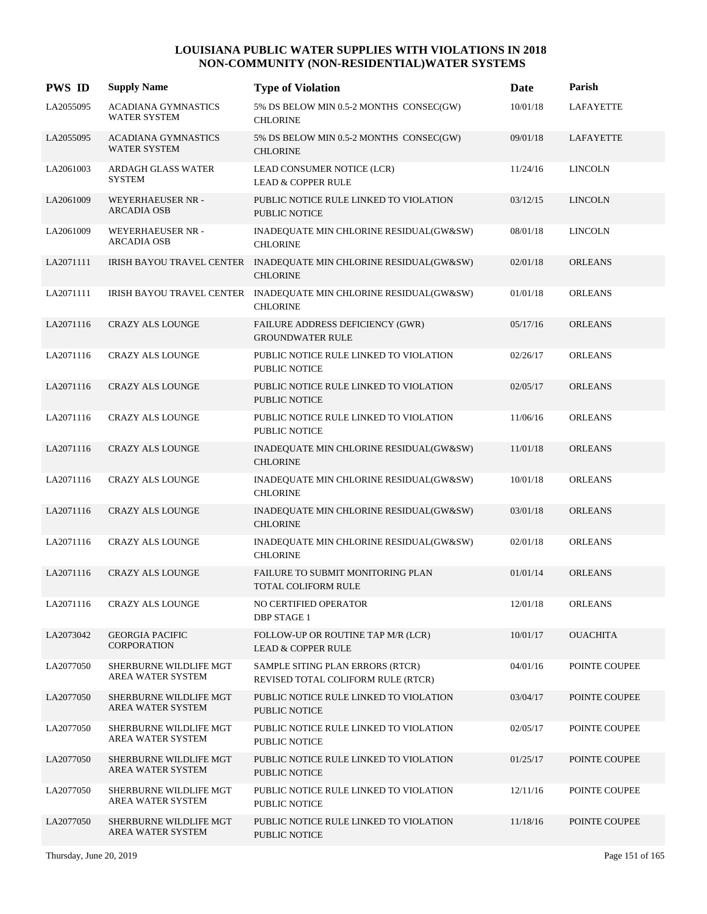# LOUISIANA PUBLIC WATER SUPPLIES WITH VIOLATIONS IN 2018
## NON-COMMUNITY (NON-RESIDENTIAL)WATER SYSTEMS

| PWS ID | Supply Name | Type of Violation | Date | Parish |
|---|---|---|---|---|
| LA2055095 | ACADIANA GYMNASTICS WATER SYSTEM | 5% DS BELOW MIN 0.5-2 MONTHS CONSEC(GW) CHLORINE | 10/01/18 | LAFAYETTE |
| LA2055095 | ACADIANA GYMNASTICS WATER SYSTEM | 5% DS BELOW MIN 0.5-2 MONTHS CONSEC(GW) CHLORINE | 09/01/18 | LAFAYETTE |
| LA2061003 | ARDAGH GLASS WATER SYSTEM | LEAD CONSUMER NOTICE (LCR) LEAD & COPPER RULE | 11/24/16 | LINCOLN |
| LA2061009 | WEYERHAEUSER NR - ARCADIA OSB | PUBLIC NOTICE RULE LINKED TO VIOLATION PUBLIC NOTICE | 03/12/15 | LINCOLN |
| LA2061009 | WEYERHAEUSER NR - ARCADIA OSB | INADEQUATE MIN CHLORINE RESIDUAL(GW&SW) CHLORINE | 08/01/18 | LINCOLN |
| LA2071111 | IRISH BAYOU TRAVEL CENTER | INADEQUATE MIN CHLORINE RESIDUAL(GW&SW) CHLORINE | 02/01/18 | ORLEANS |
| LA2071111 | IRISH BAYOU TRAVEL CENTER | INADEQUATE MIN CHLORINE RESIDUAL(GW&SW) CHLORINE | 01/01/18 | ORLEANS |
| LA2071116 | CRAZY ALS LOUNGE | FAILURE ADDRESS DEFICIENCY (GWR) GROUNDWATER RULE | 05/17/16 | ORLEANS |
| LA2071116 | CRAZY ALS LOUNGE | PUBLIC NOTICE RULE LINKED TO VIOLATION PUBLIC NOTICE | 02/26/17 | ORLEANS |
| LA2071116 | CRAZY ALS LOUNGE | PUBLIC NOTICE RULE LINKED TO VIOLATION PUBLIC NOTICE | 02/05/17 | ORLEANS |
| LA2071116 | CRAZY ALS LOUNGE | PUBLIC NOTICE RULE LINKED TO VIOLATION PUBLIC NOTICE | 11/06/16 | ORLEANS |
| LA2071116 | CRAZY ALS LOUNGE | INADEQUATE MIN CHLORINE RESIDUAL(GW&SW) CHLORINE | 11/01/18 | ORLEANS |
| LA2071116 | CRAZY ALS LOUNGE | INADEQUATE MIN CHLORINE RESIDUAL(GW&SW) CHLORINE | 10/01/18 | ORLEANS |
| LA2071116 | CRAZY ALS LOUNGE | INADEQUATE MIN CHLORINE RESIDUAL(GW&SW) CHLORINE | 03/01/18 | ORLEANS |
| LA2071116 | CRAZY ALS LOUNGE | INADEQUATE MIN CHLORINE RESIDUAL(GW&SW) CHLORINE | 02/01/18 | ORLEANS |
| LA2071116 | CRAZY ALS LOUNGE | FAILURE TO SUBMIT MONITORING PLAN TOTAL COLIFORM RULE | 01/01/14 | ORLEANS |
| LA2071116 | CRAZY ALS LOUNGE | NO CERTIFIED OPERATOR DBP STAGE 1 | 12/01/18 | ORLEANS |
| LA2073042 | GEORGIA PACIFIC CORPORATION | FOLLOW-UP OR ROUTINE TAP M/R (LCR) LEAD & COPPER RULE | 10/01/17 | OUACHITA |
| LA2077050 | SHERBURNE WILDLIFE MGT AREA WATER SYSTEM | SAMPLE SITING PLAN ERRORS (RTCR) REVISED TOTAL COLIFORM RULE (RTCR) | 04/01/16 | POINTE COUPEE |
| LA2077050 | SHERBURNE WILDLIFE MGT AREA WATER SYSTEM | PUBLIC NOTICE RULE LINKED TO VIOLATION PUBLIC NOTICE | 03/04/17 | POINTE COUPEE |
| LA2077050 | SHERBURNE WILDLIFE MGT AREA WATER SYSTEM | PUBLIC NOTICE RULE LINKED TO VIOLATION PUBLIC NOTICE | 02/05/17 | POINTE COUPEE |
| LA2077050 | SHERBURNE WILDLIFE MGT AREA WATER SYSTEM | PUBLIC NOTICE RULE LINKED TO VIOLATION PUBLIC NOTICE | 01/25/17 | POINTE COUPEE |
| LA2077050 | SHERBURNE WILDLIFE MGT AREA WATER SYSTEM | PUBLIC NOTICE RULE LINKED TO VIOLATION PUBLIC NOTICE | 12/11/16 | POINTE COUPEE |
| LA2077050 | SHERBURNE WILDLIFE MGT AREA WATER SYSTEM | PUBLIC NOTICE RULE LINKED TO VIOLATION PUBLIC NOTICE | 11/18/16 | POINTE COUPEE |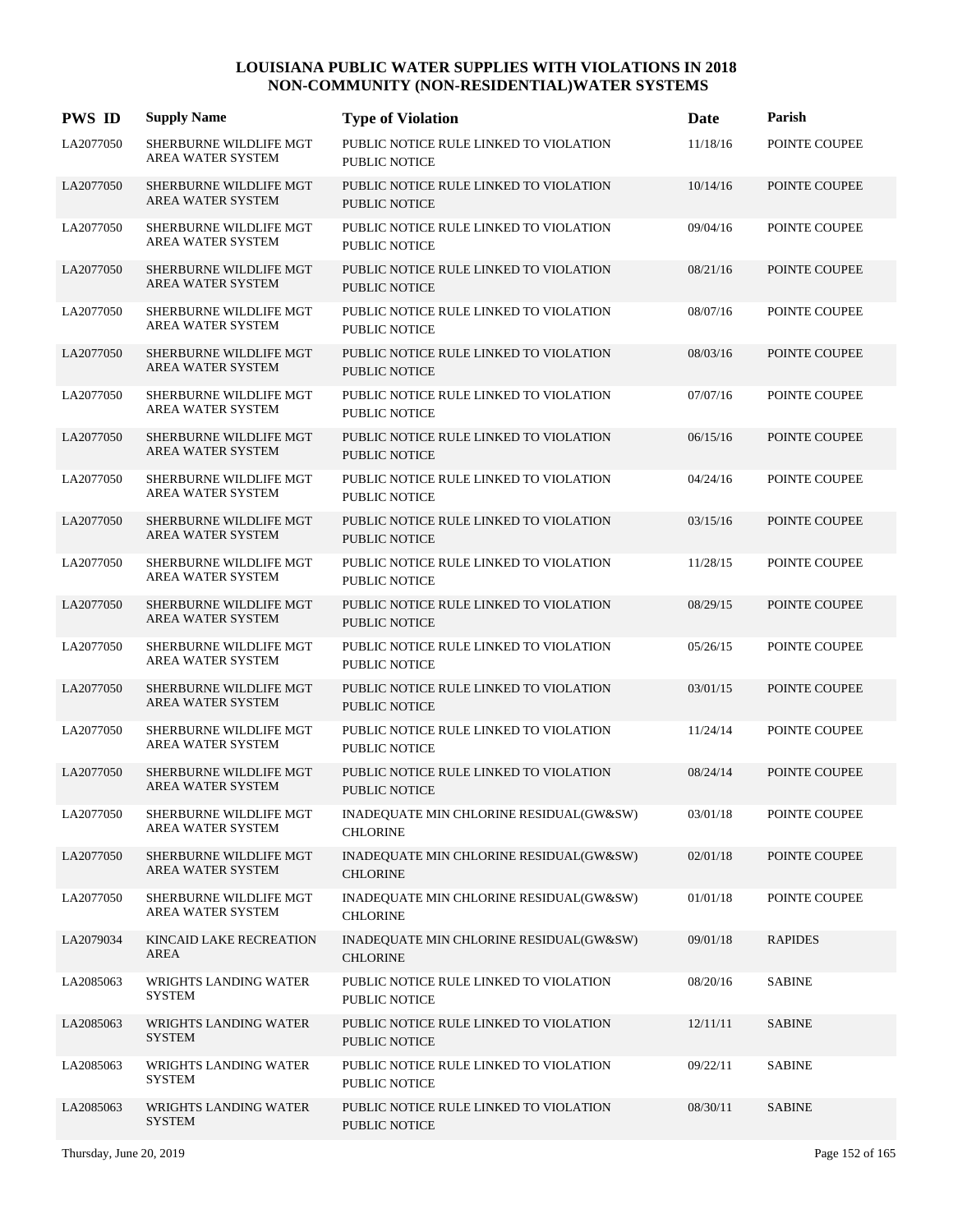# LOUISIANA PUBLIC WATER SUPPLIES WITH VIOLATIONS IN 2018
## NON-COMMUNITY (NON-RESIDENTIAL)WATER SYSTEMS

| PWS ID | Supply Name | Type of Violation | Date | Parish |
|---|---|---|---|---|
| LA2077050 | SHERBURNE WILDLIFE MGT AREA WATER SYSTEM | PUBLIC NOTICE RULE LINKED TO VIOLATION PUBLIC NOTICE | 11/18/16 | POINTE COUPEE |
| LA2077050 | SHERBURNE WILDLIFE MGT AREA WATER SYSTEM | PUBLIC NOTICE RULE LINKED TO VIOLATION PUBLIC NOTICE | 10/14/16 | POINTE COUPEE |
| LA2077050 | SHERBURNE WILDLIFE MGT AREA WATER SYSTEM | PUBLIC NOTICE RULE LINKED TO VIOLATION PUBLIC NOTICE | 09/04/16 | POINTE COUPEE |
| LA2077050 | SHERBURNE WILDLIFE MGT AREA WATER SYSTEM | PUBLIC NOTICE RULE LINKED TO VIOLATION PUBLIC NOTICE | 08/21/16 | POINTE COUPEE |
| LA2077050 | SHERBURNE WILDLIFE MGT AREA WATER SYSTEM | PUBLIC NOTICE RULE LINKED TO VIOLATION PUBLIC NOTICE | 08/07/16 | POINTE COUPEE |
| LA2077050 | SHERBURNE WILDLIFE MGT AREA WATER SYSTEM | PUBLIC NOTICE RULE LINKED TO VIOLATION PUBLIC NOTICE | 08/03/16 | POINTE COUPEE |
| LA2077050 | SHERBURNE WILDLIFE MGT AREA WATER SYSTEM | PUBLIC NOTICE RULE LINKED TO VIOLATION PUBLIC NOTICE | 07/07/16 | POINTE COUPEE |
| LA2077050 | SHERBURNE WILDLIFE MGT AREA WATER SYSTEM | PUBLIC NOTICE RULE LINKED TO VIOLATION PUBLIC NOTICE | 06/15/16 | POINTE COUPEE |
| LA2077050 | SHERBURNE WILDLIFE MGT AREA WATER SYSTEM | PUBLIC NOTICE RULE LINKED TO VIOLATION PUBLIC NOTICE | 04/24/16 | POINTE COUPEE |
| LA2077050 | SHERBURNE WILDLIFE MGT AREA WATER SYSTEM | PUBLIC NOTICE RULE LINKED TO VIOLATION PUBLIC NOTICE | 03/15/16 | POINTE COUPEE |
| LA2077050 | SHERBURNE WILDLIFE MGT AREA WATER SYSTEM | PUBLIC NOTICE RULE LINKED TO VIOLATION PUBLIC NOTICE | 11/28/15 | POINTE COUPEE |
| LA2077050 | SHERBURNE WILDLIFE MGT AREA WATER SYSTEM | PUBLIC NOTICE RULE LINKED TO VIOLATION PUBLIC NOTICE | 08/29/15 | POINTE COUPEE |
| LA2077050 | SHERBURNE WILDLIFE MGT AREA WATER SYSTEM | PUBLIC NOTICE RULE LINKED TO VIOLATION PUBLIC NOTICE | 05/26/15 | POINTE COUPEE |
| LA2077050 | SHERBURNE WILDLIFE MGT AREA WATER SYSTEM | PUBLIC NOTICE RULE LINKED TO VIOLATION PUBLIC NOTICE | 03/01/15 | POINTE COUPEE |
| LA2077050 | SHERBURNE WILDLIFE MGT AREA WATER SYSTEM | PUBLIC NOTICE RULE LINKED TO VIOLATION PUBLIC NOTICE | 11/24/14 | POINTE COUPEE |
| LA2077050 | SHERBURNE WILDLIFE MGT AREA WATER SYSTEM | PUBLIC NOTICE RULE LINKED TO VIOLATION PUBLIC NOTICE | 08/24/14 | POINTE COUPEE |
| LA2077050 | SHERBURNE WILDLIFE MGT AREA WATER SYSTEM | INADEQUATE MIN CHLORINE RESIDUAL(GW&SW) CHLORINE | 03/01/18 | POINTE COUPEE |
| LA2077050 | SHERBURNE WILDLIFE MGT AREA WATER SYSTEM | INADEQUATE MIN CHLORINE RESIDUAL(GW&SW) CHLORINE | 02/01/18 | POINTE COUPEE |
| LA2077050 | SHERBURNE WILDLIFE MGT AREA WATER SYSTEM | INADEQUATE MIN CHLORINE RESIDUAL(GW&SW) CHLORINE | 01/01/18 | POINTE COUPEE |
| LA2079034 | KINCAID LAKE RECREATION AREA | INADEQUATE MIN CHLORINE RESIDUAL(GW&SW) CHLORINE | 09/01/18 | RAPIDES |
| LA2085063 | WRIGHTS LANDING WATER SYSTEM | PUBLIC NOTICE RULE LINKED TO VIOLATION PUBLIC NOTICE | 08/20/16 | SABINE |
| LA2085063 | WRIGHTS LANDING WATER SYSTEM | PUBLIC NOTICE RULE LINKED TO VIOLATION PUBLIC NOTICE | 12/11/11 | SABINE |
| LA2085063 | WRIGHTS LANDING WATER SYSTEM | PUBLIC NOTICE RULE LINKED TO VIOLATION PUBLIC NOTICE | 09/22/11 | SABINE |
| LA2085063 | WRIGHTS LANDING WATER SYSTEM | PUBLIC NOTICE RULE LINKED TO VIOLATION PUBLIC NOTICE | 08/30/11 | SABINE |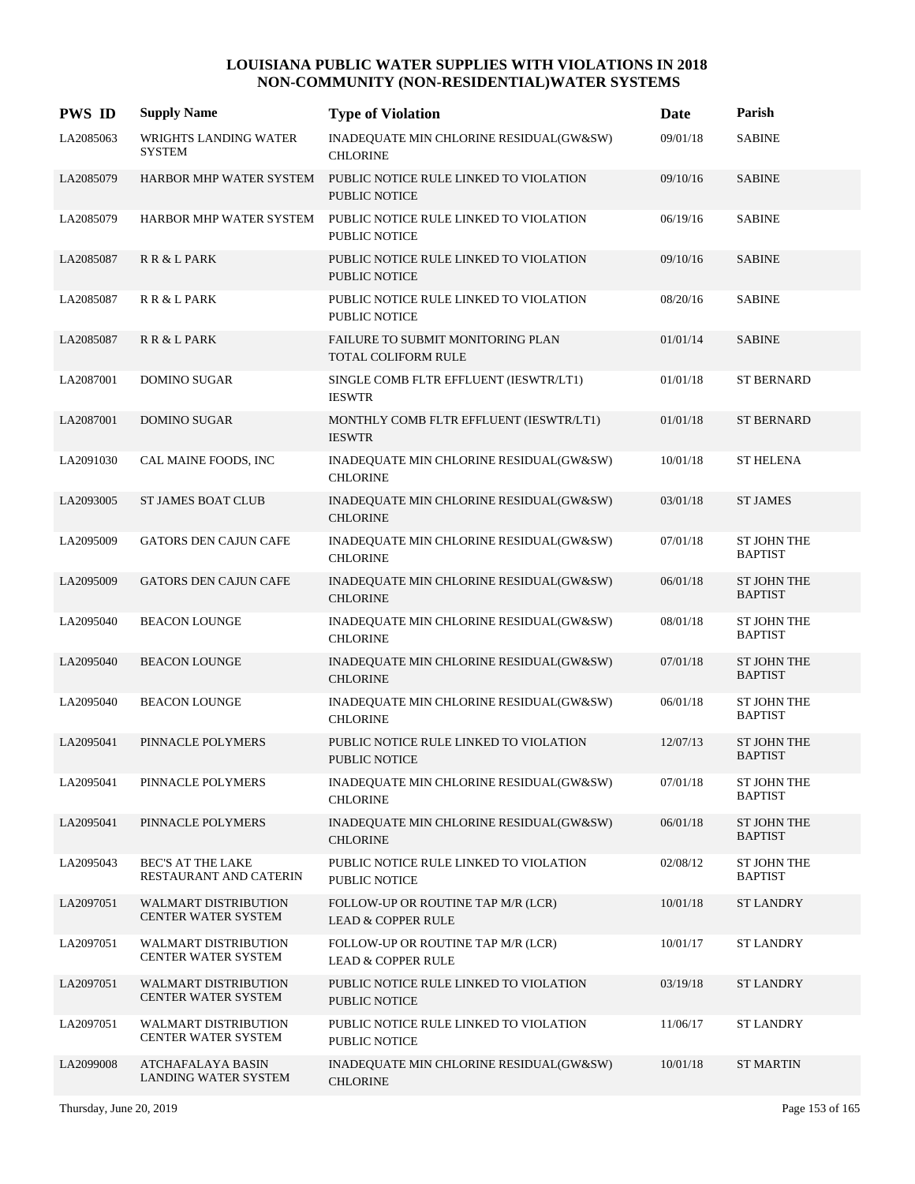# LOUISIANA PUBLIC WATER SUPPLIES WITH VIOLATIONS IN 2018
## NON-COMMUNITY (NON-RESIDENTIAL)WATER SYSTEMS

| PWS ID | Supply Name | Type of Violation | Date | Parish |
|---|---|---|---|---|
| LA2085063 | WRIGHTS LANDING WATER SYSTEM | INADEQUATE MIN CHLORINE RESIDUAL(GW&SW) CHLORINE | 09/01/18 | SABINE |
| LA2085079 | HARBOR MHP WATER SYSTEM | PUBLIC NOTICE RULE LINKED TO VIOLATION PUBLIC NOTICE | 09/10/16 | SABINE |
| LA2085079 | HARBOR MHP WATER SYSTEM | PUBLIC NOTICE RULE LINKED TO VIOLATION PUBLIC NOTICE | 06/19/16 | SABINE |
| LA2085087 | R R & L PARK | PUBLIC NOTICE RULE LINKED TO VIOLATION PUBLIC NOTICE | 09/10/16 | SABINE |
| LA2085087 | R R & L PARK | PUBLIC NOTICE RULE LINKED TO VIOLATION PUBLIC NOTICE | 08/20/16 | SABINE |
| LA2085087 | R R & L PARK | FAILURE TO SUBMIT MONITORING PLAN TOTAL COLIFORM RULE | 01/01/14 | SABINE |
| LA2087001 | DOMINO SUGAR | SINGLE COMB FLTR EFFLUENT (IESWTR/LT1) IESWTR | 01/01/18 | ST BERNARD |
| LA2087001 | DOMINO SUGAR | MONTHLY COMB FLTR EFFLUENT (IESWTR/LT1) IESWTR | 01/01/18 | ST BERNARD |
| LA2091030 | CAL MAINE FOODS, INC | INADEQUATE MIN CHLORINE RESIDUAL(GW&SW) CHLORINE | 10/01/18 | ST HELENA |
| LA2093005 | ST JAMES BOAT CLUB | INADEQUATE MIN CHLORINE RESIDUAL(GW&SW) CHLORINE | 03/01/18 | ST JAMES |
| LA2095009 | GATORS DEN CAJUN CAFE | INADEQUATE MIN CHLORINE RESIDUAL(GW&SW) CHLORINE | 07/01/18 | ST JOHN THE BAPTIST |
| LA2095009 | GATORS DEN CAJUN CAFE | INADEQUATE MIN CHLORINE RESIDUAL(GW&SW) CHLORINE | 06/01/18 | ST JOHN THE BAPTIST |
| LA2095040 | BEACON LOUNGE | INADEQUATE MIN CHLORINE RESIDUAL(GW&SW) CHLORINE | 08/01/18 | ST JOHN THE BAPTIST |
| LA2095040 | BEACON LOUNGE | INADEQUATE MIN CHLORINE RESIDUAL(GW&SW) CHLORINE | 07/01/18 | ST JOHN THE BAPTIST |
| LA2095040 | BEACON LOUNGE | INADEQUATE MIN CHLORINE RESIDUAL(GW&SW) CHLORINE | 06/01/18 | ST JOHN THE BAPTIST |
| LA2095041 | PINNACLE POLYMERS | PUBLIC NOTICE RULE LINKED TO VIOLATION PUBLIC NOTICE | 12/07/13 | ST JOHN THE BAPTIST |
| LA2095041 | PINNACLE POLYMERS | INADEQUATE MIN CHLORINE RESIDUAL(GW&SW) CHLORINE | 07/01/18 | ST JOHN THE BAPTIST |
| LA2095041 | PINNACLE POLYMERS | INADEQUATE MIN CHLORINE RESIDUAL(GW&SW) CHLORINE | 06/01/18 | ST JOHN THE BAPTIST |
| LA2095043 | BEC'S AT THE LAKE RESTAURANT AND CATERIN | PUBLIC NOTICE RULE LINKED TO VIOLATION PUBLIC NOTICE | 02/08/12 | ST JOHN THE BAPTIST |
| LA2097051 | WALMART DISTRIBUTION CENTER WATER SYSTEM | FOLLOW-UP OR ROUTINE TAP M/R (LCR) LEAD & COPPER RULE | 10/01/18 | ST LANDRY |
| LA2097051 | WALMART DISTRIBUTION CENTER WATER SYSTEM | FOLLOW-UP OR ROUTINE TAP M/R (LCR) LEAD & COPPER RULE | 10/01/17 | ST LANDRY |
| LA2097051 | WALMART DISTRIBUTION CENTER WATER SYSTEM | PUBLIC NOTICE RULE LINKED TO VIOLATION PUBLIC NOTICE | 03/19/18 | ST LANDRY |
| LA2097051 | WALMART DISTRIBUTION CENTER WATER SYSTEM | PUBLIC NOTICE RULE LINKED TO VIOLATION PUBLIC NOTICE | 11/06/17 | ST LANDRY |
| LA2099008 | ATCHAFALAYA BASIN LANDING WATER SYSTEM | INADEQUATE MIN CHLORINE RESIDUAL(GW&SW) CHLORINE | 10/01/18 | ST MARTIN |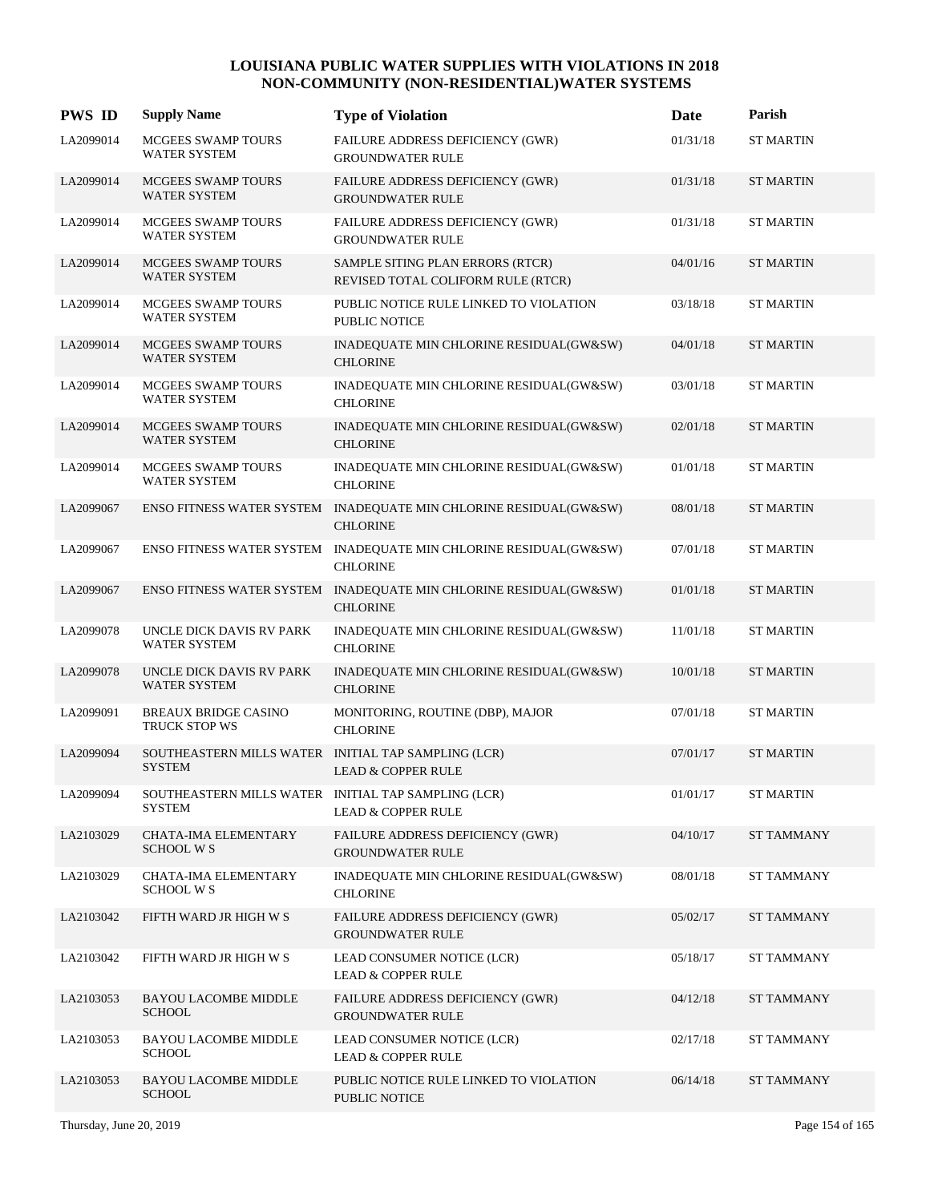# LOUISIANA PUBLIC WATER SUPPLIES WITH VIOLATIONS IN 2018
## NON-COMMUNITY (NON-RESIDENTIAL)WATER SYSTEMS

| PWS ID | Supply Name | Type of Violation | Date | Parish |
|---|---|---|---|---|
| LA2099014 | MCGEES SWAMP TOURS WATER SYSTEM | FAILURE ADDRESS DEFICIENCY (GWR) GROUNDWATER RULE | 01/31/18 | ST MARTIN |
| LA2099014 | MCGEES SWAMP TOURS WATER SYSTEM | FAILURE ADDRESS DEFICIENCY (GWR) GROUNDWATER RULE | 01/31/18 | ST MARTIN |
| LA2099014 | MCGEES SWAMP TOURS WATER SYSTEM | FAILURE ADDRESS DEFICIENCY (GWR) GROUNDWATER RULE | 01/31/18 | ST MARTIN |
| LA2099014 | MCGEES SWAMP TOURS WATER SYSTEM | SAMPLE SITING PLAN ERRORS (RTCR) REVISED TOTAL COLIFORM RULE (RTCR) | 04/01/16 | ST MARTIN |
| LA2099014 | MCGEES SWAMP TOURS WATER SYSTEM | PUBLIC NOTICE RULE LINKED TO VIOLATION PUBLIC NOTICE | 03/18/18 | ST MARTIN |
| LA2099014 | MCGEES SWAMP TOURS WATER SYSTEM | INADEQUATE MIN CHLORINE RESIDUAL(GW&SW) CHLORINE | 04/01/18 | ST MARTIN |
| LA2099014 | MCGEES SWAMP TOURS WATER SYSTEM | INADEQUATE MIN CHLORINE RESIDUAL(GW&SW) CHLORINE | 03/01/18 | ST MARTIN |
| LA2099014 | MCGEES SWAMP TOURS WATER SYSTEM | INADEQUATE MIN CHLORINE RESIDUAL(GW&SW) CHLORINE | 02/01/18 | ST MARTIN |
| LA2099014 | MCGEES SWAMP TOURS WATER SYSTEM | INADEQUATE MIN CHLORINE RESIDUAL(GW&SW) CHLORINE | 01/01/18 | ST MARTIN |
| LA2099067 | ENSO FITNESS WATER SYSTEM | INADEQUATE MIN CHLORINE RESIDUAL(GW&SW) CHLORINE | 08/01/18 | ST MARTIN |
| LA2099067 | ENSO FITNESS WATER SYSTEM | INADEQUATE MIN CHLORINE RESIDUAL(GW&SW) CHLORINE | 07/01/18 | ST MARTIN |
| LA2099067 | ENSO FITNESS WATER SYSTEM | INADEQUATE MIN CHLORINE RESIDUAL(GW&SW) CHLORINE | 01/01/18 | ST MARTIN |
| LA2099078 | UNCLE DICK DAVIS RV PARK WATER SYSTEM | INADEQUATE MIN CHLORINE RESIDUAL(GW&SW) CHLORINE | 11/01/18 | ST MARTIN |
| LA2099078 | UNCLE DICK DAVIS RV PARK WATER SYSTEM | INADEQUATE MIN CHLORINE RESIDUAL(GW&SW) CHLORINE | 10/01/18 | ST MARTIN |
| LA2099091 | BREAUX BRIDGE CASINO TRUCK STOP WS | MONITORING, ROUTINE (DBP), MAJOR CHLORINE | 07/01/18 | ST MARTIN |
| LA2099094 | SOUTHEASTERN MILLS WATER SYSTEM | INITIAL TAP SAMPLING (LCR) LEAD & COPPER RULE | 07/01/17 | ST MARTIN |
| LA2099094 | SOUTHEASTERN MILLS WATER SYSTEM | INITIAL TAP SAMPLING (LCR) LEAD & COPPER RULE | 01/01/17 | ST MARTIN |
| LA2103029 | CHATA-IMA ELEMENTARY SCHOOL W S | FAILURE ADDRESS DEFICIENCY (GWR) GROUNDWATER RULE | 04/10/17 | ST TAMMANY |
| LA2103029 | CHATA-IMA ELEMENTARY SCHOOL W S | INADEQUATE MIN CHLORINE RESIDUAL(GW&SW) CHLORINE | 08/01/18 | ST TAMMANY |
| LA2103042 | FIFTH WARD JR HIGH W S | FAILURE ADDRESS DEFICIENCY (GWR) GROUNDWATER RULE | 05/02/17 | ST TAMMANY |
| LA2103042 | FIFTH WARD JR HIGH W S | LEAD CONSUMER NOTICE (LCR) LEAD & COPPER RULE | 05/18/17 | ST TAMMANY |
| LA2103053 | BAYOU LACOMBE MIDDLE SCHOOL | FAILURE ADDRESS DEFICIENCY (GWR) GROUNDWATER RULE | 04/12/18 | ST TAMMANY |
| LA2103053 | BAYOU LACOMBE MIDDLE SCHOOL | LEAD CONSUMER NOTICE (LCR) LEAD & COPPER RULE | 02/17/18 | ST TAMMANY |
| LA2103053 | BAYOU LACOMBE MIDDLE SCHOOL | PUBLIC NOTICE RULE LINKED TO VIOLATION PUBLIC NOTICE | 06/14/18 | ST TAMMANY |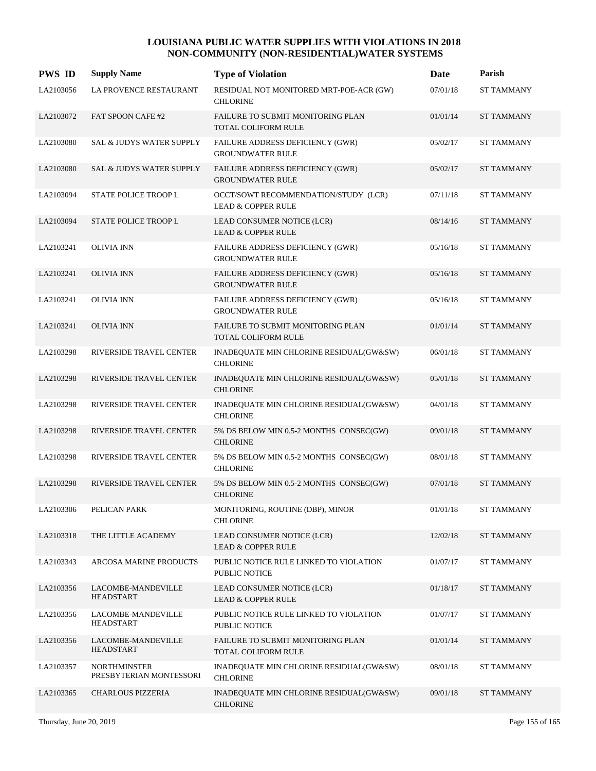# LOUISIANA PUBLIC WATER SUPPLIES WITH VIOLATIONS IN 2018
## NON-COMMUNITY (NON-RESIDENTIAL)WATER SYSTEMS

| PWS ID | Supply Name | Type of Violation | Date | Parish |
|---|---|---|---|---|
| LA2103056 | LA PROVENCE RESTAURANT | RESIDUAL NOT MONITORED MRT-POE-ACR (GW) CHLORINE | 07/01/18 | ST TAMMANY |
| LA2103072 | FAT SPOON CAFE #2 | FAILURE TO SUBMIT MONITORING PLAN TOTAL COLIFORM RULE | 01/01/14 | ST TAMMANY |
| LA2103080 | SAL & JUDYS WATER SUPPLY | FAILURE ADDRESS DEFICIENCY (GWR) GROUNDWATER RULE | 05/02/17 | ST TAMMANY |
| LA2103080 | SAL & JUDYS WATER SUPPLY | FAILURE ADDRESS DEFICIENCY (GWR) GROUNDWATER RULE | 05/02/17 | ST TAMMANY |
| LA2103094 | STATE POLICE TROOP L | OCCT/SOWT RECOMMENDATION/STUDY (LCR) LEAD & COPPER RULE | 07/11/18 | ST TAMMANY |
| LA2103094 | STATE POLICE TROOP L | LEAD CONSUMER NOTICE (LCR) LEAD & COPPER RULE | 08/14/16 | ST TAMMANY |
| LA2103241 | OLIVIA INN | FAILURE ADDRESS DEFICIENCY (GWR) GROUNDWATER RULE | 05/16/18 | ST TAMMANY |
| LA2103241 | OLIVIA INN | FAILURE ADDRESS DEFICIENCY (GWR) GROUNDWATER RULE | 05/16/18 | ST TAMMANY |
| LA2103241 | OLIVIA INN | FAILURE ADDRESS DEFICIENCY (GWR) GROUNDWATER RULE | 05/16/18 | ST TAMMANY |
| LA2103241 | OLIVIA INN | FAILURE TO SUBMIT MONITORING PLAN TOTAL COLIFORM RULE | 01/01/14 | ST TAMMANY |
| LA2103298 | RIVERSIDE TRAVEL CENTER | INADEQUATE MIN CHLORINE RESIDUAL(GW&SW) CHLORINE | 06/01/18 | ST TAMMANY |
| LA2103298 | RIVERSIDE TRAVEL CENTER | INADEQUATE MIN CHLORINE RESIDUAL(GW&SW) CHLORINE | 05/01/18 | ST TAMMANY |
| LA2103298 | RIVERSIDE TRAVEL CENTER | INADEQUATE MIN CHLORINE RESIDUAL(GW&SW) CHLORINE | 04/01/18 | ST TAMMANY |
| LA2103298 | RIVERSIDE TRAVEL CENTER | 5% DS BELOW MIN 0.5-2 MONTHS CONSEC(GW) CHLORINE | 09/01/18 | ST TAMMANY |
| LA2103298 | RIVERSIDE TRAVEL CENTER | 5% DS BELOW MIN 0.5-2 MONTHS CONSEC(GW) CHLORINE | 08/01/18 | ST TAMMANY |
| LA2103298 | RIVERSIDE TRAVEL CENTER | 5% DS BELOW MIN 0.5-2 MONTHS CONSEC(GW) CHLORINE | 07/01/18 | ST TAMMANY |
| LA2103306 | PELICAN PARK | MONITORING, ROUTINE (DBP), MINOR CHLORINE | 01/01/18 | ST TAMMANY |
| LA2103318 | THE LITTLE ACADEMY | LEAD CONSUMER NOTICE (LCR) LEAD & COPPER RULE | 12/02/18 | ST TAMMANY |
| LA2103343 | ARCOSA MARINE PRODUCTS | PUBLIC NOTICE RULE LINKED TO VIOLATION PUBLIC NOTICE | 01/07/17 | ST TAMMANY |
| LA2103356 | LACOMBE-MANDEVILLE HEADSTART | LEAD CONSUMER NOTICE (LCR) LEAD & COPPER RULE | 01/18/17 | ST TAMMANY |
| LA2103356 | LACOMBE-MANDEVILLE HEADSTART | PUBLIC NOTICE RULE LINKED TO VIOLATION PUBLIC NOTICE | 01/07/17 | ST TAMMANY |
| LA2103356 | LACOMBE-MANDEVILLE HEADSTART | FAILURE TO SUBMIT MONITORING PLAN TOTAL COLIFORM RULE | 01/01/14 | ST TAMMANY |
| LA2103357 | NORTHMINSTER PRESBYTERIAN MONTESSORI | INADEQUATE MIN CHLORINE RESIDUAL(GW&SW) CHLORINE | 08/01/18 | ST TAMMANY |
| LA2103365 | CHARLOUS PIZZERIA | INADEQUATE MIN CHLORINE RESIDUAL(GW&SW) CHLORINE | 09/01/18 | ST TAMMANY |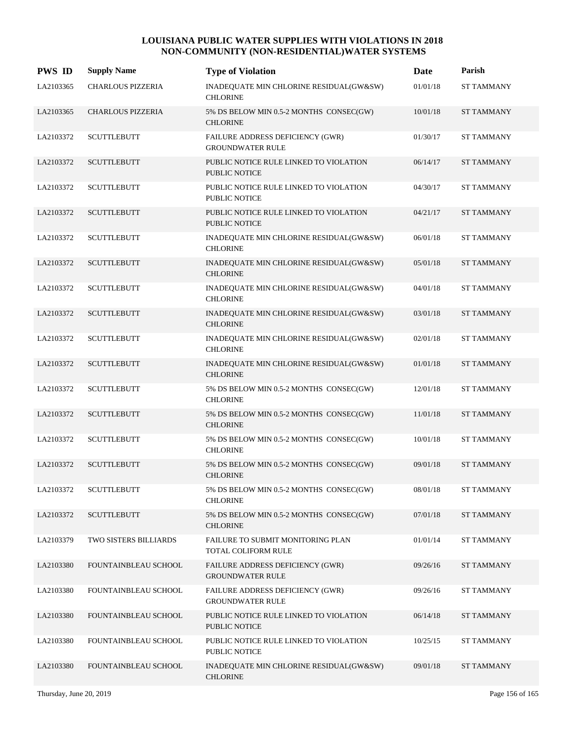# LOUISIANA PUBLIC WATER SUPPLIES WITH VIOLATIONS IN 2018
## NON-COMMUNITY (NON-RESIDENTIAL)WATER SYSTEMS

| PWS ID | Supply Name | Type of Violation | Date | Parish |
|---|---|---|---|---|
| LA2103365 | CHARLOUS PIZZERIA | INADEQUATE MIN CHLORINE RESIDUAL(GW&SW) CHLORINE | 01/01/18 | ST TAMMANY |
| LA2103365 | CHARLOUS PIZZERIA | 5% DS BELOW MIN 0.5-2 MONTHS CONSEC(GW) CHLORINE | 10/01/18 | ST TAMMANY |
| LA2103372 | SCUTTLEBUTT | FAILURE ADDRESS DEFICIENCY (GWR) GROUNDWATER RULE | 01/30/17 | ST TAMMANY |
| LA2103372 | SCUTTLEBUTT | PUBLIC NOTICE RULE LINKED TO VIOLATION PUBLIC NOTICE | 06/14/17 | ST TAMMANY |
| LA2103372 | SCUTTLEBUTT | PUBLIC NOTICE RULE LINKED TO VIOLATION PUBLIC NOTICE | 04/30/17 | ST TAMMANY |
| LA2103372 | SCUTTLEBUTT | PUBLIC NOTICE RULE LINKED TO VIOLATION PUBLIC NOTICE | 04/21/17 | ST TAMMANY |
| LA2103372 | SCUTTLEBUTT | INADEQUATE MIN CHLORINE RESIDUAL(GW&SW) CHLORINE | 06/01/18 | ST TAMMANY |
| LA2103372 | SCUTTLEBUTT | INADEQUATE MIN CHLORINE RESIDUAL(GW&SW) CHLORINE | 05/01/18 | ST TAMMANY |
| LA2103372 | SCUTTLEBUTT | INADEQUATE MIN CHLORINE RESIDUAL(GW&SW) CHLORINE | 04/01/18 | ST TAMMANY |
| LA2103372 | SCUTTLEBUTT | INADEQUATE MIN CHLORINE RESIDUAL(GW&SW) CHLORINE | 03/01/18 | ST TAMMANY |
| LA2103372 | SCUTTLEBUTT | INADEQUATE MIN CHLORINE RESIDUAL(GW&SW) CHLORINE | 02/01/18 | ST TAMMANY |
| LA2103372 | SCUTTLEBUTT | INADEQUATE MIN CHLORINE RESIDUAL(GW&SW) CHLORINE | 01/01/18 | ST TAMMANY |
| LA2103372 | SCUTTLEBUTT | 5% DS BELOW MIN 0.5-2 MONTHS CONSEC(GW) CHLORINE | 12/01/18 | ST TAMMANY |
| LA2103372 | SCUTTLEBUTT | 5% DS BELOW MIN 0.5-2 MONTHS CONSEC(GW) CHLORINE | 11/01/18 | ST TAMMANY |
| LA2103372 | SCUTTLEBUTT | 5% DS BELOW MIN 0.5-2 MONTHS CONSEC(GW) CHLORINE | 10/01/18 | ST TAMMANY |
| LA2103372 | SCUTTLEBUTT | 5% DS BELOW MIN 0.5-2 MONTHS CONSEC(GW) CHLORINE | 09/01/18 | ST TAMMANY |
| LA2103372 | SCUTTLEBUTT | 5% DS BELOW MIN 0.5-2 MONTHS CONSEC(GW) CHLORINE | 08/01/18 | ST TAMMANY |
| LA2103372 | SCUTTLEBUTT | 5% DS BELOW MIN 0.5-2 MONTHS CONSEC(GW) CHLORINE | 07/01/18 | ST TAMMANY |
| LA2103379 | TWO SISTERS BILLIARDS | FAILURE TO SUBMIT MONITORING PLAN TOTAL COLIFORM RULE | 01/01/14 | ST TAMMANY |
| LA2103380 | FOUNTAINBLEAU SCHOOL | FAILURE ADDRESS DEFICIENCY (GWR) GROUNDWATER RULE | 09/26/16 | ST TAMMANY |
| LA2103380 | FOUNTAINBLEAU SCHOOL | FAILURE ADDRESS DEFICIENCY (GWR) GROUNDWATER RULE | 09/26/16 | ST TAMMANY |
| LA2103380 | FOUNTAINBLEAU SCHOOL | PUBLIC NOTICE RULE LINKED TO VIOLATION PUBLIC NOTICE | 06/14/18 | ST TAMMANY |
| LA2103380 | FOUNTAINBLEAU SCHOOL | PUBLIC NOTICE RULE LINKED TO VIOLATION PUBLIC NOTICE | 10/25/15 | ST TAMMANY |
| LA2103380 | FOUNTAINBLEAU SCHOOL | INADEQUATE MIN CHLORINE RESIDUAL(GW&SW) CHLORINE | 09/01/18 | ST TAMMANY |

Thursday, June 20, 2019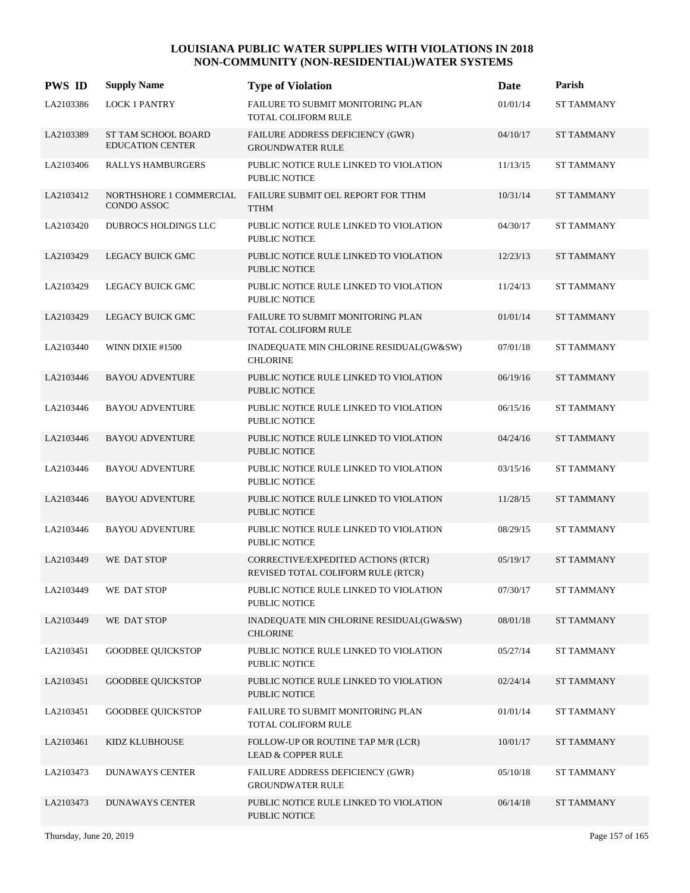# LOUISIANA PUBLIC WATER SUPPLIES WITH VIOLATIONS IN 2018
## NON-COMMUNITY (NON-RESIDENTIAL)WATER SYSTEMS

| PWS ID | Supply Name | Type of Violation | Date | Parish |
|---|---|---|---|---|
| LA2103386 | LOCK 1 PANTRY | FAILURE TO SUBMIT MONITORING PLAN<br>TOTAL COLIFORM RULE | 01/01/14 | ST TAMMANY |
| LA2103389 | ST TAM SCHOOL BOARD EDUCATION CENTER | FAILURE ADDRESS DEFICIENCY (GWR)<br>GROUNDWATER RULE | 04/10/17 | ST TAMMANY |
| LA2103406 | RALLYS HAMBURGERS | PUBLIC NOTICE RULE LINKED TO VIOLATION<br>PUBLIC NOTICE | 11/13/15 | ST TAMMANY |
| LA2103412 | NORTHSHORE 1 COMMERCIAL CONDO ASSOC | FAILURE SUBMIT OEL REPORT FOR TTHM<br>TTHM | 10/31/14 | ST TAMMANY |
| LA2103420 | DUBROCS HOLDINGS LLC | PUBLIC NOTICE RULE LINKED TO VIOLATION<br>PUBLIC NOTICE | 04/30/17 | ST TAMMANY |
| LA2103429 | LEGACY BUICK GMC | PUBLIC NOTICE RULE LINKED TO VIOLATION<br>PUBLIC NOTICE | 12/23/13 | ST TAMMANY |
| LA2103429 | LEGACY BUICK GMC | PUBLIC NOTICE RULE LINKED TO VIOLATION<br>PUBLIC NOTICE | 11/24/13 | ST TAMMANY |
| LA2103429 | LEGACY BUICK GMC | FAILURE TO SUBMIT MONITORING PLAN<br>TOTAL COLIFORM RULE | 01/01/14 | ST TAMMANY |
| LA2103440 | WINN DIXIE #1500 | INADEQUATE MIN CHLORINE RESIDUAL(GW&SW)<br>CHLORINE | 07/01/18 | ST TAMMANY |
| LA2103446 | BAYOU ADVENTURE | PUBLIC NOTICE RULE LINKED TO VIOLATION<br>PUBLIC NOTICE | 06/19/16 | ST TAMMANY |
| LA2103446 | BAYOU ADVENTURE | PUBLIC NOTICE RULE LINKED TO VIOLATION<br>PUBLIC NOTICE | 06/15/16 | ST TAMMANY |
| LA2103446 | BAYOU ADVENTURE | PUBLIC NOTICE RULE LINKED TO VIOLATION<br>PUBLIC NOTICE | 04/24/16 | ST TAMMANY |
| LA2103446 | BAYOU ADVENTURE | PUBLIC NOTICE RULE LINKED TO VIOLATION<br>PUBLIC NOTICE | 03/15/16 | ST TAMMANY |
| LA2103446 | BAYOU ADVENTURE | PUBLIC NOTICE RULE LINKED TO VIOLATION<br>PUBLIC NOTICE | 11/28/15 | ST TAMMANY |
| LA2103446 | BAYOU ADVENTURE | PUBLIC NOTICE RULE LINKED TO VIOLATION<br>PUBLIC NOTICE | 08/29/15 | ST TAMMANY |
| LA2103449 | WE DAT STOP | CORRECTIVE/EXPEDITED ACTIONS (RTCR)<br>REVISED TOTAL COLIFORM RULE (RTCR) | 05/19/17 | ST TAMMANY |
| LA2103449 | WE DAT STOP | PUBLIC NOTICE RULE LINKED TO VIOLATION<br>PUBLIC NOTICE | 07/30/17 | ST TAMMANY |
| LA2103449 | WE DAT STOP | INADEQUATE MIN CHLORINE RESIDUAL(GW&SW)<br>CHLORINE | 08/01/18 | ST TAMMANY |
| LA2103451 | GOODBEE QUICKSTOP | PUBLIC NOTICE RULE LINKED TO VIOLATION<br>PUBLIC NOTICE | 05/27/14 | ST TAMMANY |
| LA2103451 | GOODBEE QUICKSTOP | PUBLIC NOTICE RULE LINKED TO VIOLATION<br>PUBLIC NOTICE | 02/24/14 | ST TAMMANY |
| LA2103451 | GOODBEE QUICKSTOP | FAILURE TO SUBMIT MONITORING PLAN<br>TOTAL COLIFORM RULE | 01/01/14 | ST TAMMANY |
| LA2103461 | KIDZ KLUBHOUSE | FOLLOW-UP OR ROUTINE TAP M/R (LCR)<br>LEAD & COPPER RULE | 10/01/17 | ST TAMMANY |
| LA2103473 | DUNAWAYS CENTER | FAILURE ADDRESS DEFICIENCY (GWR)<br>GROUNDWATER RULE | 05/10/18 | ST TAMMANY |
| LA2103473 | DUNAWAYS CENTER | PUBLIC NOTICE RULE LINKED TO VIOLATION<br>PUBLIC NOTICE | 06/14/18 | ST TAMMANY |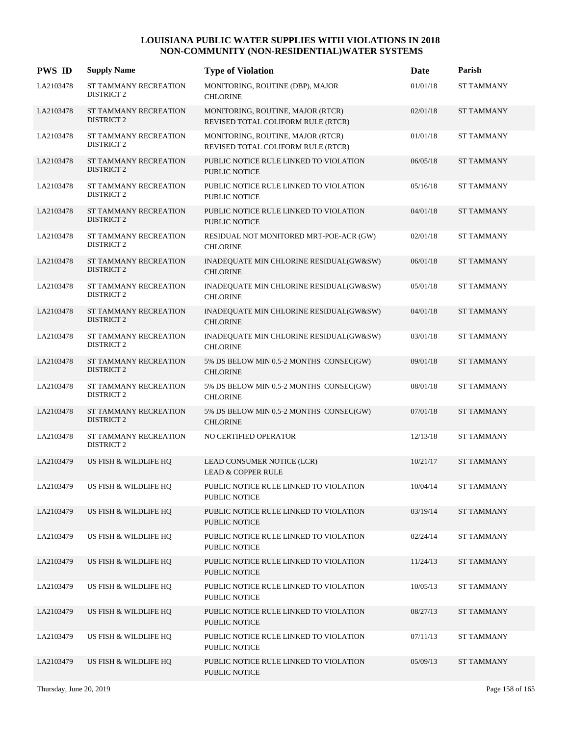# LOUISIANA PUBLIC WATER SUPPLIES WITH VIOLATIONS IN 2018
## NON-COMMUNITY (NON-RESIDENTIAL)WATER SYSTEMS

| PWS ID | Supply Name | Type of Violation | Date | Parish |
|---|---|---|---|---|
| LA2103478 | ST TAMMANY RECREATION DISTRICT 2 | MONITORING, ROUTINE (DBP), MAJOR CHLORINE | 01/01/18 | ST TAMMANY |
| LA2103478 | ST TAMMANY RECREATION DISTRICT 2 | MONITORING, ROUTINE, MAJOR (RTCR) REVISED TOTAL COLIFORM RULE (RTCR) | 02/01/18 | ST TAMMANY |
| LA2103478 | ST TAMMANY RECREATION DISTRICT 2 | MONITORING, ROUTINE, MAJOR (RTCR) REVISED TOTAL COLIFORM RULE (RTCR) | 01/01/18 | ST TAMMANY |
| LA2103478 | ST TAMMANY RECREATION DISTRICT 2 | PUBLIC NOTICE RULE LINKED TO VIOLATION PUBLIC NOTICE | 06/05/18 | ST TAMMANY |
| LA2103478 | ST TAMMANY RECREATION DISTRICT 2 | PUBLIC NOTICE RULE LINKED TO VIOLATION PUBLIC NOTICE | 05/16/18 | ST TAMMANY |
| LA2103478 | ST TAMMANY RECREATION DISTRICT 2 | PUBLIC NOTICE RULE LINKED TO VIOLATION PUBLIC NOTICE | 04/01/18 | ST TAMMANY |
| LA2103478 | ST TAMMANY RECREATION DISTRICT 2 | RESIDUAL NOT MONITORED MRT-POE-ACR (GW) CHLORINE | 02/01/18 | ST TAMMANY |
| LA2103478 | ST TAMMANY RECREATION DISTRICT 2 | INADEQUATE MIN CHLORINE RESIDUAL(GW&SW) CHLORINE | 06/01/18 | ST TAMMANY |
| LA2103478 | ST TAMMANY RECREATION DISTRICT 2 | INADEQUATE MIN CHLORINE RESIDUAL(GW&SW) CHLORINE | 05/01/18 | ST TAMMANY |
| LA2103478 | ST TAMMANY RECREATION DISTRICT 2 | INADEQUATE MIN CHLORINE RESIDUAL(GW&SW) CHLORINE | 04/01/18 | ST TAMMANY |
| LA2103478 | ST TAMMANY RECREATION DISTRICT 2 | INADEQUATE MIN CHLORINE RESIDUAL(GW&SW) CHLORINE | 03/01/18 | ST TAMMANY |
| LA2103478 | ST TAMMANY RECREATION DISTRICT 2 | 5% DS BELOW MIN 0.5-2 MONTHS CONSEC(GW) CHLORINE | 09/01/18 | ST TAMMANY |
| LA2103478 | ST TAMMANY RECREATION DISTRICT 2 | 5% DS BELOW MIN 0.5-2 MONTHS CONSEC(GW) CHLORINE | 08/01/18 | ST TAMMANY |
| LA2103478 | ST TAMMANY RECREATION DISTRICT 2 | 5% DS BELOW MIN 0.5-2 MONTHS CONSEC(GW) CHLORINE | 07/01/18 | ST TAMMANY |
| LA2103478 | ST TAMMANY RECREATION DISTRICT 2 | NO CERTIFIED OPERATOR | 12/13/18 | ST TAMMANY |
| LA2103479 | US FISH & WILDLIFE HQ | LEAD CONSUMER NOTICE (LCR) LEAD & COPPER RULE | 10/21/17 | ST TAMMANY |
| LA2103479 | US FISH & WILDLIFE HQ | PUBLIC NOTICE RULE LINKED TO VIOLATION PUBLIC NOTICE | 10/04/14 | ST TAMMANY |
| LA2103479 | US FISH & WILDLIFE HQ | PUBLIC NOTICE RULE LINKED TO VIOLATION PUBLIC NOTICE | 03/19/14 | ST TAMMANY |
| LA2103479 | US FISH & WILDLIFE HQ | PUBLIC NOTICE RULE LINKED TO VIOLATION PUBLIC NOTICE | 02/24/14 | ST TAMMANY |
| LA2103479 | US FISH & WILDLIFE HQ | PUBLIC NOTICE RULE LINKED TO VIOLATION PUBLIC NOTICE | 11/24/13 | ST TAMMANY |
| LA2103479 | US FISH & WILDLIFE HQ | PUBLIC NOTICE RULE LINKED TO VIOLATION PUBLIC NOTICE | 10/05/13 | ST TAMMANY |
| LA2103479 | US FISH & WILDLIFE HQ | PUBLIC NOTICE RULE LINKED TO VIOLATION PUBLIC NOTICE | 08/27/13 | ST TAMMANY |
| LA2103479 | US FISH & WILDLIFE HQ | PUBLIC NOTICE RULE LINKED TO VIOLATION PUBLIC NOTICE | 07/11/13 | ST TAMMANY |
| LA2103479 | US FISH & WILDLIFE HQ | PUBLIC NOTICE RULE LINKED TO VIOLATION PUBLIC NOTICE | 05/09/13 | ST TAMMANY |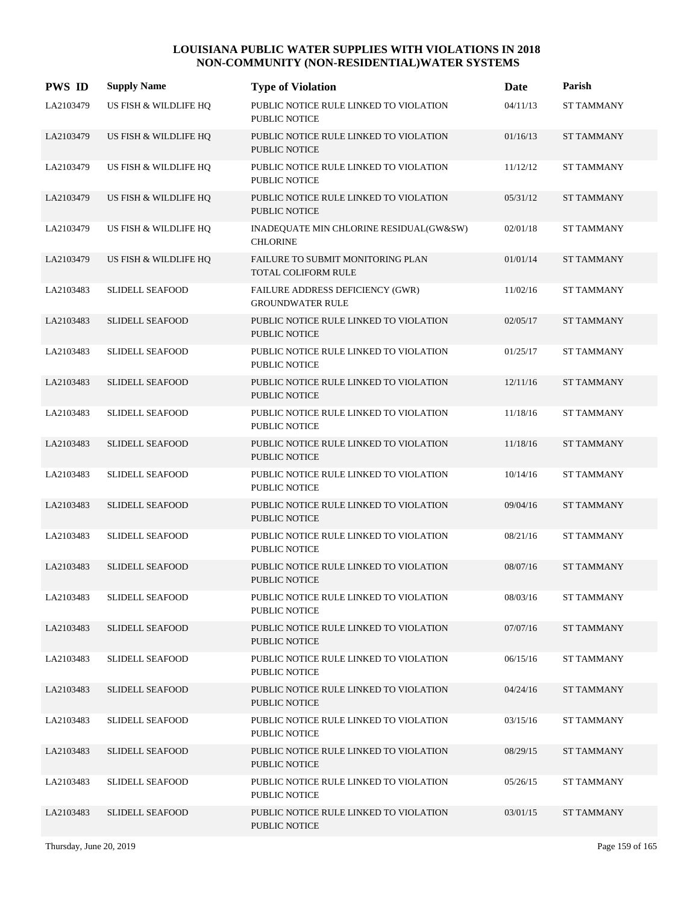# LOUISIANA PUBLIC WATER SUPPLIES WITH VIOLATIONS IN 2018
## NON-COMMUNITY (NON-RESIDENTIAL)WATER SYSTEMS

| PWS ID | Supply Name | Type of Violation | Date | Parish |
|---|---|---|---|---|
| LA2103479 | US FISH & WILDLIFE HQ | PUBLIC NOTICE RULE LINKED TO VIOLATION<br>PUBLIC NOTICE | 04/11/13 | ST TAMMANY |
| LA2103479 | US FISH & WILDLIFE HQ | PUBLIC NOTICE RULE LINKED TO VIOLATION<br>PUBLIC NOTICE | 01/16/13 | ST TAMMANY |
| LA2103479 | US FISH & WILDLIFE HQ | PUBLIC NOTICE RULE LINKED TO VIOLATION<br>PUBLIC NOTICE | 11/12/12 | ST TAMMANY |
| LA2103479 | US FISH & WILDLIFE HQ | PUBLIC NOTICE RULE LINKED TO VIOLATION<br>PUBLIC NOTICE | 05/31/12 | ST TAMMANY |
| LA2103479 | US FISH & WILDLIFE HQ | INADEQUATE MIN CHLORINE RESIDUAL(GW&SW)<br>CHLORINE | 02/01/18 | ST TAMMANY |
| LA2103479 | US FISH & WILDLIFE HQ | FAILURE TO SUBMIT MONITORING PLAN<br>TOTAL COLIFORM RULE | 01/01/14 | ST TAMMANY |
| LA2103483 | SLIDELL SEAFOOD | FAILURE ADDRESS DEFICIENCY (GWR)<br>GROUNDWATER RULE | 11/02/16 | ST TAMMANY |
| LA2103483 | SLIDELL SEAFOOD | PUBLIC NOTICE RULE LINKED TO VIOLATION<br>PUBLIC NOTICE | 02/05/17 | ST TAMMANY |
| LA2103483 | SLIDELL SEAFOOD | PUBLIC NOTICE RULE LINKED TO VIOLATION<br>PUBLIC NOTICE | 01/25/17 | ST TAMMANY |
| LA2103483 | SLIDELL SEAFOOD | PUBLIC NOTICE RULE LINKED TO VIOLATION<br>PUBLIC NOTICE | 12/11/16 | ST TAMMANY |
| LA2103483 | SLIDELL SEAFOOD | PUBLIC NOTICE RULE LINKED TO VIOLATION<br>PUBLIC NOTICE | 11/18/16 | ST TAMMANY |
| LA2103483 | SLIDELL SEAFOOD | PUBLIC NOTICE RULE LINKED TO VIOLATION<br>PUBLIC NOTICE | 11/18/16 | ST TAMMANY |
| LA2103483 | SLIDELL SEAFOOD | PUBLIC NOTICE RULE LINKED TO VIOLATION<br>PUBLIC NOTICE | 10/14/16 | ST TAMMANY |
| LA2103483 | SLIDELL SEAFOOD | PUBLIC NOTICE RULE LINKED TO VIOLATION<br>PUBLIC NOTICE | 09/04/16 | ST TAMMANY |
| LA2103483 | SLIDELL SEAFOOD | PUBLIC NOTICE RULE LINKED TO VIOLATION<br>PUBLIC NOTICE | 08/21/16 | ST TAMMANY |
| LA2103483 | SLIDELL SEAFOOD | PUBLIC NOTICE RULE LINKED TO VIOLATION<br>PUBLIC NOTICE | 08/07/16 | ST TAMMANY |
| LA2103483 | SLIDELL SEAFOOD | PUBLIC NOTICE RULE LINKED TO VIOLATION<br>PUBLIC NOTICE | 08/03/16 | ST TAMMANY |
| LA2103483 | SLIDELL SEAFOOD | PUBLIC NOTICE RULE LINKED TO VIOLATION<br>PUBLIC NOTICE | 07/07/16 | ST TAMMANY |
| LA2103483 | SLIDELL SEAFOOD | PUBLIC NOTICE RULE LINKED TO VIOLATION<br>PUBLIC NOTICE | 06/15/16 | ST TAMMANY |
| LA2103483 | SLIDELL SEAFOOD | PUBLIC NOTICE RULE LINKED TO VIOLATION<br>PUBLIC NOTICE | 04/24/16 | ST TAMMANY |
| LA2103483 | SLIDELL SEAFOOD | PUBLIC NOTICE RULE LINKED TO VIOLATION<br>PUBLIC NOTICE | 03/15/16 | ST TAMMANY |
| LA2103483 | SLIDELL SEAFOOD | PUBLIC NOTICE RULE LINKED TO VIOLATION<br>PUBLIC NOTICE | 08/29/15 | ST TAMMANY |
| LA2103483 | SLIDELL SEAFOOD | PUBLIC NOTICE RULE LINKED TO VIOLATION<br>PUBLIC NOTICE | 05/26/15 | ST TAMMANY |
| LA2103483 | SLIDELL SEAFOOD | PUBLIC NOTICE RULE LINKED TO VIOLATION<br>PUBLIC NOTICE | 03/01/15 | ST TAMMANY |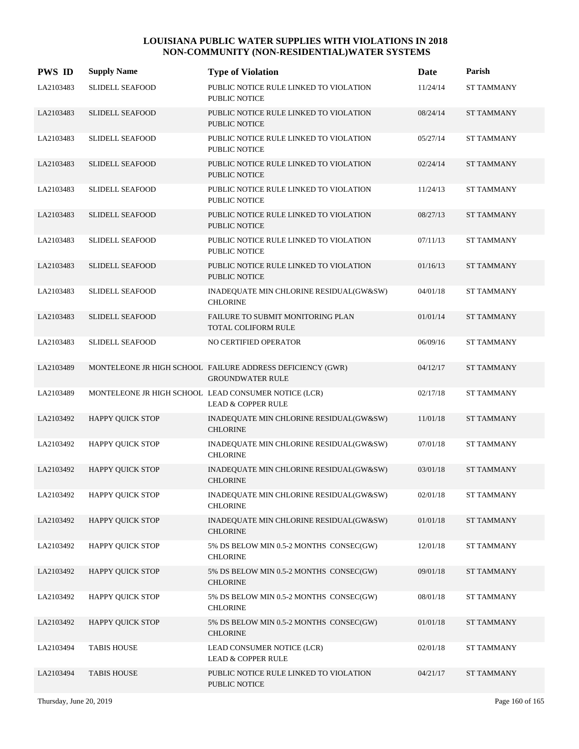# LOUISIANA PUBLIC WATER SUPPLIES WITH VIOLATIONS IN 2018
## NON-COMMUNITY (NON-RESIDENTIAL)WATER SYSTEMS

| PWS ID | Supply Name | Type of Violation | Date | Parish |
|---|---|---|---|---|
| LA2103483 | SLIDELL SEAFOOD | PUBLIC NOTICE RULE LINKED TO VIOLATION<br>PUBLIC NOTICE | 11/24/14 | ST TAMMANY |
| LA2103483 | SLIDELL SEAFOOD | PUBLIC NOTICE RULE LINKED TO VIOLATION<br>PUBLIC NOTICE | 08/24/14 | ST TAMMANY |
| LA2103483 | SLIDELL SEAFOOD | PUBLIC NOTICE RULE LINKED TO VIOLATION<br>PUBLIC NOTICE | 05/27/14 | ST TAMMANY |
| LA2103483 | SLIDELL SEAFOOD | PUBLIC NOTICE RULE LINKED TO VIOLATION<br>PUBLIC NOTICE | 02/24/14 | ST TAMMANY |
| LA2103483 | SLIDELL SEAFOOD | PUBLIC NOTICE RULE LINKED TO VIOLATION<br>PUBLIC NOTICE | 11/24/13 | ST TAMMANY |
| LA2103483 | SLIDELL SEAFOOD | PUBLIC NOTICE RULE LINKED TO VIOLATION<br>PUBLIC NOTICE | 08/27/13 | ST TAMMANY |
| LA2103483 | SLIDELL SEAFOOD | PUBLIC NOTICE RULE LINKED TO VIOLATION<br>PUBLIC NOTICE | 07/11/13 | ST TAMMANY |
| LA2103483 | SLIDELL SEAFOOD | PUBLIC NOTICE RULE LINKED TO VIOLATION<br>PUBLIC NOTICE | 01/16/13 | ST TAMMANY |
| LA2103483 | SLIDELL SEAFOOD | INADEQUATE MIN CHLORINE RESIDUAL(GW&SW)<br>CHLORINE | 04/01/18 | ST TAMMANY |
| LA2103483 | SLIDELL SEAFOOD | FAILURE TO SUBMIT MONITORING PLAN<br>TOTAL COLIFORM RULE | 01/01/14 | ST TAMMANY |
| LA2103483 | SLIDELL SEAFOOD | NO CERTIFIED OPERATOR | 06/09/16 | ST TAMMANY |
| LA2103489 | MONTELEONE JR HIGH SCHOOL | FAILURE ADDRESS DEFICIENCY (GWR)<br>GROUNDWATER RULE | 04/12/17 | ST TAMMANY |
| LA2103489 | MONTELEONE JR HIGH SCHOOL | LEAD CONSUMER NOTICE (LCR)<br>LEAD & COPPER RULE | 02/17/18 | ST TAMMANY |
| LA2103492 | HAPPY QUICK STOP | INADEQUATE MIN CHLORINE RESIDUAL(GW&SW)<br>CHLORINE | 11/01/18 | ST TAMMANY |
| LA2103492 | HAPPY QUICK STOP | INADEQUATE MIN CHLORINE RESIDUAL(GW&SW)<br>CHLORINE | 07/01/18 | ST TAMMANY |
| LA2103492 | HAPPY QUICK STOP | INADEQUATE MIN CHLORINE RESIDUAL(GW&SW)<br>CHLORINE | 03/01/18 | ST TAMMANY |
| LA2103492 | HAPPY QUICK STOP | INADEQUATE MIN CHLORINE RESIDUAL(GW&SW)<br>CHLORINE | 02/01/18 | ST TAMMANY |
| LA2103492 | HAPPY QUICK STOP | INADEQUATE MIN CHLORINE RESIDUAL(GW&SW)<br>CHLORINE | 01/01/18 | ST TAMMANY |
| LA2103492 | HAPPY QUICK STOP | 5% DS BELOW MIN 0.5-2 MONTHS CONSEC(GW)<br>CHLORINE | 12/01/18 | ST TAMMANY |
| LA2103492 | HAPPY QUICK STOP | 5% DS BELOW MIN 0.5-2 MONTHS CONSEC(GW)<br>CHLORINE | 09/01/18 | ST TAMMANY |
| LA2103492 | HAPPY QUICK STOP | 5% DS BELOW MIN 0.5-2 MONTHS CONSEC(GW)<br>CHLORINE | 08/01/18 | ST TAMMANY |
| LA2103492 | HAPPY QUICK STOP | 5% DS BELOW MIN 0.5-2 MONTHS CONSEC(GW)<br>CHLORINE | 01/01/18 | ST TAMMANY |
| LA2103494 | TABIS HOUSE | LEAD CONSUMER NOTICE (LCR)<br>LEAD & COPPER RULE | 02/01/18 | ST TAMMANY |
| LA2103494 | TABIS HOUSE | PUBLIC NOTICE RULE LINKED TO VIOLATION<br>PUBLIC NOTICE | 04/21/17 | ST TAMMANY |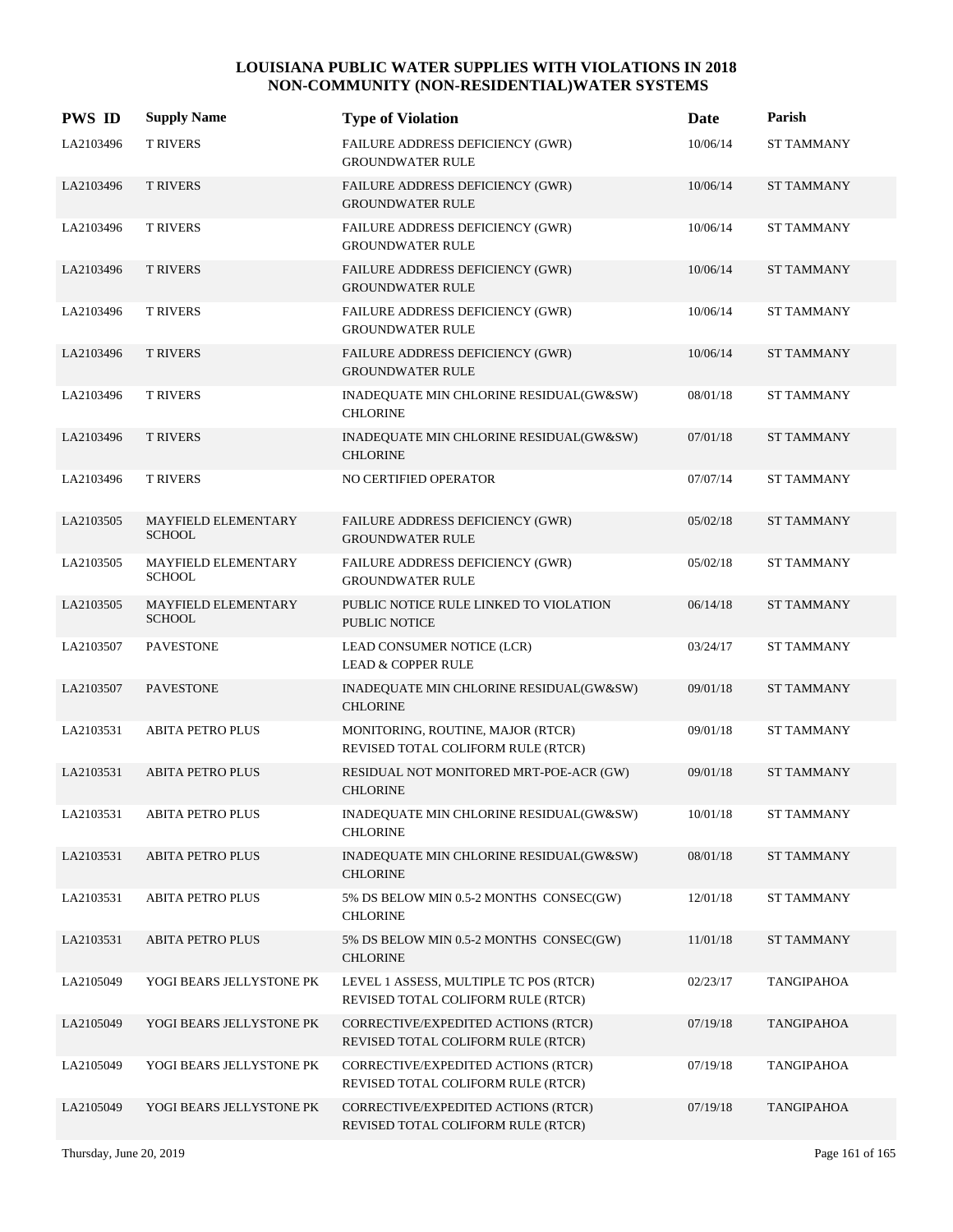# LOUISIANA PUBLIC WATER SUPPLIES WITH VIOLATIONS IN 2018
## NON-COMMUNITY (NON-RESIDENTIAL)WATER SYSTEMS

| PWS ID | Supply Name | Type of Violation | Date | Parish |
|---|---|---|---|---|
| LA2103496 | T RIVERS | FAILURE ADDRESS DEFICIENCY (GWR) GROUNDWATER RULE | 10/06/14 | ST TAMMANY |
| LA2103496 | T RIVERS | FAILURE ADDRESS DEFICIENCY (GWR) GROUNDWATER RULE | 10/06/14 | ST TAMMANY |
| LA2103496 | T RIVERS | FAILURE ADDRESS DEFICIENCY (GWR) GROUNDWATER RULE | 10/06/14 | ST TAMMANY |
| LA2103496 | T RIVERS | FAILURE ADDRESS DEFICIENCY (GWR) GROUNDWATER RULE | 10/06/14 | ST TAMMANY |
| LA2103496 | T RIVERS | FAILURE ADDRESS DEFICIENCY (GWR) GROUNDWATER RULE | 10/06/14 | ST TAMMANY |
| LA2103496 | T RIVERS | FAILURE ADDRESS DEFICIENCY (GWR) GROUNDWATER RULE | 10/06/14 | ST TAMMANY |
| LA2103496 | T RIVERS | INADEQUATE MIN CHLORINE RESIDUAL(GW&SW) CHLORINE | 08/01/18 | ST TAMMANY |
| LA2103496 | T RIVERS | INADEQUATE MIN CHLORINE RESIDUAL(GW&SW) CHLORINE | 07/01/18 | ST TAMMANY |
| LA2103496 | T RIVERS | NO CERTIFIED OPERATOR | 07/07/14 | ST TAMMANY |
| LA2103505 | MAYFIELD ELEMENTARY SCHOOL | FAILURE ADDRESS DEFICIENCY (GWR) GROUNDWATER RULE | 05/02/18 | ST TAMMANY |
| LA2103505 | MAYFIELD ELEMENTARY SCHOOL | FAILURE ADDRESS DEFICIENCY (GWR) GROUNDWATER RULE | 05/02/18 | ST TAMMANY |
| LA2103505 | MAYFIELD ELEMENTARY SCHOOL | PUBLIC NOTICE RULE LINKED TO VIOLATION PUBLIC NOTICE | 06/14/18 | ST TAMMANY |
| LA2103507 | PAVESTONE | LEAD CONSUMER NOTICE (LCR) LEAD & COPPER RULE | 03/24/17 | ST TAMMANY |
| LA2103507 | PAVESTONE | INADEQUATE MIN CHLORINE RESIDUAL(GW&SW) CHLORINE | 09/01/18 | ST TAMMANY |
| LA2103531 | ABITA PETRO PLUS | MONITORING, ROUTINE, MAJOR (RTCR) REVISED TOTAL COLIFORM RULE (RTCR) | 09/01/18 | ST TAMMANY |
| LA2103531 | ABITA PETRO PLUS | RESIDUAL NOT MONITORED MRT-POE-ACR (GW) CHLORINE | 09/01/18 | ST TAMMANY |
| LA2103531 | ABITA PETRO PLUS | INADEQUATE MIN CHLORINE RESIDUAL(GW&SW) CHLORINE | 10/01/18 | ST TAMMANY |
| LA2103531 | ABITA PETRO PLUS | INADEQUATE MIN CHLORINE RESIDUAL(GW&SW) CHLORINE | 08/01/18 | ST TAMMANY |
| LA2103531 | ABITA PETRO PLUS | 5% DS BELOW MIN 0.5-2 MONTHS CONSEC(GW) CHLORINE | 12/01/18 | ST TAMMANY |
| LA2103531 | ABITA PETRO PLUS | 5% DS BELOW MIN 0.5-2 MONTHS CONSEC(GW) CHLORINE | 11/01/18 | ST TAMMANY |
| LA2105049 | YOGI BEARS JELLYSTONE PK | LEVEL 1 ASSESS, MULTIPLE TC POS (RTCR) REVISED TOTAL COLIFORM RULE (RTCR) | 02/23/17 | TANGIPAHOA |
| LA2105049 | YOGI BEARS JELLYSTONE PK | CORRECTIVE/EXPEDITED ACTIONS (RTCR) REVISED TOTAL COLIFORM RULE (RTCR) | 07/19/18 | TANGIPAHOA |
| LA2105049 | YOGI BEARS JELLYSTONE PK | CORRECTIVE/EXPEDITED ACTIONS (RTCR) REVISED TOTAL COLIFORM RULE (RTCR) | 07/19/18 | TANGIPAHOA |
| LA2105049 | YOGI BEARS JELLYSTONE PK | CORRECTIVE/EXPEDITED ACTIONS (RTCR) REVISED TOTAL COLIFORM RULE (RTCR) | 07/19/18 | TANGIPAHOA |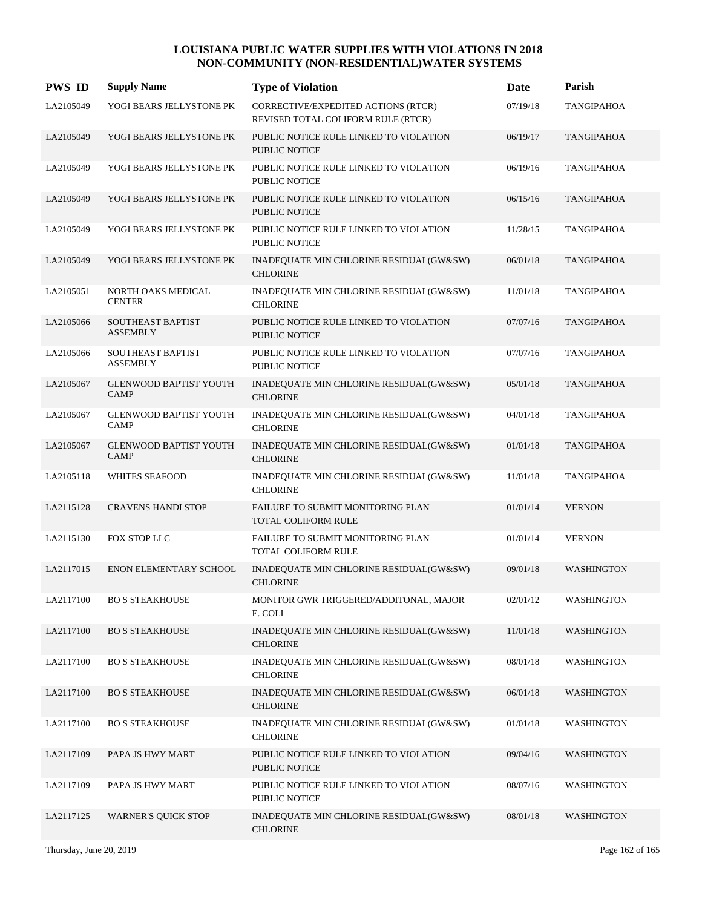# LOUISIANA PUBLIC WATER SUPPLIES WITH VIOLATIONS IN 2018
## NON-COMMUNITY (NON-RESIDENTIAL)WATER SYSTEMS

| PWS ID | Supply Name | Type of Violation | Date | Parish |
|---|---|---|---|---|
| LA2105049 | YOGI BEARS JELLYSTONE PK | CORRECTIVE/EXPEDITED ACTIONS (RTCR) REVISED TOTAL COLIFORM RULE (RTCR) | 07/19/18 | TANGIPAHOA |
| LA2105049 | YOGI BEARS JELLYSTONE PK | PUBLIC NOTICE RULE LINKED TO VIOLATION PUBLIC NOTICE | 06/19/17 | TANGIPAHOA |
| LA2105049 | YOGI BEARS JELLYSTONE PK | PUBLIC NOTICE RULE LINKED TO VIOLATION PUBLIC NOTICE | 06/19/16 | TANGIPAHOA |
| LA2105049 | YOGI BEARS JELLYSTONE PK | PUBLIC NOTICE RULE LINKED TO VIOLATION PUBLIC NOTICE | 06/15/16 | TANGIPAHOA |
| LA2105049 | YOGI BEARS JELLYSTONE PK | PUBLIC NOTICE RULE LINKED TO VIOLATION PUBLIC NOTICE | 11/28/15 | TANGIPAHOA |
| LA2105049 | YOGI BEARS JELLYSTONE PK | INADEQUATE MIN CHLORINE RESIDUAL(GW&SW) CHLORINE | 06/01/18 | TANGIPAHOA |
| LA2105051 | NORTH OAKS MEDICAL CENTER | INADEQUATE MIN CHLORINE RESIDUAL(GW&SW) CHLORINE | 11/01/18 | TANGIPAHOA |
| LA2105066 | SOUTHEAST BAPTIST ASSEMBLY | PUBLIC NOTICE RULE LINKED TO VIOLATION PUBLIC NOTICE | 07/07/16 | TANGIPAHOA |
| LA2105066 | SOUTHEAST BAPTIST ASSEMBLY | PUBLIC NOTICE RULE LINKED TO VIOLATION PUBLIC NOTICE | 07/07/16 | TANGIPAHOA |
| LA2105067 | GLENWOOD BAPTIST YOUTH CAMP | INADEQUATE MIN CHLORINE RESIDUAL(GW&SW) CHLORINE | 05/01/18 | TANGIPAHOA |
| LA2105067 | GLENWOOD BAPTIST YOUTH CAMP | INADEQUATE MIN CHLORINE RESIDUAL(GW&SW) CHLORINE | 04/01/18 | TANGIPAHOA |
| LA2105067 | GLENWOOD BAPTIST YOUTH CAMP | INADEQUATE MIN CHLORINE RESIDUAL(GW&SW) CHLORINE | 01/01/18 | TANGIPAHOA |
| LA2105118 | WHITES SEAFOOD | INADEQUATE MIN CHLORINE RESIDUAL(GW&SW) CHLORINE | 11/01/18 | TANGIPAHOA |
| LA2115128 | CRAVENS HANDI STOP | FAILURE TO SUBMIT MONITORING PLAN TOTAL COLIFORM RULE | 01/01/14 | VERNON |
| LA2115130 | FOX STOP LLC | FAILURE TO SUBMIT MONITORING PLAN TOTAL COLIFORM RULE | 01/01/14 | VERNON |
| LA2117015 | ENON ELEMENTARY SCHOOL | INADEQUATE MIN CHLORINE RESIDUAL(GW&SW) CHLORINE | 09/01/18 | WASHINGTON |
| LA2117100 | BO S STEAKHOUSE | MONITOR GWR TRIGGERED/ADDITONAL, MAJOR E. COLI | 02/01/12 | WASHINGTON |
| LA2117100 | BO S STEAKHOUSE | INADEQUATE MIN CHLORINE RESIDUAL(GW&SW) CHLORINE | 11/01/18 | WASHINGTON |
| LA2117100 | BO S STEAKHOUSE | INADEQUATE MIN CHLORINE RESIDUAL(GW&SW) CHLORINE | 08/01/18 | WASHINGTON |
| LA2117100 | BO S STEAKHOUSE | INADEQUATE MIN CHLORINE RESIDUAL(GW&SW) CHLORINE | 06/01/18 | WASHINGTON |
| LA2117100 | BO S STEAKHOUSE | INADEQUATE MIN CHLORINE RESIDUAL(GW&SW) CHLORINE | 01/01/18 | WASHINGTON |
| LA2117109 | PAPA JS HWY MART | PUBLIC NOTICE RULE LINKED TO VIOLATION PUBLIC NOTICE | 09/04/16 | WASHINGTON |
| LA2117109 | PAPA JS HWY MART | PUBLIC NOTICE RULE LINKED TO VIOLATION PUBLIC NOTICE | 08/07/16 | WASHINGTON |
| LA2117125 | WARNER'S QUICK STOP | INADEQUATE MIN CHLORINE RESIDUAL(GW&SW) CHLORINE | 08/01/18 | WASHINGTON |

Thursday, June 20, 2019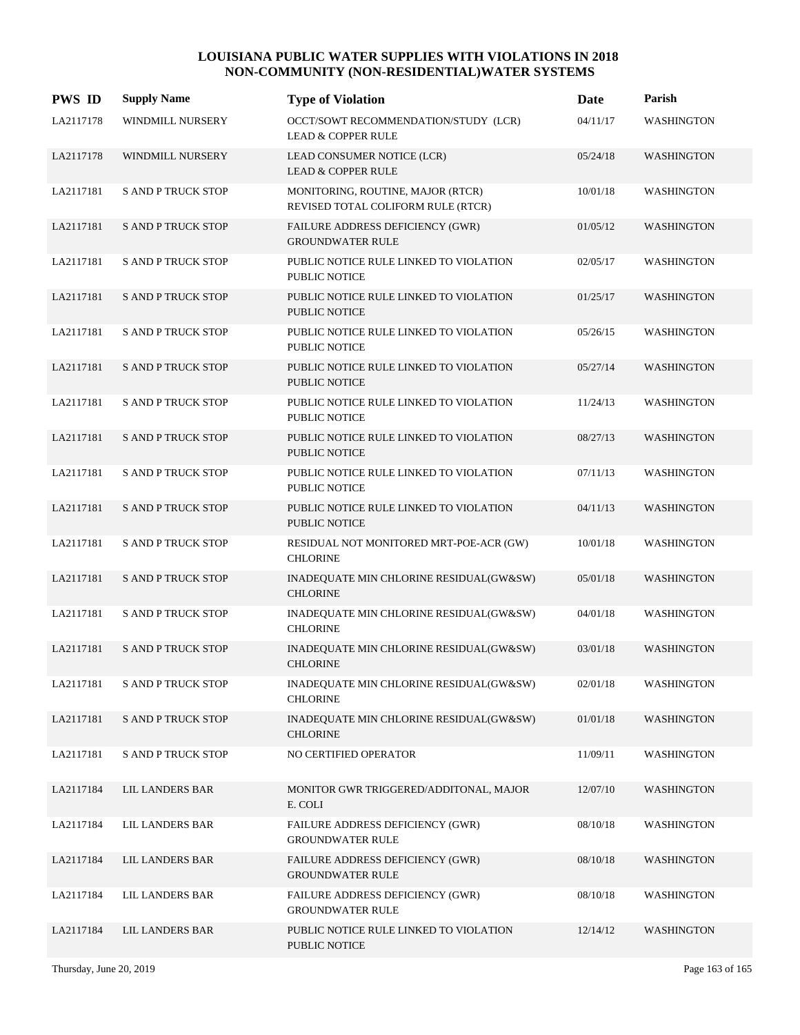# LOUISIANA PUBLIC WATER SUPPLIES WITH VIOLATIONS IN 2018
## NON-COMMUNITY (NON-RESIDENTIAL)WATER SYSTEMS

| PWS ID | Supply Name | Type of Violation | Date | Parish |
|---|---|---|---|---|
| LA2117178 | WINDMILL NURSERY | OCCT/SOWT RECOMMENDATION/STUDY (LCR) LEAD & COPPER RULE | 04/11/17 | WASHINGTON |
| LA2117178 | WINDMILL NURSERY | LEAD CONSUMER NOTICE (LCR) LEAD & COPPER RULE | 05/24/18 | WASHINGTON |
| LA2117181 | S AND P TRUCK STOP | MONITORING, ROUTINE, MAJOR (RTCR) REVISED TOTAL COLIFORM RULE (RTCR) | 10/01/18 | WASHINGTON |
| LA2117181 | S AND P TRUCK STOP | FAILURE ADDRESS DEFICIENCY (GWR) GROUNDWATER RULE | 01/05/12 | WASHINGTON |
| LA2117181 | S AND P TRUCK STOP | PUBLIC NOTICE RULE LINKED TO VIOLATION PUBLIC NOTICE | 02/05/17 | WASHINGTON |
| LA2117181 | S AND P TRUCK STOP | PUBLIC NOTICE RULE LINKED TO VIOLATION PUBLIC NOTICE | 01/25/17 | WASHINGTON |
| LA2117181 | S AND P TRUCK STOP | PUBLIC NOTICE RULE LINKED TO VIOLATION PUBLIC NOTICE | 05/26/15 | WASHINGTON |
| LA2117181 | S AND P TRUCK STOP | PUBLIC NOTICE RULE LINKED TO VIOLATION PUBLIC NOTICE | 05/27/14 | WASHINGTON |
| LA2117181 | S AND P TRUCK STOP | PUBLIC NOTICE RULE LINKED TO VIOLATION PUBLIC NOTICE | 11/24/13 | WASHINGTON |
| LA2117181 | S AND P TRUCK STOP | PUBLIC NOTICE RULE LINKED TO VIOLATION PUBLIC NOTICE | 08/27/13 | WASHINGTON |
| LA2117181 | S AND P TRUCK STOP | PUBLIC NOTICE RULE LINKED TO VIOLATION PUBLIC NOTICE | 07/11/13 | WASHINGTON |
| LA2117181 | S AND P TRUCK STOP | PUBLIC NOTICE RULE LINKED TO VIOLATION PUBLIC NOTICE | 04/11/13 | WASHINGTON |
| LA2117181 | S AND P TRUCK STOP | RESIDUAL NOT MONITORED MRT-POE-ACR (GW) CHLORINE | 10/01/18 | WASHINGTON |
| LA2117181 | S AND P TRUCK STOP | INADEQUATE MIN CHLORINE RESIDUAL(GW&SW) CHLORINE | 05/01/18 | WASHINGTON |
| LA2117181 | S AND P TRUCK STOP | INADEQUATE MIN CHLORINE RESIDUAL(GW&SW) CHLORINE | 04/01/18 | WASHINGTON |
| LA2117181 | S AND P TRUCK STOP | INADEQUATE MIN CHLORINE RESIDUAL(GW&SW) CHLORINE | 03/01/18 | WASHINGTON |
| LA2117181 | S AND P TRUCK STOP | INADEQUATE MIN CHLORINE RESIDUAL(GW&SW) CHLORINE | 02/01/18 | WASHINGTON |
| LA2117181 | S AND P TRUCK STOP | INADEQUATE MIN CHLORINE RESIDUAL(GW&SW) CHLORINE | 01/01/18 | WASHINGTON |
| LA2117181 | S AND P TRUCK STOP | NO CERTIFIED OPERATOR | 11/09/11 | WASHINGTON |
| LA2117184 | LIL LANDERS BAR | MONITOR GWR TRIGGERED/ADDITONAL, MAJOR E. COLI | 12/07/10 | WASHINGTON |
| LA2117184 | LIL LANDERS BAR | FAILURE ADDRESS DEFICIENCY (GWR) GROUNDWATER RULE | 08/10/18 | WASHINGTON |
| LA2117184 | LIL LANDERS BAR | FAILURE ADDRESS DEFICIENCY (GWR) GROUNDWATER RULE | 08/10/18 | WASHINGTON |
| LA2117184 | LIL LANDERS BAR | FAILURE ADDRESS DEFICIENCY (GWR) GROUNDWATER RULE | 08/10/18 | WASHINGTON |
| LA2117184 | LIL LANDERS BAR | PUBLIC NOTICE RULE LINKED TO VIOLATION PUBLIC NOTICE | 12/14/12 | WASHINGTON |

Thursday, June 20, 2019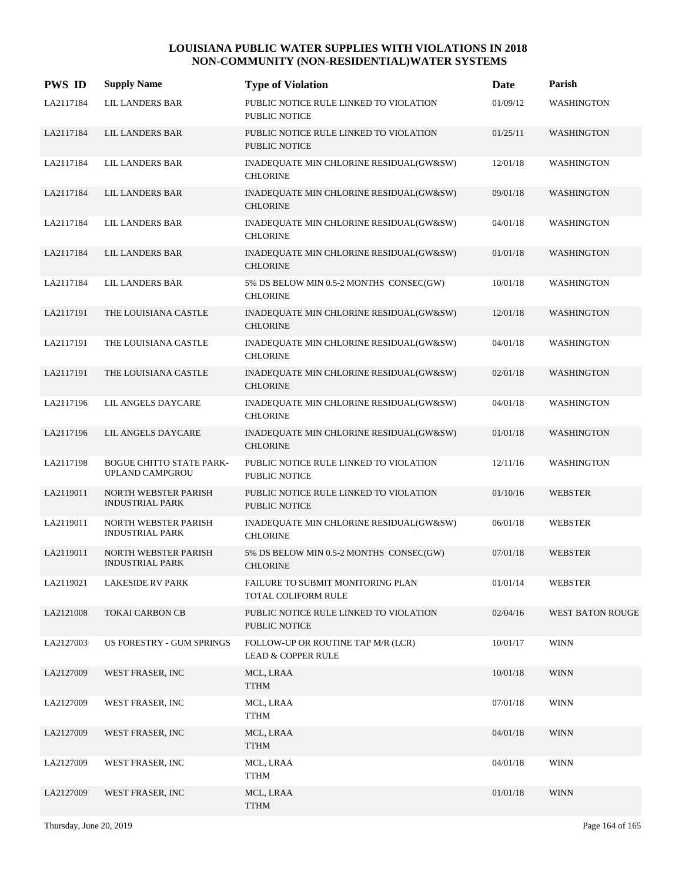# LOUISIANA PUBLIC WATER SUPPLIES WITH VIOLATIONS IN 2018
## NON-COMMUNITY (NON-RESIDENTIAL)WATER SYSTEMS

| PWS ID | Supply Name | Type of Violation | Date | Parish |
|---|---|---|---|---|
| LA2117184 | LIL LANDERS BAR | PUBLIC NOTICE RULE LINKED TO VIOLATION<br>PUBLIC NOTICE | 01/09/12 | WASHINGTON |
| LA2117184 | LIL LANDERS BAR | PUBLIC NOTICE RULE LINKED TO VIOLATION<br>PUBLIC NOTICE | 01/25/11 | WASHINGTON |
| LA2117184 | LIL LANDERS BAR | INADEQUATE MIN CHLORINE RESIDUAL(GW&SW)<br>CHLORINE | 12/01/18 | WASHINGTON |
| LA2117184 | LIL LANDERS BAR | INADEQUATE MIN CHLORINE RESIDUAL(GW&SW)<br>CHLORINE | 09/01/18 | WASHINGTON |
| LA2117184 | LIL LANDERS BAR | INADEQUATE MIN CHLORINE RESIDUAL(GW&SW)<br>CHLORINE | 04/01/18 | WASHINGTON |
| LA2117184 | LIL LANDERS BAR | INADEQUATE MIN CHLORINE RESIDUAL(GW&SW)<br>CHLORINE | 01/01/18 | WASHINGTON |
| LA2117184 | LIL LANDERS BAR | 5% DS BELOW MIN 0.5-2 MONTHS CONSEC(GW)<br>CHLORINE | 10/01/18 | WASHINGTON |
| LA2117191 | THE LOUISIANA CASTLE | INADEQUATE MIN CHLORINE RESIDUAL(GW&SW)<br>CHLORINE | 12/01/18 | WASHINGTON |
| LA2117191 | THE LOUISIANA CASTLE | INADEQUATE MIN CHLORINE RESIDUAL(GW&SW)<br>CHLORINE | 04/01/18 | WASHINGTON |
| LA2117191 | THE LOUISIANA CASTLE | INADEQUATE MIN CHLORINE RESIDUAL(GW&SW)<br>CHLORINE | 02/01/18 | WASHINGTON |
| LA2117196 | LIL ANGELS DAYCARE | INADEQUATE MIN CHLORINE RESIDUAL(GW&SW)<br>CHLORINE | 04/01/18 | WASHINGTON |
| LA2117196 | LIL ANGELS DAYCARE | INADEQUATE MIN CHLORINE RESIDUAL(GW&SW)<br>CHLORINE | 01/01/18 | WASHINGTON |
| LA2117198 | BOGUE CHITTO STATE PARK-UPLAND CAMPGROU | PUBLIC NOTICE RULE LINKED TO VIOLATION<br>PUBLIC NOTICE | 12/11/16 | WASHINGTON |
| LA2119011 | NORTH WEBSTER PARISH INDUSTRIAL PARK | PUBLIC NOTICE RULE LINKED TO VIOLATION<br>PUBLIC NOTICE | 01/10/16 | WEBSTER |
| LA2119011 | NORTH WEBSTER PARISH INDUSTRIAL PARK | INADEQUATE MIN CHLORINE RESIDUAL(GW&SW)<br>CHLORINE | 06/01/18 | WEBSTER |
| LA2119011 | NORTH WEBSTER PARISH INDUSTRIAL PARK | 5% DS BELOW MIN 0.5-2 MONTHS CONSEC(GW)<br>CHLORINE | 07/01/18 | WEBSTER |
| LA2119021 | LAKESIDE RV PARK | FAILURE TO SUBMIT MONITORING PLAN<br>TOTAL COLIFORM RULE | 01/01/14 | WEBSTER |
| LA2121008 | TOKAI CARBON CB | PUBLIC NOTICE RULE LINKED TO VIOLATION<br>PUBLIC NOTICE | 02/04/16 | WEST BATON ROUGE |
| LA2127003 | US FORESTRY - GUM SPRINGS | FOLLOW-UP OR ROUTINE TAP M/R (LCR)<br>LEAD & COPPER RULE | 10/01/17 | WINN |
| LA2127009 | WEST FRASER, INC | MCL, LRAA<br>TTHM | 10/01/18 | WINN |
| LA2127009 | WEST FRASER, INC | MCL, LRAA<br>TTHM | 07/01/18 | WINN |
| LA2127009 | WEST FRASER, INC | MCL, LRAA<br>TTHM | 04/01/18 | WINN |
| LA2127009 | WEST FRASER, INC | MCL, LRAA<br>TTHM | 04/01/18 | WINN |
| LA2127009 | WEST FRASER, INC | MCL, LRAA<br>TTHM | 01/01/18 | WINN |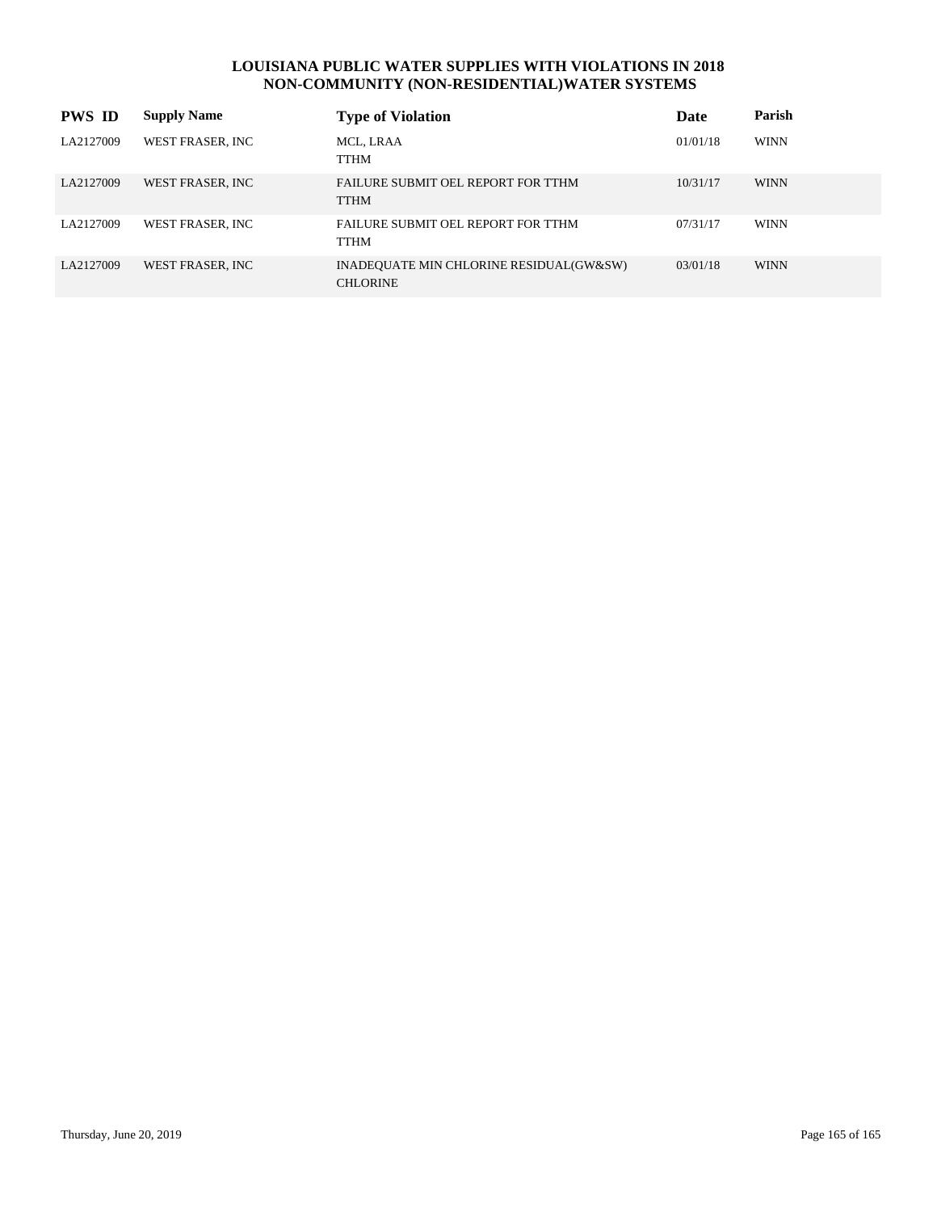# LOUISIANA PUBLIC WATER SUPPLIES WITH VIOLATIONS IN 2018
## NON-COMMUNITY (NON-RESIDENTIAL)WATER SYSTEMS

| PWS ID | Supply Name | Type of Violation | Date | Parish |
|---|---|---|---|---|
| LA2127009 | WEST FRASER, INC | MCL, LRAA<br>TTHM | 01/01/18 | WINN |
| LA2127009 | WEST FRASER, INC | FAILURE SUBMIT OEL REPORT FOR TTHM<br>TTHM | 10/31/17 | WINN |
| LA2127009 | WEST FRASER, INC | FAILURE SUBMIT OEL REPORT FOR TTHM<br>TTHM | 07/31/17 | WINN |
| LA2127009 | WEST FRASER, INC | INADEQUATE MIN CHLORINE RESIDUAL(GW&SW)<br>CHLORINE | 03/01/18 | WINN |